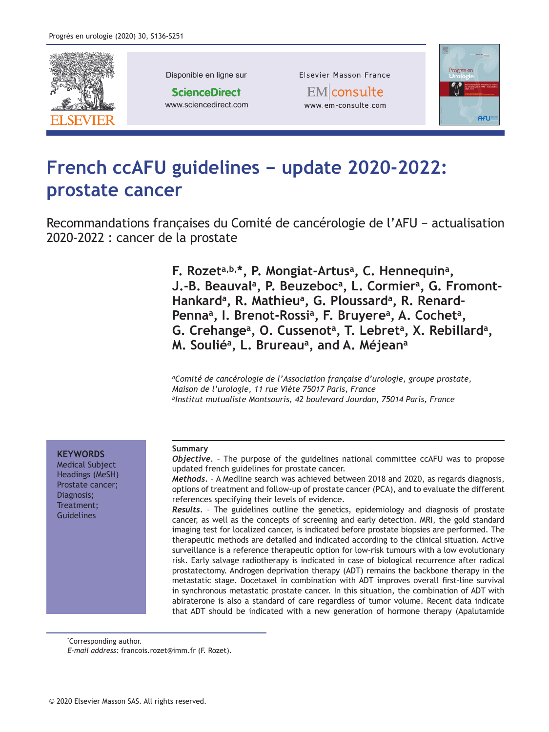# French ccAFU guidelines – update 2020-2022: prostate cancer

Recommandations françaises du Comité de cancérologie de l'AFU – actualisation 2020-2022 : cancer de la prostate

**F. Rozet[a,b,*], P. Mongiat-Artus[a], C. Hennequin[a], J.-B. Beauval[a], P. Beuzeboc[a], L. Cormier[a], G. Fromont-Hankard[a], R. Mathieu[a], G. Ploussard[a], R. Renard-Penna[a], I. Brenot-Rossi[a], F. Bruyere[a], A. Cochet[a], G. Crehange[a], O. Cussenot[a], T. Lebret[a], X. Rebillard[a], M. Soulié[a], L. Brureau[a], and A. Méjean[a]**

[a] *Comité de cancérologie de l'Association française d'urologie, groupe prostate, Maison de l'urologie, 11 rue Viète 75017 Paris, France*
[b] *Institut mutualiste Montsouris, 42 boulevard Jourdan, 75014 Paris, France*

**KEYWORDS**
Medical Subject Headings (MeSH)
Prostate cancer;
Diagnosis;
Treatment;
Guidelines

**Summary**

***Objective.*** – The purpose of the guidelines national committee ccAFU was to propose updated french guidelines for prostate cancer.

***Methods.*** – A Medline search was achieved between 2018 and 2020, as regards diagnosis, options of treatment and follow-up of prostate cancer (PCA), and to evaluate the different references specifying their levels of evidence.

***Results.*** – The guidelines outline the genetics, epidemiology and diagnosis of prostate cancer, as well as the concepts of screening and early detection. MRI, the gold standard imaging test for localized cancer, is indicated before prostate biopsies are performed. The therapeutic methods are detailed and indicated according to the clinical situation. Active surveillance is a reference therapeutic option for low-risk tumours with a low evolutionary risk. Early salvage radiotherapy is indicated in case of biological recurrence after radical prostatectomy. Androgen deprivation therapy (ADT) remains the backbone therapy in the metastatic stage. Docetaxel in combination with ADT improves overall first-line survival in synchronous metastatic prostate cancer. In this situation, the combination of ADT with abiraterone is also a standard of care regardless of tumor volume. Recent data indicate that ADT should be indicated with a new generation of hormone therapy (Apalutamide

*Corresponding author.
*E-mail address:* francois.rozet@imm.fr (F. Rozet).

© 2020 Elsevier Masson SAS. All rights reserved.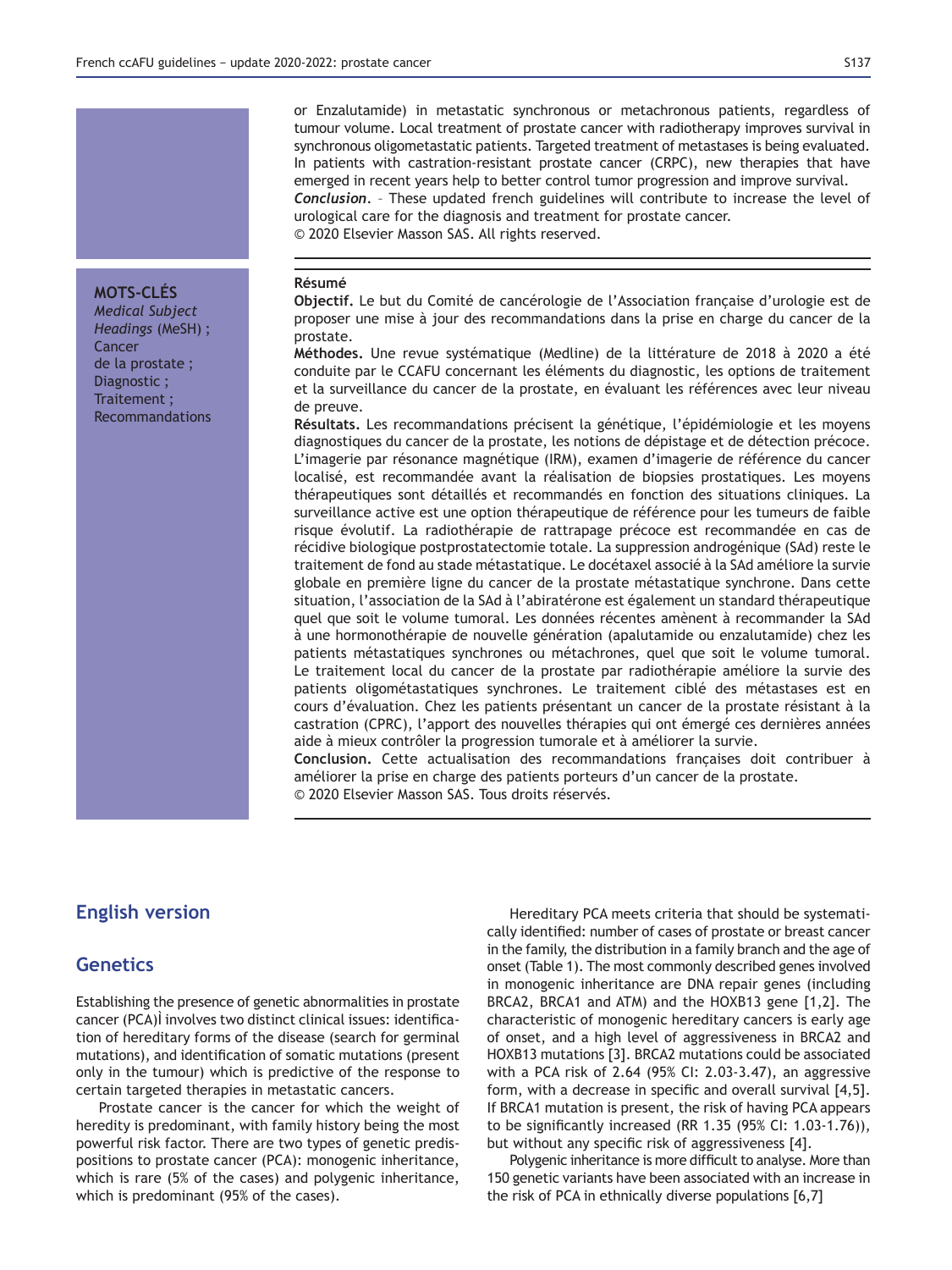or Enzalutamide) in metastatic synchronous or metachronous patients, regardless of tumour volume. Local treatment of prostate cancer with radiotherapy improves survival in synchronous oligometastatic patients. Targeted treatment of metastases is being evaluated. In patients with castration-resistant prostate cancer (CRPC), new therapies that have emerged in recent years help to better control tumor progression and improve survival.

***Conclusion.*** – These updated french guidelines will contribute to increase the level of urological care for the diagnosis and treatment for prostate cancer.

© 2020 Elsevier Masson SAS. All rights reserved.

**MOTS-CLÉS**
*Medical Subject Headings* (MeSH) ;
Cancer de la prostate ;
Diagnostic ;
Traitement ;
Recommandations

**Résumé**

**Objectif.** Le but du Comité de cancérologie de l'Association française d'urologie est de proposer une mise à jour des recommandations dans la prise en charge du cancer de la prostate.

**Méthodes.** Une revue systématique (Medline) de la littérature de 2018 à 2020 a été conduite par le CCAFU concernant les éléments du diagnostic, les options de traitement et la surveillance du cancer de la prostate, en évaluant les références avec leur niveau de preuve.

**Résultats.** Les recommandations précisent la génétique, l'épidémiologie et les moyens diagnostiques du cancer de la prostate, les notions de dépistage et de détection précoce. L'imagerie par résonance magnétique (IRM), examen d'imagerie de référence du cancer localisé, est recommandée avant la réalisation de biopsies prostatiques. Les moyens thérapeutiques sont détaillés et recommandés en fonction des situations cliniques. La surveillance active est une option thérapeutique de référence pour les tumeurs de faible risque évolutif. La radiothérapie de rattrapage précoce est recommandée en cas de récidive biologique postprostatectomie totale. La suppression androgénique (SAd) reste le traitement de fond au stade métastatique. Le docétaxel associé à la SAd améliore la survie globale en première ligne du cancer de la prostate métastatique synchrone. Dans cette situation, l'association de la SAd à l'abiratérone est également un standard thérapeutique quel que soit le volume tumoral. Les données récentes amènent à recommander la SAd à une hormonothérapie de nouvelle génération (apalutamide ou enzalutamide) chez les patients métastatiques synchrones ou métachrones, quel que soit le volume tumoral. Le traitement local du cancer de la prostate par radiothérapie améliore la survie des patients oligométastatiques synchrones. Le traitement ciblé des métastases est en cours d'évaluation. Chez les patients présentant un cancer de la prostate résistant à la castration (CPRC), l'apport des nouvelles thérapies qui ont émergé ces dernières années aide à mieux contrôler la progression tumorale et à améliorer la survie.

**Conclusion.** Cette actualisation des recommandations françaises doit contribuer à améliorer la prise en charge des patients porteurs d'un cancer de la prostate.

© 2020 Elsevier Masson SAS. Tous droits réservés.

## English version

## Genetics

Establishing the presence of genetic abnormalities in prostate cancer (PCA)Ì involves two distinct clinical issues: identification of hereditary forms of the disease (search for germinal mutations), and identification of somatic mutations (present only in the tumour) which is predictive of the response to certain targeted therapies in metastatic cancers.

Prostate cancer is the cancer for which the weight of heredity is predominant, with family history being the most powerful risk factor. There are two types of genetic predispositions to prostate cancer (PCA): monogenic inheritance, which is rare (5% of the cases) and polygenic inheritance, which is predominant (95% of the cases).

Hereditary PCA meets criteria that should be systematically identified: number of cases of prostate or breast cancer in the family, the distribution in a family branch and the age of onset (Table 1). The most commonly described genes involved in monogenic inheritance are DNA repair genes (including BRCA2, BRCA1 and ATM) and the HOXB13 gene [1,2]. The characteristic of monogenic hereditary cancers is early age of onset, and a high level of aggressiveness in BRCA2 and HOXB13 mutations [3]. BRCA2 mutations could be associated with a PCA risk of 2.64 (95% CI: 2.03-3.47), an aggressive form, with a decrease in specific and overall survival [4,5]. If BRCA1 mutation is present, the risk of having PCA appears to be significantly increased (RR 1.35 (95% CI: 1.03-1.76)), but without any specific risk of aggressiveness [4].

Polygenic inheritance is more difficult to analyse. More than 150 genetic variants have been associated with an increase in the risk of PCA in ethnically diverse populations [6,7]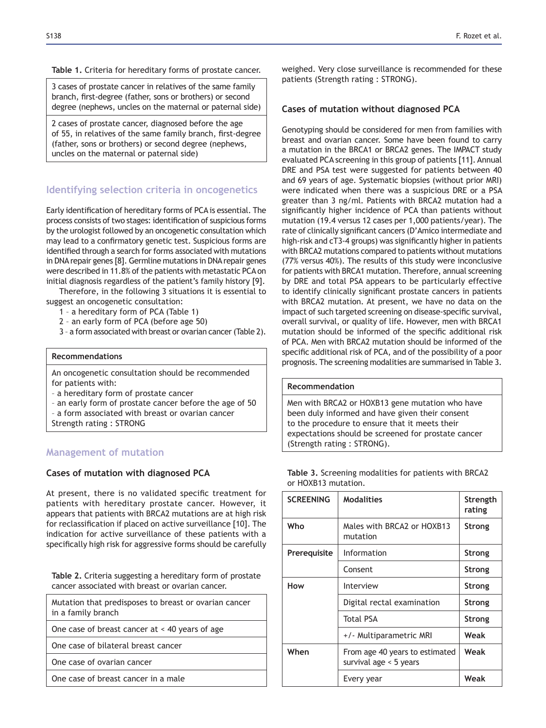**Table 1.** Criteria for hereditary forms of prostate cancer.

| |
|---|
| 3 cases of prostate cancer in relatives of the same family branch, first-degree (father, sons or brothers) or second degree (nephews, uncles on the maternal or paternal side) |
| 2 cases of prostate cancer, diagnosed before the age of 55, in relatives of the same family branch, first-degree (father, sons or brothers) or second degree (nephews, uncles on the maternal or paternal side) |

## Identifying selection criteria in oncogenetics

Early identification of hereditary forms of PCA is essential. The process consists of two stages: identification of suspicious forms by the urologist followed by an oncogenetic consultation which may lead to a confirmatory genetic test. Suspicious forms are identified through a search for forms associated with mutations in DNA repair genes [8]. Germline mutations in DNA repair genes were described in 11.8% of the patients with metastatic PCA on initial diagnosis regardless of the patient's family history [9].

Therefore, in the following 3 situations it is essential to suggest an oncogenetic consultation:

1 - a hereditary form of PCA (Table 1)
2 - an early form of PCA (before age 50)
3 - a form associated with breast or ovarian cancer (Table 2).

| Recommendations |
|---|
| An oncogenetic consultation should be recommended for patients with:<br>- a hereditary form of prostate cancer<br>- an early form of prostate cancer before the age of 50<br>- a form associated with breast or ovarian cancer<br>Strength rating : STRONG |

## Management of mutation

### Cases of mutation with diagnosed PCA

At present, there is no validated specific treatment for patients with hereditary prostate cancer. However, it appears that patients with BRCA2 mutations are at high risk for reclassification if placed on active surveillance [10]. The indication for active surveillance of these patients with a specifically high risk for aggressive forms should be carefully weighed. Very close surveillance is recommended for these patients (Strength rating : STRONG).

**Table 2.** Criteria suggesting a hereditary form of prostate cancer associated with breast or ovarian cancer.

| |
|---|
| Mutation that predisposes to breast or ovarian cancer in a family branch |
| One case of breast cancer at < 40 years of age |
| One case of bilateral breast cancer |
| One case of ovarian cancer |
| One case of breast cancer in a male |

### Cases of mutation without diagnosed PCA

Genotyping should be considered for men from families with breast and ovarian cancer. Some have been found to carry a mutation in the BRCA1 or BRCA2 genes. The IMPACT study evaluated PCA screening in this group of patients [11]. Annual DRE and PSA test were suggested for patients between 40 and 69 years of age. Systematic biopsies (without prior MRI) were indicated when there was a suspicious DRE or a PSA greater than 3 ng/ml. Patients with BRCA2 mutation had a significantly higher incidence of PCA than patients without mutation (19.4 versus 12 cases per 1,000 patients/year). The rate of clinically significant cancers (D'Amico intermediate and high-risk and cT3-4 groups) was significantly higher in patients with BRCA2 mutations compared to patients without mutations (77% versus 40%). The results of this study were inconclusive for patients with BRCA1 mutation. Therefore, annual screening by DRE and total PSA appears to be particularly effective to identify clinically significant prostate cancers in patients with BRCA2 mutation. At present, we have no data on the impact of such targeted screening on disease-specific survival, overall survival, or quality of life. However, men with BRCA1 mutation should be informed of the specific additional risk of PCA. Men with BRCA2 mutation should be informed of the specific additional risk of PCA, and of the possibility of a poor prognosis. The screening modalities are summarised in Table 3.

| Recommendation |
|---|
| Men with BRCA2 or HOXB13 gene mutation who have been duly informed and have given their consent to the procedure to ensure that it meets their expectations should be screened for prostate cancer (Strength rating : STRONG). |

**Table 3.** Screening modalities for patients with BRCA2 or HOXB13 mutation.

| SCREENING | Modalities | Strength rating |
|---|---|---|
| Who | Males with BRCA2 or HOXB13 mutation | Strong |
| Prerequisite | Information | Strong |
| | Consent | Strong |
| How | Interview | Strong |
| | Digital rectal examination | Strong |
| | Total PSA | Strong |
| | +/- Multiparametric MRI | Weak |
| When | From age 40 years to estimated survival age < 5 years | Weak |
| | Every year | Weak |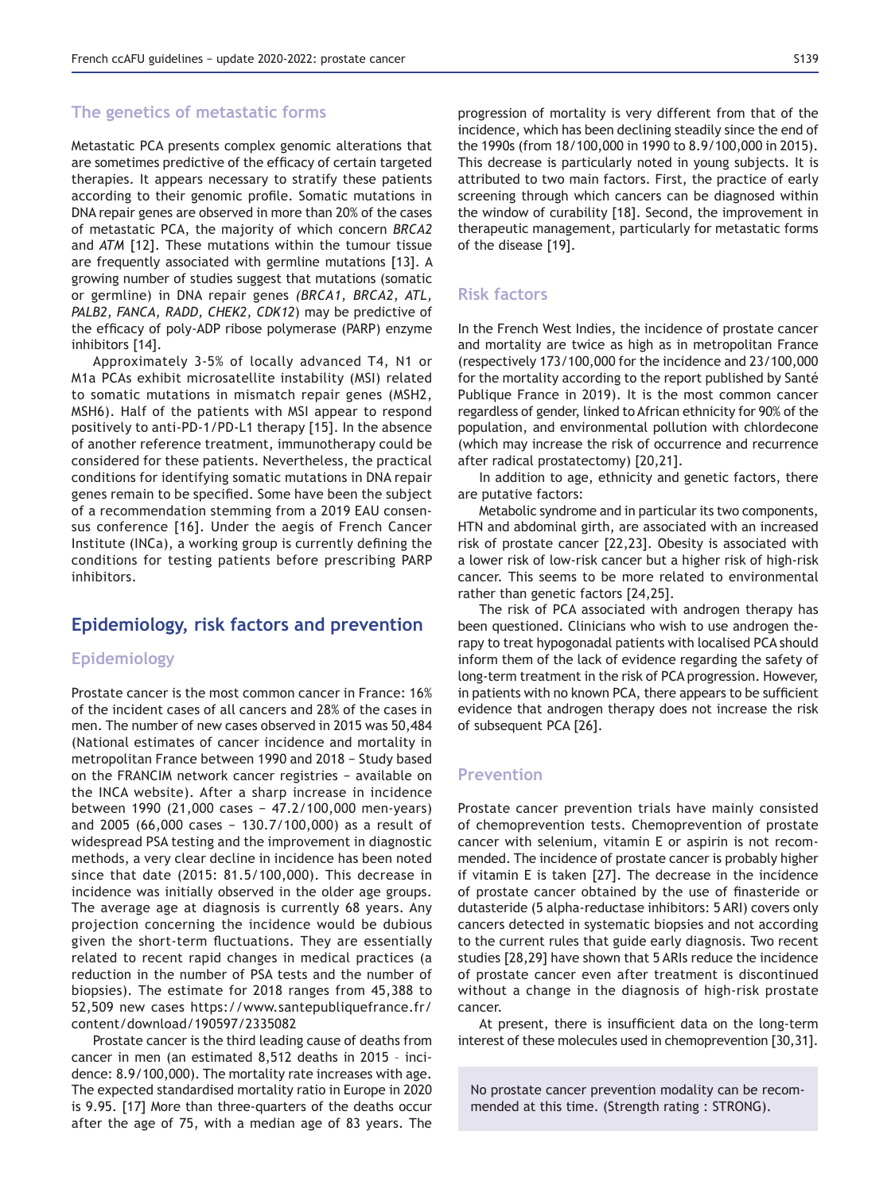### The genetics of metastatic forms

Metastatic PCA presents complex genomic alterations that are sometimes predictive of the efficacy of certain targeted therapies. It appears necessary to stratify these patients according to their genomic profile. Somatic mutations in DNA repair genes are observed in more than 20% of the cases of metastatic PCA, the majority of which concern *BRCA2* and *ATM* [12]. These mutations within the tumour tissue are frequently associated with germline mutations [13]. A growing number of studies suggest that mutations (somatic or germline) in DNA repair genes *(BRCA1, BRCA2, ATL, PALB2, FANCA, RADD, CHEK2, CDK12)* may be predictive of the efficacy of poly-ADP ribose polymerase (PARP) enzyme inhibitors [14].

Approximately 3-5% of locally advanced T4, N1 or M1a PCAs exhibit microsatellite instability (MSI) related to somatic mutations in mismatch repair genes (MSH2, MSH6). Half of the patients with MSI appear to respond positively to anti-PD-1/PD-L1 therapy [15]. In the absence of another reference treatment, immunotherapy could be considered for these patients. Nevertheless, the practical conditions for identifying somatic mutations in DNA repair genes remain to be specified. Some have been the subject of a recommendation stemming from a 2019 EAU consensus conference [16]. Under the aegis of French Cancer Institute (INCa), a working group is currently defining the conditions for testing patients before prescribing PARP inhibitors.

## Epidemiology, risk factors and prevention

### Epidemiology

Prostate cancer is the most common cancer in France: 16% of the incident cases of all cancers and 28% of the cases in men. The number of new cases observed in 2015 was 50,484 (National estimates of cancer incidence and mortality in metropolitan France between 1990 and 2018 – Study based on the FRANCIM network cancer registries – available on the INCA website). After a sharp increase in incidence between 1990 (21,000 cases – 47.2/100,000 men-years) and 2005 (66,000 cases – 130.7/100,000) as a result of widespread PSA testing and the improvement in diagnostic methods, a very clear decline in incidence has been noted since that date (2015: 81.5/100,000). This decrease in incidence was initially observed in the older age groups. The average age at diagnosis is currently 68 years. Any projection concerning the incidence would be dubious given the short-term fluctuations. They are essentially related to recent rapid changes in medical practices (a reduction in the number of PSA tests and the number of biopsies). The estimate for 2018 ranges from 45,388 to 52,509 new cases https://www.santepubliquefrance.fr/content/download/190597/2335082

Prostate cancer is the third leading cause of deaths from cancer in men (an estimated 8,512 deaths in 2015 - incidence: 8.9/100,000). The mortality rate increases with age. The expected standardised mortality ratio in Europe in 2020 is 9.95. [17] More than three-quarters of the deaths occur after the age of 75, with a median age of 83 years. The progression of mortality is very different from that of the incidence, which has been declining steadily since the end of the 1990s (from 18/100,000 in 1990 to 8.9/100,000 in 2015). This decrease is particularly noted in young subjects. It is attributed to two main factors. First, the practice of early screening through which cancers can be diagnosed within the window of curability [18]. Second, the improvement in therapeutic management, particularly for metastatic forms of the disease [19].

### Risk factors

In the French West Indies, the incidence of prostate cancer and mortality are twice as high as in metropolitan France (respectively 173/100,000 for the incidence and 23/100,000 for the mortality according to the report published by Santé Publique France in 2019). It is the most common cancer regardless of gender, linked to African ethnicity for 90% of the population, and environmental pollution with chlordecone (which may increase the risk of occurrence and recurrence after radical prostatectomy) [20,21].

In addition to age, ethnicity and genetic factors, there are putative factors:

Metabolic syndrome and in particular its two components, HTN and abdominal girth, are associated with an increased risk of prostate cancer [22,23]. Obesity is associated with a lower risk of low-risk cancer but a higher risk of high-risk cancer. This seems to be more related to environmental rather than genetic factors [24,25].

The risk of PCA associated with androgen therapy has been questioned. Clinicians who wish to use androgen therapy to treat hypogonadal patients with localised PCA should inform them of the lack of evidence regarding the safety of long-term treatment in the risk of PCA progression. However, in patients with no known PCA, there appears to be sufficient evidence that androgen therapy does not increase the risk of subsequent PCA [26].

### Prevention

Prostate cancer prevention trials have mainly consisted of chemoprevention tests. Chemoprevention of prostate cancer with selenium, vitamin E or aspirin is not recommended. The incidence of prostate cancer is probably higher if vitamin E is taken [27]. The decrease in the incidence of prostate cancer obtained by the use of finasteride or dutasteride (5 alpha-reductase inhibitors: 5 ARI) covers only cancers detected in systematic biopsies and not according to the current rules that guide early diagnosis. Two recent studies [28,29] have shown that 5 ARIs reduce the incidence of prostate cancer even after treatment is discontinued without a change in the diagnosis of high-risk prostate cancer.

At present, there is insufficient data on the long-term interest of these molecules used in chemoprevention [30,31].

> No prostate cancer prevention modality can be recommended at this time. (Strength rating : STRONG).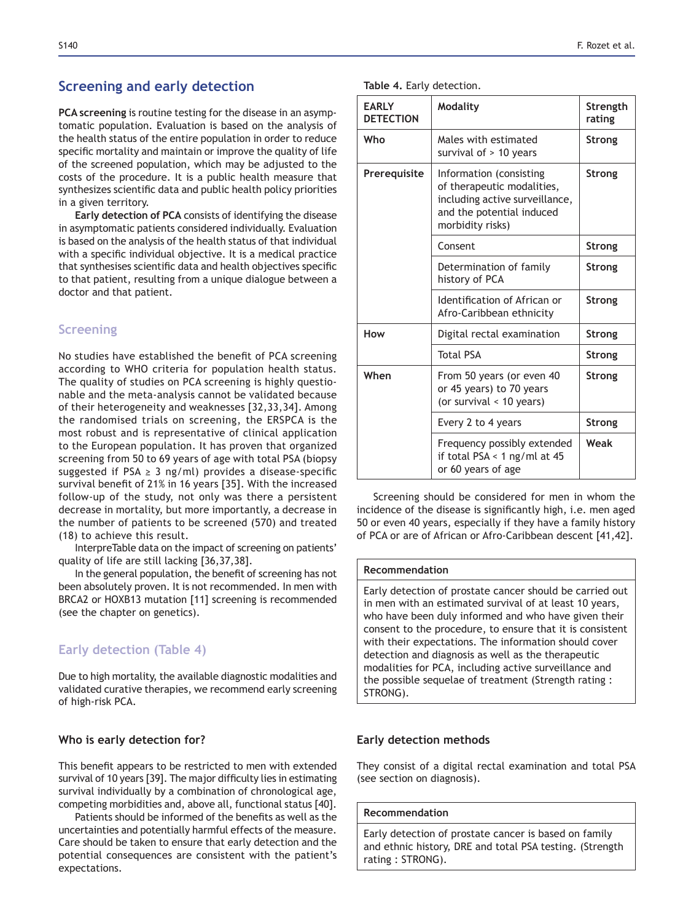## Screening and early detection

**PCA screening** is routine testing for the disease in an asymptomatic population. Evaluation is based on the analysis of the health status of the entire population in order to reduce specific mortality and maintain or improve the quality of life of the screened population, which may be adjusted to the costs of the procedure. It is a public health measure that synthesizes scientific data and public health policy priorities in a given territory.

**Early detection of PCA** consists of identifying the disease in asymptomatic patients considered individually. Evaluation is based on the analysis of the health status of that individual with a specific individual objective. It is a medical practice that synthesises scientific data and health objectives specific to that patient, resulting from a unique dialogue between a doctor and that patient.

### Screening

No studies have established the benefit of PCA screening according to WHO criteria for population health status. The quality of studies on PCA screening is highly questionable and the meta-analysis cannot be validated because of their heterogeneity and weaknesses [32,33,34]. Among the randomised trials on screening, the ERSPCA is the most robust and is representative of clinical application to the European population. It has proven that organized screening from 50 to 69 years of age with total PSA (biopsy suggested if PSA ≥ 3 ng/ml) provides a disease-specific survival benefit of 21% in 16 years [35]. With the increased follow-up of the study, not only was there a persistent decrease in mortality, but more importantly, a decrease in the number of patients to be screened (570) and treated (18) to achieve this result.

InterpreTable data on the impact of screening on patients' quality of life are still lacking [36,37,38].

In the general population, the benefit of screening has not been absolutely proven. It is not recommended. In men with BRCA2 or HOXB13 mutation [11] screening is recommended (see the chapter on genetics).

### Early detection (Table 4)

Due to high mortality, the available diagnostic modalities and validated curative therapies, we recommend early screening of high-risk PCA.

#### Who is early detection for?

This benefit appears to be restricted to men with extended survival of 10 years [39]. The major difficulty lies in estimating survival individually by a combination of chronological age, competing morbidities and, above all, functional status [40].

Patients should be informed of the benefits as well as the uncertainties and potentially harmful effects of the measure. Care should be taken to ensure that early detection and the potential consequences are consistent with the patient's expectations.

**Table 4.** Early detection.

| EARLY DETECTION | Modality | Strength rating |
|---|---|---|
| **Who** | Males with estimated survival of > 10 years | **Strong** |
| **Prerequisite** | Information (consisting of therapeutic modalities, including active surveillance, and the potential induced morbidity risks) | **Strong** |
| | Consent | **Strong** |
| | Determination of family history of PCA | **Strong** |
| | Identification of African or Afro-Caribbean ethnicity | **Strong** |
| **How** | Digital rectal examination | **Strong** |
| | Total PSA | **Strong** |
| **When** | From 50 years (or even 40 or 45 years) to 70 years (or survival < 10 years) | **Strong** |
| | Every 2 to 4 years | **Strong** |
| | Frequency possibly extended if total PSA < 1 ng/ml at 45 or 60 years of age | **Weak** |

Screening should be considered for men in whom the incidence of the disease is significantly high, i.e. men aged 50 or even 40 years, especially if they have a family history of PCA or are of African or Afro-Caribbean descent [41,42].

| Recommendation |
|---|
| Early detection of prostate cancer should be carried out in men with an estimated survival of at least 10 years, who have been duly informed and who have given their consent to the procedure, to ensure that it is consistent with their expectations. The information should cover detection and diagnosis as well as the therapeutic modalities for PCA, including active surveillance and the possible sequelae of treatment (Strength rating : STRONG). |

#### Early detection methods

They consist of a digital rectal examination and total PSA (see section on diagnosis).

| Recommendation |
|---|
| Early detection of prostate cancer is based on family and ethnic history, DRE and total PSA testing. (Strength rating : STRONG). |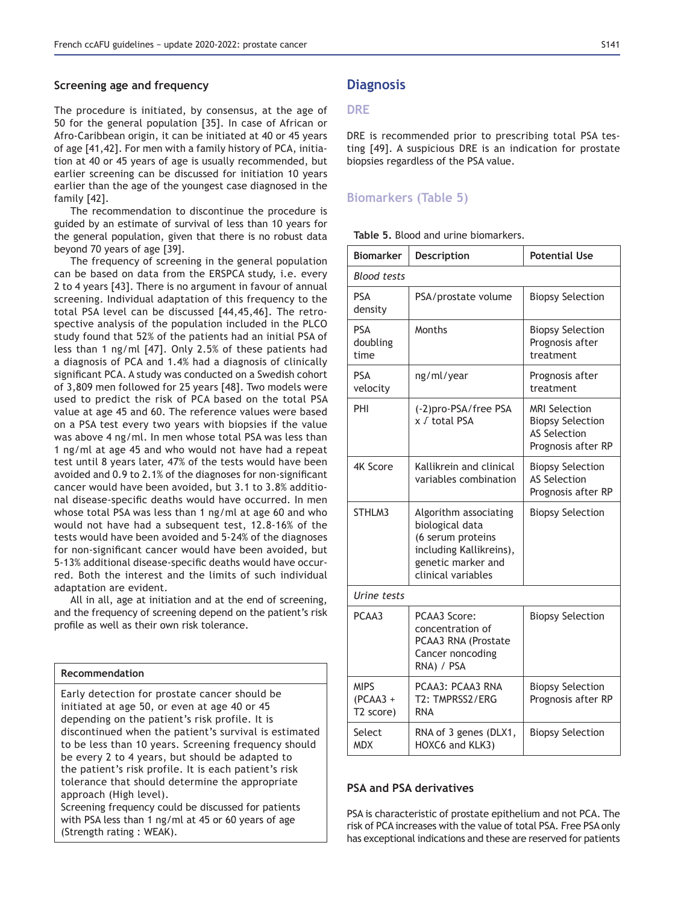### Screening age and frequency

The procedure is initiated, by consensus, at the age of 50 for the general population [35]. In case of African or Afro-Caribbean origin, it can be initiated at 40 or 45 years of age [41,42]. For men with a family history of PCA, initiation at 40 or 45 years of age is usually recommended, but earlier screening can be discussed for initiation 10 years earlier than the age of the youngest case diagnosed in the family [42].

The recommendation to discontinue the procedure is guided by an estimate of survival of less than 10 years for the general population, given that there is no robust data beyond 70 years of age [39].

The frequency of screening in the general population can be based on data from the ERSPCA study, i.e. every 2 to 4 years [43]. There is no argument in favour of annual screening. Individual adaptation of this frequency to the total PSA level can be discussed [44,45,46]. The retrospective analysis of the population included in the PLCO study found that 52% of the patients had an initial PSA of less than 1 ng/ml [47]. Only 2.5% of these patients had a diagnosis of PCA and 1.4% had a diagnosis of clinically significant PCA. A study was conducted on a Swedish cohort of 3,809 men followed for 25 years [48]. Two models were used to predict the risk of PCA based on the total PSA value at age 45 and 60. The reference values were based on a PSA test every two years with biopsies if the value was above 4 ng/ml. In men whose total PSA was less than 1 ng/ml at age 45 and who would not have had a repeat test until 8 years later, 47% of the tests would have been avoided and 0.9 to 2.1% of the diagnoses for non-significant cancer would have been avoided, but 3.1 to 3.8% additional disease-specific deaths would have occurred. In men whose total PSA was less than 1 ng/ml at age 60 and who would not have had a subsequent test, 12.8-16% of the tests would have been avoided and 5-24% of the diagnoses for non-significant cancer would have been avoided, but 5-13% additional disease-specific deaths would have occurred. Both the interest and the limits of such individual adaptation are evident.

All in all, age at initiation and at the end of screening, and the frequency of screening depend on the patient's risk profile as well as their own risk tolerance.

| Recommendation |
|---|
| Early detection for prostate cancer should be initiated at age 50, or even at age 40 or 45 depending on the patient's risk profile. It is discontinued when the patient's survival is estimated to be less than 10 years. Screening frequency should be every 2 to 4 years, but should be adapted to the patient's risk profile. It is each patient's risk tolerance that should determine the appropriate approach (High level).<br>Screening frequency could be discussed for patients with PSA less than 1 ng/ml at 45 or 60 years of age (Strength rating : WEAK). |

## Diagnosis

### DRE

DRE is recommended prior to prescribing total PSA testing [49]. A suspicious DRE is an indication for prostate biopsies regardless of the PSA value.

### Biomarkers (Table 5)

**Table 5.** Blood and urine biomarkers.

| Biomarker | Description | Potential Use |
|---|---|---|
| *Blood tests* | | |
| PSA density | PSA/prostate volume | Biopsy Selection |
| PSA doubling time | Months | Biopsy Selection<br>Prognosis after treatment |
| PSA velocity | ng/ml/year | Prognosis after treatment |
| PHI | (-2)pro-PSA/free PSA x √ total PSA | MRI Selection<br>Biopsy Selection<br>AS Selection<br>Prognosis after RP |
| 4K Score | Kallikrein and clinical variables combination | Biopsy Selection<br>AS Selection<br>Prognosis after RP |
| STHLM3 | Algorithm associating biological data (6 serum proteins including Kallikreins), genetic marker and clinical variables | Biopsy Selection |
| *Urine tests* | | |
| PCAA3 | PCAA3 Score: concentration of PCAA3 RNA (Prostate Cancer noncoding RNA) / PSA | Biopsy Selection |
| MIPS (PCAA3 + T2 score) | PCAA3: PCAA3 RNA<br>T2: TMPRSS2/ERG RNA | Biopsy Selection<br>Prognosis after RP |
| Select MDX | RNA of 3 genes (DLX1, HOXC6 and KLK3) | Biopsy Selection |

### PSA and PSA derivatives

PSA is characteristic of prostate epithelium and not PCA. The risk of PCA increases with the value of total PSA. Free PSA only has exceptional indications and these are reserved for patients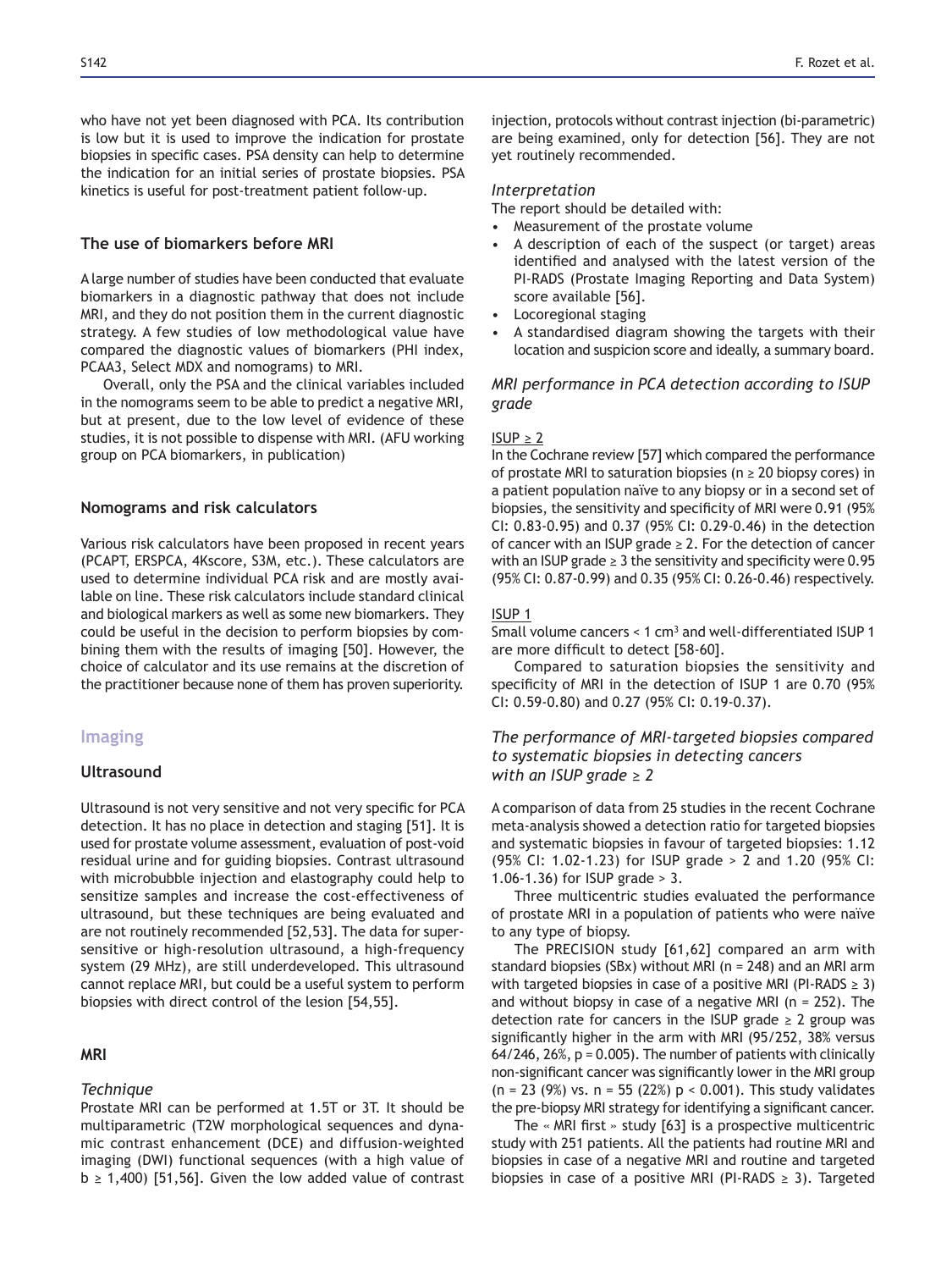who have not yet been diagnosed with PCA. Its contribution is low but it is used to improve the indication for prostate biopsies in specific cases. PSA density can help to determine the indication for an initial series of prostate biopsies. PSA kinetics is useful for post-treatment patient follow-up.

### The use of biomarkers before MRI

A large number of studies have been conducted that evaluate biomarkers in a diagnostic pathway that does not include MRI, and they do not position them in the current diagnostic strategy. A few studies of low methodological value have compared the diagnostic values of biomarkers (PHI index, PCAA3, Select MDX and nomograms) to MRI.

Overall, only the PSA and the clinical variables included in the nomograms seem to be able to predict a negative MRI, but at present, due to the low level of evidence of these studies, it is not possible to dispense with MRI. (AFU working group on PCA biomarkers, in publication)

### Nomograms and risk calculators

Various risk calculators have been proposed in recent years (PCAPT, ERSPCA, 4Kscore, S3M, etc.). These calculators are used to determine individual PCA risk and are mostly available on line. These risk calculators include standard clinical and biological markers as well as some new biomarkers. They could be useful in the decision to perform biopsies by combining them with the results of imaging [50]. However, the choice of calculator and its use remains at the discretion of the practitioner because none of them has proven superiority.

## Imaging

### Ultrasound

Ultrasound is not very sensitive and not very specific for PCA detection. It has no place in detection and staging [51]. It is used for prostate volume assessment, evaluation of post-void residual urine and for guiding biopsies. Contrast ultrasound with microbubble injection and elastography could help to sensitize samples and increase the cost-effectiveness of ultrasound, but these techniques are being evaluated and are not routinely recommended [52,53]. The data for super-sensitive or high-resolution ultrasound, a high-frequency system (29 MHz), are still underdeveloped. This ultrasound cannot replace MRI, but could be a useful system to perform biopsies with direct control of the lesion [54,55].

### MRI

#### *Technique*

Prostate MRI can be performed at 1.5T or 3T. It should be multiparametric (T2W morphological sequences and dynamic contrast enhancement (DCE) and diffusion-weighted imaging (DWI) functional sequences (with a high value of $b \geq 1{,}400$) [51,56]. Given the low added value of contrast injection, protocols without contrast injection (bi-parametric) are being examined, only for detection [56]. They are not yet routinely recommended.

#### *Interpretation*

The report should be detailed with:

- Measurement of the prostate volume
- A description of each of the suspect (or target) areas identified and analysed with the latest version of the PI-RADS (Prostate Imaging Reporting and Data System) score available [56].
- Locoregional staging
- A standardised diagram showing the targets with their location and suspicion score and ideally, a summary board.

#### *MRI performance in PCA detection according to ISUP grade*

<u>ISUP ≥ 2</u>

In the Cochrane review [57] which compared the performance of prostate MRI to saturation biopsies (n ≥ 20 biopsy cores) in a patient population naïve to any biopsy or in a second set of biopsies, the sensitivity and specificity of MRI were 0.91 (95% CI: 0.83-0.95) and 0.37 (95% CI: 0.29-0.46) in the detection of cancer with an ISUP grade ≥ 2. For the detection of cancer with an ISUP grade ≥ 3 the sensitivity and specificity were 0.95 (95% CI: 0.87-0.99) and 0.35 (95% CI: 0.26-0.46) respectively.

<u>ISUP 1</u>

Small volume cancers < 1 $cm^3$ and well-differentiated ISUP 1 are more difficult to detect [58-60].

Compared to saturation biopsies the sensitivity and specificity of MRI in the detection of ISUP 1 are 0.70 (95% CI: 0.59-0.80) and 0.27 (95% CI: 0.19-0.37).

#### *The performance of MRI-targeted biopsies compared to systematic biopsies in detecting cancers with an ISUP grade ≥ 2*

A comparison of data from 25 studies in the recent Cochrane meta-analysis showed a detection ratio for targeted biopsies and systematic biopsies in favour of targeted biopsies: 1.12 (95% CI: 1.02-1.23) for ISUP grade > 2 and 1.20 (95% CI: 1.06-1.36) for ISUP grade > 3.

Three multicentric studies evaluated the performance of prostate MRI in a population of patients who were naïve to any type of biopsy.

The PRECISION study [61,62] compared an arm with standard biopsies (SBx) without MRI (n = 248) and an MRI arm with targeted biopsies in case of a positive MRI (PI-RADS ≥ 3) and without biopsy in case of a negative MRI (n = 252). The detection rate for cancers in the ISUP grade ≥ 2 group was significantly higher in the arm with MRI (95/252, 38% versus 64/246, 26%, p = 0.005). The number of patients with clinically non-significant cancer was significantly lower in the MRI group (n = 23 (9%) vs. n = 55 (22%) p < 0.001). This study validates the pre-biopsy MRI strategy for identifying a significant cancer.

The « MRI first » study [63] is a prospective multicentric study with 251 patients. All the patients had routine MRI and biopsies in case of a negative MRI and routine and targeted biopsies in case of a positive MRI (PI-RADS ≥ 3). Targeted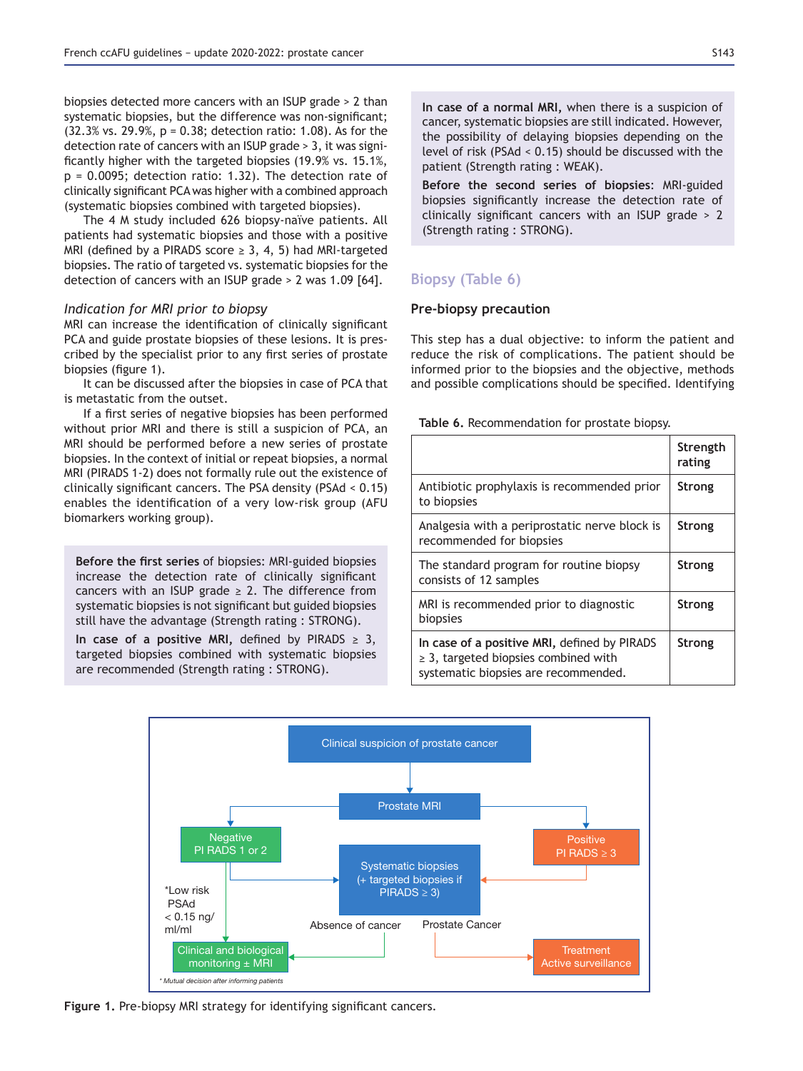biopsies detected more cancers with an ISUP grade > 2 than systematic biopsies, but the difference was non-significant; (32.3% vs. 29.9%, p = 0.38; detection ratio: 1.08). As for the detection rate of cancers with an ISUP grade > 3, it was significantly higher with the targeted biopsies (19.9% vs. 15.1%, p = 0.0095; detection ratio: 1.32). The detection rate of clinically significant PCA was higher with a combined approach (systematic biopsies combined with targeted biopsies).

The 4 M study included 626 biopsy-naïve patients. All patients had systematic biopsies and those with a positive MRI (defined by a PIRADS score ≥ 3, 4, 5) had MRI-targeted biopsies. The ratio of targeted vs. systematic biopsies for the detection of cancers with an ISUP grade > 2 was 1.09 [64].

*Indication for MRI prior to biopsy*

MRI can increase the identification of clinically significant PCA and guide prostate biopsies of these lesions. It is prescribed by the specialist prior to any first series of prostate biopsies (figure 1).

It can be discussed after the biopsies in case of PCA that is metastatic from the outset.

If a first series of negative biopsies has been performed without prior MRI and there is still a suspicion of PCA, an MRI should be performed before a new series of prostate biopsies. In the context of initial or repeat biopsies, a normal MRI (PIRADS 1-2) does not formally rule out the existence of clinically significant cancers. The PSA density (PSAd < 0.15) enables the identification of a very low-risk group (AFU biomarkers working group).

**Before the first series** of biopsies: MRI-guided biopsies increase the detection rate of clinically significant cancers with an ISUP grade ≥ 2. The difference from systematic biopsies is not significant but guided biopsies still have the advantage (Strength rating : STRONG).

**In case of a positive MRI,** defined by PIRADS ≥ 3, targeted biopsies combined with systematic biopsies are recommended (Strength rating : STRONG).

**In case of a normal MRI,** when there is a suspicion of cancer, systematic biopsies are still indicated. However, the possibility of delaying biopsies depending on the level of risk (PSAd < 0.15) should be discussed with the patient (Strength rating : WEAK).

**Before the second series of biopsies**: MRI-guided biopsies significantly increase the detection rate of clinically significant cancers with an ISUP grade > 2 (Strength rating : STRONG).

## Biopsy (Table 6)

### Pre-biopsy precaution

This step has a dual objective: to inform the patient and reduce the risk of complications. The patient should be informed prior to the biopsies and the objective, methods and possible complications should be specified. Identifying

**Table 6.** Recommendation for prostate biopsy.

| | Strength rating |
|---|---|
| Antibiotic prophylaxis is recommended prior to biopsies | Strong |
| Analgesia with a periprostatic nerve block is recommended for biopsies | Strong |
| The standard program for routine biopsy consists of 12 samples | Strong |
| MRI is recommended prior to diagnostic biopsies | Strong |
| **In case of a positive MRI,** defined by PIRADS ≥ 3, targeted biopsies combined with systematic biopsies are recommended. | Strong |

Clinical suspicion of prostate cancer → Prostate MRI → Negative PI RADS 1 or 2 / Positive PI RADS ≥ 3 → Systematic biopsies (+ targeted biopsies if PIRADS ≥ 3) → Absence of cancer: Clinical and biological monitoring ± MRI; Prostate Cancer: Treatment Active surveillance. Negative with *Low risk PSAd < 0.15 ng/ml/ml → Clinical and biological monitoring ± MRI.

\* Mutual decision after informing patients

**Figure 1.** Pre-biopsy MRI strategy for identifying significant cancers.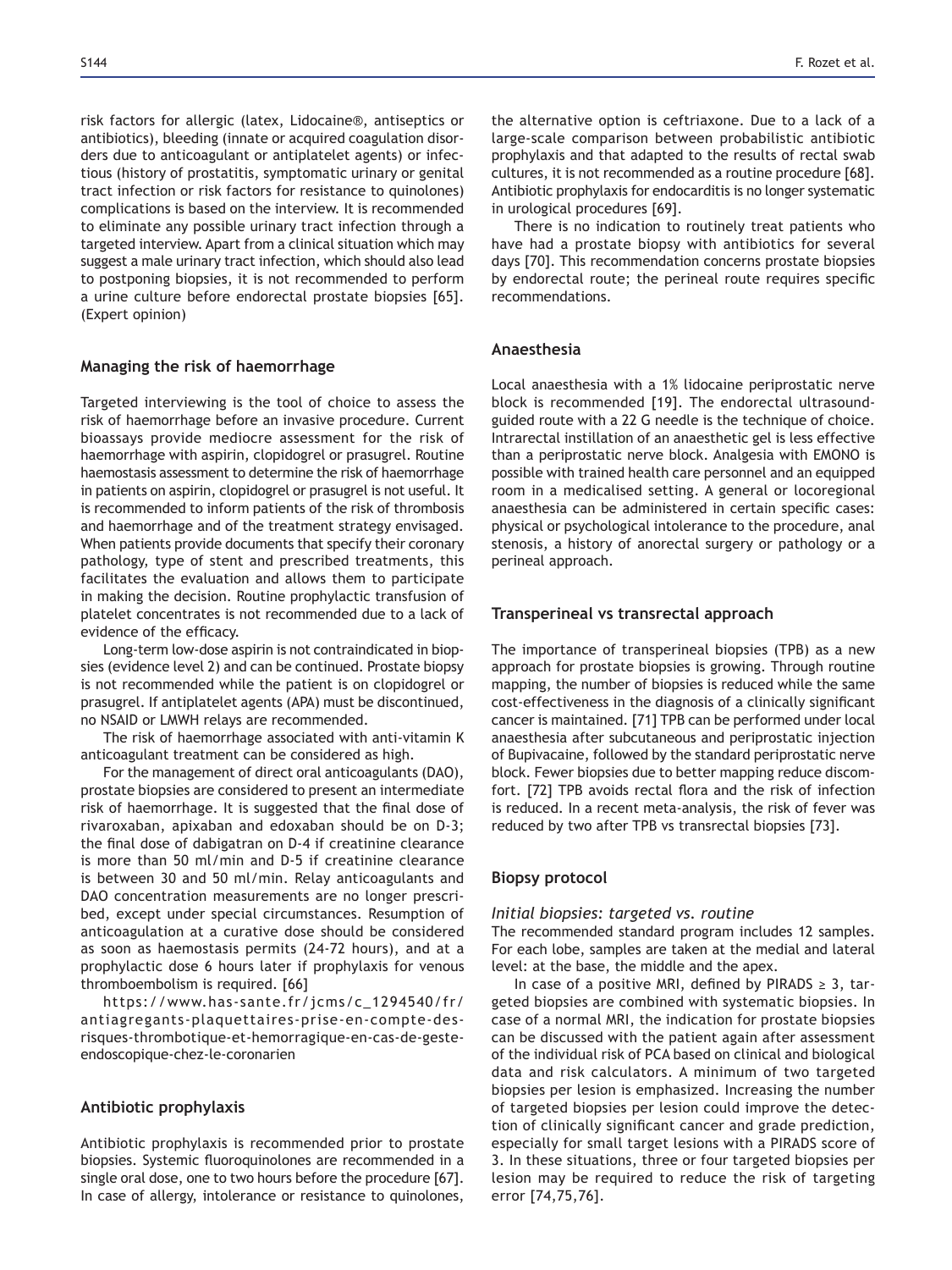risk factors for allergic (latex, Lidocaine®, antiseptics or antibiotics), bleeding (innate or acquired coagulation disorders due to anticoagulant or antiplatelet agents) or infectious (history of prostatitis, symptomatic urinary or genital tract infection or risk factors for resistance to quinolones) complications is based on the interview. It is recommended to eliminate any possible urinary tract infection through a targeted interview. Apart from a clinical situation which may suggest a male urinary tract infection, which should also lead to postponing biopsies, it is not recommended to perform a urine culture before endorectal prostate biopsies [65]. (Expert opinion)

### Managing the risk of haemorrhage

Targeted interviewing is the tool of choice to assess the risk of haemorrhage before an invasive procedure. Current bioassays provide mediocre assessment for the risk of haemorrhage with aspirin, clopidogrel or prasugrel. Routine haemostasis assessment to determine the risk of haemorrhage in patients on aspirin, clopidogrel or prasugrel is not useful. It is recommended to inform patients of the risk of thrombosis and haemorrhage and of the treatment strategy envisaged. When patients provide documents that specify their coronary pathology, type of stent and prescribed treatments, this facilitates the evaluation and allows them to participate in making the decision. Routine prophylactic transfusion of platelet concentrates is not recommended due to a lack of evidence of the efficacy.

Long-term low-dose aspirin is not contraindicated in biopsies (evidence level 2) and can be continued. Prostate biopsy is not recommended while the patient is on clopidogrel or prasugrel. If antiplatelet agents (APA) must be discontinued, no NSAID or LMWH relays are recommended.

The risk of haemorrhage associated with anti-vitamin K anticoagulant treatment can be considered as high.

For the management of direct oral anticoagulants (DAO), prostate biopsies are considered to present an intermediate risk of haemorrhage. It is suggested that the final dose of rivaroxaban, apixaban and edoxaban should be on D-3; the final dose of dabigatran on D-4 if creatinine clearance is more than 50 ml/min and D-5 if creatinine clearance is between 30 and 50 ml/min. Relay anticoagulants and DAO concentration measurements are no longer prescribed, except under special circumstances. Resumption of anticoagulation at a curative dose should be considered as soon as haemostasis permits (24-72 hours), and at a prophylactic dose 6 hours later if prophylaxis for venous thromboembolism is required. [66]

https://www.has-sante.fr/jcms/c_1294540/fr/antiagregants-plaquettaires-prise-en-compte-des-risques-thrombotique-et-hemorragique-en-cas-de-geste-endoscopique-chez-le-coronarien

### Antibiotic prophylaxis

Antibiotic prophylaxis is recommended prior to prostate biopsies. Systemic fluoroquinolones are recommended in a single oral dose, one to two hours before the procedure [67]. In case of allergy, intolerance or resistance to quinolones, the alternative option is ceftriaxone. Due to a lack of a large-scale comparison between probabilistic antibiotic prophylaxis and that adapted to the results of rectal swab cultures, it is not recommended as a routine procedure [68]. Antibiotic prophylaxis for endocarditis is no longer systematic in urological procedures [69].

There is no indication to routinely treat patients who have had a prostate biopsy with antibiotics for several days [70]. This recommendation concerns prostate biopsies by endorectal route; the perineal route requires specific recommendations.

### Anaesthesia

Local anaesthesia with a 1% lidocaine periprostatic nerve block is recommended [19]. The endorectal ultrasound-guided route with a 22 G needle is the technique of choice. Intrarectal instillation of an anaesthetic gel is less effective than a periprostatic nerve block. Analgesia with EMONO is possible with trained health care personnel and an equipped room in a medicalised setting. A general or locoregional anaesthesia can be administered in certain specific cases: physical or psychological intolerance to the procedure, anal stenosis, a history of anorectal surgery or pathology or a perineal approach.

### Transperineal vs transrectal approach

The importance of transperineal biopsies (TPB) as a new approach for prostate biopsies is growing. Through routine mapping, the number of biopsies is reduced while the same cost-effectiveness in the diagnosis of a clinically significant cancer is maintained. [71] TPB can be performed under local anaesthesia after subcutaneous and periprostatic injection of Bupivacaine, followed by the standard periprostatic nerve block. Fewer biopsies due to better mapping reduce discomfort. [72] TPB avoids rectal flora and the risk of infection is reduced. In a recent meta-analysis, the risk of fever was reduced by two after TPB vs transrectal biopsies [73].

### Biopsy protocol

#### *Initial biopsies: targeted vs. routine*

The recommended standard program includes 12 samples. For each lobe, samples are taken at the medial and lateral level: at the base, the middle and the apex.

In case of a positive MRI, defined by PIRADS ≥ 3, targeted biopsies are combined with systematic biopsies. In case of a normal MRI, the indication for prostate biopsies can be discussed with the patient again after assessment of the individual risk of PCA based on clinical and biological data and risk calculators. A minimum of two targeted biopsies per lesion is emphasized. Increasing the number of targeted biopsies per lesion could improve the detection of clinically significant cancer and grade prediction, especially for small target lesions with a PIRADS score of 3. In these situations, three or four targeted biopsies per lesion may be required to reduce the risk of targeting error [74,75,76].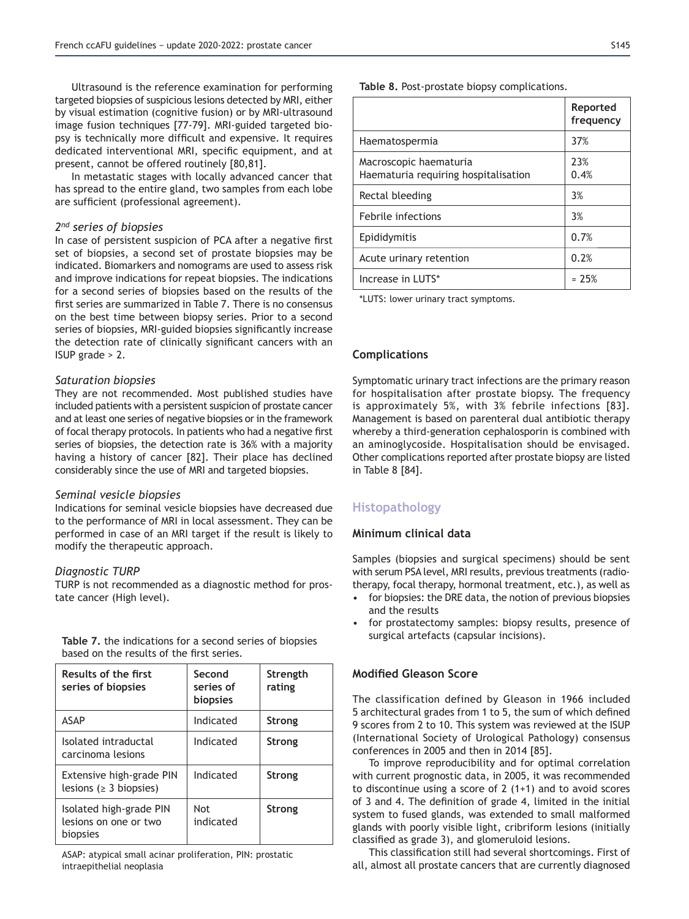Ultrasound is the reference examination for performing targeted biopsies of suspicious lesions detected by MRI, either by visual estimation (cognitive fusion) or by MRI-ultrasound image fusion techniques [77-79]. MRI-guided targeted biopsy is technically more difficult and expensive. It requires dedicated interventional MRI, specific equipment, and at present, cannot be offered routinely [80,81].

In metastatic stages with locally advanced cancer that has spread to the entire gland, two samples from each lobe are sufficient (professional agreement).

### *2nd series of biopsies*

In case of persistent suspicion of PCA after a negative first set of biopsies, a second set of prostate biopsies may be indicated. Biomarkers and nomograms are used to assess risk and improve indications for repeat biopsies. The indications for a second series of biopsies based on the results of the first series are summarized in Table 7. There is no consensus on the best time between biopsy series. Prior to a second series of biopsies, MRI-guided biopsies significantly increase the detection rate of clinically significant cancers with an ISUP grade > 2.

### *Saturation biopsies*

They are not recommended. Most published studies have included patients with a persistent suspicion of prostate cancer and at least one series of negative biopsies or in the framework of focal therapy protocols. In patients who had a negative first series of biopsies, the detection rate is 36% with a majority having a history of cancer [82]. Their place has declined considerably since the use of MRI and targeted biopsies.

### *Seminal vesicle biopsies*

Indications for seminal vesicle biopsies have decreased due to the performance of MRI in local assessment. They can be performed in case of an MRI target if the result is likely to modify the therapeutic approach.

### *Diagnostic TURP*

TURP is not recommended as a diagnostic method for prostate cancer (High level).

**Table 7.** the indications for a second series of biopsies based on the results of the first series.

| Results of the first series of biopsies | Second series of biopsies | Strength rating |
|---|---|---|
| ASAP | Indicated | **Strong** |
| Isolated intraductal carcinoma lesions | Indicated | **Strong** |
| Extensive high-grade PIN lesions (≥ 3 biopsies) | Indicated | **Strong** |
| Isolated high-grade PIN lesions on one or two biopsies | Not indicated | **Strong** |

ASAP: atypical small acinar proliferation, PIN: prostatic intraepithelial neoplasia

**Table 8.** Post-prostate biopsy complications.

| | Reported frequency |
|---|---|
| Haematospermia | 37% |
| Macroscopic haematuria<br>Haematuria requiring hospitalisation | 23%<br>0.4% |
| Rectal bleeding | 3% |
| Febrile infections | 3% |
| Epididymitis | 0.7% |
| Acute urinary retention | 0.2% |
| Increase in LUTS* | ≈ 25% |

*LUTS: lower urinary tract symptoms.

### Complications

Symptomatic urinary tract infections are the primary reason for hospitalisation after prostate biopsy. The frequency is approximately 5%, with 3% febrile infections [83]. Management is based on parenteral dual antibiotic therapy whereby a third-generation cephalosporin is combined with an aminoglycoside. Hospitalisation should be envisaged. Other complications reported after prostate biopsy are listed in Table 8 [84].

## Histopathology

### Minimum clinical data

Samples (biopsies and surgical specimens) should be sent with serum PSA level, MRI results, previous treatments (radiotherapy, focal therapy, hormonal treatment, etc.), as well as

- for biopsies: the DRE data, the notion of previous biopsies and the results
- for prostatectomy samples: biopsy results, presence of surgical artefacts (capsular incisions).

### Modified Gleason Score

The classification defined by Gleason in 1966 included 5 architectural grades from 1 to 5, the sum of which defined 9 scores from 2 to 10. This system was reviewed at the ISUP (International Society of Urological Pathology) consensus conferences in 2005 and then in 2014 [85].

To improve reproducibility and for optimal correlation with current prognostic data, in 2005, it was recommended to discontinue using a score of 2 (1+1) and to avoid scores of 3 and 4. The definition of grade 4, limited in the initial system to fused glands, was extended to small malformed glands with poorly visible light, cribriform lesions (initially classified as grade 3), and glomeruloid lesions.

This classification still had several shortcomings. First of all, almost all prostate cancers that are currently diagnosed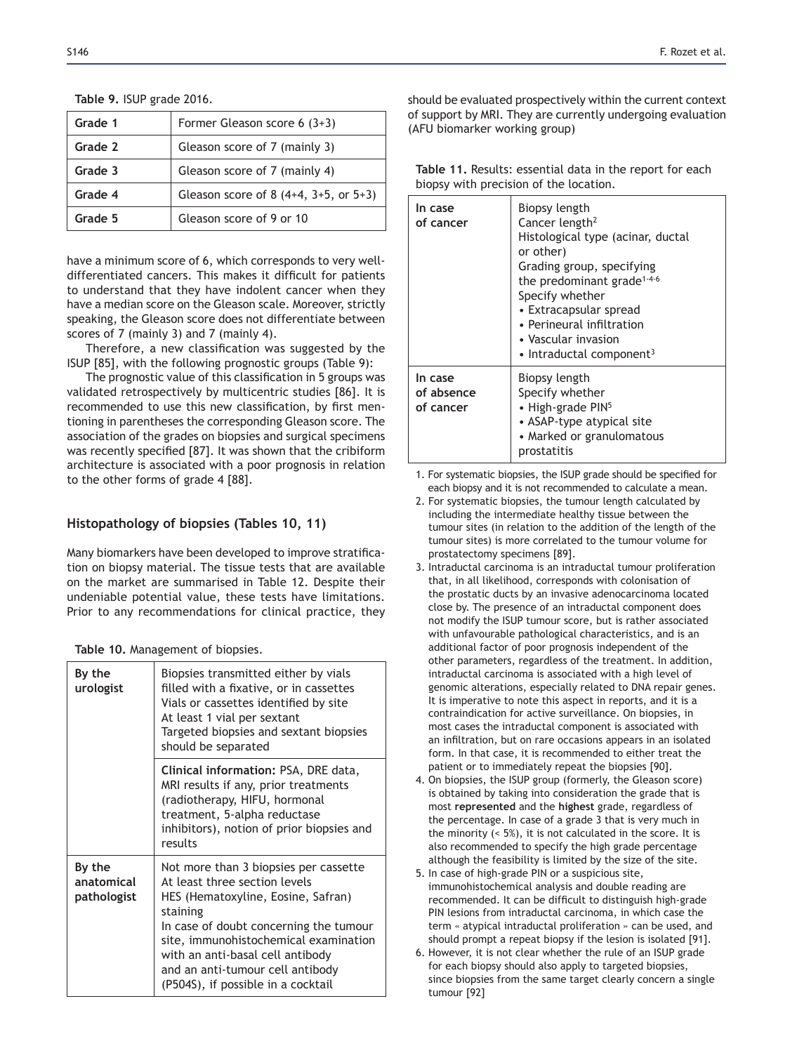**Table 9.** ISUP grade 2016.

| Grade 1 | Former Gleason score 6 (3+3) |
|---|---|
| Grade 2 | Gleason score of 7 (mainly 3) |
| Grade 3 | Gleason score of 7 (mainly 4) |
| Grade 4 | Gleason score of 8 (4+4, 3+5, or 5+3) |
| Grade 5 | Gleason score of 9 or 10 |

have a minimum score of 6, which corresponds to very well-differentiated cancers. This makes it difficult for patients to understand that they have indolent cancer when they have a median score on the Gleason scale. Moreover, strictly speaking, the Gleason score does not differentiate between scores of 7 (mainly 3) and 7 (mainly 4).

Therefore, a new classification was suggested by the ISUP [85], with the following prognostic groups (Table 9):

The prognostic value of this classification in 5 groups was validated retrospectively by multicentric studies [86]. It is recommended to use this new classification, by first mentioning in parentheses the corresponding Gleason score. The association of the grades on biopsies and surgical specimens was recently specified [87]. It was shown that the cribiform architecture is associated with a poor prognosis in relation to the other forms of grade 4 [88].

## Histopathology of biopsies (Tables 10, 11)

Many biomarkers have been developed to improve stratification on biopsy material. The tissue tests that are available on the market are summarised in Table 12. Despite their undeniable potential value, these tests have limitations. Prior to any recommendations for clinical practice, they should be evaluated prospectively within the current context of support by MRI. They are currently undergoing evaluation (AFU biomarker working group)

**Table 10.** Management of biopsies.

| | |
|---|---|
| **By the urologist** | Biopsies transmitted either by vials filled with a fixative, or in cassettes<br>Vials or cassettes identified by site<br>At least 1 vial per sextant<br>Targeted biopsies and sextant biopsies should be separated |
| | **Clinical information:** PSA, DRE data, MRI results if any, prior treatments (radiotherapy, HIFU, hormonal treatment, 5-alpha reductase inhibitors), notion of prior biopsies and results |
| **By the anatomical pathologist** | Not more than 3 biopsies per cassette<br>At least three section levels<br>HES (Hematoxyline, Eosine, Safran) staining<br>In case of doubt concerning the tumour site, immunohistochemical examination with an anti-basal cell antibody and an anti-tumour cell antibody (P504S), if possible in a cocktail |

**Table 11.** Results: essential data in the report for each biopsy with precision of the location.

| | |
|---|---|
| **In case of cancer** | Biopsy length<br>Cancer length[2]<br>Histological type (acinar, ductal or other)<br>Grading group, specifying the predominant grade[1-4-6]<br>Specify whether<br>• Extracapsular spread<br>• Perineural infiltration<br>• Vascular invasion<br>• Intraductal component[3] |
| **In case of absence of cancer** | Biopsy length<br>Specify whether<br>• High-grade PIN[5]<br>• ASAP-type atypical site<br>• Marked or granulomatous prostatitis |

1. For systematic biopsies, the ISUP grade should be specified for each biopsy and it is not recommended to calculate a mean.
2. For systematic biopsies, the tumour length calculated by including the intermediate healthy tissue between the tumour sites (in relation to the addition of the length of the tumour sites) is more correlated to the tumour volume for prostatectomy specimens [89].
3. Intraductal carcinoma is an intraductal tumour proliferation that, in all likelihood, corresponds with colonisation of the prostatic ducts by an invasive adenocarcinoma located close by. The presence of an intraductal component does not modify the ISUP tumour score, but is rather associated with unfavourable pathological characteristics, and is an additional factor of poor prognosis independent of the other parameters, regardless of the treatment. In addition, intraductal carcinoma is associated with a high level of genomic alterations, especially related to DNA repair genes. It is imperative to note this aspect in reports, and it is a contraindication for active surveillance. On biopsies, in most cases the intraductal component is associated with an infiltration, but on rare occasions appears in an isolated form. In that case, it is recommended to either treat the patient or to immediately repeat the biopsies [90].
4. On biopsies, the ISUP group (formerly, the Gleason score) is obtained by taking into consideration the grade that is most **represented** and the **highest** grade, regardless of the percentage. In case of a grade 3 that is very much in the minority (< 5%), it is not calculated in the score. It is also recommended to specify the high grade percentage although the feasibility is limited by the size of the site.
5. In case of high-grade PIN or a suspicious site, immunohistochemical analysis and double reading are recommended. It can be difficult to distinguish high-grade PIN lesions from intraductal carcinoma, in which case the term « atypical intraductal proliferation » can be used, and should prompt a repeat biopsy if the lesion is isolated [91].
6. However, it is not clear whether the rule of an ISUP grade for each biopsy should also apply to targeted biopsies, since biopsies from the same target clearly concern a single tumour [92]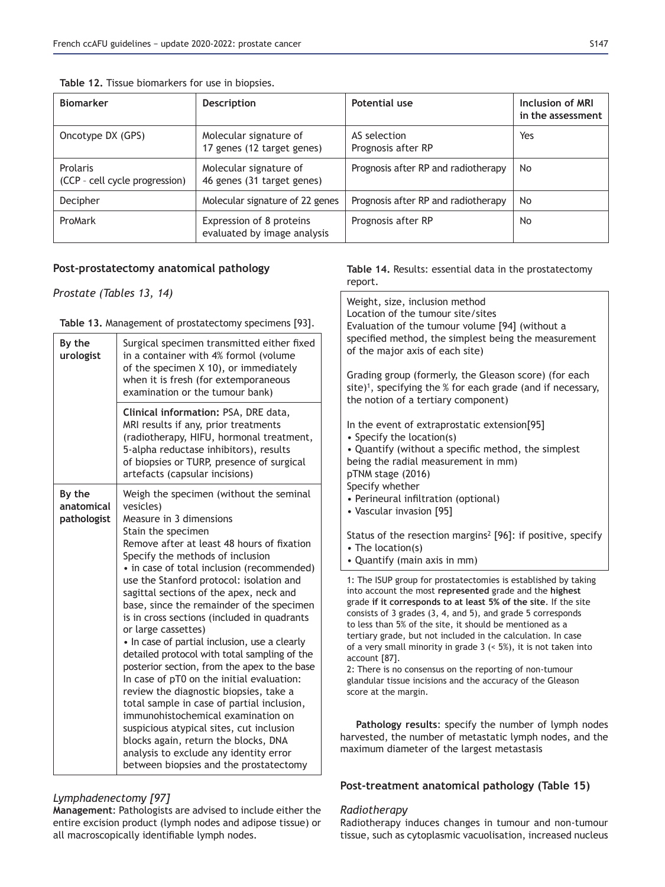**Table 12.** Tissue biomarkers for use in biopsies.

| Biomarker | Description | Potential use | Inclusion of MRI in the assessment |
|---|---|---|---|
| Oncotype DX (GPS) | Molecular signature of 17 genes (12 target genes) | AS selection<br>Prognosis after RP | Yes |
| Prolaris (CCP – cell cycle progression) | Molecular signature of 46 genes (31 target genes) | Prognosis after RP and radiotherapy | No |
| Decipher | Molecular signature of 22 genes | Prognosis after RP and radiotherapy | No |
| ProMark | Expression of 8 proteins evaluated by image analysis | Prognosis after RP | No |

## Post-prostatectomy anatomical pathology

### *Prostate (Tables 13, 14)*

**Table 13.** Management of prostatectomy specimens [93].

| | |
|---|---|
| **By the urologist** | Surgical specimen transmitted either fixed in a container with 4% formol (volume of the specimen X 10), or immediately when it is fresh (for extemporaneous examination or the tumour bank) |
| | **Clinical information:** PSA, DRE data, MRI results if any, prior treatments (radiotherapy, HIFU, hormonal treatment, 5-alpha reductase inhibitors), results of biopsies or TURP, presence of surgical artefacts (capsular incisions) |
| **By the anatomical pathologist** | Weigh the specimen (without the seminal vesicles)<br>Measure in 3 dimensions<br>Stain the specimen<br>Remove after at least 48 hours of fixation<br>Specify the methods of inclusion<br>• in case of total inclusion (recommended) use the Stanford protocol: isolation and sagittal sections of the apex, neck and base, since the remainder of the specimen is in cross sections (included in quadrants or large cassettes)<br>• In case of partial inclusion, use a clearly detailed protocol with total sampling of the posterior section, from the apex to the base<br>In case of pT0 on the initial evaluation: review the diagnostic biopsies, take a total sample in case of partial inclusion, immunohistochemical examination on suspicious atypical sites, cut inclusion blocks again, return the blocks, DNA analysis to exclude any identity error between biopsies and the prostatectomy |

### *Lymphadenectomy [97]*

**Management**: Pathologists are advised to include either the entire excision product (lymph nodes and adipose tissue) or all macroscopically identifiable lymph nodes.

**Table 14.** Results: essential data in the prostatectomy report.

| |
|---|
| Weight, size, inclusion method<br>Location of the tumour site/sites<br>Evaluation of the tumour volume [94] (without a specified method, the simplest being the measurement of the major axis of each site)<br><br>Grading group (formerly, the Gleason score) (for each site)[1], specifying the % for each grade (and if necessary, the notion of a tertiary component)<br><br>In the event of extraprostatic extension[95]<br>• Specify the location(s)<br>• Quantify (without a specific method, the simplest being the radial measurement in mm)<br>pTNM stage (2016)<br>Specify whether<br>• Perineural infiltration (optional)<br>• Vascular invasion [95]<br><br>Status of the resection margins[2] [96]: if positive, specify<br>• The location(s)<br>• Quantify (main axis in mm) |

1: The ISUP group for prostatectomies is established by taking into account the most **represented** grade and the **highest** grade **if it corresponds to at least 5% of the site**. If the site consists of 3 grades (3, 4, and 5), and grade 5 corresponds to less than 5% of the site, it should be mentioned as a tertiary grade, but not included in the calculation. In case of a very small minority in grade 3 (< 5%), it is not taken into account [87].
2: There is no consensus on the reporting of non-tumour glandular tissue incisions and the accuracy of the Gleason score at the margin.

**Pathology results**: specify the number of lymph nodes harvested, the number of metastatic lymph nodes, and the maximum diameter of the largest metastasis

## Post-treatment anatomical pathology (Table 15)

### *Radiotherapy*

Radiotherapy induces changes in tumour and non-tumour tissue, such as cytoplasmic vacuolisation, increased nucleus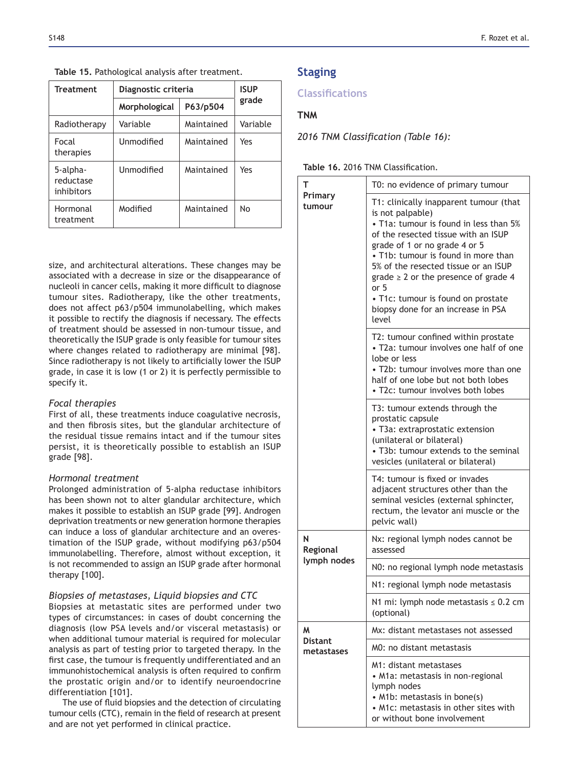**Table 15.** Pathological analysis after treatment.

| Treatment | Diagnostic criteria | | ISUP grade |
|---|---|---|---|
| | Morphological | P63/p504 | |
| Radiotherapy | Variable | Maintained | Variable |
| Focal therapies | Unmodified | Maintained | Yes |
| 5-alpha-reductase inhibitors | Unmodified | Maintained | Yes |
| Hormonal treatment | Modified | Maintained | No |

size, and architectural alterations. These changes may be associated with a decrease in size or the disappearance of nucleoli in cancer cells, making it more difficult to diagnose tumour sites. Radiotherapy, like the other treatments, does not affect p63/p504 immunolabelling, which makes it possible to rectify the diagnosis if necessary. The effects of treatment should be assessed in non-tumour tissue, and theoretically the ISUP grade is only feasible for tumour sites where changes related to radiotherapy are minimal [98]. Since radiotherapy is not likely to artificially lower the ISUP grade, in case it is low (1 or 2) it is perfectly permissible to specify it.

*Focal therapies*

First of all, these treatments induce coagulative necrosis, and then fibrosis sites, but the glandular architecture of the residual tissue remains intact and if the tumour sites persist, it is theoretically possible to establish an ISUP grade [98].

*Hormonal treatment*

Prolonged administration of 5-alpha reductase inhibitors has been shown not to alter glandular architecture, which makes it possible to establish an ISUP grade [99]. Androgen deprivation treatments or new generation hormone therapies can induce a loss of glandular architecture and an overestimation of the ISUP grade, without modifying p63/p504 immunolabelling. Therefore, almost without exception, it is not recommended to assign an ISUP grade after hormonal therapy [100].

*Biopsies of metastases, Liquid biopsies and CTC*

Biopsies at metastatic sites are performed under two types of circumstances: in cases of doubt concerning the diagnosis (low PSA levels and/or visceral metastasis) or when additional tumour material is required for molecular analysis as part of testing prior to targeted therapy. In the first case, the tumour is frequently undifferentiated and an immunohistochemical analysis is often required to confirm the prostatic origin and/or to identify neuroendocrine differentiation [101].

The use of fluid biopsies and the detection of circulating tumour cells (CTC), remain in the field of research at present and are not yet performed in clinical practice.

## Staging

### Classifications

#### TNM

*2016 TNM Classification (Table 16):*

**Table 16.** 2016 TNM Classification.

| | |
|---|---|
| **T Primary tumour** | T0: no evidence of primary tumour |
| | T1: clinically inapparent tumour (that is not palpable)<br>• T1a: tumour is found in less than 5% of the resected tissue with an ISUP grade of 1 or no grade 4 or 5<br>• T1b: tumour is found in more than 5% of the resected tissue or an ISUP grade ≥ 2 or the presence of grade 4 or 5<br>• T1c: tumour is found on prostate biopsy done for an increase in PSA level |
| | T2: tumour confined within prostate<br>• T2a: tumour involves one half of one lobe or less<br>• T2b: tumour involves more than one half of one lobe but not both lobes<br>• T2c: tumour involves both lobes |
| | T3: tumour extends through the prostatic capsule<br>• T3a: extraprostatic extension (unilateral or bilateral)<br>• T3b: tumour extends to the seminal vesicles (unilateral or bilateral) |
| | T4: tumour is fixed or invades adjacent structures other than the seminal vesicles (external sphincter, rectum, the levator ani muscle or the pelvic wall) |
| **N Regional lymph nodes** | Nx: regional lymph nodes cannot be assessed |
| | N0: no regional lymph node metastasis |
| | N1: regional lymph node metastasis |
| | N1 mi: lymph node metastasis ≤ 0.2 cm (optional) |
| **M Distant metastases** | Mx: distant metastases not assessed |
| | M0: no distant metastasis |
| | M1: distant metastases<br>• M1a: metastasis in non-regional lymph nodes<br>• M1b: metastasis in bone(s)<br>• M1c: metastasis in other sites with or without bone involvement |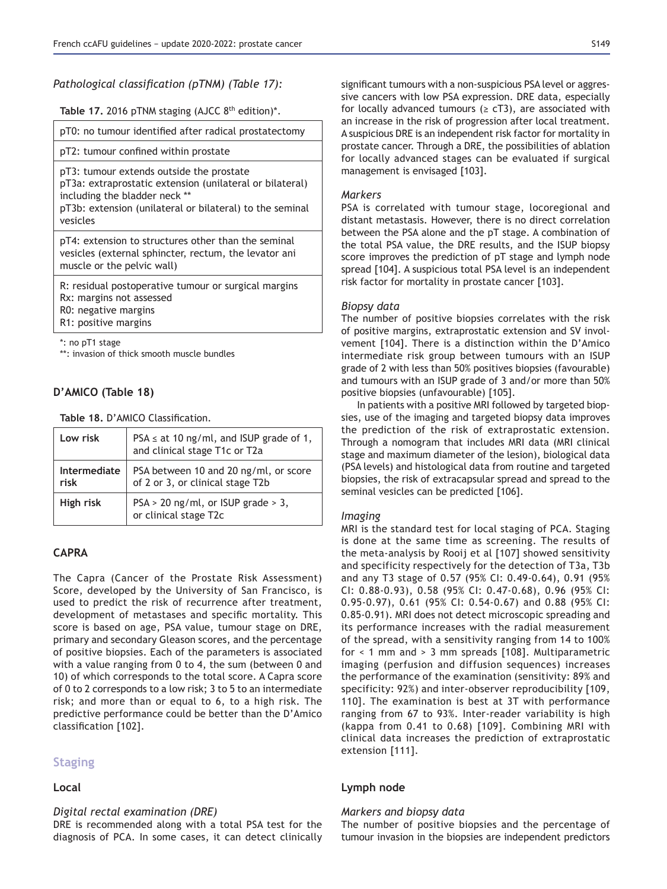*Pathological classification (pTNM) (Table 17):*

**Table 17.** 2016 pTNM staging (AJCC 8th edition)*.

| |
|---|
| pT0: no tumour identified after radical prostatectomy |
| pT2: tumour confined within prostate |
| pT3: tumour extends outside the prostate<br>pT3a: extraprostatic extension (unilateral or bilateral) including the bladder neck **<br>pT3b: extension (unilateral or bilateral) to the seminal vesicles |
| pT4: extension to structures other than the seminal vesicles (external sphincter, rectum, the levator ani muscle or the pelvic wall) |
| R: residual postoperative tumour or surgical margins<br>Rx: margins not assessed<br>R0: negative margins<br>R1: positive margins |

*: no pT1 stage
**: invasion of thick smooth muscle bundles

### D'AMICO (Table 18)

**Table 18.** D'AMICO Classification.

| | |
|---|---|
| **Low risk** | PSA ≤ at 10 ng/ml, and ISUP grade of 1, and clinical stage T1c or T2a |
| **Intermediate risk** | PSA between 10 and 20 ng/ml, or score of 2 or 3, or clinical stage T2b |
| **High risk** | PSA > 20 ng/ml, or ISUP grade > 3, or clinical stage T2c |

### CAPRA

The Capra (Cancer of the Prostate Risk Assessment) Score, developed by the University of San Francisco, is used to predict the risk of recurrence after treatment, development of metastases and specific mortality. This score is based on age, PSA value, tumour stage on DRE, primary and secondary Gleason scores, and the percentage of positive biopsies. Each of the parameters is associated with a value ranging from 0 to 4, the sum (between 0 and 10) of which corresponds to the total score. A Capra score of 0 to 2 corresponds to a low risk; 3 to 5 to an intermediate risk; and more than or equal to 6, to a high risk. The predictive performance could be better than the D'Amico classification [102].

## Staging

### Local

*Digital rectal examination (DRE)*

DRE is recommended along with a total PSA test for the diagnosis of PCA. In some cases, it can detect clinically significant tumours with a non-suspicious PSA level or aggressive cancers with low PSA expression. DRE data, especially for locally advanced tumours (≥ cT3), are associated with an increase in the risk of progression after local treatment. A suspicious DRE is an independent risk factor for mortality in prostate cancer. Through a DRE, the possibilities of ablation for locally advanced stages can be evaluated if surgical management is envisaged [103].

*Markers*

PSA is correlated with tumour stage, locoregional and distant metastasis. However, there is no direct correlation between the PSA alone and the pT stage. A combination of the total PSA value, the DRE results, and the ISUP biopsy score improves the prediction of pT stage and lymph node spread [104]. A suspicious total PSA level is an independent risk factor for mortality in prostate cancer [103].

*Biopsy data*

The number of positive biopsies correlates with the risk of positive margins, extraprostatic extension and SV involvement [104]. There is a distinction within the D'Amico intermediate risk group between tumours with an ISUP grade of 2 with less than 50% positives biopsies (favourable) and tumours with an ISUP grade of 3 and/or more than 50% positive biopsies (unfavourable) [105].

In patients with a positive MRI followed by targeted biopsies, use of the imaging and targeted biopsy data improves the prediction of the risk of extraprostatic extension. Through a nomogram that includes MRI data (MRI clinical stage and maximum diameter of the lesion), biological data (PSA levels) and histological data from routine and targeted biopsies, the risk of extracapsular spread and spread to the seminal vesicles can be predicted [106].

*Imaging*

MRI is the standard test for local staging of PCA. Staging is done at the same time as screening. The results of the meta-analysis by Rooij et al [107] showed sensitivity and specificity respectively for the detection of T3a, T3b and any T3 stage of 0.57 (95% CI: 0.49-0.64), 0.91 (95% CI: 0.88-0.93), 0.58 (95% CI: 0.47-0.68), 0.96 (95% CI: 0.95-0.97), 0.61 (95% CI: 0.54-0.67) and 0.88 (95% CI: 0.85-0.91). MRI does not detect microscopic spreading and its performance increases with the radial measurement of the spread, with a sensitivity ranging from 14 to 100% for < 1 mm and > 3 mm spreads [108]. Multiparametric imaging (perfusion and diffusion sequences) increases the performance of the examination (sensitivity: 89% and specificity: 92%) and inter-observer reproducibility [109, 110]. The examination is best at 3T with performance ranging from 67 to 93%. Inter-reader variability is high (kappa from 0.41 to 0.68) [109]. Combining MRI with clinical data increases the prediction of extraprostatic extension [111].

### Lymph node

*Markers and biopsy data*

The number of positive biopsies and the percentage of tumour invasion in the biopsies are independent predictors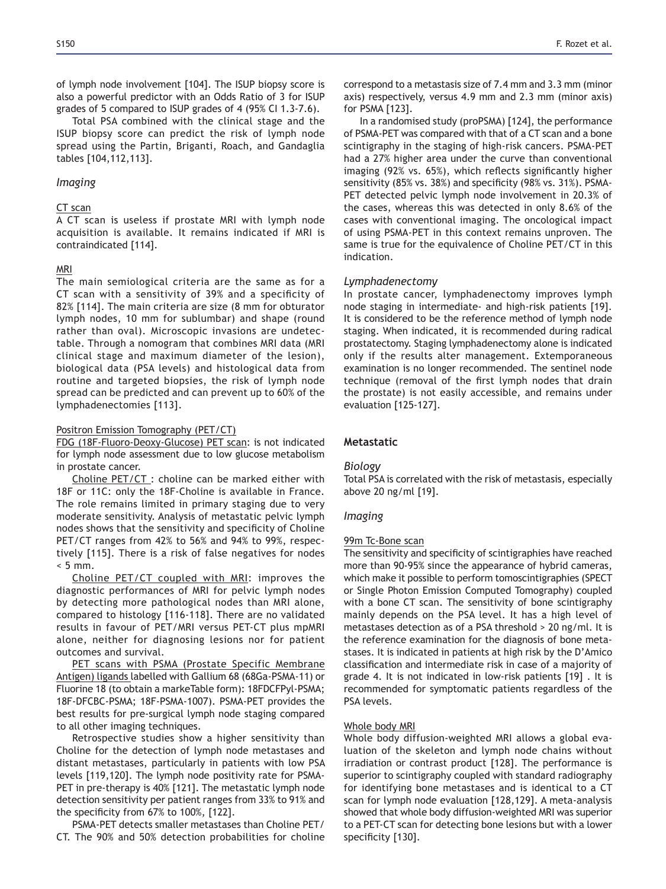of lymph node involvement [104]. The ISUP biopsy score is also a powerful predictor with an Odds Ratio of 3 for ISUP grades of 5 compared to ISUP grades of 4 (95% CI 1.3-7.6).

Total PSA combined with the clinical stage and the ISUP biopsy score can predict the risk of lymph node spread using the Partin, Briganti, Roach, and Gandaglia tables [104,112,113].

### *Imaging*

CT scan

A CT scan is useless if prostate MRI with lymph node acquisition is available. It remains indicated if MRI is contraindicated [114].

MRI

The main semiological criteria are the same as for a CT scan with a sensitivity of 39% and a specificity of 82% [114]. The main criteria are size (8 mm for obturator lymph nodes, 10 mm for sublumbar) and shape (round rather than oval). Microscopic invasions are undetectable. Through a nomogram that combines MRI data (MRI clinical stage and maximum diameter of the lesion), biological data (PSA levels) and histological data from routine and targeted biopsies, the risk of lymph node spread can be predicted and can prevent up to 60% of the lymphadenectomies [113].

Positron Emission Tomography (PET/CT)

FDG (18F-Fluoro-Deoxy-Glucose) PET scan: is not indicated for lymph node assessment due to low glucose metabolism in prostate cancer.

Choline PET/CT : choline can be marked either with 18F or 11C: only the 18F-Choline is available in France. The role remains limited in primary staging due to very moderate sensitivity. Analysis of metastatic pelvic lymph nodes shows that the sensitivity and specificity of Choline PET/CT ranges from 42% to 56% and 94% to 99%, respectively [115]. There is a risk of false negatives for nodes < 5 mm.

Choline PET/CT coupled with MRI: improves the diagnostic performances of MRI for pelvic lymph nodes by detecting more pathological nodes than MRI alone, compared to histology [116-118]. There are no validated results in favour of PET/MRI versus PET-CT plus mpMRI alone, neither for diagnosing lesions nor for patient outcomes and survival.

PET scans with PSMA (Prostate Specific Membrane Antigen) ligands labelled with Gallium 68 (68Ga-PSMA-11) or Fluorine 18 (to obtain a markeTable form): 18FDCFPyl-PSMA; 18F-DFCBC-PSMA; 18F-PSMA-1007). PSMA-PET provides the best results for pre-surgical lymph node staging compared to all other imaging techniques.

Retrospective studies show a higher sensitivity than Choline for the detection of lymph node metastases and distant metastases, particularly in patients with low PSA levels [119,120]. The lymph node positivity rate for PSMA-PET in pre-therapy is 40% [121]. The metastatic lymph node detection sensitivity per patient ranges from 33% to 91% and the specificity from 67% to 100%, [122].

PSMA-PET detects smaller metastases than Choline PET/CT. The 90% and 50% detection probabilities for choline correspond to a metastasis size of 7.4 mm and 3.3 mm (minor axis) respectively, versus 4.9 mm and 2.3 mm (minor axis) for PSMA [123].

In a randomised study (proPSMA) [124], the performance of PSMA-PET was compared with that of a CT scan and a bone scintigraphy in the staging of high-risk cancers. PSMA-PET had a 27% higher area under the curve than conventional imaging (92% vs. 65%), which reflects significantly higher sensitivity (85% vs. 38%) and specificity (98% vs. 31%). PSMA-PET detected pelvic lymph node involvement in 20.3% of the cases, whereas this was detected in only 8.6% of the cases with conventional imaging. The oncological impact of using PSMA-PET in this context remains unproven. The same is true for the equivalence of Choline PET/CT in this indication.

### *Lymphadenectomy*

In prostate cancer, lymphadenectomy improves lymph node staging in intermediate- and high-risk patients [19]. It is considered to be the reference method of lymph node staging. When indicated, it is recommended during radical prostatectomy. Staging lymphadenectomy alone is indicated only if the results alter management. Extemporaneous examination is no longer recommended. The sentinel node technique (removal of the first lymph nodes that drain the prostate) is not easily accessible, and remains under evaluation [125-127].

## **Metastatic**

### *Biology*

Total PSA is correlated with the risk of metastasis, especially above 20 ng/ml [19].

### *Imaging*

99m Tc-Bone scan

The sensitivity and specificity of scintigraphies have reached more than 90-95% since the appearance of hybrid cameras, which make it possible to perform tomoscintigraphies (SPECT or Single Photon Emission Computed Tomography) coupled with a bone CT scan. The sensitivity of bone scintigraphy mainly depends on the PSA level. It has a high level of metastases detection as of a PSA threshold > 20 ng/ml. It is the reference examination for the diagnosis of bone metastases. It is indicated in patients at high risk by the D'Amico classification and intermediate risk in case of a majority of grade 4. It is not indicated in low-risk patients [19] . It is recommended for symptomatic patients regardless of the PSA levels.

Whole body MRI

Whole body diffusion-weighted MRI allows a global evaluation of the skeleton and lymph node chains without irradiation or contrast product [128]. The performance is superior to scintigraphy coupled with standard radiography for identifying bone metastases and is identical to a CT scan for lymph node evaluation [128,129]. A meta-analysis showed that whole body diffusion-weighted MRI was superior to a PET-CT scan for detecting bone lesions but with a lower specificity [130].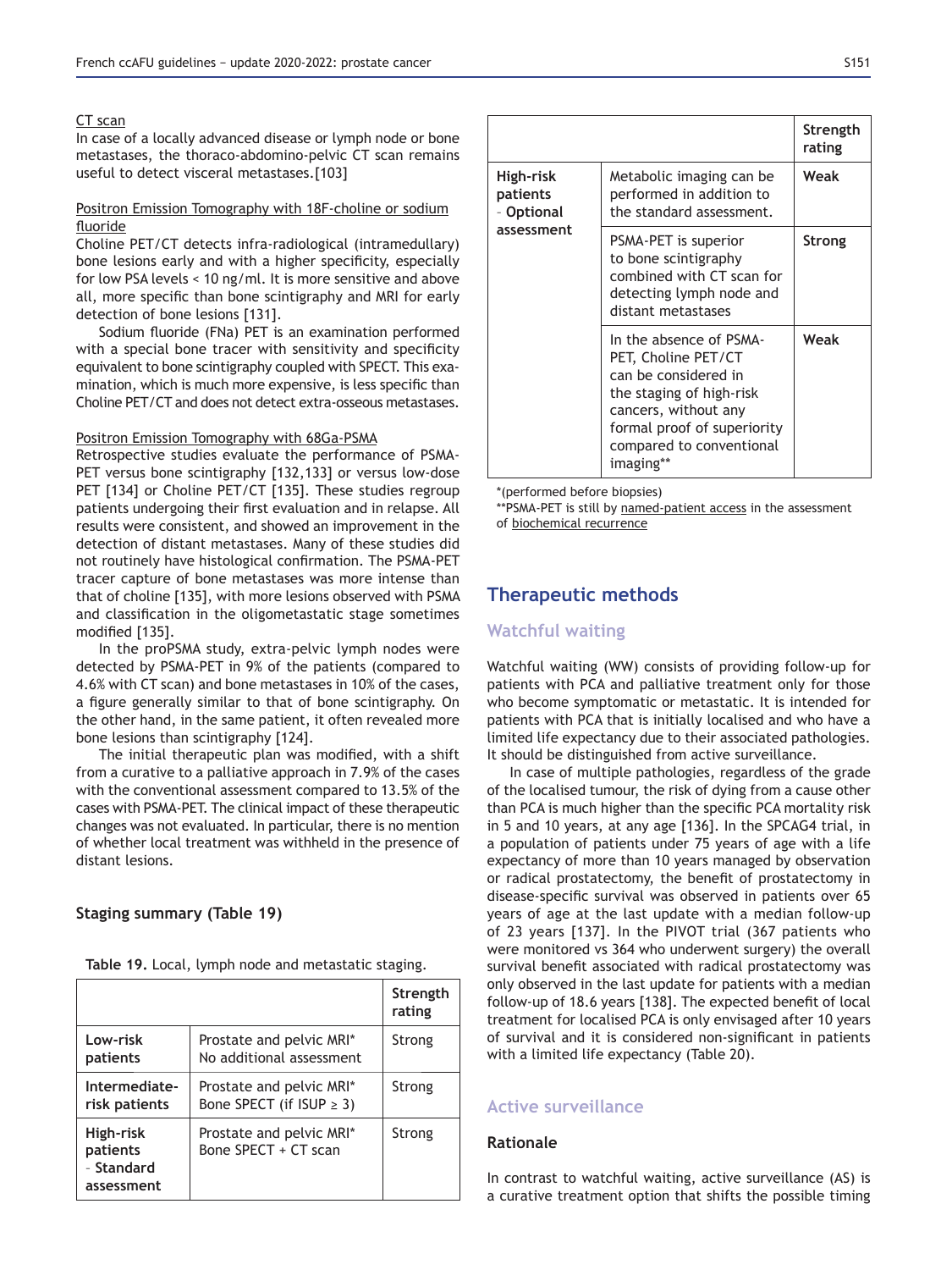CT scan

In case of a locally advanced disease or lymph node or bone metastases, the thoraco-abdomino-pelvic CT scan remains useful to detect visceral metastases.[103]

Positron Emission Tomography with 18F-choline or sodium fluoride

Choline PET/CT detects infra-radiological (intramedullary) bone lesions early and with a higher specificity, especially for low PSA levels < 10 ng/ml. It is more sensitive and above all, more specific than bone scintigraphy and MRI for early detection of bone lesions [131].

Sodium fluoride (FNa) PET is an examination performed with a special bone tracer with sensitivity and specificity equivalent to bone scintigraphy coupled with SPECT. This examination, which is much more expensive, is less specific than Choline PET/CT and does not detect extra-osseous metastases.

Positron Emission Tomography with 68Ga-PSMA

Retrospective studies evaluate the performance of PSMA-PET versus bone scintigraphy [132,133] or versus low-dose PET [134] or Choline PET/CT [135]. These studies regroup patients undergoing their first evaluation and in relapse. All results were consistent, and showed an improvement in the detection of distant metastases. Many of these studies did not routinely have histological confirmation. The PSMA-PET tracer capture of bone metastases was more intense than that of choline [135], with more lesions observed with PSMA and classification in the oligometastatic stage sometimes modified [135].

In the proPSMA study, extra-pelvic lymph nodes were detected by PSMA-PET in 9% of the patients (compared to 4.6% with CT scan) and bone metastases in 10% of the cases, a figure generally similar to that of bone scintigraphy. On the other hand, in the same patient, it often revealed more bone lesions than scintigraphy [124].

The initial therapeutic plan was modified, with a shift from a curative to a palliative approach in 7.9% of the cases with the conventional assessment compared to 13.5% of the cases with PSMA-PET. The clinical impact of these therapeutic changes was not evaluated. In particular, there is no mention of whether local treatment was withheld in the presence of distant lesions.

### Staging summary (Table 19)

**Table 19.** Local, lymph node and metastatic staging.

| | | Strength rating |
|---|---|---|
| **Low-risk patients** | Prostate and pelvic MRI* No additional assessment | Strong |
| **Intermediate-risk patients** | Prostate and pelvic MRI* Bone SPECT (if ISUP ≥ 3) | Strong |
| **High-risk patients - Standard assessment** | Prostate and pelvic MRI* Bone SPECT + CT scan | Strong |
| **High-risk patients - Optional assessment** | Metabolic imaging can be performed in addition to the standard assessment. | Weak |
| | PSMA-PET is superior to bone scintigraphy combined with CT scan for detecting lymph node and distant metastases | Strong |
| | In the absence of PSMA-PET, Choline PET/CT can be considered in the staging of high-risk cancers, without any formal proof of superiority compared to conventional imaging** | Weak |

*(performed before biopsies)
**PSMA-PET is still by named-patient access in the assessment of biochemical recurrence

## Therapeutic methods

### Watchful waiting

Watchful waiting (WW) consists of providing follow-up for patients with PCA and palliative treatment only for those who become symptomatic or metastatic. It is intended for patients with PCA that is initially localised and who have a limited life expectancy due to their associated pathologies. It should be distinguished from active surveillance.

In case of multiple pathologies, regardless of the grade of the localised tumour, the risk of dying from a cause other than PCA is much higher than the specific PCA mortality risk in 5 and 10 years, at any age [136]. In the SPCAG4 trial, in a population of patients under 75 years of age with a life expectancy of more than 10 years managed by observation or radical prostatectomy, the benefit of prostatectomy in disease-specific survival was observed in patients over 65 years of age at the last update with a median follow-up of 23 years [137]. In the PIVOT trial (367 patients who were monitored vs 364 who underwent surgery) the overall survival benefit associated with radical prostatectomy was only observed in the last update for patients with a median follow-up of 18.6 years [138]. The expected benefit of local treatment for localised PCA is only envisaged after 10 years of survival and it is considered non-significant in patients with a limited life expectancy (Table 20).

### Active surveillance

#### Rationale

In contrast to watchful waiting, active surveillance (AS) is a curative treatment option that shifts the possible timing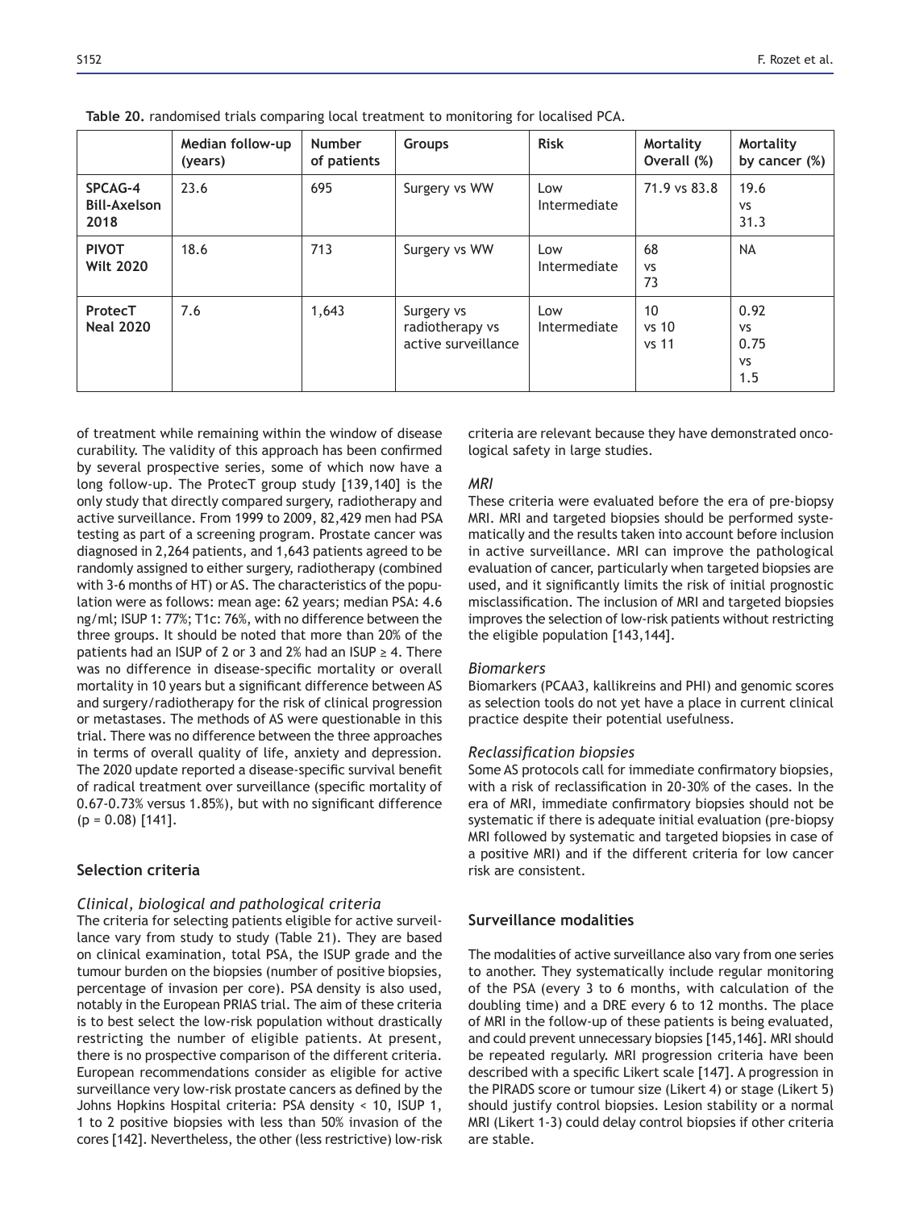**Table 20.** randomised trials comparing local treatment to monitoring for localised PCA.

| | Median follow-up (years) | Number of patients | Groups | Risk | Mortality Overall (%) | Mortality by cancer (%) |
|---|---|---|---|---|---|---|
| **SPCAG-4 Bill-Axelson 2018** | 23.6 | 695 | Surgery vs WW | Low Intermediate | 71.9 vs 83.8 | 19.6 vs 31.3 |
| **PIVOT Wilt 2020** | 18.6 | 713 | Surgery vs WW | Low Intermediate | 68 vs 73 | NA |
| **ProtecT Neal 2020** | 7.6 | 1,643 | Surgery vs radiotherapy vs active surveillance | Low Intermediate | 10 vs 10 vs 11 | 0.92 vs 0.75 vs 1.5 |

of treatment while remaining within the window of disease curability. The validity of this approach has been confirmed by several prospective series, some of which now have a long follow-up. The ProtecT group study [139,140] is the only study that directly compared surgery, radiotherapy and active surveillance. From 1999 to 2009, 82,429 men had PSA testing as part of a screening program. Prostate cancer was diagnosed in 2,264 patients, and 1,643 patients agreed to be randomly assigned to either surgery, radiotherapy (combined with 3-6 months of HT) or AS. The characteristics of the population were as follows: mean age: 62 years; median PSA: 4.6 ng/ml; ISUP 1: 77%; T1c: 76%, with no difference between the three groups. It should be noted that more than 20% of the patients had an ISUP of 2 or 3 and 2% had an ISUP ≥ 4. There was no difference in disease-specific mortality or overall mortality in 10 years but a significant difference between AS and surgery/radiotherapy for the risk of clinical progression or metastases. The methods of AS were questionable in this trial. There was no difference between the three approaches in terms of overall quality of life, anxiety and depression. The 2020 update reported a disease-specific survival benefit of radical treatment over surveillance (specific mortality of 0.67-0.73% versus 1.85%), but with no significant difference ($p = 0.08$) [141].

## Selection criteria

### *Clinical, biological and pathological criteria*

The criteria for selecting patients eligible for active surveillance vary from study to study (Table 21). They are based on clinical examination, total PSA, the ISUP grade and the tumour burden on the biopsies (number of positive biopsies, percentage of invasion per core). PSA density is also used, notably in the European PRIAS trial. The aim of these criteria is to best select the low-risk population without drastically restricting the number of eligible patients. At present, there is no prospective comparison of the different criteria. European recommendations consider as eligible for active surveillance very low-risk prostate cancers as defined by the Johns Hopkins Hospital criteria: PSA density < 10, ISUP 1, 1 to 2 positive biopsies with less than 50% invasion of the cores [142]. Nevertheless, the other (less restrictive) low-risk criteria are relevant because they have demonstrated oncological safety in large studies.

### *MRI*

These criteria were evaluated before the era of pre-biopsy MRI. MRI and targeted biopsies should be performed systematically and the results taken into account before inclusion in active surveillance. MRI can improve the pathological evaluation of cancer, particularly when targeted biopsies are used, and it significantly limits the risk of initial prognostic misclassification. The inclusion of MRI and targeted biopsies improves the selection of low-risk patients without restricting the eligible population [143,144].

### *Biomarkers*

Biomarkers (PCAA3, kallikreins and PHI) and genomic scores as selection tools do not yet have a place in current clinical practice despite their potential usefulness.

### *Reclassification biopsies*

Some AS protocols call for immediate confirmatory biopsies, with a risk of reclassification in 20-30% of the cases. In the era of MRI, immediate confirmatory biopsies should not be systematic if there is adequate initial evaluation (pre-biopsy MRI followed by systematic and targeted biopsies in case of a positive MRI) and if the different criteria for low cancer risk are consistent.

## Surveillance modalities

The modalities of active surveillance also vary from one series to another. They systematically include regular monitoring of the PSA (every 3 to 6 months, with calculation of the doubling time) and a DRE every 6 to 12 months. The place of MRI in the follow-up of these patients is being evaluated, and could prevent unnecessary biopsies [145,146]. MRI should be repeated regularly. MRI progression criteria have been described with a specific Likert scale [147]. A progression in the PIRADS score or tumour size (Likert 4) or stage (Likert 5) should justify control biopsies. Lesion stability or a normal MRI (Likert 1-3) could delay control biopsies if other criteria are stable.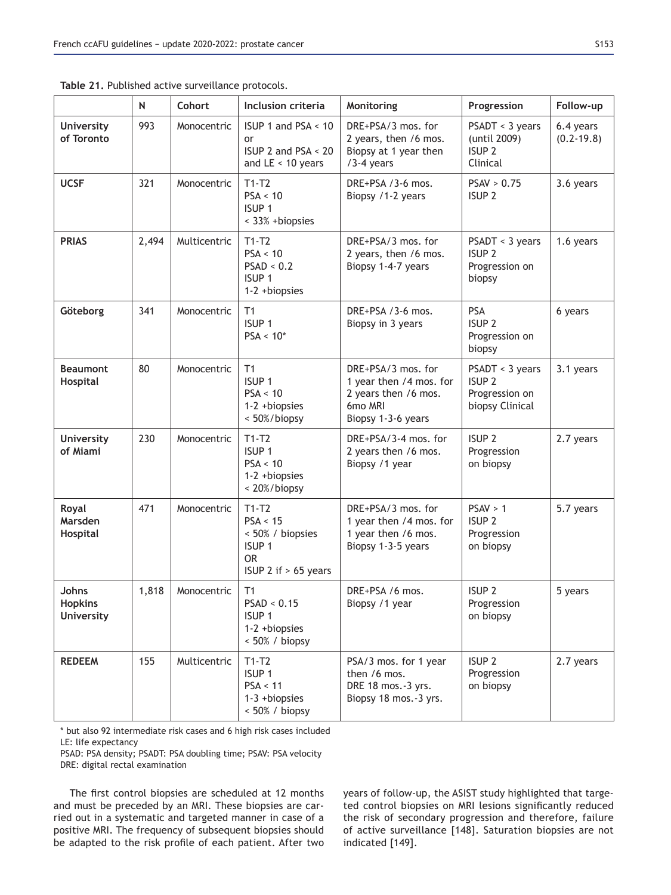**Table 21.** Published active surveillance protocols.

| | N | Cohort | Inclusion criteria | Monitoring | Progression | Follow-up |
|---|---|---|---|---|---|---|
| **University of Toronto** | 993 | Monocentric | ISUP 1 and PSA < 10 or ISUP 2 and PSA < 20 and LE < 10 years | DRE+PSA/3 mos. for 2 years, then /6 mos. Biopsy at 1 year then /3-4 years | PSADT < 3 years (until 2009) ISUP 2 Clinical | 6.4 years (0.2-19.8) |
| **UCSF** | 321 | Monocentric | T1-T2 PSA < 10 ISUP 1 < 33% +biopsies | DRE+PSA /3-6 mos. Biopsy /1-2 years | PSAV > 0.75 ISUP 2 | 3.6 years |
| **PRIAS** | 2,494 | Multicentric | T1-T2 PSA < 10 PSAD < 0.2 ISUP 1 1-2 +biopsies | DRE+PSA/3 mos. for 2 years, then /6 mos. Biopsy 1-4-7 years | PSADT < 3 years ISUP 2 Progression on biopsy | 1.6 years |
| **Göteborg** | 341 | Monocentric | T1 ISUP 1 PSA < 10* | DRE+PSA /3-6 mos. Biopsy in 3 years | PSA ISUP 2 Progression on biopsy | 6 years |
| **Beaumont Hospital** | 80 | Monocentric | T1 ISUP 1 PSA < 10 1-2 +biopsies < 50%/biopsy | DRE+PSA/3 mos. for 1 year then /4 mos. for 2 years then /6 mos. 6mo MRI Biopsy 1-3-6 years | PSADT < 3 years ISUP 2 Progression on biopsy Clinical | 3.1 years |
| **University of Miami** | 230 | Monocentric | T1-T2 ISUP 1 PSA < 10 1-2 +biopsies < 20%/biopsy | DRE+PSA/3-4 mos. for 2 years then /6 mos. Biopsy /1 year | ISUP 2 Progression on biopsy | 2.7 years |
| **Royal Marsden Hospital** | 471 | Monocentric | T1-T2 PSA < 15 < 50% / biopsies ISUP 1 OR ISUP 2 if > 65 years | DRE+PSA/3 mos. for 1 year then /4 mos. for 1 year then /6 mos. Biopsy 1-3-5 years | PSAV > 1 ISUP 2 Progression on biopsy | 5.7 years |
| **Johns Hopkins University** | 1,818 | Monocentric | T1 PSAD < 0.15 ISUP 1 1-2 +biopsies < 50% / biopsy | DRE+PSA /6 mos. Biopsy /1 year | ISUP 2 Progression on biopsy | 5 years |
| **REDEEM** | 155 | Multicentric | T1-T2 ISUP 1 PSA < 11 1-3 +biopsies < 50% / biopsy | PSA/3 mos. for 1 year then /6 mos. DRE 18 mos.-3 yrs. Biopsy 18 mos.-3 yrs. | ISUP 2 Progression on biopsy | 2.7 years |

* but also 92 intermediate risk cases and 6 high risk cases included
LE: life expectancy
PSAD: PSA density; PSADT: PSA doubling time; PSAV: PSA velocity
DRE: digital rectal examination

The first control biopsies are scheduled at 12 months and must be preceded by an MRI. These biopsies are carried out in a systematic and targeted manner in case of a positive MRI. The frequency of subsequent biopsies should be adapted to the risk profile of each patient. After two years of follow-up, the ASIST study highlighted that targeted control biopsies on MRI lesions significantly reduced the risk of secondary progression and therefore, failure of active surveillance [148]. Saturation biopsies are not indicated [149].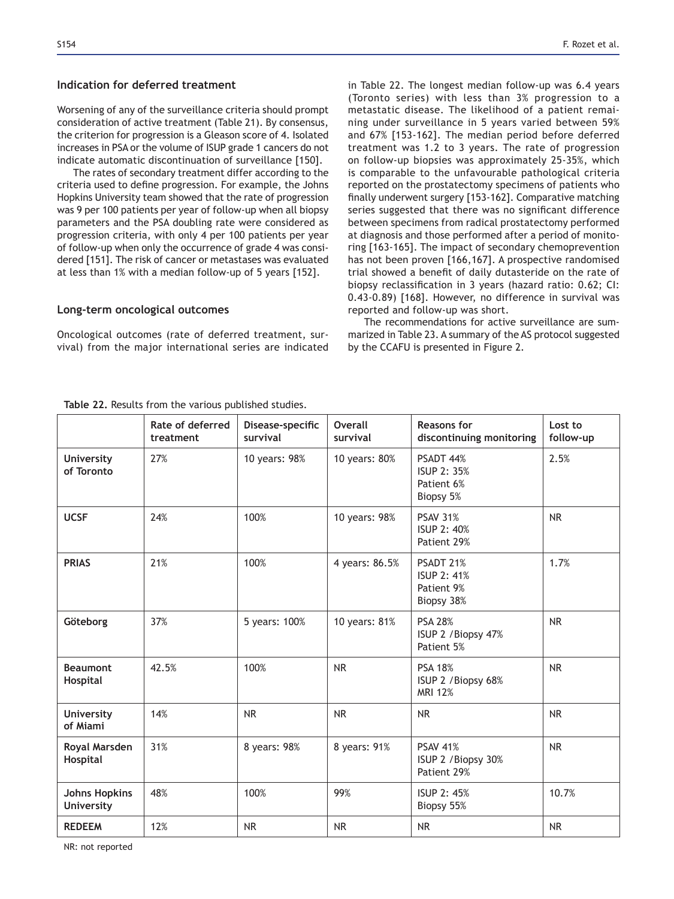## Indication for deferred treatment

Worsening of any of the surveillance criteria should prompt consideration of active treatment (Table 21). By consensus, the criterion for progression is a Gleason score of 4. Isolated increases in PSA or the volume of ISUP grade 1 cancers do not indicate automatic discontinuation of surveillance [150].

The rates of secondary treatment differ according to the criteria used to define progression. For example, the Johns Hopkins University team showed that the rate of progression was 9 per 100 patients per year of follow-up when all biopsy parameters and the PSA doubling rate were considered as progression criteria, with only 4 per 100 patients per year of follow-up when only the occurrence of grade 4 was considered [151]. The risk of cancer or metastases was evaluated at less than 1% with a median follow-up of 5 years [152].

## Long-term oncological outcomes

Oncological outcomes (rate of deferred treatment, survival) from the major international series are indicated in Table 22. The longest median follow-up was 6.4 years (Toronto series) with less than 3% progression to a metastatic disease. The likelihood of a patient remaining under surveillance in 5 years varied between 59% and 67% [153-162]. The median period before deferred treatment was 1.2 to 3 years. The rate of progression on follow-up biopsies was approximately 25-35%, which is comparable to the unfavourable pathological criteria reported on the prostatectomy specimens of patients who finally underwent surgery [153-162]. Comparative matching series suggested that there was no significant difference between specimens from radical prostatectomy performed at diagnosis and those performed after a period of monitoring [163-165]. The impact of secondary chemoprevention has not been proven [166,167]. A prospective randomised trial showed a benefit of daily dutasteride on the rate of biopsy reclassification in 3 years (hazard ratio: 0.62; CI: 0.43-0.89) [168]. However, no difference in survival was reported and follow-up was short.

The recommendations for active surveillance are summarized in Table 23. A summary of the AS protocol suggested by the CCAFU is presented in Figure 2.

**Table 22.** Results from the various published studies.

| | Rate of deferred treatment | Disease-specific survival | Overall survival | Reasons for discontinuing monitoring | Lost to follow-up |
|---|---|---|---|---|---|
| **University of Toronto** | 27% | 10 years: 98% | 10 years: 80% | PSADT 44%<br>ISUP 2: 35%<br>Patient 6%<br>Biopsy 5% | 2.5% |
| **UCSF** | 24% | 100% | 10 years: 98% | PSAV 31%<br>ISUP 2: 40%<br>Patient 29% | NR |
| **PRIAS** | 21% | 100% | 4 years: 86.5% | PSADT 21%<br>ISUP 2: 41%<br>Patient 9%<br>Biopsy 38% | 1.7% |
| **Göteborg** | 37% | 5 years: 100% | 10 years: 81% | PSA 28%<br>ISUP 2 /Biopsy 47%<br>Patient 5% | NR |
| **Beaumont Hospital** | 42.5% | 100% | NR | PSA 18%<br>ISUP 2 /Biopsy 68%<br>MRI 12% | NR |
| **University of Miami** | 14% | NR | NR | NR | NR |
| **Royal Marsden Hospital** | 31% | 8 years: 98% | 8 years: 91% | PSAV 41%<br>ISUP 2 /Biopsy 30%<br>Patient 29% | NR |
| **Johns Hopkins University** | 48% | 100% | 99% | ISUP 2: 45%<br>Biopsy 55% | 10.7% |
| **REDEEM** | 12% | NR | NR | NR | NR |

NR: not reported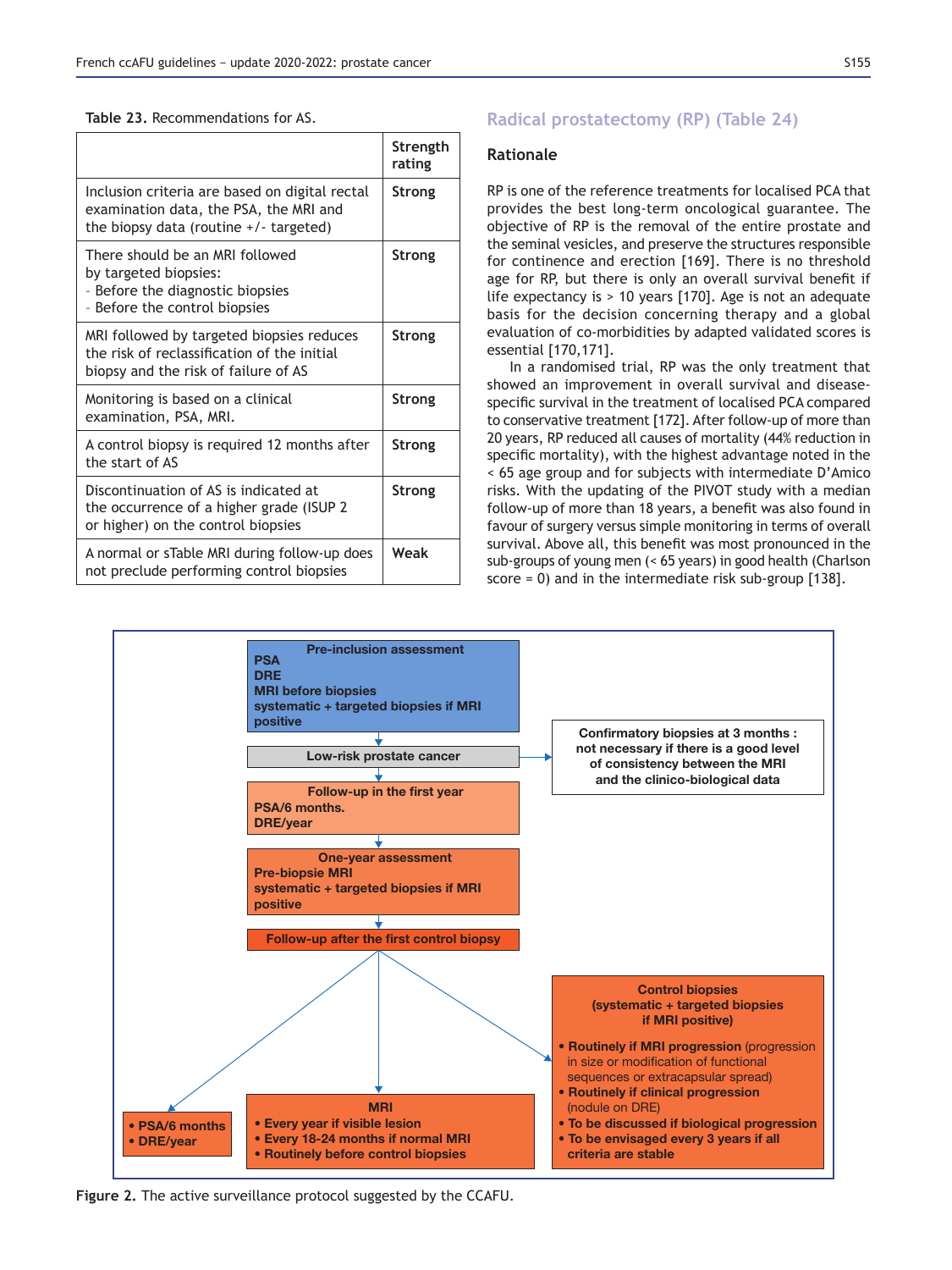Table 23. Recommendations for AS.

| | Strength rating |
|---|---|
| Inclusion criteria are based on digital rectal examination data, the PSA, the MRI and the biopsy data (routine +/- targeted) | Strong |
| There should be an MRI followed by targeted biopsies:<br>- Before the diagnostic biopsies<br>- Before the control biopsies | Strong |
| MRI followed by targeted biopsies reduces the risk of reclassification of the initial biopsy and the risk of failure of AS | Strong |
| Monitoring is based on a clinical examination, PSA, MRI. | Strong |
| A control biopsy is required 12 months after the start of AS | Strong |
| Discontinuation of AS is indicated at the occurrence of a higher grade (ISUP 2 or higher) on the control biopsies | Strong |
| A normal or sTable MRI during follow-up does not preclude performing control biopsies | Weak |

## Radical prostatectomy (RP) (Table 24)

### Rationale

RP is one of the reference treatments for localised PCA that provides the best long-term oncological guarantee. The objective of RP is the removal of the entire prostate and the seminal vesicles, and preserve the structures responsible for continence and erection [169]. There is no threshold age for RP, but there is only an overall survival benefit if life expectancy is > 10 years [170]. Age is not an adequate basis for the decision concerning therapy and a global evaluation of co-morbidities by adapted validated scores is essential [170,171].

In a randomised trial, RP was the only treatment that showed an improvement in overall survival and disease-specific survival in the treatment of localised PCA compared to conservative treatment [172]. After follow-up of more than 20 years, RP reduced all causes of mortality (44% reduction in specific mortality), with the highest advantage noted in the < 65 age group and for subjects with intermediate D'Amico risks. With the updating of the PIVOT study with a median follow-up of more than 18 years, a benefit was also found in favour of surgery versus simple monitoring in terms of overall survival. Above all, this benefit was most pronounced in the sub-groups of young men (< 65 years) in good health (Charlson score = 0) and in the intermediate risk sub-group [138].

**Pre-inclusion assessment**
PSA
DRE
MRI before biopsies
systematic + targeted biopsies if MRI positive

**Low-risk prostate cancer**

**Confirmatory biopsies at 3 months : not necessary if there is a good level of consistency between the MRI and the clinico-biological data**

**Follow-up in the first year**
PSA/6 months.
DRE/year

**One-year assessment**
Pre-biopsie MRI
systematic + targeted biopsies if MRI positive

**Follow-up after the first control biopsy**

- PSA/6 months
- DRE/year

**MRI**
- Every year if visible lesion
- Every 18-24 months if normal MRI
- Routinely before control biopsies

**Control biopsies (systematic + targeted biopsies if MRI positive)**
- **Routinely if MRI progression** (progression in size or modification of functional sequences or extracapsular spread)
- **Routinely if clinical progression** (nodule on DRE)
- **To be discussed if biological progression**
- **To be envisaged every 3 years if all criteria are stable**

**Figure 2.** The active surveillance protocol suggested by the CCAFU.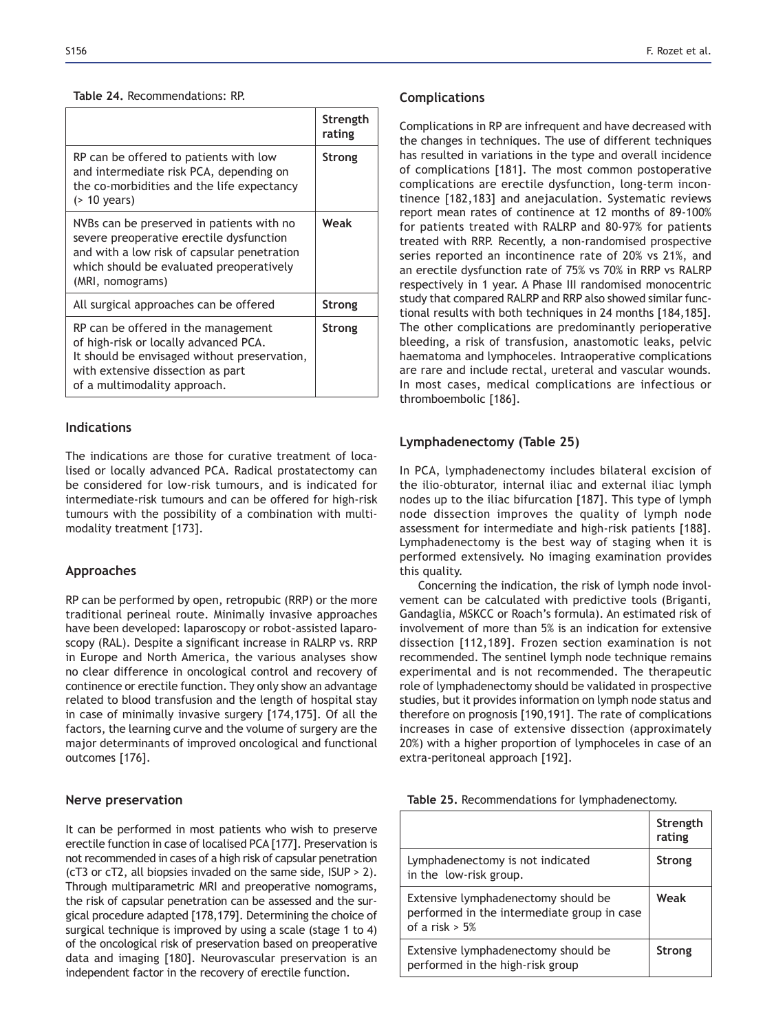**Table 24.** Recommendations: RP.

| | Strength rating |
|---|---|
| RP can be offered to patients with low and intermediate risk PCA, depending on the co-morbidities and the life expectancy (> 10 years) | **Strong** |
| NVBs can be preserved in patients with no severe preoperative erectile dysfunction and with a low risk of capsular penetration which should be evaluated preoperatively (MRI, nomograms) | **Weak** |
| All surgical approaches can be offered | **Strong** |
| RP can be offered in the management of high-risk or locally advanced PCA. It should be envisaged without preservation, with extensive dissection as part of a multimodality approach. | **Strong** |

## Indications

The indications are those for curative treatment of localised or locally advanced PCA. Radical prostatectomy can be considered for low-risk tumours, and is indicated for intermediate-risk tumours and can be offered for high-risk tumours with the possibility of a combination with multimodality treatment [173].

## Approaches

RP can be performed by open, retropubic (RRP) or the more traditional perineal route. Minimally invasive approaches have been developed: laparoscopy or robot-assisted laparoscopy (RAL). Despite a significant increase in RALRP vs. RRP in Europe and North America, the various analyses show no clear difference in oncological control and recovery of continence or erectile function. They only show an advantage related to blood transfusion and the length of hospital stay in case of minimally invasive surgery [174,175]. Of all the factors, the learning curve and the volume of surgery are the major determinants of improved oncological and functional outcomes [176].

## Nerve preservation

It can be performed in most patients who wish to preserve erectile function in case of localised PCA [177]. Preservation is not recommended in cases of a high risk of capsular penetration (cT3 or cT2, all biopsies invaded on the same side, ISUP > 2). Through multiparametric MRI and preoperative nomograms, the risk of capsular penetration can be assessed and the surgical procedure adapted [178,179]. Determining the choice of surgical technique is improved by using a scale (stage 1 to 4) of the oncological risk of preservation based on preoperative data and imaging [180]. Neurovascular preservation is an independent factor in the recovery of erectile function.

## Complications

Complications in RP are infrequent and have decreased with the changes in techniques. The use of different techniques has resulted in variations in the type and overall incidence of complications [181]. The most common postoperative complications are erectile dysfunction, long-term incontinence [182,183] and anejaculation. Systematic reviews report mean rates of continence at 12 months of 89-100% for patients treated with RALRP and 80-97% for patients treated with RRP. Recently, a non-randomised prospective series reported an incontinence rate of 20% vs 21%, and an erectile dysfunction rate of 75% vs 70% in RRP vs RALRP respectively in 1 year. A Phase III randomised monocentric study that compared RALRP and RRP also showed similar functional results with both techniques in 24 months [184,185]. The other complications are predominantly perioperative bleeding, a risk of transfusion, anastomotic leaks, pelvic haematoma and lymphoceles. Intraoperative complications are rare and include rectal, ureteral and vascular wounds. In most cases, medical complications are infectious or thromboembolic [186].

## Lymphadenectomy (Table 25)

In PCA, lymphadenectomy includes bilateral excision of the ilio-obturator, internal iliac and external iliac lymph nodes up to the iliac bifurcation [187]. This type of lymph node dissection improves the quality of lymph node assessment for intermediate and high-risk patients [188]. Lymphadenectomy is the best way of staging when it is performed extensively. No imaging examination provides this quality.

Concerning the indication, the risk of lymph node involvement can be calculated with predictive tools (Briganti, Gandaglia, MSKCC or Roach's formula). An estimated risk of involvement of more than 5% is an indication for extensive dissection [112,189]. Frozen section examination is not recommended. The sentinel lymph node technique remains experimental and is not recommended. The therapeutic role of lymphadenectomy should be validated in prospective studies, but it provides information on lymph node status and therefore on prognosis [190,191]. The rate of complications increases in case of extensive dissection (approximately 20%) with a higher proportion of lymphoceles in case of an extra-peritoneal approach [192].

**Table 25.** Recommendations for lymphadenectomy.

| | Strength rating |
|---|---|
| Lymphadenectomy is not indicated in the low-risk group. | **Strong** |
| Extensive lymphadenectomy should be performed in the intermediate group in case of a risk > 5% | **Weak** |
| Extensive lymphadenectomy should be performed in the high-risk group | **Strong** |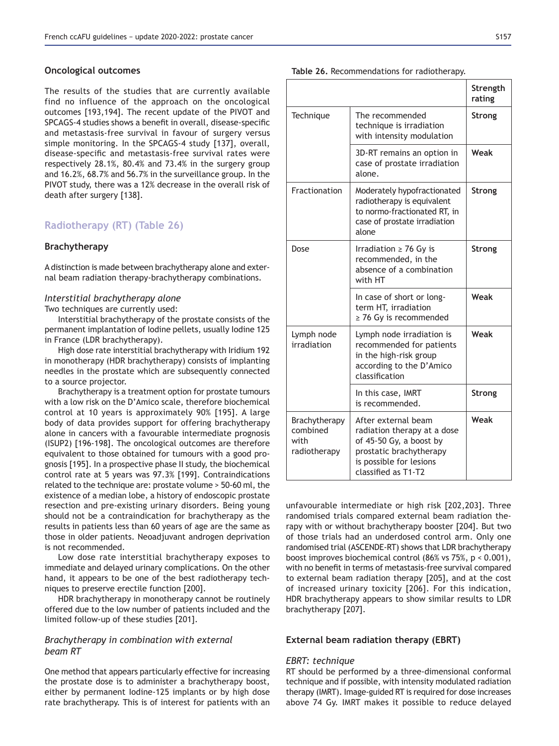### Oncological outcomes

The results of the studies that are currently available find no influence of the approach on the oncological outcomes [193,194]. The recent update of the PIVOT and SPCAGS-4 studies shows a benefit in overall, disease-specific and metastasis-free survival in favour of surgery versus simple monitoring. In the SPCAGS-4 study [137], overall, disease-specific and metastasis-free survival rates were respectively 28.1%, 80.4% and 73.4% in the surgery group and 16.2%, 68.7% and 56.7% in the surveillance group. In the PIVOT study, there was a 12% decrease in the overall risk of death after surgery [138].

## Radiotherapy (RT) (Table 26)

### Brachytherapy

A distinction is made between brachytherapy alone and external beam radiation therapy-brachytherapy combinations.

#### *Interstitial brachytherapy alone*

Two techniques are currently used:

Interstitial brachytherapy of the prostate consists of the permanent implantation of Iodine pellets, usually Iodine 125 in France (LDR brachytherapy).

High dose rate interstitial brachytherapy with Iridium 192 in monotherapy (HDR brachytherapy) consists of implanting needles in the prostate which are subsequently connected to a source projector.

Brachytherapy is a treatment option for prostate tumours with a low risk on the D'Amico scale, therefore biochemical control at 10 years is approximately 90% [195]. A large body of data provides support for offering brachytherapy alone in cancers with a favourable intermediate prognosis (ISUP2) [196-198]. The oncological outcomes are therefore equivalent to those obtained for tumours with a good prognosis [195]. In a prospective phase II study, the biochemical control rate at 5 years was 97.3% [199]. Contraindications related to the technique are: prostate volume > 50-60 ml, the existence of a median lobe, a history of endoscopic prostate resection and pre-existing urinary disorders. Being young should not be a contraindication for brachytherapy as the results in patients less than 60 years of age are the same as those in older patients. Neoadjuvant androgen deprivation is not recommended.

Low dose rate interstitial brachytherapy exposes to immediate and delayed urinary complications. On the other hand, it appears to be one of the best radiotherapy techniques to preserve erectile function [200].

HDR brachytherapy in monotherapy cannot be routinely offered due to the low number of patients included and the limited follow-up of these studies [201].

#### *Brachytherapy in combination with external beam RT*

One method that appears particularly effective for increasing the prostate dose is to administer a brachytherapy boost, either by permanent Iodine-125 implants or by high dose rate brachytherapy. This is of interest for patients with an unfavourable intermediate or high risk [202,203]. Three randomised trials compared external beam radiation therapy with or without brachytherapy booster [204]. But two of those trials had an underdosed control arm. Only one randomised trial (ASCENDE-RT) shows that LDR brachytherapy boost improves biochemical control (86% vs 75%, $p < 0.001$), with no benefit in terms of metastasis-free survival compared to external beam radiation therapy [205], and at the cost of increased urinary toxicity [206]. For this indication, HDR brachytherapy appears to show similar results to LDR brachytherapy [207].

**Table 26.** Recommendations for radiotherapy.

| | | Strength rating |
|---|---|---|
| Technique | The recommended technique is irradiation with intensity modulation | **Strong** |
| | 3D-RT remains an option in case of prostate irradiation alone. | **Weak** |
| Fractionation | Moderately hypofractionated radiotherapy is equivalent to normo-fractionated RT, in case of prostate irradiation alone | **Strong** |
| Dose | Irradiation ≥ 76 Gy is recommended, in the absence of a combination with HT | **Strong** |
| | In case of short or long-term HT, irradiation ≥ 76 Gy is recommended | **Weak** |
| Lymph node irradiation | Lymph node irradiation is recommended for patients in the high-risk group according to the D'Amico classification | **Weak** |
| | In this case, IMRT is recommended. | **Strong** |
| Brachytherapy combined with radiotherapy | After external beam radiation therapy at a dose of 45-50 Gy, a boost by prostatic brachytherapy is possible for lesions classified as T1-T2 | **Weak** |

### External beam radiation therapy (EBRT)

#### *EBRT: technique*

RT should be performed by a three-dimensional conformal technique and if possible, with intensity modulated radiation therapy (IMRT). Image-guided RT is required for dose increases above 74 Gy. IMRT makes it possible to reduce delayed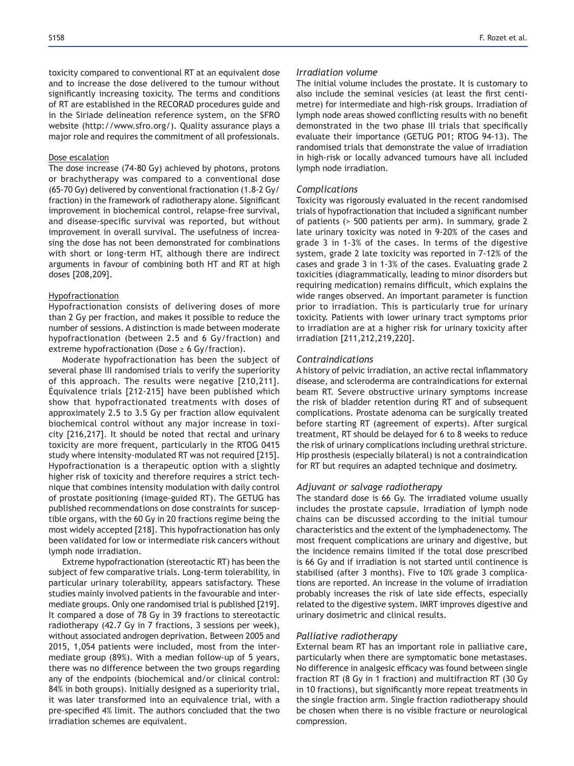toxicity compared to conventional RT at an equivalent dose and to increase the dose delivered to the tumour without significantly increasing toxicity. The terms and conditions of RT are established in the RECORAD procedures guide and in the Siriade delineation reference system, on the SFRO website (http://www.sfro.org/). Quality assurance plays a major role and requires the commitment of all professionals.

Dose escalation

The dose increase (74-80 Gy) achieved by photons, protons or brachytherapy was compared to a conventional dose (65-70 Gy) delivered by conventional fractionation (1.8-2 Gy/fraction) in the framework of radiotherapy alone. Significant improvement in biochemical control, relapse-free survival, and disease-specific survival was reported, but without improvement in overall survival. The usefulness of increasing the dose has not been demonstrated for combinations with short or long-term HT, although there are indirect arguments in favour of combining both HT and RT at high doses [208,209].

Hypofractionation

Hypofractionation consists of delivering doses of more than 2 Gy per fraction, and makes it possible to reduce the number of sessions. A distinction is made between moderate hypofractionation (between 2.5 and 6 Gy/fraction) and extreme hypofractionation (Dose ≥ 6 Gy/fraction).

Moderate hypofractionation has been the subject of several phase III randomised trials to verify the superiority of this approach. The results were negative [210,211]. Équivalence trials [212-215] have been published which show that hypofractionated treatments with doses of approximately 2.5 to 3.5 Gy per fraction allow equivalent biochemical control without any major increase in toxicity [216,217]. It should be noted that rectal and urinary toxicity are more frequent, particularly in the RTOG 0415 study where intensity-modulated RT was not required [215]. Hypofractionation is a therapeutic option with a slightly higher risk of toxicity and therefore requires a strict technique that combines intensity modulation with daily control of prostate positioning (image-guided RT). The GETUG has published recommendations on dose constraints for susceptible organs, with the 60 Gy in 20 fractions regime being the most widely accepted [218]. This hypofractionation has only been validated for low or intermediate risk cancers without lymph node irradiation.

Extreme hypofractionation (stereotactic RT) has been the subject of few comparative trials. Long-term tolerability, in particular urinary tolerability, appears satisfactory. These studies mainly involved patients in the favourable and intermediate groups. Only one randomised trial is published [219]. It compared a dose of 78 Gy in 39 fractions to stereotactic radiotherapy (42.7 Gy in 7 fractions, 3 sessions per week), without associated androgen deprivation. Between 2005 and 2015, 1,054 patients were included, most from the intermediate group (89%). With a median follow-up of 5 years, there was no difference between the two groups regarding any of the endpoints (biochemical and/or clinical control: 84% in both groups). Initially designed as a superiority trial, it was later transformed into an equivalence trial, with a pre-specified 4% limit. The authors concluded that the two irradiation schemes are equivalent.

*Irradiation volume*

The initial volume includes the prostate. It is customary to also include the seminal vesicles (at least the first centimetre) for intermediate and high-risk groups. Irradiation of lymph node areas showed conflicting results with no benefit demonstrated in the two phase III trials that specifically evaluate their importance (GETUG P01; RTOG 94-13). The randomised trials that demonstrate the value of irradiation in high-risk or locally advanced tumours have all included lymph node irradiation.

*Complications*

Toxicity was rigorously evaluated in the recent randomised trials of hypofractionation that included a significant number of patients (> 500 patients per arm). In summary, grade 2 late urinary toxicity was noted in 9-20% of the cases and grade 3 in 1-3% of the cases. In terms of the digestive system, grade 2 late toxicity was reported in 7-12% of the cases and grade 3 in 1-3% of the cases. Evaluating grade 2 toxicities (diagrammatically, leading to minor disorders but requiring medication) remains difficult, which explains the wide ranges observed. An important parameter is function prior to irradiation. This is particularly true for urinary toxicity. Patients with lower urinary tract symptoms prior to irradiation are at a higher risk for urinary toxicity after irradiation [211,212,219,220].

*Contraindications*

A history of pelvic irradiation, an active rectal inflammatory disease, and scleroderma are contraindications for external beam RT. Severe obstructive urinary symptoms increase the risk of bladder retention during RT and of subsequent complications. Prostate adenoma can be surgically treated before starting RT (agreement of experts). After surgical treatment, RT should be delayed for 6 to 8 weeks to reduce the risk of urinary complications including urethral stricture. Hip prosthesis (especially bilateral) is not a contraindication for RT but requires an adapted technique and dosimetry.

*Adjuvant or salvage radiotherapy*

The standard dose is 66 Gy. The irradiated volume usually includes the prostate capsule. Irradiation of lymph node chains can be discussed according to the initial tumour characteristics and the extent of the lymphadenectomy. The most frequent complications are urinary and digestive, but the incidence remains limited if the total dose prescribed is 66 Gy and if irradiation is not started until continence is stabilised (after 3 months). Five to 10% grade 3 complications are reported. An increase in the volume of irradiation probably increases the risk of late side effects, especially related to the digestive system. IMRT improves digestive and urinary dosimetric and clinical results.

*Palliative radiotherapy*

External beam RT has an important role in palliative care, particularly when there are symptomatic bone metastases. No difference in analgesic efficacy was found between single fraction RT (8 Gy in 1 fraction) and multifraction RT (30 Gy in 10 fractions), but significantly more repeat treatments in the single fraction arm. Single fraction radiotherapy should be chosen when there is no visible fracture or neurological compression.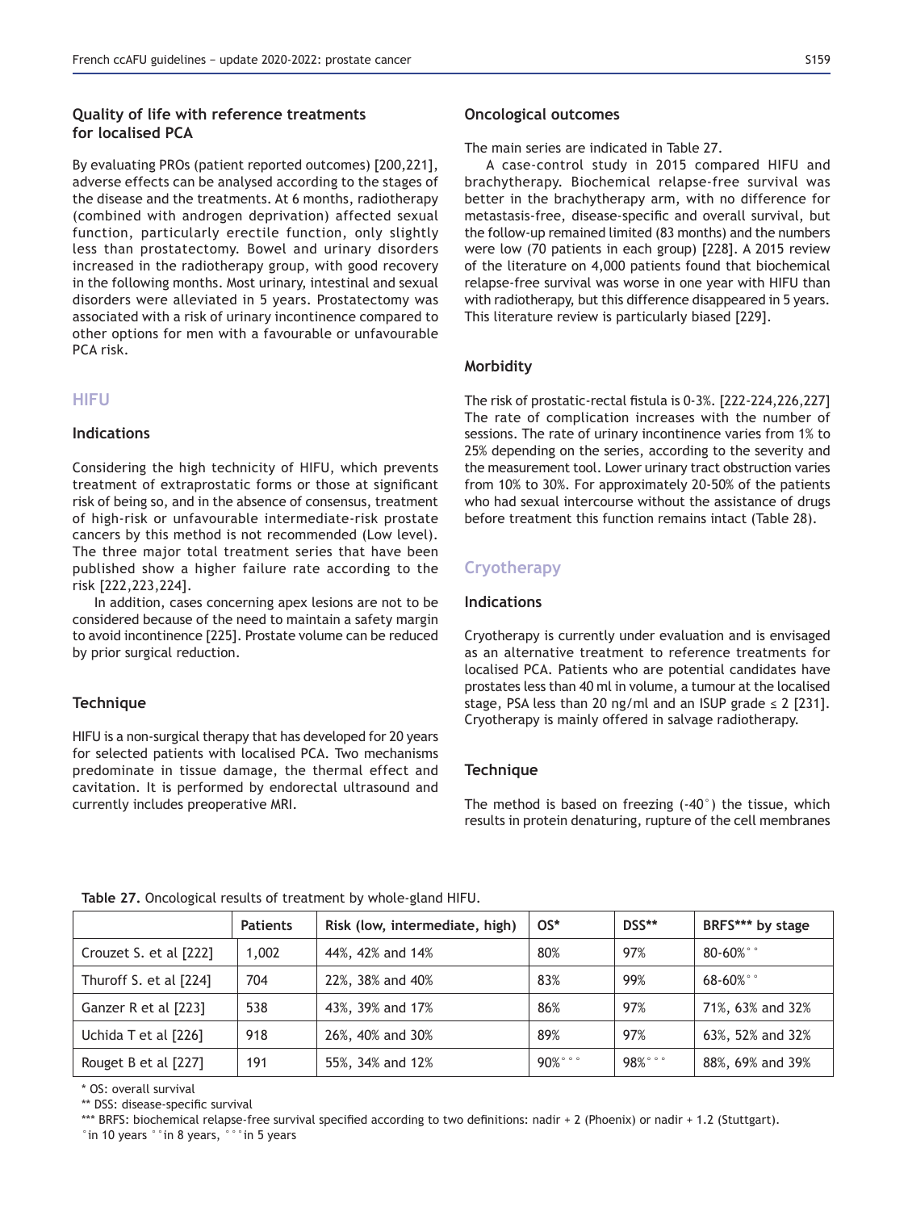### Quality of life with reference treatments for localised PCA

By evaluating PROs (patient reported outcomes) [200,221], adverse effects can be analysed according to the stages of the disease and the treatments. At 6 months, radiotherapy (combined with androgen deprivation) affected sexual function, particularly erectile function, only slightly less than prostatectomy. Bowel and urinary disorders increased in the radiotherapy group, with good recovery in the following months. Most urinary, intestinal and sexual disorders were alleviated in 5 years. Prostatectomy was associated with a risk of urinary incontinence compared to other options for men with a favourable or unfavourable PCA risk.

## HIFU

### Indications

Considering the high technicity of HIFU, which prevents treatment of extraprostatic forms or those at significant risk of being so, and in the absence of consensus, treatment of high-risk or unfavourable intermediate-risk prostate cancers by this method is not recommended (Low level). The three major total treatment series that have been published show a higher failure rate according to the risk [222,223,224].

In addition, cases concerning apex lesions are not to be considered because of the need to maintain a safety margin to avoid incontinence [225]. Prostate volume can be reduced by prior surgical reduction.

### Technique

HIFU is a non-surgical therapy that has developed for 20 years for selected patients with localised PCA. Two mechanisms predominate in tissue damage, the thermal effect and cavitation. It is performed by endorectal ultrasound and currently includes preoperative MRI.

### Oncological outcomes

The main series are indicated in Table 27.

A case-control study in 2015 compared HIFU and brachytherapy. Biochemical relapse-free survival was better in the brachytherapy arm, with no difference for metastasis-free, disease-specific and overall survival, but the follow-up remained limited (83 months) and the numbers were low (70 patients in each group) [228]. A 2015 review of the literature on 4,000 patients found that biochemical relapse-free survival was worse in one year with HIFU than with radiotherapy, but this difference disappeared in 5 years. This literature review is particularly biased [229].

### Morbidity

The risk of prostatic-rectal fistula is 0-3%. [222-224,226,227] The rate of complication increases with the number of sessions. The rate of urinary incontinence varies from 1% to 25% depending on the series, according to the severity and the measurement tool. Lower urinary tract obstruction varies from 10% to 30%. For approximately 20-50% of the patients who had sexual intercourse without the assistance of drugs before treatment this function remains intact (Table 28).

## Cryotherapy

### Indications

Cryotherapy is currently under evaluation and is envisaged as an alternative treatment to reference treatments for localised PCA. Patients who are potential candidates have prostates less than 40 ml in volume, a tumour at the localised stage, PSA less than 20 ng/ml and an ISUP grade ≤ 2 [231]. Cryotherapy is mainly offered in salvage radiotherapy.

### Technique

The method is based on freezing (-40°) the tissue, which results in protein denaturing, rupture of the cell membranes

**Table 27.** Oncological results of treatment by whole-gland HIFU.

| | Patients | Risk (low, intermediate, high) | OS* | DSS** | BRFS*** by stage |
|---|---|---|---|---|---|
| Crouzet S. et al [222] | 1,002 | 44%, 42% and 14% | 80% | 97% | 80-60%°° |
| Thuroff S. et al [224] | 704 | 22%, 38% and 40% | 83% | 99% | 68-60%°° |
| Ganzer R et al [223] | 538 | 43%, 39% and 17% | 86% | 97% | 71%, 63% and 32% |
| Uchida T et al [226] | 918 | 26%, 40% and 30% | 89% | 97% | 63%, 52% and 32% |
| Rouget B et al [227] | 191 | 55%, 34% and 12% | 90%°°° | 98%°°° | 88%, 69% and 39% |

\* OS: overall survival
** DSS: disease-specific survival
*** BRFS: biochemical relapse-free survival specified according to two definitions: nadir + 2 (Phoenix) or nadir + 1.2 (Stuttgart).
°in 10 years °°in 8 years, °°°in 5 years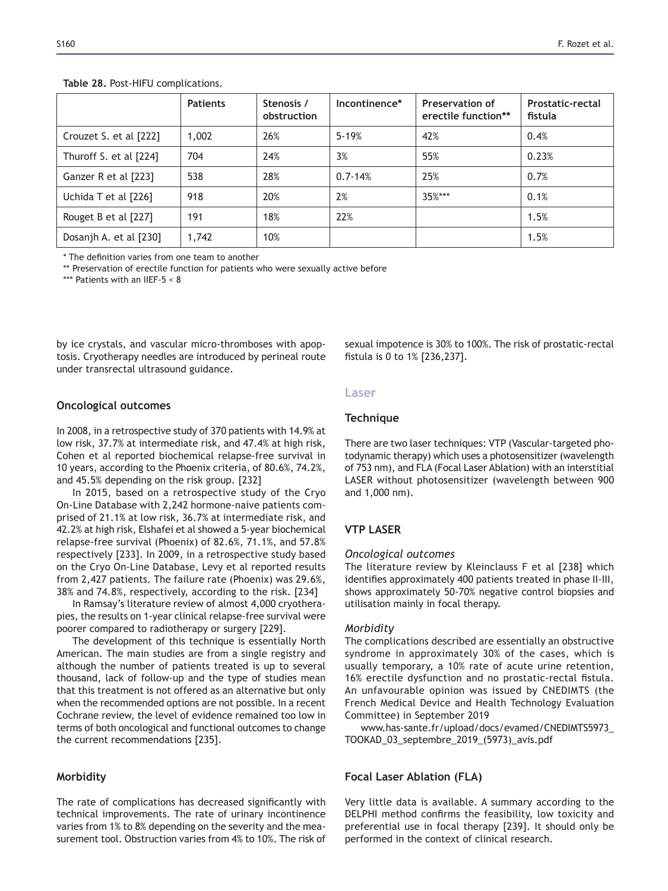**Table 28.** Post-HIFU complications.

| | Patients | Stenosis / obstruction | Incontinence* | Preservation of erectile function** | Prostatic-rectal fistula |
|---|---|---|---|---|---|
| Crouzet S. et al [222] | 1,002 | 26% | 5-19% | 42% | 0.4% |
| Thuroff S. et al [224] | 704 | 24% | 3% | 55% | 0.23% |
| Ganzer R et al [223] | 538 | 28% | 0.7-14% | 25% | 0.7% |
| Uchida T et al [226] | 918 | 20% | 2% | 35%*** | 0.1% |
| Rouget B et al [227] | 191 | 18% | 22% | | 1.5% |
| Dosanjh A. et al [230] | 1,742 | 10% | | | 1.5% |

\* The definition varies from one team to another

\*\* Preservation of erectile function for patients who were sexually active before

\*\*\* Patients with an IIEF-5 < 8

by ice crystals, and vascular micro-thromboses with apoptosis. Cryotherapy needles are introduced by perineal route under transrectal ultrasound guidance.

### Oncological outcomes

In 2008, in a retrospective study of 370 patients with 14.9% at low risk, 37.7% at intermediate risk, and 47.4% at high risk, Cohen et al reported biochemical relapse-free survival in 10 years, according to the Phoenix criteria, of 80.6%, 74.2%, and 45.5% depending on the risk group. [232]

In 2015, based on a retrospective study of the Cryo On-Line Database with 2,242 hormone-naive patients comprised of 21.1% at low risk, 36.7% at intermediate risk, and 42.2% at high risk, Elshafei et al showed a 5-year biochemical relapse-free survival (Phoenix) of 82.6%, 71.1%, and 57.8% respectively [233]. In 2009, in a retrospective study based on the Cryo On-Line Database, Levy et al reported results from 2,427 patients. The failure rate (Phoenix) was 29.6%, 38% and 74.8%, respectively, according to the risk. [234]

In Ramsay's literature review of almost 4,000 cryotherapies, the results on 1-year clinical relapse-free survival were poorer compared to radiotherapy or surgery [229].

The development of this technique is essentially North American. The main studies are from a single registry and although the number of patients treated is up to several thousand, lack of follow-up and the type of studies mean that this treatment is not offered as an alternative but only when the recommended options are not possible. In a recent Cochrane review, the level of evidence remained too low in terms of both oncological and functional outcomes to change the current recommendations [235].

### Morbidity

The rate of complications has decreased significantly with technical improvements. The rate of urinary incontinence varies from 1% to 8% depending on the severity and the measurement tool. Obstruction varies from 4% to 10%. The risk of sexual impotence is 30% to 100%. The risk of prostatic-rectal fistula is 0 to 1% [236,237].

## Laser

### Technique

There are two laser techniques: VTP (Vascular-targeted photodynamic therapy) which uses a photosensitizer (wavelength of 753 nm), and FLA (Focal Laser Ablation) with an interstitial LASER without photosensitizer (wavelength between 900 and 1,000 nm).

### VTP LASER

*Oncological outcomes*

The literature review by Kleinclauss F et al [238] which identifies approximately 400 patients treated in phase II-III, shows approximately 50-70% negative control biopsies and utilisation mainly in focal therapy.

*Morbidity*

The complications described are essentially an obstructive syndrome in approximately 30% of the cases, which is usually temporary, a 10% rate of acute urine retention, 16% erectile dysfunction and no prostatic-rectal fistula. An unfavourable opinion was issued by CNEDIMTS (the French Medical Device and Health Technology Evaluation Committee) in September 2019

www.has-sante.fr/upload/docs/evamed/CNEDIMTS5973_TOOKAD_03_septembre_2019_(5973)_avis.pdf

### Focal Laser Ablation (FLA)

Very little data is available. A summary according to the DELPHI method confirms the feasibility, low toxicity and preferential use in focal therapy [239]. It should only be performed in the context of clinical research.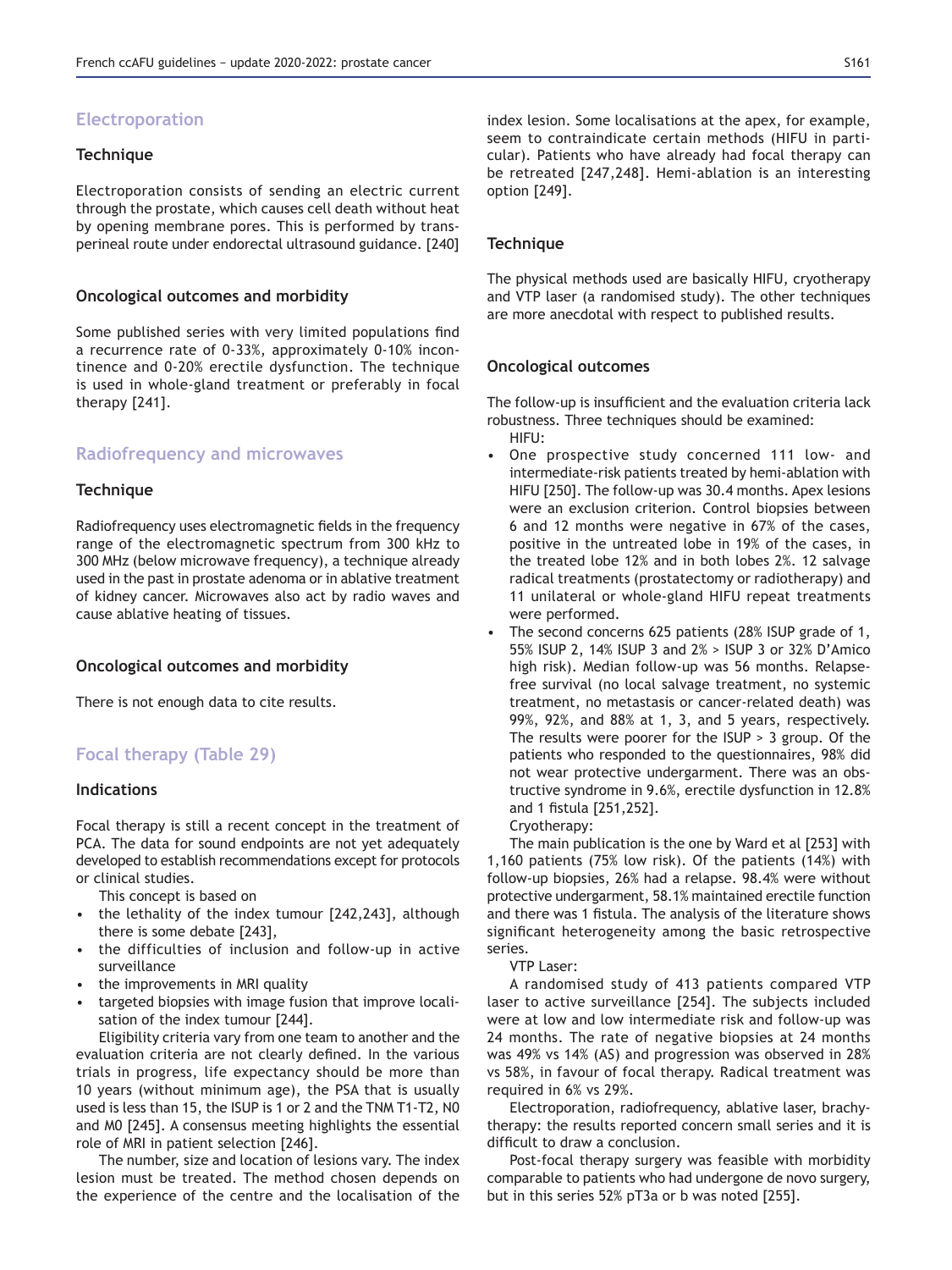## Electroporation

### Technique

Electroporation consists of sending an electric current through the prostate, which causes cell death without heat by opening membrane pores. This is performed by transperineal route under endorectal ultrasound guidance. [240]

### Oncological outcomes and morbidity

Some published series with very limited populations find a recurrence rate of 0-33%, approximately 0-10% incontinence and 0-20% erectile dysfunction. The technique is used in whole-gland treatment or preferably in focal therapy [241].

## Radiofrequency and microwaves

### Technique

Radiofrequency uses electromagnetic fields in the frequency range of the electromagnetic spectrum from 300 kHz to 300 MHz (below microwave frequency), a technique already used in the past in prostate adenoma or in ablative treatment of kidney cancer. Microwaves also act by radio waves and cause ablative heating of tissues.

### Oncological outcomes and morbidity

There is not enough data to cite results.

## Focal therapy (Table 29)

### Indications

Focal therapy is still a recent concept in the treatment of PCA. The data for sound endpoints are not yet adequately developed to establish recommendations except for protocols or clinical studies.

This concept is based on

- the lethality of the index tumour [242,243], although there is some debate [243],
- the difficulties of inclusion and follow-up in active surveillance
- the improvements in MRI quality
- targeted biopsies with image fusion that improve localisation of the index tumour [244].

Eligibility criteria vary from one team to another and the evaluation criteria are not clearly defined. In the various trials in progress, life expectancy should be more than 10 years (without minimum age), the PSA that is usually used is less than 15, the ISUP is 1 or 2 and the TNM T1-T2, N0 and M0 [245]. A consensus meeting highlights the essential role of MRI in patient selection [246].

The number, size and location of lesions vary. The index lesion must be treated. The method chosen depends on the experience of the centre and the localisation of the index lesion. Some localisations at the apex, for example, seem to contraindicate certain methods (HIFU in particular). Patients who have already had focal therapy can be retreated [247,248]. Hemi-ablation is an interesting option [249].

### Technique

The physical methods used are basically HIFU, cryotherapy and VTP laser (a randomised study). The other techniques are more anecdotal with respect to published results.

### Oncological outcomes

The follow-up is insufficient and the evaluation criteria lack robustness. Three techniques should be examined:

HIFU:

- One prospective study concerned 111 low- and intermediate-risk patients treated by hemi-ablation with HIFU [250]. The follow-up was 30.4 months. Apex lesions were an exclusion criterion. Control biopsies between 6 and 12 months were negative in 67% of the cases, positive in the untreated lobe in 19% of the cases, in the treated lobe 12% and in both lobes 2%. 12 salvage radical treatments (prostatectomy or radiotherapy) and 11 unilateral or whole-gland HIFU repeat treatments were performed.
- The second concerns 625 patients (28% ISUP grade of 1, 55% ISUP 2, 14% ISUP 3 and 2% > ISUP 3 or 32% D'Amico high risk). Median follow-up was 56 months. Relapse-free survival (no local salvage treatment, no systemic treatment, no metastasis or cancer-related death) was 99%, 92%, and 88% at 1, 3, and 5 years, respectively. The results were poorer for the ISUP > 3 group. Of the patients who responded to the questionnaires, 98% did not wear protective undergarment. There was an obstructive syndrome in 9.6%, erectile dysfunction in 12.8% and 1 fistula [251,252].

Cryotherapy:

The main publication is the one by Ward et al [253] with 1,160 patients (75% low risk). Of the patients (14%) with follow-up biopsies, 26% had a relapse. 98.4% were without protective undergarment, 58.1% maintained erectile function and there was 1 fistula. The analysis of the literature shows significant heterogeneity among the basic retrospective series.

VTP Laser:

A randomised study of 413 patients compared VTP laser to active surveillance [254]. The subjects included were at low and low intermediate risk and follow-up was 24 months. The rate of negative biopsies at 24 months was 49% vs 14% (AS) and progression was observed in 28% vs 58%, in favour of focal therapy. Radical treatment was required in 6% vs 29%.

Electroporation, radiofrequency, ablative laser, brachytherapy: the results reported concern small series and it is difficult to draw a conclusion.

Post-focal therapy surgery was feasible with morbidity comparable to patients who had undergone de novo surgery, but in this series 52% pT3a or b was noted [255].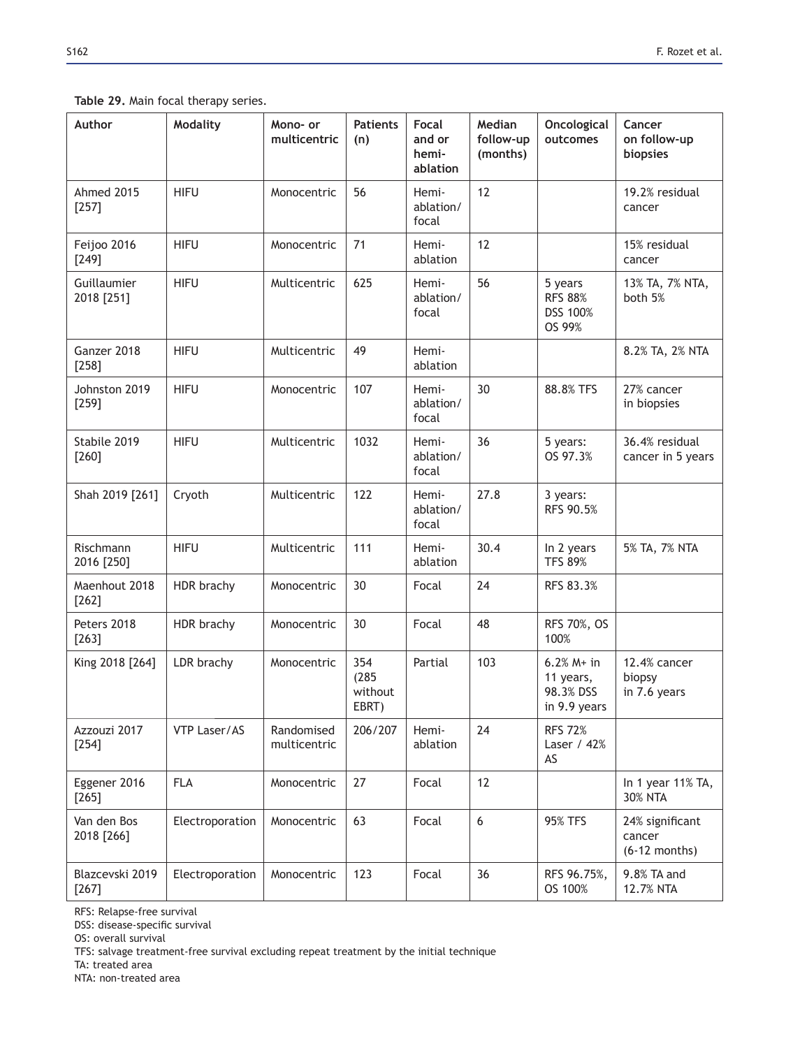**Table 29.** Main focal therapy series.

| Author | Modality | Mono- or multicentric | Patients (n) | Focal and or hemi-ablation | Median follow-up (months) | Oncological outcomes | Cancer on follow-up biopsies |
|---|---|---|---|---|---|---|---|
| Ahmed 2015 [257] | HIFU | Monocentric | 56 | Hemi-ablation/ focal | 12 | | 19.2% residual cancer |
| Feijoo 2016 [249] | HIFU | Monocentric | 71 | Hemi-ablation | 12 | | 15% residual cancer |
| Guillaumier 2018 [251] | HIFU | Multicentric | 625 | Hemi-ablation/ focal | 56 | 5 years RFS 88% DSS 100% OS 99% | 13% TA, 7% NTA, both 5% |
| Ganzer 2018 [258] | HIFU | Multicentric | 49 | Hemi-ablation | | | 8.2% TA, 2% NTA |
| Johnston 2019 [259] | HIFU | Monocentric | 107 | Hemi-ablation/ focal | 30 | 88.8% TFS | 27% cancer in biopsies |
| Stabile 2019 [260] | HIFU | Multicentric | 1032 | Hemi-ablation/ focal | 36 | 5 years: OS 97.3% | 36.4% residual cancer in 5 years |
| Shah 2019 [261] | Cryoth | Multicentric | 122 | Hemi-ablation/ focal | 27.8 | 3 years: RFS 90.5% | |
| Rischmann 2016 [250] | HIFU | Multicentric | 111 | Hemi-ablation | 30.4 | In 2 years TFS 89% | 5% TA, 7% NTA |
| Maenhout 2018 [262] | HDR brachy | Monocentric | 30 | Focal | 24 | RFS 83.3% | |
| Peters 2018 [263] | HDR brachy | Monocentric | 30 | Focal | 48 | RFS 70%, OS 100% | |
| King 2018 [264] | LDR brachy | Monocentric | 354 (285 without EBRT) | Partial | 103 | 6.2% M+ in 11 years, 98.3% DSS in 9.9 years | 12.4% cancer biopsy in 7.6 years |
| Azzouzi 2017 [254] | VTP Laser/AS | Randomised multicentric | 206/207 | Hemi-ablation | 24 | RFS 72% Laser / 42% AS | |
| Eggener 2016 [265] | FLA | Monocentric | 27 | Focal | 12 | | In 1 year 11% TA, 30% NTA |
| Van den Bos 2018 [266] | Electroporation | Monocentric | 63 | Focal | 6 | 95% TFS | 24% significant cancer (6-12 months) |
| Blazcevski 2019 [267] | Electroporation | Monocentric | 123 | Focal | 36 | RFS 96.75%, OS 100% | 9.8% TA and 12.7% NTA |

RFS: Relapse-free survival
DSS: disease-specific survival
OS: overall survival
TFS: salvage treatment-free survival excluding repeat treatment by the initial technique
TA: treated area
NTA: non-treated area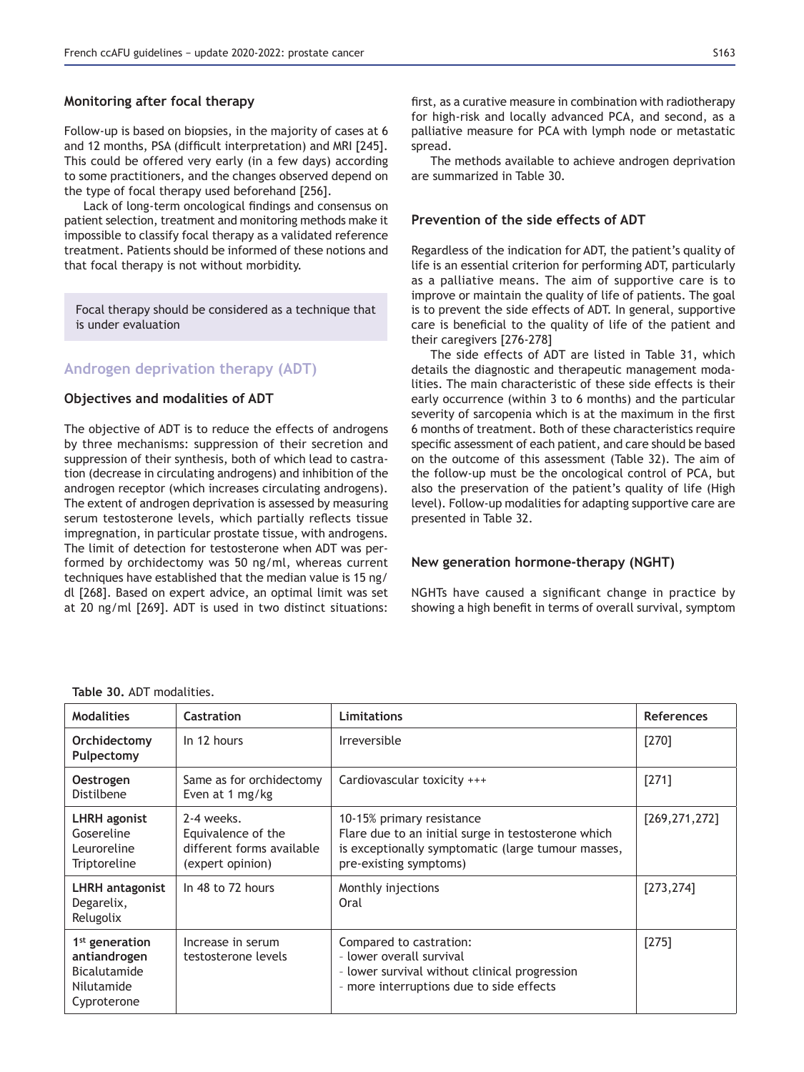### Monitoring after focal therapy

Follow-up is based on biopsies, in the majority of cases at 6 and 12 months, PSA (difficult interpretation) and MRI [245]. This could be offered very early (in a few days) according to some practitioners, and the changes observed depend on the type of focal therapy used beforehand [256].

Lack of long-term oncological findings and consensus on patient selection, treatment and monitoring methods make it impossible to classify focal therapy as a validated reference treatment. Patients should be informed of these notions and that focal therapy is not without morbidity.

> Focal therapy should be considered as a technique that is under evaluation

## Androgen deprivation therapy (ADT)

### Objectives and modalities of ADT

The objective of ADT is to reduce the effects of androgens by three mechanisms: suppression of their secretion and suppression of their synthesis, both of which lead to castration (decrease in circulating androgens) and inhibition of the androgen receptor (which increases circulating androgens). The extent of androgen deprivation is assessed by measuring serum testosterone levels, which partially reflects tissue impregnation, in particular prostate tissue, with androgens. The limit of detection for testosterone when ADT was performed by orchidectomy was 50 ng/ml, whereas current techniques have established that the median value is 15 ng/dl [268]. Based on expert advice, an optimal limit was set at 20 ng/ml [269]. ADT is used in two distinct situations: first, as a curative measure in combination with radiotherapy for high-risk and locally advanced PCA, and second, as a palliative measure for PCA with lymph node or metastatic spread.

The methods available to achieve androgen deprivation are summarized in Table 30.

### Prevention of the side effects of ADT

Regardless of the indication for ADT, the patient's quality of life is an essential criterion for performing ADT, particularly as a palliative means. The aim of supportive care is to improve or maintain the quality of life of patients. The goal is to prevent the side effects of ADT. In general, supportive care is beneficial to the quality of life of the patient and their caregivers [276-278]

The side effects of ADT are listed in Table 31, which details the diagnostic and therapeutic management modalities. The main characteristic of these side effects is their early occurrence (within 3 to 6 months) and the particular severity of sarcopenia which is at the maximum in the first 6 months of treatment. Both of these characteristics require specific assessment of each patient, and care should be based on the outcome of this assessment (Table 32). The aim of the follow-up must be the oncological control of PCA, but also the preservation of the patient's quality of life (High level). Follow-up modalities for adapting supportive care are presented in Table 32.

### New generation hormone-therapy (NGHT)

NGHTs have caused a significant change in practice by showing a high benefit in terms of overall survival, symptom

**Table 30.** ADT modalities.

| Modalities | Castration | Limitations | References |
|---|---|---|---|
| **Orchidectomy**<br>**Pulpectomy** | In 12 hours | Irreversible | [270] |
| **Oestrogen**<br>Distilbene | Same as for orchidectomy<br>Even at 1 mg/kg | Cardiovascular toxicity +++ | [271] |
| **LHRH agonist**<br>Gosereline<br>Leuroreline<br>Triptoreline | 2-4 weeks.<br>Equivalence of the different forms available (expert opinion) | 10-15% primary resistance<br>Flare due to an initial surge in testosterone which is exceptionally symptomatic (large tumour masses, pre-existing symptoms) | [269,271,272] |
| **LHRH antagonist**<br>Degarelix,<br>Relugolix | In 48 to 72 hours | Monthly injections<br>Oral | [273,274] |
| **1st generation antiandrogen**<br>Bicalutamide<br>Nilutamide<br>Cyproterone | Increase in serum testosterone levels | Compared to castration:<br>- lower overall survival<br>- lower survival without clinical progression<br>- more interruptions due to side effects | [275] |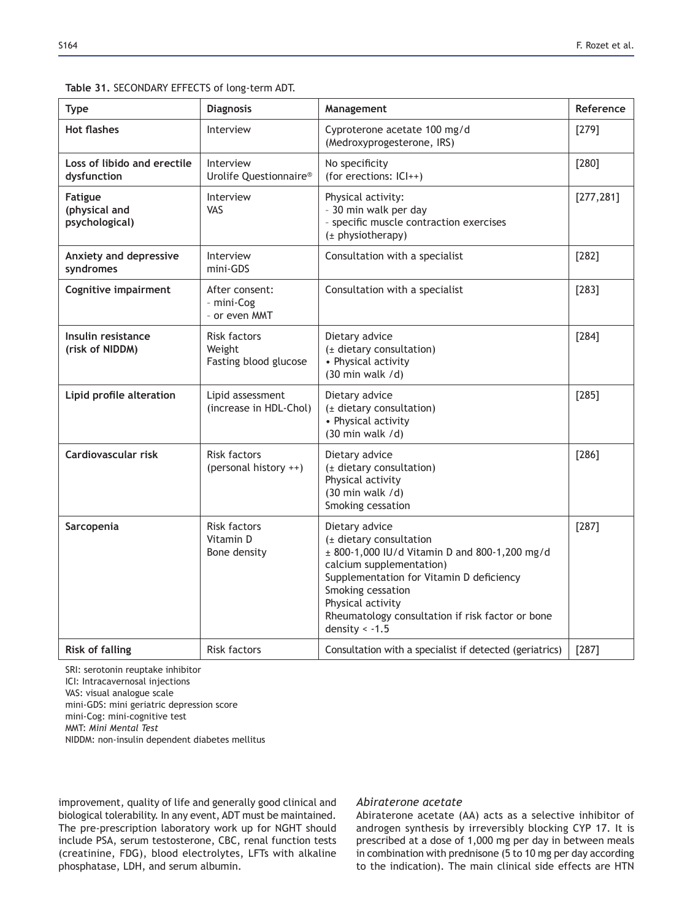**Table 31.** SECONDARY EFFECTS of long-term ADT.

| Type | Diagnosis | Management | Reference |
|---|---|---|---|
| **Hot flashes** | Interview | Cyproterone acetate 100 mg/d (Medroxyprogesterone, IRS) | [279] |
| **Loss of libido and erectile dysfunction** | Interview<br>Urolife Questionnaire® | No specificity<br>(for erections: ICI++) | [280] |
| **Fatigue (physical and psychological)** | Interview<br>VAS | Physical activity:<br>- 30 min walk per day<br>- specific muscle contraction exercises<br>(± physiotherapy) | [277,281] |
| **Anxiety and depressive syndromes** | Interview<br>mini-GDS | Consultation with a specialist | [282] |
| **Cognitive impairment** | After consent:<br>- mini-Cog<br>- or even MMT | Consultation with a specialist | [283] |
| **Insulin resistance (risk of NIDDM)** | Risk factors<br>Weight<br>Fasting blood glucose | Dietary advice<br>(± dietary consultation)<br>• Physical activity<br>(30 min walk /d) | [284] |
| **Lipid profile alteration** | Lipid assessment<br>(increase in HDL-Chol) | Dietary advice<br>(± dietary consultation)<br>• Physical activity<br>(30 min walk /d) | [285] |
| **Cardiovascular risk** | Risk factors<br>(personal history ++) | Dietary advice<br>(± dietary consultation)<br>Physical activity<br>(30 min walk /d)<br>Smoking cessation | [286] |
| **Sarcopenia** | Risk factors<br>Vitamin D<br>Bone density | Dietary advice<br>(± dietary consultation<br>± 800-1,000 IU/d Vitamin D and 800-1,200 mg/d calcium supplementation)<br>Supplementation for Vitamin D deficiency<br>Smoking cessation<br>Physical activity<br>Rheumatology consultation if risk factor or bone density < -1.5 | [287] |
| **Risk of falling** | Risk factors | Consultation with a specialist if detected (geriatrics) | [287] |

SRI: serotonin reuptake inhibitor
ICI: Intracavernosal injections
VAS: visual analogue scale
mini-GDS: mini geriatric depression score
mini-Cog: mini-cognitive test
MMT: *Mini Mental Test*
NIDDM: non-insulin dependent diabetes mellitus

improvement, quality of life and generally good clinical and biological tolerability. In any event, ADT must be maintained. The pre-prescription laboratory work up for NGHT should include PSA, serum testosterone, CBC, renal function tests (creatinine, FDG), blood electrolytes, LFTs with alkaline phosphatase, LDH, and serum albumin.

### *Abiraterone acetate*

Abiraterone acetate (AA) acts as a selective inhibitor of androgen synthesis by irreversibly blocking CYP 17. It is prescribed at a dose of 1,000 mg per day in between meals in combination with prednisone (5 to 10 mg per day according to the indication). The main clinical side effects are HTN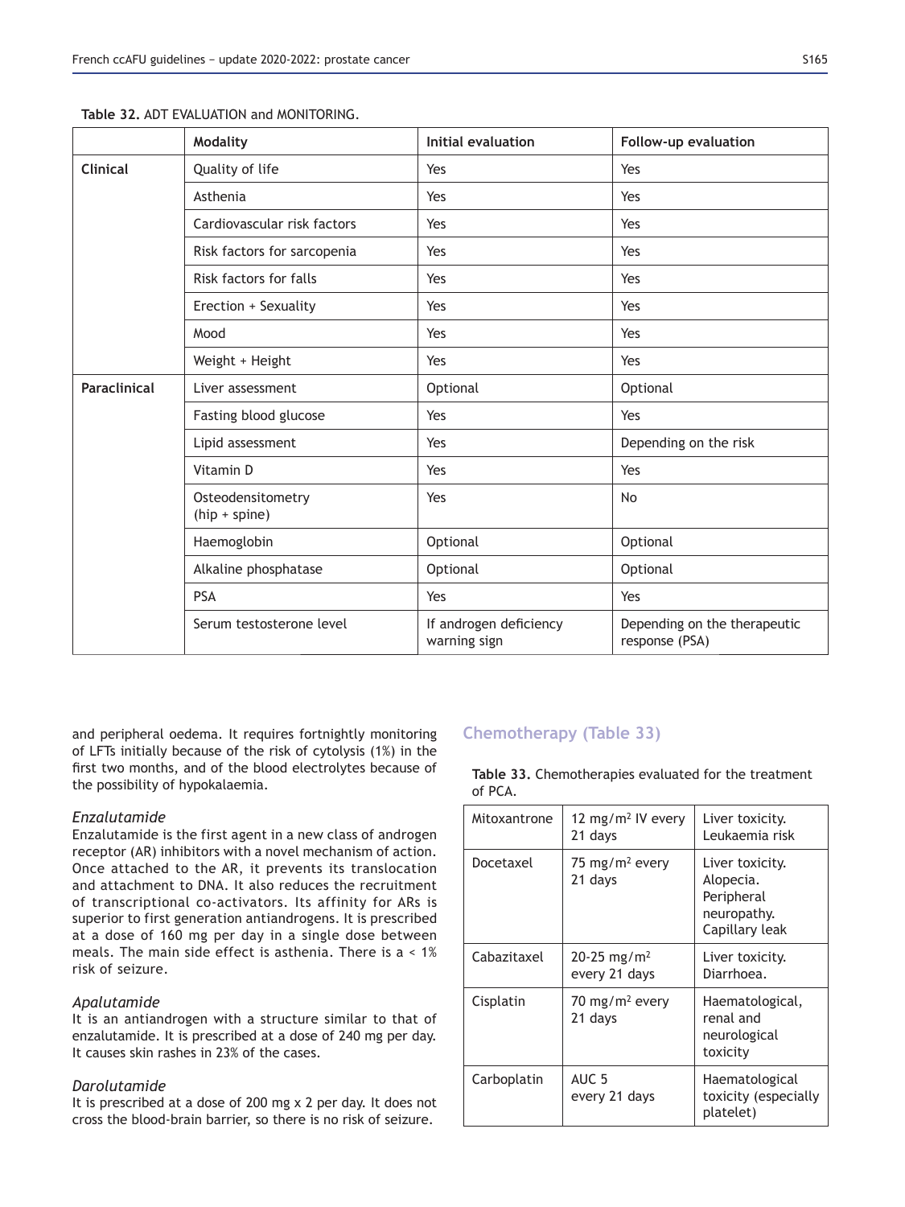**Table 32.** ADT EVALUATION and MONITORING.

| | Modality | Initial evaluation | Follow-up evaluation |
|---|---|---|---|
| **Clinical** | Quality of life | Yes | Yes |
| | Asthenia | Yes | Yes |
| | Cardiovascular risk factors | Yes | Yes |
| | Risk factors for sarcopenia | Yes | Yes |
| | Risk factors for falls | Yes | Yes |
| | Erection + Sexuality | Yes | Yes |
| | Mood | Yes | Yes |
| | Weight + Height | Yes | Yes |
| **Paraclinical** | Liver assessment | Optional | Optional |
| | Fasting blood glucose | Yes | Yes |
| | Lipid assessment | Yes | Depending on the risk |
| | Vitamin D | Yes | Yes |
| | Osteodensitometry (hip + spine) | Yes | No |
| | Haemoglobin | Optional | Optional |
| | Alkaline phosphatase | Optional | Optional |
| | PSA | Yes | Yes |
| | Serum testosterone level | If androgen deficiency warning sign | Depending on the therapeutic response (PSA) |

and peripheral oedema. It requires fortnightly monitoring of LFTs initially because of the risk of cytolysis (1%) in the first two months, and of the blood electrolytes because of the possibility of hypokalaemia.

### *Enzalutamide*

Enzalutamide is the first agent in a new class of androgen receptor (AR) inhibitors with a novel mechanism of action. Once attached to the AR, it prevents its translocation and attachment to DNA. It also reduces the recruitment of transcriptional co-activators. Its affinity for ARs is superior to first generation antiandrogens. It is prescribed at a dose of 160 mg per day in a single dose between meals. The main side effect is asthenia. There is a < 1% risk of seizure.

### *Apalutamide*

It is an antiandrogen with a structure similar to that of enzalutamide. It is prescribed at a dose of 240 mg per day. It causes skin rashes in 23% of the cases.

### *Darolutamide*

It is prescribed at a dose of 200 mg x 2 per day. It does not cross the blood-brain barrier, so there is no risk of seizure.

## Chemotherapy (Table 33)

**Table 33.** Chemotherapies evaluated for the treatment of PCA.

| | | |
|---|---|---|
| Mitoxantrone | 12 mg/m$^2$ IV every 21 days | Liver toxicity. Leukaemia risk |
| Docetaxel | 75 mg/m$^2$ every 21 days | Liver toxicity. Alopecia. Peripheral neuropathy. Capillary leak |
| Cabazitaxel | 20-25 mg/m$^2$ every 21 days | Liver toxicity. Diarrhoea. |
| Cisplatin | 70 mg/m$^2$ every 21 days | Haematological, renal and neurological toxicity |
| Carboplatin | AUC 5 every 21 days | Haematological toxicity (especially platelet) |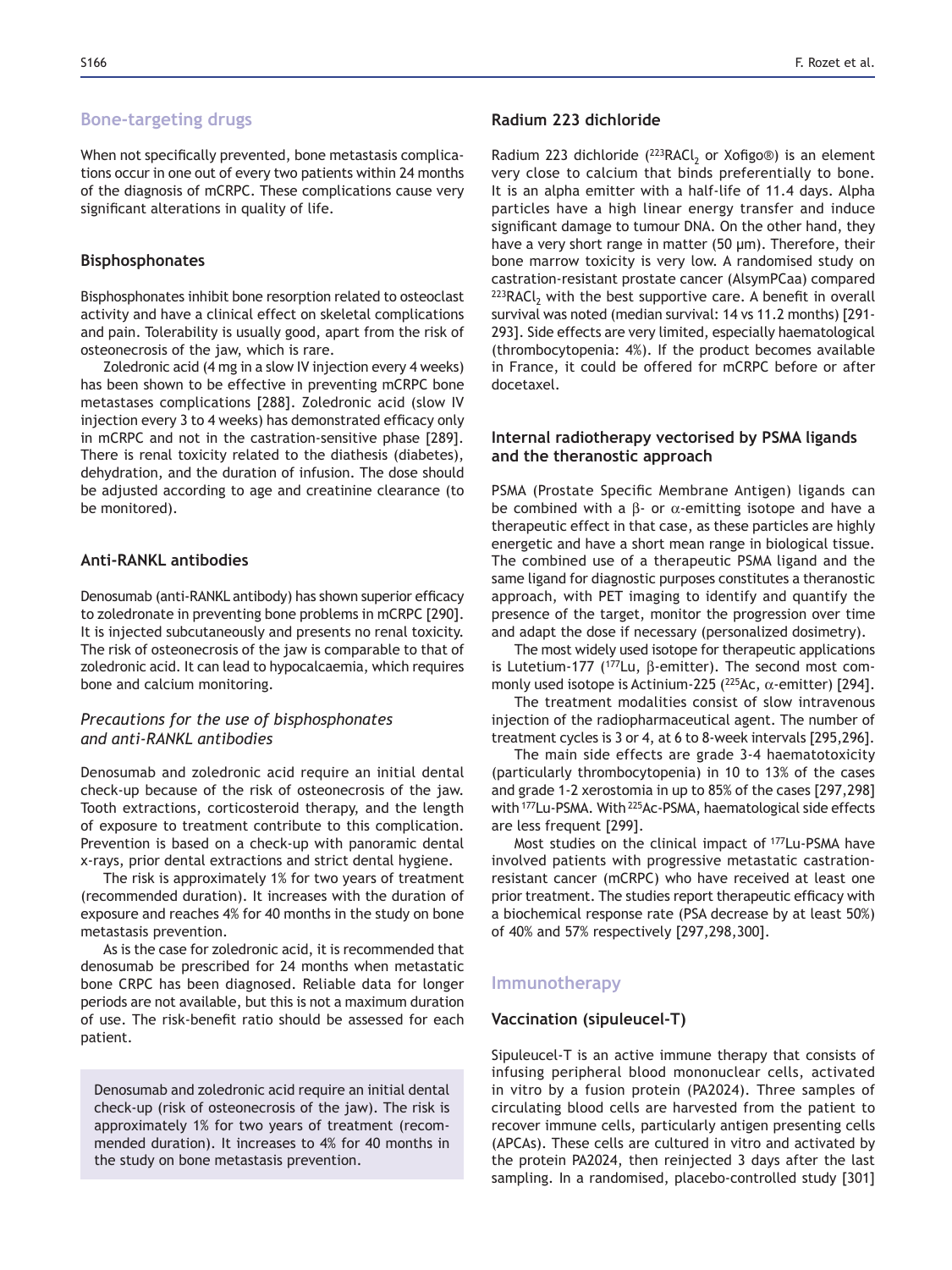## Bone-targeting drugs

When not specifically prevented, bone metastasis complications occur in one out of every two patients within 24 months of the diagnosis of mCRPC. These complications cause very significant alterations in quality of life.

### Bisphosphonates

Bisphosphonates inhibit bone resorption related to osteoclast activity and have a clinical effect on skeletal complications and pain. Tolerability is usually good, apart from the risk of osteonecrosis of the jaw, which is rare.

Zoledronic acid (4 mg in a slow IV injection every 4 weeks) has been shown to be effective in preventing mCRPC bone metastases complications [288]. Zoledronic acid (slow IV injection every 3 to 4 weeks) has demonstrated efficacy only in mCRPC and not in the castration-sensitive phase [289]. There is renal toxicity related to the diathesis (diabetes), dehydration, and the duration of infusion. The dose should be adjusted according to age and creatinine clearance (to be monitored).

### Anti-RANKL antibodies

Denosumab (anti-RANKL antibody) has shown superior efficacy to zoledronate in preventing bone problems in mCRPC [290]. It is injected subcutaneously and presents no renal toxicity. The risk of osteonecrosis of the jaw is comparable to that of zoledronic acid. It can lead to hypocalcaemia, which requires bone and calcium monitoring.

#### *Precautions for the use of bisphosphonates and anti-RANKL antibodies*

Denosumab and zoledronic acid require an initial dental check-up because of the risk of osteonecrosis of the jaw. Tooth extractions, corticosteroid therapy, and the length of exposure to treatment contribute to this complication. Prevention is based on a check-up with panoramic dental x-rays, prior dental extractions and strict dental hygiene.

The risk is approximately 1% for two years of treatment (recommended duration). It increases with the duration of exposure and reaches 4% for 40 months in the study on bone metastasis prevention.

As is the case for zoledronic acid, it is recommended that denosumab be prescribed for 24 months when metastatic bone CRPC has been diagnosed. Reliable data for longer periods are not available, but this is not a maximum duration of use. The risk-benefit ratio should be assessed for each patient.

> Denosumab and zoledronic acid require an initial dental check-up (risk of osteonecrosis of the jaw). The risk is approximately 1% for two years of treatment (recommended duration). It increases to 4% for 40 months in the study on bone metastasis prevention.

### Radium 223 dichloride

Radium 223 dichloride ($^{223}RACl_2$ or Xofigo®) is an element very close to calcium that binds preferentially to bone. It is an alpha emitter with a half-life of 11.4 days. Alpha particles have a high linear energy transfer and induce significant damage to tumour DNA. On the other hand, they have a very short range in matter (50 μm). Therefore, their bone marrow toxicity is very low. A randomised study on castration-resistant prostate cancer (AlsymPCaa) compared $^{223}RACl_2$ with the best supportive care. A benefit in overall survival was noted (median survival: 14 vs 11.2 months) [291-293]. Side effects are very limited, especially haematological (thrombocytopenia: 4%). If the product becomes available in France, it could be offered for mCRPC before or after docetaxel.

### Internal radiotherapy vectorised by PSMA ligands and the theranostic approach

PSMA (Prostate Specific Membrane Antigen) ligands can be combined with a β- or α-emitting isotope and have a therapeutic effect in that case, as these particles are highly energetic and have a short mean range in biological tissue. The combined use of a therapeutic PSMA ligand and the same ligand for diagnostic purposes constitutes a theranostic approach, with PET imaging to identify and quantify the presence of the target, monitor the progression over time and adapt the dose if necessary (personalized dosimetry).

The most widely used isotope for therapeutic applications is Lutetium-177 ($^{177}Lu$, β-emitter). The second most commonly used isotope is Actinium-225 ($^{225}Ac$, α-emitter) [294].

The treatment modalities consist of slow intravenous injection of the radiopharmaceutical agent. The number of treatment cycles is 3 or 4, at 6 to 8-week intervals [295,296].

The main side effects are grade 3-4 haematotoxicity (particularly thrombocytopenia) in 10 to 13% of the cases and grade 1-2 xerostomia in up to 85% of the cases [297,298] with $^{177}Lu$-PSMA. With $^{225}Ac$-PSMA, haematological side effects are less frequent [299].

Most studies on the clinical impact of $^{177}Lu$-PSMA have involved patients with progressive metastatic castration-resistant cancer (mCRPC) who have received at least one prior treatment. The studies report therapeutic efficacy with a biochemical response rate (PSA decrease by at least 50%) of 40% and 57% respectively [297,298,300].

## Immunotherapy

### Vaccination (sipuleucel-T)

Sipuleucel-T is an active immune therapy that consists of infusing peripheral blood mononuclear cells, activated in vitro by a fusion protein (PA2024). Three samples of circulating blood cells are harvested from the patient to recover immune cells, particularly antigen presenting cells (APCAs). These cells are cultured in vitro and activated by the protein PA2024, then reinjected 3 days after the last sampling. In a randomised, placebo-controlled study [301]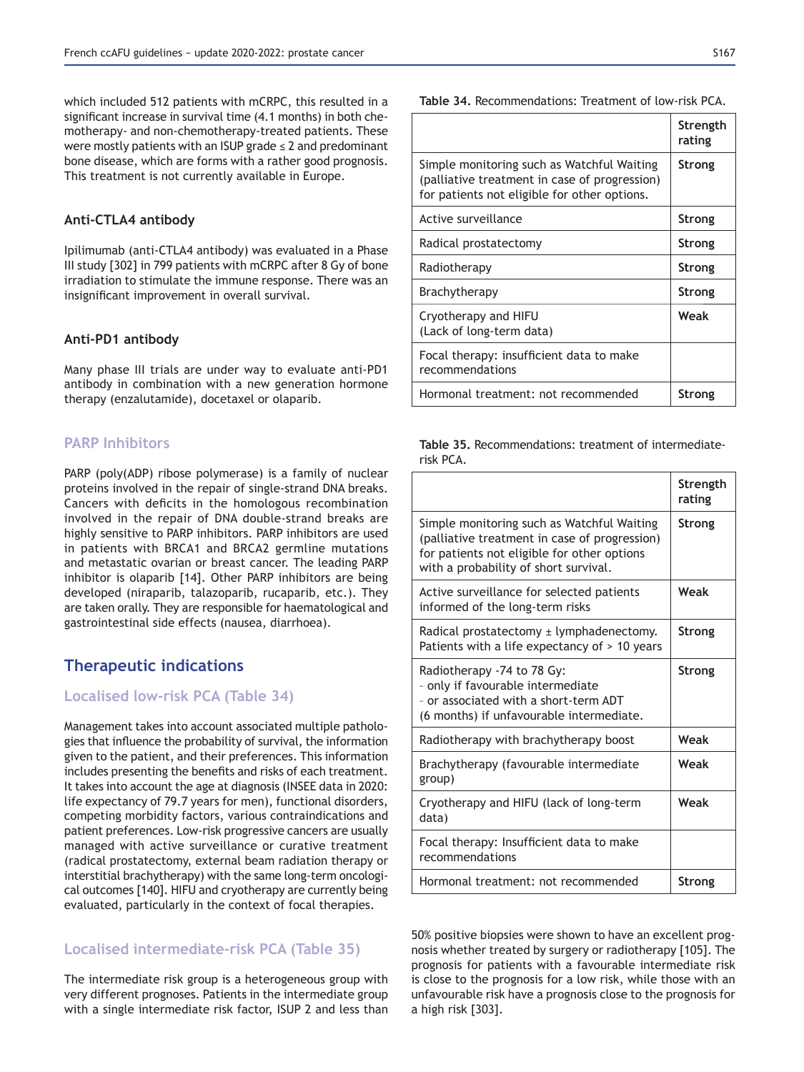which included 512 patients with mCRPC, this resulted in a significant increase in survival time (4.1 months) in both chemotherapy- and non-chemotherapy-treated patients. These were mostly patients with an ISUP grade ≤ 2 and predominant bone disease, which are forms with a rather good prognosis. This treatment is not currently available in Europe.

### Anti-CTLA4 antibody

Ipilimumab (anti-CTLA4 antibody) was evaluated in a Phase III study [302] in 799 patients with mCRPC after 8 Gy of bone irradiation to stimulate the immune response. There was an insignificant improvement in overall survival.

### Anti-PD1 antibody

Many phase III trials are under way to evaluate anti-PD1 antibody in combination with a new generation hormone therapy (enzalutamide), docetaxel or olaparib.

### PARP Inhibitors

PARP (poly(ADP) ribose polymerase) is a family of nuclear proteins involved in the repair of single-strand DNA breaks. Cancers with deficits in the homologous recombination involved in the repair of DNA double-strand breaks are highly sensitive to PARP inhibitors. PARP inhibitors are used in patients with BRCA1 and BRCA2 germline mutations and metastatic ovarian or breast cancer. The leading PARP inhibitor is olaparib [14]. Other PARP inhibitors are being developed (niraparib, talazoparib, rucaparib, etc.). They are taken orally. They are responsible for haematological and gastrointestinal side effects (nausea, diarrhoea).

## Therapeutic indications

### Localised low-risk PCA (Table 34)

Management takes into account associated multiple pathologies that influence the probability of survival, the information given to the patient, and their preferences. This information includes presenting the benefits and risks of each treatment. It takes into account the age at diagnosis (INSEE data in 2020: life expectancy of 79.7 years for men), functional disorders, competing morbidity factors, various contraindications and patient preferences. Low-risk progressive cancers are usually managed with active surveillance or curative treatment (radical prostatectomy, external beam radiation therapy or interstitial brachytherapy) with the same long-term oncological outcomes [140]. HIFU and cryotherapy are currently being evaluated, particularly in the context of focal therapies.

**Table 34.** Recommendations: Treatment of low-risk PCA.

| | Strength rating |
|---|---|
| Simple monitoring such as Watchful Waiting (palliative treatment in case of progression) for patients not eligible for other options. | Strong |
| Active surveillance | Strong |
| Radical prostatectomy | Strong |
| Radiotherapy | Strong |
| Brachytherapy | Strong |
| Cryotherapy and HIFU (Lack of long-term data) | Weak |
| Focal therapy: insufficient data to make recommendations | |
| Hormonal treatment: not recommended | Strong |

### Localised intermediate-risk PCA (Table 35)

The intermediate risk group is a heterogeneous group with very different prognoses. Patients in the intermediate group with a single intermediate risk factor, ISUP 2 and less than 50% positive biopsies were shown to have an excellent prognosis whether treated by surgery or radiotherapy [105]. The prognosis for patients with a favourable intermediate risk is close to the prognosis for a low risk, while those with an unfavourable risk have a prognosis close to the prognosis for a high risk [303].

**Table 35.** Recommendations: treatment of intermediate-risk PCA.

| | Strength rating |
|---|---|
| Simple monitoring such as Watchful Waiting (palliative treatment in case of progression) for patients not eligible for other options with a probability of short survival. | Strong |
| Active surveillance for selected patients informed of the long-term risks | Weak |
| Radical prostatectomy ± lymphadenectomy. Patients with a life expectancy of > 10 years | Strong |
| Radiotherapy -74 to 78 Gy:<br>- only if favourable intermediate<br>- or associated with a short-term ADT (6 months) if unfavourable intermediate. | Strong |
| Radiotherapy with brachytherapy boost | Weak |
| Brachytherapy (favourable intermediate group) | Weak |
| Cryotherapy and HIFU (lack of long-term data) | Weak |
| Focal therapy: Insufficient data to make recommendations | |
| Hormonal treatment: not recommended | Strong |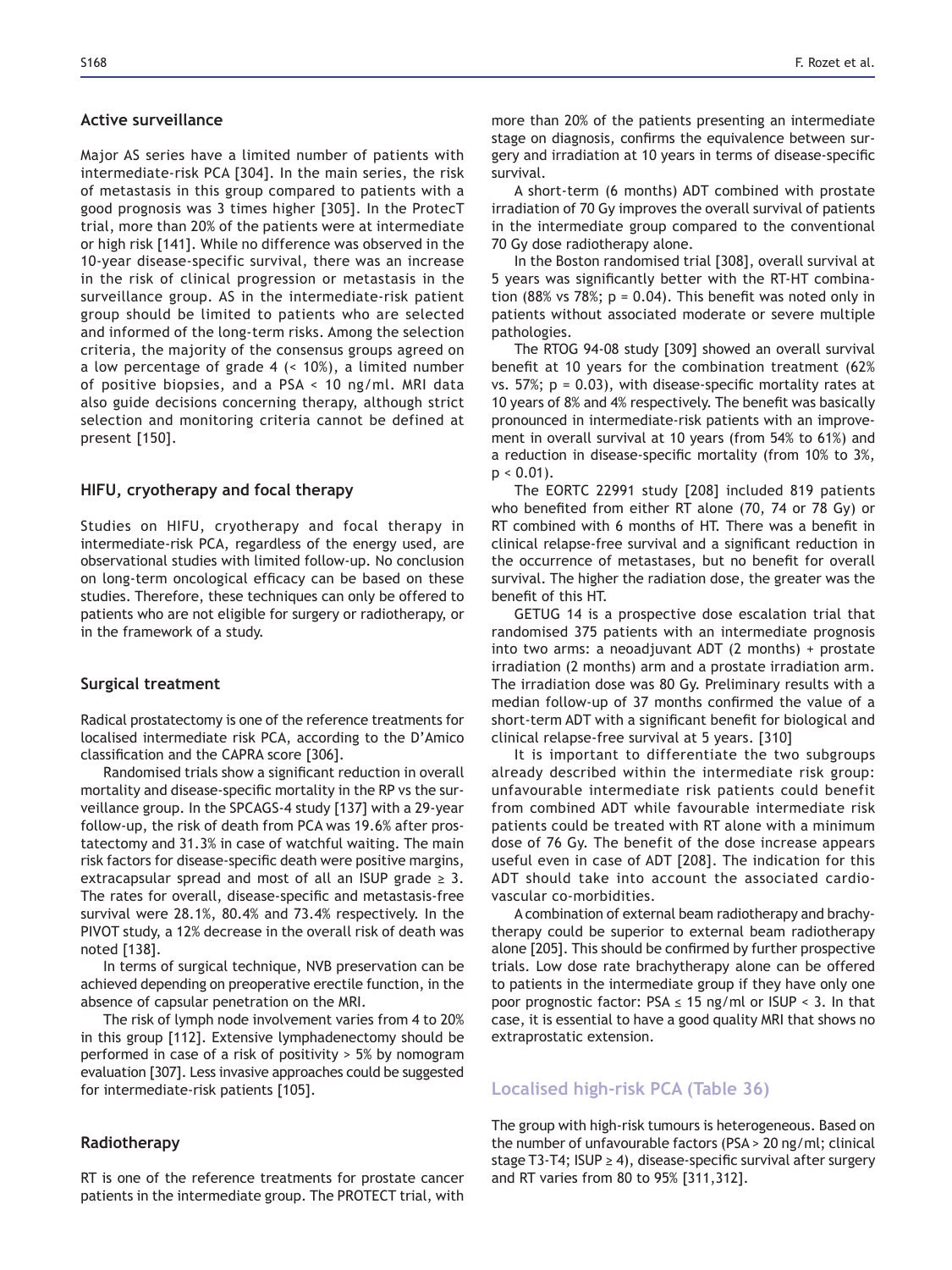### Active surveillance

Major AS series have a limited number of patients with intermediate-risk PCA [304]. In the main series, the risk of metastasis in this group compared to patients with a good prognosis was 3 times higher [305]. In the ProtecT trial, more than 20% of the patients were at intermediate or high risk [141]. While no difference was observed in the 10-year disease-specific survival, there was an increase in the risk of clinical progression or metastasis in the surveillance group. AS in the intermediate-risk patient group should be limited to patients who are selected and informed of the long-term risks. Among the selection criteria, the majority of the consensus groups agreed on a low percentage of grade 4 (< 10%), a limited number of positive biopsies, and a PSA < 10 ng/ml. MRI data also guide decisions concerning therapy, although strict selection and monitoring criteria cannot be defined at present [150].

### HIFU, cryotherapy and focal therapy

Studies on HIFU, cryotherapy and focal therapy in intermediate-risk PCA, regardless of the energy used, are observational studies with limited follow-up. No conclusion on long-term oncological efficacy can be based on these studies. Therefore, these techniques can only be offered to patients who are not eligible for surgery or radiotherapy, or in the framework of a study.

### Surgical treatment

Radical prostatectomy is one of the reference treatments for localised intermediate risk PCA, according to the D'Amico classification and the CAPRA score [306].

Randomised trials show a significant reduction in overall mortality and disease-specific mortality in the RP vs the surveillance group. In the SPCAGS-4 study [137] with a 29-year follow-up, the risk of death from PCA was 19.6% after prostatectomy and 31.3% in case of watchful waiting. The main risk factors for disease-specific death were positive margins, extracapsular spread and most of all an ISUP grade ≥ 3. The rates for overall, disease-specific and metastasis-free survival were 28.1%, 80.4% and 73.4% respectively. In the PIVOT study, a 12% decrease in the overall risk of death was noted [138].

In terms of surgical technique, NVB preservation can be achieved depending on preoperative erectile function, in the absence of capsular penetration on the MRI.

The risk of lymph node involvement varies from 4 to 20% in this group [112]. Extensive lymphadenectomy should be performed in case of a risk of positivity > 5% by nomogram evaluation [307]. Less invasive approaches could be suggested for intermediate-risk patients [105].

### Radiotherapy

RT is one of the reference treatments for prostate cancer patients in the intermediate group. The PROTECT trial, with more than 20% of the patients presenting an intermediate stage on diagnosis, confirms the equivalence between surgery and irradiation at 10 years in terms of disease-specific survival.

A short-term (6 months) ADT combined with prostate irradiation of 70 Gy improves the overall survival of patients in the intermediate group compared to the conventional 70 Gy dose radiotherapy alone.

In the Boston randomised trial [308], overall survival at 5 years was significantly better with the RT-HT combination (88% vs 78%; $p = 0.04$). This benefit was noted only in patients without associated moderate or severe multiple pathologies.

The RTOG 94-08 study [309] showed an overall survival benefit at 10 years for the combination treatment (62% vs. 57%; $p = 0.03$), with disease-specific mortality rates at 10 years of 8% and 4% respectively. The benefit was basically pronounced in intermediate-risk patients with an improvement in overall survival at 10 years (from 54% to 61%) and a reduction in disease-specific mortality (from 10% to 3%, $p < 0.01$).

The EORTC 22991 study [208] included 819 patients who benefited from either RT alone (70, 74 or 78 Gy) or RT combined with 6 months of HT. There was a benefit in clinical relapse-free survival and a significant reduction in the occurrence of metastases, but no benefit for overall survival. The higher the radiation dose, the greater was the benefit of this HT.

GETUG 14 is a prospective dose escalation trial that randomised 375 patients with an intermediate prognosis into two arms: a neoadjuvant ADT (2 months) + prostate irradiation (2 months) arm and a prostate irradiation arm. The irradiation dose was 80 Gy. Preliminary results with a median follow-up of 37 months confirmed the value of a short-term ADT with a significant benefit for biological and clinical relapse-free survival at 5 years. [310]

It is important to differentiate the two subgroups already described within the intermediate risk group: unfavourable intermediate risk patients could benefit from combined ADT while favourable intermediate risk patients could be treated with RT alone with a minimum dose of 76 Gy. The benefit of the dose increase appears useful even in case of ADT [208]. The indication for this ADT should take into account the associated cardiovascular co-morbidities.

A combination of external beam radiotherapy and brachytherapy could be superior to external beam radiotherapy alone [205]. This should be confirmed by further prospective trials. Low dose rate brachytherapy alone can be offered to patients in the intermediate group if they have only one poor prognostic factor: PSA ≤ 15 ng/ml or ISUP < 3. In that case, it is essential to have a good quality MRI that shows no extraprostatic extension.

## Localised high-risk PCA (Table 36)

The group with high-risk tumours is heterogeneous. Based on the number of unfavourable factors (PSA > 20 ng/ml; clinical stage T3-T4; ISUP ≥ 4), disease-specific survival after surgery and RT varies from 80 to 95% [311,312].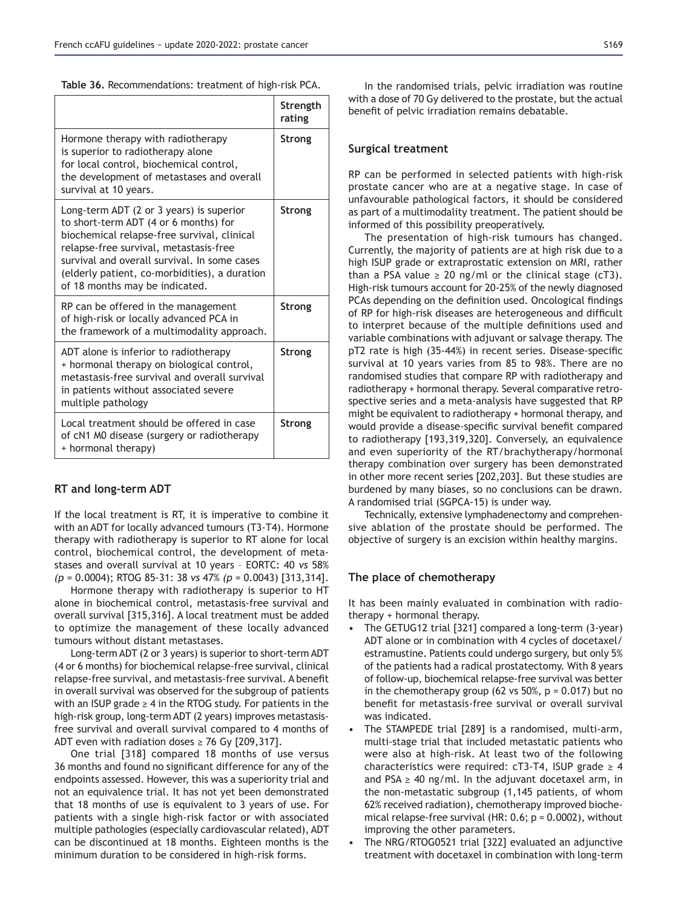**Table 36.** Recommendations: treatment of high-risk PCA.

| | Strength rating |
|---|---|
| Hormone therapy with radiotherapy is superior to radiotherapy alone for local control, biochemical control, the development of metastases and overall survival at 10 years. | **Strong** |
| Long-term ADT (2 or 3 years) is superior to short-term ADT (4 or 6 months) for biochemical relapse-free survival, clinical relapse-free survival, metastasis-free survival and overall survival. In some cases (elderly patient, co-morbidities), a duration of 18 months may be indicated. | **Strong** |
| RP can be offered in the management of high-risk or locally advanced PCA in the framework of a multimodality approach. | **Strong** |
| ADT alone is inferior to radiotherapy + hormonal therapy on biological control, metastasis-free survival and overall survival in patients without associated severe multiple pathology | **Strong** |
| Local treatment should be offered in case of cN1 M0 disease (surgery or radiotherapy + hormonal therapy) | **Strong** |

### RT and long-term ADT

If the local treatment is RT, it is imperative to combine it with an ADT for locally advanced tumours (T3-T4). Hormone therapy with radiotherapy is superior to RT alone for local control, biochemical control, the development of metastases and overall survival at 10 years – EORTC: 40 *vs* 58% *(p* = 0.0004); RTOG 85-31: 38 *vs* 47% *(p* = 0.0043) [313,314].

Hormone therapy with radiotherapy is superior to HT alone in biochemical control, metastasis-free survival and overall survival [315,316]. A local treatment must be added to optimize the management of these locally advanced tumours without distant metastases.

Long-term ADT (2 or 3 years) is superior to short-term ADT (4 or 6 months) for biochemical relapse-free survival, clinical relapse-free survival, and metastasis-free survival. A benefit in overall survival was observed for the subgroup of patients with an ISUP grade ≥ 4 in the RTOG study. For patients in the high-risk group, long-term ADT (2 years) improves metastasis-free survival and overall survival compared to 4 months of ADT even with radiation doses ≥ 76 Gy [209,317].

One trial [318] compared 18 months of use versus 36 months and found no significant difference for any of the endpoints assessed. However, this was a superiority trial and not an equivalence trial. It has not yet been demonstrated that 18 months of use is equivalent to 3 years of use. For patients with a single high-risk factor or with associated multiple pathologies (especially cardiovascular related), ADT can be discontinued at 18 months. Eighteen months is the minimum duration to be considered in high-risk forms.

In the randomised trials, pelvic irradiation was routine with a dose of 70 Gy delivered to the prostate, but the actual benefit of pelvic irradiation remains debatable.

### Surgical treatment

RP can be performed in selected patients with high-risk prostate cancer who are at a negative stage. In case of unfavourable pathological factors, it should be considered as part of a multimodality treatment. The patient should be informed of this possibility preoperatively.

The presentation of high-risk tumours has changed. Currently, the majority of patients are at high risk due to a high ISUP grade or extraprostatic extension on MRI, rather than a PSA value ≥ 20 ng/ml or the clinical stage (cT3). High-risk tumours account for 20-25% of the newly diagnosed PCAs depending on the definition used. Oncological findings of RP for high-risk diseases are heterogeneous and difficult to interpret because of the multiple definitions used and variable combinations with adjuvant or salvage therapy. The pT2 rate is high (35-44%) in recent series. Disease-specific survival at 10 years varies from 85 to 98%. There are no randomised studies that compare RP with radiotherapy and radiotherapy + hormonal therapy. Several comparative retrospective series and a meta-analysis have suggested that RP might be equivalent to radiotherapy + hormonal therapy, and would provide a disease-specific survival benefit compared to radiotherapy [193,319,320]. Conversely, an equivalence and even superiority of the RT/brachytherapy/hormonal therapy combination over surgery has been demonstrated in other more recent series [202,203]. But these studies are burdened by many biases, so no conclusions can be drawn. A randomised trial (SGPCA-15) is under way.

Technically, extensive lymphadenectomy and comprehensive ablation of the prostate should be performed. The objective of surgery is an excision within healthy margins.

### The place of chemotherapy

It has been mainly evaluated in combination with radiotherapy + hormonal therapy.

- The GETUG12 trial [321] compared a long-term (3-year) ADT alone or in combination with 4 cycles of docetaxel/estramustine. Patients could undergo surgery, but only 5% of the patients had a radical prostatectomy. With 8 years of follow-up, biochemical relapse-free survival was better in the chemotherapy group (62 vs 50%, p = 0.017) but no benefit for metastasis-free survival or overall survival was indicated.
- The STAMPEDE trial [289] is a randomised, multi-arm, multi-stage trial that included metastatic patients who were also at high-risk. At least two of the following characteristics were required: cT3-T4, ISUP grade ≥ 4 and PSA ≥ 40 ng/ml. In the adjuvant docetaxel arm, in the non-metastatic subgroup (1,145 patients, of whom 62% received radiation), chemotherapy improved biochemical relapse-free survival (HR: 0.6; p = 0.0002), without improving the other parameters.
- The NRG/RTOG0521 trial [322] evaluated an adjunctive treatment with docetaxel in combination with long-term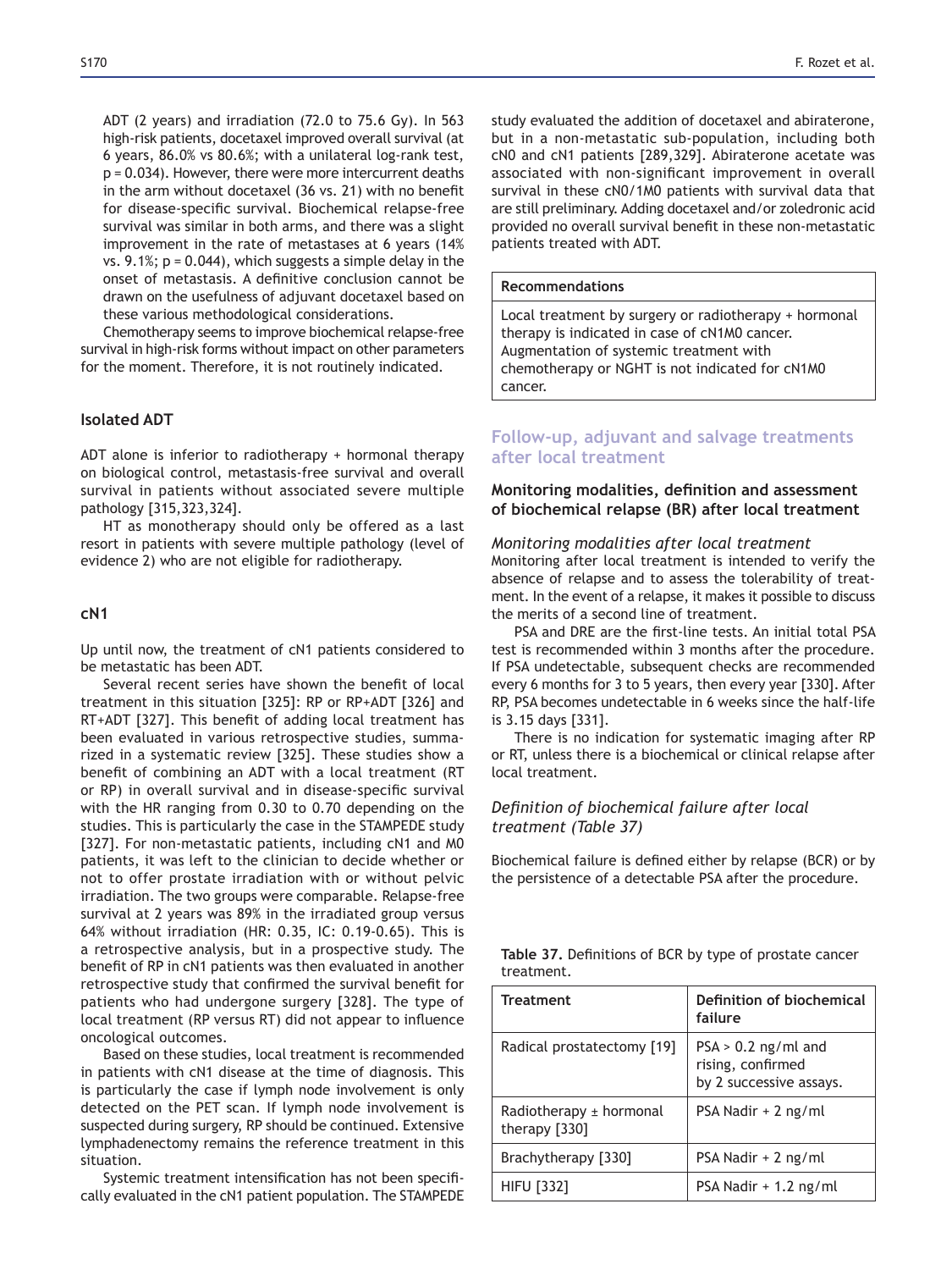ADT (2 years) and irradiation (72.0 to 75.6 Gy). In 563 high-risk patients, docetaxel improved overall survival (at 6 years, 86.0% vs 80.6%; with a unilateral log-rank test, p = 0.034). However, there were more intercurrent deaths in the arm without docetaxel (36 vs. 21) with no benefit for disease-specific survival. Biochemical relapse-free survival was similar in both arms, and there was a slight improvement in the rate of metastases at 6 years (14% vs. 9.1%; p = 0.044), which suggests a simple delay in the onset of metastasis. A definitive conclusion cannot be drawn on the usefulness of adjuvant docetaxel based on these various methodological considerations.

Chemotherapy seems to improve biochemical relapse-free survival in high-risk forms without impact on other parameters for the moment. Therefore, it is not routinely indicated.

### Isolated ADT

ADT alone is inferior to radiotherapy + hormonal therapy on biological control, metastasis-free survival and overall survival in patients without associated severe multiple pathology [315,323,324].

HT as monotherapy should only be offered as a last resort in patients with severe multiple pathology (level of evidence 2) who are not eligible for radiotherapy.

### cN1

Up until now, the treatment of cN1 patients considered to be metastatic has been ADT.

Several recent series have shown the benefit of local treatment in this situation [325]: RP or RP+ADT [326] and RT+ADT [327]. This benefit of adding local treatment has been evaluated in various retrospective studies, summarized in a systematic review [325]. These studies show a benefit of combining an ADT with a local treatment (RT or RP) in overall survival and in disease-specific survival with the HR ranging from 0.30 to 0.70 depending on the studies. This is particularly the case in the STAMPEDE study [327]. For non-metastatic patients, including cN1 and M0 patients, it was left to the clinician to decide whether or not to offer prostate irradiation with or without pelvic irradiation. The two groups were comparable. Relapse-free survival at 2 years was 89% in the irradiated group versus 64% without irradiation (HR: 0.35, IC: 0.19-0.65). This is a retrospective analysis, but in a prospective study. The benefit of RP in cN1 patients was then evaluated in another retrospective study that confirmed the survival benefit for patients who had undergone surgery [328]. The type of local treatment (RP versus RT) did not appear to influence oncological outcomes.

Based on these studies, local treatment is recommended in patients with cN1 disease at the time of diagnosis. This is particularly the case if lymph node involvement is only detected on the PET scan. If lymph node involvement is suspected during surgery, RP should be continued. Extensive lymphadenectomy remains the reference treatment in this situation.

Systemic treatment intensification has not been specifically evaluated in the cN1 patient population. The STAMPEDE study evaluated the addition of docetaxel and abiraterone, but in a non-metastatic sub-population, including both cN0 and cN1 patients [289,329]. Abiraterone acetate was associated with non-significant improvement in overall survival in these cN0/1M0 patients with survival data that are still preliminary. Adding docetaxel and/or zoledronic acid provided no overall survival benefit in these non-metastatic patients treated with ADT.

| Recommendations |
|---|
| Local treatment by surgery or radiotherapy + hormonal therapy is indicated in case of cN1M0 cancer. Augmentation of systemic treatment with chemotherapy or NGHT is not indicated for cN1M0 cancer. |

## Follow-up, adjuvant and salvage treatments after local treatment

### Monitoring modalities, definition and assessment of biochemical relapse (BR) after local treatment

#### *Monitoring modalities after local treatment*

Monitoring after local treatment is intended to verify the absence of relapse and to assess the tolerability of treatment. In the event of a relapse, it makes it possible to discuss the merits of a second line of treatment.

PSA and DRE are the first-line tests. An initial total PSA test is recommended within 3 months after the procedure. If PSA undetectable, subsequent checks are recommended every 6 months for 3 to 5 years, then every year [330]. After RP, PSA becomes undetectable in 6 weeks since the half-life is 3.15 days [331].

There is no indication for systematic imaging after RP or RT, unless there is a biochemical or clinical relapse after local treatment.

#### *Definition of biochemical failure after local treatment (Table 37)*

Biochemical failure is defined either by relapse (BCR) or by the persistence of a detectable PSA after the procedure.

**Table 37.** Definitions of BCR by type of prostate cancer treatment.

| Treatment | Definition of biochemical failure |
|---|---|
| Radical prostatectomy [19] | PSA > 0.2 ng/ml and rising, confirmed by 2 successive assays. |
| Radiotherapy ± hormonal therapy [330] | PSA Nadir + 2 ng/ml |
| Brachytherapy [330] | PSA Nadir + 2 ng/ml |
| HIFU [332] | PSA Nadir + 1.2 ng/ml |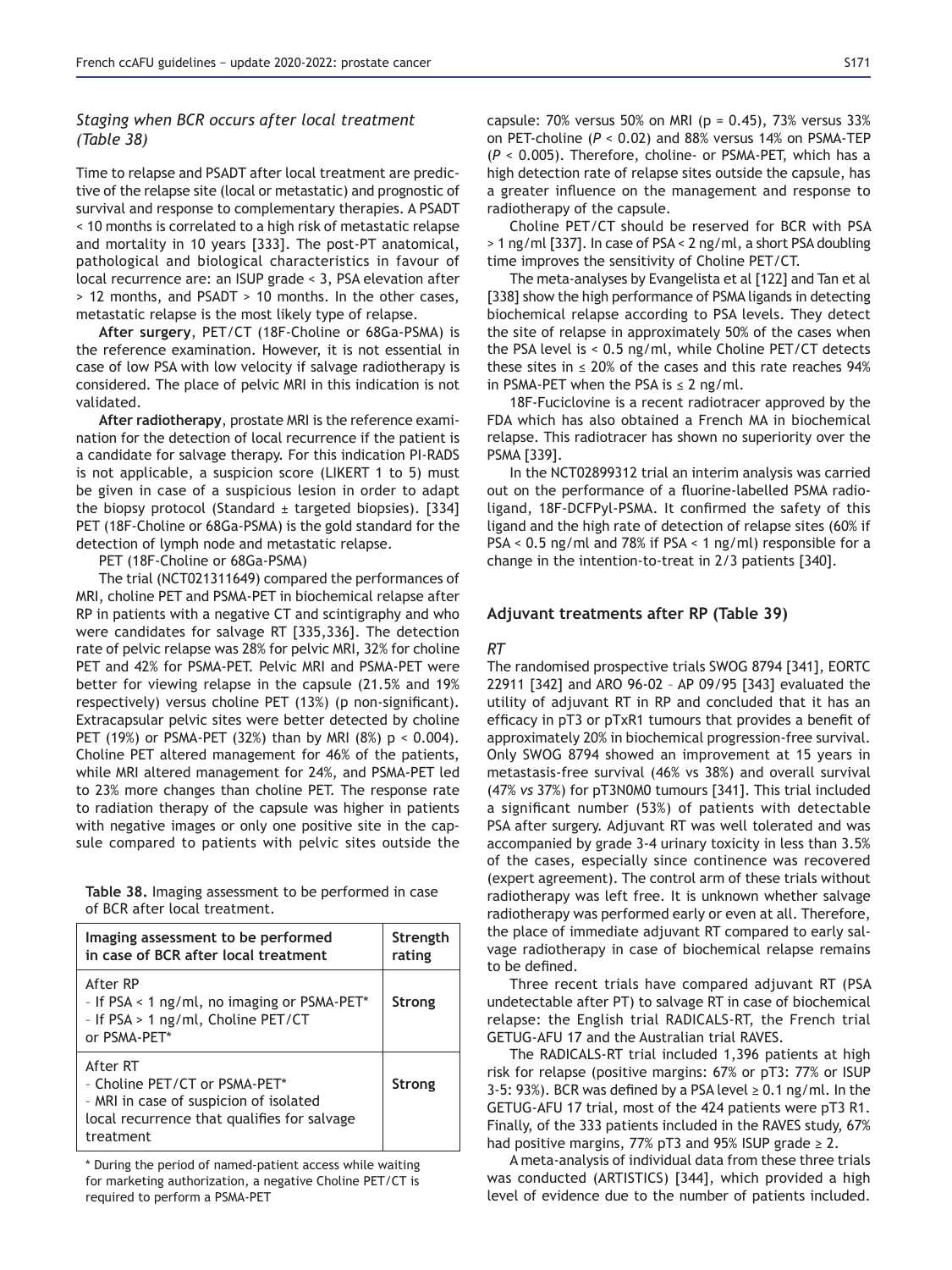### *Staging when BCR occurs after local treatment (Table 38)*

Time to relapse and PSADT after local treatment are predictive of the relapse site (local or metastatic) and prognostic of survival and response to complementary therapies. A PSADT < 10 months is correlated to a high risk of metastatic relapse and mortality in 10 years [333]. The post-PT anatomical, pathological and biological characteristics in favour of local recurrence are: an ISUP grade < 3, PSA elevation after > 12 months, and PSADT > 10 months. In the other cases, metastatic relapse is the most likely type of relapse.

**After surgery**, PET/CT (18F-Choline or 68Ga-PSMA) is the reference examination. However, it is not essential in case of low PSA with low velocity if salvage radiotherapy is considered. The place of pelvic MRI in this indication is not validated.

**After radiotherapy**, prostate MRI is the reference examination for the detection of local recurrence if the patient is a candidate for salvage therapy. For this indication PI-RADS is not applicable, a suspicion score (LIKERT 1 to 5) must be given in case of a suspicious lesion in order to adapt the biopsy protocol (Standard ± targeted biopsies). [334] PET (18F-Choline or 68Ga-PSMA) is the gold standard for the detection of lymph node and metastatic relapse.

PET (18F-Choline or 68Ga-PSMA)

The trial (NCT021311649) compared the performances of MRI, choline PET and PSMA-PET in biochemical relapse after RP in patients with a negative CT and scintigraphy and who were candidates for salvage RT [335,336]. The detection rate of pelvic relapse was 28% for pelvic MRI, 32% for choline PET and 42% for PSMA-PET. Pelvic MRI and PSMA-PET were better for viewing relapse in the capsule (21.5% and 19% respectively) versus choline PET (13%) (p non-significant). Extracapsular pelvic sites were better detected by choline PET (19%) or PSMA-PET (32%) than by MRI (8%) $p < 0.004$). Choline PET altered management for 46% of the patients, while MRI altered management for 24%, and PSMA-PET led to 23% more changes than choline PET. The response rate to radiation therapy of the capsule was higher in patients with negative images or only one positive site in the capsule compared to patients with pelvic sites outside the capsule: 70% versus 50% on MRI ($p = 0.45$), 73% versus 33% on PET-choline ($P < 0.02$) and 88% versus 14% on PSMA-TEP ($P < 0.005$). Therefore, choline- or PSMA-PET, which has a high detection rate of relapse sites outside the capsule, has a greater influence on the management and response to radiotherapy of the capsule.

**Table 38.** Imaging assessment to be performed in case of BCR after local treatment.

| Imaging assessment to be performed in case of BCR after local treatment | Strength rating |
|---|---|
| After RP<br>– If PSA < 1 ng/ml, no imaging or PSMA-PET*<br>– If PSA > 1 ng/ml, Choline PET/CT or PSMA-PET* | **Strong** |
| After RT<br>– Choline PET/CT or PSMA-PET*<br>– MRI in case of suspicion of isolated local recurrence that qualifies for salvage treatment | **Strong** |

\* During the period of named-patient access while waiting for marketing authorization, a negative Choline PET/CT is required to perform a PSMA-PET

Choline PET/CT should be reserved for BCR with PSA > 1 ng/ml [337]. In case of PSA < 2 ng/ml, a short PSA doubling time improves the sensitivity of Choline PET/CT.

The meta-analyses by Evangelista et al [122] and Tan et al [338] show the high performance of PSMA ligands in detecting biochemical relapse according to PSA levels. They detect the site of relapse in approximately 50% of the cases when the PSA level is < 0.5 ng/ml, while Choline PET/CT detects these sites in ≤ 20% of the cases and this rate reaches 94% in PSMA-PET when the PSA is ≤ 2 ng/ml.

18F-Fuciclovine is a recent radiotracer approved by the FDA which has also obtained a French MA in biochemical relapse. This radiotracer has shown no superiority over the PSMA [339].

In the NCT02899312 trial an interim analysis was carried out on the performance of a fluorine-labelled PSMA radioligand, 18F-DCFPyl-PSMA. It confirmed the safety of this ligand and the high rate of detection of relapse sites (60% if PSA < 0.5 ng/ml and 78% if PSA < 1 ng/ml) responsible for a change in the intention-to-treat in 2/3 patients [340].

## Adjuvant treatments after RP (Table 39)

### *RT*

The randomised prospective trials SWOG 8794 [341], EORTC 22911 [342] and ARO 96-02 – AP 09/95 [343] evaluated the utility of adjuvant RT in RP and concluded that it has an efficacy in pT3 or pTxR1 tumours that provides a benefit of approximately 20% in biochemical progression-free survival. Only SWOG 8794 showed an improvement at 15 years in metastasis-free survival (46% vs 38%) and overall survival (47% *vs* 37%) for pT3N0M0 tumours [341]. This trial included a significant number (53%) of patients with detectable PSA after surgery. Adjuvant RT was well tolerated and was accompanied by grade 3-4 urinary toxicity in less than 3.5% of the cases, especially since continence was recovered (expert agreement). The control arm of these trials without radiotherapy was left free. It is unknown whether salvage radiotherapy was performed early or even at all. Therefore, the place of immediate adjuvant RT compared to early salvage radiotherapy in case of biochemical relapse remains to be defined.

Three recent trials have compared adjuvant RT (PSA undetectable after PT) to salvage RT in case of biochemical relapse: the English trial RADICALS-RT, the French trial GETUG-AFU 17 and the Australian trial RAVES.

The RADICALS-RT trial included 1,396 patients at high risk for relapse (positive margins: 67% or pT3: 77% or ISUP 3-5: 93%). BCR was defined by a PSA level ≥ 0.1 ng/ml. In the GETUG-AFU 17 trial, most of the 424 patients were pT3 R1. Finally, of the 333 patients included in the RAVES study, 67% had positive margins, 77% pT3 and 95% ISUP grade ≥ 2.

A meta-analysis of individual data from these three trials was conducted (ARTISTICS) [344], which provided a high level of evidence due to the number of patients included.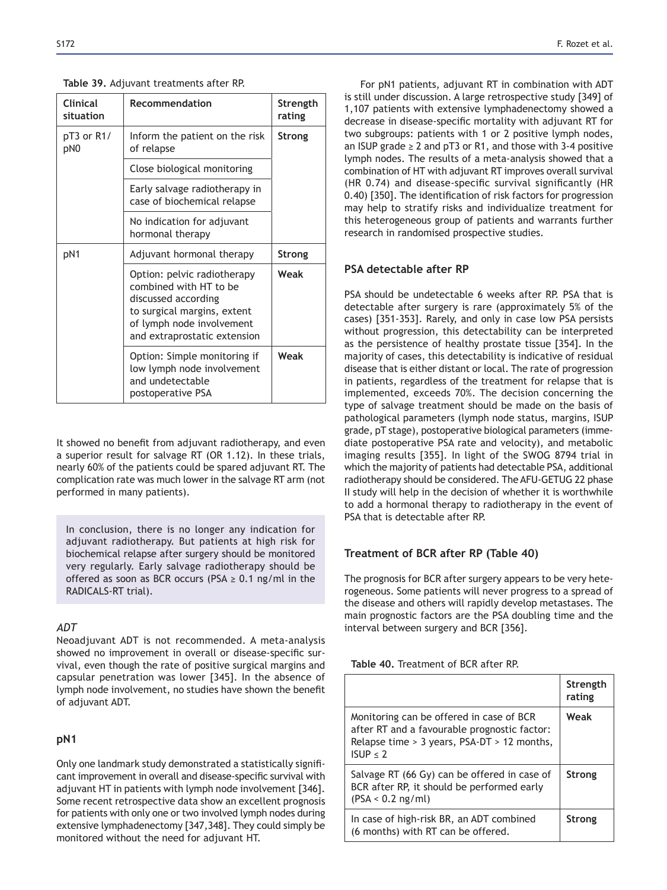**Table 39.** Adjuvant treatments after RP.

| Clinical situation | Recommendation | Strength rating |
|---|---|---|
| pT3 or R1/pN0 | Inform the patient on the risk of relapse | **Strong** |
| | Close biological monitoring | |
| | Early salvage radiotherapy in case of biochemical relapse | |
| | No indication for adjuvant hormonal therapy | |
| pN1 | Adjuvant hormonal therapy | **Strong** |
| | Option: pelvic radiotherapy combined with HT to be discussed according to surgical margins, extent of lymph node involvement and extraprostatic extension | **Weak** |
| | Option: Simple monitoring if low lymph node involvement and undetectable postoperative PSA | **Weak** |

It showed no benefit from adjuvant radiotherapy, and even a superior result for salvage RT (OR 1.12). In these trials, nearly 60% of the patients could be spared adjuvant RT. The complication rate was much lower in the salvage RT arm (not performed in many patients).

> In conclusion, there is no longer any indication for adjuvant radiotherapy. But patients at high risk for biochemical relapse after surgery should be monitored very regularly. Early salvage radiotherapy should be offered as soon as BCR occurs (PSA ≥ 0.1 ng/ml in the RADICALS-RT trial).

*ADT*

Neoadjuvant ADT is not recommended. A meta-analysis showed no improvement in overall or disease-specific survival, even though the rate of positive surgical margins and capsular penetration was lower [345]. In the absence of lymph node involvement, no studies have shown the benefit of adjuvant ADT.

### pN1

Only one landmark study demonstrated a statistically significant improvement in overall and disease-specific survival with adjuvant HT in patients with lymph node involvement [346]. Some recent retrospective data show an excellent prognosis for patients with only one or two involved lymph nodes during extensive lymphadenectomy [347,348]. They could simply be monitored without the need for adjuvant HT.

For pN1 patients, adjuvant RT in combination with ADT is still under discussion. A large retrospective study [349] of 1,107 patients with extensive lymphadenectomy showed a decrease in disease-specific mortality with adjuvant RT for two subgroups: patients with 1 or 2 positive lymph nodes, an ISUP grade ≥ 2 and pT3 or R1, and those with 3-4 positive lymph nodes. The results of a meta-analysis showed that a combination of HT with adjuvant RT improves overall survival (HR 0.74) and disease-specific survival significantly (HR 0.40) [350]. The identification of risk factors for progression may help to stratify risks and individualize treatment for this heterogeneous group of patients and warrants further research in randomised prospective studies.

### PSA detectable after RP

PSA should be undetectable 6 weeks after RP. PSA that is detectable after surgery is rare (approximately 5% of the cases) [351-353]. Rarely, and only in case low PSA persists without progression, this detectability can be interpreted as the persistence of healthy prostate tissue [354]. In the majority of cases, this detectability is indicative of residual disease that is either distant or local. The rate of progression in patients, regardless of the treatment for relapse that is implemented, exceeds 70%. The decision concerning the type of salvage treatment should be made on the basis of pathological parameters (lymph node status, margins, ISUP grade, pT stage), postoperative biological parameters (immediate postoperative PSA rate and velocity), and metabolic imaging results [355]. In light of the SWOG 8794 trial in which the majority of patients had detectable PSA, additional radiotherapy should be considered. The AFU-GETUG 22 phase II study will help in the decision of whether it is worthwhile to add a hormonal therapy to radiotherapy in the event of PSA that is detectable after RP.

### Treatment of BCR after RP (Table 40)

The prognosis for BCR after surgery appears to be very heterogeneous. Some patients will never progress to a spread of the disease and others will rapidly develop metastases. The main prognostic factors are the PSA doubling time and the interval between surgery and BCR [356].

**Table 40.** Treatment of BCR after RP.

| | Strength rating |
|---|---|
| Monitoring can be offered in case of BCR after RT and a favourable prognostic factor: Relapse time > 3 years, PSA-DT > 12 months, ISUP ≤ 2 | **Weak** |
| Salvage RT (66 Gy) can be offered in case of BCR after RP, it should be performed early (PSA < 0.2 ng/ml) | **Strong** |
| In case of high-risk BR, an ADT combined (6 months) with RT can be offered. | **Strong** |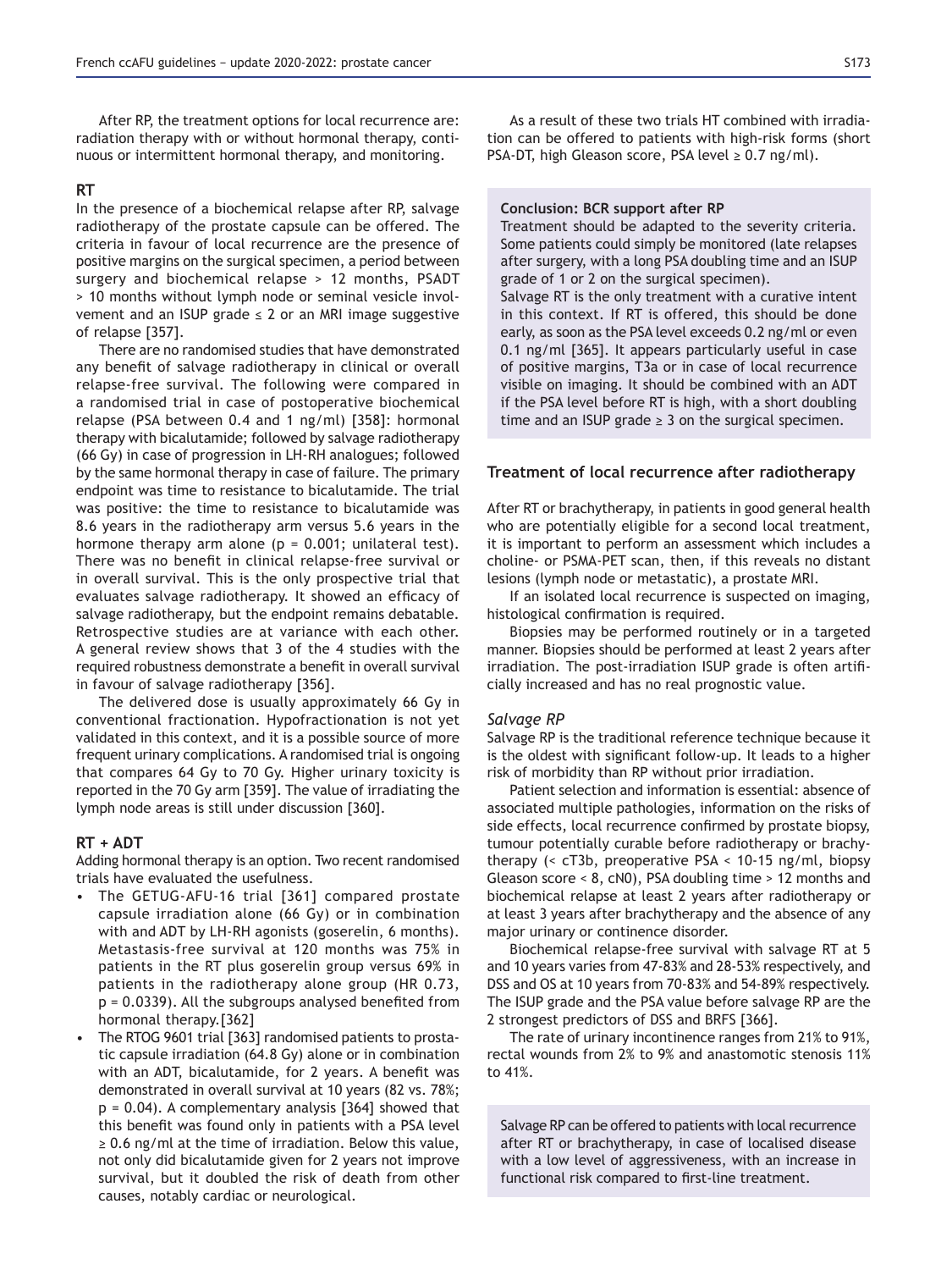After RP, the treatment options for local recurrence are: radiation therapy with or without hormonal therapy, continuous or intermittent hormonal therapy, and monitoring.

### RT

In the presence of a biochemical relapse after RP, salvage radiotherapy of the prostate capsule can be offered. The criteria in favour of local recurrence are the presence of positive margins on the surgical specimen, a period between surgery and biochemical relapse > 12 months, PSADT > 10 months without lymph node or seminal vesicle involvement and an ISUP grade ≤ 2 or an MRI image suggestive of relapse [357].

There are no randomised studies that have demonstrated any benefit of salvage radiotherapy in clinical or overall relapse-free survival. The following were compared in a randomised trial in case of postoperative biochemical relapse (PSA between 0.4 and 1 ng/ml) [358]: hormonal therapy with bicalutamide; followed by salvage radiotherapy (66 Gy) in case of progression in LH-RH analogues; followed by the same hormonal therapy in case of failure. The primary endpoint was time to resistance to bicalutamide. The trial was positive: the time to resistance to bicalutamide was 8.6 years in the radiotherapy arm versus 5.6 years in the hormone therapy arm alone ($p = 0.001$; unilateral test). There was no benefit in clinical relapse-free survival or in overall survival. This is the only prospective trial that evaluates salvage radiotherapy. It showed an efficacy of salvage radiotherapy, but the endpoint remains debatable. Retrospective studies are at variance with each other. A general review shows that 3 of the 4 studies with the required robustness demonstrate a benefit in overall survival in favour of salvage radiotherapy [356].

The delivered dose is usually approximately 66 Gy in conventional fractionation. Hypofractionation is not yet validated in this context, and it is a possible source of more frequent urinary complications. A randomised trial is ongoing that compares 64 Gy to 70 Gy. Higher urinary toxicity is reported in the 70 Gy arm [359]. The value of irradiating the lymph node areas is still under discussion [360].

### RT + ADT

Adding hormonal therapy is an option. Two recent randomised trials have evaluated the usefulness.

- The GETUG-AFU-16 trial [361] compared prostate capsule irradiation alone (66 Gy) or in combination with and ADT by LH-RH agonists (goserelin, 6 months). Metastasis-free survival at 120 months was 75% in patients in the RT plus goserelin group versus 69% in patients in the radiotherapy alone group (HR 0.73, $p = 0.0339$). All the subgroups analysed benefited from hormonal therapy.[362]
- The RTOG 9601 trial [363] randomised patients to prostatic capsule irradiation (64.8 Gy) alone or in combination with an ADT, bicalutamide, for 2 years. A benefit was demonstrated in overall survival at 10 years (82 vs. 78%; $p = 0.04$). A complementary analysis [364] showed that this benefit was found only in patients with a PSA level ≥ 0.6 ng/ml at the time of irradiation. Below this value, not only did bicalutamide given for 2 years not improve survival, but it doubled the risk of death from other causes, notably cardiac or neurological.

As a result of these two trials HT combined with irradiation can be offered to patients with high-risk forms (short PSA-DT, high Gleason score, PSA level ≥ 0.7 ng/ml).

> **Conclusion: BCR support after RP**
>
> Treatment should be adapted to the severity criteria. Some patients could simply be monitored (late relapses after surgery, with a long PSA doubling time and an ISUP grade of 1 or 2 on the surgical specimen).
>
> Salvage RT is the only treatment with a curative intent in this context. If RT is offered, this should be done early, as soon as the PSA level exceeds 0.2 ng/ml or even 0.1 ng/ml [365]. It appears particularly useful in case of positive margins, T3a or in case of local recurrence visible on imaging. It should be combined with an ADT if the PSA level before RT is high, with a short doubling time and an ISUP grade ≥ 3 on the surgical specimen.

## Treatment of local recurrence after radiotherapy

After RT or brachytherapy, in patients in good general health who are potentially eligible for a second local treatment, it is important to perform an assessment which includes a choline- or PSMA-PET scan, then, if this reveals no distant lesions (lymph node or metastatic), a prostate MRI.

If an isolated local recurrence is suspected on imaging, histological confirmation is required.

Biopsies may be performed routinely or in a targeted manner. Biopsies should be performed at least 2 years after irradiation. The post-irradiation ISUP grade is often artificially increased and has no real prognostic value.

### *Salvage RP*

Salvage RP is the traditional reference technique because it is the oldest with significant follow-up. It leads to a higher risk of morbidity than RP without prior irradiation.

Patient selection and information is essential: absence of associated multiple pathologies, information on the risks of side effects, local recurrence confirmed by prostate biopsy, tumour potentially curable before radiotherapy or brachytherapy (< cT3b, preoperative PSA < 10-15 ng/ml, biopsy Gleason score < 8, cN0), PSA doubling time > 12 months and biochemical relapse at least 2 years after radiotherapy or at least 3 years after brachytherapy and the absence of any major urinary or continence disorder.

Biochemical relapse-free survival with salvage RT at 5 and 10 years varies from 47-83% and 28-53% respectively, and DSS and OS at 10 years from 70-83% and 54-89% respectively. The ISUP grade and the PSA value before salvage RP are the 2 strongest predictors of DSS and BRFS [366].

The rate of urinary incontinence ranges from 21% to 91%, rectal wounds from 2% to 9% and anastomotic stenosis 11% to 41%.

> Salvage RP can be offered to patients with local recurrence after RT or brachytherapy, in case of localised disease with a low level of aggressiveness, with an increase in functional risk compared to first-line treatment.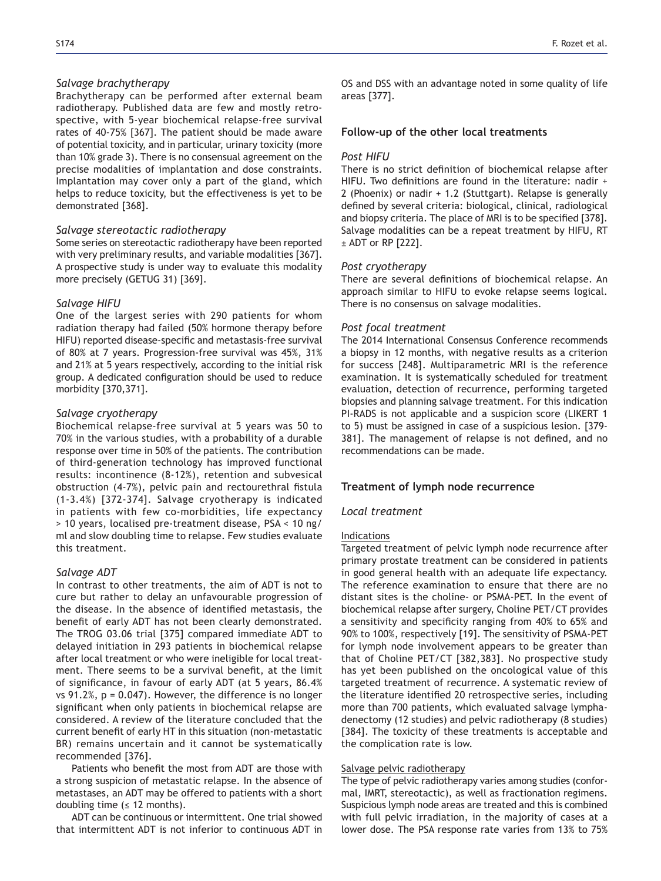### *Salvage brachytherapy*

Brachytherapy can be performed after external beam radiotherapy. Published data are few and mostly retrospective, with 5-year biochemical relapse-free survival rates of 40-75% [367]. The patient should be made aware of potential toxicity, and in particular, urinary toxicity (more than 10% grade 3). There is no consensual agreement on the precise modalities of implantation and dose constraints. Implantation may cover only a part of the gland, which helps to reduce toxicity, but the effectiveness is yet to be demonstrated [368].

### *Salvage stereotactic radiotherapy*

Some series on stereotactic radiotherapy have been reported with very preliminary results, and variable modalities [367]. A prospective study is under way to evaluate this modality more precisely (GETUG 31) [369].

### *Salvage HIFU*

One of the largest series with 290 patients for whom radiation therapy had failed (50% hormone therapy before HIFU) reported disease-specific and metastasis-free survival of 80% at 7 years. Progression-free survival was 45%, 31% and 21% at 5 years respectively, according to the initial risk group. A dedicated configuration should be used to reduce morbidity [370,371].

### *Salvage cryotherapy*

Biochemical relapse-free survival at 5 years was 50 to 70% in the various studies, with a probability of a durable response over time in 50% of the patients. The contribution of third-generation technology has improved functional results: incontinence (8-12%), retention and subvesical obstruction (4-7%), pelvic pain and rectourethral fistula (1-3.4%) [372-374]. Salvage cryotherapy is indicated in patients with few co-morbidities, life expectancy > 10 years, localised pre-treatment disease, PSA < 10 ng/ml and slow doubling time to relapse. Few studies evaluate this treatment.

### *Salvage ADT*

In contrast to other treatments, the aim of ADT is not to cure but rather to delay an unfavourable progression of the disease. In the absence of identified metastasis, the benefit of early ADT has not been clearly demonstrated. The TROG 03.06 trial [375] compared immediate ADT to delayed initiation in 293 patients in biochemical relapse after local treatment or who were ineligible for local treatment. There seems to be a survival benefit, at the limit of significance, in favour of early ADT (at 5 years, 86.4% vs 91.2%, $p = 0.047$). However, the difference is no longer significant when only patients in biochemical relapse are considered. A review of the literature concluded that the current benefit of early HT in this situation (non-metastatic BR) remains uncertain and it cannot be systematically recommended [376].

Patients who benefit the most from ADT are those with a strong suspicion of metastatic relapse. In the absence of metastases, an ADT may be offered to patients with a short doubling time (≤ 12 months).

ADT can be continuous or intermittent. One trial showed that intermittent ADT is not inferior to continuous ADT in OS and DSS with an advantage noted in some quality of life areas [377].

## Follow-up of the other local treatments

### *Post HIFU*

There is no strict definition of biochemical relapse after HIFU. Two definitions are found in the literature: nadir + 2 (Phoenix) or nadir + 1.2 (Stuttgart). Relapse is generally defined by several criteria: biological, clinical, radiological and biopsy criteria. The place of MRI is to be specified [378]. Salvage modalities can be a repeat treatment by HIFU, RT ± ADT or RP [222].

### *Post cryotherapy*

There are several definitions of biochemical relapse. An approach similar to HIFU to evoke relapse seems logical. There is no consensus on salvage modalities.

### *Post focal treatment*

The 2014 International Consensus Conference recommends a biopsy in 12 months, with negative results as a criterion for success [248]. Multiparametric MRI is the reference examination. It is systematically scheduled for treatment evaluation, detection of recurrence, performing targeted biopsies and planning salvage treatment. For this indication PI-RADS is not applicable and a suspicion score (LIKERT 1 to 5) must be assigned in case of a suspicious lesion. [379-381]. The management of relapse is not defined, and no recommendations can be made.

## Treatment of lymph node recurrence

### *Local treatment*

#### Indications

Targeted treatment of pelvic lymph node recurrence after primary prostate treatment can be considered in patients in good general health with an adequate life expectancy. The reference examination to ensure that there are no distant sites is the choline- or PSMA-PET. In the event of biochemical relapse after surgery, Choline PET/CT provides a sensitivity and specificity ranging from 40% to 65% and 90% to 100%, respectively [19]. The sensitivity of PSMA-PET for lymph node involvement appears to be greater than that of Choline PET/CT [382,383]. No prospective study has yet been published on the oncological value of this targeted treatment of recurrence. A systematic review of the literature identified 20 retrospective series, including more than 700 patients, which evaluated salvage lymphadenectomy (12 studies) and pelvic radiotherapy (8 studies) [384]. The toxicity of these treatments is acceptable and the complication rate is low.

#### Salvage pelvic radiotherapy

The type of pelvic radiotherapy varies among studies (conformal, IMRT, stereotactic), as well as fractionation regimens. Suspicious lymph node areas are treated and this is combined with full pelvic irradiation, in the majority of cases at a lower dose. The PSA response rate varies from 13% to 75%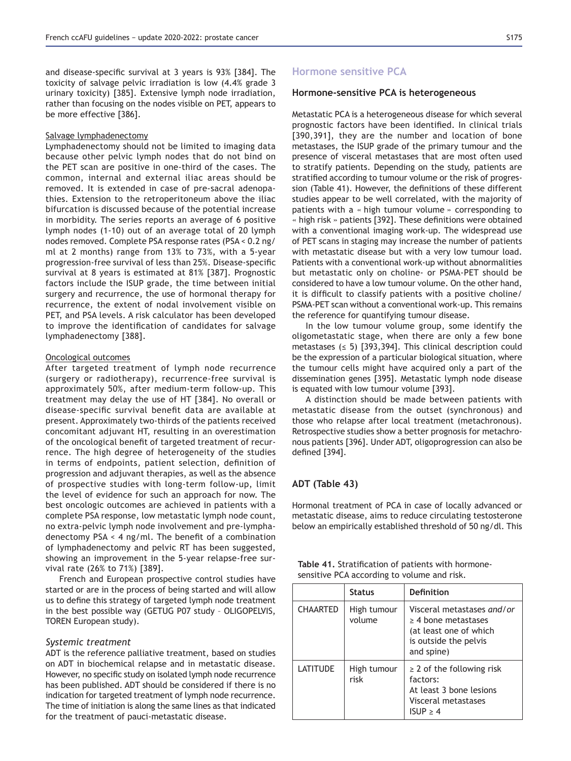and disease-specific survival at 3 years is 93% [384]. The toxicity of salvage pelvic irradiation is low (4.4% grade 3 urinary toxicity) [385]. Extensive lymph node irradiation, rather than focusing on the nodes visible on PET, appears to be more effective [386].

Salvage lymphadenectomy

Lymphadenectomy should not be limited to imaging data because other pelvic lymph nodes that do not bind on the PET scan are positive in one-third of the cases. The common, internal and external iliac areas should be removed. It is extended in case of pre-sacral adenopathies. Extension to the retroperitoneum above the iliac bifurcation is discussed because of the potential increase in morbidity. The series reports an average of 6 positive lymph nodes (1-10) out of an average total of 20 lymph nodes removed. Complete PSA response rates (PSA < 0.2 ng/ml at 2 months) range from 13% to 73%, with a 5-year progression-free survival of less than 25%. Disease-specific survival at 8 years is estimated at 81% [387]. Prognostic factors include the ISUP grade, the time between initial surgery and recurrence, the use of hormonal therapy for recurrence, the extent of nodal involvement visible on PET, and PSA levels. A risk calculator has been developed to improve the identification of candidates for salvage lymphadenectomy [388].

Oncological outcomes

After targeted treatment of lymph node recurrence (surgery or radiotherapy), recurrence-free survival is approximately 50%, after medium-term follow-up. This treatment may delay the use of HT [384]. No overall or disease-specific survival benefit data are available at present. Approximately two-thirds of the patients received concomitant adjuvant HT, resulting in an overestimation of the oncological benefit of targeted treatment of recurrence. The high degree of heterogeneity of the studies in terms of endpoints, patient selection, definition of progression and adjuvant therapies, as well as the absence of prospective studies with long-term follow-up, limit the level of evidence for such an approach for now. The best oncologic outcomes are achieved in patients with a complete PSA response, low metastatic lymph node count, no extra-pelvic lymph node involvement and pre-lymphadenectomy PSA < 4 ng/ml. The benefit of a combination of lymphadenectomy and pelvic RT has been suggested, showing an improvement in the 5-year relapse-free survival rate (26% to 71%) [389].

French and European prospective control studies have started or are in the process of being started and will allow us to define this strategy of targeted lymph node treatment in the best possible way (GETUG P07 study – OLIGOPELVIS, TOREN European study).

*Systemic treatment*

ADT is the reference palliative treatment, based on studies on ADT in biochemical relapse and in metastatic disease. However, no specific study on isolated lymph node recurrence has been published. ADT should be considered if there is no indication for targeted treatment of lymph node recurrence. The time of initiation is along the same lines as that indicated for the treatment of pauci-metastatic disease.

## Hormone sensitive PCA

### Hormone-sensitive PCA is heterogeneous

Metastatic PCA is a heterogeneous disease for which several prognostic factors have been identified. In clinical trials [390,391], they are the number and location of bone metastases, the ISUP grade of the primary tumour and the presence of visceral metastases that are most often used to stratify patients. Depending on the study, patients are stratified according to tumour volume or the risk of progression (Table 41). However, the definitions of these different studies appear to be well correlated, with the majority of patients with a « high tumour volume » corresponding to « high risk » patients [392]. These definitions were obtained with a conventional imaging work-up. The widespread use of PET scans in staging may increase the number of patients with metastatic disease but with a very low tumour load. Patients with a conventional work-up without abnormalities but metastatic only on choline- or PSMA-PET should be considered to have a low tumour volume. On the other hand, it is difficult to classify patients with a positive choline/PSMA-PET scan without a conventional work-up. This remains the reference for quantifying tumour disease.

In the low tumour volume group, some identify the oligometastatic stage, when there are only a few bone metastases (≤ 5) [393,394]. This clinical description could be the expression of a particular biological situation, where the tumour cells might have acquired only a part of the dissemination genes [395]. Metastatic lymph node disease is equated with low tumour volume [393].

A distinction should be made between patients with metastatic disease from the outset (synchronous) and those who relapse after local treatment (metachronous). Retrospective studies show a better prognosis for metachronous patients [396]. Under ADT, oligoprogression can also be defined [394].

### ADT (Table 43)

Hormonal treatment of PCA in case of locally advanced or metastatic disease, aims to reduce circulating testosterone below an empirically established threshold of 50 ng/dl. This

**Table 41.** Stratification of patients with hormone-sensitive PCA according to volume and risk.

| | Status | Definition |
|---|---|---|
| CHAARTED | High tumour volume | Visceral metastases *and/or* ≥ 4 bone metastases (at least one of which is outside the pelvis and spine) |
| LATITUDE | High tumour risk | ≥ 2 of the following risk factors:<br>At least 3 bone lesions<br>Visceral metastases<br>ISUP ≥ 4 |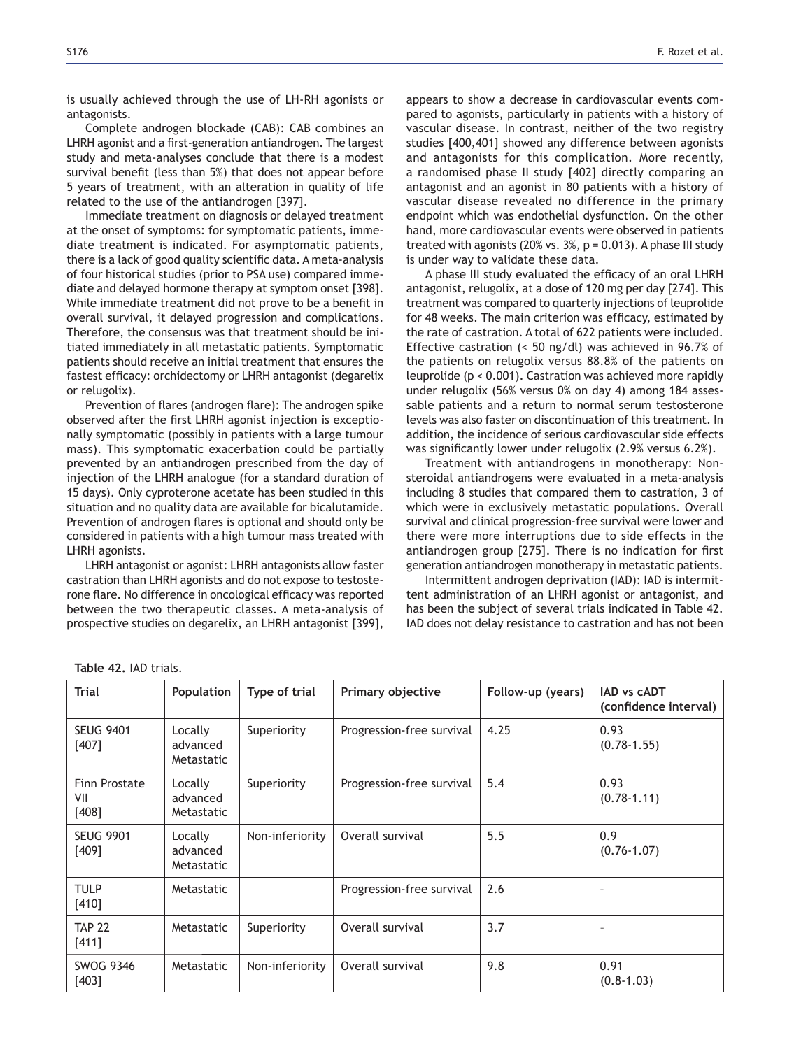is usually achieved through the use of LH-RH agonists or antagonists.

Complete androgen blockade (CAB): CAB combines an LHRH agonist and a first-generation antiandrogen. The largest study and meta-analyses conclude that there is a modest survival benefit (less than 5%) that does not appear before 5 years of treatment, with an alteration in quality of life related to the use of the antiandrogen [397].

Immediate treatment on diagnosis or delayed treatment at the onset of symptoms: for symptomatic patients, immediate treatment is indicated. For asymptomatic patients, there is a lack of good quality scientific data. A meta-analysis of four historical studies (prior to PSA use) compared immediate and delayed hormone therapy at symptom onset [398]. While immediate treatment did not prove to be a benefit in overall survival, it delayed progression and complications. Therefore, the consensus was that treatment should be initiated immediately in all metastatic patients. Symptomatic patients should receive an initial treatment that ensures the fastest efficacy: orchidectomy or LHRH antagonist (degarelix or relugolix).

Prevention of flares (androgen flare): The androgen spike observed after the first LHRH agonist injection is exceptionally symptomatic (possibly in patients with a large tumour mass). This symptomatic exacerbation could be partially prevented by an antiandrogen prescribed from the day of injection of the LHRH analogue (for a standard duration of 15 days). Only cyproterone acetate has been studied in this situation and no quality data are available for bicalutamide. Prevention of androgen flares is optional and should only be considered in patients with a high tumour mass treated with LHRH agonists.

LHRH antagonist or agonist: LHRH antagonists allow faster castration than LHRH agonists and do not expose to testosterone flare. No difference in oncological efficacy was reported between the two therapeutic classes. A meta-analysis of prospective studies on degarelix, an LHRH antagonist [399], appears to show a decrease in cardiovascular events compared to agonists, particularly in patients with a history of vascular disease. In contrast, neither of the two registry studies [400,401] showed any difference between agonists and antagonists for this complication. More recently, a randomised phase II study [402] directly comparing an antagonist and an agonist in 80 patients with a history of vascular disease revealed no difference in the primary endpoint which was endothelial dysfunction. On the other hand, more cardiovascular events were observed in patients treated with agonists (20% vs. 3%, $p = 0.013$). A phase III study is under way to validate these data.

A phase III study evaluated the efficacy of an oral LHRH antagonist, relugolix, at a dose of 120 mg per day [274]. This treatment was compared to quarterly injections of leuprolide for 48 weeks. The main criterion was efficacy, estimated by the rate of castration. A total of 622 patients were included. Effective castration (< 50 ng/dl) was achieved in 96.7% of the patients on relugolix versus 88.8% of the patients on leuprolide ($p < 0.001$). Castration was achieved more rapidly under relugolix (56% versus 0% on day 4) among 184 assessable patients and a return to normal serum testosterone levels was also faster on discontinuation of this treatment. In addition, the incidence of serious cardiovascular side effects was significantly lower under relugolix (2.9% versus 6.2%).

Treatment with antiandrogens in monotherapy: Nonsteroidal antiandrogens were evaluated in a meta-analysis including 8 studies that compared them to castration, 3 of which were in exclusively metastatic populations. Overall survival and clinical progression-free survival were lower and there were more interruptions due to side effects in the antiandrogen group [275]. There is no indication for first generation antiandrogen monotherapy in metastatic patients.

Intermittent androgen deprivation (IAD): IAD is intermittent administration of an LHRH agonist or antagonist, and has been the subject of several trials indicated in Table 42. IAD does not delay resistance to castration and has not been

**Table 42.** IAD trials.

| Trial | Population | Type of trial | Primary objective | Follow-up (years) | IAD vs cADT (confidence interval) |
|---|---|---|---|---|---|
| SEUG 9401 [407] | Locally advanced Metastatic | Superiority | Progression-free survival | 4.25 | 0.93 (0.78-1.55) |
| Finn Prostate VII [408] | Locally advanced Metastatic | Superiority | Progression-free survival | 5.4 | 0.93 (0.78-1.11) |
| SEUG 9901 [409] | Locally advanced Metastatic | Non-inferiority | Overall survival | 5.5 | 0.9 (0.76-1.07) |
| TULP [410] | Metastatic | | Progression-free survival | 2.6 | - |
| TAP 22 [411] | Metastatic | Superiority | Overall survival | 3.7 | - |
| SWOG 9346 [403] | Metastatic | Non-inferiority | Overall survival | 9.8 | 0.91 (0.8-1.03) |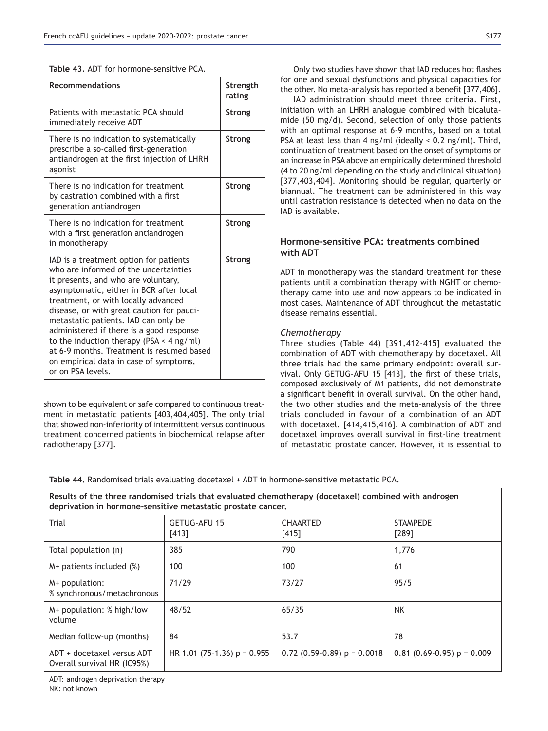**Table 43.** ADT for hormone-sensitive PCA.

| Recommendations | Strength rating |
|---|---|
| Patients with metastatic PCA should immediately receive ADT | **Strong** |
| There is no indication to systematically prescribe a so-called first-generation antiandrogen at the first injection of LHRH agonist | **Strong** |
| There is no indication for treatment by castration combined with a first generation antiandrogen | **Strong** |
| There is no indication for treatment with a first generation antiandrogen in monotherapy | **Strong** |
| IAD is a treatment option for patients who are informed of the uncertainties it presents, and who are voluntary, asymptomatic, either in BCR after local treatment, or with locally advanced disease, or with great caution for pauci-metastatic patients. IAD can only be administered if there is a good response to the induction therapy (PSA < 4 ng/ml) at 6-9 months. Treatment is resumed based on empirical data in case of symptoms, or on PSA levels. | **Strong** |

shown to be equivalent or safe compared to continuous treatment in metastatic patients [403,404,405]. The only trial that showed non-inferiority of intermittent versus continuous treatment concerned patients in biochemical relapse after radiotherapy [377].

Only two studies have shown that IAD reduces hot flashes for one and sexual dysfunctions and physical capacities for the other. No meta-analysis has reported a benefit [377,406].

IAD administration should meet three criteria. First, initiation with an LHRH analogue combined with bicalutamide (50 mg/d). Second, selection of only those patients with an optimal response at 6-9 months, based on a total PSA at least less than 4 ng/ml (ideally < 0.2 ng/ml). Third, continuation of treatment based on the onset of symptoms or an increase in PSA above an empirically determined threshold (4 to 20 ng/ml depending on the study and clinical situation) [377,403,404]. Monitoring should be regular, quarterly or biannual. The treatment can be administered in this way until castration resistance is detected when no data on the IAD is available.

### Hormone-sensitive PCA: treatments combined with ADT

ADT in monotherapy was the standard treatment for these patients until a combination therapy with NGHT or chemotherapy came into use and now appears to be indicated in most cases. Maintenance of ADT throughout the metastatic disease remains essential.

#### *Chemotherapy*

Three studies (Table 44) [391,412-415] evaluated the combination of ADT with chemotherapy by docetaxel. All three trials had the same primary endpoint: overall survival. Only GETUG-AFU 15 [413], the first of these trials, composed exclusively of M1 patients, did not demonstrate a significant benefit in overall survival. On the other hand, the two other studies and the meta-analysis of the three trials concluded in favour of a combination of an ADT with docetaxel. [414,415,416]. A combination of ADT and docetaxel improves overall survival in first-line treatment of metastatic prostate cancer. However, it is essential to

**Table 44.** Randomised trials evaluating docetaxel + ADT in hormone-sensitive metastatic PCA.

| **Results of the three randomised trials that evaluated chemotherapy (docetaxel) combined with androgen deprivation in hormone-sensitive metastatic prostate cancer.** | | | |
|---|---|---|---|
| Trial | GETUG-AFU 15 [413] | CHAARTED [415] | STAMPEDE [289] |
| Total population (n) | 385 | 790 | 1,776 |
| M+ patients included (%) | 100 | 100 | 61 |
| M+ population: % synchronous/metachronous | 71/29 | 73/27 | 95/5 |
| M+ population: % high/low volume | 48/52 | 65/35 | NK |
| Median follow-up (months) | 84 | 53.7 | 78 |
| ADT + docetaxel versus ADT Overall survival HR (IC95%) | HR 1.01 (75–1.36) p = 0.955 | 0.72 (0.59-0.89) p = 0.0018 | 0.81 (0.69-0.95) p = 0.009 |

ADT: androgen deprivation therapy
NK: not known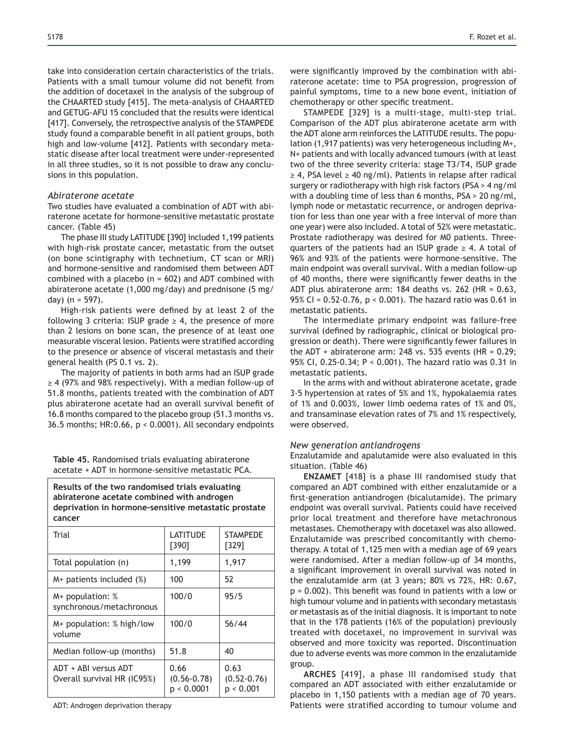take into consideration certain characteristics of the trials. Patients with a small tumour volume did not benefit from the addition of docetaxel in the analysis of the subgroup of the CHAARTED study [415]. The meta-analysis of CHAARTED and GETUG-AFU 15 concluded that the results were identical [417]. Conversely, the retrospective analysis of the STAMPEDE study found a comparable benefit in all patient groups, both high and low-volume [412]. Patients with secondary metastatic disease after local treatment were under-represented in all three studies, so it is not possible to draw any conclusions in this population.

### *Abiraterone acetate*

Two studies have evaluated a combination of ADT with abiraterone acetate for hormone-sensitive metastatic prostate cancer. (Table 45)

The phase III study LATITUDE [390] included 1,199 patients with high-risk prostate cancer, metastatic from the outset (on bone scintigraphy with technetium, CT scan or MRI) and hormone-sensitive and randomised them between ADT combined with a placebo (n = 602) and ADT combined with abiraterone acetate (1,000 mg/day) and prednisone (5 mg/day) (n = 597).

High-risk patients were defined by at least 2 of the following 3 criteria: ISUP grade ≥ 4, the presence of more than 2 lesions on bone scan, the presence of at least one measurable visceral lesion. Patients were stratified according to the presence or absence of visceral metastasis and their general health (PS 0.1 vs. 2).

The majority of patients in both arms had an ISUP grade ≥ 4 (97% and 98% respectively). With a median follow-up of 51.8 months, patients treated with the combination of ADT plus abiraterone acetate had an overall survival benefit of 16.8 months compared to the placebo group (51.3 months vs. 36.5 months; HR:0.66, p < 0.0001). All secondary endpoints were significantly improved by the combination with abiraterone acetate: time to PSA progression, progression of painful symptoms, time to a new bone event, initiation of chemotherapy or other specific treatment.

**Table 45.** Randomised trials evaluating abiraterone acetate + ADT in hormone-sensitive metastatic PCA.

| **Results of the two randomised trials evaluating abiraterone acetate combined with androgen deprivation in hormone-sensitive metastatic prostate cancer** | | |
|---|---|---|
| Trial | LATITUDE [390] | STAMPEDE [329] |
| Total population (n) | 1,199 | 1,917 |
| M+ patients included (%) | 100 | 52 |
| M+ population: % synchronous/metachronous | 100/0 | 95/5 |
| M+ population: % high/low volume | 100/0 | 56/44 |
| Median follow-up (months) | 51.8 | 40 |
| ADT + ABI versus ADT Overall survival HR (IC95%) | 0.66 (0.56-0.78) p < 0.0001 | 0.63 (0.52-0.76) p < 0.001 |

ADT: Androgen deprivation therapy

STAMPEDE [329] is a multi-stage, multi-step trial. Comparison of the ADT plus abiraterone acetate arm with the ADT alone arm reinforces the LATITUDE results. The population (1,917 patients) was very heterogeneous including M+, N+ patients and with locally advanced tumours (with at least two of the three severity criteria: stage T3/T4, ISUP grade ≥ 4, PSA level ≥ 40 ng/ml). Patients in relapse after radical surgery or radiotherapy with high risk factors (PSA > 4 ng/ml with a doubling time of less than 6 months, PSA > 20 ng/ml, lymph node or metastatic recurrence, or androgen deprivation for less than one year with a free interval of more than one year) were also included. A total of 52% were metastatic. Prostate radiotherapy was desired for M0 patients. Three-quarters of the patients had an ISUP grade ≥ 4. A total of 96% and 93% of the patients were hormone-sensitive. The main endpoint was overall survival. With a median follow-up of 40 months, there were significantly fewer deaths in the ADT plus abiraterone arm: 184 deaths vs. 262 (HR = 0.63, 95% CI = 0.52-0.76, p < 0.001). The hazard ratio was 0.61 in metastatic patients.

The intermediate primary endpoint was failure-free survival (defined by radiographic, clinical or biological progression or death). There were significantly fewer failures in the ADT + abiraterone arm: 248 vs. 535 events (HR = 0.29; 95% CI, 0.25-0.34; P < 0.001). The hazard ratio was 0.31 in metastatic patients.

In the arms with and without abiraterone acetate, grade 3-5 hypertension at rates of 5% and 1%, hypokalaemia rates of 1% and 0.003%, lower limb oedema rates of 1% and 0%, and transaminase elevation rates of 7% and 1% respectively, were observed.

### *New generation antiandrogens*

Enzalutamide and apalutamide were also evaluated in this situation. (Table 46)

**ENZAMET** [418] is a phase III randomised study that compared an ADT combined with either enzalutamide or a first-generation antiandrogen (bicalutamide). The primary endpoint was overall survival. Patients could have received prior local treatment and therefore have metachronous metastases. Chemotherapy with docetaxel was also allowed. Enzalutamide was prescribed concomitantly with chemotherapy. A total of 1,125 men with a median age of 69 years were randomised. After a median follow-up of 34 months, a significant improvement in overall survival was noted in the enzalutamide arm (at 3 years; 80% vs 72%, HR: 0.67, p = 0.002). This benefit was found in patients with a low or high tumour volume and in patients with secondary metastasis or metastasis as of the initial diagnosis. It is important to note that in the 178 patients (16% of the population) previously treated with docetaxel, no improvement in survival was observed and more toxicity was reported. Discontinuation due to adverse events was more common in the enzalutamide group.

**ARCHES** [419], a phase III randomised study that compared an ADT associated with either enzalutamide or placebo in 1,150 patients with a median age of 70 years. Patients were stratified according to tumour volume and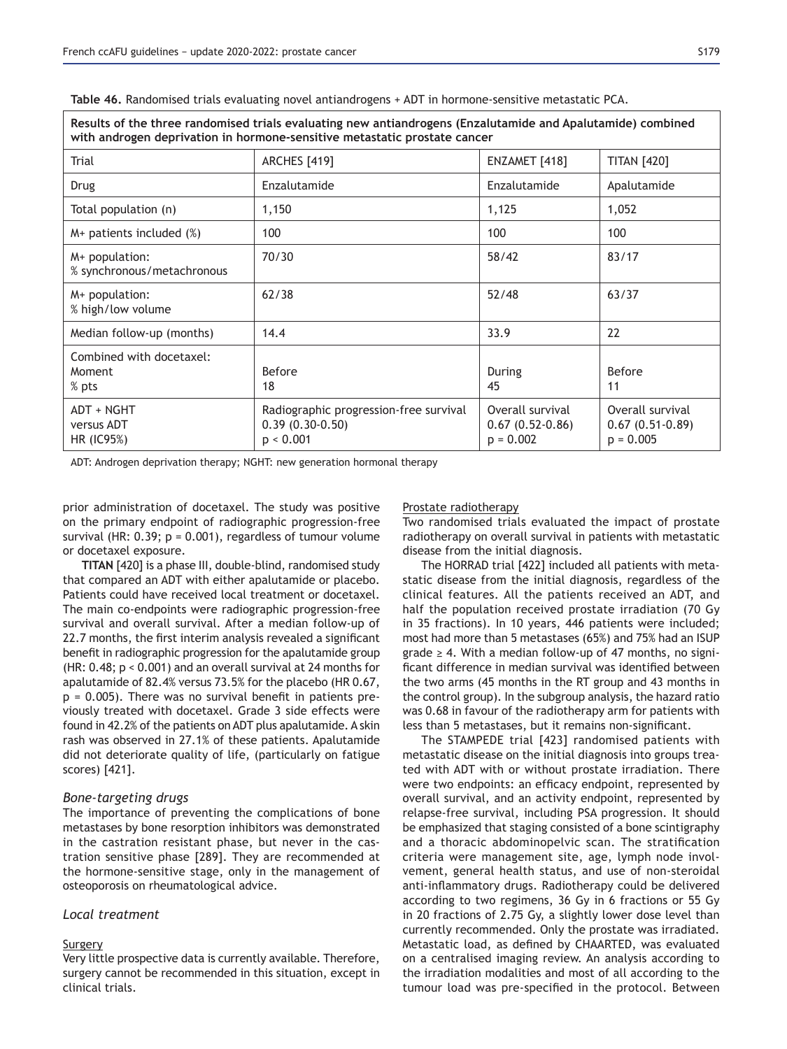**Table 46.** Randomised trials evaluating novel antiandrogens + ADT in hormone-sensitive metastatic PCA.

| Results of the three randomised trials evaluating new antiandrogens (Enzalutamide and Apalutamide) combined with androgen deprivation in hormone-sensitive metastatic prostate cancer | | | |
|---|---|---|---|
| Trial | ARCHES [419] | ENZAMET [418] | TITAN [420] |
| Drug | Enzalutamide | Enzalutamide | Apalutamide |
| Total population (n) | 1,150 | 1,125 | 1,052 |
| M+ patients included (%) | 100 | 100 | 100 |
| M+ population:<br>% synchronous/metachronous | 70/30 | 58/42 | 83/17 |
| M+ population:<br>% high/low volume | 62/38 | 52/48 | 63/37 |
| Median follow-up (months) | 14.4 | 33.9 | 22 |
| Combined with docetaxel:<br>Moment<br>% pts | <br>Before<br>18 | <br>During<br>45 | <br>Before<br>11 |
| ADT + NGHT<br>versus ADT<br>HR (IC95%) | Radiographic progression-free survival<br>0.39 (0.30-0.50)<br>p < 0.001 | Overall survival<br>0.67 (0.52-0.86)<br>p = 0.002 | Overall survival<br>0.67 (0.51-0.89)<br>p = 0.005 |

ADT: Androgen deprivation therapy; NGHT: new generation hormonal therapy

prior administration of docetaxel. The study was positive on the primary endpoint of radiographic progression-free survival (HR: 0.39; p = 0.001), regardless of tumour volume or docetaxel exposure.

**TITAN** [420] is a phase III, double-blind, randomised study that compared an ADT with either apalutamide or placebo. Patients could have received local treatment or docetaxel. The main co-endpoints were radiographic progression-free survival and overall survival. After a median follow-up of 22.7 months, the first interim analysis revealed a significant benefit in radiographic progression for the apalutamide group (HR: 0.48; p < 0.001) and an overall survival at 24 months for apalutamide of 82.4% versus 73.5% for the placebo (HR 0.67, p = 0.005). There was no survival benefit in patients previously treated with docetaxel. Grade 3 side effects were found in 42.2% of the patients on ADT plus apalutamide. A skin rash was observed in 27.1% of these patients. Apalutamide did not deteriorate quality of life, (particularly on fatigue scores) [421].

### *Bone-targeting drugs*

The importance of preventing the complications of bone metastases by bone resorption inhibitors was demonstrated in the castration resistant phase, but never in the castration sensitive phase [289]. They are recommended at the hormone-sensitive stage, only in the management of osteoporosis on rheumatological advice.

### *Local treatment*

#### Surgery

Very little prospective data is currently available. Therefore, surgery cannot be recommended in this situation, except in clinical trials.

#### Prostate radiotherapy

Two randomised trials evaluated the impact of prostate radiotherapy on overall survival in patients with metastatic disease from the initial diagnosis.

The HORRAD trial [422] included all patients with metastatic disease from the initial diagnosis, regardless of the clinical features. All the patients received an ADT, and half the population received prostate irradiation (70 Gy in 35 fractions). In 10 years, 446 patients were included; most had more than 5 metastases (65%) and 75% had an ISUP grade ≥ 4. With a median follow-up of 47 months, no significant difference in median survival was identified between the two arms (45 months in the RT group and 43 months in the control group). In the subgroup analysis, the hazard ratio was 0.68 in favour of the radiotherapy arm for patients with less than 5 metastases, but it remains non-significant.

The STAMPEDE trial [423] randomised patients with metastatic disease on the initial diagnosis into groups treated with ADT with or without prostate irradiation. There were two endpoints: an efficacy endpoint, represented by overall survival, and an activity endpoint, represented by relapse-free survival, including PSA progression. It should be emphasized that staging consisted of a bone scintigraphy and a thoracic abdominopelvic scan. The stratification criteria were management site, age, lymph node involvement, general health status, and use of non-steroidal anti-inflammatory drugs. Radiotherapy could be delivered according to two regimens, 36 Gy in 6 fractions or 55 Gy in 20 fractions of 2.75 Gy, a slightly lower dose level than currently recommended. Only the prostate was irradiated. Metastatic load, as defined by CHAARTED, was evaluated on a centralised imaging review. An analysis according to the irradiation modalities and most of all according to the tumour load was pre-specified in the protocol. Between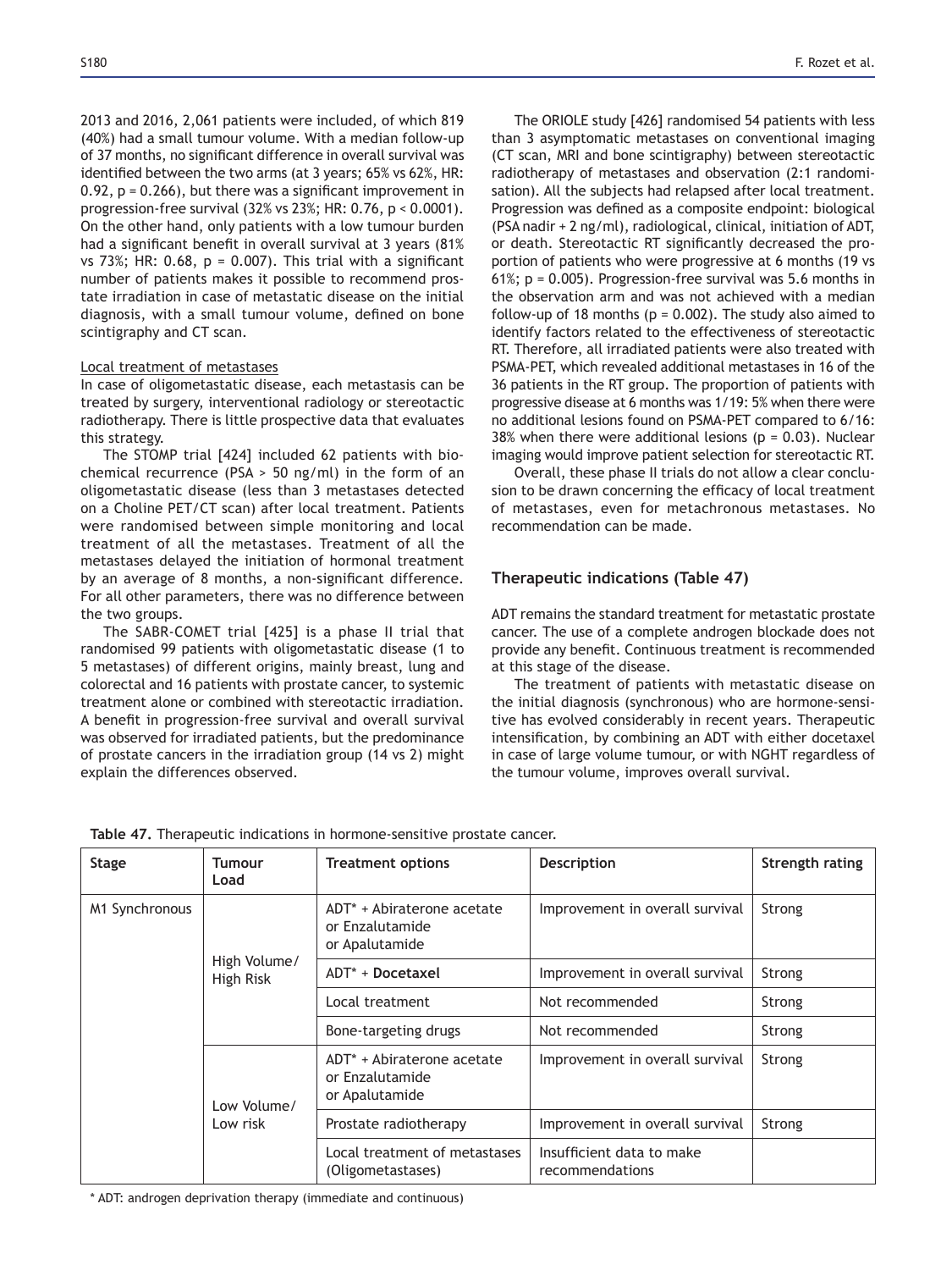2013 and 2016, 2,061 patients were included, of which 819 (40%) had a small tumour volume. With a median follow-up of 37 months, no significant difference in overall survival was identified between the two arms (at 3 years; 65% vs 62%, HR: 0.92, p = 0.266), but there was a significant improvement in progression-free survival (32% vs 23%; HR: 0.76, p < 0.0001). On the other hand, only patients with a low tumour burden had a significant benefit in overall survival at 3 years (81% vs 73%; HR: 0.68, p = 0.007). This trial with a significant number of patients makes it possible to recommend prostate irradiation in case of metastatic disease on the initial diagnosis, with a small tumour volume, defined on bone scintigraphy and CT scan.

Local treatment of metastases

In case of oligometastatic disease, each metastasis can be treated by surgery, interventional radiology or stereotactic radiotherapy. There is little prospective data that evaluates this strategy.

The STOMP trial [424] included 62 patients with biochemical recurrence (PSA > 50 ng/ml) in the form of an oligometastatic disease (less than 3 metastases detected on a Choline PET/CT scan) after local treatment. Patients were randomised between simple monitoring and local treatment of all the metastases. Treatment of all the metastases delayed the initiation of hormonal treatment by an average of 8 months, a non-significant difference. For all other parameters, there was no difference between the two groups.

The SABR-COMET trial [425] is a phase II trial that randomised 99 patients with oligometastatic disease (1 to 5 metastases) of different origins, mainly breast, lung and colorectal and 16 patients with prostate cancer, to systemic treatment alone or combined with stereotactic irradiation. A benefit in progression-free survival and overall survival was observed for irradiated patients, but the predominance of prostate cancers in the irradiation group (14 vs 2) might explain the differences observed.

The ORIOLE study [426] randomised 54 patients with less than 3 asymptomatic metastases on conventional imaging (CT scan, MRI and bone scintigraphy) between stereotactic radiotherapy of metastases and observation (2:1 randomisation). All the subjects had relapsed after local treatment. Progression was defined as a composite endpoint: biological (PSA nadir + 2 ng/ml), radiological, clinical, initiation of ADT, or death. Stereotactic RT significantly decreased the proportion of patients who were progressive at 6 months (19 vs 61%; p = 0.005). Progression-free survival was 5.6 months in the observation arm and was not achieved with a median follow-up of 18 months (p = 0.002). The study also aimed to identify factors related to the effectiveness of stereotactic RT. Therefore, all irradiated patients were also treated with PSMA-PET, which revealed additional metastases in 16 of the 36 patients in the RT group. The proportion of patients with progressive disease at 6 months was 1/19: 5% when there were no additional lesions found on PSMA-PET compared to 6/16: 38% when there were additional lesions (p = 0.03). Nuclear imaging would improve patient selection for stereotactic RT.

Overall, these phase II trials do not allow a clear conclusion to be drawn concerning the efficacy of local treatment of metastases, even for metachronous metastases. No recommendation can be made.

## Therapeutic indications (Table 47)

ADT remains the standard treatment for metastatic prostate cancer. The use of a complete androgen blockade does not provide any benefit. Continuous treatment is recommended at this stage of the disease.

The treatment of patients with metastatic disease on the initial diagnosis (synchronous) who are hormone-sensitive has evolved considerably in recent years. Therapeutic intensification, by combining an ADT with either docetaxel in case of large volume tumour, or with NGHT regardless of the tumour volume, improves overall survival.

**Table 47.** Therapeutic indications in hormone-sensitive prostate cancer.

| Stage | Tumour Load | Treatment options | Description | Strength rating |
|---|---|---|---|---|
| M1 Synchronous | High Volume/ High Risk | ADT* + Abiraterone acetate or Enzalutamide or Apalutamide | Improvement in overall survival | Strong |
| | | ADT* + **Docetaxel** | Improvement in overall survival | Strong |
| | | Local treatment | Not recommended | Strong |
| | | Bone-targeting drugs | Not recommended | Strong |
| | Low Volume/ Low risk | ADT* + Abiraterone acetate or Enzalutamide or Apalutamide | Improvement in overall survival | Strong |
| | | Prostate radiotherapy | Improvement in overall survival | Strong |
| | | Local treatment of metastases (Oligometastases) | Insufficient data to make recommendations | |

* ADT: androgen deprivation therapy (immediate and continuous)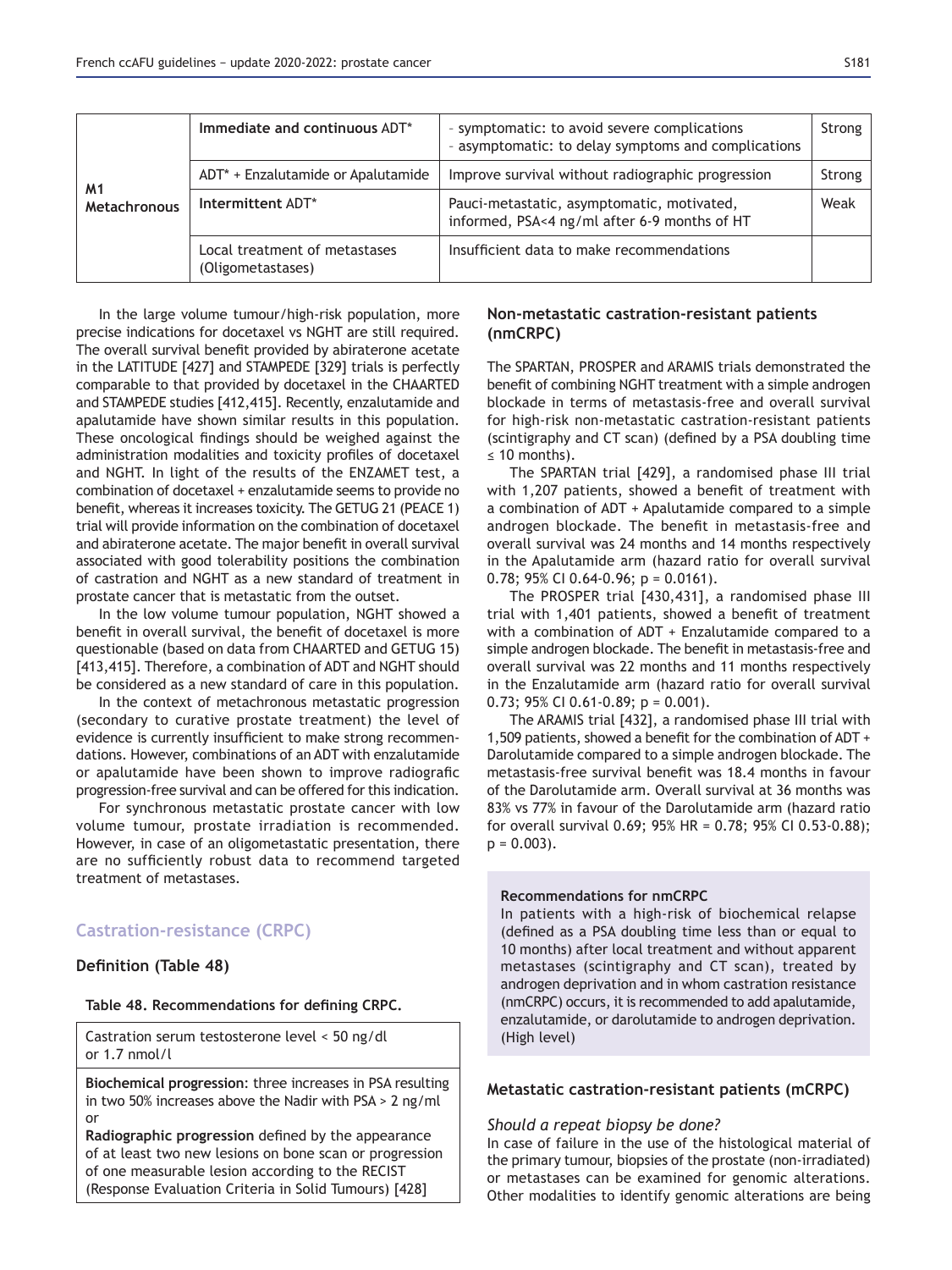| | | | |
|---|---|---|---|
| **M1 Metachronous** | **Immediate and continuous** ADT* | - symptomatic: to avoid severe complications<br>- asymptomatic: to delay symptoms and complications | Strong |
| | ADT* + Enzalutamide or Apalutamide | Improve survival without radiographic progression | Strong |
| | **Intermittent** ADT* | Pauci-metastatic, asymptomatic, motivated, informed, PSA<4 ng/ml after 6-9 months of HT | Weak |
| | Local treatment of metastases (Oligometastases) | Insufficient data to make recommendations | |

In the large volume tumour/high-risk population, more precise indications for docetaxel vs NGHT are still required. The overall survival benefit provided by abiraterone acetate in the LATITUDE [427] and STAMPEDE [329] trials is perfectly comparable to that provided by docetaxel in the CHAARTED and STAMPEDE studies [412,415]. Recently, enzalutamide and apalutamide have shown similar results in this population. These oncological findings should be weighed against the administration modalities and toxicity profiles of docetaxel and NGHT. In light of the results of the ENZAMET test, a combination of docetaxel + enzalutamide seems to provide no benefit, whereas it increases toxicity. The GETUG 21 (PEACE 1) trial will provide information on the combination of docetaxel and abiraterone acetate. The major benefit in overall survival associated with good tolerability positions the combination of castration and NGHT as a new standard of treatment in prostate cancer that is metastatic from the outset.

In the low volume tumour population, NGHT showed a benefit in overall survival, the benefit of docetaxel is more questionable (based on data from CHAARTED and GETUG 15) [413,415]. Therefore, a combination of ADT and NGHT should be considered as a new standard of care in this population.

In the context of metachronous metastatic progression (secondary to curative prostate treatment) the level of evidence is currently insufficient to make strong recommendations. However, combinations of an ADT with enzalutamide or apalutamide have been shown to improve radiografic progression-free survival and can be offered for this indication.

For synchronous metastatic prostate cancer with low volume tumour, prostate irradiation is recommended. However, in case of an oligometastatic presentation, there are no sufficiently robust data to recommend targeted treatment of metastases.

## Castration-resistance (CRPC)

### Definition (Table 48)

**Table 48. Recommendations for defining CRPC.**

| |
|---|
| Castration serum testosterone level < 50 ng/dl or 1.7 nmol/l |
| **Biochemical progression**: three increases in PSA resulting in two 50% increases above the Nadir with PSA > 2 ng/ml or<br>**Radiographic progression** defined by the appearance of at least two new lesions on bone scan or progression of one measurable lesion according to the RECIST (Response Evaluation Criteria in Solid Tumours) [428] |

### Non-metastatic castration-resistant patients (nmCRPC)

The SPARTAN, PROSPER and ARAMIS trials demonstrated the benefit of combining NGHT treatment with a simple androgen blockade in terms of metastasis-free and overall survival for high-risk non-metastatic castration-resistant patients (scintigraphy and CT scan) (defined by a PSA doubling time ≤ 10 months).

The SPARTAN trial [429], a randomised phase III trial with 1,207 patients, showed a benefit of treatment with a combination of ADT + Apalutamide compared to a simple androgen blockade. The benefit in metastasis-free and overall survival was 24 months and 14 months respectively in the Apalutamide arm (hazard ratio for overall survival 0.78; 95% CI 0.64-0.96; p = 0.0161).

The PROSPER trial [430,431], a randomised phase III trial with 1,401 patients, showed a benefit of treatment with a combination of ADT + Enzalutamide compared to a simple androgen blockade. The benefit in metastasis-free and overall survival was 22 months and 11 months respectively in the Enzalutamide arm (hazard ratio for overall survival 0.73; 95% CI 0.61-0.89; p = 0.001).

The ARAMIS trial [432], a randomised phase III trial with 1,509 patients, showed a benefit for the combination of ADT + Darolutamide compared to a simple androgen blockade. The metastasis-free survival benefit was 18.4 months in favour of the Darolutamide arm. Overall survival at 36 months was 83% vs 77% in favour of the Darolutamide arm (hazard ratio for overall survival 0.69; 95% HR = 0.78; 95% CI 0.53-0.88); p = 0.003).

**Recommendations for nmCRPC**

In patients with a high-risk of biochemical relapse (defined as a PSA doubling time less than or equal to 10 months) after local treatment and without apparent metastases (scintigraphy and CT scan), treated by androgen deprivation and in whom castration resistance (nmCRPC) occurs, it is recommended to add apalutamide, enzalutamide, or darolutamide to androgen deprivation. (High level)

### Metastatic castration-resistant patients (mCRPC)

*Should a repeat biopsy be done?*

In case of failure in the use of the histological material of the primary tumour, biopsies of the prostate (non-irradiated) or metastases can be examined for genomic alterations. Other modalities to identify genomic alterations are being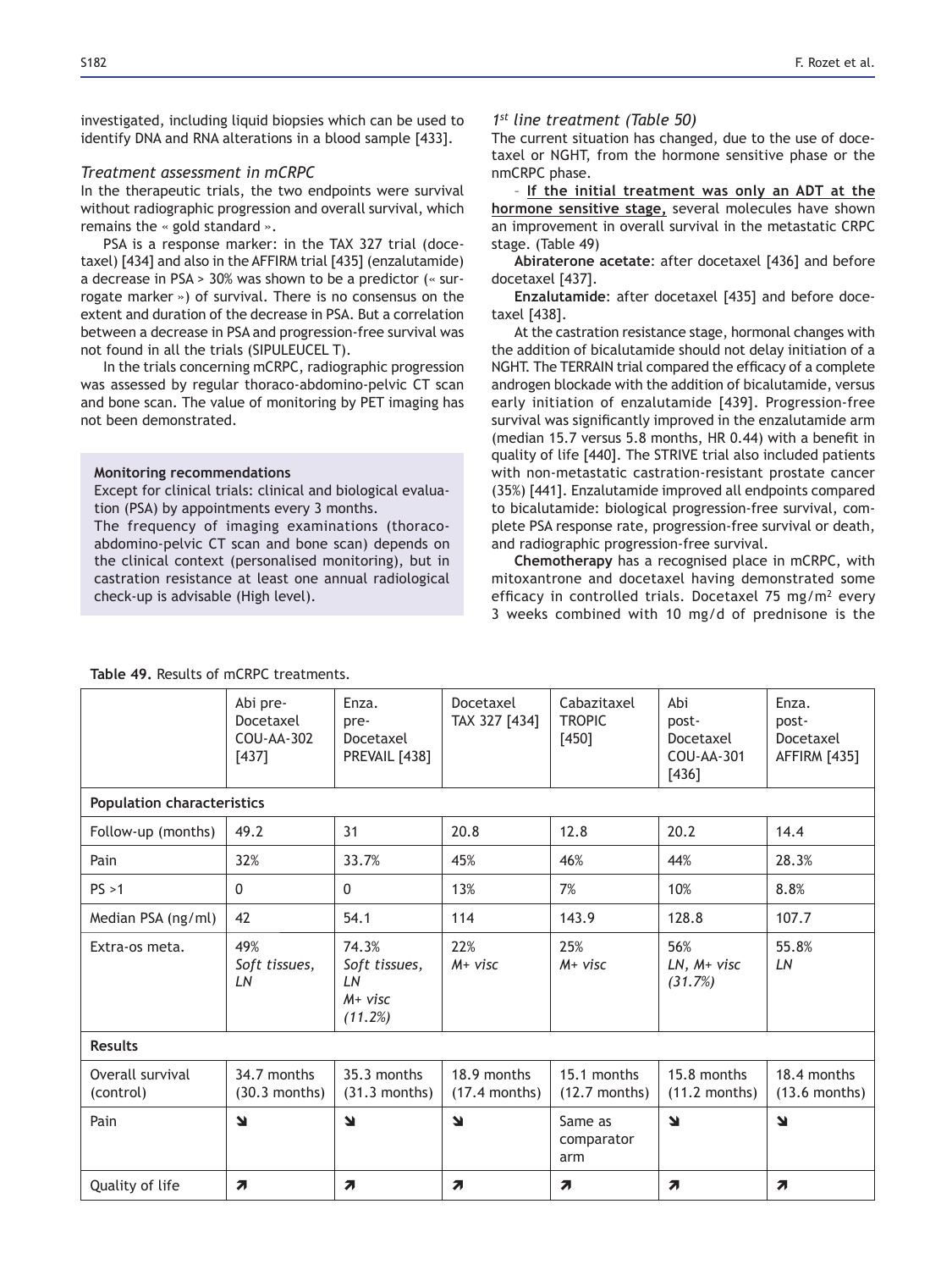investigated, including liquid biopsies which can be used to identify DNA and RNA alterations in a blood sample [433].

### *Treatment assessment in mCRPC*

In the therapeutic trials, the two endpoints were survival without radiographic progression and overall survival, which remains the « gold standard ».

PSA is a response marker: in the TAX 327 trial (docetaxel) [434] and also in the AFFIRM trial [435] (enzalutamide) a decrease in PSA > 30% was shown to be a predictor (« surrogate marker ») of survival. There is no consensus on the extent and duration of the decrease in PSA. But a correlation between a decrease in PSA and progression-free survival was not found in all the trials (SIPULEUCEL T).

In the trials concerning mCRPC, radiographic progression was assessed by regular thoraco-abdomino-pelvic CT scan and bone scan. The value of monitoring by PET imaging has not been demonstrated.

> **Monitoring recommendations**
>
> Except for clinical trials: clinical and biological evaluation (PSA) by appointments every 3 months.
>
> The frequency of imaging examinations (thoraco-abdomino-pelvic CT scan and bone scan) depends on the clinical context (personalised monitoring), but in castration resistance at least one annual radiological check-up is advisable (High level).

### *1st line treatment (Table 50)*

The current situation has changed, due to the use of docetaxel or NGHT, from the hormone sensitive phase or the nmCRPC phase.

– **If the initial treatment was only an ADT at the hormone sensitive stage,** several molecules have shown an improvement in overall survival in the metastatic CRPC stage. (Table 49)

**Abiraterone acetate**: after docetaxel [436] and before docetaxel [437].

**Enzalutamide**: after docetaxel [435] and before docetaxel [438].

At the castration resistance stage, hormonal changes with the addition of bicalutamide should not delay initiation of a NGHT. The TERRAIN trial compared the efficacy of a complete androgen blockade with the addition of bicalutamide, versus early initiation of enzalutamide [439]. Progression-free survival was significantly improved in the enzalutamide arm (median 15.7 versus 5.8 months, HR 0.44) with a benefit in quality of life [440]. The STRIVE trial also included patients with non-metastatic castration-resistant prostate cancer (35%) [441]. Enzalutamide improved all endpoints compared to bicalutamide: biological progression-free survival, complete PSA response rate, progression-free survival or death, and radiographic progression-free survival.

**Chemotherapy** has a recognised place in mCRPC, with mitoxantrone and docetaxel having demonstrated some efficacy in controlled trials. Docetaxel 75 mg/m² every 3 weeks combined with 10 mg/d of prednisone is the

**Table 49.** Results of mCRPC treatments.

| | Abi pre-Docetaxel COU-AA-302 [437] | Enza. pre-Docetaxel PREVAIL [438] | Docetaxel TAX 327 [434] | Cabazitaxel TROPIC [450] | Abi post-Docetaxel COU-AA-301 [436] | Enza. post-Docetaxel AFFIRM [435] |
|---|---|---|---|---|---|---|
| **Population characteristics** | | | | | | |
| Follow-up (months) | 49.2 | 31 | 20.8 | 12.8 | 20.2 | 14.4 |
| Pain | 32% | 33.7% | 45% | 46% | 44% | 28.3% |
| PS >1 | 0 | 0 | 13% | 7% | 10% | 8.8% |
| Median PSA (ng/ml) | 42 | 54.1 | 114 | 143.9 | 128.8 | 107.7 |
| Extra-os meta. | 49% *Soft tissues, LN* | 74.3% *Soft tissues, LN M+ visc (11.2%)* | 22% *M+ visc* | 25% *M+ visc* | 56% *LN, M+ visc (31.7%)* | 55.8% *LN* |
| **Results** | | | | | | |
| Overall survival (control) | 34.7 months (30.3 months) | 35.3 months (31.3 months) | 18.9 months (17.4 months) | 15.1 months (12.7 months) | 15.8 months (11.2 months) | 18.4 months (13.6 months) |
| Pain | ↘ | ↘ | ↘ | Same as comparator arm | ↘ | ↘ |
| Quality of life | ↗ | ↗ | ↗ | ↗ | ↗ | ↗ |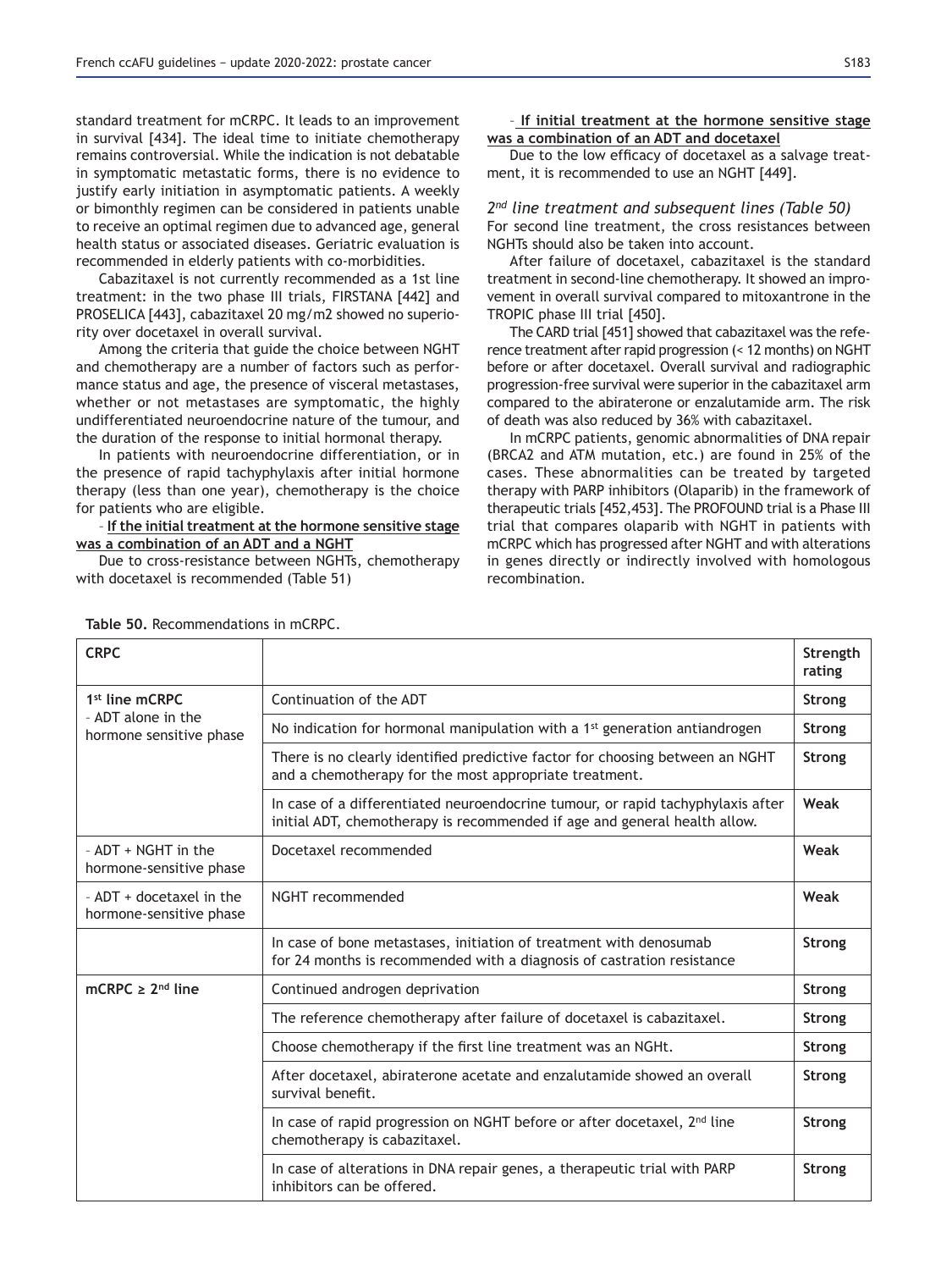standard treatment for mCRPC. It leads to an improvement in survival [434]. The ideal time to initiate chemotherapy remains controversial. While the indication is not debatable in symptomatic metastatic forms, there is no evidence to justify early initiation in asymptomatic patients. A weekly or bimonthly regimen can be considered in patients unable to receive an optimal regimen due to advanced age, general health status or associated diseases. Geriatric evaluation is recommended in elderly patients with co-morbidities.

Cabazitaxel is not currently recommended as a 1st line treatment: in the two phase III trials, FIRSTANA [442] and PROSELICA [443], cabazitaxel 20 mg/m2 showed no superiority over docetaxel in overall survival.

Among the criteria that guide the choice between NGHT and chemotherapy are a number of factors such as performance status and age, the presence of visceral metastases, whether or not metastases are symptomatic, the highly undifferentiated neuroendocrine nature of the tumour, and the duration of the response to initial hormonal therapy.

In patients with neuroendocrine differentiation, or in the presence of rapid tachyphylaxis after initial hormone therapy (less than one year), chemotherapy is the choice for patients who are eligible.

– **If the initial treatment at the hormone sensitive stage was a combination of an ADT and a NGHT**

Due to cross-resistance between NGHTs, chemotherapy with docetaxel is recommended (Table 51)

– **If initial treatment at the hormone sensitive stage was a combination of an ADT and docetaxel**

Due to the low efficacy of docetaxel as a salvage treatment, it is recommended to use an NGHT [449].

*2nd line treatment and subsequent lines (Table 50)*

For second line treatment, the cross resistances between NGHTs should also be taken into account.

After failure of docetaxel, cabazitaxel is the standard treatment in second-line chemotherapy. It showed an improvement in overall survival compared to mitoxantrone in the TROPIC phase III trial [450].

The CARD trial [451] showed that cabazitaxel was the reference treatment after rapid progression (< 12 months) on NGHT before or after docetaxel. Overall survival and radiographic progression-free survival were superior in the cabazitaxel arm compared to the abiraterone or enzalutamide arm. The risk of death was also reduced by 36% with cabazitaxel.

In mCRPC patients, genomic abnormalities of DNA repair (BRCA2 and ATM mutation, etc.) are found in 25% of the cases. These abnormalities can be treated by targeted therapy with PARP inhibitors (Olaparib) in the framework of therapeutic trials [452,453]. The PROFOUND trial is a Phase III trial that compares olaparib with NGHT in patients with mCRPC which has progressed after NGHT and with alterations in genes directly or indirectly involved with homologous recombination.

**Table 50.** Recommendations in mCRPC.

| CRPC | | Strength rating |
|---|---|---|
| **1st line mCRPC**<br>– ADT alone in the hormone sensitive phase | Continuation of the ADT | **Strong** |
| | No indication for hormonal manipulation with a 1st generation antiandrogen | **Strong** |
| | There is no clearly identified predictive factor for choosing between an NGHT and a chemotherapy for the most appropriate treatment. | **Strong** |
| | In case of a differentiated neuroendocrine tumour, or rapid tachyphylaxis after initial ADT, chemotherapy is recommended if age and general health allow. | **Weak** |
| – ADT + NGHT in the hormone-sensitive phase | Docetaxel recommended | **Weak** |
| – ADT + docetaxel in the hormone-sensitive phase | NGHT recommended | **Weak** |
| | In case of bone metastases, initiation of treatment with denosumab for 24 months is recommended with a diagnosis of castration resistance | **Strong** |
| **mCRPC ≥ 2nd line** | Continued androgen deprivation | **Strong** |
| | The reference chemotherapy after failure of docetaxel is cabazitaxel. | **Strong** |
| | Choose chemotherapy if the first line treatment was an NGHt. | **Strong** |
| | After docetaxel, abiraterone acetate and enzalutamide showed an overall survival benefit. | **Strong** |
| | In case of rapid progression on NGHT before or after docetaxel, 2nd line chemotherapy is cabazitaxel. | **Strong** |
| | In case of alterations in DNA repair genes, a therapeutic trial with PARP inhibitors can be offered. | **Strong** |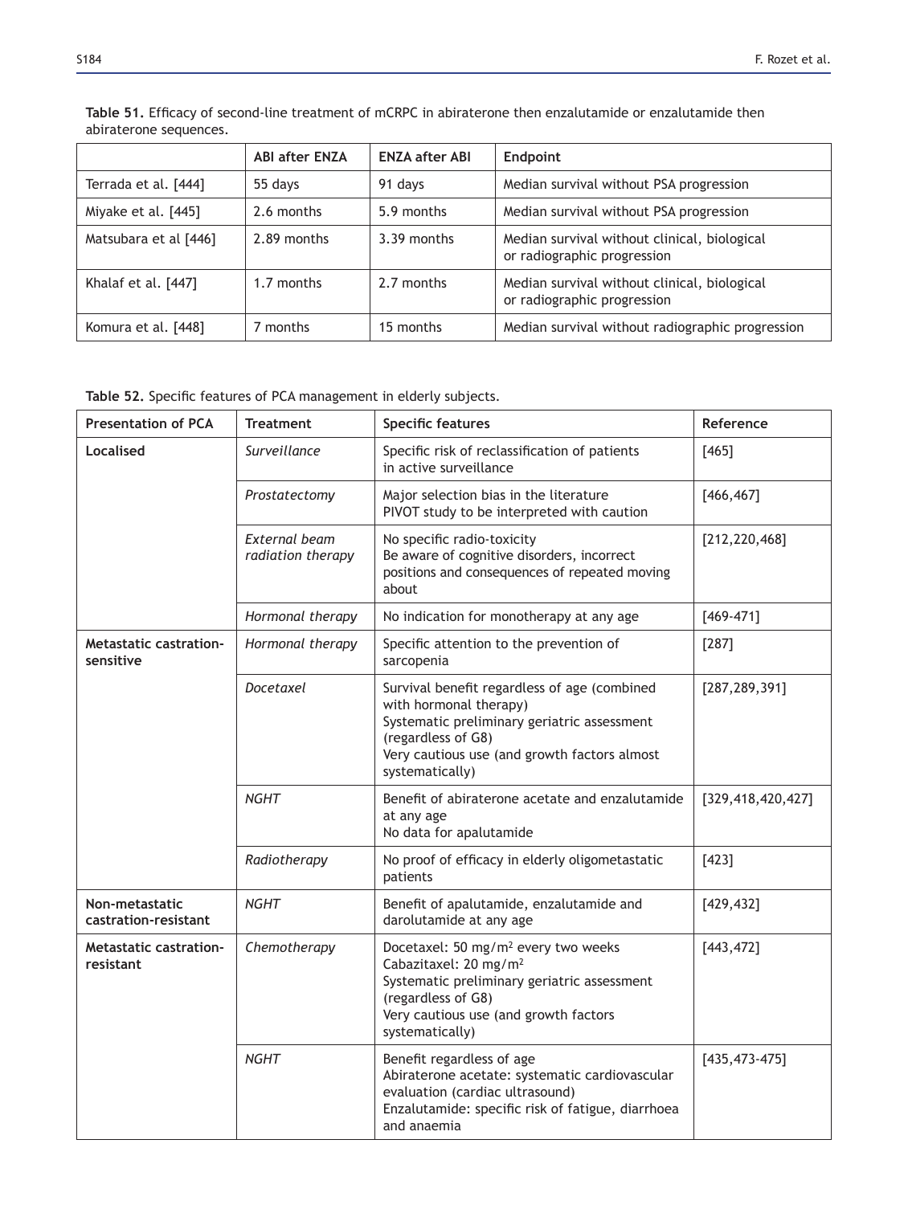**Table 51.** Efficacy of second-line treatment of mCRPC in abiraterone then enzalutamide or enzalutamide then abiraterone sequences.

| | ABI after ENZA | ENZA after ABI | Endpoint |
|---|---|---|---|
| Terrada et al. [444] | 55 days | 91 days | Median survival without PSA progression |
| Miyake et al. [445] | 2.6 months | 5.9 months | Median survival without PSA progression |
| Matsubara et al [446] | 2.89 months | 3.39 months | Median survival without clinical, biological or radiographic progression |
| Khalaf et al. [447] | 1.7 months | 2.7 months | Median survival without clinical, biological or radiographic progression |
| Komura et al. [448] | 7 months | 15 months | Median survival without radiographic progression |

**Table 52.** Specific features of PCA management in elderly subjects.

| Presentation of PCA | Treatment | Specific features | Reference |
|---|---|---|---|
| **Localised** | *Surveillance* | Specific risk of reclassification of patients in active surveillance | [465] |
| | *Prostatectomy* | Major selection bias in the literature<br>PIVOT study to be interpreted with caution | [466,467] |
| | *External beam radiation therapy* | No specific radio-toxicity<br>Be aware of cognitive disorders, incorrect positions and consequences of repeated moving about | [212,220,468] |
| | *Hormonal therapy* | No indication for monotherapy at any age | [469-471] |
| **Metastatic castration-sensitive** | *Hormonal therapy* | Specific attention to the prevention of sarcopenia | [287] |
| | *Docetaxel* | Survival benefit regardless of age (combined with hormonal therapy)<br>Systematic preliminary geriatric assessment (regardless of G8)<br>Very cautious use (and growth factors almost systematically) | [287,289,391] |
| | *NGHT* | Benefit of abiraterone acetate and enzalutamide at any age<br>No data for apalutamide | [329,418,420,427] |
| | *Radiotherapy* | No proof of efficacy in elderly oligometastatic patients | [423] |
| **Non-metastatic castration-resistant** | *NGHT* | Benefit of apalutamide, enzalutamide and darolutamide at any age | [429,432] |
| **Metastatic castration-resistant** | *Chemotherapy* | Docetaxel: 50 mg/m² every two weeks<br>Cabazitaxel: 20 mg/m²<br>Systematic preliminary geriatric assessment (regardless of G8)<br>Very cautious use (and growth factors systematically) | [443,472] |
| | *NGHT* | Benefit regardless of age<br>Abiraterone acetate: systematic cardiovascular evaluation (cardiac ultrasound)<br>Enzalutamide: specific risk of fatigue, diarrhoea and anaemia | [435,473-475] |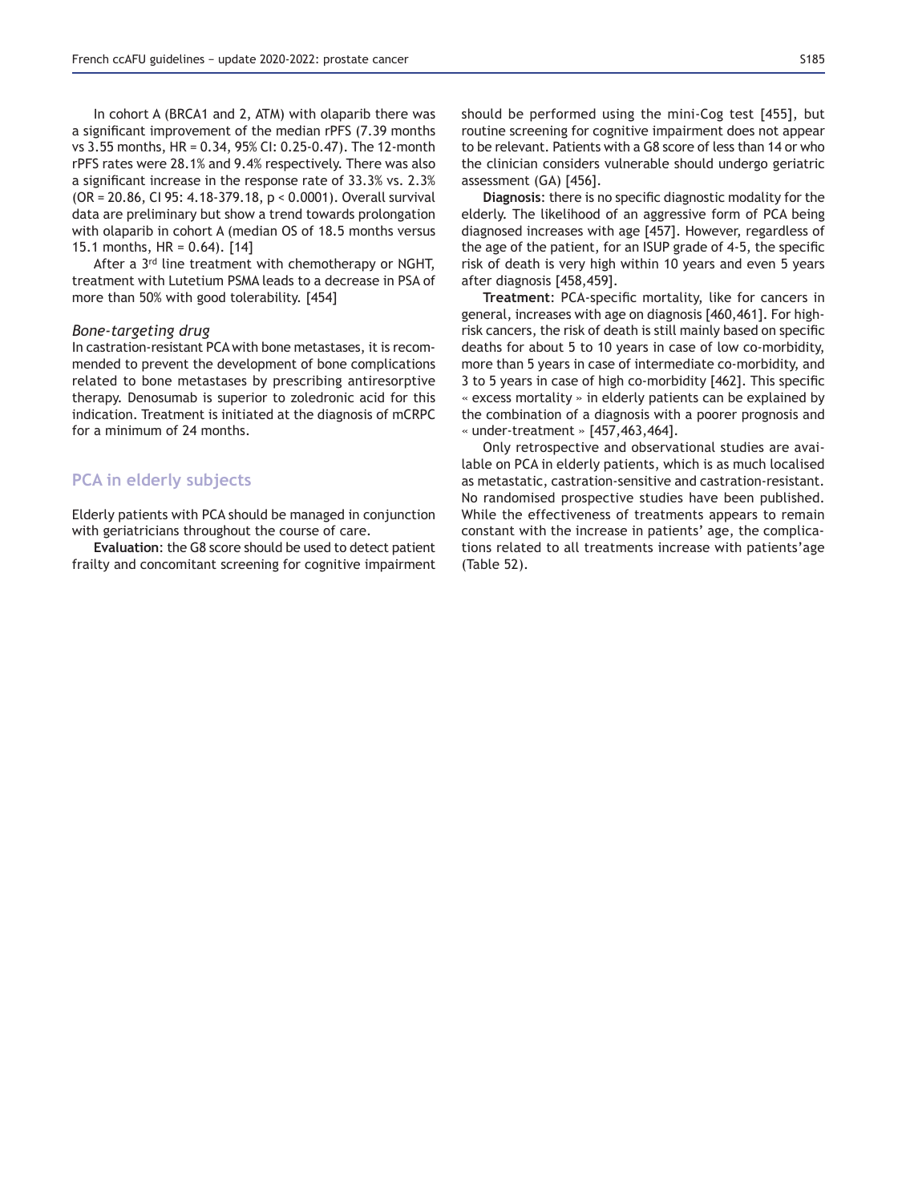In cohort A (BRCA1 and 2, ATM) with olaparib there was a significant improvement of the median rPFS (7.39 months vs 3.55 months, HR = 0.34, 95% CI: 0.25-0.47). The 12-month rPFS rates were 28.1% and 9.4% respectively. There was also a significant increase in the response rate of 33.3% vs. 2.3% (OR = 20.86, CI 95: 4.18-379.18, p < 0.0001). Overall survival data are preliminary but show a trend towards prolongation with olaparib in cohort A (median OS of 18.5 months versus 15.1 months, HR = 0.64). [14]

After a 3rd line treatment with chemotherapy or NGHT, treatment with Lutetium PSMA leads to a decrease in PSA of more than 50% with good tolerability. [454]

### *Bone-targeting drug*

In castration-resistant PCA with bone metastases, it is recommended to prevent the development of bone complications related to bone metastases by prescribing antiresorptive therapy. Denosumab is superior to zoledronic acid for this indication. Treatment is initiated at the diagnosis of mCRPC for a minimum of 24 months.

## PCA in elderly subjects

Elderly patients with PCA should be managed in conjunction with geriatricians throughout the course of care.

**Evaluation**: the G8 score should be used to detect patient frailty and concomitant screening for cognitive impairment should be performed using the mini-Cog test [455], but routine screening for cognitive impairment does not appear to be relevant. Patients with a G8 score of less than 14 or who the clinician considers vulnerable should undergo geriatric assessment (GA) [456].

**Diagnosis**: there is no specific diagnostic modality for the elderly. The likelihood of an aggressive form of PCA being diagnosed increases with age [457]. However, regardless of the age of the patient, for an ISUP grade of 4-5, the specific risk of death is very high within 10 years and even 5 years after diagnosis [458,459].

**Treatment**: PCA-specific mortality, like for cancers in general, increases with age on diagnosis [460,461]. For high-risk cancers, the risk of death is still mainly based on specific deaths for about 5 to 10 years in case of low co-morbidity, more than 5 years in case of intermediate co-morbidity, and 3 to 5 years in case of high co-morbidity [462]. This specific « excess mortality » in elderly patients can be explained by the combination of a diagnosis with a poorer prognosis and « under-treatment » [457,463,464].

Only retrospective and observational studies are available on PCA in elderly patients, which is as much localised as metastatic, castration-sensitive and castration-resistant. No randomised prospective studies have been published. While the effectiveness of treatments appears to remain constant with the increase in patients' age, the complications related to all treatments increase with patients'age (Table 52).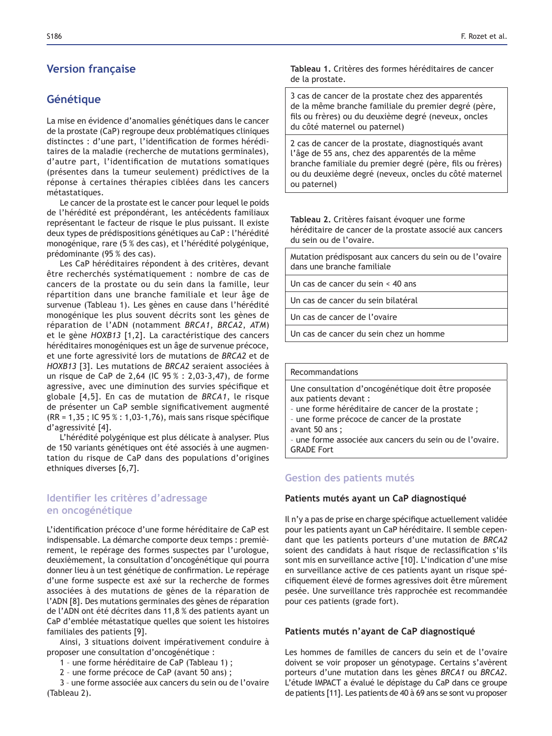# Version française

## Génétique

La mise en évidence d'anomalies génétiques dans le cancer de la prostate (CaP) regroupe deux problématiques cliniques distinctes : d'une part, l'identification de formes héréditaires de la maladie (recherche de mutations germinales), d'autre part, l'identification de mutations somatiques (présentes dans la tumeur seulement) prédictives de la réponse à certaines thérapies ciblées dans les cancers métastatiques.

Le cancer de la prostate est le cancer pour lequel le poids de l'hérédité est prépondérant, les antécédents familiaux représentant le facteur de risque le plus puissant. Il existe deux types de prédispositions génétiques au CaP : l'hérédité monogénique, rare (5 % des cas), et l'hérédité polygénique, prédominante (95 % des cas).

Les CaP héréditaires répondent à des critères, devant être recherchés systématiquement : nombre de cas de cancers de la prostate ou du sein dans la famille, leur répartition dans une branche familiale et leur âge de survenue (Tableau 1). Les gènes en cause dans l'hérédité monogénique les plus souvent décrits sont les gènes de réparation de l'ADN (notamment *BRCA1*, *BRCA2*, *ATM*) et le gène *HOXB13* [1,2]. La caractéristique des cancers héréditaires monogéniques est un âge de survenue précoce, et une forte agressivité lors de mutations de *BRCA2* et de *HOXB13* [3]. Les mutations de *BRCA2* seraient associées à un risque de CaP de 2,64 (IC 95 % : 2,03-3,47), de forme agressive, avec une diminution des survies spécifique et globale [4,5]. En cas de mutation de *BRCA1*, le risque de présenter un CaP semble significativement augmenté (RR = 1,35 ; IC 95 % : 1,03-1,76), mais sans risque spécifique d'agressivité [4].

L'hérédité polygénique est plus délicate à analyser. Plus de 150 variants génétiques ont été associés à une augmentation du risque de CaP dans des populations d'origines ethniques diverses [6,7].

### Identifier les critères d'adressage en oncogénétique

L'identification précoce d'une forme héréditaire de CaP est indispensable. La démarche comporte deux temps : premièrement, le repérage des formes suspectes par l'urologue, deuxièmement, la consultation d'oncogénétique qui pourra donner lieu à un test génétique de confirmation. Le repérage d'une forme suspecte est axé sur la recherche de formes associées à des mutations de gènes de la réparation de l'ADN [8]. Des mutations germinales des gènes de réparation de l'ADN ont été décrites dans 11,8 % des patients ayant un CaP d'emblée métastatique quelles que soient les histoires familiales des patients [9].

Ainsi, 3 situations doivent impérativement conduire à proposer une consultation d'oncogénétique :

1 – une forme héréditaire de CaP (Tableau 1) ;
2 – une forme précoce de CaP (avant 50 ans) ;
3 – une forme associée aux cancers du sein ou de l'ovaire (Tableau 2).

**Tableau 1.** Critères des formes héréditaires de cancer de la prostate.

| |
|---|
| 3 cas de cancer de la prostate chez des apparentés de la même branche familiale du premier degré (père, fils ou frères) ou du deuxième degré (neveux, oncles du côté maternel ou paternel) |
| 2 cas de cancer de la prostate, diagnostiqués avant l'âge de 55 ans, chez des apparentés de la même branche familiale du premier degré (père, fils ou frères) ou du deuxième degré (neveux, oncles du côté maternel ou paternel) |

**Tableau 2.** Critères faisant évoquer une forme héréditaire de cancer de la prostate associé aux cancers du sein ou de l'ovaire.

| |
|---|
| Mutation prédisposant aux cancers du sein ou de l'ovaire dans une branche familiale |
| Un cas de cancer du sein < 40 ans |
| Un cas de cancer du sein bilatéral |
| Un cas de cancer de l'ovaire |
| Un cas de cancer du sein chez un homme |

| Recommandations |
|---|
| Une consultation d'oncogénétique doit être proposée aux patients devant :<br>– une forme héréditaire de cancer de la prostate ;<br>– une forme précoce de cancer de la prostate avant 50 ans ;<br>– une forme associée aux cancers du sein ou de l'ovaire.<br>GRADE Fort |

### Gestion des patients mutés

#### Patients mutés ayant un CaP diagnostiqué

Il n'y a pas de prise en charge spécifique actuellement validée pour les patients ayant un CaP héréditaire. Il semble cependant que les patients porteurs d'une mutation de *BRCA2* soient des candidats à haut risque de reclassification s'ils sont mis en surveillance active [10]. L'indication d'une mise en surveillance active de ces patients ayant un risque spécifiquement élevé de formes agressives doit être mûrement pesée. Une surveillance très rapprochée est recommandée pour ces patients (grade fort).

#### Patients mutés n'ayant de CaP diagnostiqué

Les hommes de familles de cancers du sein et de l'ovaire doivent se voir proposer un génotypage. Certains s'avèrent porteurs d'une mutation dans les gènes *BRCA1* ou *BRCA2*. L'étude IMPACT a évalué le dépistage du CaP dans ce groupe de patients [11]. Les patients de 40 à 69 ans se sont vu proposer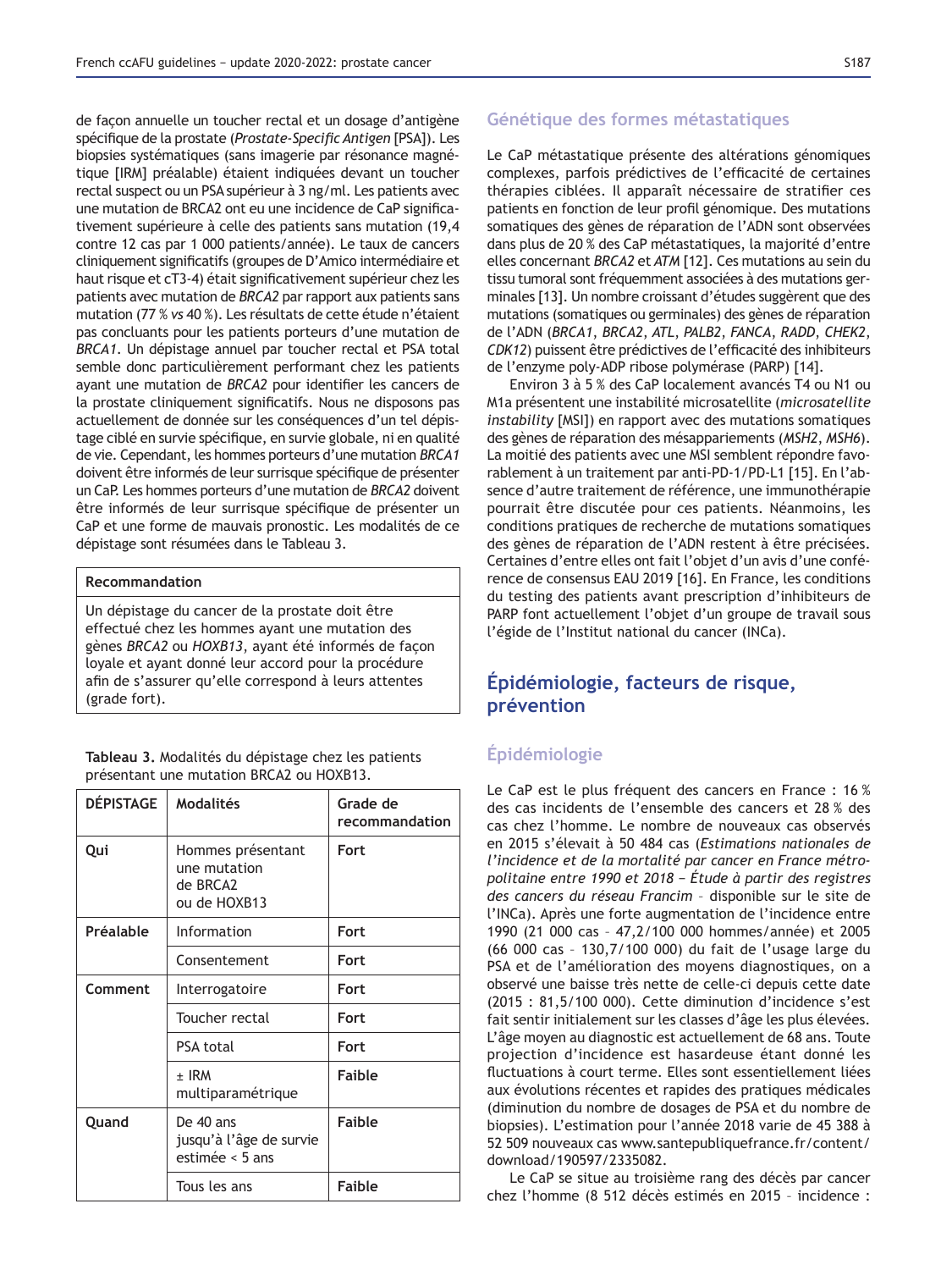de façon annuelle un toucher rectal et un dosage d'antigène spécifique de la prostate (*Prostate-Specific Antigen* [PSA]). Les biopsies systématiques (sans imagerie par résonance magnétique [IRM] préalable) étaient indiquées devant un toucher rectal suspect ou un PSA supérieur à 3 ng/ml. Les patients avec une mutation de BRCA2 ont eu une incidence de CaP significativement supérieure à celle des patients sans mutation (19,4 contre 12 cas par 1 000 patients/année). Le taux de cancers cliniquement significatifs (groupes de D'Amico intermédiaire et haut risque et cT3-4) était significativement supérieur chez les patients avec mutation de *BRCA2* par rapport aux patients sans mutation (77 % *vs* 40 %). Les résultats de cette étude n'étaient pas concluants pour les patients porteurs d'une mutation de *BRCA1*. Un dépistage annuel par toucher rectal et PSA total semble donc particulièrement performant chez les patients ayant une mutation de *BRCA2* pour identifier les cancers de la prostate cliniquement significatifs. Nous ne disposons pas actuellement de donnée sur les conséquences d'un tel dépistage ciblé en survie spécifique, en survie globale, ni en qualité de vie. Cependant, les hommes porteurs d'une mutation *BRCA1* doivent être informés de leur surrisque spécifique de présenter un CaP. Les hommes porteurs d'une mutation de *BRCA2* doivent être informés de leur surrisque spécifique de présenter un CaP et une forme de mauvais pronostic. Les modalités de ce dépistage sont résumées dans le Tableau 3.

| Recommandation |
|---|
| Un dépistage du cancer de la prostate doit être effectué chez les hommes ayant une mutation des gènes *BRCA2* ou *HOXB13*, ayant été informés de façon loyale et ayant donné leur accord pour la procédure afin de s'assurer qu'elle correspond à leurs attentes (grade fort). |

**Tableau 3.** Modalités du dépistage chez les patients présentant une mutation BRCA2 ou HOXB13.

| DÉPISTAGE | Modalités | Grade de recommandation |
|---|---|---|
| **Qui** | Hommes présentant une mutation de BRCA2 ou de HOXB13 | **Fort** |
| **Préalable** | Information | **Fort** |
| | Consentement | **Fort** |
| **Comment** | Interrogatoire | **Fort** |
| | Toucher rectal | **Fort** |
| | PSA total | **Fort** |
| | ± IRM multiparamétrique | **Faible** |
| **Quand** | De 40 ans jusqu'à l'âge de survie estimée < 5 ans | **Faible** |
| | Tous les ans | **Faible** |

### Génétique des formes métastatiques

Le CaP métastatique présente des altérations génomiques complexes, parfois prédictives de l'efficacité de certaines thérapies ciblées. Il apparaît nécessaire de stratifier ces patients en fonction de leur profil génomique. Des mutations somatiques des gènes de réparation de l'ADN sont observées dans plus de 20 % des CaP métastatiques, la majorité d'entre elles concernant *BRCA2* et *ATM* [12]. Ces mutations au sein du tissu tumoral sont fréquemment associées à des mutations germinales [13]. Un nombre croissant d'études suggèrent que des mutations (somatiques ou germinales) des gènes de réparation de l'ADN (*BRCA1*, *BRCA2*, *ATL*, *PALB2*, *FANCA*, *RADD*, *CHEK2*, *CDK12*) puissent être prédictives de l'efficacité des inhibiteurs de l'enzyme poly-ADP ribose polymérase (PARP) [14].

Environ 3 à 5 % des CaP localement avancés T4 ou N1 ou M1a présentent une instabilité microsatellite (*microsatellite instability* [MSI]) en rapport avec des mutations somatiques des gènes de réparation des mésappariements (*MSH2*, *MSH6*). La moitié des patients avec une MSI semblent répondre favorablement à un traitement par anti-PD-1/PD-L1 [15]. En l'absence d'autre traitement de référence, une immunothérapie pourrait être discutée pour ces patients. Néanmoins, les conditions pratiques de recherche de mutations somatiques des gènes de réparation de l'ADN restent à être précisées. Certaines d'entre elles ont fait l'objet d'un avis d'une conférence de consensus EAU 2019 [16]. En France, les conditions du testing des patients avant prescription d'inhibiteurs de PARP font actuellement l'objet d'un groupe de travail sous l'égide de l'Institut national du cancer (INCa).

## Épidémiologie, facteurs de risque, prévention

### Épidémiologie

Le CaP est le plus fréquent des cancers en France : 16 % des cas incidents de l'ensemble des cancers et 28 % des cas chez l'homme. Le nombre de nouveaux cas observés en 2015 s'élevait à 50 484 cas (*Estimations nationales de l'incidence et de la mortalité par cancer en France métropolitaine entre 1990 et 2018 – Étude à partir des registres des cancers du réseau Francim* – disponible sur le site de l'INCa). Après une forte augmentation de l'incidence entre 1990 (21 000 cas – 47,2/100 000 hommes/année) et 2005 (66 000 cas – 130,7/100 000) du fait de l'usage large du PSA et de l'amélioration des moyens diagnostiques, on a observé une baisse très nette de celle-ci depuis cette date (2015 : 81,5/100 000). Cette diminution d'incidence s'est fait sentir initialement sur les classes d'âge les plus élevées. L'âge moyen au diagnostic est actuellement de 68 ans. Toute projection d'incidence est hasardeuse étant donné les fluctuations à court terme. Elles sont essentiellement liées aux évolutions récentes et rapides des pratiques médicales (diminution du nombre de dosages de PSA et du nombre de biopsies). L'estimation pour l'année 2018 varie de 45 388 à 52 509 nouveaux cas www.santepubliquefrance.fr/content/download/190597/2335082.

Le CaP se situe au troisième rang des décès par cancer chez l'homme (8 512 décès estimés en 2015 – incidence :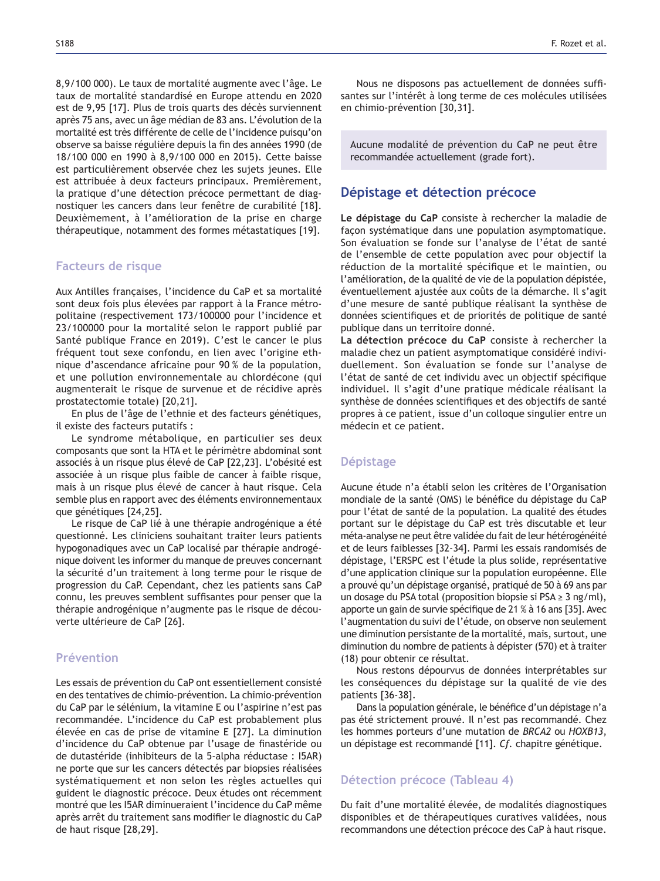8,9/100 000). Le taux de mortalité augmente avec l'âge. Le taux de mortalité standardisé en Europe attendu en 2020 est de 9,95 [17]. Plus de trois quarts des décès surviennent après 75 ans, avec un âge médian de 83 ans. L'évolution de la mortalité est très différente de celle de l'incidence puisqu'on observe sa baisse régulière depuis la fin des années 1990 (de 18/100 000 en 1990 à 8,9/100 000 en 2015). Cette baisse est particulièrement observée chez les sujets jeunes. Elle est attribuée à deux facteurs principaux. Premièrement, la pratique d'une détection précoce permettant de diagnostiquer les cancers dans leur fenêtre de curabilité [18]. Deuxièmement, à l'amélioration de la prise en charge thérapeutique, notamment des formes métastatiques [19].

## Facteurs de risque

Aux Antilles françaises, l'incidence du CaP et sa mortalité sont deux fois plus élevées par rapport à la France métropolitaine (respectivement 173/100000 pour l'incidence et 23/100000 pour la mortalité selon le rapport publié par Santé publique France en 2019). C'est le cancer le plus fréquent tout sexe confondu, en lien avec l'origine ethnique d'ascendance africaine pour 90 % de la population, et une pollution environnementale au chlordécone (qui augmenterait le risque de survenue et de récidive après prostatectomie totale) [20,21].

En plus de l'âge de l'ethnie et des facteurs génétiques, il existe des facteurs putatifs :

Le syndrome métabolique, en particulier ses deux composants que sont la HTA et le périmètre abdominal sont associés à un risque plus élevé de CaP [22,23]. L'obésité est associée à un risque plus faible de cancer à faible risque, mais à un risque plus élevé de cancer à haut risque. Cela semble plus en rapport avec des éléments environnementaux que génétiques [24,25].

Le risque de CaP lié à une thérapie androgénique a été questionné. Les cliniciens souhaitant traiter leurs patients hypogonadiques avec un CaP localisé par thérapie androgénique doivent les informer du manque de preuves concernant la sécurité d'un traitement à long terme pour le risque de progression du CaP. Cependant, chez les patients sans CaP connu, les preuves semblent suffisantes pour penser que la thérapie androgénique n'augmente pas le risque de découverte ultérieure de CaP [26].

## Prévention

Les essais de prévention du CaP ont essentiellement consisté en des tentatives de chimio-prévention. La chimio-prévention du CaP par le sélénium, la vitamine E ou l'aspirine n'est pas recommandée. L'incidence du CaP est probablement plus élevée en cas de prise de vitamine E [27]. La diminution d'incidence du CaP obtenue par l'usage de finastéride ou de dutastéride (inhibiteurs de la 5-alpha réductase : I5AR) ne porte que sur les cancers détectés par biopsies réalisées systématiquement et non selon les règles actuelles qui guident le diagnostic précoce. Deux études ont récemment montré que les I5AR diminueraient l'incidence du CaP même après arrêt du traitement sans modifier le diagnostic du CaP de haut risque [28,29].

Nous ne disposons pas actuellement de données suffisantes sur l'intérêt à long terme de ces molécules utilisées en chimio-prévention [30,31].

> Aucune modalité de prévention du CaP ne peut être recommandée actuellement (grade fort).

# Dépistage et détection précoce

**Le dépistage du CaP** consiste à rechercher la maladie de façon systématique dans une population asymptomatique. Son évaluation se fonde sur l'analyse de l'état de santé de l'ensemble de cette population avec pour objectif la réduction de la mortalité spécifique et le maintien, ou l'amélioration, de la qualité de vie de la population dépistée, éventuellement ajustée aux coûts de la démarche. Il s'agit d'une mesure de santé publique réalisant la synthèse de données scientifiques et de priorités de politique de santé publique dans un territoire donné.
**La détection précoce du CaP** consiste à rechercher la maladie chez un patient asymptomatique considéré individuellement. Son évaluation se fonde sur l'analyse de l'état de santé de cet individu avec un objectif spécifique individuel. Il s'agit d'une pratique médicale réalisant la synthèse de données scientifiques et des objectifs de santé propres à ce patient, issue d'un colloque singulier entre un médecin et ce patient.

## Dépistage

Aucune étude n'a établi selon les critères de l'Organisation mondiale de la santé (OMS) le bénéfice du dépistage du CaP pour l'état de santé de la population. La qualité des études portant sur le dépistage du CaP est très discutable et leur méta-analyse ne peut être validée du fait de leur hétérogénéité et de leurs faiblesses [32-34]. Parmi les essais randomisés de dépistage, l'ERSPC est l'étude la plus solide, représentative d'une application clinique sur la population européenne. Elle a prouvé qu'un dépistage organisé, pratiqué de 50 à 69 ans par un dosage du PSA total (proposition biopsie si PSA ≥ 3 ng/ml), apporte un gain de survie spécifique de 21 % à 16 ans [35]. Avec l'augmentation du suivi de l'étude, on observe non seulement une diminution persistante de la mortalité, mais, surtout, une diminution du nombre de patients à dépister (570) et à traiter (18) pour obtenir ce résultat.

Nous restons dépourvus de données interprétables sur les conséquences du dépistage sur la qualité de vie des patients [36-38].

Dans la population générale, le bénéfice d'un dépistage n'a pas été strictement prouvé. Il n'est pas recommandé. Chez les hommes porteurs d'une mutation de *BRCA2* ou *HOXB13*, un dépistage est recommandé [11]. *Cf.* chapitre génétique.

## Détection précoce (Tableau 4)

Du fait d'une mortalité élevée, de modalités diagnostiques disponibles et de thérapeutiques curatives validées, nous recommandons une détection précoce des CaP à haut risque.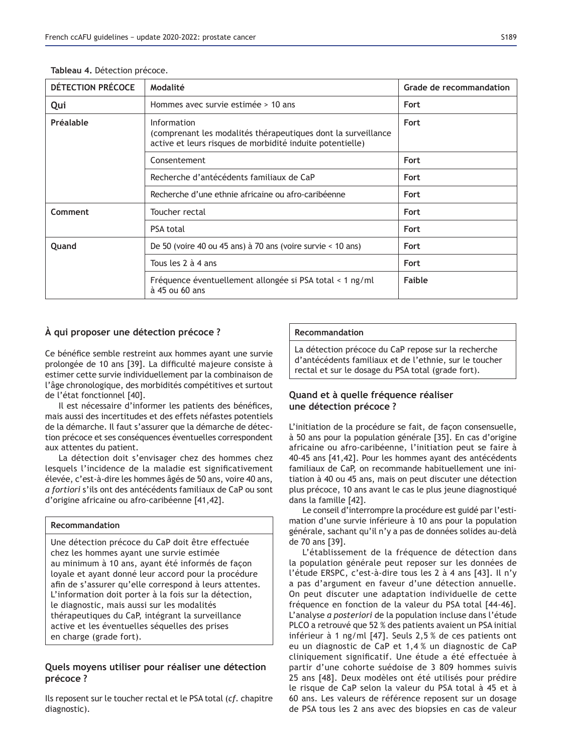**Tableau 4.** Détection précoce.

| DÉTECTION PRÉCOCE | Modalité | Grade de recommandation |
|---|---|---|
| **Qui** | Hommes avec survie estimée > 10 ans | **Fort** |
| **Préalable** | Information (comprenant les modalités thérapeutiques dont la surveillance active et leurs risques de morbidité induite potentielle) | **Fort** |
| | Consentement | **Fort** |
| | Recherche d'antécédents familiaux de CaP | **Fort** |
| | Recherche d'une ethnie africaine ou afro-caribéenne | **Fort** |
| **Comment** | Toucher rectal | **Fort** |
| | PSA total | **Fort** |
| **Quand** | De 50 (voire 40 ou 45 ans) à 70 ans (voire survie < 10 ans) | **Fort** |
| | Tous les 2 à 4 ans | **Fort** |
| | Fréquence éventuellement allongée si PSA total < 1 ng/ml à 45 ou 60 ans | **Faible** |

### À qui proposer une détection précoce ?

Ce bénéfice semble restreint aux hommes ayant une survie prolongée de 10 ans [39]. La difficulté majeure consiste à estimer cette survie individuellement par la combinaison de l'âge chronologique, des morbidités compétitives et surtout de l'état fonctionnel [40].

Il est nécessaire d'informer les patients des bénéfices, mais aussi des incertitudes et des effets néfastes potentiels de la démarche. Il faut s'assurer que la démarche de détection précoce et ses conséquences éventuelles correspondent aux attentes du patient.

La détection doit s'envisager chez des hommes chez lesquels l'incidence de la maladie est significativement élevée, c'est-à-dire les hommes âgés de 50 ans, voire 40 ans, *a fortiori* s'ils ont des antécédents familiaux de CaP ou sont d'origine africaine ou afro-caribéenne [41,42].

| Recommandation |
|---|
| Une détection précoce du CaP doit être effectuée chez les hommes ayant une survie estimée au minimum à 10 ans, ayant été informés de façon loyale et ayant donné leur accord pour la procédure afin de s'assurer qu'elle correspond à leurs attentes. L'information doit porter à la fois sur la détection, le diagnostic, mais aussi sur les modalités thérapeutiques du CaP, intégrant la surveillance active et les éventuelles séquelles des prises en charge (grade fort). |

### Quels moyens utiliser pour réaliser une détection précoce ?

Ils reposent sur le toucher rectal et le PSA total (*cf*. chapitre diagnostic).

| Recommandation |
|---|
| La détection précoce du CaP repose sur la recherche d'antécédents familiaux et de l'ethnie, sur le toucher rectal et sur le dosage du PSA total (grade fort). |

### Quand et à quelle fréquence réaliser une détection précoce ?

L'initiation de la procédure se fait, de façon consensuelle, à 50 ans pour la population générale [35]. En cas d'origine africaine ou afro-caribéenne, l'initiation peut se faire à 40-45 ans [41,42]. Pour les hommes ayant des antécédents familiaux de CaP, on recommande habituellement une initiation à 40 ou 45 ans, mais on peut discuter une détection plus précoce, 10 ans avant le cas le plus jeune diagnostiqué dans la famille [42].

Le conseil d'interrompre la procédure est guidé par l'estimation d'une survie inférieure à 10 ans pour la population générale, sachant qu'il n'y a pas de données solides au-delà de 70 ans [39].

L'établissement de la fréquence de détection dans la population générale peut reposer sur les données de l'étude ERSPC, c'est-à-dire tous les 2 à 4 ans [43]. Il n'y a pas d'argument en faveur d'une détection annuelle. On peut discuter une adaptation individuelle de cette fréquence en fonction de la valeur du PSA total [44-46]. L'analyse *a posteriori* de la population incluse dans l'étude PLCO a retrouvé que 52 % des patients avaient un PSA initial inférieur à 1 ng/ml [47]. Seuls 2,5 % de ces patients ont eu un diagnostic de CaP et 1,4 % un diagnostic de CaP cliniquement significatif. Une étude a été effectuée à partir d'une cohorte suédoise de 3 809 hommes suivis 25 ans [48]. Deux modèles ont été utilisés pour prédire le risque de CaP selon la valeur du PSA total à 45 et à 60 ans. Les valeurs de référence reposent sur un dosage de PSA tous les 2 ans avec des biopsies en cas de valeur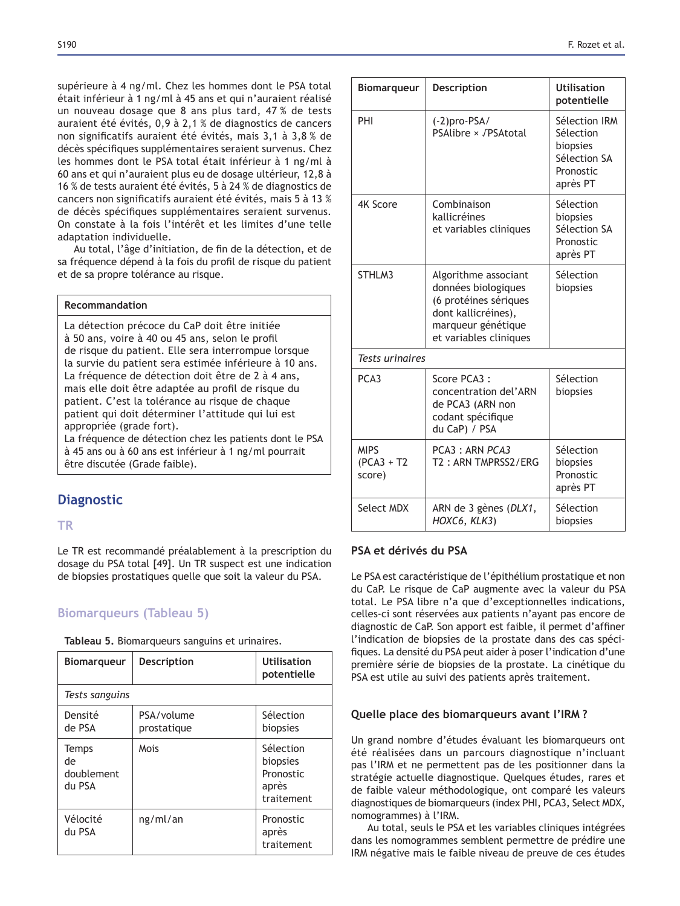supérieure à 4 ng/ml. Chez les hommes dont le PSA total était inférieur à 1 ng/ml à 45 ans et qui n'auraient réalisé un nouveau dosage que 8 ans plus tard, 47 % de tests auraient été évités, 0,9 à 2,1 % de diagnostics de cancers non significatifs auraient été évités, mais 3,1 à 3,8 % de décès spécifiques supplémentaires seraient survenus. Chez les hommes dont le PSA total était inférieur à 1 ng/ml à 60 ans et qui n'auraient plus eu de dosage ultérieur, 12,8 à 16 % de tests auraient été évités, 5 à 24 % de diagnostics de cancers non significatifs auraient été évités, mais 5 à 13 % de décès spécifiques supplémentaires seraient survenus. On constate à la fois l'intérêt et les limites d'une telle adaptation individuelle.

Au total, l'âge d'initiation, de fin de la détection, et de sa fréquence dépend à la fois du profil de risque du patient et de sa propre tolérance au risque.

| Recommandation |
|---|
| La détection précoce du CaP doit être initiée à 50 ans, voire à 40 ou 45 ans, selon le profil de risque du patient. Elle sera interrompue lorsque la survie du patient sera estimée inférieure à 10 ans. La fréquence de détection doit être de 2 à 4 ans, mais elle doit être adaptée au profil de risque du patient. C'est la tolérance au risque de chaque patient qui doit déterminer l'attitude qui lui est appropriée (grade fort).<br>La fréquence de détection chez les patients dont le PSA à 45 ans ou à 60 ans est inférieur à 1 ng/ml pourrait être discutée (Grade faible). |

## Diagnostic

### TR

Le TR est recommandé préalablement à la prescription du dosage du PSA total [49]. Un TR suspect est une indication de biopsies prostatiques quelle que soit la valeur du PSA.

### Biomarqueurs (Tableau 5)

**Tableau 5.** Biomarqueurs sanguins et urinaires.

| Biomarqueur | Description | Utilisation potentielle |
|---|---|---|
| *Tests sanguins* | | |
| Densité de PSA | PSA/volume prostatique | Sélection biopsies |
| Temps de doublement du PSA | Mois | Sélection biopsies<br>Pronostic après traitement |
| Vélocité du PSA | ng/ml/an | Pronostic après traitement |
| PHI | (-2)pro-PSA/ PSAlibre × √PSAtotal | Sélection IRM<br>Sélection biopsies<br>Sélection SA<br>Pronostic après PT |
| 4K Score | Combinaison kallicréines et variables cliniques | Sélection biopsies<br>Sélection SA<br>Pronostic après PT |
| STHLM3 | Algorithme associant données biologiques (6 protéines sériques dont kallicréines), marqueur génétique et variables cliniques | Sélection biopsies |
| *Tests urinaires* | | |
| PCA3 | Score PCA3 : concentration del'ARN de PCA3 (ARN non codant spécifique du CaP) / PSA | Sélection biopsies |
| MIPS (PCA3 + T2 score) | PCA3 : ARN *PCA3*<br>T2 : ARN TMPRSS2/ERG | Sélection biopsies<br>Pronostic après PT |
| Select MDX | ARN de 3 gènes (*DLX1*, *HOXC6*, *KLK3*) | Sélection biopsies |

#### PSA et dérivés du PSA

Le PSA est caractéristique de l'épithélium prostatique et non du CaP. Le risque de CaP augmente avec la valeur du PSA total. Le PSA libre n'a que d'exceptionnelles indications, celles-ci sont réservées aux patients n'ayant pas encore de diagnostic de CaP. Son apport est faible, il permet d'affiner l'indication de biopsies de la prostate dans des cas spécifiques. La densité du PSA peut aider à poser l'indication d'une première série de biopsies de la prostate. La cinétique du PSA est utile au suivi des patients après traitement.

#### Quelle place des biomarqueurs avant l'IRM ?

Un grand nombre d'études évaluant les biomarqueurs ont été réalisées dans un parcours diagnostique n'incluant pas l'IRM et ne permettent pas de les positionner dans la stratégie actuelle diagnostique. Quelques études, rares et de faible valeur méthodologique, ont comparé les valeurs diagnostiques de biomarqueurs (index PHI, PCA3, Select MDX, nomogrammes) à l'IRM.

Au total, seuls le PSA et les variables cliniques intégrées dans les nomogrammes semblent permettre de prédire une IRM négative mais le faible niveau de preuve de ces études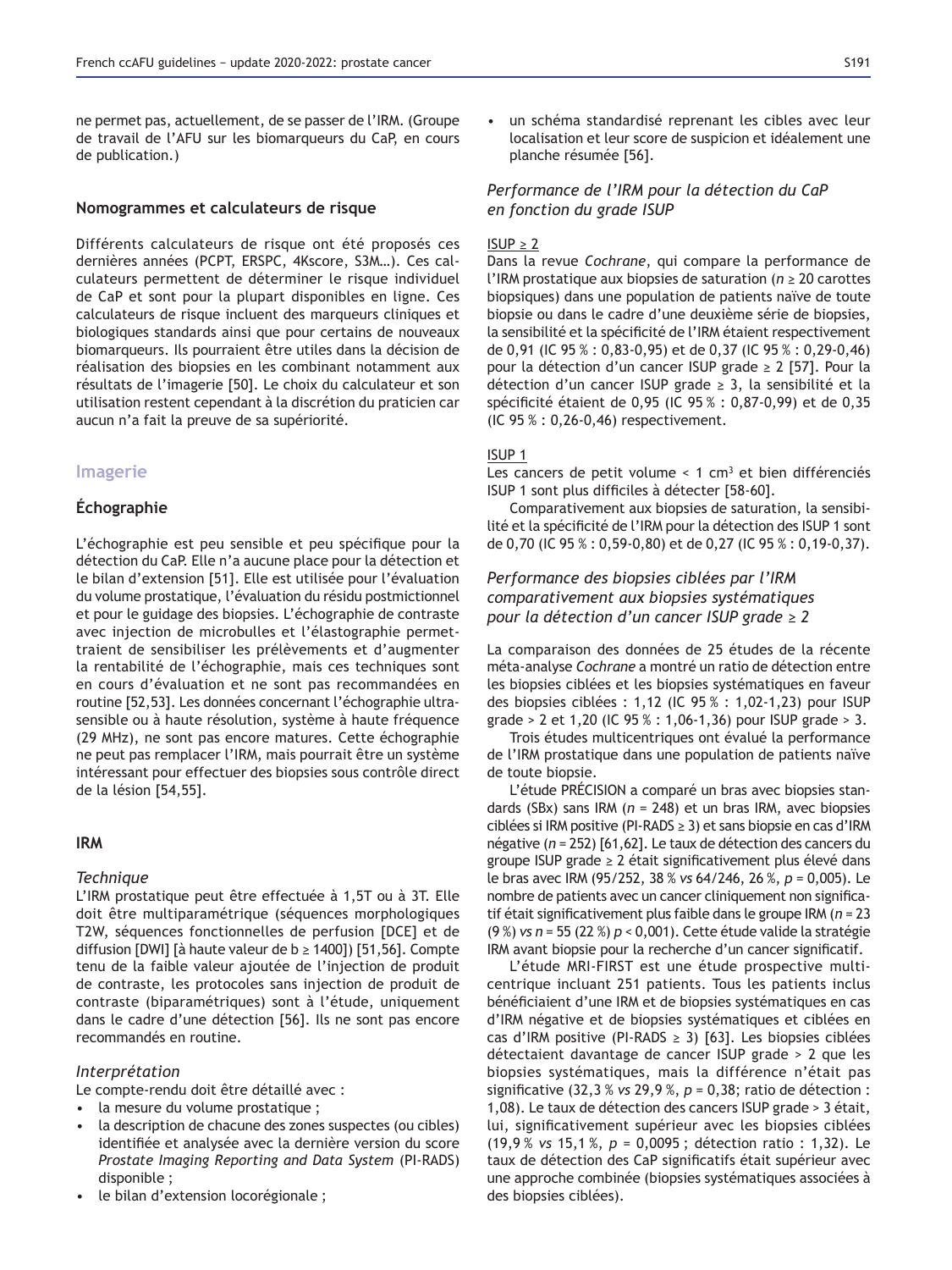ne permet pas, actuellement, de se passer de l'IRM. (Groupe de travail de l'AFU sur les biomarqueurs du CaP, en cours de publication.)

### Nomogrammes et calculateurs de risque

Différents calculateurs de risque ont été proposés ces dernières années (PCPT, ERSPC, 4Kscore, S3M…). Ces calculateurs permettent de déterminer le risque individuel de CaP et sont pour la plupart disponibles en ligne. Ces calculateurs de risque incluent des marqueurs cliniques et biologiques standards ainsi que pour certains de nouveaux biomarqueurs. Ils pourraient être utiles dans la décision de réalisation des biopsies en les combinant notamment aux résultats de l'imagerie [50]. Le choix du calculateur et son utilisation restent cependant à la discrétion du praticien car aucun n'a fait la preuve de sa supériorité.

## Imagerie

### Échographie

L'échographie est peu sensible et peu spécifique pour la détection du CaP. Elle n'a aucune place pour la détection et le bilan d'extension [51]. Elle est utilisée pour l'évaluation du volume prostatique, l'évaluation du résidu postmictionnel et pour le guidage des biopsies. L'échographie de contraste avec injection de microbulles et l'élastographie permettraient de sensibiliser les prélèvements et d'augmenter la rentabilité de l'échographie, mais ces techniques sont en cours d'évaluation et ne sont pas recommandées en routine [52,53]. Les données concernant l'échographie ultrasensible ou à haute résolution, système à haute fréquence (29 MHz), ne sont pas encore matures. Cette échographie ne peut pas remplacer l'IRM, mais pourrait être un système intéressant pour effectuer des biopsies sous contrôle direct de la lésion [54,55].

### IRM

#### *Technique*

L'IRM prostatique peut être effectuée à 1,5T ou à 3T. Elle doit être multiparamétrique (séquences morphologiques T2W, séquences fonctionnelles de perfusion [DCE] et de diffusion [DWI] [à haute valeur de b ≥ 1400]) [51,56]. Compte tenu de la faible valeur ajoutée de l'injection de produit de contraste, les protocoles sans injection de produit de contraste (biparamétriques) sont à l'étude, uniquement dans le cadre d'une détection [56]. Ils ne sont pas encore recommandés en routine.

#### *Interprétation*

Le compte-rendu doit être détaillé avec :

- la mesure du volume prostatique ;
- la description de chacune des zones suspectes (ou cibles) identifiée et analysée avec la dernière version du score *Prostate Imaging Reporting and Data System* (PI-RADS) disponible ;
- le bilan d'extension locorégionale ;
- un schéma standardisé reprenant les cibles avec leur localisation et leur score de suspicion et idéalement une planche résumée [56].

#### *Performance de l'IRM pour la détection du CaP en fonction du grade ISUP*

ISUP ≥ 2

Dans la revue *Cochrane*, qui compare la performance de l'IRM prostatique aux biopsies de saturation ($n \geq 20$ carottes biopsiques) dans une population de patients naïve de toute biopsie ou dans le cadre d'une deuxième série de biopsies, la sensibilité et la spécificité de l'IRM étaient respectivement de 0,91 (IC 95 % : 0,83-0,95) et de 0,37 (IC 95 % : 0,29-0,46) pour la détection d'un cancer ISUP grade ≥ 2 [57]. Pour la détection d'un cancer ISUP grade ≥ 3, la sensibilité et la spécificité étaient de 0,95 (IC 95 % : 0,87-0,99) et de 0,35 (IC 95 % : 0,26-0,46) respectivement.

ISUP 1

Les cancers de petit volume < 1 $cm^3$ et bien différenciés ISUP 1 sont plus difficiles à détecter [58-60].

Comparativement aux biopsies de saturation, la sensibilité et la spécificité de l'IRM pour la détection des ISUP 1 sont de 0,70 (IC 95 % : 0,59-0,80) et de 0,27 (IC 95 % : 0,19-0,37).

#### *Performance des biopsies ciblées par l'IRM comparativement aux biopsies systématiques pour la détection d'un cancer ISUP grade ≥ 2*

La comparaison des données de 25 études de la récente méta-analyse *Cochrane* a montré un ratio de détection entre les biopsies ciblées et les biopsies systématiques en faveur des biopsies ciblées : 1,12 (IC 95 % : 1,02-1,23) pour ISUP grade > 2 et 1,20 (IC 95 % : 1,06-1,36) pour ISUP grade > 3.

Trois études multicentriques ont évalué la performance de l'IRM prostatique dans une population de patients naïve de toute biopsie.

L'étude PRÉCISION a comparé un bras avec biopsies standards (SBx) sans IRM ($n = 248$) et un bras IRM, avec biopsies ciblées si IRM positive (PI-RADS ≥ 3) et sans biopsie en cas d'IRM négative ($n = 252$) [61,62]. Le taux de détection des cancers du groupe ISUP grade ≥ 2 était significativement plus élevé dans le bras avec IRM (95/252, 38 % *vs* 64/246, 26 %, $p = 0,005$). Le nombre de patients avec un cancer cliniquement non significatif était significativement plus faible dans le groupe IRM ($n = 23$ (9 %) *vs* $n = 55$ (22 %) $p < 0,001$). Cette étude valide la stratégie IRM avant biopsie pour la recherche d'un cancer significatif.

L'étude MRI-FIRST est une étude prospective multicentrique incluant 251 patients. Tous les patients inclus bénéficiaient d'une IRM et de biopsies systématiques en cas d'IRM négative et de biopsies systématiques et ciblées en cas d'IRM positive (PI-RADS ≥ 3) [63]. Les biopsies ciblées détectaient davantage de cancer ISUP grade > 2 que les biopsies systématiques, mais la différence n'était pas significative (32,3 % *vs* 29,9 %, $p = 0,38$; ratio de détection : 1,08). Le taux de détection des cancers ISUP grade > 3 était, lui, significativement supérieur avec les biopsies ciblées (19,9 % *vs* 15,1 %, $p = 0,0095$ ; détection ratio : 1,32). Le taux de détection des CaP significatifs était supérieur avec une approche combinée (biopsies systématiques associées à des biopsies ciblées).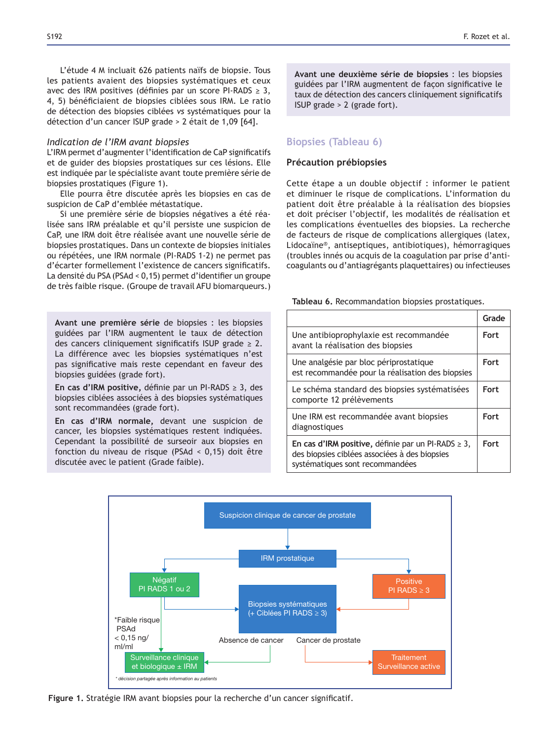L'étude 4 M incluait 626 patients naïfs de biopsie. Tous les patients avaient des biopsies systématiques et ceux avec des IRM positives (définies par un score PI-RADS ≥ 3, 4, 5) bénéficiaient de biopsies ciblées sous IRM. Le ratio de détection des biopsies ciblées *vs* systématiques pour la détection d'un cancer ISUP grade > 2 était de 1,09 [64].

### *Indication de l'IRM avant biopsies*

L'IRM permet d'augmenter l'identification de CaP significatifs et de guider des biopsies prostatiques sur ces lésions. Elle est indiquée par le spécialiste avant toute première série de biopsies prostatiques (Figure 1).

Elle pourra être discutée après les biopsies en cas de suspicion de CaP d'emblée métastatique.

Si une première série de biopsies négatives a été réalisée sans IRM préalable et qu'il persiste une suspicion de CaP, une IRM doit être réalisée avant une nouvelle série de biopsies prostatiques. Dans un contexte de biopsies initiales ou répétées, une IRM normale (PI-RADS 1-2) ne permet pas d'écarter formellement l'existence de cancers significatifs. La densité du PSA (PSAd < 0,15) permet d'identifier un groupe de très faible risque. (Groupe de travail AFU biomarqueurs.)

> **Avant une première série** de biopsies : les biopsies guidées par l'IRM augmentent le taux de détection des cancers cliniquement significatifs ISUP grade ≥ 2. La différence avec les biopsies systématiques n'est pas significative mais reste cependant en faveur des biopsies guidées (grade fort).
>
> **En cas d'IRM positive,** définie par un PI-RADS ≥ 3, des biopsies ciblées associées à des biopsies systématiques sont recommandées (grade fort).
>
> **En cas d'IRM normale,** devant une suspicion de cancer, les biopsies systématiques restent indiquées. Cependant la possibilité de surseoir aux biopsies en fonction du niveau de risque (PSAd < 0,15) doit être discutée avec le patient (Grade faible).

> **Avant une deuxième série de biopsies** : les biopsies guidées par l'IRM augmentent de façon significative le taux de détection des cancers cliniquement significatifs ISUP grade > 2 (grade fort).

## Biopsies (Tableau 6)

### Précaution prébiopsies

Cette étape a un double objectif : informer le patient et diminuer le risque de complications. L'information du patient doit être préalable à la réalisation des biopsies et doit préciser l'objectif, les modalités de réalisation et les complications éventuelles des biopsies. La recherche de facteurs de risque de complications allergiques (latex, Lidocaïne®, antiseptiques, antibiotiques), hémorragiques (troubles innés ou acquis de la coagulation par prise d'anticoagulants ou d'antiagrégants plaquettaires) ou infectieuses

**Tableau 6.** Recommandation biopsies prostatiques.

| | Grade |
|---|---|
| Une antibioprophylaxie est recommandée avant la réalisation des biopsies | Fort |
| Une analgésie par bloc périprostatique est recommandée pour la réalisation des biopsies | Fort |
| Le schéma standard des biopsies systématisées comporte 12 prélèvements | Fort |
| Une IRM est recommandée avant biopsies diagnostiques | Fort |
| **En cas d'IRM positive,** définie par un PI-RADS ≥ 3, des biopsies ciblées associées à des biopsies systématiques sont recommandées | Fort |

Suspicion clinique de cancer de prostate → IRM prostatique

IRM prostatique → Négatif PI RADS 1 ou 2 / Positive PI RADS ≥ 3

Négatif PI RADS 1 ou 2 → Biopsies systématiques (+ Ciblées PI RADS ≥ 3)
Négatif PI RADS 1 ou 2 → *Faible risque PSAd < 0,15 ng/ml/ml → Surveillance clinique et biologique ± IRM

Positive PI RADS ≥ 3 → Biopsies systématiques (+ Ciblées PI RADS ≥ 3)

Biopsies systématiques → Absence de cancer → Surveillance clinique et biologique ± IRM
Biopsies systématiques → Cancer de prostate → Traitement Surveillance active

*\* décision partagée après information au patients*

**Figure 1.** Stratégie IRM avant biopsies pour la recherche d'un cancer significatif.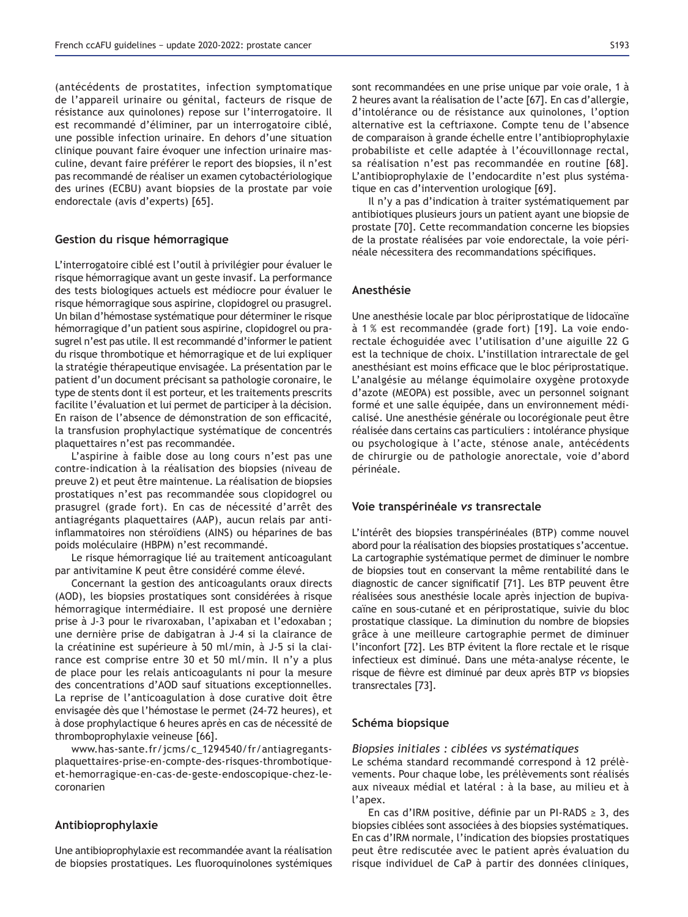(antécédents de prostatites, infection symptomatique de l'appareil urinaire ou génital, facteurs de risque de résistance aux quinolones) repose sur l'interrogatoire. Il est recommandé d'éliminer, par un interrogatoire ciblé, une possible infection urinaire. En dehors d'une situation clinique pouvant faire évoquer une infection urinaire masculine, devant faire préférer le report des biopsies, il n'est pas recommandé de réaliser un examen cytobactériologique des urines (ECBU) avant biopsies de la prostate par voie endorectale (avis d'experts) [65].

## Gestion du risque hémorragique

L'interrogatoire ciblé est l'outil à privilégier pour évaluer le risque hémorragique avant un geste invasif. La performance des tests biologiques actuels est médiocre pour évaluer le risque hémorragique sous aspirine, clopidogrel ou prasugrel. Un bilan d'hémostase systématique pour déterminer le risque hémorragique d'un patient sous aspirine, clopidogrel ou prasugrel n'est pas utile. Il est recommandé d'informer le patient du risque thrombotique et hémorragique et de lui expliquer la stratégie thérapeutique envisagée. La présentation par le patient d'un document précisant sa pathologie coronaire, le type de stents dont il est porteur, et les traitements prescrits facilite l'évaluation et lui permet de participer à la décision. En raison de l'absence de démonstration de son efficacité, la transfusion prophylactique systématique de concentrés plaquettaires n'est pas recommandée.

L'aspirine à faible dose au long cours n'est pas une contre-indication à la réalisation des biopsies (niveau de preuve 2) et peut être maintenue. La réalisation de biopsies prostatiques n'est pas recommandée sous clopidogrel ou prasugrel (grade fort). En cas de nécessité d'arrêt des antiagrégants plaquettaires (AAP), aucun relais par anti-inflammatoires non stéroïdiens (AINS) ou héparines de bas poids moléculaire (HBPM) n'est recommandé.

Le risque hémorragique lié au traitement anticoagulant par antivitamine K peut être considéré comme élevé.

Concernant la gestion des anticoagulants oraux directs (AOD), les biopsies prostatiques sont considérées à risque hémorragique intermédiaire. Il est proposé une dernière prise à J-3 pour le rivaroxaban, l'apixaban et l'edoxaban ; une dernière prise de dabigatran à J-4 si la clairance de la créatinine est supérieure à 50 ml/min, à J-5 si la clairance est comprise entre 30 et 50 ml/min. Il n'y a plus de place pour les relais anticoagulants ni pour la mesure des concentrations d'AOD sauf situations exceptionnelles. La reprise de l'anticoagulation à dose curative doit être envisagée dès que l'hémostase le permet (24-72 heures), et à dose prophylactique 6 heures après en cas de nécessité de thromboprophylaxie veineuse [66].

www.has-sante.fr/jcms/c_1294540/fr/antiagregants-plaquettaires-prise-en-compte-des-risques-thrombotique-et-hemorragique-en-cas-de-geste-endoscopique-chez-le-coronarien

## Antibioprophylaxie

Une antibioprophylaxie est recommandée avant la réalisation de biopsies prostatiques. Les fluoroquinolones systémiques sont recommandées en une prise unique par voie orale, 1 à 2 heures avant la réalisation de l'acte [67]. En cas d'allergie, d'intolérance ou de résistance aux quinolones, l'option alternative est la ceftriaxone. Compte tenu de l'absence de comparaison à grande échelle entre l'antibioprophylaxie probabiliste et celle adaptée à l'écouvillonnage rectal, sa réalisation n'est pas recommandée en routine [68]. L'antibioprophylaxie de l'endocardite n'est plus systématique en cas d'intervention urologique [69].

Il n'y a pas d'indication à traiter systématiquement par antibiotiques plusieurs jours un patient ayant une biopsie de prostate [70]. Cette recommandation concerne les biopsies de la prostate réalisées par voie endorectale, la voie périnéale nécessitera des recommandations spécifiques.

## Anesthésie

Une anesthésie locale par bloc périprostatique de lidocaïne à 1 % est recommandée (grade fort) [19]. La voie endorectale échoguidée avec l'utilisation d'une aiguille 22 G est la technique de choix. L'instillation intrarectale de gel anesthésiant est moins efficace que le bloc périprostatique. L'analgésie au mélange équimolaire oxygène protoxyde d'azote (MEOPA) est possible, avec un personnel soignant formé et une salle équipée, dans un environnement médicalisé. Une anesthésie générale ou locorégionale peut être réalisée dans certains cas particuliers : intolérance physique ou psychologique à l'acte, sténose anale, antécédents de chirurgie ou de pathologie anorectale, voie d'abord périnéale.

## Voie transpérinéale *vs* transrectale

L'intérêt des biopsies transpérinéales (BTP) comme nouvel abord pour la réalisation des biopsies prostatiques s'accentue. La cartographie systématique permet de diminuer le nombre de biopsies tout en conservant la même rentabilité dans le diagnostic de cancer significatif [71]. Les BTP peuvent être réalisées sous anesthésie locale après injection de bupivacaïne en sous-cutané et en périprostatique, suivie du bloc prostatique classique. La diminution du nombre de biopsies grâce à une meilleure cartographie permet de diminuer l'inconfort [72]. Les BTP évitent la flore rectale et le risque infectieux est diminué. Dans une méta-analyse récente, le risque de fièvre est diminué par deux après BTP *vs* biopsies transrectales [73].

## Schéma biopsique

### *Biopsies initiales : ciblées vs systématiques*

Le schéma standard recommandé correspond à 12 prélèvements. Pour chaque lobe, les prélèvements sont réalisés aux niveaux médial et latéral : à la base, au milieu et à l'apex.

En cas d'IRM positive, définie par un PI-RADS ≥ 3, des biopsies ciblées sont associées à des biopsies systématiques. En cas d'IRM normale, l'indication des biopsies prostatiques peut être rediscutée avec le patient après évaluation du risque individuel de CaP à partir des données cliniques,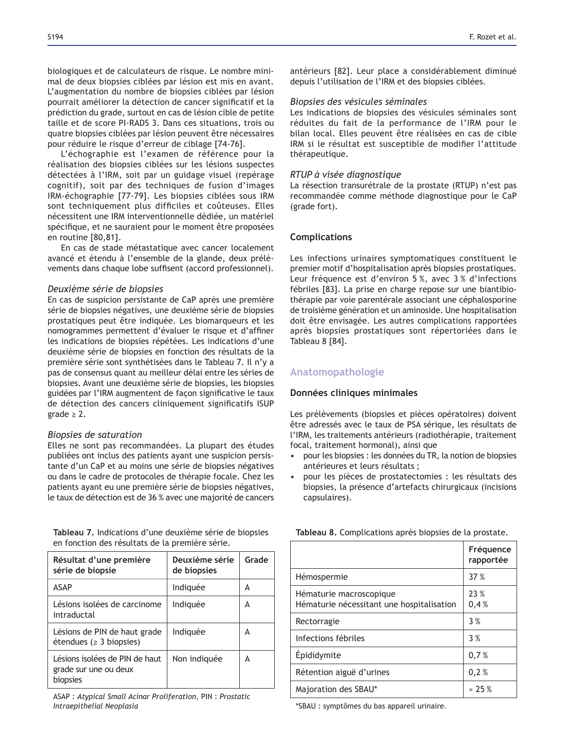biologiques et de calculateurs de risque. Le nombre minimal de deux biopsies ciblées par lésion est mis en avant. L'augmentation du nombre de biopsies ciblées par lésion pourrait améliorer la détection de cancer significatif et la prédiction du grade, surtout en cas de lésion cible de petite taille et de score PI-RADS 3. Dans ces situations, trois ou quatre biopsies ciblées par lésion peuvent être nécessaires pour réduire le risque d'erreur de ciblage [74-76].

L'échographie est l'examen de référence pour la réalisation des biopsies ciblées sur les lésions suspectes détectées à l'IRM, soit par un guidage visuel (repérage cognitif), soit par des techniques de fusion d'images IRM-échographie [77-79]. Les biopsies ciblées sous IRM sont techniquement plus difficiles et coûteuses. Elles nécessitent une IRM interventionnelle dédiée, un matériel spécifique, et ne sauraient pour le moment être proposées en routine [80,81].

En cas de stade métastatique avec cancer localement avancé et étendu à l'ensemble de la glande, deux prélèvements dans chaque lobe suffisent (accord professionnel).

*Deuxième série de biopsies*

En cas de suspicion persistante de CaP après une première série de biopsies négatives, une deuxième série de biopsies prostatiques peut être indiquée. Les biomarqueurs et les nomogrammes permettent d'évaluer le risque et d'affiner les indications de biopsies répétées. Les indications d'une deuxième série de biopsies en fonction des résultats de la première série sont synthétisées dans le Tableau 7. Il n'y a pas de consensus quant au meilleur délai entre les séries de biopsies. Avant une deuxième série de biopsies, les biopsies guidées par l'IRM augmentent de façon significative le taux de détection des cancers cliniquement significatifs ISUP grade ≥ 2.

*Biopsies de saturation*

Elles ne sont pas recommandées. La plupart des études publiées ont inclus des patients ayant une suspicion persistante d'un CaP et au moins une série de biopsies négatives ou dans le cadre de protocoles de thérapie focale. Chez les patients ayant eu une première série de biopsies négatives, le taux de détection est de 36 % avec une majorité de cancers antérieurs [82]. Leur place a considérablement diminué depuis l'utilisation de l'IRM et des biopsies ciblées.

*Biopsies des vésicules séminales*

Les indications de biopsies des vésicules séminales sont réduites du fait de la performance de l'IRM pour le bilan local. Elles peuvent être réalisées en cas de cible IRM si le résultat est susceptible de modifier l'attitude thérapeutique.

*RTUP à visée diagnostique*

La résection transurétrale de la prostate (RTUP) n'est pas recommandée comme méthode diagnostique pour le CaP (grade fort).

**Tableau 7.** Indications d'une deuxième série de biopsies en fonction des résultats de la première série.

| Résultat d'une première série de biopsie | Deuxième série de biopsies | Grade |
|---|---|---|
| ASAP | Indiquée | A |
| Lésions isolées de carcinome intraductal | Indiquée | A |
| Lésions de PIN de haut grade étendues (≥ 3 biopsies) | Indiquée | A |
| Lésions isolées de PIN de haut grade sur une ou deux biopsies | Non indiquée | A |

ASAP : *Atypical Small Acinar Proliferation*, PIN : *Prostatic Intraepithelial Neoplasia*

### Complications

Les infections urinaires symptomatiques constituent le premier motif d'hospitalisation après biopsies prostatiques. Leur fréquence est d'environ 5 %, avec 3 % d'infections fébriles [83]. La prise en charge repose sur une biantibiothérapie par voie parentérale associant une céphalosporine de troisième génération et un aminoside. Une hospitalisation doit être envisagée. Les autres complications rapportées après biopsies prostatiques sont répertoriées dans le Tableau 8 [84].

## Anatomopathologie

### Données cliniques minimales

Les prélèvements (biopsies et pièces opératoires) doivent être adressés avec le taux de PSA sérique, les résultats de l'IRM, les traitements antérieurs (radiothérapie, traitement focal, traitement hormonal), ainsi que

- pour les biopsies : les données du TR, la notion de biopsies antérieures et leurs résultats ;
- pour les pièces de prostatectomies : les résultats des biopsies, la présence d'artefacts chirurgicaux (incisions capsulaires).

**Tableau 8.** Complications après biopsies de la prostate.

| | Fréquence rapportée |
|---|---|
| Hémospermie | 37 % |
| Hématurie macroscopique<br>Hématurie nécessitant une hospitalisation | 23 %<br>0,4 % |
| Rectorragie | 3 % |
| Infections fébriles | 3 % |
| Épididymite | 0,7 % |
| Rétention aiguë d'urines | 0,2 % |
| Majoration des SBAU* | ≈ 25 % |

*SBAU : symptômes du bas appareil urinaire.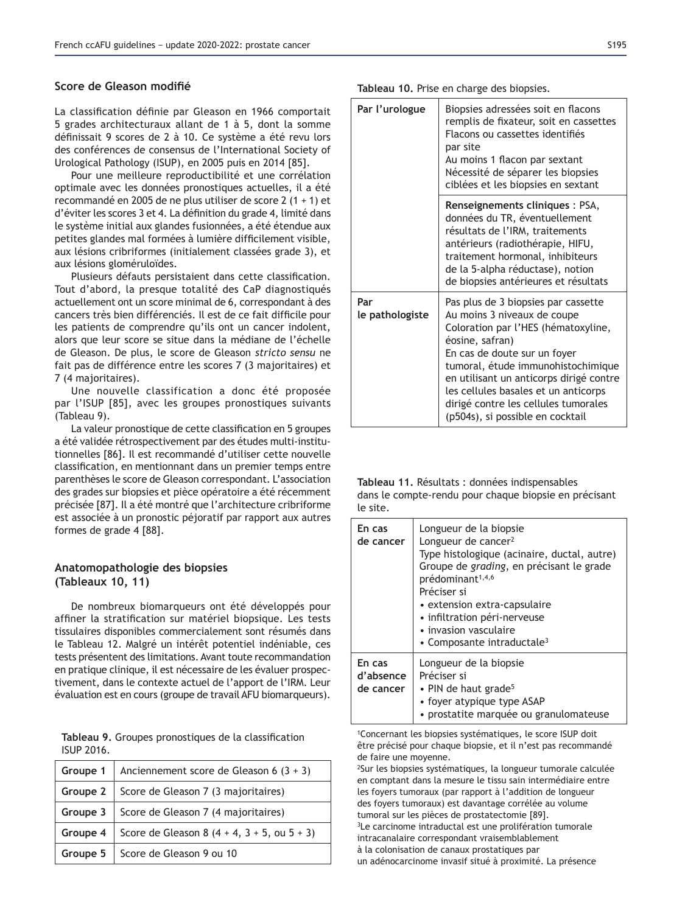## Score de Gleason modifié

La classification définie par Gleason en 1966 comportait 5 grades architecturaux allant de 1 à 5, dont la somme définissait 9 scores de 2 à 10. Ce système a été revu lors des conférences de consensus de l'International Society of Urological Pathology (ISUP), en 2005 puis en 2014 [85].

Pour une meilleure reproductibilité et une corrélation optimale avec les données pronostiques actuelles, il a été recommandé en 2005 de ne plus utiliser de score 2 (1 + 1) et d'éviter les scores 3 et 4. La définition du grade 4, limité dans le système initial aux glandes fusionnées, a été étendue aux petites glandes mal formées à lumière difficilement visible, aux lésions cribriformes (initialement classées grade 3), et aux lésions gloméruloïdes.

Plusieurs défauts persistaient dans cette classification. Tout d'abord, la presque totalité des CaP diagnostiqués actuellement ont un score minimal de 6, correspondant à des cancers très bien différenciés. Il est de ce fait difficile pour les patients de comprendre qu'ils ont un cancer indolent, alors que leur score se situe dans la médiane de l'échelle de Gleason. De plus, le score de Gleason *stricto sensu* ne fait pas de différence entre les scores 7 (3 majoritaires) et 7 (4 majoritaires).

Une nouvelle classification a donc été proposée par l'ISUP [85], avec les groupes pronostiques suivants (Tableau 9).

La valeur pronostique de cette classification en 5 groupes a été validée rétrospectivement par des études multi-institutionnelles [86]. Il est recommandé d'utiliser cette nouvelle classification, en mentionnant dans un premier temps entre parenthèses le score de Gleason correspondant. L'association des grades sur biopsies et pièce opératoire a été récemment précisée [87]. Il a été montré que l'architecture cribriforme est associée à un pronostic péjoratif par rapport aux autres formes de grade 4 [88].

## Anatomopathologie des biopsies (Tableaux 10, 11)

De nombreux biomarqueurs ont été développés pour affiner la stratification sur matériel biopsique. Les tests tissulaires disponibles commercialement sont résumés dans le Tableau 12. Malgré un intérêt potentiel indéniable, ces tests présentent des limitations. Avant toute recommandation en pratique clinique, il est nécessaire de les évaluer prospectivement, dans le contexte actuel de l'apport de l'IRM. Leur évaluation est en cours (groupe de travail AFU biomarqueurs).

**Tableau 9.** Groupes pronostiques de la classification ISUP 2016.

| | |
|---|---|
| **Groupe 1** | Anciennement score de Gleason 6 (3 + 3) |
| **Groupe 2** | Score de Gleason 7 (3 majoritaires) |
| **Groupe 3** | Score de Gleason 7 (4 majoritaires) |
| **Groupe 4** | Score de Gleason 8 (4 + 4, 3 + 5, ou 5 + 3) |
| **Groupe 5** | Score de Gleason 9 ou 10 |

**Tableau 10.** Prise en charge des biopsies.

| | |
|---|---|
| **Par l'urologue** | Biopsies adressées soit en flacons remplis de fixateur, soit en cassettes<br>Flacons ou cassettes identifiés par site<br>Au moins 1 flacon par sextant<br>Nécessité de séparer les biopsies ciblées et les biopsies en sextant |
| | **Renseignements cliniques** : PSA, données du TR, éventuellement résultats de l'IRM, traitements antérieurs (radiothérapie, HIFU, traitement hormonal, inhibiteurs de la 5-alpha réductase), notion de biopsies antérieures et résultats |
| **Par le pathologiste** | Pas plus de 3 biopsies par cassette<br>Au moins 3 niveaux de coupe<br>Coloration par l'HES (hématoxyline, éosine, safran)<br>En cas de doute sur un foyer tumoral, étude immunohistochimique en utilisant un anticorps dirigé contre les cellules basales et un anticorps dirigé contre les cellules tumorales (p504s), si possible en cocktail |

**Tableau 11.** Résultats : données indispensables dans le compte-rendu pour chaque biopsie en précisant le site.

| | |
|---|---|
| **En cas de cancer** | Longueur de la biopsie<br>Longueur de cancer[2]<br>Type histologique (acinaire, ductal, autre)<br>Groupe de *grading*, en précisant le grade prédominant[1,4,6]<br>Préciser si<br>• extension extra-capsulaire<br>• infiltration péri-nerveuse<br>• invasion vasculaire<br>• Composante intraductale[3] |
| **En cas d'absence de cancer** | Longueur de la biopsie<br>Préciser si<br>• PIN de haut grade[5]<br>• foyer atypique type ASAP<br>• prostatite marquée ou granulomateuse |

[1]Concernant les biopsies systématiques, le score ISUP doit être précisé pour chaque biopsie, et il n'est pas recommandé de faire une moyenne.
[2]Sur les biopsies systématiques, la longueur tumorale calculée en comptant dans la mesure le tissu sain intermédiaire entre les foyers tumoraux (par rapport à l'addition de longueur des foyers tumoraux) est davantage corrélée au volume tumoral sur les pièces de prostatectomie [89].
[3]Le carcinome intraductal est une prolifération tumorale intracanalaire correspondant vraisemblablement à la colonisation de canaux prostatiques par un adénocarcinome invasif situé à proximité. La présence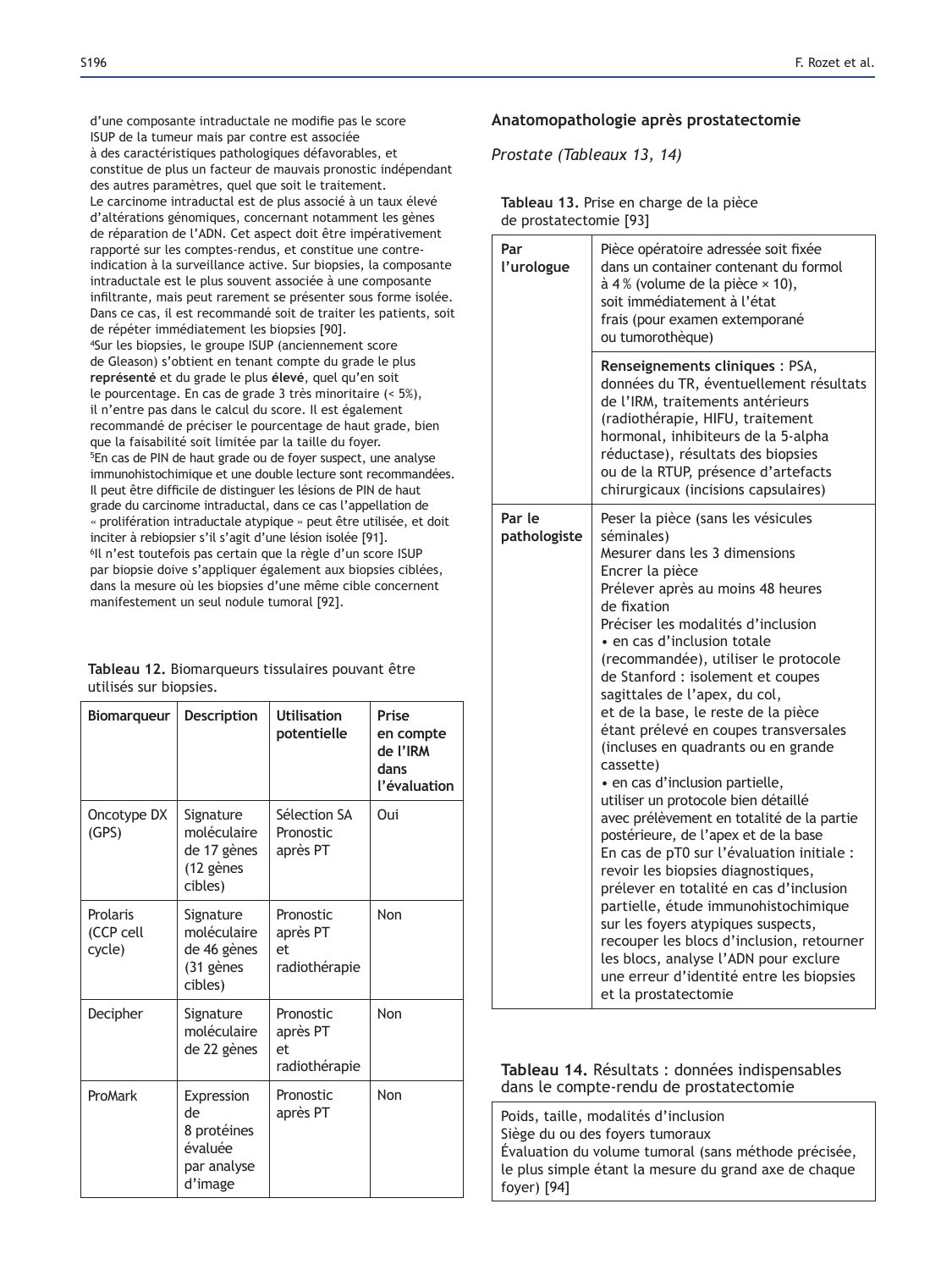d'une composante intraductale ne modifie pas le score ISUP de la tumeur mais par contre est associée à des caractéristiques pathologiques défavorables, et constitue de plus un facteur de mauvais pronostic indépendant des autres paramètres, quel que soit le traitement. Le carcinome intraductal est de plus associé à un taux élevé d'altérations génomiques, concernant notamment les gènes de réparation de l'ADN. Cet aspect doit être impérativement rapporté sur les comptes-rendus, et constitue une contre-indication à la surveillance active. Sur biopsies, la composante intraductale est le plus souvent associée à une composante infiltrante, mais peut rarement se présenter sous forme isolée. Dans ce cas, il est recommandé soit de traiter les patients, soit de répéter immédiatement les biopsies [90].

[4]Sur les biopsies, le groupe ISUP (anciennement score de Gleason) s'obtient en tenant compte du grade le plus **représenté** et du grade le plus **élevé**, quel qu'en soit le pourcentage. En cas de grade 3 très minoritaire (< 5%), il n'entre pas dans le calcul du score. Il est également recommandé de préciser le pourcentage de haut grade, bien que la faisabilité soit limitée par la taille du foyer.

[5]En cas de PIN de haut grade ou de foyer suspect, une analyse immunohistochimique et une double lecture sont recommandées. Il peut être difficile de distinguer les lésions de PIN de haut grade du carcinome intraductal, dans ce cas l'appellation de « prolifération intraductale atypique » peut être utilisée, et doit inciter à rebiopsier s'il s'agit d'une lésion isolée [91].

[6]Il n'est toutefois pas certain que la règle d'un score ISUP par biopsie doive s'appliquer également aux biopsies ciblées, dans la mesure où les biopsies d'une même cible concernent manifestement un seul nodule tumoral [92].

**Tableau 12.** Biomarqueurs tissulaires pouvant être utilisés sur biopsies.

| Biomarqueur | Description | Utilisation potentielle | Prise en compte de l'IRM dans l'évaluation |
|---|---|---|---|
| Oncotype DX (GPS) | Signature moléculaire de 17 gènes (12 gènes cibles) | Sélection SA<br>Pronostic après PT | Oui |
| Prolaris (CCP cell cycle) | Signature moléculaire de 46 gènes (31 gènes cibles) | Pronostic après PT et radiothérapie | Non |
| Decipher | Signature moléculaire de 22 gènes | Pronostic après PT et radiothérapie | Non |
| ProMark | Expression de 8 protéines évaluée par analyse d'image | Pronostic après PT | Non |

## Anatomopathologie après prostatectomie

### *Prostate (Tableaux 13, 14)*

**Tableau 13.** Prise en charge de la pièce de prostatectomie [93]

| | |
|---|---|
| **Par l'urologue** | Pièce opératoire adressée soit fixée dans un container contenant du formol à 4 % (volume de la pièce × 10), soit immédiatement à l'état frais (pour examen extemporané ou tumorothèque) |
| | **Renseignements cliniques** : PSA, données du TR, éventuellement résultats de l'IRM, traitements antérieurs (radiothérapie, HIFU, traitement hormonal, inhibiteurs de la 5-alpha réductase), résultats des biopsies ou de la RTUP, présence d'artefacts chirurgicaux (incisions capsulaires) |
| **Par le pathologiste** | Peser la pièce (sans les vésicules séminales)<br>Mesurer dans les 3 dimensions<br>Encrer la pièce<br>Prélever après au moins 48 heures de fixation<br>Préciser les modalités d'inclusion<br>• en cas d'inclusion totale (recommandée), utiliser le protocole de Stanford : isolement et coupes sagittales de l'apex, du col, et de la base, le reste de la pièce étant prélevé en coupes transversales (incluses en quadrants ou en grande cassette)<br>• en cas d'inclusion partielle, utiliser un protocole bien détaillé avec prélèvement en totalité de la partie postérieure, de l'apex et de la base<br>En cas de pT0 sur l'évaluation initiale : revoir les biopsies diagnostiques, prélever en totalité en cas d'inclusion partielle, étude immunohistochimique sur les foyers atypiques suspects, recouper les blocs d'inclusion, retourner les blocs, analyse l'ADN pour exclure une erreur d'identité entre les biopsies et la prostatectomie |

**Tableau 14.** Résultats : données indispensables dans le compte-rendu de prostatectomie

| |
|---|
| Poids, taille, modalités d'inclusion<br>Siège du ou des foyers tumoraux<br>Évaluation du volume tumoral (sans méthode précisée, le plus simple étant la mesure du grand axe de chaque foyer) [94] |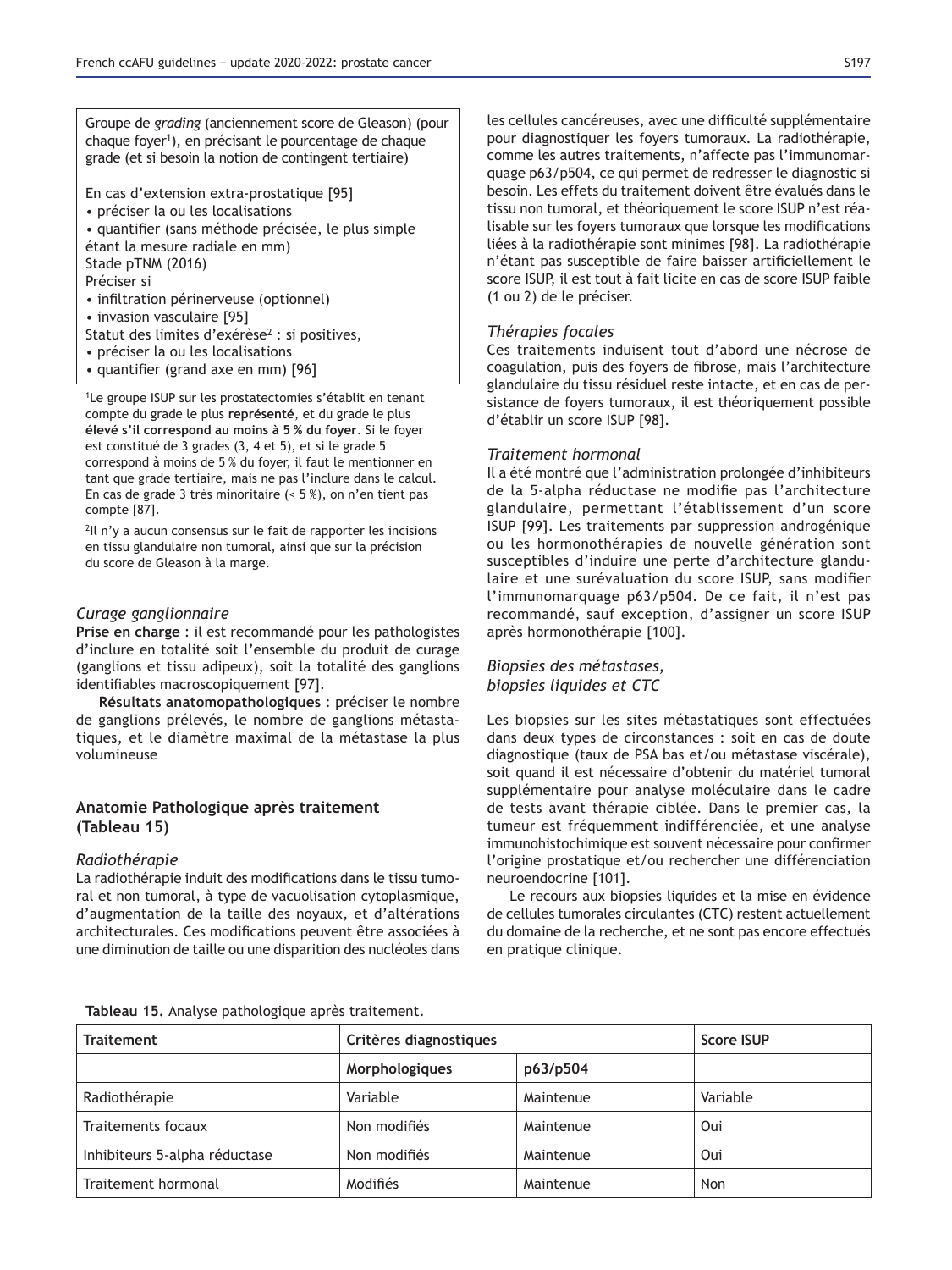Groupe de *grading* (anciennement score de Gleason) (pour chaque foyer[1]), en précisant le pourcentage de chaque grade (et si besoin la notion de contingent tertiaire)

En cas d'extension extra-prostatique [95]
- préciser la ou les localisations
- quantifier (sans méthode précisée, le plus simple étant la mesure radiale en mm)

Stade pTNM (2016)
Préciser si
- infiltration périnerveuse (optionnel)
- invasion vasculaire [95]

Statut des limites d'exérèse[2] : si positives,
- préciser la ou les localisations
- quantifier (grand axe en mm) [96]

[1]Le groupe ISUP sur les prostatectomies s'établit en tenant compte du grade le plus **représenté**, et du grade le plus **élevé s'il correspond au moins à 5 % du foyer**. Si le foyer est constitué de 3 grades (3, 4 et 5), et si le grade 5 correspond à moins de 5 % du foyer, il faut le mentionner en tant que grade tertiaire, mais ne pas l'inclure dans le calcul. En cas de grade 3 très minoritaire (< 5 %), on n'en tient pas compte [87].

[2]Il n'y a aucun consensus sur le fait de rapporter les incisions en tissu glandulaire non tumoral, ainsi que sur la précision du score de Gleason à la marge.

### *Curage ganglionnaire*

**Prise en charge** : il est recommandé pour les pathologistes d'inclure en totalité soit l'ensemble du produit de curage (ganglions et tissu adipeux), soit la totalité des ganglions identifiables macroscopiquement [97].

**Résultats anatomopathologiques** : préciser le nombre de ganglions prélevés, le nombre de ganglions métastatiques, et le diamètre maximal de la métastase la plus volumineuse

## Anatomie Pathologique après traitement (Tableau 15)

### *Radiothérapie*

La radiothérapie induit des modifications dans le tissu tumoral et non tumoral, à type de vacuolisation cytoplasmique, d'augmentation de la taille des noyaux, et d'altérations architecturales. Ces modifications peuvent être associées à une diminution de taille ou une disparition des nucléoles dans les cellules cancéreuses, avec une difficulté supplémentaire pour diagnostiquer les foyers tumoraux. La radiothérapie, comme les autres traitements, n'affecte pas l'immunomarquage p63/p504, ce qui permet de redresser le diagnostic si besoin. Les effets du traitement doivent être évalués dans le tissu non tumoral, et théoriquement le score ISUP n'est réalisable sur les foyers tumoraux que lorsque les modifications liées à la radiothérapie sont minimes [98]. La radiothérapie n'étant pas susceptible de faire baisser artificiellement le score ISUP, il est tout à fait licite en cas de score ISUP faible (1 ou 2) de le préciser.

### *Thérapies focales*

Ces traitements induisent tout d'abord une nécrose de coagulation, puis des foyers de fibrose, mais l'architecture glandulaire du tissu résiduel reste intacte, et en cas de persistance de foyers tumoraux, il est théoriquement possible d'établir un score ISUP [98].

### *Traitement hormonal*

Il a été montré que l'administration prolongée d'inhibiteurs de la 5-alpha réductase ne modifie pas l'architecture glandulaire, permettant l'établissement d'un score ISUP [99]. Les traitements par suppression androgénique ou les hormonothérapies de nouvelle génération sont susceptibles d'induire une perte d'architecture glandulaire et une surévaluation du score ISUP, sans modifier l'immunomarquage p63/p504. De ce fait, il n'est pas recommandé, sauf exception, d'assigner un score ISUP après hormonothérapie [100].

### *Biopsies des métastases, biopsies liquides et CTC*

Les biopsies sur les sites métastatiques sont effectuées dans deux types de circonstances : soit en cas de doute diagnostique (taux de PSA bas et/ou métastase viscérale), soit quand il est nécessaire d'obtenir du matériel tumoral supplémentaire pour analyse moléculaire dans le cadre de tests avant thérapie ciblée. Dans le premier cas, la tumeur est fréquemment indifférenciée, et une analyse immunohistochimique est souvent nécessaire pour confirmer l'origine prostatique et/ou rechercher une différenciation neuroendocrine [101].

Le recours aux biopsies liquides et la mise en évidence de cellules tumorales circulantes (CTC) restent actuellement du domaine de la recherche, et ne sont pas encore effectués en pratique clinique.

**Tableau 15.** Analyse pathologique après traitement.

| Traitement | Critères diagnostiques | | Score ISUP |
|---|---|---|---|
| | **Morphologiques** | **p63/p504** | |
| Radiothérapie | Variable | Maintenue | Variable |
| Traitements focaux | Non modifiés | Maintenue | Oui |
| Inhibiteurs 5-alpha réductase | Non modifiés | Maintenue | Oui |
| Traitement hormonal | Modifiés | Maintenue | Non |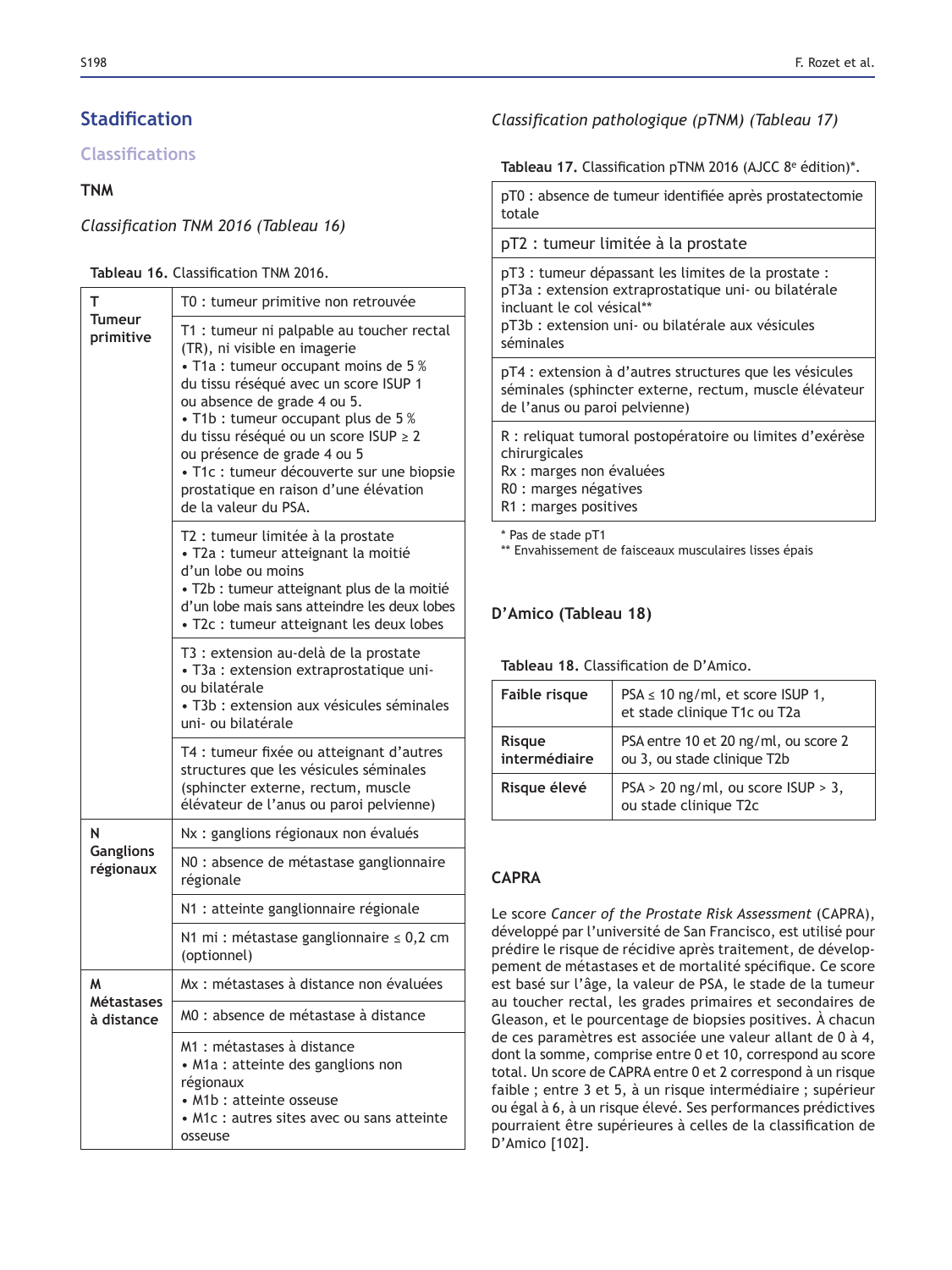# Stadification

## Classifications

### TNM

*Classification TNM 2016 (Tableau 16)*

**Tableau 16.** Classification TNM 2016.

| | |
|---|---|
| **T Tumeur primitive** | T0 : tumeur primitive non retrouvée |
| | T1 : tumeur ni palpable au toucher rectal (TR), ni visible en imagerie<br>• T1a : tumeur occupant moins de 5 % du tissu réséqué avec un score ISUP 1 ou absence de grade 4 ou 5.<br>• T1b : tumeur occupant plus de 5 % du tissu réséqué ou un score ISUP ≥ 2 ou présence de grade 4 ou 5<br>• T1c : tumeur découverte sur une biopsie prostatique en raison d'une élévation de la valeur du PSA. |
| | T2 : tumeur limitée à la prostate<br>• T2a : tumeur atteignant la moitié d'un lobe ou moins<br>• T2b : tumeur atteignant plus de la moitié d'un lobe mais sans atteindre les deux lobes<br>• T2c : tumeur atteignant les deux lobes |
| | T3 : extension au-delà de la prostate<br>• T3a : extension extraprostatique uni- ou bilatérale<br>• T3b : extension aux vésicules séminales uni- ou bilatérale |
| | T4 : tumeur fixée ou atteignant d'autres structures que les vésicules séminales (sphincter externe, rectum, muscle élévateur de l'anus ou paroi pelvienne) |
| **N Ganglions régionaux** | Nx : ganglions régionaux non évalués |
| | N0 : absence de métastase ganglionnaire régionale |
| | N1 : atteinte ganglionnaire régionale |
| | N1 mi : métastase ganglionnaire ≤ 0,2 cm (optionnel) |
| **M Métastases à distance** | Mx : métastases à distance non évaluées |
| | M0 : absence de métastase à distance |
| | M1 : métastases à distance<br>• M1a : atteinte des ganglions non régionaux<br>• M1b : atteinte osseuse<br>• M1c : autres sites avec ou sans atteinte osseuse |

*Classification pathologique (pTNM) (Tableau 17)*

**Tableau 17.** Classification pTNM 2016 (AJCC 8e édition)*.

| |
|---|
| pT0 : absence de tumeur identifiée après prostatectomie totale |
| pT2 : tumeur limitée à la prostate |
| pT3 : tumeur dépassant les limites de la prostate :<br>pT3a : extension extraprostatique uni- ou bilatérale incluant le col vésical**<br>pT3b : extension uni- ou bilatérale aux vésicules séminales |
| pT4 : extension à d'autres structures que les vésicules séminales (sphincter externe, rectum, muscle élévateur de l'anus ou paroi pelvienne) |
| R : reliquat tumoral postopératoire ou limites d'exérèse chirurgicales<br>Rx : marges non évaluées<br>R0 : marges négatives<br>R1 : marges positives |

* Pas de stade pT1
** Envahissement de faisceaux musculaires lisses épais

### D'Amico (Tableau 18)

**Tableau 18.** Classification de D'Amico.

| | |
|---|---|
| **Faible risque** | PSA ≤ 10 ng/ml, et score ISUP 1, et stade clinique T1c ou T2a |
| **Risque intermédiaire** | PSA entre 10 et 20 ng/ml, ou score 2 ou 3, ou stade clinique T2b |
| **Risque élevé** | PSA > 20 ng/ml, ou score ISUP > 3, ou stade clinique T2c |

### CAPRA

Le score *Cancer of the Prostate Risk Assessment* (CAPRA), développé par l'université de San Francisco, est utilisé pour prédire le risque de récidive après traitement, de développement de métastases et de mortalité spécifique. Ce score est basé sur l'âge, la valeur de PSA, le stade de la tumeur au toucher rectal, les grades primaires et secondaires de Gleason, et le pourcentage de biopsies positives. À chacun de ces paramètres est associée une valeur allant de 0 à 4, dont la somme, comprise entre 0 et 10, correspond au score total. Un score de CAPRA entre 0 et 2 correspond à un risque faible ; entre 3 et 5, à un risque intermédiaire ; supérieur ou égal à 6, à un risque élevé. Ses performances prédictives pourraient être supérieures à celles de la classification de D'Amico [102].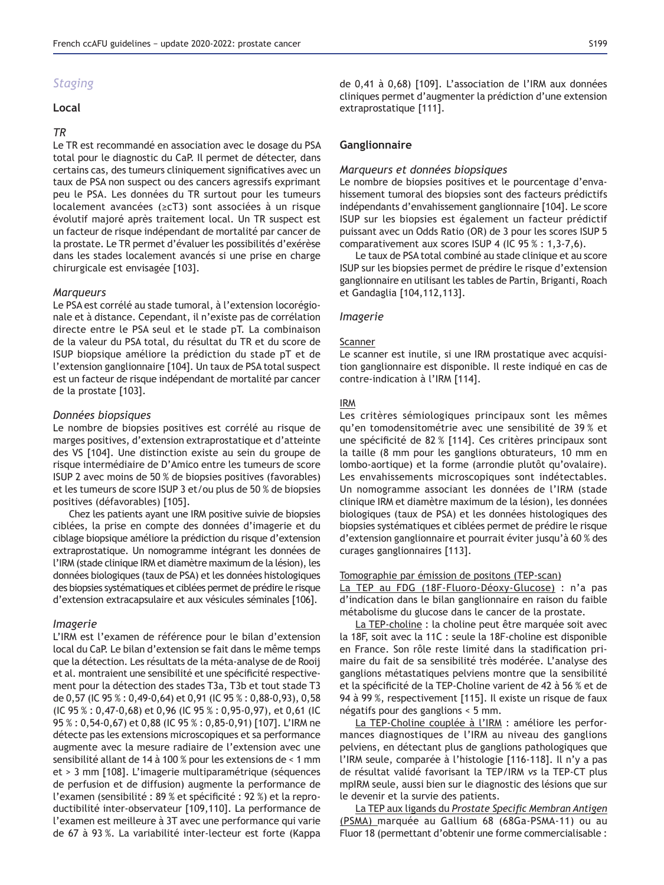## *Staging*

### Local

#### *TR*

Le TR est recommandé en association avec le dosage du PSA total pour le diagnostic du CaP. Il permet de détecter, dans certains cas, des tumeurs cliniquement significatives avec un taux de PSA non suspect ou des cancers agressifs exprimant peu le PSA. Les données du TR surtout pour les tumeurs localement avancées (≥cT3) sont associées à un risque évolutif majoré après traitement local. Un TR suspect est un facteur de risque indépendant de mortalité par cancer de la prostate. Le TR permet d'évaluer les possibilités d'exérèse dans les stades localement avancés si une prise en charge chirurgicale est envisagée [103].

#### *Marqueurs*

Le PSA est corrélé au stade tumoral, à l'extension locorégionale et à distance. Cependant, il n'existe pas de corrélation directe entre le PSA seul et le stade pT. La combinaison de la valeur du PSA total, du résultat du TR et du score de ISUP biopsique améliore la prédiction du stade pT et de l'extension ganglionnaire [104]. Un taux de PSA total suspect est un facteur de risque indépendant de mortalité par cancer de la prostate [103].

#### *Données biopsiques*

Le nombre de biopsies positives est corrélé au risque de marges positives, d'extension extraprostatique et d'atteinte des VS [104]. Une distinction existe au sein du groupe de risque intermédiaire de D'Amico entre les tumeurs de score ISUP 2 avec moins de 50 % de biopsies positives (favorables) et les tumeurs de score ISUP 3 et/ou plus de 50 % de biopsies positives (défavorables) [105].

Chez les patients ayant une IRM positive suivie de biopsies ciblées, la prise en compte des données d'imagerie et du ciblage biopsique améliore la prédiction du risque d'extension extraprostatique. Un nomogramme intégrant les données de l'IRM (stade clinique IRM et diamètre maximum de la lésion), les données biologiques (taux de PSA) et les données histologiques des biopsies systématiques et ciblées permet de prédire le risque d'extension extracapsulaire et aux vésicules séminales [106].

#### *Imagerie*

L'IRM est l'examen de référence pour le bilan d'extension local du CaP. Le bilan d'extension se fait dans le même temps que la détection. Les résultats de la méta-analyse de de Rooij et al. montraient une sensibilité et une spécificité respectivement pour la détection des stades T3a, T3b et tout stade T3 de 0,57 (IC 95 % : 0,49-0,64) et 0,91 (IC 95 % : 0,88-0,93), 0,58 (IC 95 % : 0,47-0,68) et 0,96 (IC 95 % : 0,95-0,97), et 0,61 (IC 95 % : 0,54-0,67) et 0,88 (IC 95 % : 0,85-0,91) [107]. L'IRM ne détecte pas les extensions microscopiques et sa performance augmente avec la mesure radiaire de l'extension avec une sensibilité allant de 14 à 100 % pour les extensions de < 1 mm et > 3 mm [108]. L'imagerie multiparamétrique (séquences de perfusion et de diffusion) augmente la performance de l'examen (sensibilité : 89 % et spécificité : 92 %) et la reproductibilité inter-observateur [109,110]. La performance de l'examen est meilleure à 3T avec une performance qui varie de 67 à 93 %. La variabilité inter-lecteur est forte (Kappa de 0,41 à 0,68) [109]. L'association de l'IRM aux données cliniques permet d'augmenter la prédiction d'une extension extraprostatique [111].

### Ganglionnaire

#### *Marqueurs et données biopsiques*

Le nombre de biopsies positives et le pourcentage d'envahissement tumoral des biopsies sont des facteurs prédictifs indépendants d'envahissement ganglionnaire [104]. Le score ISUP sur les biopsies est également un facteur prédictif puissant avec un Odds Ratio (OR) de 3 pour les scores ISUP 5 comparativement aux scores ISUP 4 (IC 95 % : 1,3-7,6).

Le taux de PSA total combiné au stade clinique et au score ISUP sur les biopsies permet de prédire le risque d'extension ganglionnaire en utilisant les tables de Partin, Briganti, Roach et Gandaglia [104,112,113].

#### *Imagerie*

Scanner

Le scanner est inutile, si une IRM prostatique avec acquisition ganglionnaire est disponible. Il reste indiqué en cas de contre-indication à l'IRM [114].

IRM

Les critères sémiologiques principaux sont les mêmes qu'en tomodensitométrie avec une sensibilité de 39 % et une spécificité de 82 % [114]. Ces critères principaux sont la taille (8 mm pour les ganglions obturateurs, 10 mm en lombo-aortique) et la forme (arrondie plutôt qu'ovalaire). Les envahissements microscopiques sont indétectables. Un nomogramme associant les données de l'IRM (stade clinique IRM et diamètre maximum de la lésion), les données biologiques (taux de PSA) et les données histologiques des biopsies systématiques et ciblées permet de prédire le risque d'extension ganglionnaire et pourrait éviter jusqu'à 60 % des curages ganglionnaires [113].

Tomographie par émission de positons (TEP-scan)

La TEP au FDG (18F-Fluoro-Déoxy-Glucose) : n'a pas d'indication dans le bilan ganglionnaire en raison du faible métabolisme du glucose dans le cancer de la prostate.

La TEP-choline : la choline peut être marquée soit avec la 18F, soit avec la 11C : seule la 18F-choline est disponible en France. Son rôle reste limité dans la stadification primaire du fait de sa sensibilité très modérée. L'analyse des ganglions métastatiques pelviens montre que la sensibilité et la spécificité de la TEP-Choline varient de 42 à 56 % et de 94 à 99 %, respectivement [115]. Il existe un risque de faux négatifs pour des ganglions < 5 mm.

La TEP-Choline couplée à l'IRM : améliore les performances diagnostiques de l'IRM au niveau des ganglions pelviens, en détectant plus de ganglions pathologiques que l'IRM seule, comparée à l'histologie [116-118]. Il n'y a pas de résultat validé favorisant la TEP/IRM *vs* la TEP-CT plus mpIRM seule, aussi bien sur le diagnostic des lésions que sur le devenir et la survie des patients.

La TEP aux ligands du *Prostate Specific Membran Antigen* (PSMA) marquée au Gallium 68 (68Ga-PSMA-11) ou au Fluor 18 (permettant d'obtenir une forme commercialisable :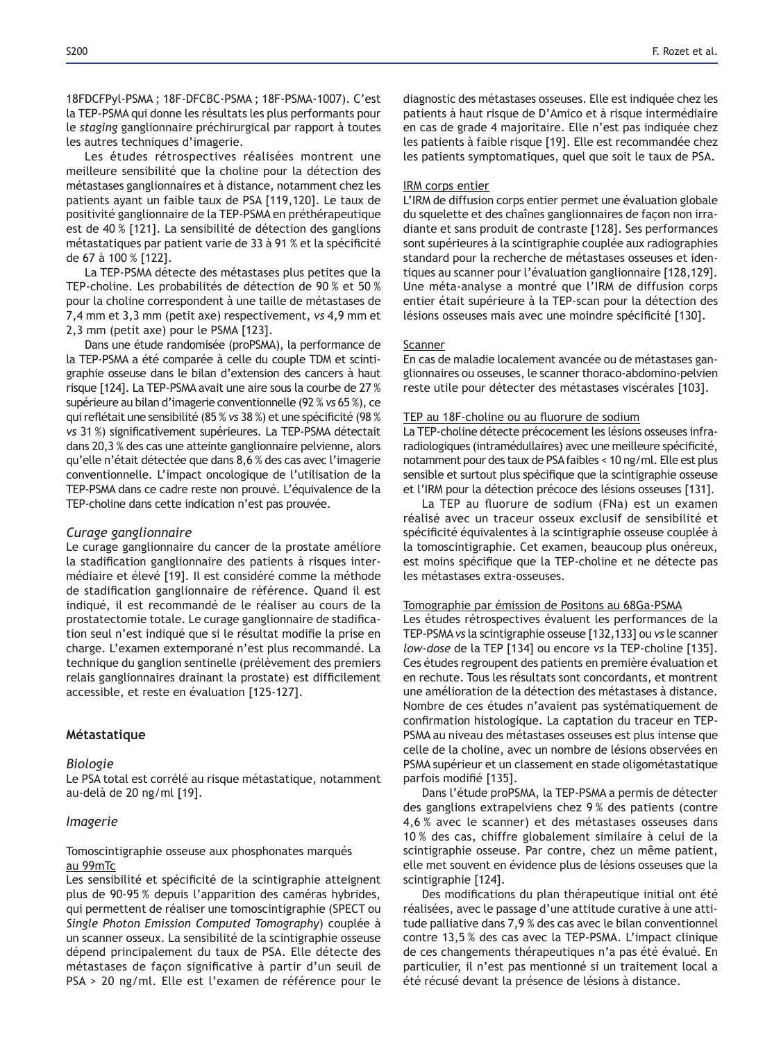18FDCFPyl-PSMA ; 18F-DFCBC-PSMA ; 18F-PSMA-1007). C'est la TEP-PSMA qui donne les résultats les plus performants pour le *staging* ganglionnaire préchirurgical par rapport à toutes les autres techniques d'imagerie.

Les études rétrospectives réalisées montrent une meilleure sensibilité que la choline pour la détection des métastases ganglionnaires et à distance, notamment chez les patients ayant un faible taux de PSA [119,120]. Le taux de positivité ganglionnaire de la TEP-PSMA en préthérapeutique est de 40 % [121]. La sensibilité de détection des ganglions métastatiques par patient varie de 33 à 91 % et la spécificité de 67 à 100 % [122].

La TEP-PSMA détecte des métastases plus petites que la TEP-choline. Les probabilités de détection de 90 % et 50 % pour la choline correspondent à une taille de métastases de 7,4 mm et 3,3 mm (petit axe) respectivement, *vs* 4,9 mm et 2,3 mm (petit axe) pour le PSMA [123].

Dans une étude randomisée (proPSMA), la performance de la TEP-PSMA a été comparée à celle du couple TDM et scintigraphie osseuse dans le bilan d'extension des cancers à haut risque [124]. La TEP-PSMA avait une aire sous la courbe de 27 % supérieure au bilan d'imagerie conventionnelle (92 % *vs* 65 %), ce qui reflétait une sensibilité (85 % *vs* 38 %) et une spécificité (98 % *vs* 31 %) significativement supérieures. La TEP-PSMA détectait dans 20,3 % des cas une atteinte ganglionnaire pelvienne, alors qu'elle n'était détectée que dans 8,6 % des cas avec l'imagerie conventionnelle. L'impact oncologique de l'utilisation de la TEP-PSMA dans ce cadre reste non prouvé. L'équivalence de la TEP-choline dans cette indication n'est pas prouvée.

### *Curage ganglionnaire*

Le curage ganglionnaire du cancer de la prostate améliore la stadification ganglionnaire des patients à risques intermédiaire et élevé [19]. Il est considéré comme la méthode de stadification ganglionnaire de référence. Quand il est indiqué, il est recommandé de le réaliser au cours de la prostatectomie totale. Le curage ganglionnaire de stadification seul n'est indiqué que si le résultat modifie la prise en charge. L'examen extemporané n'est plus recommandé. La technique du ganglion sentinelle (prélèvement des premiers relais ganglionnaires drainant la prostate) est difficilement accessible, et reste en évaluation [125-127].

## Métastatique

### *Biologie*

Le PSA total est corrélé au risque métastatique, notamment au-delà de 20 ng/ml [19].

### *Imagerie*

#### Tomoscintigraphie osseuse aux phosphonates marqués au 99mTc

Les sensibilité et spécificité de la scintigraphie atteignent plus de 90-95 % depuis l'apparition des caméras hybrides, qui permettent de réaliser une tomoscintigraphie (SPECT ou *Single Photon Emission Computed Tomography*) couplée à un scanner osseux. La sensibilité de la scintigraphie osseuse dépend principalement du taux de PSA. Elle détecte des métastases de façon significative à partir d'un seuil de PSA > 20 ng/ml. Elle est l'examen de référence pour le diagnostic des métastases osseuses. Elle est indiquée chez les patients à haut risque de D'Amico et à risque intermédiaire en cas de grade 4 majoritaire. Elle n'est pas indiquée chez les patients à faible risque [19]. Elle est recommandée chez les patients symptomatiques, quel que soit le taux de PSA.

#### IRM corps entier

L'IRM de diffusion corps entier permet une évaluation globale du squelette et des chaînes ganglionnaires de façon non irradiante et sans produit de contraste [128]. Ses performances sont supérieures à la scintigraphie couplée aux radiographies standard pour la recherche de métastases osseuses et identiques au scanner pour l'évaluation ganglionnaire [128,129]. Une méta-analyse a montré que l'IRM de diffusion corps entier était supérieure à la TEP-scan pour la détection des lésions osseuses mais avec une moindre spécificité [130].

#### Scanner

En cas de maladie localement avancée ou de métastases ganglionnaires ou osseuses, le scanner thoraco-abdomino-pelvien reste utile pour détecter des métastases viscérales [103].

#### TEP au 18F-choline ou au fluorure de sodium

La TEP-choline détecte précocement les lésions osseuses infraradiologiques (intramédullaires) avec une meilleure spécificité, notamment pour des taux de PSA faibles < 10 ng/ml. Elle est plus sensible et surtout plus spécifique que la scintigraphie osseuse et l'IRM pour la détection précoce des lésions osseuses [131].

La TEP au fluorure de sodium (FNa) est un examen réalisé avec un traceur osseux exclusif de sensibilité et spécificité équivalentes à la scintigraphie osseuse couplée à la tomoscintigraphie. Cet examen, beaucoup plus onéreux, est moins spécifique que la TEP-choline et ne détecte pas les métastases extra-osseuses.

#### Tomographie par émission de Positons au 68Ga-PSMA

Les études rétrospectives évaluent les performances de la TEP-PSMA *vs* la scintigraphie osseuse [132,133] ou *vs* le scanner *low-dose* de la TEP [134] ou encore *vs* la TEP-choline [135]. Ces études regroupent des patients en première évaluation et en rechute. Tous les résultats sont concordants, et montrent une amélioration de la détection des métastases à distance. Nombre de ces études n'avaient pas systématiquement de confirmation histologique. La captation du traceur en TEP-PSMA au niveau des métastases osseuses est plus intense que celle de la choline, avec un nombre de lésions observées en PSMA supérieur et un classement en stade oligométastatique parfois modifié [135].

Dans l'étude proPSMA, la TEP-PSMA a permis de détecter des ganglions extrapelviens chez 9 % des patients (contre 4,6 % avec le scanner) et des métastases osseuses dans 10 % des cas, chiffre globalement similaire à celui de la scintigraphie osseuse. Par contre, chez un même patient, elle met souvent en évidence plus de lésions osseuses que la scintigraphie [124].

Des modifications du plan thérapeutique initial ont été réalisées, avec le passage d'une attitude curative à une attitude palliative dans 7,9 % des cas avec le bilan conventionnel contre 13,5 % des cas avec la TEP-PSMA. L'impact clinique de ces changements thérapeutiques n'a pas été évalué. En particulier, il n'est pas mentionné si un traitement local a été récusé devant la présence de lésions à distance.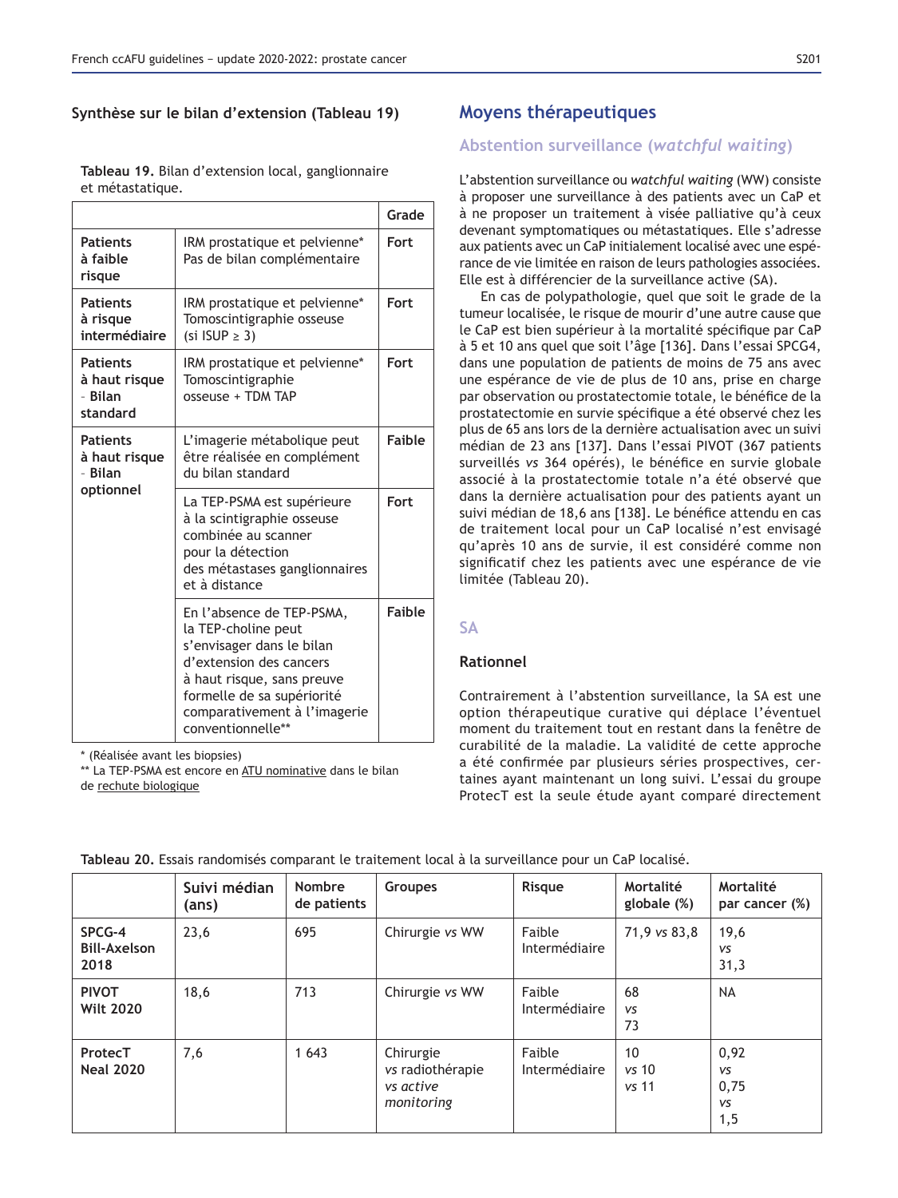### Synthèse sur le bilan d'extension (Tableau 19)

**Tableau 19.** Bilan d'extension local, ganglionnaire et métastatique.

| | | Grade |
|---|---|---|
| **Patients à faible risque** | IRM prostatique et pelvienne* Pas de bilan complémentaire | **Fort** |
| **Patients à risque intermédiaire** | IRM prostatique et pelvienne* Tomoscintigraphie osseuse (si ISUP ≥ 3) | **Fort** |
| **Patients à haut risque - Bilan standard** | IRM prostatique et pelvienne* Tomoscintigraphie osseuse + TDM TAP | **Fort** |
| **Patients à haut risque - Bilan optionnel** | L'imagerie métabolique peut être réalisée en complément du bilan standard | **Faible** |
| | La TEP-PSMA est supérieure à la scintigraphie osseuse combinée au scanner pour la détection des métastases ganglionnaires et à distance | **Fort** |
| | En l'absence de TEP-PSMA, la TEP-choline peut s'envisager dans le bilan d'extension des cancers à haut risque, sans preuve formelle de sa supériorité comparativement à l'imagerie conventionnelle** | **Faible** |

\* (Réalisée avant les biopsies)
\*\* La TEP-PSMA est encore en ATU nominative dans le bilan de rechute biologique

## Moyens thérapeutiques

### Abstention surveillance (*watchful waiting*)

L'abstention surveillance ou *watchful waiting* (WW) consiste à proposer une surveillance à des patients avec un CaP et à ne proposer un traitement à visée palliative qu'à ceux devenant symptomatiques ou métastatiques. Elle s'adresse aux patients avec un CaP initialement localisé avec une espérance de vie limitée en raison de leurs pathologies associées. Elle est à différencier de la surveillance active (SA).

En cas de polypathologie, quel que soit le grade de la tumeur localisée, le risque de mourir d'une autre cause que le CaP est bien supérieur à la mortalité spécifique par CaP à 5 et 10 ans quel que soit l'âge [136]. Dans l'essai SPCG4, dans une population de patients de moins de 75 ans avec une espérance de vie de plus de 10 ans, prise en charge par observation ou prostatectomie totale, le bénéfice de la prostatectomie en survie spécifique a été observé chez les plus de 65 ans lors de la dernière actualisation avec un suivi médian de 23 ans [137]. Dans l'essai PIVOT (367 patients surveillés *vs* 364 opérés), le bénéfice en survie globale associé à la prostatectomie totale n'a été observé que dans la dernière actualisation pour des patients ayant un suivi médian de 18,6 ans [138]. Le bénéfice attendu en cas de traitement local pour un CaP localisé n'est envisagé qu'après 10 ans de survie, il est considéré comme non significatif chez les patients avec une espérance de vie limitée (Tableau 20).

### SA

#### Rationnel

Contrairement à l'abstention surveillance, la SA est une option thérapeutique curative qui déplace l'éventuel moment du traitement tout en restant dans la fenêtre de curabilité de la maladie. La validité de cette approche a été confirmée par plusieurs séries prospectives, certaines ayant maintenant un long suivi. L'essai du groupe ProtecT est la seule étude ayant comparé directement

**Tableau 20.** Essais randomisés comparant le traitement local à la surveillance pour un CaP localisé.

| | Suivi médian (ans) | Nombre de patients | Groupes | Risque | Mortalité globale (%) | Mortalité par cancer (%) |
|---|---|---|---|---|---|---|
| **SPCG-4 Bill-Axelson 2018** | 23,6 | 695 | Chirurgie *vs* WW | Faible Intermédiaire | 71,9 *vs* 83,8 | 19,6 *vs* 31,3 |
| **PIVOT Wilt 2020** | 18,6 | 713 | Chirurgie *vs* WW | Faible Intermédiaire | 68 *vs* 73 | NA |
| **ProtecT Neal 2020** | 7,6 | 1 643 | Chirurgie *vs* radiothérapie *vs active monitoring* | Faible Intermédiaire | 10 *vs* 10 *vs* 11 | 0,92 *vs* 0,75 *vs* 1,5 |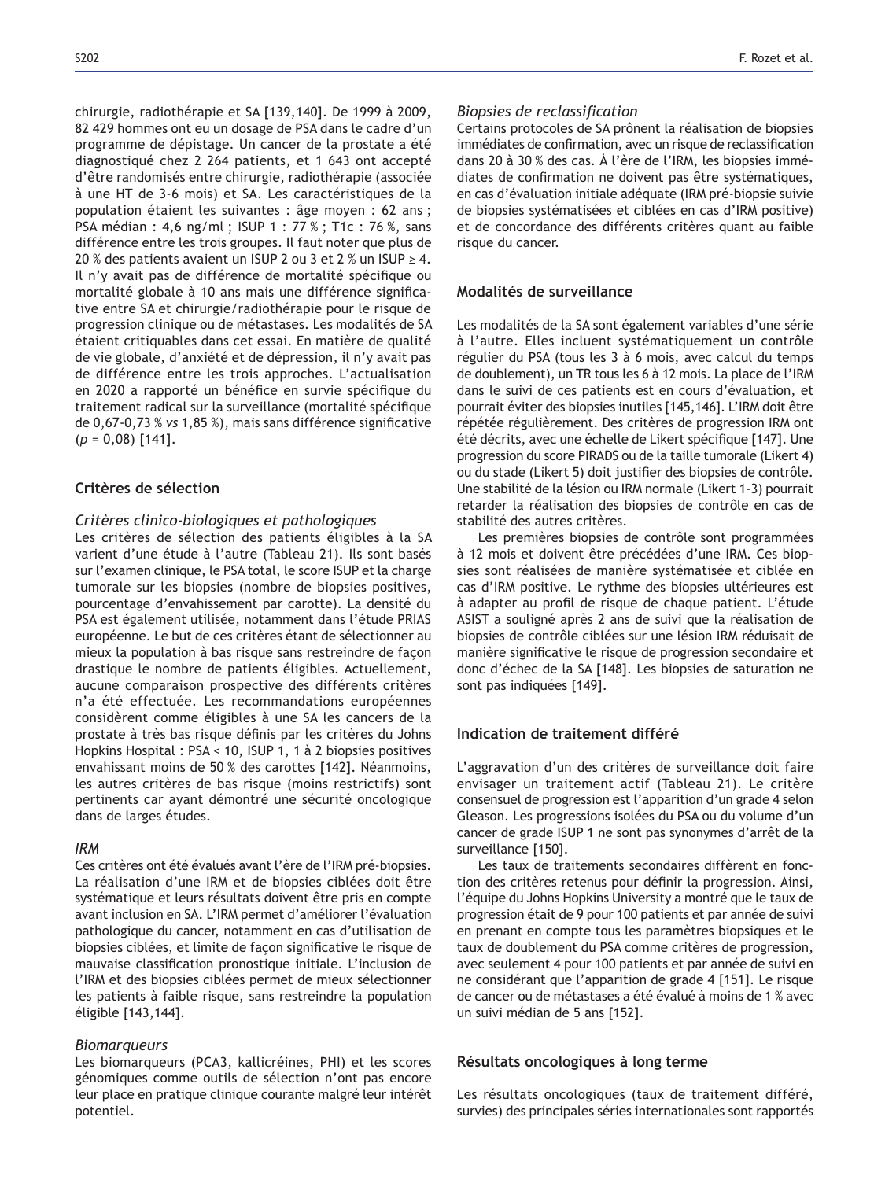chirurgie, radiothérapie et SA [139,140]. De 1999 à 2009, 82 429 hommes ont eu un dosage de PSA dans le cadre d'un programme de dépistage. Un cancer de la prostate a été diagnostiqué chez 2 264 patients, et 1 643 ont accepté d'être randomisés entre chirurgie, radiothérapie (associée à une HT de 3-6 mois) et SA. Les caractéristiques de la population étaient les suivantes : âge moyen : 62 ans ; PSA médian : 4,6 ng/ml ; ISUP 1 : 77 % ; T1c : 76 %, sans différence entre les trois groupes. Il faut noter que plus de 20 % des patients avaient un ISUP 2 ou 3 et 2 % un ISUP ≥ 4. Il n'y avait pas de différence de mortalité spécifique ou mortalité globale à 10 ans mais une différence significative entre SA et chirurgie/radiothérapie pour le risque de progression clinique ou de métastases. Les modalités de SA étaient critiquables dans cet essai. En matière de qualité de vie globale, d'anxiété et de dépression, il n'y avait pas de différence entre les trois approches. L'actualisation en 2020 a rapporté un bénéfice en survie spécifique du traitement radical sur la surveillance (mortalité spécifique de 0,67-0,73 % *vs* 1,85 %), mais sans différence significative ($p = 0{,}08$) [141].

## Critères de sélection

### *Critères clinico-biologiques et pathologiques*

Les critères de sélection des patients éligibles à la SA varient d'une étude à l'autre (Tableau 21). Ils sont basés sur l'examen clinique, le PSA total, le score ISUP et la charge tumorale sur les biopsies (nombre de biopsies positives, pourcentage d'envahissement par carotte). La densité du PSA est également utilisée, notamment dans l'étude PRIAS européenne. Le but de ces critères étant de sélectionner au mieux la population à bas risque sans restreindre de façon drastique le nombre de patients éligibles. Actuellement, aucune comparaison prospective des différents critères n'a été effectuée. Les recommandations européennes considèrent comme éligibles à une SA les cancers de la prostate à très bas risque définis par les critères du Johns Hopkins Hospital : PSA < 10, ISUP 1, 1 à 2 biopsies positives envahissant moins de 50 % des carottes [142]. Néanmoins, les autres critères de bas risque (moins restrictifs) sont pertinents car ayant démontré une sécurité oncologique dans de larges études.

### *IRM*

Ces critères ont été évalués avant l'ère de l'IRM pré-biopsies. La réalisation d'une IRM et de biopsies ciblées doit être systématique et leurs résultats doivent être pris en compte avant inclusion en SA. L'IRM permet d'améliorer l'évaluation pathologique du cancer, notamment en cas d'utilisation de biopsies ciblées, et limite de façon significative le risque de mauvaise classification pronostique initiale. L'inclusion de l'IRM et des biopsies ciblées permet de mieux sélectionner les patients à faible risque, sans restreindre la population éligible [143,144].

### *Biomarqueurs*

Les biomarqueurs (PCA3, kallicréines, PHI) et les scores génomiques comme outils de sélection n'ont pas encore leur place en pratique clinique courante malgré leur intérêt potentiel.

### *Biopsies de reclassification*

Certains protocoles de SA prônent la réalisation de biopsies immédiates de confirmation, avec un risque de reclassification dans 20 à 30 % des cas. À l'ère de l'IRM, les biopsies immédiates de confirmation ne doivent pas être systématiques, en cas d'évaluation initiale adéquate (IRM pré-biopsie suivie de biopsies systématisées et ciblées en cas d'IRM positive) et de concordance des différents critères quant au faible risque du cancer.

## Modalités de surveillance

Les modalités de la SA sont également variables d'une série à l'autre. Elles incluent systématiquement un contrôle régulier du PSA (tous les 3 à 6 mois, avec calcul du temps de doublement), un TR tous les 6 à 12 mois. La place de l'IRM dans le suivi de ces patients est en cours d'évaluation, et pourrait éviter des biopsies inutiles [145,146]. L'IRM doit être répétée régulièrement. Des critères de progression IRM ont été décrits, avec une échelle de Likert spécifique [147]. Une progression du score PIRADS ou de la taille tumorale (Likert 4) ou du stade (Likert 5) doit justifier des biopsies de contrôle. Une stabilité de la lésion ou IRM normale (Likert 1-3) pourrait retarder la réalisation des biopsies de contrôle en cas de stabilité des autres critères.

Les premières biopsies de contrôle sont programmées à 12 mois et doivent être précédées d'une IRM. Ces biopsies sont réalisées de manière systématisée et ciblée en cas d'IRM positive. Le rythme des biopsies ultérieures est à adapter au profil de risque de chaque patient. L'étude ASIST a souligné après 2 ans de suivi que la réalisation de biopsies de contrôle ciblées sur une lésion IRM réduisait de manière significative le risque de progression secondaire et donc d'échec de la SA [148]. Les biopsies de saturation ne sont pas indiquées [149].

## Indication de traitement différé

L'aggravation d'un des critères de surveillance doit faire envisager un traitement actif (Tableau 21). Le critère consensuel de progression est l'apparition d'un grade 4 selon Gleason. Les progressions isolées du PSA ou du volume d'un cancer de grade ISUP 1 ne sont pas synonymes d'arrêt de la surveillance [150].

Les taux de traitements secondaires diffèrent en fonction des critères retenus pour définir la progression. Ainsi, l'équipe du Johns Hopkins University a montré que le taux de progression était de 9 pour 100 patients et par année de suivi en prenant en compte tous les paramètres biopsiques et le taux de doublement du PSA comme critères de progression, avec seulement 4 pour 100 patients et par année de suivi en ne considérant que l'apparition de grade 4 [151]. Le risque de cancer ou de métastases a été évalué à moins de 1 % avec un suivi médian de 5 ans [152].

## Résultats oncologiques à long terme

Les résultats oncologiques (taux de traitement différé, survies) des principales séries internationales sont rapportés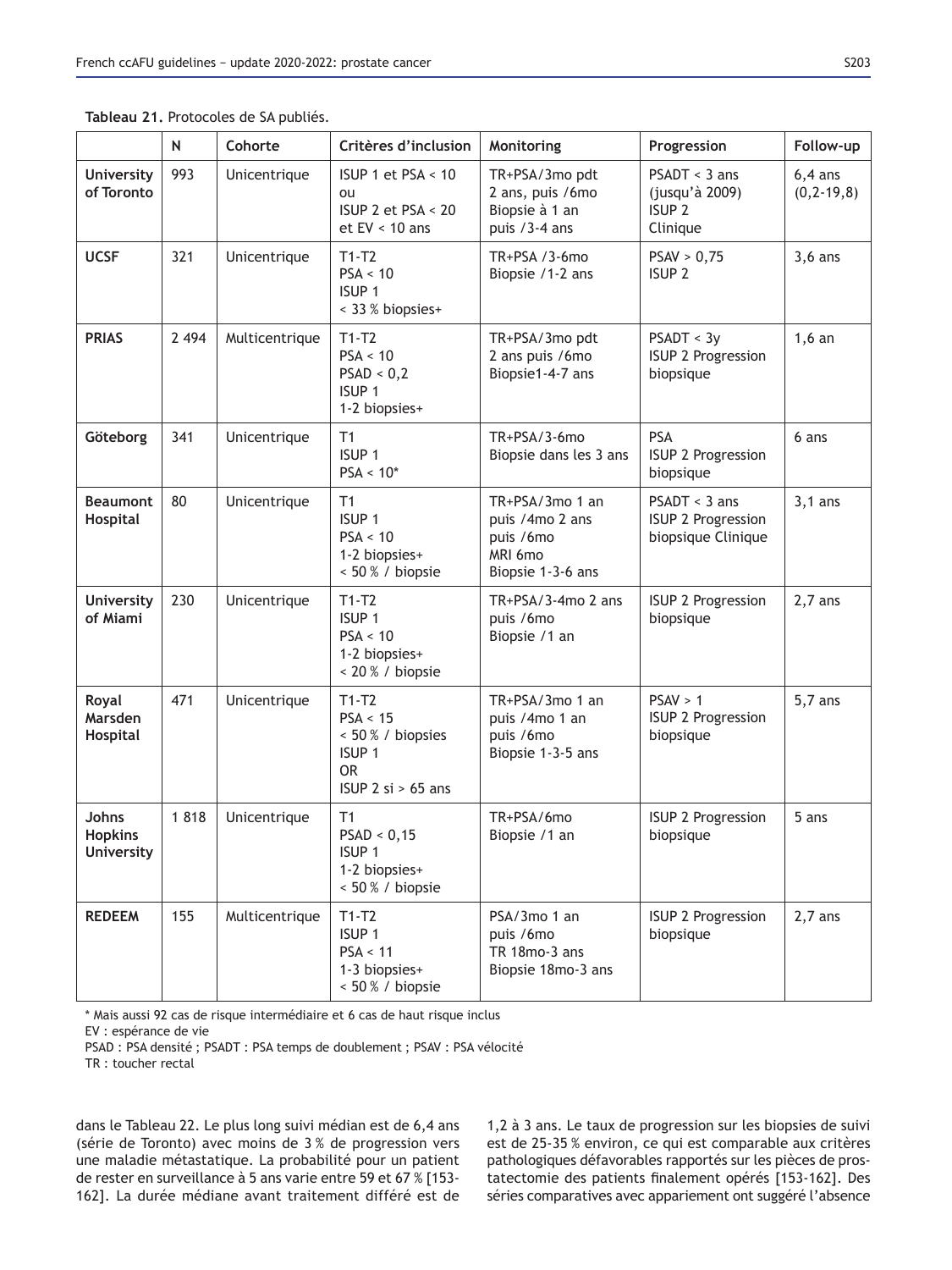**Tableau 21.** Protocoles de SA publiés.

| | N | Cohorte | Critères d'inclusion | Monitoring | Progression | Follow-up |
|---|---|---|---|---|---|---|
| **University of Toronto** | 993 | Unicentrique | ISUP 1 et PSA < 10 ou ISUP 2 et PSA < 20 et EV < 10 ans | TR+PSA/3mo pdt 2 ans, puis /6mo Biopsie à 1 an puis /3-4 ans | PSADT < 3 ans (jusqu'à 2009) ISUP 2 Clinique | 6,4 ans (0,2-19,8) |
| **UCSF** | 321 | Unicentrique | T1-T2 PSA < 10 ISUP 1 < 33 % biopsies+ | TR+PSA /3-6mo Biopsie /1-2 ans | PSAV > 0,75 ISUP 2 | 3,6 ans |
| **PRIAS** | 2 494 | Multicentrique | T1-T2 PSA < 10 PSAD < 0,2 ISUP 1 1-2 biopsies+ | TR+PSA/3mo pdt 2 ans puis /6mo Biopsie1-4-7 ans | PSADT < 3y ISUP 2 Progression biopsique | 1,6 an |
| **Göteborg** | 341 | Unicentrique | T1 ISUP 1 PSA < 10* | TR+PSA/3-6mo Biopsie dans les 3 ans | PSA ISUP 2 Progression biopsique | 6 ans |
| **Beaumont Hospital** | 80 | Unicentrique | T1 ISUP 1 PSA < 10 1-2 biopsies+ < 50 % / biopsie | TR+PSA/3mo 1 an puis /4mo 2 ans puis /6mo MRI 6mo Biopsie 1-3-6 ans | PSADT < 3 ans ISUP 2 Progression biopsique Clinique | 3,1 ans |
| **University of Miami** | 230 | Unicentrique | T1-T2 ISUP 1 PSA < 10 1-2 biopsies+ < 20 % / biopsie | TR+PSA/3-4mo 2 ans puis /6mo Biopsie /1 an | ISUP 2 Progression biopsique | 2,7 ans |
| **Royal Marsden Hospital** | 471 | Unicentrique | T1-T2 PSA < 15 < 50 % / biopsies ISUP 1 OR ISUP 2 si > 65 ans | TR+PSA/3mo 1 an puis /4mo 1 an puis /6mo Biopsie 1-3-5 ans | PSAV > 1 ISUP 2 Progression biopsique | 5,7 ans |
| **Johns Hopkins University** | 1 818 | Unicentrique | T1 PSAD < 0,15 ISUP 1 1-2 biopsies+ < 50 % / biopsie | TR+PSA/6mo Biopsie /1 an | ISUP 2 Progression biopsique | 5 ans |
| **REDEEM** | 155 | Multicentrique | T1-T2 ISUP 1 PSA < 11 1-3 biopsies+ < 50 % / biopsie | PSA/3mo 1 an puis /6mo TR 18mo-3 ans Biopsie 18mo-3 ans | ISUP 2 Progression biopsique | 2,7 ans |

\* Mais aussi 92 cas de risque intermédiaire et 6 cas de haut risque inclus

EV : espérance de vie

PSAD : PSA densité ; PSADT : PSA temps de doublement ; PSAV : PSA vélocité

TR : toucher rectal

dans le Tableau 22. Le plus long suivi médian est de 6,4 ans (série de Toronto) avec moins de 3 % de progression vers une maladie métastatique. La probabilité pour un patient de rester en surveillance à 5 ans varie entre 59 et 67 % [153-162]. La durée médiane avant traitement différé est de 1,2 à 3 ans. Le taux de progression sur les biopsies de suivi est de 25-35 % environ, ce qui est comparable aux critères pathologiques défavorables rapportés sur les pièces de prostatectomie des patients finalement opérés [153-162]. Des séries comparatives avec appariement ont suggéré l'absence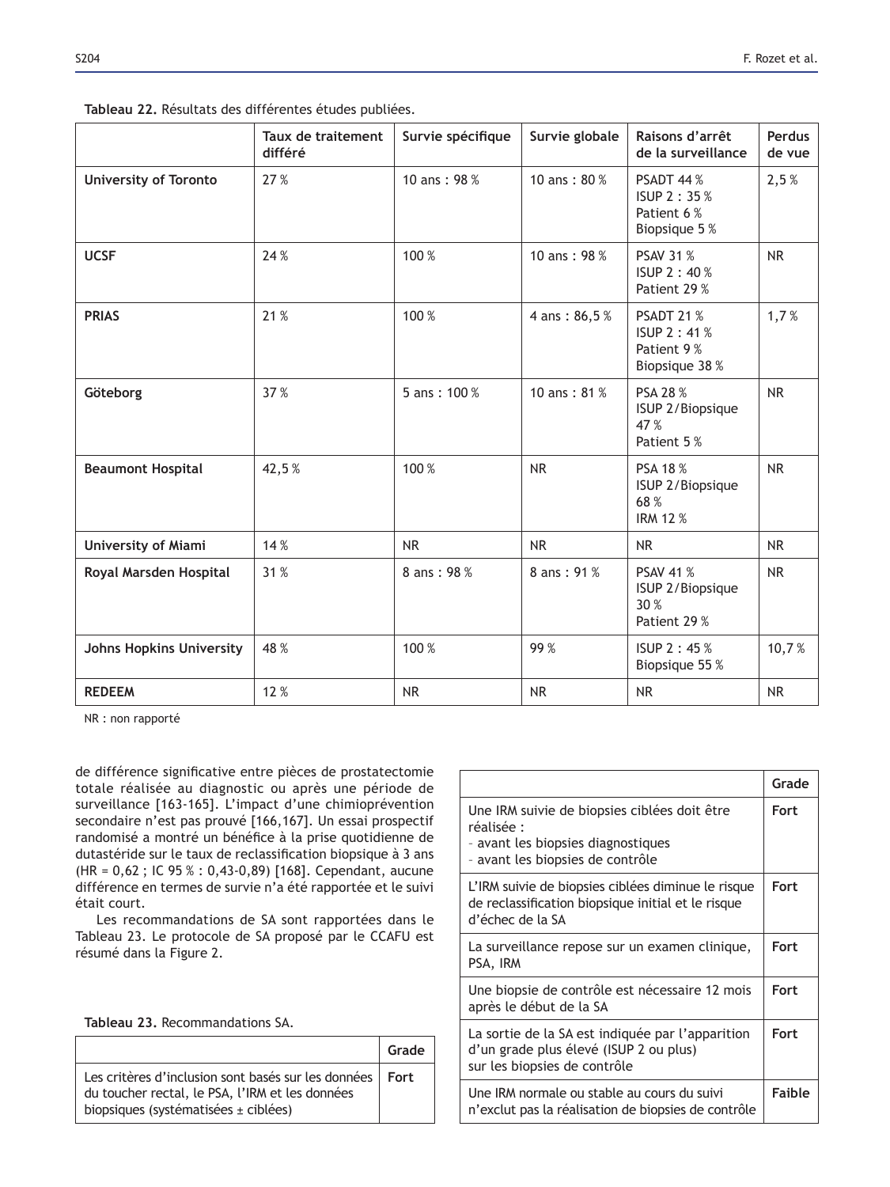**Tableau 22.** Résultats des différentes études publiées.

| | Taux de traitement différé | Survie spécifique | Survie globale | Raisons d'arrêt de la surveillance | Perdus de vue |
|---|---|---|---|---|---|
| **University of Toronto** | 27 % | 10 ans : 98 % | 10 ans : 80 % | PSADT 44 %<br>ISUP 2 : 35 %<br>Patient 6 %<br>Biopsique 5 % | 2,5 % |
| **UCSF** | 24 % | 100 % | 10 ans : 98 % | PSAV 31 %<br>ISUP 2 : 40 %<br>Patient 29 % | NR |
| **PRIAS** | 21 % | 100 % | 4 ans : 86,5 % | PSADT 21 %<br>ISUP 2 : 41 %<br>Patient 9 %<br>Biopsique 38 % | 1,7 % |
| **Göteborg** | 37 % | 5 ans : 100 % | 10 ans : 81 % | PSA 28 %<br>ISUP 2/Biopsique 47 %<br>Patient 5 % | NR |
| **Beaumont Hospital** | 42,5 % | 100 % | NR | PSA 18 %<br>ISUP 2/Biopsique 68 %<br>IRM 12 % | NR |
| **University of Miami** | 14 % | NR | NR | NR | NR |
| **Royal Marsden Hospital** | 31 % | 8 ans : 98 % | 8 ans : 91 % | PSAV 41 %<br>ISUP 2/Biopsique 30 %<br>Patient 29 % | NR |
| **Johns Hopkins University** | 48 % | 100 % | 99 % | ISUP 2 : 45 %<br>Biopsique 55 % | 10,7 % |
| **REDEEM** | 12 % | NR | NR | NR | NR |

NR : non rapporté

de différence significative entre pièces de prostatectomie totale réalisée au diagnostic ou après une période de surveillance [163-165]. L'impact d'une chimioprévention secondaire n'est pas prouvé [166,167]. Un essai prospectif randomisé a montré un bénéfice à la prise quotidienne de dutastéride sur le taux de reclassification biopsique à 3 ans (HR = 0,62 ; IC 95 % : 0,43-0,89) [168]. Cependant, aucune différence en termes de survie n'a été rapportée et le suivi était court.

Les recommandations de SA sont rapportées dans le Tableau 23. Le protocole de SA proposé par le CCAFU est résumé dans la Figure 2.

**Tableau 23.** Recommandations SA.

| | Grade |
|---|---|
| Les critères d'inclusion sont basés sur les données du toucher rectal, le PSA, l'IRM et les données biopsiques (systématisées ± ciblées) | **Fort** |
| Une IRM suivie de biopsies ciblées doit être réalisée :<br>- avant les biopsies diagnostiques<br>- avant les biopsies de contrôle | **Fort** |
| L'IRM suivie de biopsies ciblées diminue le risque de reclassification biopsique initial et le risque d'échec de la SA | **Fort** |
| La surveillance repose sur un examen clinique, PSA, IRM | **Fort** |
| Une biopsie de contrôle est nécessaire 12 mois après le début de la SA | **Fort** |
| La sortie de la SA est indiquée par l'apparition d'un grade plus élevé (ISUP 2 ou plus) sur les biopsies de contrôle | **Fort** |
| Une IRM normale ou stable au cours du suivi n'exclut pas la réalisation de biopsies de contrôle | **Faible** |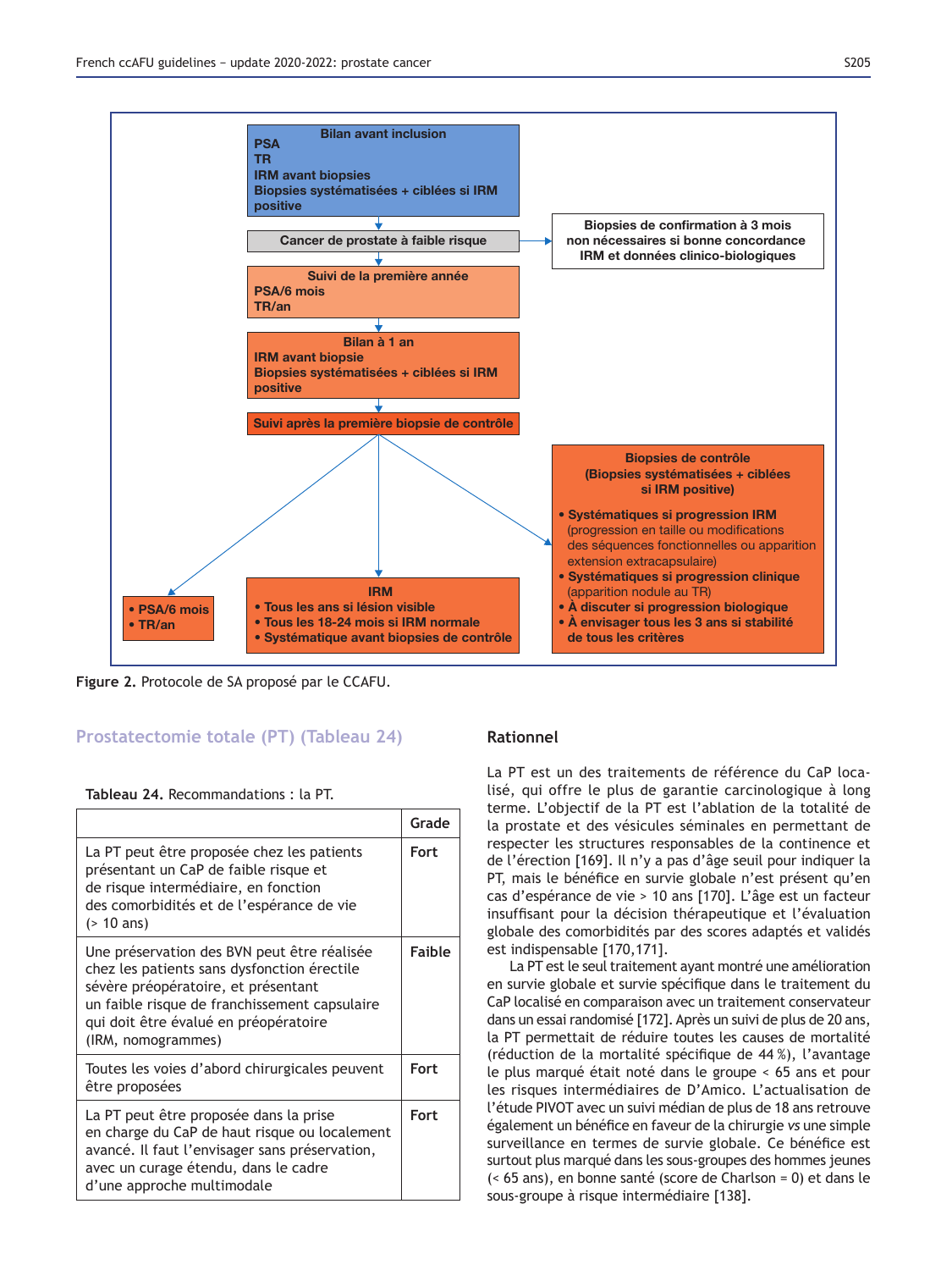Bilan avant inclusion
PSA
TR
IRM avant biopsies
Biopsies systématisées + ciblées si IRM positive

Cancer de prostate à faible risque

Biopsies de confirmation à 3 mois non nécessaires si bonne concordance IRM et données clinico-biologiques

Suivi de la première année
PSA/6 mois
TR/an

Bilan à 1 an
IRM avant biopsie
Biopsies systématisées + ciblées si IRM positive

Suivi après la première biopsie de contrôle

- PSA/6 mois
- TR/an

IRM
- Tous les ans si lésion visible
- Tous les 18-24 mois si IRM normale
- Systématique avant biopsies de contrôle

Biopsies de contrôle
(Biopsies systématisées + ciblées si IRM positive)
- Systématiques si progression IRM (progression en taille ou modifications des séquences fonctionnelles ou apparition extension extracapsulaire)
- Systématiques si progression clinique (apparition nodule au TR)
- À discuter si progression biologique
- À envisager tous les 3 ans si stabilité de tous les critères

**Figure 2.** Protocole de SA proposé par le CCAFU.

## Prostatectomie totale (PT) (Tableau 24)

**Tableau 24.** Recommandations : la PT.

| | Grade |
|---|---|
| La PT peut être proposée chez les patients présentant un CaP de faible risque et de risque intermédiaire, en fonction des comorbidités et de l'espérance de vie (> 10 ans) | Fort |
| Une préservation des BVN peut être réalisée chez les patients sans dysfonction érectile sévère préopératoire, et présentant un faible risque de franchissement capsulaire qui doit être évalué en préopératoire (IRM, nomogrammes) | Faible |
| Toutes les voies d'abord chirurgicales peuvent être proposées | Fort |
| La PT peut être proposée dans la prise en charge du CaP de haut risque ou localement avancé. Il faut l'envisager sans préservation, avec un curage étendu, dans le cadre d'une approche multimodale | Fort |

### Rationnel

La PT est un des traitements de référence du CaP localisé, qui offre le plus de garantie carcinologique à long terme. L'objectif de la PT est l'ablation de la totalité de la prostate et des vésicules séminales en permettant de respecter les structures responsables de la continence et de l'érection [169]. Il n'y a pas d'âge seuil pour indiquer la PT, mais le bénéfice en survie globale n'est présent qu'en cas d'espérance de vie > 10 ans [170]. L'âge est un facteur insuffisant pour la décision thérapeutique et l'évaluation globale des comorbidités par des scores adaptés et validés est indispensable [170,171].

La PT est le seul traitement ayant montré une amélioration en survie globale et survie spécifique dans le traitement du CaP localisé en comparaison avec un traitement conservateur dans un essai randomisé [172]. Après un suivi de plus de 20 ans, la PT permettait de réduire toutes les causes de mortalité (réduction de la mortalité spécifique de 44 %), l'avantage le plus marqué était noté dans le groupe < 65 ans et pour les risques intermédiaires de D'Amico. L'actualisation de l'étude PIVOT avec un suivi médian de plus de 18 ans retrouve également un bénéfice en faveur de la chirurgie *vs* une simple surveillance en termes de survie globale. Ce bénéfice est surtout plus marqué dans les sous-groupes des hommes jeunes (< 65 ans), en bonne santé (score de Charlson = 0) et dans le sous-groupe à risque intermédiaire [138].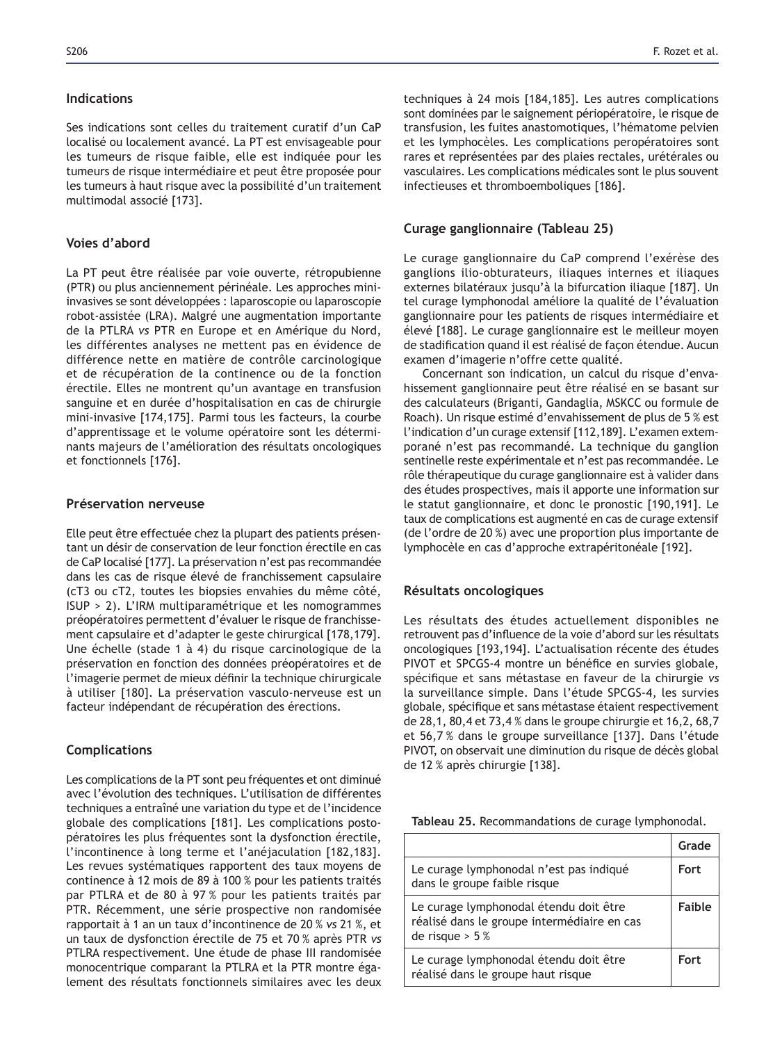## Indications

Ses indications sont celles du traitement curatif d'un CaP localisé ou localement avancé. La PT est envisageable pour les tumeurs de risque faible, elle est indiquée pour les tumeurs de risque intermédiaire et peut être proposée pour les tumeurs à haut risque avec la possibilité d'un traitement multimodal associé [173].

## Voies d'abord

La PT peut être réalisée par voie ouverte, rétropubienne (PTR) ou plus anciennement périnéale. Les approches mini-invasives se sont développées : laparoscopie ou laparoscopie robot-assistée (LRA). Malgré une augmentation importante de la PTLRA *vs* PTR en Europe et en Amérique du Nord, les différentes analyses ne mettent pas en évidence de différence nette en matière de contrôle carcinologique et de récupération de la continence ou de la fonction érectile. Elles ne montrent qu'un avantage en transfusion sanguine et en durée d'hospitalisation en cas de chirurgie mini-invasive [174,175]. Parmi tous les facteurs, la courbe d'apprentissage et le volume opératoire sont les déterminants majeurs de l'amélioration des résultats oncologiques et fonctionnels [176].

## Préservation nerveuse

Elle peut être effectuée chez la plupart des patients présentant un désir de conservation de leur fonction érectile en cas de CaP localisé [177]. La préservation n'est pas recommandée dans les cas de risque élevé de franchissement capsulaire (cT3 ou cT2, toutes les biopsies envahies du même côté, ISUP > 2). L'IRM multiparamétrique et les nomogrammes préopératoires permettent d'évaluer le risque de franchissement capsulaire et d'adapter le geste chirurgical [178,179]. Une échelle (stade 1 à 4) du risque carcinologique de la préservation en fonction des données préopératoires et de l'imagerie permet de mieux définir la technique chirurgicale à utiliser [180]. La préservation vasculo-nerveuse est un facteur indépendant de récupération des érections.

## Complications

Les complications de la PT sont peu fréquentes et ont diminué avec l'évolution des techniques. L'utilisation de différentes techniques a entraîné une variation du type et de l'incidence globale des complications [181]. Les complications postopératoires les plus fréquentes sont la dysfonction érectile, l'incontinence à long terme et l'anéjaculation [182,183]. Les revues systématiques rapportent des taux moyens de continence à 12 mois de 89 à 100 % pour les patients traités par PTLRA et de 80 à 97 % pour les patients traités par PTR. Récemment, une série prospective non randomisée rapportait à 1 an un taux d'incontinence de 20 % *vs* 21 %, et un taux de dysfonction érectile de 75 et 70 % après PTR *vs* PTLRA respectivement. Une étude de phase III randomisée monocentrique comparant la PTLRA et la PTR montre également des résultats fonctionnels similaires avec les deux techniques à 24 mois [184,185]. Les autres complications sont dominées par le saignement périopératoire, le risque de transfusion, les fuites anastomotiques, l'hématome pelvien et les lymphocèles. Les complications peropératoires sont rares et représentées par des plaies rectales, urétérales ou vasculaires. Les complications médicales sont le plus souvent infectieuses et thromboemboliques [186].

## Curage ganglionnaire (Tableau 25)

Le curage ganglionnaire du CaP comprend l'exérèse des ganglions ilio-obturateurs, iliaques internes et iliaques externes bilatéraux jusqu'à la bifurcation iliaque [187]. Un tel curage lymphonodal améliore la qualité de l'évaluation ganglionnaire pour les patients de risques intermédiaire et élevé [188]. Le curage ganglionnaire est le meilleur moyen de stadification quand il est réalisé de façon étendue. Aucun examen d'imagerie n'offre cette qualité.

Concernant son indication, un calcul du risque d'envahissement ganglionnaire peut être réalisé en se basant sur des calculateurs (Briganti, Gandaglia, MSKCC ou formule de Roach). Un risque estimé d'envahissement de plus de 5 % est l'indication d'un curage extensif [112,189]. L'examen extemporané n'est pas recommandé. La technique du ganglion sentinelle reste expérimentale et n'est pas recommandée. Le rôle thérapeutique du curage ganglionnaire est à valider dans des études prospectives, mais il apporte une information sur le statut ganglionnaire, et donc le pronostic [190,191]. Le taux de complications est augmenté en cas de curage extensif (de l'ordre de 20 %) avec une proportion plus importante de lymphocèle en cas d'approche extrapéritonéale [192].

## Résultats oncologiques

Les résultats des études actuellement disponibles ne retrouvent pas d'influence de la voie d'abord sur les résultats oncologiques [193,194]. L'actualisation récente des études PIVOT et SPCGS-4 montre un bénéfice en survies globale, spécifique et sans métastase en faveur de la chirurgie *vs* la surveillance simple. Dans l'étude SPCGS-4, les survies globale, spécifique et sans métastase étaient respectivement de 28,1, 80,4 et 73,4 % dans le groupe chirurgie et 16,2, 68,7 et 56,7 % dans le groupe surveillance [137]. Dans l'étude PIVOT, on observait une diminution du risque de décès global de 12 % après chirurgie [138].

**Tableau 25.** Recommandations de curage lymphonodal.

| | Grade |
|---|---|
| Le curage lymphonodal n'est pas indiqué dans le groupe faible risque | **Fort** |
| Le curage lymphonodal étendu doit être réalisé dans le groupe intermédiaire en cas de risque > 5 % | **Faible** |
| Le curage lymphonodal étendu doit être réalisé dans le groupe haut risque | **Fort** |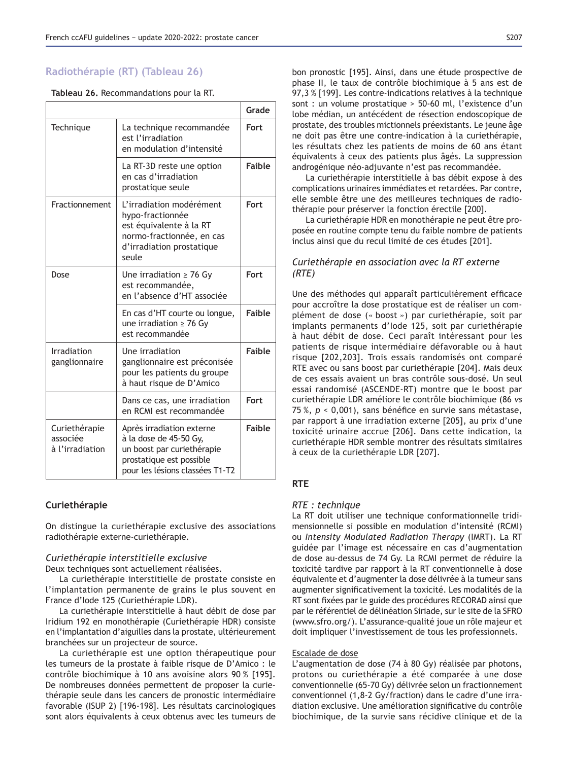## Radiothérapie (RT) (Tableau 26)

**Tableau 26.** Recommandations pour la RT.

| | | Grade |
|---|---|---|
| Technique | La technique recommandée est l'irradiation en modulation d'intensité | **Fort** |
| | La RT-3D reste une option en cas d'irradiation prostatique seule | **Faible** |
| Fractionnement | L'irradiation modérément hypo-fractionnée est équivalente à la RT normo-fractionnée, en cas d'irradiation prostatique seule | **Fort** |
| Dose | Une irradiation ≥ 76 Gy est recommandée, en l'absence d'HT associée | **Fort** |
| | En cas d'HT courte ou longue, une irradiation ≥ 76 Gy est recommandée | **Faible** |
| Irradiation ganglionnaire | Une irradiation ganglionnaire est préconisée pour les patients du groupe à haut risque de D'Amico | **Faible** |
| | Dans ce cas, une irradiation en RCMI est recommandée | **Fort** |
| Curiethérapie associée à l'irradiation | Après irradiation externe à la dose de 45-50 Gy, un boost par curiethérapie prostatique est possible pour les lésions classées T1-T2 | **Faible** |

### Curiethérapie

On distingue la curiethérapie exclusive des associations radiothérapie externe-curiethérapie.

#### *Curiethérapie interstitielle exclusive*

Deux techniques sont actuellement réalisées.

La curiethérapie interstitielle de prostate consiste en l'implantation permanente de grains le plus souvent en France d'Iode 125 (Curiethérapie LDR).

La curiethérapie interstitielle à haut débit de dose par Iridium 192 en monothérapie (Curiethérapie HDR) consiste en l'implantation d'aiguilles dans la prostate, ultérieurement branchées sur un projecteur de source.

La curiethérapie est une option thérapeutique pour les tumeurs de la prostate à faible risque de D'Amico : le contrôle biochimique à 10 ans avoisine alors 90 % [195]. De nombreuses données permettent de proposer la curiethérapie seule dans les cancers de pronostic intermédiaire favorable (ISUP 2) [196-198]. Les résultats carcinologiques sont alors équivalents à ceux obtenus avec les tumeurs de bon pronostic [195]. Ainsi, dans une étude prospective de phase II, le taux de contrôle biochimique à 5 ans est de 97,3 % [199]. Les contre-indications relatives à la technique sont : un volume prostatique > 50-60 ml, l'existence d'un lobe médian, un antécédent de résection endoscopique de prostate, des troubles mictionnels préexistants. Le jeune âge ne doit pas être une contre-indication à la curiethérapie, les résultats chez les patients de moins de 60 ans étant équivalents à ceux des patients plus âgés. La suppression androgénique néo-adjuvante n'est pas recommandée.

La curiethérapie interstitielle à bas débit expose à des complications urinaires immédiates et retardées. Par contre, elle semble être une des meilleures techniques de radiothérapie pour préserver la fonction érectile [200].

La curiethérapie HDR en monothérapie ne peut être proposée en routine compte tenu du faible nombre de patients inclus ainsi que du recul limité de ces études [201].

#### *Curiethérapie en association avec la RT externe (RTE)*

Une des méthodes qui apparaît particulièrement efficace pour accroître la dose prostatique est de réaliser un complément de dose (« boost ») par curiethérapie, soit par implants permanents d'Iode 125, soit par curiethérapie à haut débit de dose. Ceci paraît intéressant pour les patients de risque intermédiaire défavorable ou à haut risque [202,203]. Trois essais randomisés ont comparé RTE avec ou sans boost par curiethérapie [204]. Mais deux de ces essais avaient un bras contrôle sous-dosé. Un seul essai randomisé (ASCENDE-RT) montre que le boost par curiethérapie LDR améliore le contrôle biochimique (86 *vs* 75 %, *p* < 0,001), sans bénéfice en survie sans métastase, par rapport à une irradiation externe [205], au prix d'une toxicité urinaire accrue [206]. Dans cette indication, la curiethérapie HDR semble montrer des résultats similaires à ceux de la curiethérapie LDR [207].

### RTE

#### *RTE : technique*

La RT doit utiliser une technique conformationnelle tridimensionnelle si possible en modulation d'intensité (RCMI) ou *Intensity Modulated Radiation Therapy* (IMRT). La RT guidée par l'image est nécessaire en cas d'augmentation de dose au-dessus de 74 Gy. La RCMI permet de réduire la toxicité tardive par rapport à la RT conventionnelle à dose équivalente et d'augmenter la dose délivrée à la tumeur sans augmenter significativement la toxicité. Les modalités de la RT sont fixées par le guide des procédures RECORAD ainsi que par le référentiel de délinéation Siriade, sur le site de la SFRO (www.sfro.org/). L'assurance-qualité joue un rôle majeur et doit impliquer l'investissement de tous les professionnels.

Escalade de dose

L'augmentation de dose (74 à 80 Gy) réalisée par photons, protons ou curiethérapie a été comparée à une dose conventionnelle (65-70 Gy) délivrée selon un fractionnement conventionnel (1,8-2 Gy/fraction) dans le cadre d'une irradiation exclusive. Une amélioration significative du contrôle biochimique, de la survie sans récidive clinique et de la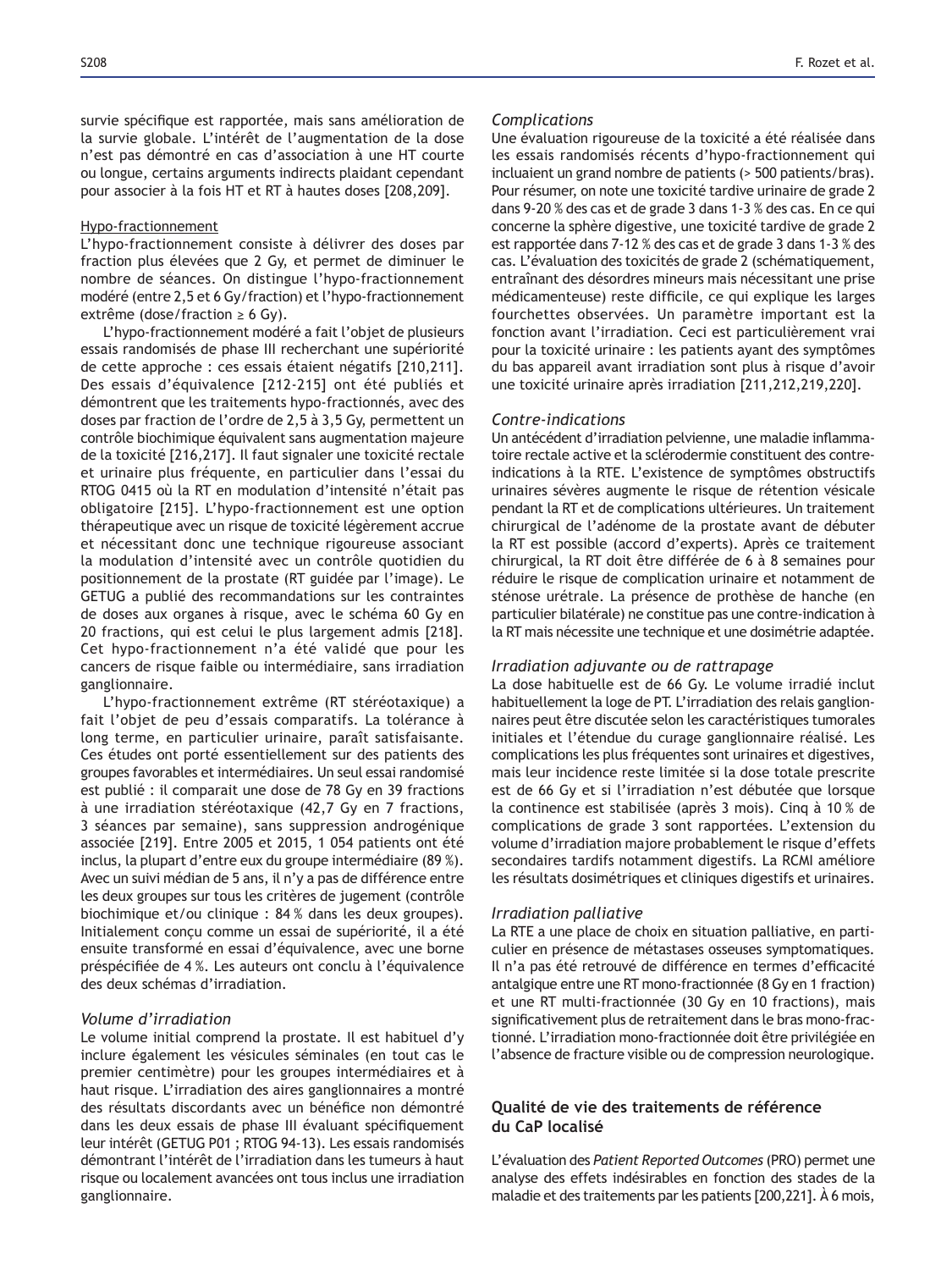survie spécifique est rapportée, mais sans amélioration de la survie globale. L'intérêt de l'augmentation de la dose n'est pas démontré en cas d'association à une HT courte ou longue, certains arguments indirects plaidant cependant pour associer à la fois HT et RT à hautes doses [208,209].

Hypo-fractionnement

L'hypo-fractionnement consiste à délivrer des doses par fraction plus élevées que 2 Gy, et permet de diminuer le nombre de séances. On distingue l'hypo-fractionnement modéré (entre 2,5 et 6 Gy/fraction) et l'hypo-fractionnement extrême (dose/fraction ≥ 6 Gy).

L'hypo-fractionnement modéré a fait l'objet de plusieurs essais randomisés de phase III recherchant une supériorité de cette approche : ces essais étaient négatifs [210,211]. Des essais d'équivalence [212-215] ont été publiés et démontrent que les traitements hypo-fractionnés, avec des doses par fraction de l'ordre de 2,5 à 3,5 Gy, permettent un contrôle biochimique équivalent sans augmentation majeure de la toxicité [216,217]. Il faut signaler une toxicité rectale et urinaire plus fréquente, en particulier dans l'essai du RTOG 0415 où la RT en modulation d'intensité n'était pas obligatoire [215]. L'hypo-fractionnement est une option thérapeutique avec un risque de toxicité légèrement accrue et nécessitant donc une technique rigoureuse associant la modulation d'intensité avec un contrôle quotidien du positionnement de la prostate (RT guidée par l'image). Le GETUG a publié des recommandations sur les contraintes de doses aux organes à risque, avec le schéma 60 Gy en 20 fractions, qui est celui le plus largement admis [218]. Cet hypo-fractionnement n'a été validé que pour les cancers de risque faible ou intermédiaire, sans irradiation ganglionnaire.

L'hypo-fractionnement extrême (RT stéréotaxique) a fait l'objet de peu d'essais comparatifs. La tolérance à long terme, en particulier urinaire, paraît satisfaisante. Ces études ont porté essentiellement sur des patients des groupes favorables et intermédiaires. Un seul essai randomisé est publié : il comparait une dose de 78 Gy en 39 fractions à une irradiation stéréotaxique (42,7 Gy en 7 fractions, 3 séances par semaine), sans suppression androgénique associée [219]. Entre 2005 et 2015, 1 054 patients ont été inclus, la plupart d'entre eux du groupe intermédiaire (89 %). Avec un suivi médian de 5 ans, il n'y a pas de différence entre les deux groupes sur tous les critères de jugement (contrôle biochimique et/ou clinique : 84 % dans les deux groupes). Initialement conçu comme un essai de supériorité, il a été ensuite transformé en essai d'équivalence, avec une borne préspécifiée de 4 %. Les auteurs ont conclu à l'équivalence des deux schémas d'irradiation.

*Volume d'irradiation*

Le volume initial comprend la prostate. Il est habituel d'y inclure également les vésicules séminales (en tout cas le premier centimètre) pour les groupes intermédiaires et à haut risque. L'irradiation des aires ganglionnaires a montré des résultats discordants avec un bénéfice non démontré dans les deux essais de phase III évaluant spécifiquement leur intérêt (GETUG P01 ; RTOG 94-13). Les essais randomisés démontrant l'intérêt de l'irradiation dans les tumeurs à haut risque ou localement avancées ont tous inclus une irradiation ganglionnaire.

*Complications*

Une évaluation rigoureuse de la toxicité a été réalisée dans les essais randomisés récents d'hypo-fractionnement qui incluaient un grand nombre de patients (> 500 patients/bras). Pour résumer, on note une toxicité tardive urinaire de grade 2 dans 9-20 % des cas et de grade 3 dans 1-3 % des cas. En ce qui concerne la sphère digestive, une toxicité tardive de grade 2 est rapportée dans 7-12 % des cas et de grade 3 dans 1-3 % des cas. L'évaluation des toxicités de grade 2 (schématiquement, entraînant des désordres mineurs mais nécessitant une prise médicamenteuse) reste difficile, ce qui explique les larges fourchettes observées. Un paramètre important est la fonction avant l'irradiation. Ceci est particulièrement vrai pour la toxicité urinaire : les patients ayant des symptômes du bas appareil avant irradiation sont plus à risque d'avoir une toxicité urinaire après irradiation [211,212,219,220].

*Contre-indications*

Un antécédent d'irradiation pelvienne, une maladie inflammatoire rectale active et la sclérodermie constituent des contre-indications à la RTE. L'existence de symptômes obstructifs urinaires sévères augmente le risque de rétention vésicale pendant la RT et de complications ultérieures. Un traitement chirurgical de l'adénome de la prostate avant de débuter la RT est possible (accord d'experts). Après ce traitement chirurgical, la RT doit être différée de 6 à 8 semaines pour réduire le risque de complication urinaire et notamment de sténose urétrale. La présence de prothèse de hanche (en particulier bilatérale) ne constitue pas une contre-indication à la RT mais nécessite une technique et une dosimétrie adaptée.

*Irradiation adjuvante ou de rattrapage*

La dose habituelle est de 66 Gy. Le volume irradié inclut habituellement la loge de PT. L'irradiation des relais ganglionnaires peut être discutée selon les caractéristiques tumorales initiales et l'étendue du curage ganglionnaire réalisé. Les complications les plus fréquentes sont urinaires et digestives, mais leur incidence reste limitée si la dose totale prescrite est de 66 Gy et si l'irradiation n'est débutée que lorsque la continence est stabilisée (après 3 mois). Cinq à 10 % de complications de grade 3 sont rapportées. L'extension du volume d'irradiation majore probablement le risque d'effets secondaires tardifs notamment digestifs. La RCMI améliore les résultats dosimétriques et cliniques digestifs et urinaires.

*Irradiation palliative*

La RTE a une place de choix en situation palliative, en particulier en présence de métastases osseuses symptomatiques. Il n'a pas été retrouvé de différence en termes d'efficacité antalgique entre une RT mono-fractionnée (8 Gy en 1 fraction) et une RT multi-fractionnée (30 Gy en 10 fractions), mais significativement plus de retraitement dans le bras mono-fractionné. L'irradiation mono-fractionnée doit être privilégiée en l'absence de fracture visible ou de compression neurologique.

## Qualité de vie des traitements de référence du CaP localisé

L'évaluation des *Patient Reported Outcomes* (PRO) permet une analyse des effets indésirables en fonction des stades de la maladie et des traitements par les patients [200,221]. À 6 mois,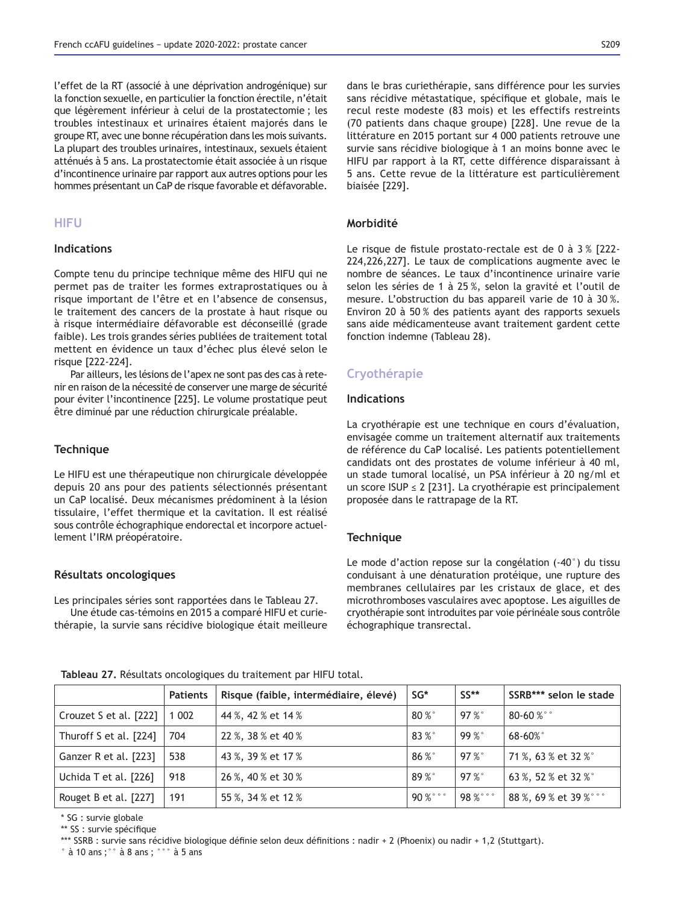l'effet de la RT (associé à une déprivation androgénique) sur la fonction sexuelle, en particulier la fonction érectile, n'était que légèrement inférieur à celui de la prostatectomie ; les troubles intestinaux et urinaires étaient majorés dans le groupe RT, avec une bonne récupération dans les mois suivants. La plupart des troubles urinaires, intestinaux, sexuels étaient atténués à 5 ans. La prostatectomie était associée à un risque d'incontinence urinaire par rapport aux autres options pour les hommes présentant un CaP de risque favorable et défavorable.

## HIFU

### Indications

Compte tenu du principe technique même des HIFU qui ne permet pas de traiter les formes extraprostatiques ou à risque important de l'être et en l'absence de consensus, le traitement des cancers de la prostate à haut risque ou à risque intermédiaire défavorable est déconseillé (grade faible). Les trois grandes séries publiées de traitement total mettent en évidence un taux d'échec plus élevé selon le risque [222-224].

Par ailleurs, les lésions de l'apex ne sont pas des cas à retenir en raison de la nécessité de conserver une marge de sécurité pour éviter l'incontinence [225]. Le volume prostatique peut être diminué par une réduction chirurgicale préalable.

### Technique

Le HIFU est une thérapeutique non chirurgicale développée depuis 20 ans pour des patients sélectionnés présentant un CaP localisé. Deux mécanismes prédominent à la lésion tissulaire, l'effet thermique et la cavitation. Il est réalisé sous contrôle échographique endorectal et incorpore actuellement l'IRM préopératoire.

### Résultats oncologiques

Les principales séries sont rapportées dans le Tableau 27.

Une étude cas-témoins en 2015 a comparé HIFU et curiethérapie, la survie sans récidive biologique était meilleure dans le bras curiethérapie, sans différence pour les survies sans récidive métastatique, spécifique et globale, mais le recul reste modeste (83 mois) et les effectifs restreints (70 patients dans chaque groupe) [228]. Une revue de la littérature en 2015 portant sur 4 000 patients retrouve une survie sans récidive biologique à 1 an moins bonne avec le HIFU par rapport à la RT, cette différence disparaissant à 5 ans. Cette revue de la littérature est particulièrement biaisée [229].

### Morbidité

Le risque de fistule prostato-rectale est de 0 à 3 % [222-224,226,227]. Le taux de complications augmente avec le nombre de séances. Le taux d'incontinence urinaire varie selon les séries de 1 à 25 %, selon la gravité et l'outil de mesure. L'obstruction du bas appareil varie de 10 à 30 %. Environ 20 à 50 % des patients ayant des rapports sexuels sans aide médicamenteuse avant traitement gardent cette fonction indemne (Tableau 28).

## Cryothérapie

### Indications

La cryothérapie est une technique en cours d'évaluation, envisagée comme un traitement alternatif aux traitements de référence du CaP localisé. Les patients potentiellement candidats ont des prostates de volume inférieur à 40 ml, un stade tumoral localisé, un PSA inférieur à 20 ng/ml et un score ISUP ≤ 2 [231]. La cryothérapie est principalement proposée dans le rattrapage de la RT.

### Technique

Le mode d'action repose sur la congélation (-40°) du tissu conduisant à une dénaturation protéique, une rupture des membranes cellulaires par les cristaux de glace, et des microthromboses vasculaires avec apoptose. Les aiguilles de cryothérapie sont introduites par voie périnéale sous contrôle échographique transrectal.

**Tableau 27.** Résultats oncologiques du traitement par HIFU total.

| | Patients | Risque (faible, intermédiaire, élevé) | SG* | SS** | SSRB*** selon le stade |
|---|---|---|---|---|---|
| Crouzet S et al. [222] | 1 002 | 44 %, 42 % et 14 % | 80 %° | 97 %° | 80-60 %°° |
| Thuroff S et al. [224] | 704 | 22 %, 38 % et 40 % | 83 %° | 99 %° | 68-60%° |
| Ganzer R et al. [223] | 538 | 43 %, 39 % et 17 % | 86 %° | 97 %° | 71 %, 63 % et 32 %° |
| Uchida T et al. [226] | 918 | 26 %, 40 % et 30 % | 89 %° | 97 %° | 63 %, 52 % et 32 %° |
| Rouget B et al. [227] | 191 | 55 %, 34 % et 12 % | 90 %°°° | 98 %°°° | 88 %, 69 % et 39 %°°° |

\* SG : survie globale

\** SS : survie spécifique

\*** SSRB : survie sans récidive biologique définie selon deux définitions : nadir + 2 (Phoenix) ou nadir + 1,2 (Stuttgart).

° à 10 ans ; °° à 8 ans ; °°° à 5 ans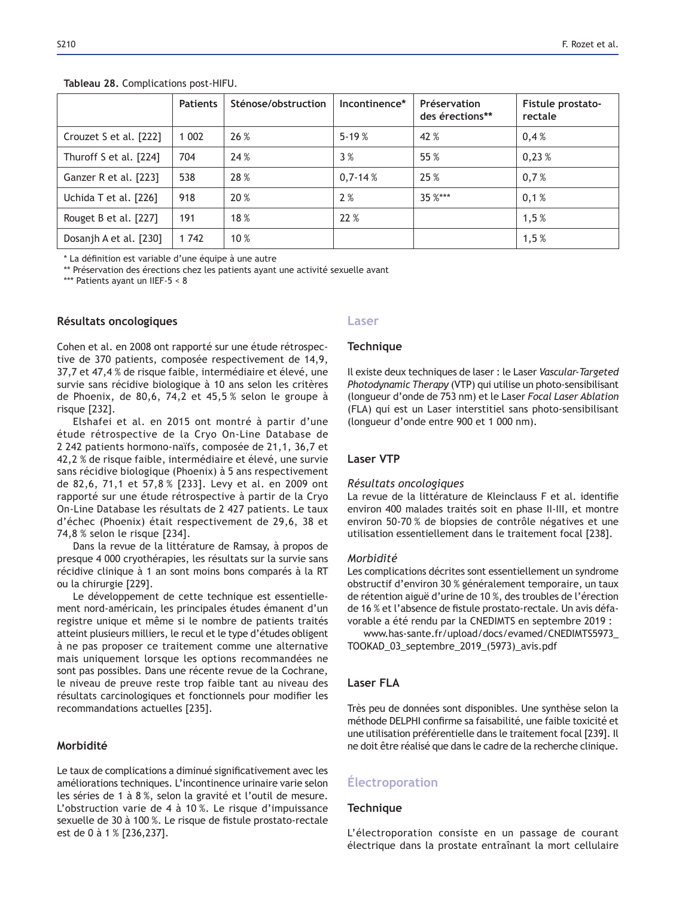**Tableau 28.** Complications post-HIFU.

| | Patients | Sténose/obstruction | Incontinence* | Préservation des érections** | Fistule prostato-rectale |
|---|---|---|---|---|---|
| Crouzet S et al. [222] | 1 002 | 26 % | 5-19 % | 42 % | 0,4 % |
| Thuroff S et al. [224] | 704 | 24 % | 3 % | 55 % | 0,23 % |
| Ganzer R et al. [223] | 538 | 28 % | 0,7-14 % | 25 % | 0,7 % |
| Uchida T et al. [226] | 918 | 20 % | 2 % | 35 %*** | 0,1 % |
| Rouget B et al. [227] | 191 | 18 % | 22 % | | 1,5 % |
| Dosanjh A et al. [230] | 1 742 | 10 % | | | 1,5 % |

\* La définition est variable d'une équipe à une autre
** Préservation des érections chez les patients ayant une activité sexuelle avant
*** Patients ayant un IIEF-5 < 8

### Résultats oncologiques

Cohen et al. en 2008 ont rapporté sur une étude rétrospective de 370 patients, composée respectivement de 14,9, 37,7 et 47,4 % de risque faible, intermédiaire et élevé, une survie sans récidive biologique à 10 ans selon les critères de Phoenix, de 80,6, 74,2 et 45,5 % selon le groupe à risque [232].

Elshafei et al. en 2015 ont montré à partir d'une étude rétrospective de la Cryo On-Line Database de 2 242 patients hormono-naïfs, composée de 21,1, 36,7 et 42,2 % de risque faible, intermédiaire et élevé, une survie sans récidive biologique (Phoenix) à 5 ans respectivement de 82,6, 71,1 et 57,8 % [233]. Levy et al. en 2009 ont rapporté sur une étude rétrospective à partir de la Cryo On-Line Database les résultats de 2 427 patients. Le taux d'échec (Phoenix) était respectivement de 29,6, 38 et 74,8 % selon le risque [234].

Dans la revue de la littérature de Ramsay, à propos de presque 4 000 cryothérapies, les résultats sur la survie sans récidive clinique à 1 an sont moins bons comparés à la RT ou la chirurgie [229].

Le développement de cette technique est essentiellement nord-américain, les principales études émanent d'un registre unique et même si le nombre de patients traités atteint plusieurs milliers, le recul et le type d'études obligent à ne pas proposer ce traitement comme une alternative mais uniquement lorsque les options recommandées ne sont pas possibles. Dans une récente revue de la Cochrane, le niveau de preuve reste trop faible tant au niveau des résultats carcinologiques et fonctionnels pour modifier les recommandations actuelles [235].

### Morbidité

Le taux de complications a diminué significativement avec les améliorations techniques. L'incontinence urinaire varie selon les séries de 1 à 8 %, selon la gravité et l'outil de mesure. L'obstruction varie de 4 à 10 %. Le risque d'impuissance sexuelle de 30 à 100 %. Le risque de fistule prostato-rectale est de 0 à 1 % [236,237].

## Laser

### Technique

Il existe deux techniques de laser : le Laser *Vascular-Targeted Photodynamic Therapy* (VTP) qui utilise un photo-sensibilisant (longueur d'onde de 753 nm) et le Laser *Focal Laser Ablation* (FLA) qui est un Laser interstitiel sans photo-sensibilisant (longueur d'onde entre 900 et 1 000 nm).

### Laser VTP

*Résultats oncologiques*

La revue de la littérature de Kleinclauss F et al. identifie environ 400 malades traités soit en phase II-III, et montre environ 50-70 % de biopsies de contrôle négatives et une utilisation essentiellement dans le traitement focal [238].

*Morbidité*

Les complications décrites sont essentiellement un syndrome obstructif d'environ 30 % généralement temporaire, un taux de rétention aiguë d'urine de 10 %, des troubles de l'érection de 16 % et l'absence de fistule prostato-rectale. Un avis défavorable a été rendu par la CNEDIMTS en septembre 2019 :

www.has-sante.fr/upload/docs/evamed/CNEDIMTS5973_TOOKAD_03_septembre_2019_(5973)_avis.pdf

### Laser FLA

Très peu de données sont disponibles. Une synthèse selon la méthode DELPHI confirme sa faisabilité, une faible toxicité et une utilisation préférentielle dans le traitement focal [239]. Il ne doit être réalisé que dans le cadre de la recherche clinique.

## Électroporation

### Technique

L'électroporation consiste en un passage de courant électrique dans la prostate entraînant la mort cellulaire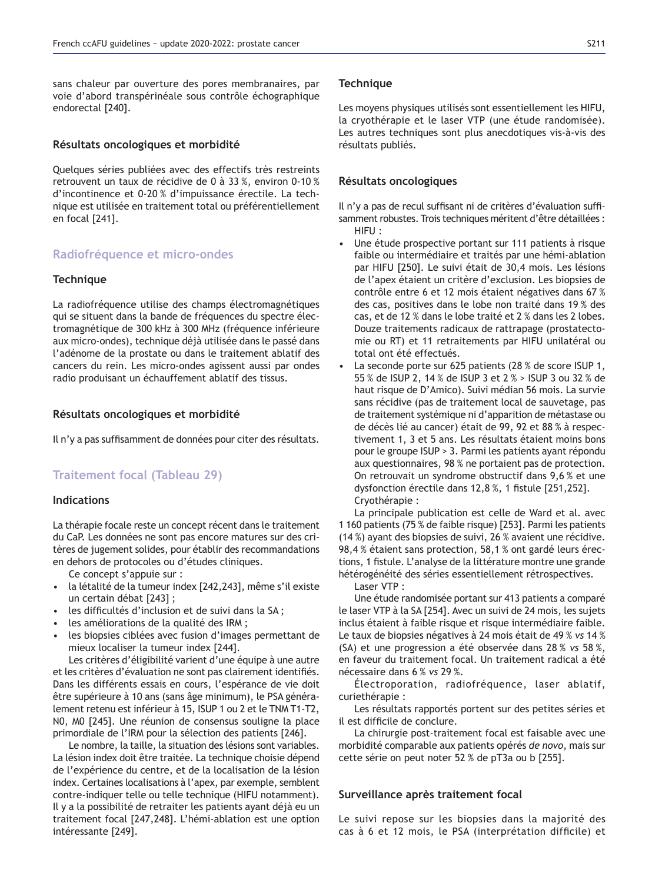sans chaleur par ouverture des pores membranaires, par voie d'abord transpérinéale sous contrôle échographique endorectal [240].

### Résultats oncologiques et morbidité

Quelques séries publiées avec des effectifs très restreints retrouvent un taux de récidive de 0 à 33 %, environ 0-10 % d'incontinence et 0-20 % d'impuissance érectile. La technique est utilisée en traitement total ou préférentiellement en focal [241].

## Radiofréquence et micro-ondes

### Technique

La radiofréquence utilise des champs électromagnétiques qui se situent dans la bande de fréquences du spectre électromagnétique de 300 kHz à 300 MHz (fréquence inférieure aux micro-ondes), technique déjà utilisée dans le passé dans l'adénome de la prostate ou dans le traitement ablatif des cancers du rein. Les micro-ondes agissent aussi par ondes radio produisant un échauffement ablatif des tissus.

### Résultats oncologiques et morbidité

Il n'y a pas suffisamment de données pour citer des résultats.

## Traitement focal (Tableau 29)

### Indications

La thérapie focale reste un concept récent dans le traitement du CaP. Les données ne sont pas encore matures sur des critères de jugement solides, pour établir des recommandations en dehors de protocoles ou d'études cliniques.

Ce concept s'appuie sur :

- la létalité de la tumeur index [242,243], même s'il existe un certain débat [243] ;
- les difficultés d'inclusion et de suivi dans la SA ;
- les améliorations de la qualité des IRM ;
- les biopsies ciblées avec fusion d'images permettant de mieux localiser la tumeur index [244].

Les critères d'éligibilité varient d'une équipe à une autre et les critères d'évaluation ne sont pas clairement identifiés. Dans les différents essais en cours, l'espérance de vie doit être supérieure à 10 ans (sans âge minimum), le PSA généralement retenu est inférieur à 15, ISUP 1 ou 2 et le TNM T1-T2, N0, M0 [245]. Une réunion de consensus souligne la place primordiale de l'IRM pour la sélection des patients [246].

Le nombre, la taille, la situation des lésions sont variables. La lésion index doit être traitée. La technique choisie dépend de l'expérience du centre, et de la localisation de la lésion index. Certaines localisations à l'apex, par exemple, semblent contre-indiquer telle ou telle technique (HIFU notamment). Il y a la possibilité de retraiter les patients ayant déjà eu un traitement focal [247,248]. L'hémi-ablation est une option intéressante [249].

### Technique

Les moyens physiques utilisés sont essentiellement les HIFU, la cryothérapie et le laser VTP (une étude randomisée). Les autres techniques sont plus anecdotiques vis-à-vis des résultats publiés.

### Résultats oncologiques

Il n'y a pas de recul suffisant ni de critères d'évaluation suffisamment robustes. Trois techniques méritent d'être détaillées :

HIFU :

- Une étude prospective portant sur 111 patients à risque faible ou intermédiaire et traités par une hémi-ablation par HIFU [250]. Le suivi était de 30,4 mois. Les lésions de l'apex étaient un critère d'exclusion. Les biopsies de contrôle entre 6 et 12 mois étaient négatives dans 67 % des cas, positives dans le lobe non traité dans 19 % des cas, et de 12 % dans le lobe traité et 2 % dans les 2 lobes. Douze traitements radicaux de rattrapage (prostatectomie ou RT) et 11 retraitements par HIFU unilatéral ou total ont été effectués.
- La seconde porte sur 625 patients (28 % de score ISUP 1, 55 % de ISUP 2, 14 % de ISUP 3 et 2 % > ISUP 3 ou 32 % de haut risque de D'Amico). Suivi médian 56 mois. La survie sans récidive (pas de traitement local de sauvetage, pas de traitement systémique ni d'apparition de métastase ou de décès lié au cancer) était de 99, 92 et 88 % à respectivement 1, 3 et 5 ans. Les résultats étaient moins bons pour le groupe ISUP > 3. Parmi les patients ayant répondu aux questionnaires, 98 % ne portaient pas de protection. On retrouvait un syndrome obstructif dans 9,6 % et une dysfonction érectile dans 12,8 %, 1 fistule [251,252].

Cryothérapie :

La principale publication est celle de Ward et al. avec 1 160 patients (75 % de faible risque) [253]. Parmi les patients (14 %) ayant des biopsies de suivi, 26 % avaient une récidive. 98,4 % étaient sans protection, 58,1 % ont gardé leurs érections, 1 fistule. L'analyse de la littérature montre une grande hétérogénéité des séries essentiellement rétrospectives.

Laser VTP :

Une étude randomisée portant sur 413 patients a comparé le laser VTP à la SA [254]. Avec un suivi de 24 mois, les sujets inclus étaient à faible risque et risque intermédiaire faible. Le taux de biopsies négatives à 24 mois était de 49 % *vs* 14 % (SA) et une progression a été observée dans 28 % *vs* 58 %, en faveur du traitement focal. Un traitement radical a été nécessaire dans 6 % *vs* 29 %.

Électroporation, radiofréquence, laser ablatif, curiethérapie :

Les résultats rapportés portent sur des petites séries et il est difficile de conclure.

La chirurgie post-traitement focal est faisable avec une morbidité comparable aux patients opérés *de novo*, mais sur cette série on peut noter 52 % de pT3a ou b [255].

### Surveillance après traitement focal

Le suivi repose sur les biopsies dans la majorité des cas à 6 et 12 mois, le PSA (interprétation difficile) et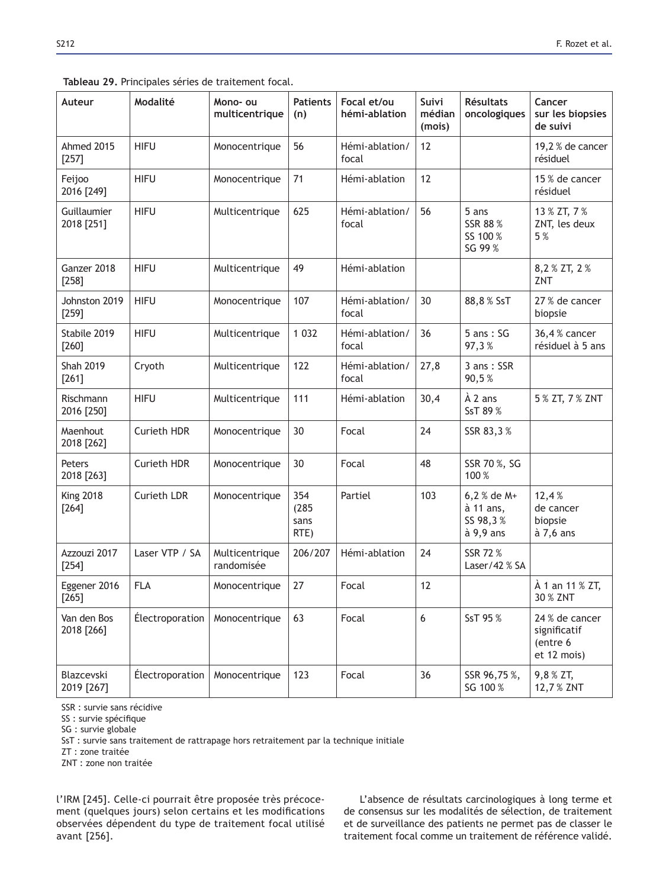**Tableau 29.** Principales séries de traitement focal.

| Auteur | Modalité | Mono- ou multicentrique | Patients (n) | Focal et/ou hémi-ablation | Suivi médian (mois) | Résultats oncologiques | Cancer sur les biopsies de suivi |
|---|---|---|---|---|---|---|---|
| Ahmed 2015 [257] | HIFU | Monocentrique | 56 | Hémi-ablation/ focal | 12 | | 19,2 % de cancer résiduel |
| Feijoo 2016 [249] | HIFU | Monocentrique | 71 | Hémi-ablation | 12 | | 15 % de cancer résiduel |
| Guillaumier 2018 [251] | HIFU | Multicentrique | 625 | Hémi-ablation/ focal | 56 | 5 ans SSR 88 % SS 100 % SG 99 % | 13 % ZT, 7 % ZNT, les deux 5 % |
| Ganzer 2018 [258] | HIFU | Multicentrique | 49 | Hémi-ablation | | | 8,2 % ZT, 2 % ZNT |
| Johnston 2019 [259] | HIFU | Monocentrique | 107 | Hémi-ablation/ focal | 30 | 88,8 % SsT | 27 % de cancer biopsie |
| Stabile 2019 [260] | HIFU | Multicentrique | 1 032 | Hémi-ablation/ focal | 36 | 5 ans : SG 97,3 % | 36,4 % cancer résiduel à 5 ans |
| Shah 2019 [261] | Cryoth | Multicentrique | 122 | Hémi-ablation/ focal | 27,8 | 3 ans : SSR 90,5 % | |
| Rischmann 2016 [250] | HIFU | Multicentrique | 111 | Hémi-ablation | 30,4 | À 2 ans SsT 89 % | 5 % ZT, 7 % ZNT |
| Maenhout 2018 [262] | Curieth HDR | Monocentrique | 30 | Focal | 24 | SSR 83,3 % | |
| Peters 2018 [263] | Curieth HDR | Monocentrique | 30 | Focal | 48 | SSR 70 %, SG 100 % | |
| King 2018 [264] | Curieth LDR | Monocentrique | 354 (285 sans RTE) | Partiel | 103 | 6,2 % de M+ à 11 ans, SS 98,3 % à 9,9 ans | 12,4 % de cancer biopsie à 7,6 ans |
| Azzouzi 2017 [254] | Laser VTP / SA | Multicentrique randomisée | 206/207 | Hémi-ablation | 24 | SSR 72 % Laser/42 % SA | |
| Eggener 2016 [265] | FLA | Monocentrique | 27 | Focal | 12 | | À 1 an 11 % ZT, 30 % ZNT |
| Van den Bos 2018 [266] | Électroporation | Monocentrique | 63 | Focal | 6 | SsT 95 % | 24 % de cancer significatif (entre 6 et 12 mois) |
| Blazcevski 2019 [267] | Électroporation | Monocentrique | 123 | Focal | 36 | SSR 96,75 %, SG 100 % | 9,8 % ZT, 12,7 % ZNT |

SSR : survie sans récidive
SS : survie spécifique
SG : survie globale
SsT : survie sans traitement de rattrapage hors retraitement par la technique initiale
ZT : zone traitée
ZNT : zone non traitée

l'IRM [245]. Celle-ci pourrait être proposée très précocement (quelques jours) selon certains et les modifications observées dépendent du type de traitement focal utilisé avant [256].

L'absence de résultats carcinologiques à long terme et de consensus sur les modalités de sélection, de traitement et de surveillance des patients ne permet pas de classer le traitement focal comme un traitement de référence validé.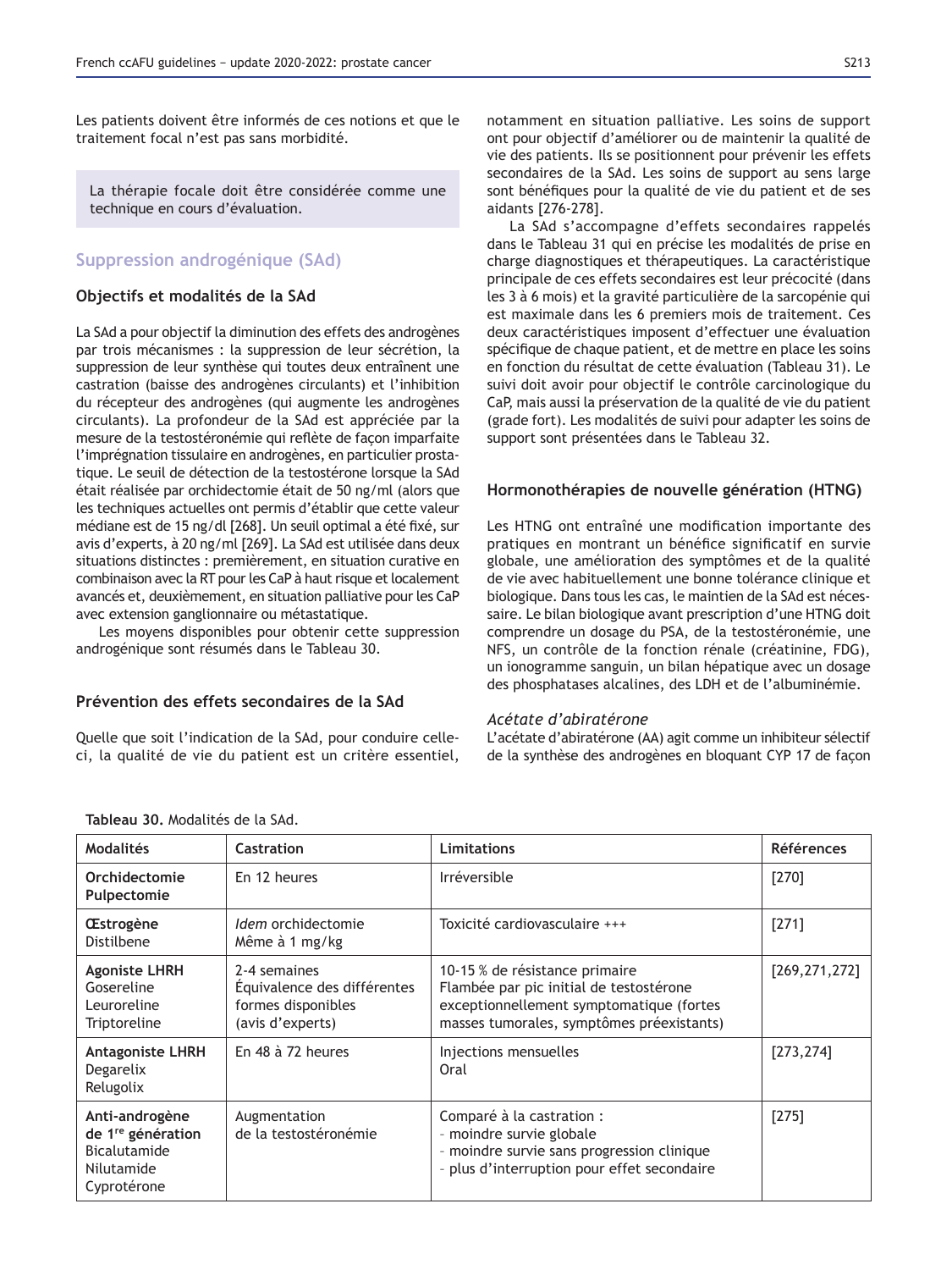Les patients doivent être informés de ces notions et que le traitement focal n'est pas sans morbidité.

> La thérapie focale doit être considérée comme une technique en cours d'évaluation.

## Suppression androgénique (SAd)

### Objectifs et modalités de la SAd

La SAd a pour objectif la diminution des effets des androgènes par trois mécanismes : la suppression de leur sécrétion, la suppression de leur synthèse qui toutes deux entraînent une castration (baisse des androgènes circulants) et l'inhibition du récepteur des androgènes (qui augmente les androgènes circulants). La profondeur de la SAd est appréciée par la mesure de la testostéronémie qui reflète de façon imparfaite l'imprégnation tissulaire en androgènes, en particulier prostatique. Le seuil de détection de la testostérone lorsque la SAd était réalisée par orchidectomie était de 50 ng/ml (alors que les techniques actuelles ont permis d'établir que cette valeur médiane est de 15 ng/dl [268]. Un seuil optimal a été fixé, sur avis d'experts, à 20 ng/ml [269]. La SAd est utilisée dans deux situations distinctes : premièrement, en situation curative en combinaison avec la RT pour les CaP à haut risque et localement avancés et, deuxièmement, en situation palliative pour les CaP avec extension ganglionnaire ou métastatique.

Les moyens disponibles pour obtenir cette suppression androgénique sont résumés dans le Tableau 30.

### Prévention des effets secondaires de la SAd

Quelle que soit l'indication de la SAd, pour conduire celle-ci, la qualité de vie du patient est un critère essentiel, notamment en situation palliative. Les soins de support ont pour objectif d'améliorer ou de maintenir la qualité de vie des patients. Ils se positionnent pour prévenir les effets secondaires de la SAd. Les soins de support au sens large sont bénéfiques pour la qualité de vie du patient et de ses aidants [276-278].

La SAd s'accompagne d'effets secondaires rappelés dans le Tableau 31 qui en précise les modalités de prise en charge diagnostiques et thérapeutiques. La caractéristique principale de ces effets secondaires est leur précocité (dans les 3 à 6 mois) et la gravité particulière de la sarcopénie qui est maximale dans les 6 premiers mois de traitement. Ces deux caractéristiques imposent d'effectuer une évaluation spécifique de chaque patient, et de mettre en place les soins en fonction du résultat de cette évaluation (Tableau 31). Le suivi doit avoir pour objectif le contrôle carcinologique du CaP, mais aussi la préservation de la qualité de vie du patient (grade fort). Les modalités de suivi pour adapter les soins de support sont présentées dans le Tableau 32.

### Hormonothérapies de nouvelle génération (HTNG)

Les HTNG ont entraîné une modification importante des pratiques en montrant un bénéfice significatif en survie globale, une amélioration des symptômes et de la qualité de vie avec habituellement une bonne tolérance clinique et biologique. Dans tous les cas, le maintien de la SAd est nécessaire. Le bilan biologique avant prescription d'une HTNG doit comprendre un dosage du PSA, de la testostéronémie, une NFS, un contrôle de la fonction rénale (créatinine, FDG), un ionogramme sanguin, un bilan hépatique avec un dosage des phosphatases alcalines, des LDH et de l'albuminémie.

*Acétate d'abiratérone*

L'acétate d'abiratérone (AA) agit comme un inhibiteur sélectif de la synthèse des androgènes en bloquant CYP 17 de façon

**Tableau 30.** Modalités de la SAd.

| Modalités | Castration | Limitations | Références |
|---|---|---|---|
| **Orchidectomie Pulpectomie** | En 12 heures | Irréversible | [270] |
| **Œstrogène** Distilbene | *Idem* orchidectomie Même à 1 mg/kg | Toxicité cardiovasculaire +++ | [271] |
| **Agoniste LHRH** Gosereline Leuroreline Triptoreline | 2-4 semaines Équivalence des différentes formes disponibles (avis d'experts) | 10-15 % de résistance primaire Flambée par pic initial de testostérone exceptionnellement symptomatique (fortes masses tumorales, symptômes préexistants) | [269,271,272] |
| **Antagoniste LHRH** Degarelix Relugolix | En 48 à 72 heures | Injections mensuelles Oral | [273,274] |
| **Anti-androgène de 1re génération** Bicalutamide Nilutamide Cyprotérone | Augmentation de la testostéronémie | Comparé à la castration : - moindre survie globale - moindre survie sans progression clinique - plus d'interruption pour effet secondaire | [275] |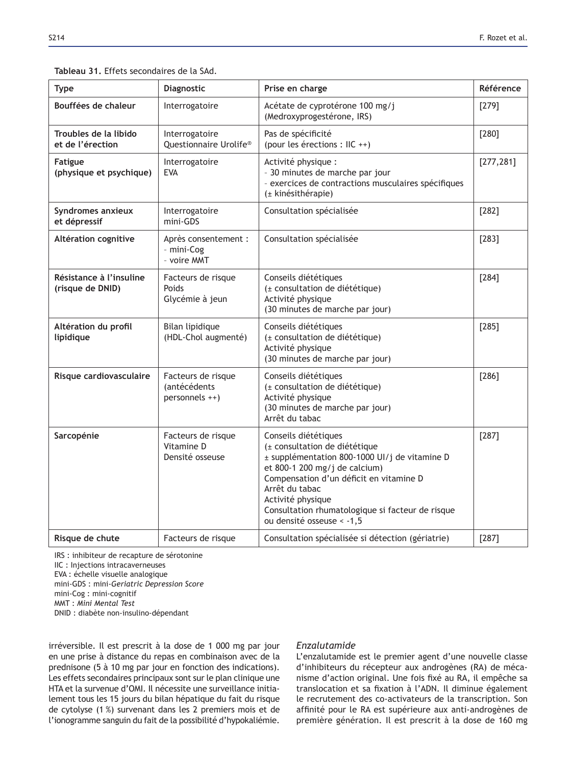**Tableau 31.** Effets secondaires de la SAd.

| Type | Diagnostic | Prise en charge | Référence |
|---|---|---|---|
| **Bouffées de chaleur** | Interrogatoire | Acétate de cyprotérone 100 mg/j<br>(Medroxyprogestérone, IRS) | [279] |
| **Troubles de la libido et de l'érection** | Interrogatoire<br>Questionnaire Urolife® | Pas de spécificité<br>(pour les érections : IIC ++) | [280] |
| **Fatigue (physique et psychique)** | Interrogatoire<br>EVA | Activité physique :<br>- 30 minutes de marche par jour<br>- exercices de contractions musculaires spécifiques (± kinésithérapie) | [277,281] |
| **Syndromes anxieux et dépressif** | Interrogatoire<br>mini-GDS | Consultation spécialisée | [282] |
| **Altération cognitive** | Après consentement :<br>- mini-Cog<br>- voire MMT | Consultation spécialisée | [283] |
| **Résistance à l'insuline (risque de DNID)** | Facteurs de risque<br>Poids<br>Glycémie à jeun | Conseils diététiques<br>(± consultation de diététique)<br>Activité physique<br>(30 minutes de marche par jour) | [284] |
| **Altération du profil lipidique** | Bilan lipidique<br>(HDL-Chol augmenté) | Conseils diététiques<br>(± consultation de diététique)<br>Activité physique<br>(30 minutes de marche par jour) | [285] |
| **Risque cardiovasculaire** | Facteurs de risque<br>(antécédents personnels ++) | Conseils diététiques<br>(± consultation de diététique)<br>Activité physique<br>(30 minutes de marche par jour)<br>Arrêt du tabac | [286] |
| **Sarcopénie** | Facteurs de risque<br>Vitamine D<br>Densité osseuse | Conseils diététiques<br>(± consultation de diététique<br>± supplémentation 800-1000 UI/j de vitamine D et 800-1 200 mg/j de calcium)<br>Compensation d'un déficit en vitamine D<br>Arrêt du tabac<br>Activité physique<br>Consultation rhumatologique si facteur de risque ou densité osseuse < -1,5 | [287] |
| **Risque de chute** | Facteurs de risque | Consultation spécialisée si détection (gériatrie) | [287] |

IRS : inhibiteur de recapture de sérotonine
IIC : Injections intracaverneuses
EVA : échelle visuelle analogique
mini-GDS : mini-*Geriatric Depression Score*
mini-Cog : mini-cognitif
MMT : *Mini Mental Test*
DNID : diabète non-insulino-dépendant

irréversible. Il est prescrit à la dose de 1 000 mg par jour en une prise à distance du repas en combinaison avec de la prednisone (5 à 10 mg par jour en fonction des indications). Les effets secondaires principaux sont sur le plan clinique une HTA et la survenue d'OMI. Il nécessite une surveillance initialement tous les 15 jours du bilan hépatique du fait du risque de cytolyse (1 %) survenant dans les 2 premiers mois et de l'ionogramme sanguin du fait de la possibilité d'hypokaliémie.

### *Enzalutamide*

L'enzalutamide est le premier agent d'une nouvelle classe d'inhibiteurs du récepteur aux androgènes (RA) de mécanisme d'action original. Une fois fixé au RA, il empêche sa translocation et sa fixation à l'ADN. Il diminue également le recrutement des co-activateurs de la transcription. Son affinité pour le RA est supérieure aux anti-androgènes de première génération. Il est prescrit à la dose de 160 mg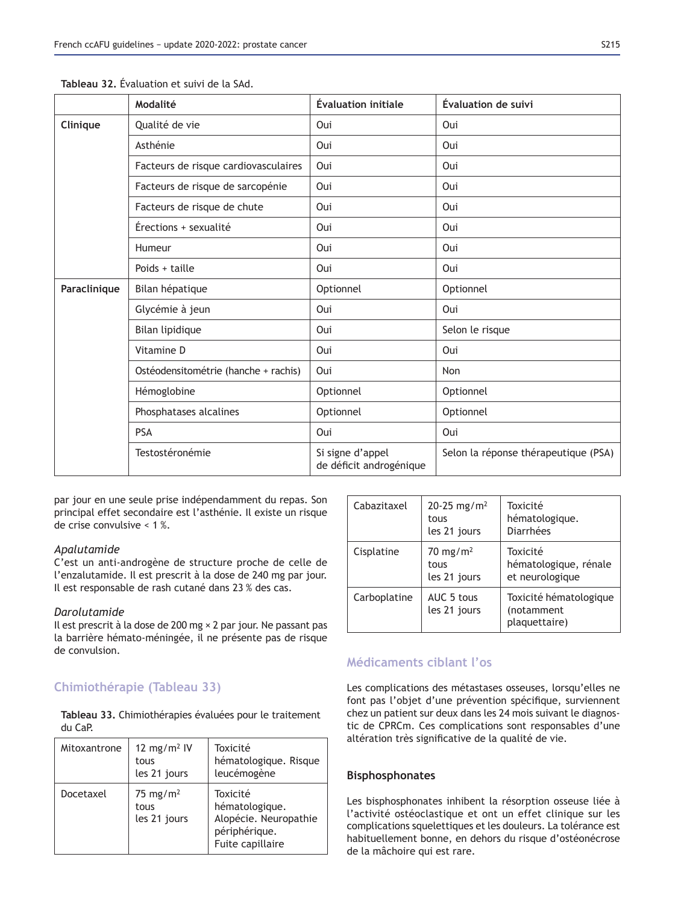**Tableau 32.** Évaluation et suivi de la SAd.

| | Modalité | Évaluation initiale | Évaluation de suivi |
|---|---|---|---|
| **Clinique** | Qualité de vie | Oui | Oui |
| | Asthénie | Oui | Oui |
| | Facteurs de risque cardiovasculaires | Oui | Oui |
| | Facteurs de risque de sarcopénie | Oui | Oui |
| | Facteurs de risque de chute | Oui | Oui |
| | Érections + sexualité | Oui | Oui |
| | Humeur | Oui | Oui |
| | Poids + taille | Oui | Oui |
| **Paraclinique** | Bilan hépatique | Optionnel | Optionnel |
| | Glycémie à jeun | Oui | Oui |
| | Bilan lipidique | Oui | Selon le risque |
| | Vitamine D | Oui | Oui |
| | Ostéodensitométrie (hanche + rachis) | Oui | Non |
| | Hémoglobine | Optionnel | Optionnel |
| | Phosphatases alcalines | Optionnel | Optionnel |
| | PSA | Oui | Oui |
| | Testostéronémie | Si signe d'appel de déficit androgénique | Selon la réponse thérapeutique (PSA) |

par jour en une seule prise indépendamment du repas. Son principal effet secondaire est l'asthénie. Il existe un risque de crise convulsive < 1 %.

*Apalutamide*

C'est un anti-androgène de structure proche de celle de l'enzalutamide. Il est prescrit à la dose de 240 mg par jour. Il est responsable de rash cutané dans 23 % des cas.

*Darolutamide*

Il est prescrit à la dose de 200 mg × 2 par jour. Ne passant pas la barrière hémato-méningée, il ne présente pas de risque de convulsion.

## Chimiothérapie (Tableau 33)

**Tableau 33.** Chimiothérapies évaluées pour le traitement du CaP.

| | | |
|---|---|---|
| Mitoxantrone | 12 mg/m$^2$ IV tous les 21 jours | Toxicité hématologique. Risque leucémogène |
| Docetaxel | 75 mg/m$^2$ tous les 21 jours | Toxicité hématologique. Alopécie. Neuropathie périphérique. Fuite capillaire |
| Cabazitaxel | 20-25 mg/m$^2$ tous les 21 jours | Toxicité hématologique. Diarrhées |
| Cisplatine | 70 mg/m$^2$ tous les 21 jours | Toxicité hématologique, rénale et neurologique |
| Carboplatine | AUC 5 tous les 21 jours | Toxicité hématologique (notamment plaquettaire) |

## Médicaments ciblant l'os

Les complications des métastases osseuses, lorsqu'elles ne font pas l'objet d'une prévention spécifique, surviennent chez un patient sur deux dans les 24 mois suivant le diagnostic de CPRCm. Ces complications sont responsables d'une altération très significative de la qualité de vie.

### Bisphosphonates

Les bisphosphonates inhibent la résorption osseuse liée à l'activité ostéoclastique et ont un effet clinique sur les complications squelettiques et les douleurs. La tolérance est habituellement bonne, en dehors du risque d'ostéonécrose de la mâchoire qui est rare.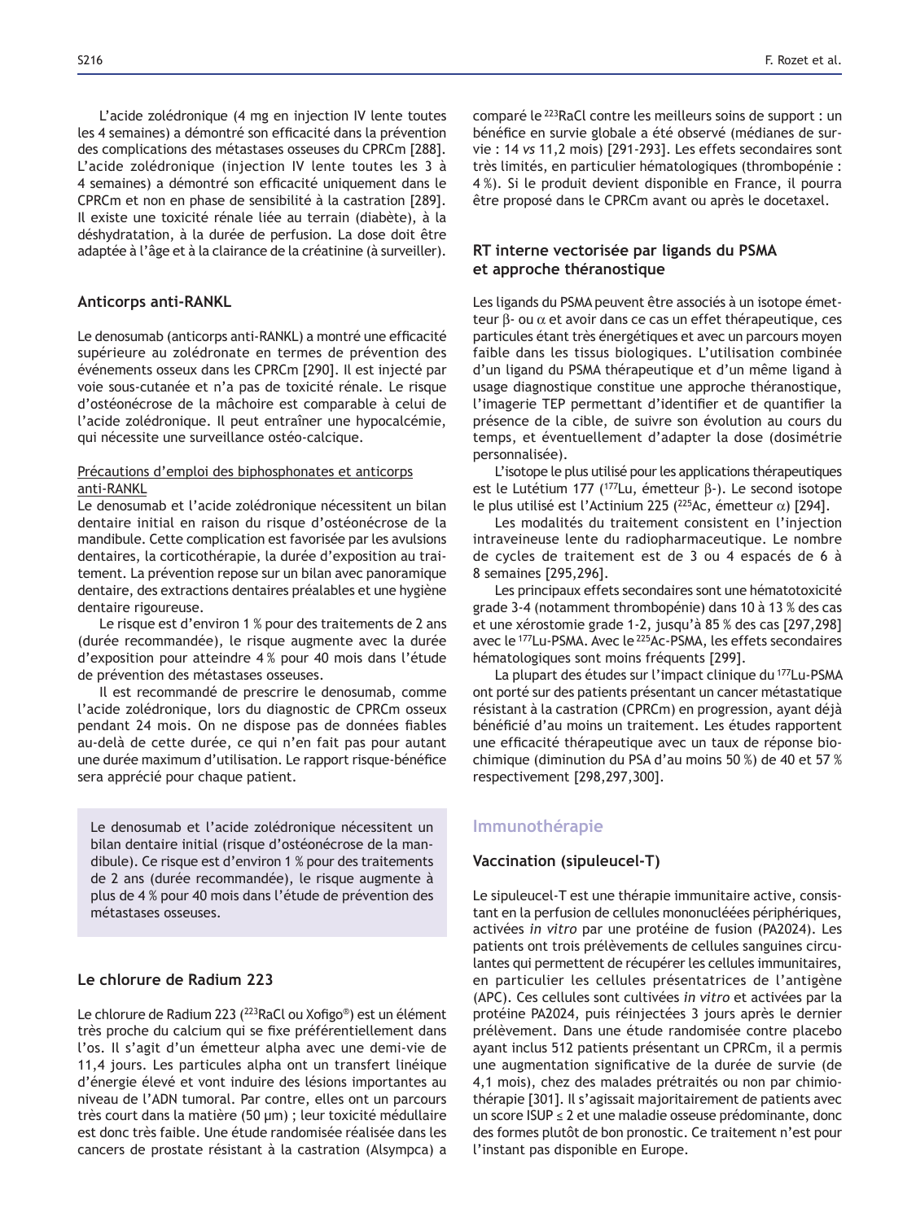L'acide zolédronique (4 mg en injection IV lente toutes les 4 semaines) a démontré son efficacité dans la prévention des complications des métastases osseuses du CPRCm [288]. L'acide zolédronique (injection IV lente toutes les 3 à 4 semaines) a démontré son efficacité uniquement dans le CPRCm et non en phase de sensibilité à la castration [289]. Il existe une toxicité rénale liée au terrain (diabète), à la déshydratation, à la durée de perfusion. La dose doit être adaptée à l'âge et à la clairance de la créatinine (à surveiller).

### Anticorps anti-RANKL

Le denosumab (anticorps anti-RANKL) a montré une efficacité supérieure au zolédronate en termes de prévention des événements osseux dans les CPRCm [290]. Il est injecté par voie sous-cutanée et n'a pas de toxicité rénale. Le risque d'ostéonécrose de la mâchoire est comparable à celui de l'acide zolédronique. Il peut entraîner une hypocalcémie, qui nécessite une surveillance ostéo-calcique.

Précautions d'emploi des biphosphonates et anticorps anti-RANKL

Le denosumab et l'acide zolédronique nécessitent un bilan dentaire initial en raison du risque d'ostéonécrose de la mandibule. Cette complication est favorisée par les avulsions dentaires, la corticothérapie, la durée d'exposition au traitement. La prévention repose sur un bilan avec panoramique dentaire, des extractions dentaires préalables et une hygiène dentaire rigoureuse.

Le risque est d'environ 1 % pour des traitements de 2 ans (durée recommandée), le risque augmente avec la durée d'exposition pour atteindre 4 % pour 40 mois dans l'étude de prévention des métastases osseuses.

Il est recommandé de prescrire le denosumab, comme l'acide zolédronique, lors du diagnostic de CPRCm osseux pendant 24 mois. On ne dispose pas de données fiables au-delà de cette durée, ce qui n'en fait pas pour autant une durée maximum d'utilisation. Le rapport risque-bénéfice sera apprécié pour chaque patient.

> Le denosumab et l'acide zolédronique nécessitent un bilan dentaire initial (risque d'ostéonécrose de la mandibule). Ce risque est d'environ 1 % pour des traitements de 2 ans (durée recommandée), le risque augmente à plus de 4 % pour 40 mois dans l'étude de prévention des métastases osseuses.

### Le chlorure de Radium 223

Le chlorure de Radium 223 ($^{223}$RaCl ou Xofigo®) est un élément très proche du calcium qui se fixe préférentiellement dans l'os. Il s'agit d'un émetteur alpha avec une demi-vie de 11,4 jours. Les particules alpha ont un transfert linéique d'énergie élevé et vont induire des lésions importantes au niveau de l'ADN tumoral. Par contre, elles ont un parcours très court dans la matière (50 µm) ; leur toxicité médullaire est donc très faible. Une étude randomisée réalisée dans les cancers de prostate résistant à la castration (Alsympca) a comparé le $^{223}$RaCl contre les meilleurs soins de support : un bénéfice en survie globale a été observé (médianes de survie : 14 *vs* 11,2 mois) [291-293]. Les effets secondaires sont très limités, en particulier hématologiques (thrombopénie : 4 %). Si le produit devient disponible en France, il pourra être proposé dans le CPRCm avant ou après le docetaxel.

### RT interne vectorisée par ligands du PSMA et approche théranostique

Les ligands du PSMA peuvent être associés à un isotope émetteur β- ou α et avoir dans ce cas un effet thérapeutique, ces particules étant très énergétiques et avec un parcours moyen faible dans les tissus biologiques. L'utilisation combinée d'un ligand du PSMA thérapeutique et d'un même ligand à usage diagnostique constitue une approche théranostique, l'imagerie TEP permettant d'identifier et de quantifier la présence de la cible, de suivre son évolution au cours du temps, et éventuellement d'adapter la dose (dosimétrie personnalisée).

L'isotope le plus utilisé pour les applications thérapeutiques est le Lutétium 177 ($^{177}$Lu, émetteur β-). Le second isotope le plus utilisé est l'Actinium 225 ($^{225}$Ac, émetteur α) [294].

Les modalités du traitement consistent en l'injection intraveineuse lente du radiopharmaceutique. Le nombre de cycles de traitement est de 3 ou 4 espacés de 6 à 8 semaines [295,296].

Les principaux effets secondaires sont une hématotoxicité grade 3-4 (notamment thrombopénie) dans 10 à 13 % des cas et une xérostomie grade 1-2, jusqu'à 85 % des cas [297,298] avec le $^{177}$Lu-PSMA. Avec le $^{225}$Ac-PSMA, les effets secondaires hématologiques sont moins fréquents [299].

La plupart des études sur l'impact clinique du $^{177}$Lu-PSMA ont porté sur des patients présentant un cancer métastatique résistant à la castration (CPRCm) en progression, ayant déjà bénéficié d'au moins un traitement. Les études rapportent une efficacité thérapeutique avec un taux de réponse biochimique (diminution du PSA d'au moins 50 %) de 40 et 57 % respectivement [298,297,300].

## Immunothérapie

### Vaccination (sipuleucel-T)

Le sipuleucel-T est une thérapie immunitaire active, consistant en la perfusion de cellules mononucléées périphériques, activées *in vitro* par une protéine de fusion (PA2024). Les patients ont trois prélèvements de cellules sanguines circulantes qui permettent de récupérer les cellules immunitaires, en particulier les cellules présentatrices de l'antigène (APC). Ces cellules sont cultivées *in vitro* et activées par la protéine PA2024, puis réinjectées 3 jours après le dernier prélèvement. Dans une étude randomisée contre placebo ayant inclus 512 patients présentant un CPRCm, il a permis une augmentation significative de la durée de survie (de 4,1 mois), chez des malades prétraités ou non par chimiothérapie [301]. Il s'agissait majoritairement de patients avec un score ISUP ≤ 2 et une maladie osseuse prédominante, donc des formes plutôt de bon pronostic. Ce traitement n'est pour l'instant pas disponible en Europe.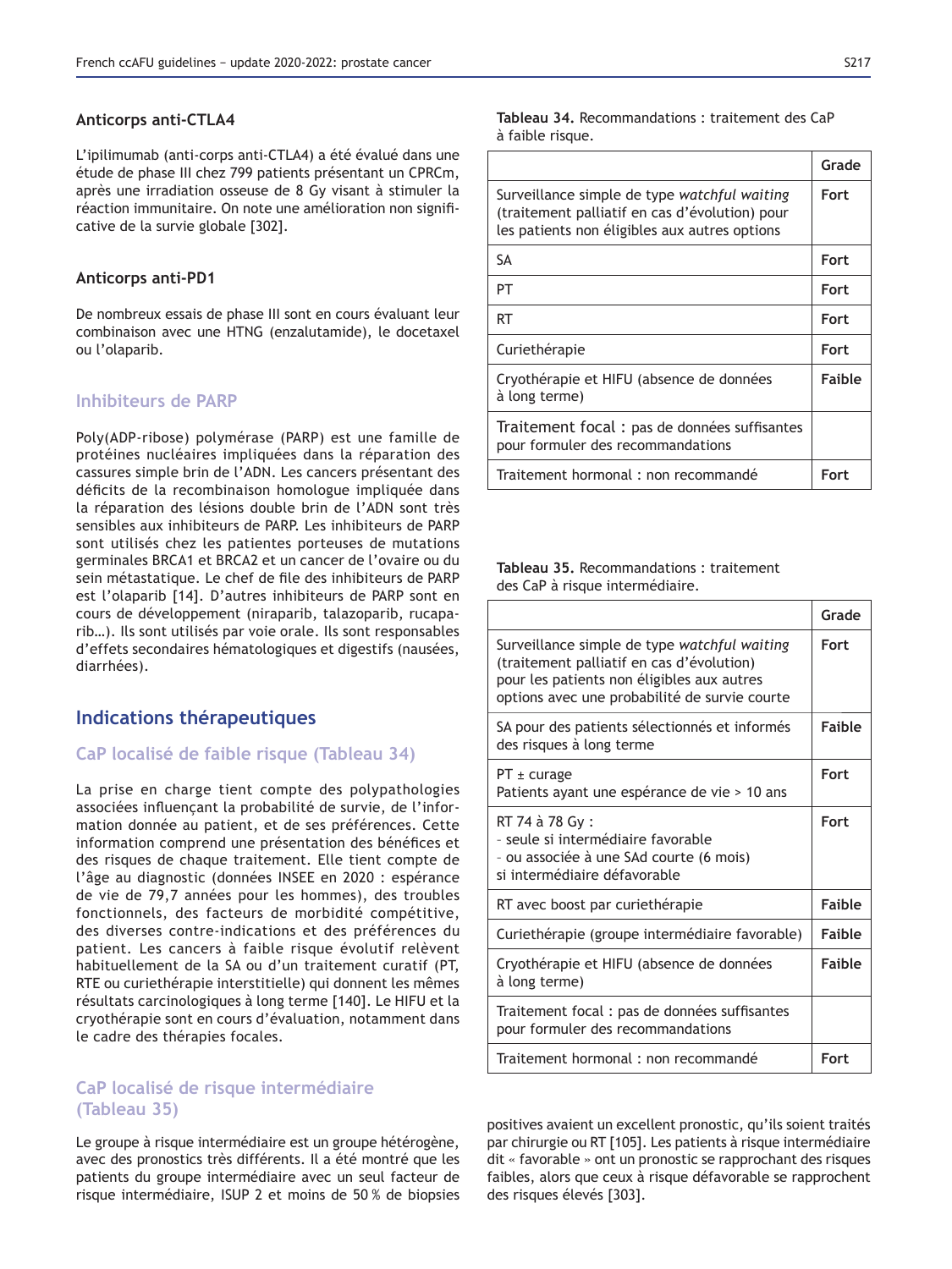### Anticorps anti-CTLA4

L'ipilimumab (anti-corps anti-CTLA4) a été évalué dans une étude de phase III chez 799 patients présentant un CPRCm, après une irradiation osseuse de 8 Gy visant à stimuler la réaction immunitaire. On note une amélioration non significative de la survie globale [302].

### Anticorps anti-PD1

De nombreux essais de phase III sont en cours évaluant leur combinaison avec une HTNG (enzalutamide), le docetaxel ou l'olaparib.

## Inhibiteurs de PARP

Poly(ADP-ribose) polymérase (PARP) est une famille de protéines nucléaires impliquées dans la réparation des cassures simple brin de l'ADN. Les cancers présentant des déficits de la recombinaison homologue impliquée dans la réparation des lésions double brin de l'ADN sont très sensibles aux inhibiteurs de PARP. Les inhibiteurs de PARP sont utilisés chez les patientes porteuses de mutations germinales BRCA1 et BRCA2 et un cancer de l'ovaire ou du sein métastatique. Le chef de file des inhibiteurs de PARP est l'olaparib [14]. D'autres inhibiteurs de PARP sont en cours de développement (niraparib, talazoparib, rucaparib...). Ils sont utilisés par voie orale. Ils sont responsables d'effets secondaires hématologiques et digestifs (nausées, diarrhées).

# Indications thérapeutiques

## CaP localisé de faible risque (Tableau 34)

La prise en charge tient compte des polypathologies associées influençant la probabilité de survie, de l'information donnée au patient, et de ses préférences. Cette information comprend une présentation des bénéfices et des risques de chaque traitement. Elle tient compte de l'âge au diagnostic (données INSEE en 2020 : espérance de vie de 79,7 années pour les hommes), des troubles fonctionnels, des facteurs de morbidité compétitive, des diverses contre-indications et des préférences du patient. Les cancers à faible risque évolutif relèvent habituellement de la SA ou d'un traitement curatif (PT, RTE ou curiethérapie interstitielle) qui donnent les mêmes résultats carcinologiques à long terme [140]. Le HIFU et la cryothérapie sont en cours d'évaluation, notamment dans le cadre des thérapies focales.

**Tableau 34.** Recommandations : traitement des CaP à faible risque.

| | Grade |
|---|---|
| Surveillance simple de type *watchful waiting* (traitement palliatif en cas d'évolution) pour les patients non éligibles aux autres options | Fort |
| SA | Fort |
| PT | Fort |
| RT | Fort |
| Curiethérapie | Fort |
| Cryothérapie et HIFU (absence de données à long terme) | Faible |
| Traitement focal : pas de données suffisantes pour formuler des recommandations | |
| Traitement hormonal : non recommandé | Fort |

## CaP localisé de risque intermédiaire (Tableau 35)

Le groupe à risque intermédiaire est un groupe hétérogène, avec des pronostics très différents. Il a été montré que les patients du groupe intermédiaire avec un seul facteur de risque intermédiaire, ISUP 2 et moins de 50 % de biopsies positives avaient un excellent pronostic, qu'ils soient traités par chirurgie ou RT [105]. Les patients à risque intermédiaire dit « favorable » ont un pronostic se rapprochant des risques faibles, alors que ceux à risque défavorable se rapprochent des risques élevés [303].

**Tableau 35.** Recommandations : traitement des CaP à risque intermédiaire.

| | Grade |
|---|---|
| Surveillance simple de type *watchful waiting* (traitement palliatif en cas d'évolution) pour les patients non éligibles aux autres options avec une probabilité de survie courte | Fort |
| SA pour des patients sélectionnés et informés des risques à long terme | Faible |
| PT ± curage<br>Patients ayant une espérance de vie > 10 ans | Fort |
| RT 74 à 78 Gy :<br>- seule si intermédiaire favorable<br>- ou associée à une SAd courte (6 mois) si intermédiaire défavorable | Fort |
| RT avec boost par curiethérapie | Faible |
| Curiethérapie (groupe intermédiaire favorable) | Faible |
| Cryothérapie et HIFU (absence de données à long terme) | Faible |
| Traitement focal : pas de données suffisantes pour formuler des recommandations | |
| Traitement hormonal : non recommandé | Fort |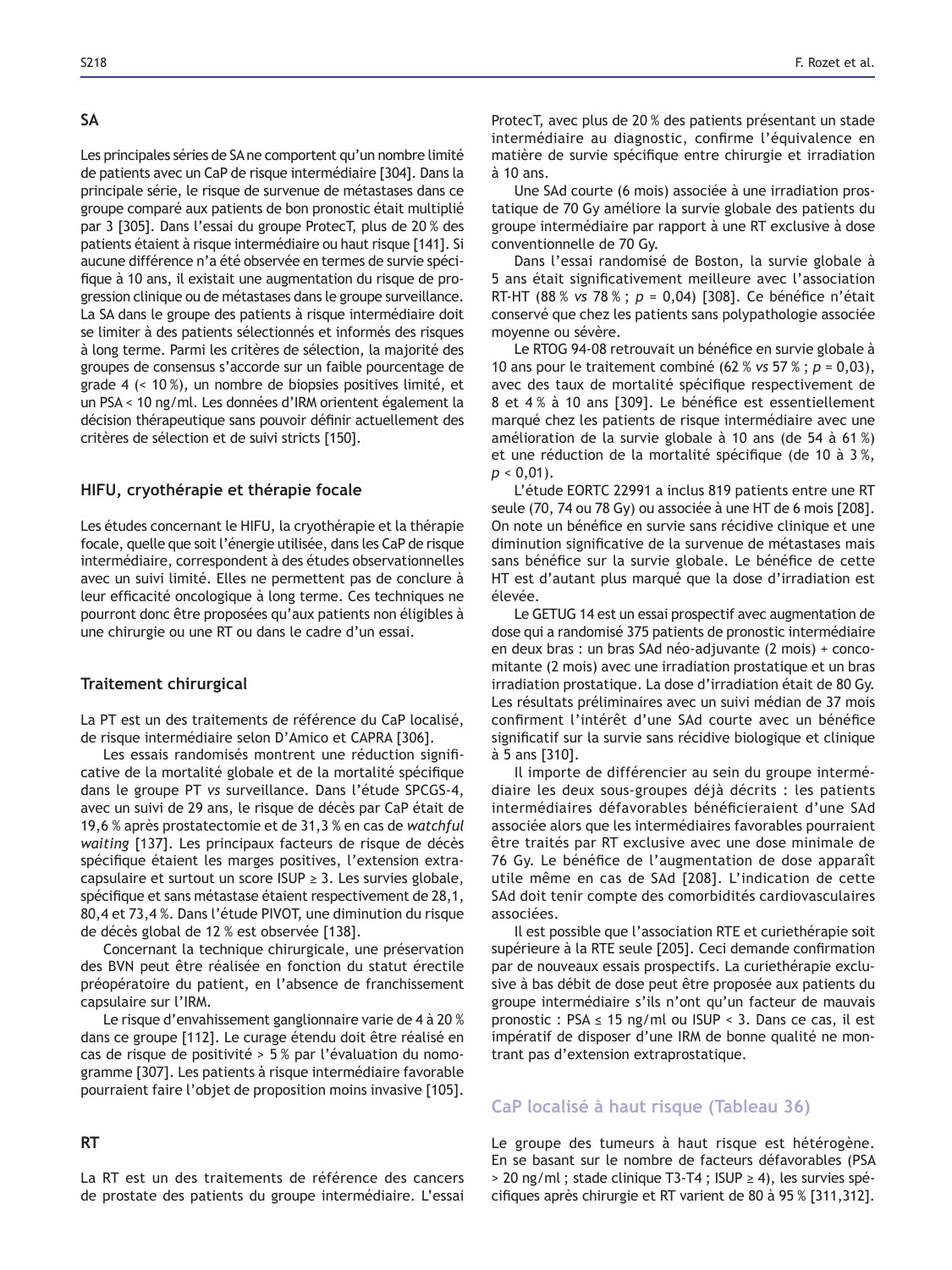### SA

Les principales séries de SA ne comportent qu'un nombre limité de patients avec un CaP de risque intermédiaire [304]. Dans la principale série, le risque de survenue de métastases dans ce groupe comparé aux patients de bon pronostic était multiplié par 3 [305]. Dans l'essai du groupe ProtecT, plus de 20 % des patients étaient à risque intermédiaire ou haut risque [141]. Si aucune différence n'a été observée en termes de survie spécifique à 10 ans, il existait une augmentation du risque de progression clinique ou de métastases dans le groupe surveillance. La SA dans le groupe des patients à risque intermédiaire doit se limiter à des patients sélectionnés et informés des risques à long terme. Parmi les critères de sélection, la majorité des groupes de consensus s'accorde sur un faible pourcentage de grade 4 (< 10 %), un nombre de biopsies positives limité, et un PSA < 10 ng/ml. Les données d'IRM orientent également la décision thérapeutique sans pouvoir définir actuellement des critères de sélection et de suivi stricts [150].

### HIFU, cryothérapie et thérapie focale

Les études concernant le HIFU, la cryothérapie et la thérapie focale, quelle que soit l'énergie utilisée, dans les CaP de risque intermédiaire, correspondent à des études observationnelles avec un suivi limité. Elles ne permettent pas de conclure à leur efficacité oncologique à long terme. Ces techniques ne pourront donc être proposées qu'aux patients non éligibles à une chirurgie ou une RT ou dans le cadre d'un essai.

### Traitement chirurgical

La PT est un des traitements de référence du CaP localisé, de risque intermédiaire selon D'Amico et CAPRA [306].

Les essais randomisés montrent une réduction significative de la mortalité globale et de la mortalité spécifique dans le groupe PT *vs* surveillance. Dans l'étude SPCGS-4, avec un suivi de 29 ans, le risque de décès par CaP était de 19,6 % après prostatectomie et de 31,3 % en cas de *watchful waiting* [137]. Les principaux facteurs de risque de décès spécifique étaient les marges positives, l'extension extracapsulaire et surtout un score ISUP ≥ 3. Les survies globale, spécifique et sans métastase étaient respectivement de 28,1, 80,4 et 73,4 %. Dans l'étude PIVOT, une diminution du risque de décès global de 12 % est observée [138].

Concernant la technique chirurgicale, une préservation des BVN peut être réalisée en fonction du statut érectile préopératoire du patient, en l'absence de franchissement capsulaire sur l'IRM.

Le risque d'envahissement ganglionnaire varie de 4 à 20 % dans ce groupe [112]. Le curage étendu doit être réalisé en cas de risque de positivité > 5 % par l'évaluation du nomogramme [307]. Les patients à risque intermédiaire favorable pourraient faire l'objet de proposition moins invasive [105].

### RT

La RT est un des traitements de référence des cancers de prostate des patients du groupe intermédiaire. L'essai ProtecT, avec plus de 20 % des patients présentant un stade intermédiaire au diagnostic, confirme l'équivalence en matière de survie spécifique entre chirurgie et irradiation à 10 ans.

Une SAd courte (6 mois) associée à une irradiation prostatique de 70 Gy améliore la survie globale des patients du groupe intermédiaire par rapport à une RT exclusive à dose conventionnelle de 70 Gy.

Dans l'essai randomisé de Boston, la survie globale à 5 ans était significativement meilleure avec l'association RT-HT (88 % *vs* 78 % ; $p = 0,04$) [308]. Ce bénéfice n'était conservé que chez les patients sans polypathologie associée moyenne ou sévère.

Le RTOG 94-08 retrouvait un bénéfice en survie globale à 10 ans pour le traitement combiné (62 % *vs* 57 % ; $p = 0,03$), avec des taux de mortalité spécifique respectivement de 8 et 4 % à 10 ans [309]. Le bénéfice est essentiellement marqué chez les patients de risque intermédiaire avec une amélioration de la survie globale à 10 ans (de 54 à 61 %) et une réduction de la mortalité spécifique (de 10 à 3 %, $p < 0,01$).

L'étude EORTC 22991 a inclus 819 patients entre une RT seule (70, 74 ou 78 Gy) ou associée à une HT de 6 mois [208]. On note un bénéfice en survie sans récidive clinique et une diminution significative de la survenue de métastases mais sans bénéfice sur la survie globale. Le bénéfice de cette HT est d'autant plus marqué que la dose d'irradiation est élevée.

Le GETUG 14 est un essai prospectif avec augmentation de dose qui a randomisé 375 patients de pronostic intermédiaire en deux bras : un bras SAd néo-adjuvante (2 mois) + concomitante (2 mois) avec une irradiation prostatique et un bras irradiation prostatique. La dose d'irradiation était de 80 Gy. Les résultats préliminaires avec un suivi médian de 37 mois confirment l'intérêt d'une SAd courte avec un bénéfice significatif sur la survie sans récidive biologique et clinique à 5 ans [310].

Il importe de différencier au sein du groupe intermédiaire les deux sous-groupes déjà décrits : les patients intermédiaires défavorables bénéficieraient d'une SAd associée alors que les intermédiaires favorables pourraient être traités par RT exclusive avec une dose minimale de 76 Gy. Le bénéfice de l'augmentation de dose apparaît utile même en cas de SAd [208]. L'indication de cette SAd doit tenir compte des comorbidités cardiovasculaires associées.

Il est possible que l'association RTE et curiethérapie soit supérieure à la RTE seule [205]. Ceci demande confirmation par de nouveaux essais prospectifs. La curiethérapie exclusive à bas débit de dose peut être proposée aux patients du groupe intermédiaire s'ils n'ont qu'un facteur de mauvais pronostic : PSA ≤ 15 ng/ml ou ISUP < 3. Dans ce cas, il est impératif de disposer d'une IRM de bonne qualité ne montrant pas d'extension extraprostatique.

## CaP localisé à haut risque (Tableau 36)

Le groupe des tumeurs à haut risque est hétérogène. En se basant sur le nombre de facteurs défavorables (PSA > 20 ng/ml ; stade clinique T3-T4 ; ISUP ≥ 4), les survies spécifiques après chirurgie et RT varient de 80 à 95 % [311,312].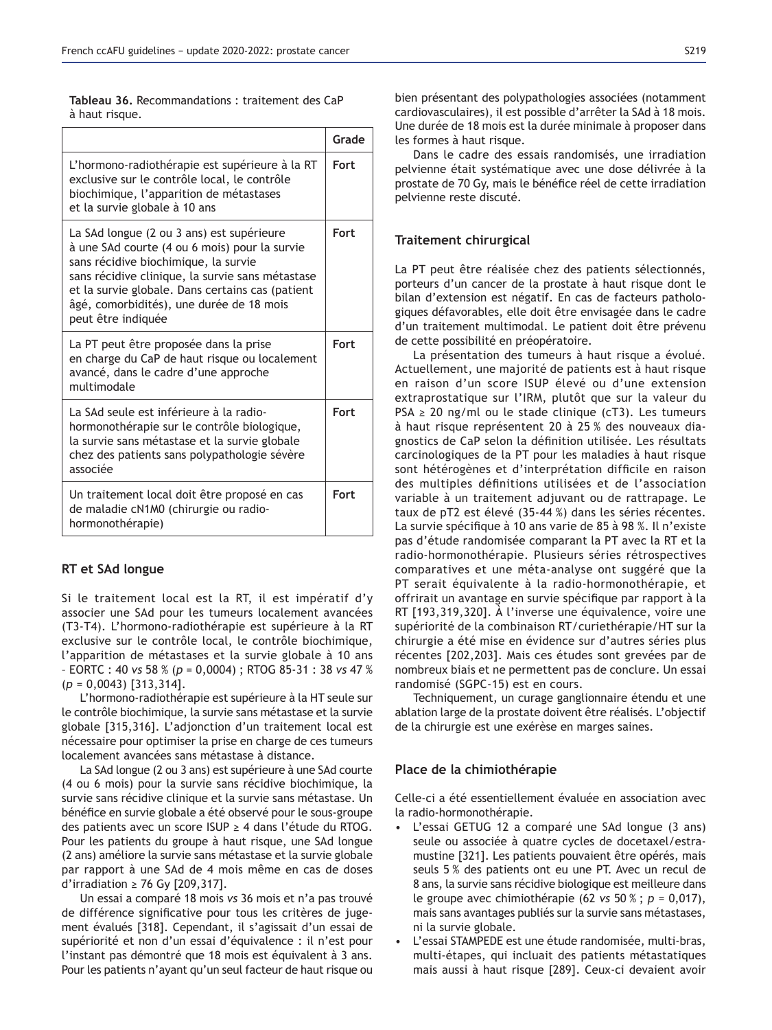**Tableau 36.** Recommandations : traitement des CaP à haut risque.

| | Grade |
|---|---|
| L'hormono-radiothérapie est supérieure à la RT exclusive sur le contrôle local, le contrôle biochimique, l'apparition de métastases et la survie globale à 10 ans | **Fort** |
| La SAd longue (2 ou 3 ans) est supérieure à une SAd courte (4 ou 6 mois) pour la survie sans récidive biochimique, la survie sans récidive clinique, la survie sans métastase et la survie globale. Dans certains cas (patient âgé, comorbidités), une durée de 18 mois peut être indiquée | **Fort** |
| La PT peut être proposée dans la prise en charge du CaP de haut risque ou localement avancé, dans le cadre d'une approche multimodale | **Fort** |
| La SAd seule est inférieure à la radio-hormonothérapie sur le contrôle biologique, la survie sans métastase et la survie globale chez des patients sans polypathologie sévère associée | **Fort** |
| Un traitement local doit être proposé en cas de maladie cN1M0 (chirurgie ou radio-hormonothérapie) | **Fort** |

## RT et SAd longue

Si le traitement local est la RT, il est impératif d'y associer une SAd pour les tumeurs localement avancées (T3-T4). L'hormono-radiothérapie est supérieure à la RT exclusive sur le contrôle local, le contrôle biochimique, l'apparition de métastases et la survie globale à 10 ans – EORTC : 40 *vs* 58 % ($p$ = 0,0004) ; RTOG 85-31 : 38 *vs* 47 % ($p$ = 0,0043) [313,314].

L'hormono-radiothérapie est supérieure à la HT seule sur le contrôle biochimique, la survie sans métastase et la survie globale [315,316]. L'adjonction d'un traitement local est nécessaire pour optimiser la prise en charge de ces tumeurs localement avancées sans métastase à distance.

La SAd longue (2 ou 3 ans) est supérieure à une SAd courte (4 ou 6 mois) pour la survie sans récidive biochimique, la survie sans récidive clinique et la survie sans métastase. Un bénéfice en survie globale a été observé pour le sous-groupe des patients avec un score ISUP ≥ 4 dans l'étude du RTOG. Pour les patients du groupe à haut risque, une SAd longue (2 ans) améliore la survie sans métastase et la survie globale par rapport à une SAd de 4 mois même en cas de doses d'irradiation ≥ 76 Gy [209,317].

Un essai a comparé 18 mois *vs* 36 mois et n'a pas trouvé de différence significative pour tous les critères de jugement évalués [318]. Cependant, il s'agissait d'un essai de supériorité et non d'un essai d'équivalence : il n'est pour l'instant pas démontré que 18 mois est équivalent à 3 ans. Pour les patients n'ayant qu'un seul facteur de haut risque ou bien présentant des polypathologies associées (notamment cardiovasculaires), il est possible d'arrêter la SAd à 18 mois. Une durée de 18 mois est la durée minimale à proposer dans les formes à haut risque.

Dans le cadre des essais randomisés, une irradiation pelvienne était systématique avec une dose délivrée à la prostate de 70 Gy, mais le bénéfice réel de cette irradiation pelvienne reste discuté.

## Traitement chirurgical

La PT peut être réalisée chez des patients sélectionnés, porteurs d'un cancer de la prostate à haut risque dont le bilan d'extension est négatif. En cas de facteurs pathologiques défavorables, elle doit être envisagée dans le cadre d'un traitement multimodal. Le patient doit être prévenu de cette possibilité en préopératoire.

La présentation des tumeurs à haut risque a évolué. Actuellement, une majorité de patients est à haut risque en raison d'un score ISUP élevé ou d'une extension extraprostatique sur l'IRM, plutôt que sur la valeur du PSA ≥ 20 ng/ml ou le stade clinique (cT3). Les tumeurs à haut risque représentent 20 à 25 % des nouveaux diagnostics de CaP selon la définition utilisée. Les résultats carcinologiques de la PT pour les maladies à haut risque sont hétérogènes et d'interprétation difficile en raison des multiples définitions utilisées et de l'association variable à un traitement adjuvant ou de rattrapage. Le taux de pT2 est élevé (35-44 %) dans les séries récentes. La survie spécifique à 10 ans varie de 85 à 98 %. Il n'existe pas d'étude randomisée comparant la PT avec la RT et la radio-hormonothérapie. Plusieurs séries rétrospectives comparatives et une méta-analyse ont suggéré que la PT serait équivalente à la radio-hormonothérapie, et offrirait un avantage en survie spécifique par rapport à la RT [193,319,320]. À l'inverse une équivalence, voire une supériorité de la combinaison RT/curiethérapie/HT sur la chirurgie a été mise en évidence sur d'autres séries plus récentes [202,203]. Mais ces études sont grevées par de nombreux biais et ne permettent pas de conclure. Un essai randomisé (SGPC-15) est en cours.

Techniquement, un curage ganglionnaire étendu et une ablation large de la prostate doivent être réalisés. L'objectif de la chirurgie est une exérèse en marges saines.

## Place de la chimiothérapie

Celle-ci a été essentiellement évaluée en association avec la radio-hormonothérapie.

- L'essai GETUG 12 a comparé une SAd longue (3 ans) seule ou associée à quatre cycles de docetaxel/estramustine [321]. Les patients pouvaient être opérés, mais seuls 5 % des patients ont eu une PT. Avec un recul de 8 ans, la survie sans récidive biologique est meilleure dans le groupe avec chimiothérapie (62 *vs* 50 % ; $p$ = 0,017), mais sans avantages publiés sur la survie sans métastases, ni la survie globale.
- L'essai STAMPEDE est une étude randomisée, multi-bras, multi-étapes, qui incluait des patients métastatiques mais aussi à haut risque [289]. Ceux-ci devaient avoir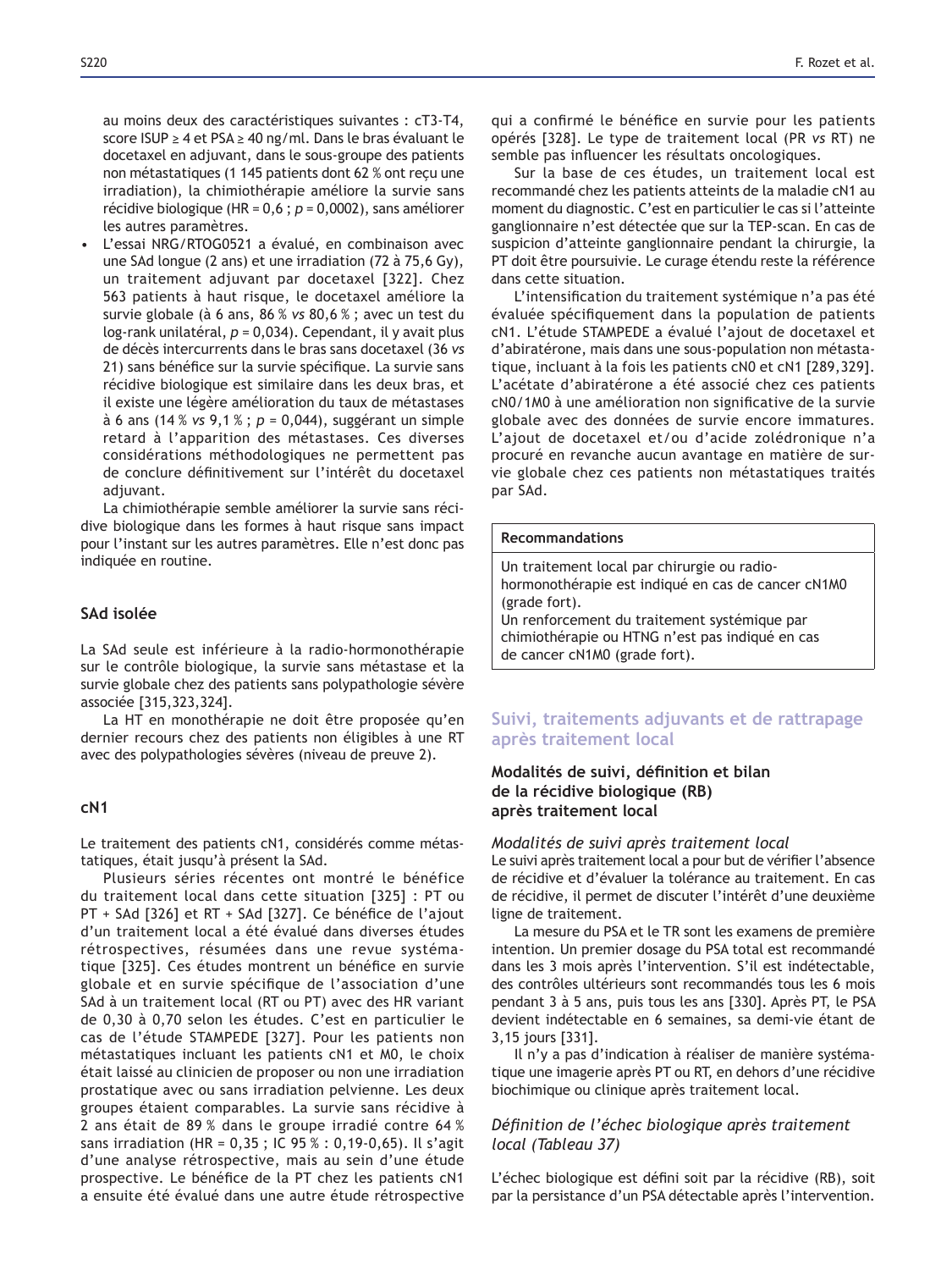au moins deux des caractéristiques suivantes : cT3-T4, score ISUP ≥ 4 et PSA ≥ 40 ng/ml. Dans le bras évaluant le docetaxel en adjuvant, dans le sous-groupe des patients non métastatiques (1 145 patients dont 62 % ont reçu une irradiation), la chimiothérapie améliore la survie sans récidive biologique (HR = 0,6 ; *p* = 0,0002), sans améliorer les autres paramètres.

- L'essai NRG/RTOG0521 a évalué, en combinaison avec une SAd longue (2 ans) et une irradiation (72 à 75,6 Gy), un traitement adjuvant par docetaxel [322]. Chez 563 patients à haut risque, le docetaxel améliore la survie globale (à 6 ans, 86 % *vs* 80,6 % ; avec un test du log-rank unilatéral, *p* = 0,034). Cependant, il y avait plus de décès intercurrents dans le bras sans docetaxel (36 *vs* 21) sans bénéfice sur la survie spécifique. La survie sans récidive biologique est similaire dans les deux bras, et il existe une légère amélioration du taux de métastases à 6 ans (14 % *vs* 9,1 % ; *p* = 0,044), suggérant un simple retard à l'apparition des métastases. Ces diverses considérations méthodologiques ne permettent pas de conclure définitivement sur l'intérêt du docetaxel adjuvant.

La chimiothérapie semble améliorer la survie sans récidive biologique dans les formes à haut risque sans impact pour l'instant sur les autres paramètres. Elle n'est donc pas indiquée en routine.

### SAd isolée

La SAd seule est inférieure à la radio-hormonothérapie sur le contrôle biologique, la survie sans métastase et la survie globale chez des patients sans polypathologie sévère associée [315,323,324].

La HT en monothérapie ne doit être proposée qu'en dernier recours chez des patients non éligibles à une RT avec des polypathologies sévères (niveau de preuve 2).

### cN1

Le traitement des patients cN1, considérés comme métastatiques, était jusqu'à présent la SAd.

Plusieurs séries récentes ont montré le bénéfice du traitement local dans cette situation [325] : PT ou PT + SAd [326] et RT + SAd [327]. Ce bénéfice de l'ajout d'un traitement local a été évalué dans diverses études rétrospectives, résumées dans une revue systématique [325]. Ces études montrent un bénéfice en survie globale et en survie spécifique de l'association d'une SAd à un traitement local (RT ou PT) avec des HR variant de 0,30 à 0,70 selon les études. C'est en particulier le cas de l'étude STAMPEDE [327]. Pour les patients non métastatiques incluant les patients cN1 et M0, le choix était laissé au clinicien de proposer ou non une irradiation prostatique avec ou sans irradiation pelvienne. Les deux groupes étaient comparables. La survie sans récidive à 2 ans était de 89 % dans le groupe irradié contre 64 % sans irradiation (HR = 0,35 ; IC 95 % : 0,19-0,65). Il s'agit d'une analyse rétrospective, mais au sein d'une étude prospective. Le bénéfice de la PT chez les patients cN1 a ensuite été évalué dans une autre étude rétrospective qui a confirmé le bénéfice en survie pour les patients opérés [328]. Le type de traitement local (PR *vs* RT) ne semble pas influencer les résultats oncologiques.

Sur la base de ces études, un traitement local est recommandé chez les patients atteints de la maladie cN1 au moment du diagnostic. C'est en particulier le cas si l'atteinte ganglionnaire n'est détectée que sur la TEP-scan. En cas de suspicion d'atteinte ganglionnaire pendant la chirurgie, la PT doit être poursuivie. Le curage étendu reste la référence dans cette situation.

L'intensification du traitement systémique n'a pas été évaluée spécifiquement dans la population de patients cN1. L'étude STAMPEDE a évalué l'ajout de docetaxel et d'abiratérone, mais dans une sous-population non métastatique, incluant à la fois les patients cN0 et cN1 [289,329]. L'acétate d'abiratérone a été associé chez ces patients cN0/1M0 à une amélioration non significative de la survie globale avec des données de survie encore immatures. L'ajout de docetaxel et/ou d'acide zolédronique n'a procuré en revanche aucun avantage en matière de survie globale chez ces patients non métastatiques traités par SAd.

| Recommandations |
| --- |
| Un traitement local par chirurgie ou radio-hormonothérapie est indiqué en cas de cancer cN1M0 (grade fort).<br>Un renforcement du traitement systémique par chimiothérapie ou HTNG n'est pas indiqué en cas de cancer cN1M0 (grade fort). |

## Suivi, traitements adjuvants et de rattrapage après traitement local

### Modalités de suivi, définition et bilan de la récidive biologique (RB) après traitement local

#### *Modalités de suivi après traitement local*

Le suivi après traitement local a pour but de vérifier l'absence de récidive et d'évaluer la tolérance au traitement. En cas de récidive, il permet de discuter l'intérêt d'une deuxième ligne de traitement.

La mesure du PSA et le TR sont les examens de première intention. Un premier dosage du PSA total est recommandé dans les 3 mois après l'intervention. S'il est indétectable, des contrôles ultérieurs sont recommandés tous les 6 mois pendant 3 à 5 ans, puis tous les ans [330]. Après PT, le PSA devient indétectable en 6 semaines, sa demi-vie étant de 3,15 jours [331].

Il n'y a pas d'indication à réaliser de manière systématique une imagerie après PT ou RT, en dehors d'une récidive biochimique ou clinique après traitement local.

#### *Définition de l'échec biologique après traitement local (Tableau 37)*

L'échec biologique est défini soit par la récidive (RB), soit par la persistance d'un PSA détectable après l'intervention.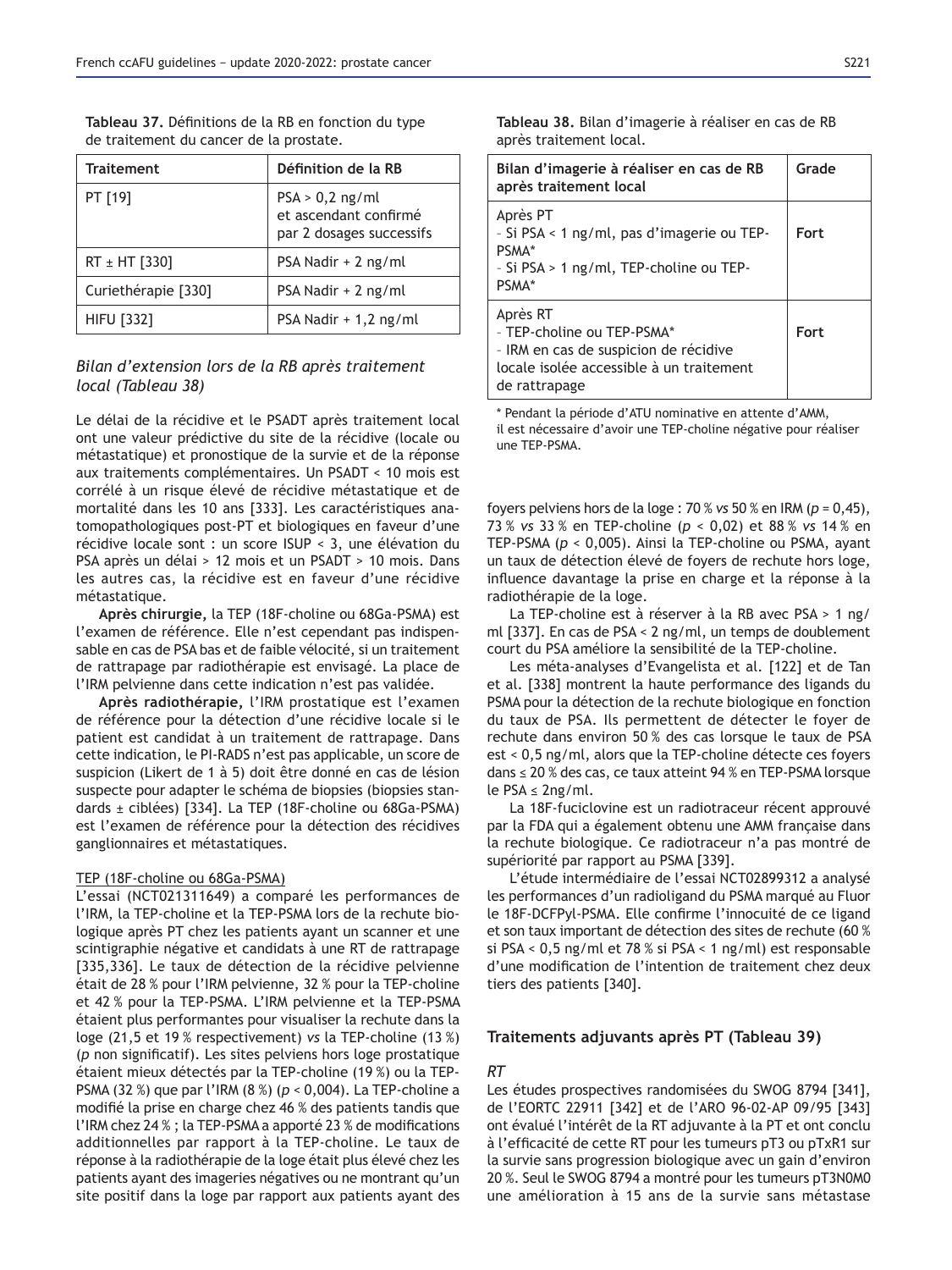**Tableau 37.** Définitions de la RB en fonction du type de traitement du cancer de la prostate.

| Traitement | Définition de la RB |
| --- | --- |
| PT [19] | PSA > 0,2 ng/ml et ascendant confirmé par 2 dosages successifs |
| RT ± HT [330] | PSA Nadir + 2 ng/ml |
| Curiethérapie [330] | PSA Nadir + 2 ng/ml |
| HIFU [332] | PSA Nadir + 1,2 ng/ml |

### *Bilan d'extension lors de la RB après traitement local (Tableau 38)*

Le délai de la récidive et le PSADT après traitement local ont une valeur prédictive du site de la récidive (locale ou métastatique) et pronostique de la survie et de la réponse aux traitements complémentaires. Un PSADT < 10 mois est corrélé à un risque élevé de récidive métastatique et de mortalité dans les 10 ans [333]. Les caractéristiques anatomopathologiques post-PT et biologiques en faveur d'une récidive locale sont : un score ISUP < 3, une élévation du PSA après un délai > 12 mois et un PSADT > 10 mois. Dans les autres cas, la récidive est en faveur d'une récidive métastatique.

**Après chirurgie,** la TEP (18F-choline ou 68Ga-PSMA) est l'examen de référence. Elle n'est cependant pas indispensable en cas de PSA bas et de faible vélocité, si un traitement de rattrapage par radiothérapie est envisagé. La place de l'IRM pelvienne dans cette indication n'est pas validée.

**Après radiothérapie,** l'IRM prostatique est l'examen de référence pour la détection d'une récidive locale si le patient est candidat à un traitement de rattrapage. Dans cette indication, le PI-RADS n'est pas applicable, un score de suspicion (Likert de 1 à 5) doit être donné en cas de lésion suspecte pour adapter le schéma de biopsies (biopsies standards ± ciblées) [334]. La TEP (18F-choline ou 68Ga-PSMA) est l'examen de référence pour la détection des récidives ganglionnaires et métastatiques.

TEP (18F-choline ou 68Ga-PSMA)

L'essai (NCT021311649) a comparé les performances de l'IRM, la TEP-choline et la TEP-PSMA lors de la rechute biologique après PT chez les patients ayant un scanner et une scintigraphie négative et candidats à une RT de rattrapage [335,336]. Le taux de détection de la récidive pelvienne était de 28 % pour l'IRM pelvienne, 32 % pour la TEP-choline et 42 % pour la TEP-PSMA. L'IRM pelvienne et la TEP-PSMA étaient plus performantes pour visualiser la rechute dans la loge (21,5 et 19 % respectivement) *vs* la TEP-choline (13 %) (*p* non significatif). Les sites pelviens hors loge prostatique étaient mieux détectés par la TEP-choline (19 %) ou la TEP-PSMA (32 %) que par l'IRM (8 %) ($p < 0{,}004$). La TEP-choline a modifié la prise en charge chez 46 % des patients tandis que l'IRM chez 24 % ; la TEP-PSMA a apporté 23 % de modifications additionnelles par rapport à la TEP-choline. Le taux de réponse à la radiothérapie de la loge était plus élevé chez les patients ayant des imageries négatives ou ne montrant qu'un site positif dans la loge par rapport aux patients ayant des foyers pelviens hors de la loge : 70 % *vs* 50 % en IRM ($p = 0{,}45$), 73 % *vs* 33 % en TEP-choline ($p < 0{,}02$) et 88 % *vs* 14 % en TEP-PSMA ($p < 0{,}005$). Ainsi la TEP-choline ou PSMA, ayant un taux de détection élevé de foyers de rechute hors loge, influence davantage la prise en charge et la réponse à la radiothérapie de la loge.

La TEP-choline est à réserver à la RB avec PSA > 1 ng/ml [337]. En cas de PSA < 2 ng/ml, un temps de doublement court du PSA améliore la sensibilité de la TEP-choline.

Les méta-analyses d'Evangelista et al. [122] et de Tan et al. [338] montrent la haute performance des ligands du PSMA pour la détection de la rechute biologique en fonction du taux de PSA. Ils permettent de détecter le foyer de rechute dans environ 50 % des cas lorsque le taux de PSA est < 0,5 ng/ml, alors que la TEP-choline détecte ces foyers dans ≤ 20 % des cas, ce taux atteint 94 % en TEP-PSMA lorsque le PSA ≤ 2ng/ml.

La 18F-fuciclovine est un radiotraceur récent approuvé par la FDA qui a également obtenu une AMM française dans la rechute biologique. Ce radiotraceur n'a pas montré de supériorité par rapport au PSMA [339].

L'étude intermédiaire de l'essai NCT02899312 a analysé les performances d'un radioligand du PSMA marqué au Fluor le 18F-DCFPyl-PSMA. Elle confirme l'innocuité de ce ligand et son taux important de détection des sites de rechute (60 % si PSA < 0,5 ng/ml et 78 % si PSA < 1 ng/ml) est responsable d'une modification de l'intention de traitement chez deux tiers des patients [340].

**Tableau 38.** Bilan d'imagerie à réaliser en cas de RB après traitement local.

| Bilan d'imagerie à réaliser en cas de RB après traitement local | Grade |
| --- | --- |
| Après PT<br>- Si PSA < 1 ng/ml, pas d'imagerie ou TEP-PSMA*<br>- Si PSA > 1 ng/ml, TEP-choline ou TEP-PSMA* | Fort |
| Après RT<br>- TEP-choline ou TEP-PSMA*<br>- IRM en cas de suspicion de récidive locale isolée accessible à un traitement de rattrapage | Fort |

\* Pendant la période d'ATU nominative en attente d'AMM, il est nécessaire d'avoir une TEP-choline négative pour réaliser une TEP-PSMA.

## Traitements adjuvants après PT (Tableau 39)

### *RT*

Les études prospectives randomisées du SWOG 8794 [341], de l'EORTC 22911 [342] et de l'ARO 96-02-AP 09/95 [343] ont évalué l'intérêt de la RT adjuvante à la PT et ont conclu à l'efficacité de cette RT pour les tumeurs pT3 ou pTxR1 sur la survie sans progression biologique avec un gain d'environ 20 %. Seul le SWOG 8794 a montré pour les tumeurs pT3N0M0 une amélioration à 15 ans de la survie sans métastase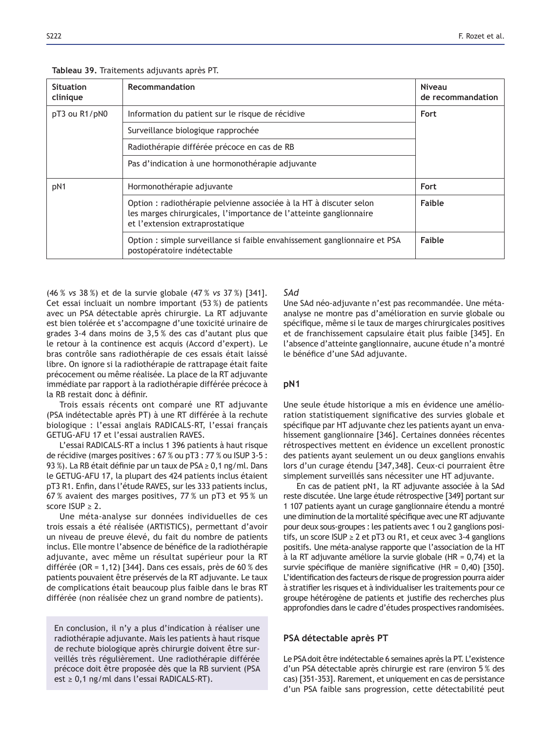**Tableau 39.** Traitements adjuvants après PT.

| Situation clinique | Recommandation | Niveau de recommandation |
|---|---|---|
| pT3 ou R1/pN0 | Information du patient sur le risque de récidive | **Fort** |
| | Surveillance biologique rapprochée | |
| | Radiothérapie différée précoce en cas de RB | |
| | Pas d'indication à une hormonothérapie adjuvante | |
| pN1 | Hormonothérapie adjuvante | **Fort** |
| | Option : radiothérapie pelvienne associée à la HT à discuter selon les marges chirurgicales, l'importance de l'atteinte ganglionnaire et l'extension extraprostatique | **Faible** |
| | Option : simple surveillance si faible envahissement ganglionnaire et PSA postopératoire indétectable | **Faible** |

(46 % *vs* 38 %) et de la survie globale (47 % *vs* 37 %) [341]. Cet essai incluait un nombre important (53 %) de patients avec un PSA détectable après chirurgie. La RT adjuvante est bien tolérée et s'accompagne d'une toxicité urinaire de grades 3-4 dans moins de 3,5 % des cas d'autant plus que le retour à la continence est acquis (Accord d'expert). Le bras contrôle sans radiothérapie de ces essais était laissé libre. On ignore si la radiothérapie de rattrapage était faite précocement ou même réalisée. La place de la RT adjuvante immédiate par rapport à la radiothérapie différée précoce à la RB restait donc à définir.

Trois essais récents ont comparé une RT adjuvante (PSA indétectable après PT) à une RT différée à la rechute biologique : l'essai anglais RADICALS-RT, l'essai français GETUG-AFU 17 et l'essai australien RAVES.

L'essai RADICALS-RT a inclus 1 396 patients à haut risque de récidive (marges positives : 67 % ou pT3 : 77 % ou ISUP 3-5 : 93 %). La RB était définie par un taux de PSA ≥ 0,1 ng/mL. Dans le GETUG-AFU 17, la plupart des 424 patients inclus étaient pT3 R1. Enfin, dans l'étude RAVES, sur les 333 patients inclus, 67 % avaient des marges positives, 77 % un pT3 et 95 % un score ISUP ≥ 2.

Une méta-analyse sur données individuelles de ces trois essais a été réalisée (ARTISTICS), permettant d'avoir un niveau de preuve élevé, du fait du nombre de patients inclus. Elle montre l'absence de bénéfice de la radiothérapie adjuvante, avec même un résultat supérieur pour la RT différée (OR = 1,12) [344]. Dans ces essais, près de 60 % des patients pouvaient être préservés de la RT adjuvante. Le taux de complications était beaucoup plus faible dans le bras RT différée (non réalisée chez un grand nombre de patients).

En conclusion, il n'y a plus d'indication à réaliser une radiothérapie adjuvante. Mais les patients à haut risque de rechute biologique après chirurgie doivent être surveillés très régulièrement. Une radiothérapie différée précoce doit être proposée dès que la RB survient (PSA est ≥ 0,1 ng/ml dans l'essai RADICALS-RT).

*SAd*

Une SAd néo-adjuvante n'est pas recommandée. Une méta-analyse ne montre pas d'amélioration en survie globale ou spécifique, même si le taux de marges chirurgicales positives et de franchissement capsulaire était plus faible [345]. En l'absence d'atteinte ganglionnaire, aucune étude n'a montré le bénéfice d'une SAd adjuvante.

### pN1

Une seule étude historique a mis en évidence une amélioration statistiquement significative des survies globale et spécifique par HT adjuvante chez les patients ayant un envahissement ganglionnaire [346]. Certaines données récentes rétrospectives mettent en évidence un excellent pronostic des patients ayant seulement un ou deux ganglions envahis lors d'un curage étendu [347,348]. Ceux-ci pourraient être simplement surveillés sans nécessiter une HT adjuvante.

En cas de patient pN1, la RT adjuvante associée à la SAd reste discutée. Une large étude rétrospective [349] portant sur 1 107 patients ayant un curage ganglionnaire étendu a montré une diminution de la mortalité spécifique avec une RT adjuvante pour deux sous-groupes : les patients avec 1 ou 2 ganglions positifs, un score ISUP ≥ 2 et pT3 ou R1, et ceux avec 3-4 ganglions positifs. Une méta-analyse rapporte que l'association de la HT à la RT adjuvante améliore la survie globale (HR = 0,74) et la survie spécifique de manière significative (HR = 0,40) [350]. L'identification des facteurs de risque de progression pourra aider à stratifier les risques et à individualiser les traitements pour ce groupe hétérogène de patients et justifie des recherches plus approfondies dans le cadre d'études prospectives randomisées.

### PSA détectable après PT

Le PSA doit être indétectable 6 semaines après la PT. L'existence d'un PSA détectable après chirurgie est rare (environ 5 % des cas) [351-353]. Rarement, et uniquement en cas de persistance d'un PSA faible sans progression, cette détectabilité peut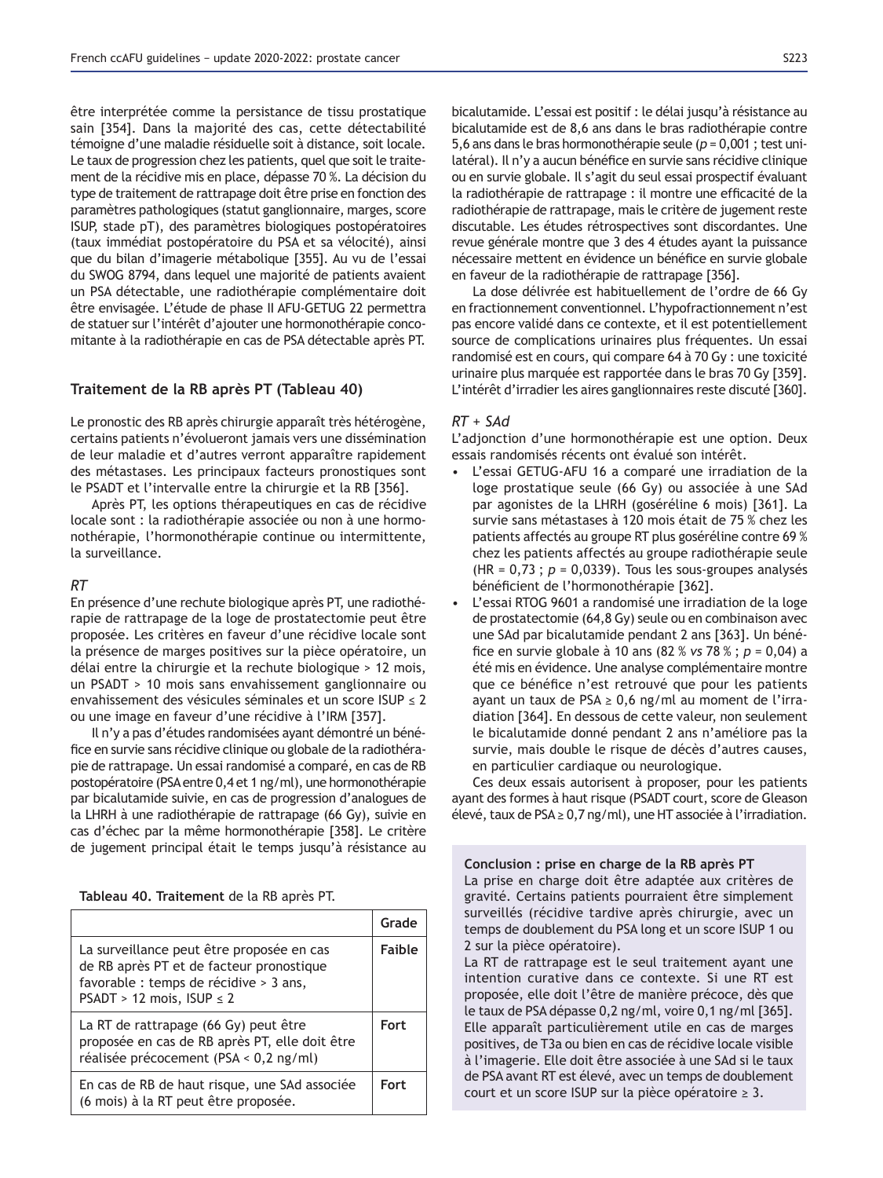être interprétée comme la persistance de tissu prostatique sain [354]. Dans la majorité des cas, cette détectabilité témoigne d'une maladie résiduelle soit à distance, soit locale. Le taux de progression chez les patients, quel que soit le traitement de la récidive mis en place, dépasse 70 %. La décision du type de traitement de rattrapage doit être prise en fonction des paramètres pathologiques (statut ganglionnaire, marges, score ISUP, stade pT), des paramètres biologiques postopératoires (taux immédiat postopératoire du PSA et sa vélocité), ainsi que du bilan d'imagerie métabolique [355]. Au vu de l'essai du SWOG 8794, dans lequel une majorité de patients avaient un PSA détectable, une radiothérapie complémentaire doit être envisagée. L'étude de phase II AFU-GETUG 22 permettra de statuer sur l'intérêt d'ajouter une hormonothérapie concomitante à la radiothérapie en cas de PSA détectable après PT.

## Traitement de la RB après PT (Tableau 40)

Le pronostic des RB après chirurgie apparaît très hétérogène, certains patients n'évolueront jamais vers une dissémination de leur maladie et d'autres verront apparaître rapidement des métastases. Les principaux facteurs pronostiques sont le PSADT et l'intervalle entre la chirurgie et la RB [356].

Après PT, les options thérapeutiques en cas de récidive locale sont : la radiothérapie associée ou non à une hormonothérapie, l'hormonothérapie continue ou intermittente, la surveillance.

### *RT*

En présence d'une rechute biologique après PT, une radiothérapie de rattrapage de la loge de prostatectomie peut être proposée. Les critères en faveur d'une récidive locale sont la présence de marges positives sur la pièce opératoire, un délai entre la chirurgie et la rechute biologique > 12 mois, un PSADT > 10 mois sans envahissement ganglionnaire ou envahissement des vésicules séminales et un score ISUP ≤ 2 ou une image en faveur d'une récidive à l'IRM [357].

Il n'y a pas d'études randomisées ayant démontré un bénéfice en survie sans récidive clinique ou globale de la radiothérapie de rattrapage. Un essai randomisé a comparé, en cas de RB postopératoire (PSA entre 0,4 et 1 ng/ml), une hormonothérapie par bicalutamide suivie, en cas de progression d'analogues de la LHRH à une radiothérapie de rattrapage (66 Gy), suivie en cas d'échec par la même hormonothérapie [358]. Le critère de jugement principal était le temps jusqu'à résistance au bicalutamide. L'essai est positif : le délai jusqu'à résistance au bicalutamide est de 8,6 ans dans le bras radiothérapie contre 5,6 ans dans le bras hormonothérapie seule ($p = 0{,}001$ ; test unilatéral). Il n'y a aucun bénéfice en survie sans récidive clinique ou en survie globale. Il s'agit du seul essai prospectif évaluant la radiothérapie de rattrapage : il montre une efficacité de la radiothérapie de rattrapage, mais le critère de jugement reste discutable. Les études rétrospectives sont discordantes. Une revue générale montre que 3 des 4 études ayant la puissance nécessaire mettent en évidence un bénéfice en survie globale en faveur de la radiothérapie de rattrapage [356].

La dose délivrée est habituellement de l'ordre de 66 Gy en fractionnement conventionnel. L'hypofractionnement n'est pas encore validé dans ce contexte, et il est potentiellement source de complications urinaires plus fréquentes. Un essai randomisé est en cours, qui compare 64 à 70 Gy : une toxicité urinaire plus marquée est rapportée dans le bras 70 Gy [359]. L'intérêt d'irradier les aires ganglionnaires reste discuté [360].

### *RT + SAd*

L'adjonction d'une hormonothérapie est une option. Deux essais randomisés récents ont évalué son intérêt.

- L'essai GETUG-AFU 16 a comparé une irradiation de la loge prostatique seule (66 Gy) ou associée à une SAd par agonistes de la LHRH (goséréline 6 mois) [361]. La survie sans métastases à 120 mois était de 75 % chez les patients affectés au groupe RT plus goséréline contre 69 % chez les patients affectés au groupe radiothérapie seule (HR = 0,73 ; $p = 0{,}0339$). Tous les sous-groupes analysés bénéficient de l'hormonothérapie [362].
- L'essai RTOG 9601 a randomisé une irradiation de la loge de prostatectomie (64,8 Gy) seule ou en combinaison avec une SAd par bicalutamide pendant 2 ans [363]. Un bénéfice en survie globale à 10 ans (82 % *vs* 78 % ; $p = 0{,}04$) a été mis en évidence. Une analyse complémentaire montre que ce bénéfice n'est retrouvé que pour les patients ayant un taux de PSA ≥ 0,6 ng/ml au moment de l'irradiation [364]. En dessous de cette valeur, non seulement le bicalutamide donné pendant 2 ans n'améliore pas la survie, mais double le risque de décès d'autres causes, en particulier cardiaque ou neurologique.

Ces deux essais autorisent à proposer, pour les patients ayant des formes à haut risque (PSADT court, score de Gleason élevé, taux de PSA ≥ 0,7 ng/ml), une HT associée à l'irradiation.

**Tableau 40. Traitement** de la RB après PT.

| | Grade |
|---|---|
| La surveillance peut être proposée en cas de RB après PT et de facteur pronostique favorable : temps de récidive > 3 ans, PSADT > 12 mois, ISUP ≤ 2 | **Faible** |
| La RT de rattrapage (66 Gy) peut être proposée en cas de RB après PT, elle doit être réalisée précocement (PSA < 0,2 ng/ml) | **Fort** |
| En cas de RB de haut risque, une SAd associée (6 mois) à la RT peut être proposée. | **Fort** |

**Conclusion : prise en charge de la RB après PT**

La prise en charge doit être adaptée aux critères de gravité. Certains patients pourraient être simplement surveillés (récidive tardive après chirurgie, avec un temps de doublement du PSA long et un score ISUP 1 ou 2 sur la pièce opératoire).

La RT de rattrapage est le seul traitement ayant une intention curative dans ce contexte. Si une RT est proposée, elle doit l'être de manière précoce, dès que le taux de PSA dépasse 0,2 ng/ml, voire 0,1 ng/ml [365]. Elle apparaît particulièrement utile en cas de marges positives, de T3a ou bien en cas de récidive locale visible à l'imagerie. Elle doit être associée à une SAd si le taux de PSA avant RT est élevé, avec un temps de doublement court et un score ISUP sur la pièce opératoire ≥ 3.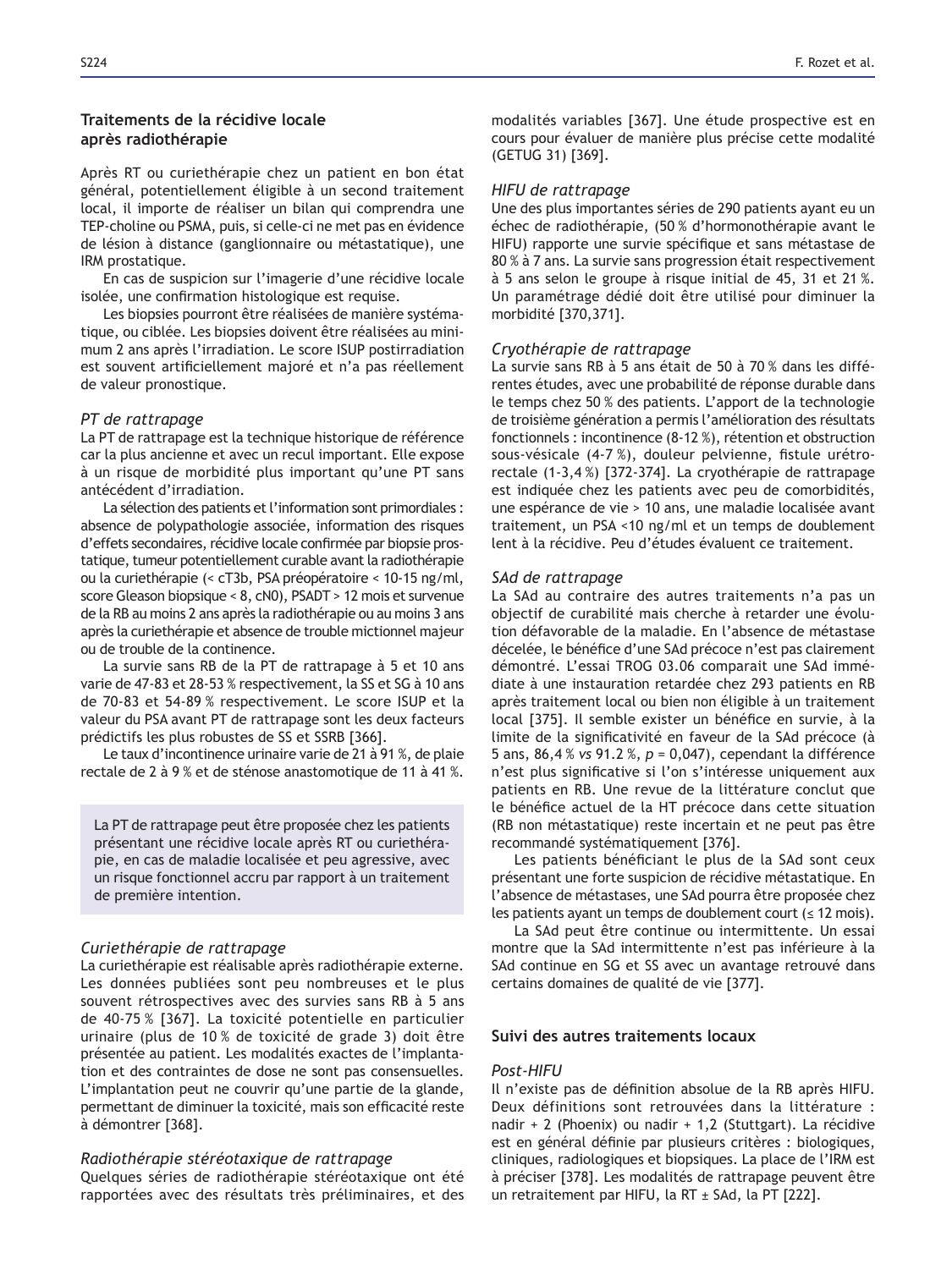### Traitements de la récidive locale après radiothérapie

Après RT ou curiethérapie chez un patient en bon état général, potentiellement éligible à un second traitement local, il importe de réaliser un bilan qui comprendra une TEP-choline ou PSMA, puis, si celle-ci ne met pas en évidence de lésion à distance (ganglionnaire ou métastatique), une IRM prostatique.

En cas de suspicion sur l'imagerie d'une récidive locale isolée, une confirmation histologique est requise.

Les biopsies pourront être réalisées de manière systématique, ou ciblée. Les biopsies doivent être réalisées au minimum 2 ans après l'irradiation. Le score ISUP postirradiation est souvent artificiellement majoré et n'a pas réellement de valeur pronostique.

#### *PT de rattrapage*

La PT de rattrapage est la technique historique de référence car la plus ancienne et avec un recul important. Elle expose à un risque de morbidité plus important qu'une PT sans antécédent d'irradiation.

La sélection des patients et l'information sont primordiales : absence de polypathologie associée, information des risques d'effets secondaires, récidive locale confirmée par biopsie prostatique, tumeur potentiellement curable avant la radiothérapie ou la curiethérapie (< cT3b, PSA préopératoire < 10-15 ng/ml, score Gleason biopsique < 8, cN0), PSADT > 12 mois et survenue de la RB au moins 2 ans après la radiothérapie ou au moins 3 ans après la curiethérapie et absence de trouble mictionnel majeur ou de trouble de la continence.

La survie sans RB de la PT de rattrapage à 5 et 10 ans varie de 47-83 et 28-53 % respectivement, la SS et SG à 10 ans de 70-83 et 54-89 % respectivement. Le score ISUP et la valeur du PSA avant PT de rattrapage sont les deux facteurs prédictifs les plus robustes de SS et SSRB [366].

Le taux d'incontinence urinaire varie de 21 à 91 %, de plaie rectale de 2 à 9 % et de sténose anastomotique de 11 à 41 %.

> La PT de rattrapage peut être proposée chez les patients présentant une récidive locale après RT ou curiethérapie, en cas de maladie localisée et peu agressive, avec un risque fonctionnel accru par rapport à un traitement de première intention.

#### *Curiethérapie de rattrapage*

La curiethérapie est réalisable après radiothérapie externe. Les données publiées sont peu nombreuses et le plus souvent rétrospectives avec des survies sans RB à 5 ans de 40-75 % [367]. La toxicité potentielle en particulier urinaire (plus de 10 % de toxicité de grade 3) doit être présentée au patient. Les modalités exactes de l'implantation et des contraintes de dose ne sont pas consensuelles. L'implantation peut ne couvrir qu'une partie de la glande, permettant de diminuer la toxicité, mais son efficacité reste à démontrer [368].

#### *Radiothérapie stéréotaxique de rattrapage*

Quelques séries de radiothérapie stéréotaxique ont été rapportées avec des résultats très préliminaires, et des modalités variables [367]. Une étude prospective est en cours pour évaluer de manière plus précise cette modalité (GETUG 31) [369].

#### *HIFU de rattrapage*

Une des plus importantes séries de 290 patients ayant eu un échec de radiothérapie, (50 % d'hormonothérapie avant le HIFU) rapporte une survie spécifique et sans métastase de 80 % à 7 ans. La survie sans progression était respectivement à 5 ans selon le groupe à risque initial de 45, 31 et 21 %. Un paramétrage dédié doit être utilisé pour diminuer la morbidité [370,371].

#### *Cryothérapie de rattrapage*

La survie sans RB à 5 ans était de 50 à 70 % dans les différentes études, avec une probabilité de réponse durable dans le temps chez 50 % des patients. L'apport de la technologie de troisième génération a permis l'amélioration des résultats fonctionnels : incontinence (8-12 %), rétention et obstruction sous-vésicale (4-7 %), douleur pelvienne, fistule urétrorectale (1-3,4 %) [372-374]. La cryothérapie de rattrapage est indiquée chez les patients avec peu de comorbidités, une espérance de vie > 10 ans, une maladie localisée avant traitement, un PSA <10 ng/ml et un temps de doublement lent à la récidive. Peu d'études évaluent ce traitement.

#### *SAd de rattrapage*

La SAd au contraire des autres traitements n'a pas un objectif de curabilité mais cherche à retarder une évolution défavorable de la maladie. En l'absence de métastase décelée, le bénéfice d'une SAd précoce n'est pas clairement démontré. L'essai TROG 03.06 comparait une SAd immédiate à une instauration retardée chez 293 patients en RB après traitement local ou bien non éligible à un traitement local [375]. Il semble exister un bénéfice en survie, à la limite de la significativité en faveur de la SAd précoce (à 5 ans, 86,4 % *vs* 91.2 %, $p$ = 0,047), cependant la différence n'est plus significative si l'on s'intéresse uniquement aux patients en RB. Une revue de la littérature conclut que le bénéfice actuel de la HT précoce dans cette situation (RB non métastatique) reste incertain et ne peut pas être recommandé systématiquement [376].

Les patients bénéficiant le plus de la SAd sont ceux présentant une forte suspicion de récidive métastatique. En l'absence de métastases, une SAd pourra être proposée chez les patients ayant un temps de doublement court (≤ 12 mois).

La SAd peut être continue ou intermittente. Un essai montre que la SAd intermittente n'est pas inférieure à la SAd continue en SG et SS avec un avantage retrouvé dans certains domaines de qualité de vie [377].

### Suivi des autres traitements locaux

#### *Post-HIFU*

Il n'existe pas de définition absolue de la RB après HIFU. Deux définitions sont retrouvées dans la littérature : nadir + 2 (Phoenix) ou nadir + 1,2 (Stuttgart). La récidive est en général définie par plusieurs critères : biologiques, cliniques, radiologiques et biopsiques. La place de l'IRM est à préciser [378]. Les modalités de rattrapage peuvent être un retraitement par HIFU, la RT ± SAd, la PT [222].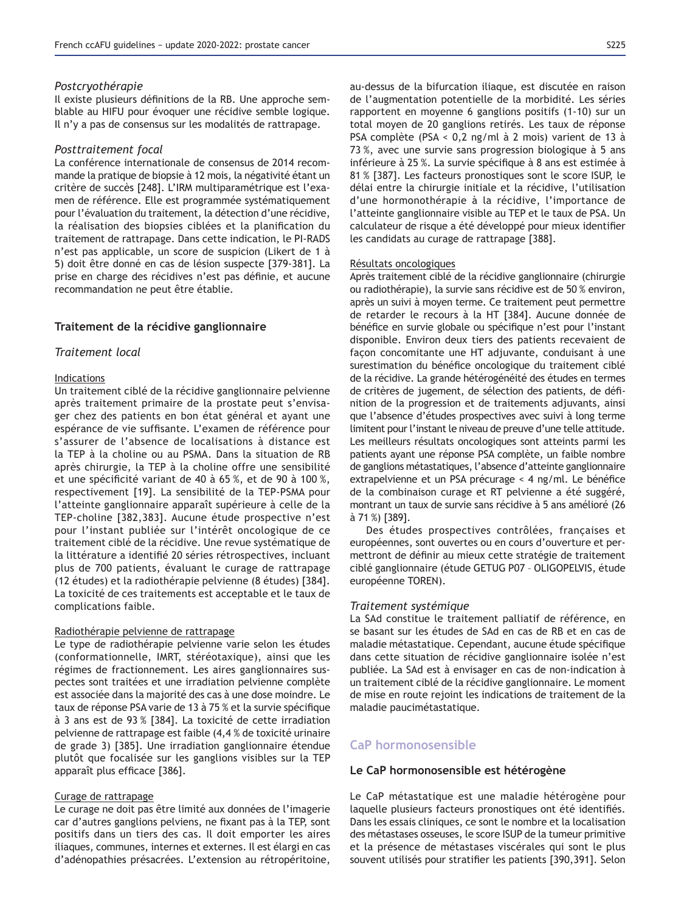### *Postcryothérapie*

Il existe plusieurs définitions de la RB. Une approche semblable au HIFU pour évoquer une récidive semble logique. Il n'y a pas de consensus sur les modalités de rattrapage.

### *Posttraitement focal*

La conférence internationale de consensus de 2014 recommande la pratique de biopsie à 12 mois, la négativité étant un critère de succès [248]. L'IRM multiparamétrique est l'examen de référence. Elle est programmée systématiquement pour l'évaluation du traitement, la détection d'une récidive, la réalisation des biopsies ciblées et la planification du traitement de rattrapage. Dans cette indication, le PI-RADS n'est pas applicable, un score de suspicion (Likert de 1 à 5) doit être donné en cas de lésion suspecte [379-381]. La prise en charge des récidives n'est pas définie, et aucune recommandation ne peut être établie.

## Traitement de la récidive ganglionnaire

### *Traitement local*

#### Indications

Un traitement ciblé de la récidive ganglionnaire pelvienne après traitement primaire de la prostate peut s'envisager chez des patients en bon état général et ayant une espérance de vie suffisante. L'examen de référence pour s'assurer de l'absence de localisations à distance est la TEP à la choline ou au PSMA. Dans la situation de RB après chirurgie, la TEP à la choline offre une sensibilité et une spécificité variant de 40 à 65 %, et de 90 à 100 %, respectivement [19]. La sensibilité de la TEP-PSMA pour l'atteinte ganglionnaire apparaît supérieure à celle de la TEP-choline [382,383]. Aucune étude prospective n'est pour l'instant publiée sur l'intérêt oncologique de ce traitement ciblé de la récidive. Une revue systématique de la littérature a identifié 20 séries rétrospectives, incluant plus de 700 patients, évaluant le curage de rattrapage (12 études) et la radiothérapie pelvienne (8 études) [384]. La toxicité de ces traitements est acceptable et le taux de complications faible.

#### Radiothérapie pelvienne de rattrapage

Le type de radiothérapie pelvienne varie selon les études (conformationnelle, IMRT, stéréotaxique), ainsi que les régimes de fractionnement. Les aires ganglionnaires suspectes sont traitées et une irradiation pelvienne complète est associée dans la majorité des cas à une dose moindre. Le taux de réponse PSA varie de 13 à 75 % et la survie spécifique à 3 ans est de 93 % [384]. La toxicité de cette irradiation pelvienne de rattrapage est faible (4,4 % de toxicité urinaire de grade 3) [385]. Une irradiation ganglionnaire étendue plutôt que focalisée sur les ganglions visibles sur la TEP apparaît plus efficace [386].

#### Curage de rattrapage

Le curage ne doit pas être limité aux données de l'imagerie car d'autres ganglions pelviens, ne fixant pas à la TEP, sont positifs dans un tiers des cas. Il doit emporter les aires iliaques, communes, internes et externes. Il est élargi en cas d'adénopathies présacrées. L'extension au rétropéritoine, au-dessus de la bifurcation iliaque, est discutée en raison de l'augmentation potentielle de la morbidité. Les séries rapportent en moyenne 6 ganglions positifs (1-10) sur un total moyen de 20 ganglions retirés. Les taux de réponse PSA complète (PSA < 0,2 ng/ml à 2 mois) varient de 13 à 73 %, avec une survie sans progression biologique à 5 ans inférieure à 25 %. La survie spécifique à 8 ans est estimée à 81 % [387]. Les facteurs pronostiques sont le score ISUP, le délai entre la chirurgie initiale et la récidive, l'utilisation d'une hormonothérapie à la récidive, l'importance de l'atteinte ganglionnaire visible au TEP et le taux de PSA. Un calculateur de risque a été développé pour mieux identifier les candidats au curage de rattrapage [388].

#### Résultats oncologiques

Après traitement ciblé de la récidive ganglionnaire (chirurgie ou radiothérapie), la survie sans récidive est de 50 % environ, après un suivi à moyen terme. Ce traitement peut permettre de retarder le recours à la HT [384]. Aucune donnée de bénéfice en survie globale ou spécifique n'est pour l'instant disponible. Environ deux tiers des patients recevaient de façon concomitante une HT adjuvante, conduisant à une surestimation du bénéfice oncologique du traitement ciblé de la récidive. La grande hétérogénéité des études en termes de critères de jugement, de sélection des patients, de définition de la progression et de traitements adjuvants, ainsi que l'absence d'études prospectives avec suivi à long terme limitent pour l'instant le niveau de preuve d'une telle attitude. Les meilleurs résultats oncologiques sont atteints parmi les patients ayant une réponse PSA complète, un faible nombre de ganglions métastatiques, l'absence d'atteinte ganglionnaire extrapelvienne et un PSA précurage < 4 ng/ml. Le bénéfice de la combinaison curage et RT pelvienne a été suggéré, montrant un taux de survie sans récidive à 5 ans amélioré (26 à 71 %) [389].

Des études prospectives contrôlées, françaises et européennes, sont ouvertes ou en cours d'ouverture et permettront de définir au mieux cette stratégie de traitement ciblé ganglionnaire (étude GETUG P07 – OLIGOPELVIS, étude européenne TOREN).

### *Traitement systémique*

La SAd constitue le traitement palliatif de référence, en se basant sur les études de SAd en cas de RB et en cas de maladie métastatique. Cependant, aucune étude spécifique dans cette situation de récidive ganglionnaire isolée n'est publiée. La SAd est à envisager en cas de non-indication à un traitement ciblé de la récidive ganglionnaire. Le moment de mise en route rejoint les indications de traitement de la maladie paucimétastatique.

# CaP hormonosensible

## Le CaP hormonosensible est hétérogène

Le CaP métastatique est une maladie hétérogène pour laquelle plusieurs facteurs pronostiques ont été identifiés. Dans les essais cliniques, ce sont le nombre et la localisation des métastases osseuses, le score ISUP de la tumeur primitive et la présence de métastases viscérales qui sont le plus souvent utilisés pour stratifier les patients [390,391]. Selon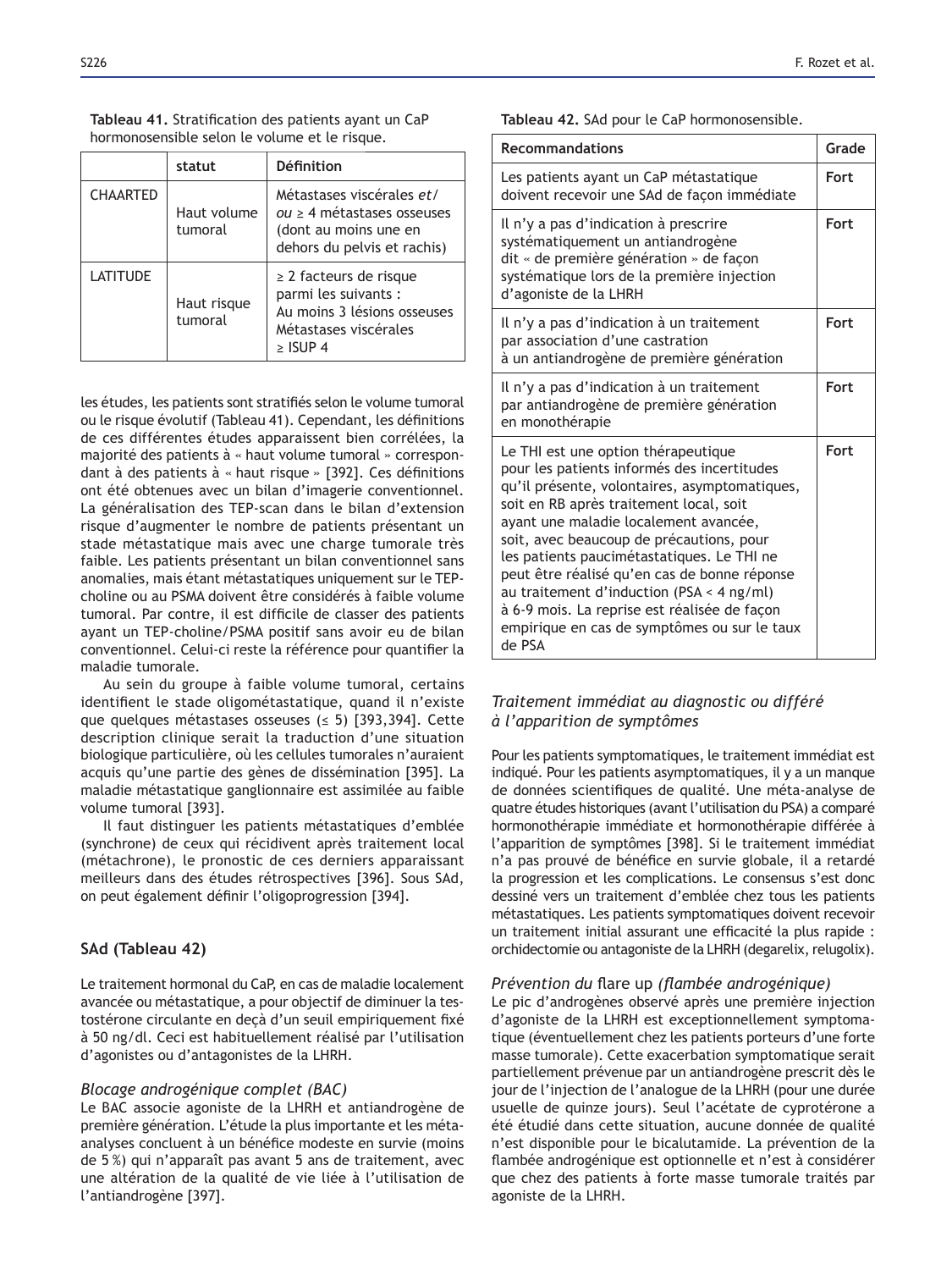**Tableau 41.** Stratification des patients ayant un CaP hormonosensible selon le volume et le risque.

| | statut | Définition |
|---|---|---|
| CHAARTED | Haut volume tumoral | Métastases viscérales *et/ou* ≥ 4 métastases osseuses (dont au moins une en dehors du pelvis et rachis) |
| LATITUDE | Haut risque tumoral | ≥ 2 facteurs de risque parmi les suivants :<br>Au moins 3 lésions osseuses<br>Métastases viscérales<br>≥ ISUP 4 |

les études, les patients sont stratifiés selon le volume tumoral ou le risque évolutif (Tableau 41). Cependant, les définitions de ces différentes études apparaissent bien corrélées, la majorité des patients à « haut volume tumoral » correspondant à des patients à « haut risque » [392]. Ces définitions ont été obtenues avec un bilan d'imagerie conventionnel. La généralisation des TEP-scan dans le bilan d'extension risque d'augmenter le nombre de patients présentant un stade métastatique mais avec une charge tumorale très faible. Les patients présentant un bilan conventionnel sans anomalies, mais étant métastatiques uniquement sur le TEP-choline ou au PSMA doivent être considérés à faible volume tumoral. Par contre, il est difficile de classer des patients ayant un TEP-choline/PSMA positif sans avoir eu de bilan conventionnel. Celui-ci reste la référence pour quantifier la maladie tumorale.

Au sein du groupe à faible volume tumoral, certains identifient le stade oligométastatique, quand il n'existe que quelques métastases osseuses (≤ 5) [393,394]. Cette description clinique serait la traduction d'une situation biologique particulière, où les cellules tumorales n'auraient acquis qu'une partie des gènes de dissémination [395]. La maladie métastatique ganglionnaire est assimilée au faible volume tumoral [393].

Il faut distinguer les patients métastatiques d'emblée (synchrone) de ceux qui récidivent après traitement local (métachrone), le pronostic de ces derniers apparaissant meilleurs dans des études rétrospectives [396]. Sous SAd, on peut également définir l'oligoprogression [394].

## SAd (Tableau 42)

Le traitement hormonal du CaP, en cas de maladie localement avancée ou métastatique, a pour objectif de diminuer la testostérone circulante en deçà d'un seuil empiriquement fixé à 50 ng/dl. Ceci est habituellement réalisé par l'utilisation d'agonistes ou d'antagonistes de la LHRH.

### *Blocage androgénique complet (BAC)*

Le BAC associe agoniste de la LHRH et antiandrogène de première génération. L'étude la plus importante et les méta-analyses concluent à un bénéfice modeste en survie (moins de 5 %) qui n'apparaît pas avant 5 ans de traitement, avec une altération de la qualité de vie liée à l'utilisation de l'antiandrogène [397].

**Tableau 42.** SAd pour le CaP hormonosensible.

| Recommandations | Grade |
|---|---|
| Les patients ayant un CaP métastatique doivent recevoir une SAd de façon immédiate | **Fort** |
| Il n'y a pas d'indication à prescrire systématiquement un antiandrogène dit « de première génération » de façon systématique lors de la première injection d'agoniste de la LHRH | **Fort** |
| Il n'y a pas d'indication à un traitement par association d'une castration à un antiandrogène de première génération | **Fort** |
| Il n'y a pas d'indication à un traitement par antiandrogène de première génération en monothérapie | **Fort** |
| Le THI est une option thérapeutique pour les patients informés des incertitudes qu'il présente, volontaires, asymptomatiques, soit en RB après traitement local, soit ayant une maladie localement avancée, soit, avec beaucoup de précautions, pour les patients paucimétastatiques. Le THI ne peut être réalisé qu'en cas de bonne réponse au traitement d'induction (PSA < 4 ng/ml) à 6-9 mois. La reprise est réalisée de façon empirique en cas de symptômes ou sur le taux de PSA | **Fort** |

### *Traitement immédiat au diagnostic ou différé à l'apparition de symptômes*

Pour les patients symptomatiques, le traitement immédiat est indiqué. Pour les patients asymptomatiques, il y a un manque de données scientifiques de qualité. Une méta-analyse de quatre études historiques (avant l'utilisation du PSA) a comparé hormonothérapie immédiate et hormonothérapie différée à l'apparition de symptômes [398]. Si le traitement immédiat n'a pas prouvé de bénéfice en survie globale, il a retardé la progression et les complications. Le consensus s'est donc dessiné vers un traitement d'emblée chez tous les patients métastatiques. Les patients symptomatiques doivent recevoir un traitement initial assurant une efficacité la plus rapide : orchidectomie ou antagoniste de la LHRH (degarelix, relugolix).

### *Prévention du* flare up *(flambée androgénique)*

Le pic d'androgènes observé après une première injection d'agoniste de la LHRH est exceptionnellement symptomatique (éventuellement chez les patients porteurs d'une forte masse tumorale). Cette exacerbation symptomatique serait partiellement prévenue par un antiandrogène prescrit dès le jour de l'injection de l'analogue de la LHRH (pour une durée usuelle de quinze jours). Seul l'acétate de cyprotérone a été étudié dans cette situation, aucune donnée de qualité n'est disponible pour le bicalutamide. La prévention de la flambée androgénique est optionnelle et n'est à considérer que chez des patients à forte masse tumorale traités par agoniste de la LHRH.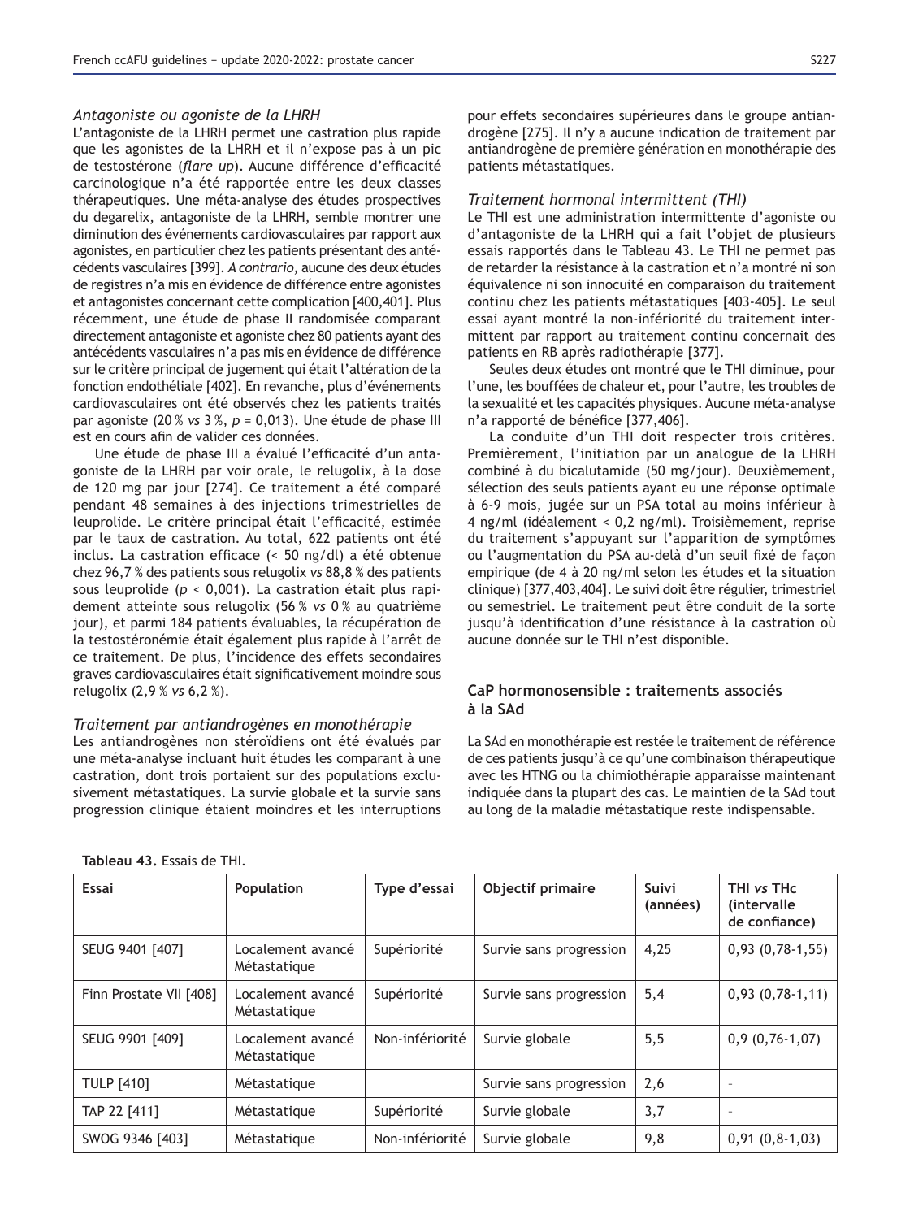### *Antagoniste ou agoniste de la LHRH*

L'antagoniste de la LHRH permet une castration plus rapide que les agonistes de la LHRH et il n'expose pas à un pic de testostérone (*flare up*). Aucune différence d'efficacité carcinologique n'a été rapportée entre les deux classes thérapeutiques. Une méta-analyse des études prospectives du degarelix, antagoniste de la LHRH, semble montrer une diminution des événements cardiovasculaires par rapport aux agonistes, en particulier chez les patients présentant des antécédents vasculaires [399]. *A contrario*, aucune des deux études de registres n'a mis en évidence de différence entre agonistes et antagonistes concernant cette complication [400,401]. Plus récemment, une étude de phase II randomisée comparant directement antagoniste et agoniste chez 80 patients ayant des antécédents vasculaires n'a pas mis en évidence de différence sur le critère principal de jugement qui était l'altération de la fonction endothéliale [402]. En revanche, plus d'événements cardiovasculaires ont été observés chez les patients traités par agoniste (20 % *vs* 3 %, $p = 0,013$). Une étude de phase III est en cours afin de valider ces données.

Une étude de phase III a évalué l'efficacité d'un antagoniste de la LHRH par voir orale, le relugolix, à la dose de 120 mg par jour [274]. Ce traitement a été comparé pendant 48 semaines à des injections trimestrielles de leuprolide. Le critère principal était l'efficacité, estimée par le taux de castration. Au total, 622 patients ont été inclus. La castration efficace (< 50 ng/dl) a été obtenue chez 96,7 % des patients sous relugolix *vs* 88,8 % des patients sous leuprolide ($p < 0,001$). La castration était plus rapidement atteinte sous relugolix (56 % *vs* 0 % au quatrième jour), et parmi 184 patients évaluables, la récupération de la testostéronémie était également plus rapide à l'arrêt de ce traitement. De plus, l'incidence des effets secondaires graves cardiovasculaires était significativement moindre sous relugolix (2,9 % *vs* 6,2 %).

### *Traitement par antiandrogènes en monothérapie*

Les antiandrogènes non stéroïdiens ont été évalués par une méta-analyse incluant huit études les comparant à une castration, dont trois portaient sur des populations exclusivement métastatiques. La survie globale et la survie sans progression clinique étaient moindres et les interruptions pour effets secondaires supérieures dans le groupe antiandrogène [275]. Il n'y a aucune indication de traitement par antiandrogène de première génération en monothérapie des patients métastatiques.

### *Traitement hormonal intermittent (THI)*

Le THI est une administration intermittente d'agoniste ou d'antagoniste de la LHRH qui a fait l'objet de plusieurs essais rapportés dans le Tableau 43. Le THI ne permet pas de retarder la résistance à la castration et n'a montré ni son équivalence ni son innocuité en comparaison du traitement continu chez les patients métastatiques [403-405]. Le seul essai ayant montré la non-infériorité du traitement intermittent par rapport au traitement continu concernait des patients en RB après radiothérapie [377].

Seules deux études ont montré que le THI diminue, pour l'une, les bouffées de chaleur et, pour l'autre, les troubles de la sexualité et les capacités physiques. Aucune méta-analyse n'a rapporté de bénéfice [377,406].

La conduite d'un THI doit respecter trois critères. Premièrement, l'initiation par un analogue de la LHRH combiné à du bicalutamide (50 mg/jour). Deuxièmement, sélection des seuls patients ayant eu une réponse optimale à 6-9 mois, jugée sur un PSA total au moins inférieur à 4 ng/ml (idéalement < 0,2 ng/ml). Troisièmement, reprise du traitement s'appuyant sur l'apparition de symptômes ou l'augmentation du PSA au-delà d'un seuil fixé de façon empirique (de 4 à 20 ng/ml selon les études et la situation clinique) [377,403,404]. Le suivi doit être régulier, trimestriel ou semestriel. Le traitement peut être conduit de la sorte jusqu'à identification d'une résistance à la castration où aucune donnée sur le THI n'est disponible.

## CaP hormonosensible : traitements associés à la SAd

La SAd en monothérapie est restée le traitement de référence de ces patients jusqu'à ce qu'une combinaison thérapeutique avec les HTNG ou la chimiothérapie apparaisse maintenant indiquée dans la plupart des cas. Le maintien de la SAd tout au long de la maladie métastatique reste indispensable.

**Tableau 43.** Essais de THI.

| Essai | Population | Type d'essai | Objectif primaire | Suivi (années) | THI *vs* THc (intervalle de confiance) |
|---|---|---|---|---|---|
| SEUG 9401 [407] | Localement avancé Métastatique | Supériorité | Survie sans progression | 4,25 | 0,93 (0,78-1,55) |
| Finn Prostate VII [408] | Localement avancé Métastatique | Supériorité | Survie sans progression | 5,4 | 0,93 (0,78-1,11) |
| SEUG 9901 [409] | Localement avancé Métastatique | Non-infériorité | Survie globale | 5,5 | 0,9 (0,76-1,07) |
| TULP [410] | Métastatique | | Survie sans progression | 2,6 | - |
| TAP 22 [411] | Métastatique | Supériorité | Survie globale | 3,7 | - |
| SWOG 9346 [403] | Métastatique | Non-infériorité | Survie globale | 9,8 | 0,91 (0,8-1,03) |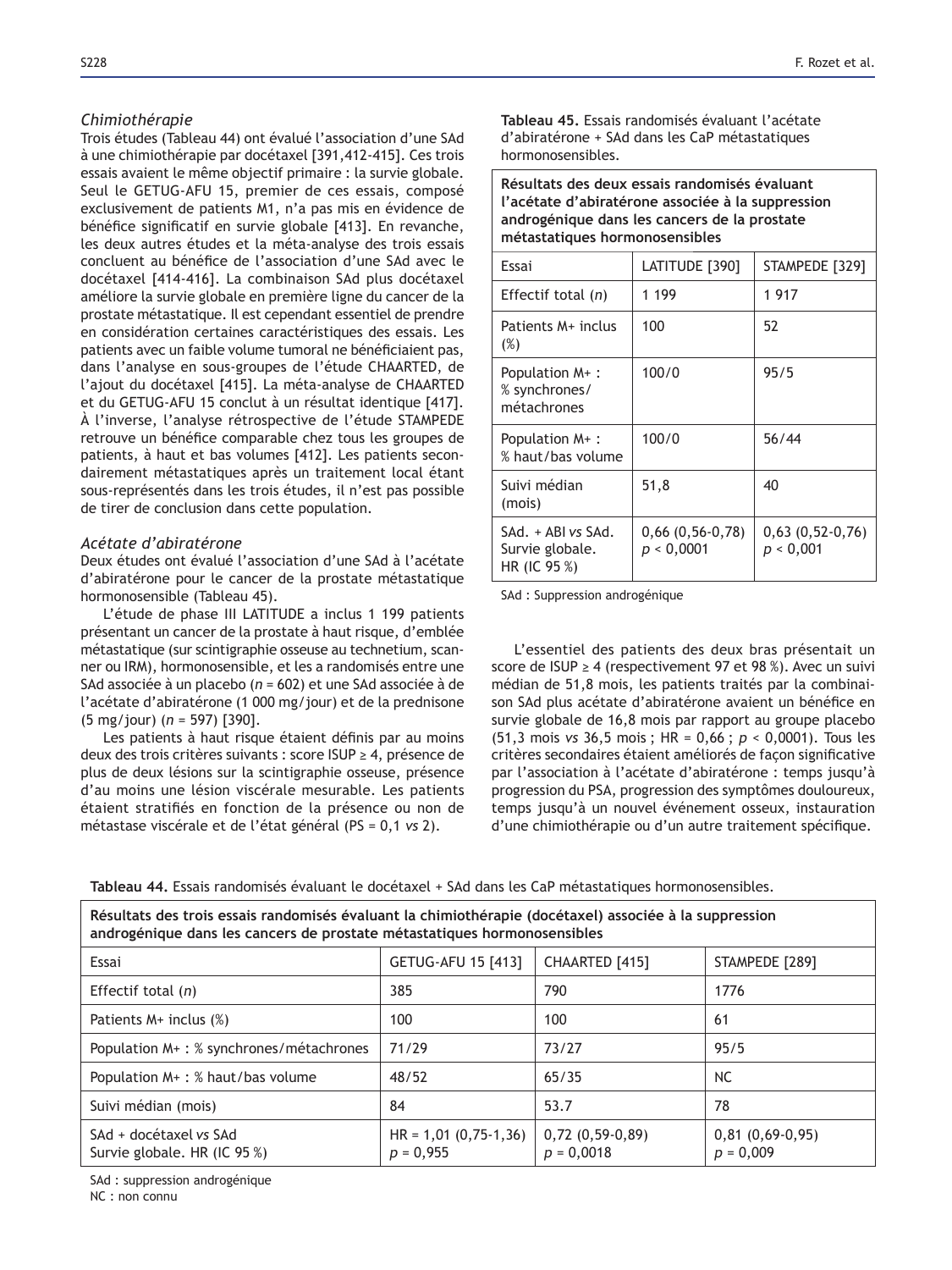### *Chimiothérapie*

Trois études (Tableau 44) ont évalué l'association d'une SAd à une chimiothérapie par docétaxel [391,412-415]. Ces trois essais avaient le même objectif primaire : la survie globale. Seul le GETUG-AFU 15, premier de ces essais, composé exclusivement de patients M1, n'a pas mis en évidence de bénéfice significatif en survie globale [413]. En revanche, les deux autres études et la méta-analyse des trois essais concluent au bénéfice de l'association d'une SAd avec le docétaxel [414-416]. La combinaison SAd plus docétaxel améliore la survie globale en première ligne du cancer de la prostate métastatique. Il est cependant essentiel de prendre en considération certaines caractéristiques des essais. Les patients avec un faible volume tumoral ne bénéficiaient pas, dans l'analyse en sous-groupes de l'étude CHAARTED, de l'ajout du docétaxel [415]. La méta-analyse de CHAARTED et du GETUG-AFU 15 conclut à un résultat identique [417]. À l'inverse, l'analyse rétrospective de l'étude STAMPEDE retrouve un bénéfice comparable chez tous les groupes de patients, à haut et bas volumes [412]. Les patients secondairement métastatiques après un traitement local étant sous-représentés dans les trois études, il n'est pas possible de tirer de conclusion dans cette population.

### *Acétate d'abiratérone*

Deux études ont évalué l'association d'une SAd à l'acétate d'abiratérone pour le cancer de la prostate métastatique hormonosensible (Tableau 45).

L'étude de phase III LATITUDE a inclus 1 199 patients présentant un cancer de la prostate à haut risque, d'emblée métastatique (sur scintigraphie osseuse au technetium, scanner ou IRM), hormonosensible, et les a randomisés entre une SAd associée à un placebo (*n* = 602) et une SAd associée à de l'acétate d'abiratérone (1 000 mg/jour) et de la prednisone (5 mg/jour) (*n* = 597) [390].

Les patients à haut risque étaient définis par au moins deux des trois critères suivants : score ISUP ≥ 4, présence de plus de deux lésions sur la scintigraphie osseuse, présence d'au moins une lésion viscérale mesurable. Les patients étaient stratifiés en fonction de la présence ou non de métastase viscérale et de l'état général (PS = 0,1 *vs* 2).

**Tableau 45.** Essais randomisés évaluant l'acétate d'abiratérone + SAd dans les CaP métastatiques hormonosensibles.

| **Résultats des deux essais randomisés évaluant l'acétate d'abiratérone associée à la suppression androgénique dans les cancers de la prostate métastatiques hormonosensibles** | | |
|---|---|---|
| Essai | LATITUDE [390] | STAMPEDE [329] |
| Effectif total (*n*) | 1 199 | 1 917 |
| Patients M+ inclus (%) | 100 | 52 |
| Population M+ : % synchrones/ métachrones | 100/0 | 95/5 |
| Population M+ : % haut/bas volume | 100/0 | 56/44 |
| Suivi médian (mois) | 51,8 | 40 |
| SAd. + ABI *vs* SAd. Survie globale. HR (IC 95 %) | 0,66 (0,56-0,78) $p < 0{,}0001$ | 0,63 (0,52-0,76) $p < 0{,}001$ |

SAd : Suppression androgénique

L'essentiel des patients des deux bras présentait un score de ISUP ≥ 4 (respectivement 97 et 98 %). Avec un suivi médian de 51,8 mois, les patients traités par la combinaison SAd plus acétate d'abiratérone avaient un bénéfice en survie globale de 16,8 mois par rapport au groupe placebo (51,3 mois *vs* 36,5 mois ; HR = 0,66 ; $p < 0{,}0001$). Tous les critères secondaires étaient améliorés de façon significative par l'association à l'acétate d'abiratérone : temps jusqu'à progression du PSA, progression des symptômes douloureux, temps jusqu'à un nouvel événement osseux, instauration d'une chimiothérapie ou d'un autre traitement spécifique.

**Tableau 44.** Essais randomisés évaluant le docétaxel + SAd dans les CaP métastatiques hormonosensibles.

| **Résultats des trois essais randomisés évaluant la chimiothérapie (docétaxel) associée à la suppression androgénique dans les cancers de prostate métastatiques hormonosensibles** | | | |
|---|---|---|---|
| Essai | GETUG-AFU 15 [413] | CHAARTED [415] | STAMPEDE [289] |
| Effectif total (*n*) | 385 | 790 | 1776 |
| Patients M+ inclus (%) | 100 | 100 | 61 |
| Population M+ : % synchrones/métachrones | 71/29 | 73/27 | 95/5 |
| Population M+ : % haut/bas volume | 48/52 | 65/35 | NC |
| Suivi médian (mois) | 84 | 53.7 | 78 |
| SAd + docétaxel *vs* SAd Survie globale. HR (IC 95 %) | HR = 1,01 (0,75-1,36) $p = 0{,}955$ | 0,72 (0,59-0,89) $p = 0{,}0018$ | 0,81 (0,69-0,95) $p = 0{,}009$ |

SAd : suppression androgénique
NC : non connu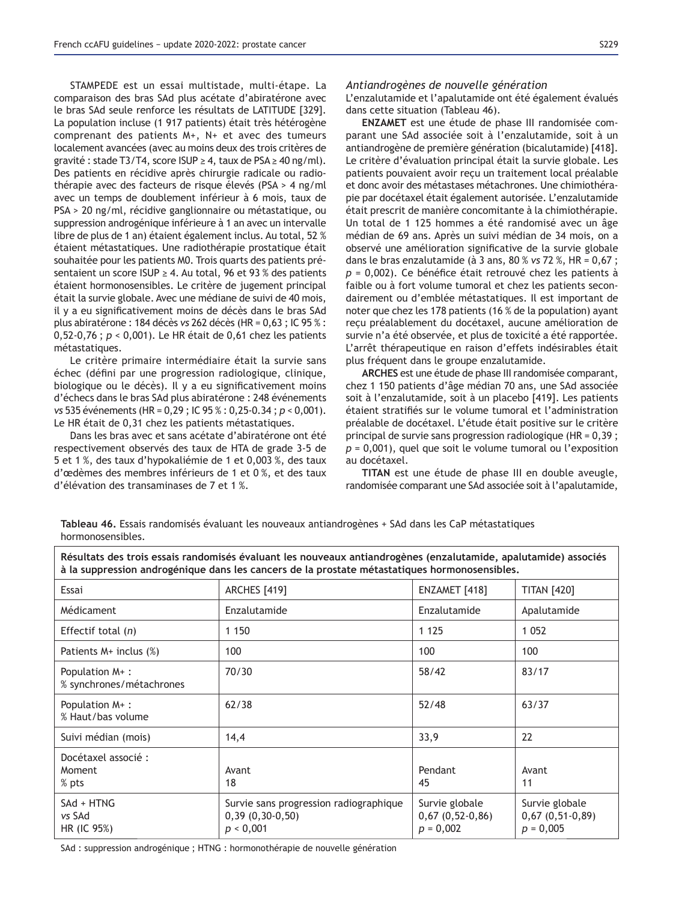STAMPEDE est un essai multistade, multi-étape. La comparaison des bras SAd plus acétate d'abiratérone avec le bras SAd seule renforce les résultats de LATITUDE [329]. La population incluse (1 917 patients) était très hétérogène comprenant des patients M+, N+ et avec des tumeurs localement avancées (avec au moins deux des trois critères de gravité : stade T3/T4, score ISUP ≥ 4, taux de PSA ≥ 40 ng/ml). Des patients en récidive après chirurgie radicale ou radiothérapie avec des facteurs de risque élevés (PSA > 4 ng/ml avec un temps de doublement inférieur à 6 mois, taux de PSA > 20 ng/ml, récidive ganglionnaire ou métastatique, ou suppression androgénique inférieure à 1 an avec un intervalle libre de plus de 1 an) étaient également inclus. Au total, 52 % étaient métastatiques. Une radiothérapie prostatique était souhaitée pour les patients M0. Trois quarts des patients présentaient un score ISUP ≥ 4. Au total, 96 et 93 % des patients étaient hormonosensibles. Le critère de jugement principal était la survie globale. Avec une médiane de suivi de 40 mois, il y a eu significativement moins de décès dans le bras SAd plus abiratérone : 184 décès *vs* 262 décès (HR = 0,63 ; IC 95 % : 0,52-0,76 ; $p < 0{,}001$). Le HR était de 0,61 chez les patients métastatiques.

Le critère primaire intermédiaire était la survie sans échec (défini par une progression radiologique, clinique, biologique ou le décès). Il y a eu significativement moins d'échecs dans le bras SAd plus abiratérone : 248 événements *vs* 535 événements (HR = 0,29 ; IC 95 % : 0,25-0.34 ; $p < 0{,}001$). Le HR était de 0,31 chez les patients métastatiques.

Dans les bras avec et sans acétate d'abiratérone ont été respectivement observés des taux de HTA de grade 3-5 de 5 et 1 %, des taux d'hypokaliémie de 1 et 0,003 %, des taux d'œdèmes des membres inférieurs de 1 et 0 %, et des taux d'élévation des transaminases de 7 et 1 %.

### *Antiandrogènes de nouvelle génération*

L'enzalutamide et l'apalutamide ont été également évalués dans cette situation (Tableau 46).

**ENZAMET** est une étude de phase III randomisée comparant une SAd associée soit à l'enzalutamide, soit à un antiandrogène de première génération (bicalutamide) [418]. Le critère d'évaluation principal était la survie globale. Les patients pouvaient avoir reçu un traitement local préalable et donc avoir des métastases métachrones. Une chimiothérapie par docétaxel était également autorisée. L'enzalutamide était prescrit de manière concomitante à la chimiothérapie. Un total de 1 125 hommes a été randomisé avec un âge médian de 69 ans. Après un suivi médian de 34 mois, on a observé une amélioration significative de la survie globale dans le bras enzalutamide (à 3 ans, 80 % *vs* 72 %, HR = 0,67 ; $p = 0{,}002$). Ce bénéfice était retrouvé chez les patients à faible ou à fort volume tumoral et chez les patients secondairement ou d'emblée métastatiques. Il est important de noter que chez les 178 patients (16 % de la population) ayant reçu préalablement du docétaxel, aucune amélioration de survie n'a été observée, et plus de toxicité a été rapportée. L'arrêt thérapeutique en raison d'effets indésirables était plus fréquent dans le groupe enzalutamide.

**ARCHES** est une étude de phase III randomisée comparant, chez 1 150 patients d'âge médian 70 ans, une SAd associée soit à l'enzalutamide, soit à un placebo [419]. Les patients étaient stratifiés sur le volume tumoral et l'administration préalable de docétaxel. L'étude était positive sur le critère principal de survie sans progression radiologique (HR = 0,39 ; $p = 0{,}001$), quel que soit le volume tumoral ou l'exposition au docétaxel.

**TITAN** est une étude de phase III en double aveugle, randomisée comparant une SAd associée soit à l'apalutamide,

**Tableau 46.** Essais randomisés évaluant les nouveaux antiandrogènes + SAd dans les CaP métastatiques hormonosensibles.

| **Résultats des trois essais randomisés évaluant les nouveaux antiandrogènes (enzalutamide, apalutamide) associés à la suppression androgénique dans les cancers de la prostate métastatiques hormonosensibles.** | | | |
|---|---|---|---|
| Essai | ARCHES [419] | ENZAMET [418] | TITAN [420] |
| Médicament | Enzalutamide | Enzalutamide | Apalutamide |
| Effectif total (*n*) | 1 150 | 1 125 | 1 052 |
| Patients M+ inclus (%) | 100 | 100 | 100 |
| Population M+ : % synchrones/métachrones | 70/30 | 58/42 | 83/17 |
| Population M+ : % Haut/bas volume | 62/38 | 52/48 | 63/37 |
| Suivi médian (mois) | 14,4 | 33,9 | 22 |
| Docétaxel associé : Moment % pts | Avant 18 | Pendant 45 | Avant 11 |
| SAd + HTNG *vs* SAd HR (IC 95%) | Survie sans progression radiographique 0,39 (0,30-0,50) $p < 0{,}001$ | Survie globale 0,67 (0,52-0,86) $p = 0{,}002$ | Survie globale 0,67 (0,51-0,89) $p = 0{,}005$ |

SAd : suppression androgénique ; HTNG : hormonothérapie de nouvelle génération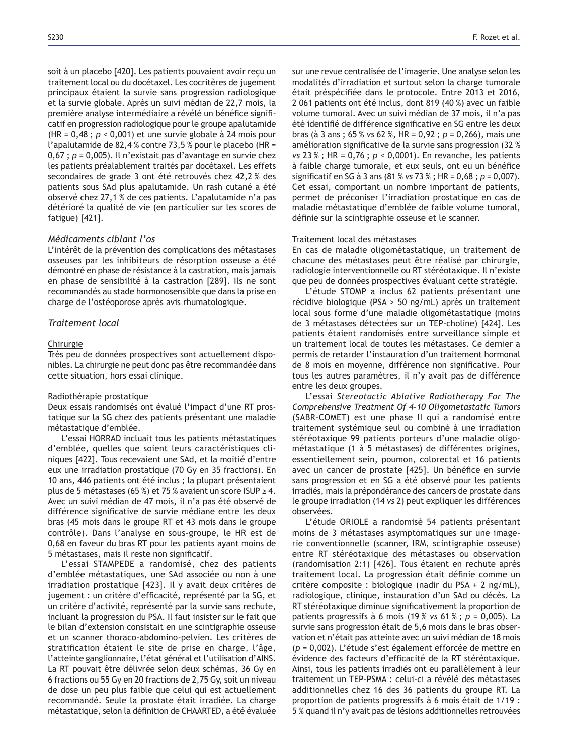soit à un placebo [420]. Les patients pouvaient avoir reçu un traitement local ou du docétaxel. Les cocritères de jugement principaux étaient la survie sans progression radiologique et la survie globale. Après un suivi médian de 22,7 mois, la première analyse intermédiaire a révélé un bénéfice significatif en progression radiologique pour le groupe apalutamide (HR = 0,48 ; $p$ < 0,001) et une survie globale à 24 mois pour l'apalutamide de 82,4 % contre 73,5 % pour le placebo (HR = 0,67 ; $p$ = 0,005). Il n'existait pas d'avantage en survie chez les patients préalablement traités par docétaxel. Les effets secondaires de grade 3 ont été retrouvés chez 42,2 % des patients sous SAd plus apalutamide. Un rash cutané a été observé chez 27,1 % de ces patients. L'apalutamide n'a pas détérioré la qualité de vie (en particulier sur les scores de fatigue) [421].

### *Médicaments ciblant l'os*

L'intérêt de la prévention des complications des métastases osseuses par les inhibiteurs de résorption osseuse a été démontré en phase de résistance à la castration, mais jamais en phase de sensibilité à la castration [289]. Ils ne sont recommandés au stade hormonosensible que dans la prise en charge de l'ostéoporose après avis rhumatologique.

### *Traitement local*

#### Chirurgie

Très peu de données prospectives sont actuellement disponibles. La chirurgie ne peut donc pas être recommandée dans cette situation, hors essai clinique.

#### Radiothérapie prostatique

Deux essais randomisés ont évalué l'impact d'une RT prostatique sur la SG chez des patients présentant une maladie métastatique d'emblée.

L'essai HORRAD incluait tous les patients métastatiques d'emblée, quelles que soient leurs caractéristiques cliniques [422]. Tous recevaient une SAd, et la moitié d'entre eux une irradiation prostatique (70 Gy en 35 fractions). En 10 ans, 446 patients ont été inclus ; la plupart présentaient plus de 5 métastases (65 %) et 75 % avaient un score ISUP ≥ 4. Avec un suivi médian de 47 mois, il n'a pas été observé de différence significative de survie médiane entre les deux bras (45 mois dans le groupe RT et 43 mois dans le groupe contrôle). Dans l'analyse en sous-groupe, le HR est de 0,68 en faveur du bras RT pour les patients ayant moins de 5 métastases, mais il reste non significatif.

L'essai STAMPEDE a randomisé, chez des patients d'emblée métastatiques, une SAd associée ou non à une irradiation prostatique [423]. Il y avait deux critères de jugement : un critère d'efficacité, représenté par la SG, et un critère d'activité, représenté par la survie sans rechute, incluant la progression du PSA. Il faut insister sur le fait que le bilan d'extension consistait en une scintigraphie osseuse et un scanner thoraco-abdomino-pelvien. Les critères de stratification étaient le site de prise en charge, l'âge, l'atteinte ganglionnaire, l'état général et l'utilisation d'AINS. La RT pouvait être délivrée selon deux schémas, 36 Gy en 6 fractions ou 55 Gy en 20 fractions de 2,75 Gy, soit un niveau de dose un peu plus faible que celui qui est actuellement recommandé. Seule la prostate était irradiée. La charge métastatique, selon la définition de CHAARTED, a été évaluée sur une revue centralisée de l'imagerie. Une analyse selon les modalités d'irradiation et surtout selon la charge tumorale était préspécifiée dans le protocole. Entre 2013 et 2016, 2 061 patients ont été inclus, dont 819 (40 %) avec un faible volume tumoral. Avec un suivi médian de 37 mois, il n'a pas été identifié de différence significative en SG entre les deux bras (à 3 ans ; 65 % *vs* 62 %, HR = 0,92 ; $p$ = 0,266), mais une amélioration significative de la survie sans progression (32 % *vs* 23 % ; HR = 0,76 ; $p$ < 0,0001). En revanche, les patients à faible charge tumorale, et eux seuls, ont eu un bénéfice significatif en SG à 3 ans (81 % *vs* 73 % ; HR = 0,68 ; $p$ = 0,007). Cet essai, comportant un nombre important de patients, permet de préconiser l'irradiation prostatique en cas de maladie métastatique d'emblée de faible volume tumoral, définie sur la scintigraphie osseuse et le scanner.

#### Traitement local des métastases

En cas de maladie oligométastatique, un traitement de chacune des métastases peut être réalisé par chirurgie, radiologie interventionnelle ou RT stéréotaxique. Il n'existe que peu de données prospectives évaluant cette stratégie.

L'étude STOMP a inclus 62 patients présentant une récidive biologique (PSA > 50 ng/mL) après un traitement local sous forme d'une maladie oligométastatique (moins de 3 métastases détectées sur un TEP-choline) [424]. Les patients étaient randomisés entre surveillance simple et un traitement local de toutes les métastases. Ce dernier a permis de retarder l'instauration d'un traitement hormonal de 8 mois en moyenne, différence non significative. Pour tous les autres paramètres, il n'y avait pas de différence entre les deux groupes.

L'essai *Stereotactic Ablative Radiotherapy For The Comprehensive Treatment Of 4-10 Oligometastatic Tumors* (SABR-COMET) est une phase II qui a randomisé entre traitement systémique seul ou combiné à une irradiation stéréotaxique 99 patients porteurs d'une maladie oligométastatique (1 à 5 métastases) de différentes origines, essentiellement sein, poumon, colorectal et 16 patients avec un cancer de prostate [425]. Un bénéfice en survie sans progression et en SG a été observé pour les patients irradiés, mais la prépondérance des cancers de prostate dans le groupe irradiation (14 *vs* 2) peut expliquer les différences observées.

L'étude ORIOLE a randomisé 54 patients présentant moins de 3 métastases asymptomatiques sur une imagerie conventionnelle (scanner, IRM, scintigraphie osseuse) entre RT stéréotaxique des métastases ou observation (randomisation 2:1) [426]. Tous étaient en rechute après traitement local. La progression était définie comme un critère composite : biologique (nadir du PSA + 2 ng/mL), radiologique, clinique, instauration d'un SAd ou décès. La RT stéréotaxique diminue significativement la proportion de patients progressifs à 6 mois (19 % *vs* 61 % ; $p$ = 0,005). La survie sans progression était de 5,6 mois dans le bras observation et n'était pas atteinte avec un suivi médian de 18 mois ($p$ = 0,002). L'étude s'est également efforcée de mettre en évidence des facteurs d'efficacité de la RT stéréotaxique. Ainsi, tous les patients irradiés ont eu parallèlement à leur traitement un TEP-PSMA : celui-ci a révélé des métastases additionnelles chez 16 des 36 patients du groupe RT. La proportion de patients progressifs à 6 mois était de 1/19 : 5 % quand il n'y avait pas de lésions additionnelles retrouvées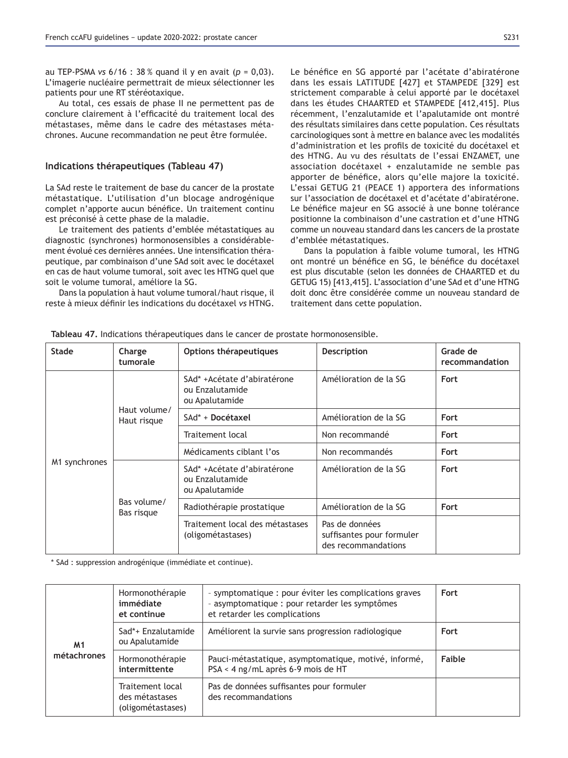au TEP-PSMA *vs* 6/16 : 38 % quand il y en avait (*p* = 0,03). L'imagerie nucléaire permettrait de mieux sélectionner les patients pour une RT stéréotaxique.

Au total, ces essais de phase II ne permettent pas de conclure clairement à l'efficacité du traitement local des métastases, même dans le cadre des métastases métachrones. Aucune recommandation ne peut être formulée.

### Indications thérapeutiques (Tableau 47)

La SAd reste le traitement de base du cancer de la prostate métastatique. L'utilisation d'un blocage androgénique complet n'apporte aucun bénéfice. Un traitement continu est préconisé à cette phase de la maladie.

Le traitement des patients d'emblée métastatiques au diagnostic (synchrones) hormonosensibles a considérablement évolué ces dernières années. Une intensification thérapeutique, par combinaison d'une SAd soit avec le docétaxel en cas de haut volume tumoral, soit avec les HTNG quel que soit le volume tumoral, améliore la SG.

Dans la population à haut volume tumoral/haut risque, il reste à mieux définir les indications du docétaxel *vs* HTNG. Le bénéfice en SG apporté par l'acétate d'abiratérone dans les essais LATITUDE [427] et STAMPEDE [329] est strictement comparable à celui apporté par le docétaxel dans les études CHAARTED et STAMPEDE [412,415]. Plus récemment, l'enzalutamide et l'apalutamide ont montré des résultats similaires dans cette population. Ces résultats carcinologiques sont à mettre en balance avec les modalités d'administration et les profils de toxicité du docétaxel et des HTNG. Au vu des résultats de l'essai ENZAMET, une association docétaxel + enzalutamide ne semble pas apporter de bénéfice, alors qu'elle majore la toxicité. L'essai GETUG 21 (PEACE 1) apportera des informations sur l'association de docétaxel et d'acétate d'abiratérone. Le bénéfice majeur en SG associé à une bonne tolérance positionne la combinaison d'une castration et d'une HTNG comme un nouveau standard dans les cancers de la prostate d'emblée métastatiques.

Dans la population à faible volume tumoral, les HTNG ont montré un bénéfice en SG, le bénéfice du docétaxel est plus discutable (selon les données de CHAARTED et du GETUG 15) [413,415]. L'association d'une SAd et d'une HTNG doit donc être considérée comme un nouveau standard de traitement dans cette population.

**Tableau 47.** Indications thérapeutiques dans le cancer de prostate hormonosensible.

| Stade | Charge tumorale | Options thérapeutiques | Description | Grade de recommandation |
|---|---|---|---|---|
| M1 synchrones | Haut volume/ Haut risque | SAd* +Acétate d'abiratérone ou Enzalutamide ou Apalutamide | Amélioration de la SG | **Fort** |
| | | SAd* + **Docétaxel** | Amélioration de la SG | **Fort** |
| | | Traitement local | Non recommandé | **Fort** |
| | | Médicaments ciblant l'os | Non recommandés | **Fort** |
| | Bas volume/ Bas risque | SAd* +Acétate d'abiratérone ou Enzalutamide ou Apalutamide | Amélioration de la SG | **Fort** |
| | | Radiothérapie prostatique | Amélioration de la SG | **Fort** |
| | | Traitement local des métastases (oligométastases) | Pas de données suffisantes pour formuler des recommandations | |

\* SAd : suppression androgénique (immédiate et continue).

| Stade | Options thérapeutiques | Description | Grade de recommandation |
|---|---|---|---|
| **M1 métachrones** | Hormonothérapie **immédiate et continue** | – symptomatique : pour éviter les complications graves<br>– asymptomatique : pour retarder les symptômes et retarder les complications | **Fort** |
| | Sad*+ Enzalutamide ou Apalutamide | Améliorent la survie sans progression radiologique | **Fort** |
| | Hormonothérapie **intermittente** | Pauci-métastatique, asymptomatique, motivé, informé, PSA < 4 ng/mL après 6-9 mois de HT | **Faible** |
| | Traitement local des métastases (oligométastases) | Pas de données suffisantes pour formuler des recommandations | |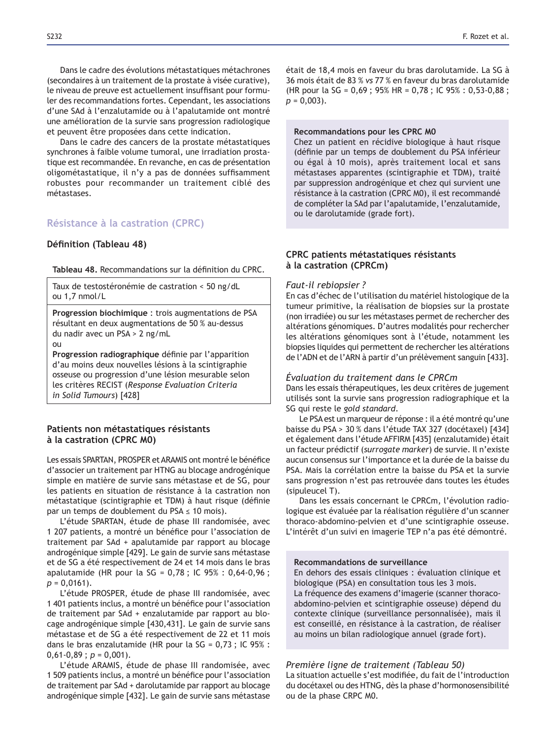Dans le cadre des évolutions métastatiques métachrones (secondaires à un traitement de la prostate à visée curative), le niveau de preuve est actuellement insuffisant pour formuler des recommandations fortes. Cependant, les associations d'une SAd à l'enzalutamide ou à l'apalutamide ont montré une amélioration de la survie sans progression radiologique et peuvent être proposées dans cette indication.

Dans le cadre des cancers de la prostate métastatiques synchrones à faible volume tumoral, une irradiation prostatique est recommandée. En revanche, en cas de présentation oligométastatique, il n'y a pas de données suffisamment robustes pour recommander un traitement ciblé des métastases.

## Résistance à la castration (CPRC)

### Définition (Tableau 48)

**Tableau 48.** Recommandations sur la définition du CPRC.

| |
|---|
| Taux de testostéronémie de castration < 50 ng/dL ou 1,7 nmol/L |
| **Progression biochimique** : trois augmentations de PSA résultant en deux augmentations de 50 % au-dessus du nadir avec un PSA > 2 ng/mL<br>ou<br>**Progression radiographique** définie par l'apparition d'au moins deux nouvelles lésions à la scintigraphie osseuse ou progression d'une lésion mesurable selon les critères RECIST (*Response Evaluation Criteria in Solid Tumours*) [428] |

### Patients non métastatiques résistants à la castration (CPRC M0)

Les essais SPARTAN, PROSPER et ARAMIS ont montré le bénéfice d'associer un traitement par HTNG au blocage androgénique simple en matière de survie sans métastase et de SG, pour les patients en situation de résistance à la castration non métastatique (scintigraphie et TDM) à haut risque (définie par un temps de doublement du PSA ≤ 10 mois).

L'étude SPARTAN, étude de phase III randomisée, avec 1 207 patients, a montré un bénéfice pour l'association de traitement par SAd + apalutamide par rapport au blocage androgénique simple [429]. Le gain de survie sans métastase et de SG a été respectivement de 24 et 14 mois dans le bras apalutamide (HR pour la SG = 0,78 ; IC 95% : 0,64-0,96 ; $p$ = 0,0161).

L'étude PROSPER, étude de phase III randomisée, avec 1 401 patients inclus, a montré un bénéfice pour l'association de traitement par SAd + enzalutamide par rapport au blocage androgénique simple [430,431]. Le gain de survie sans métastase et de SG a été respectivement de 22 et 11 mois dans le bras enzalutamide (HR pour la SG = 0,73 ; IC 95% : 0,61-0,89 ; $p$ = 0,001).

L'étude ARAMIS, étude de phase III randomisée, avec 1 509 patients inclus, a montré un bénéfice pour l'association de traitement par SAd + darolutamide par rapport au blocage androgénique simple [432]. Le gain de survie sans métastase était de 18,4 mois en faveur du bras darolutamide. La SG à 36 mois était de 83 % *vs* 77 % en faveur du bras darolutamide (HR pour la SG = 0,69 ; 95% HR = 0,78 ; IC 95% : 0,53-0,88 ; $p$ = 0,003).

> **Recommandations pour les CPRC M0**
> Chez un patient en récidive biologique à haut risque (définie par un temps de doublement du PSA inférieur ou égal à 10 mois), après traitement local et sans métastases apparentes (scintigraphie et TDM), traité par suppression androgénique et chez qui survient une résistance à la castration (CPRC M0), il est recommandé de compléter la SAd par l'apalutamide, l'enzalutamide, ou le darolutamide (grade fort).

### CPRC patients métastatiques résistants à la castration (CPRCm)

#### *Faut-il rebiopsier ?*

En cas d'échec de l'utilisation du matériel histologique de la tumeur primitive, la réalisation de biopsies sur la prostate (non irradiée) ou sur les métastases permet de rechercher des altérations génomiques. D'autres modalités pour rechercher les altérations génomiques sont à l'étude, notamment les biopsies liquides qui permettent de rechercher les altérations de l'ADN et de l'ARN à partir d'un prélèvement sanguin [433].

#### *Évaluation du traitement dans le CPRCm*

Dans les essais thérapeutiques, les deux critères de jugement utilisés sont la survie sans progression radiographique et la SG qui reste le *gold standard*.

Le PSA est un marqueur de réponse : il a été montré qu'une baisse du PSA > 30 % dans l'étude TAX 327 (docétaxel) [434] et également dans l'étude AFFIRM [435] (enzalutamide) était un facteur prédictif (*surrogate marker*) de survie. Il n'existe aucun consensus sur l'importance et la durée de la baisse du PSA. Mais la corrélation entre la baisse du PSA et la survie sans progression n'est pas retrouvée dans toutes les études (sipuleucel T).

Dans les essais concernant le CPRCm, l'évolution radiologique est évaluée par la réalisation régulière d'un scanner thoraco-abdomino-pelvien et d'une scintigraphie osseuse. L'intérêt d'un suivi en imagerie TEP n'a pas été démontré.

> **Recommandations de surveillance**
> En dehors des essais cliniques : évaluation clinique et biologique (PSA) en consultation tous les 3 mois.
> La fréquence des examens d'imagerie (scanner thoraco-abdomino-pelvien et scintigraphie osseuse) dépend du contexte clinique (surveillance personnalisée), mais il est conseillé, en résistance à la castration, de réaliser au moins un bilan radiologique annuel (grade fort).

#### *Première ligne de traitement (Tableau 50)*

La situation actuelle s'est modifiée, du fait de l'introduction du docétaxel ou des HTNG, dès la phase d'hormonosensibilité ou de la phase CRPC M0.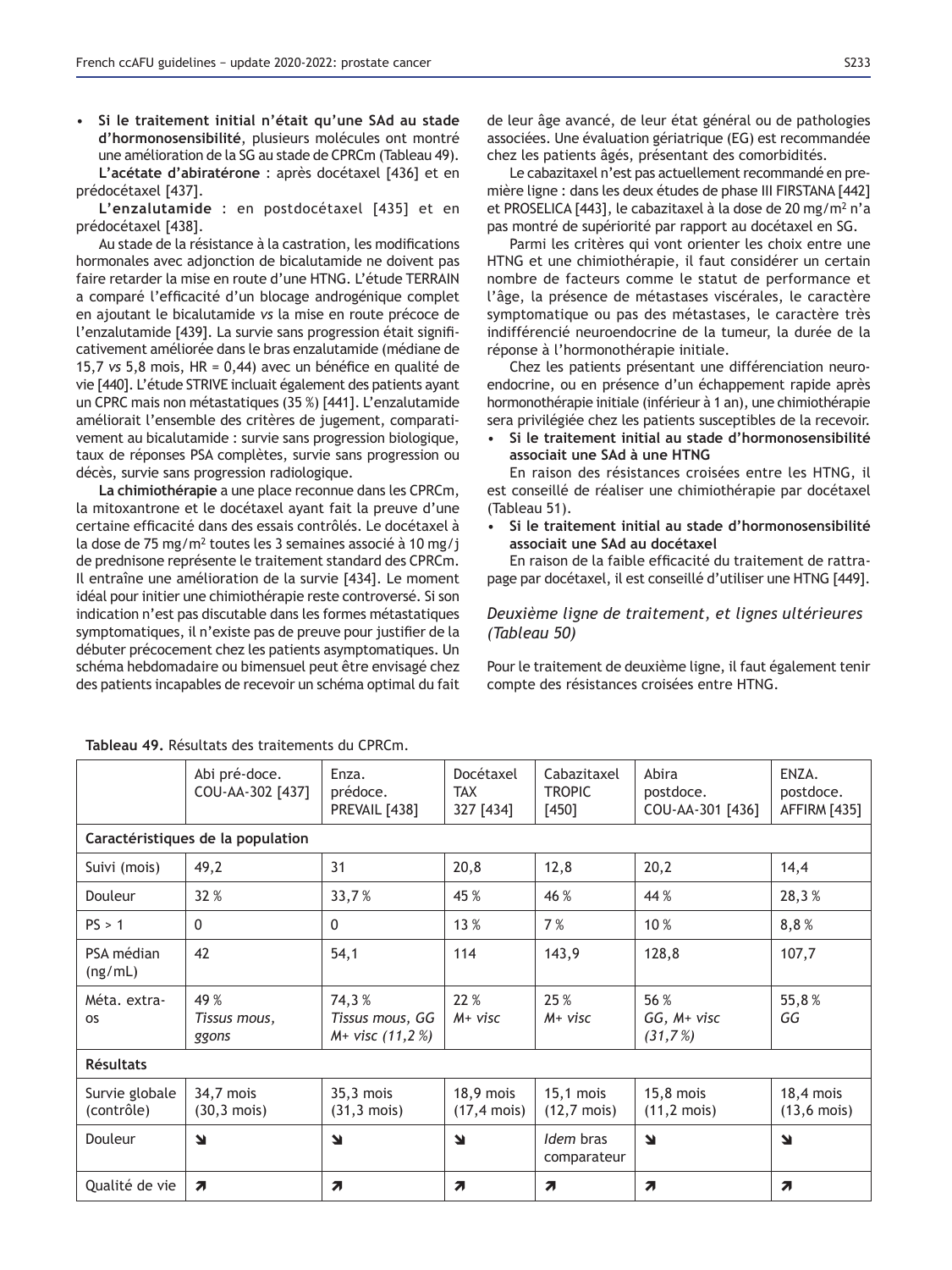- **Si le traitement initial n'était qu'une SAd au stade d'hormonosensibilité**, plusieurs molécules ont montré une amélioration de la SG au stade de CPRCm (Tableau 49).

**L'acétate d'abiratérone** : après docétaxel [436] et en prédocétaxel [437].

**L'enzalutamide** : en postdocétaxel [435] et en prédocétaxel [438].

Au stade de la résistance à la castration, les modifications hormonales avec adjonction de bicalutamide ne doivent pas faire retarder la mise en route d'une HTNG. L'étude TERRAIN a comparé l'efficacité d'un blocage androgénique complet en ajoutant le bicalutamide *vs* la mise en route précoce de l'enzalutamide [439]. La survie sans progression était significativement améliorée dans le bras enzalutamide (médiane de 15,7 *vs* 5,8 mois, HR = 0,44) avec un bénéfice en qualité de vie [440]. L'étude STRIVE incluait également des patients ayant un CPRC mais non métastatiques (35 %) [441]. L'enzalutamide améliorait l'ensemble des critères de jugement, comparativement au bicalutamide : survie sans progression biologique, taux de réponses PSA complètes, survie sans progression ou décès, survie sans progression radiologique.

**La chimiothérapie** a une place reconnue dans les CPRCm, la mitoxantrone et le docétaxel ayant fait la preuve d'une certaine efficacité dans des essais contrôlés. Le docétaxel à la dose de 75 mg/m² toutes les 3 semaines associé à 10 mg/j de prednisone représente le traitement standard des CPRCm. Il entraîne une amélioration de la survie [434]. Le moment idéal pour initier une chimiothérapie reste controversé. Si son indication n'est pas discutable dans les formes métastatiques symptomatiques, il n'existe pas de preuve pour justifier de la débuter précocement chez les patients asymptomatiques. Un schéma hebdomadaire ou bimensuel peut être envisagé chez des patients incapables de recevoir un schéma optimal du fait de leur âge avancé, de leur état général ou de pathologies associées. Une évaluation gériatrique (EG) est recommandée chez les patients âgés, présentant des comorbidités.

Le cabazitaxel n'est pas actuellement recommandé en première ligne : dans les deux études de phase III FIRSTANA [442] et PROSELICA [443], le cabazitaxel à la dose de 20 mg/m² n'a pas montré de supériorité par rapport au docétaxel en SG.

Parmi les critères qui vont orienter les choix entre une HTNG et une chimiothérapie, il faut considérer un certain nombre de facteurs comme le statut de performance et l'âge, la présence de métastases viscérales, le caractère symptomatique ou pas des métastases, le caractère très indifférencié neuroendocrine de la tumeur, la durée de la réponse à l'hormonothérapie initiale.

Chez les patients présentant une différenciation neuroendocrine, ou en présence d'un échappement rapide après hormonothérapie initiale (inférieur à 1 an), une chimiothérapie sera privilégiée chez les patients susceptibles de la recevoir.

- **Si le traitement initial au stade d'hormonosensibilité associait une SAd à une HTNG**

En raison des résistances croisées entre les HTNG, il est conseillé de réaliser une chimiothérapie par docétaxel (Tableau 51).

- **Si le traitement initial au stade d'hormonosensibilité associait une SAd au docétaxel**

En raison de la faible efficacité du traitement de rattrapage par docétaxel, il est conseillé d'utiliser une HTNG [449].

### *Deuxième ligne de traitement, et lignes ultérieures (Tableau 50)*

Pour le traitement de deuxième ligne, il faut également tenir compte des résistances croisées entre HTNG.

**Tableau 49.** Résultats des traitements du CPRCm.

| | Abi pré-doce. COU-AA-302 [437] | Enza. prédoce. PREVAIL [438] | Docétaxel TAX 327 [434] | Cabazitaxel TROPIC [450] | Abira postdoce. COU-AA-301 [436] | ENZA. postdoce. AFFIRM [435] |
|---|---|---|---|---|---|---|
| **Caractéristiques de la population** | | | | | | |
| Suivi (mois) | 49,2 | 31 | 20,8 | 12,8 | 20,2 | 14,4 |
| Douleur | 32 % | 33,7 % | 45 % | 46 % | 44 % | 28,3 % |
| PS > 1 | 0 | 0 | 13 % | 7 % | 10 % | 8,8 % |
| PSA médian (ng/mL) | 42 | 54,1 | 114 | 143,9 | 128,8 | 107,7 |
| Méta. extra-os | 49 % *Tissus mous, ggons* | 74,3 % *Tissus mous, GG M+ visc (11,2 %)* | 22 % *M+ visc* | 25 % *M+ visc* | 56 % *GG, M+ visc (31,7 %)* | 55,8 % *GG* |
| **Résultats** | | | | | | |
| Survie globale (contrôle) | 34,7 mois (30,3 mois) | 35,3 mois (31,3 mois) | 18,9 mois (17,4 mois) | 15,1 mois (12,7 mois) | 15,8 mois (11,2 mois) | 18,4 mois (13,6 mois) |
| Douleur | ↘ | ↘ | ↘ | *Idem* bras comparateur | ↘ | ↘ |
| Qualité de vie | ↗ | ↗ | ↗ | ↗ | ↗ | ↗ |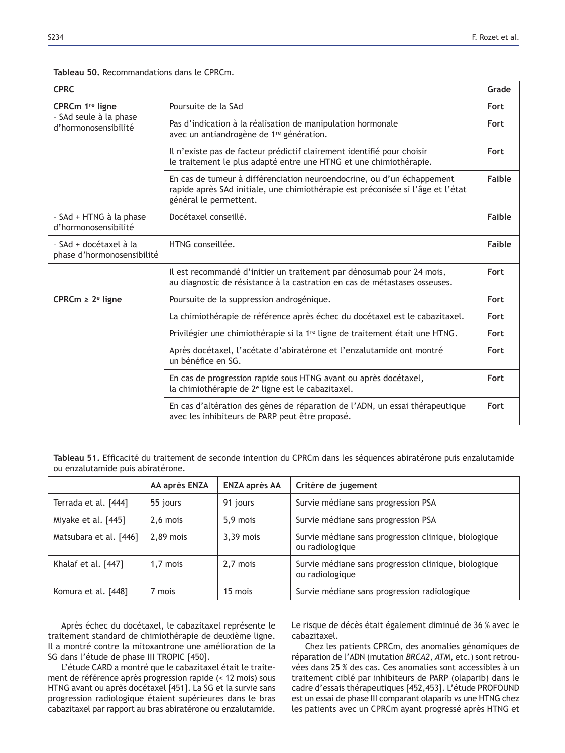**Tableau 50.** Recommandations dans le CPRCm.

| CPRC | | Grade |
|---|---|---|
| **CPRCm 1re ligne**<br>– SAd seule à la phase d'hormonosensibilité | Poursuite de la SAd | **Fort** |
| | Pas d'indication à la réalisation de manipulation hormonale avec un antiandrogène de 1re génération. | **Fort** |
| | Il n'existe pas de facteur prédictif clairement identifié pour choisir le traitement le plus adapté entre une HTNG et une chimiothérapie. | **Fort** |
| | En cas de tumeur à différenciation neuroendocrine, ou d'un échappement rapide après SAd initiale, une chimiothérapie est préconisée si l'âge et l'état général le permettent. | **Faible** |
| – SAd + HTNG à la phase d'hormonosensibilité | Docétaxel conseillé. | **Faible** |
| – SAd + docétaxel à la phase d'hormonosensibilité | HTNG conseillée. | **Faible** |
| | Il est recommandé d'initier un traitement par dénosumab pour 24 mois, au diagnostic de résistance à la castration en cas de métastases osseuses. | **Fort** |
| **CPRCm ≥ 2e ligne** | Poursuite de la suppression androgénique. | **Fort** |
| | La chimiothérapie de référence après échec du docétaxel est le cabazitaxel. | **Fort** |
| | Privilégier une chimiothérapie si la 1re ligne de traitement était une HTNG. | **Fort** |
| | Après docétaxel, l'acétate d'abiratérone et l'enzalutamide ont montré un bénéfice en SG. | **Fort** |
| | En cas de progression rapide sous HTNG avant ou après docétaxel, la chimiothérapie de 2e ligne est le cabazitaxel. | **Fort** |
| | En cas d'altération des gènes de réparation de l'ADN, un essai thérapeutique avec les inhibiteurs de PARP peut être proposé. | **Fort** |

**Tableau 51.** Efficacité du traitement de seconde intention du CPRCm dans les séquences abiratérone puis enzalutamide ou enzalutamide puis abiratérone.

| | AA après ENZA | ENZA après AA | Critère de jugement |
|---|---|---|---|
| Terrada et al. [444] | 55 jours | 91 jours | Survie médiane sans progression PSA |
| Miyake et al. [445] | 2,6 mois | 5,9 mois | Survie médiane sans progression PSA |
| Matsubara et al. [446] | 2,89 mois | 3,39 mois | Survie médiane sans progression clinique, biologique ou radiologique |
| Khalaf et al. [447] | 1,7 mois | 2,7 mois | Survie médiane sans progression clinique, biologique ou radiologique |
| Komura et al. [448] | 7 mois | 15 mois | Survie médiane sans progression radiologique |

Après échec du docétaxel, le cabazitaxel représente le traitement standard de chimiothérapie de deuxième ligne. Il a montré contre la mitoxantrone une amélioration de la SG dans l'étude de phase III TROPIC [450].

L'étude CARD a montré que le cabazitaxel était le traitement de référence après progression rapide (< 12 mois) sous HTNG avant ou après docétaxel [451]. La SG et la survie sans progression radiologique étaient supérieures dans le bras cabazitaxel par rapport au bras abiratérone ou enzalutamide. Le risque de décès était également diminué de 36 % avec le cabazitaxel.

Chez les patients CPRCm, des anomalies génomiques de réparation de l'ADN (mutation *BRCA2*, *ATM*, etc.) sont retrouvées dans 25 % des cas. Ces anomalies sont accessibles à un traitement ciblé par inhibiteurs de PARP (olaparib) dans le cadre d'essais thérapeutiques [452,453]. L'étude PROFOUND est un essai de phase III comparant olaparib *vs* une HTNG chez les patients avec un CPRCm ayant progressé après HTNG et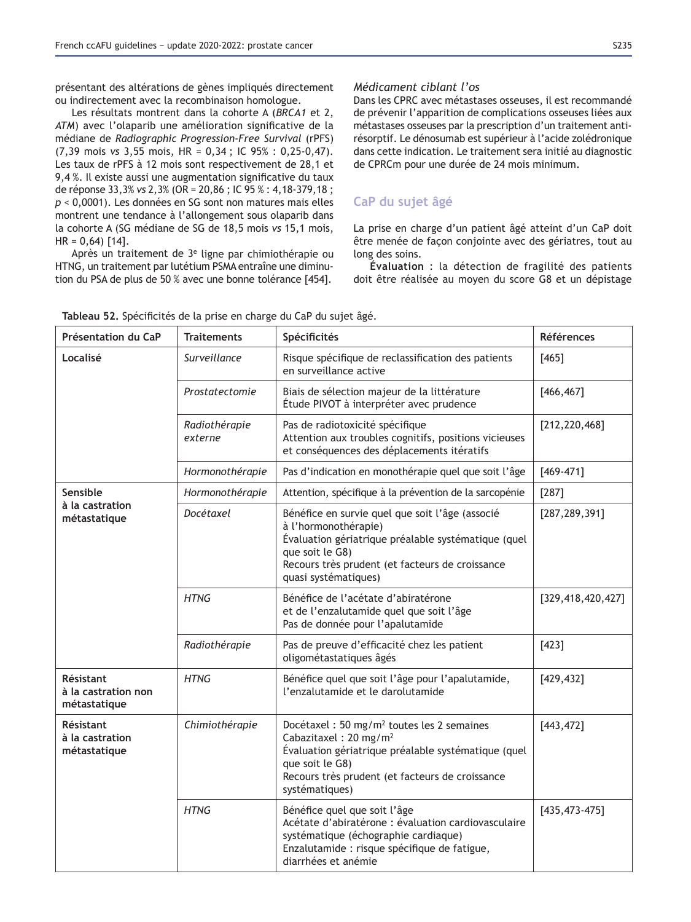présentant des altérations de gènes impliqués directement ou indirectement avec la recombinaison homologue.

Les résultats montrent dans la cohorte A (*BRCA1* et 2, *ATM*) avec l'olaparib une amélioration significative de la médiane de *Radiographic Progression-Free Survival* (rPFS) (7,39 mois *vs* 3,55 mois, HR = 0,34 ; IC 95% : 0,25-0,47). Les taux de rPFS à 12 mois sont respectivement de 28,1 et 9,4 %. Il existe aussi une augmentation significative du taux de réponse 33,3% *vs* 2,3% (OR = 20,86 ; IC 95 % : 4,18-379,18 ; *p* < 0,0001). Les données en SG sont non matures mais elles montrent une tendance à l'allongement sous olaparib dans la cohorte A (SG médiane de SG de 18,5 mois *vs* 15,1 mois, HR = 0,64) [14].

Après un traitement de 3[e] ligne par chimiothérapie ou HTNG, un traitement par lutétium PSMA entraîne une diminution du PSA de plus de 50 % avec une bonne tolérance [454].

### *Médicament ciblant l'os*

Dans les CPRC avec métastases osseuses, il est recommandé de prévenir l'apparition de complications osseuses liées aux métastases osseuses par la prescription d'un traitement anti-résorptif. Le dénosumab est supérieur à l'acide zolédronique dans cette indication. Le traitement sera initié au diagnostic de CPRCm pour une durée de 24 mois minimum.

## CaP du sujet âgé

La prise en charge d'un patient âgé atteint d'un CaP doit être menée de façon conjointe avec des gériatres, tout au long des soins.

**Évaluation** : la détection de fragilité des patients doit être réalisée au moyen du score G8 et un dépistage

**Tableau 52.** Spécificités de la prise en charge du CaP du sujet âgé.

| Présentation du CaP | Traitements | Spécificités | Références |
|---|---|---|---|
| **Localisé** | *Surveillance* | Risque spécifique de reclassification des patients en surveillance active | [465] |
| | *Prostatectomie* | Biais de sélection majeur de la littérature<br>Étude PIVOT à interpréter avec prudence | [466,467] |
| | *Radiothérapie externe* | Pas de radiotoxicité spécifique<br>Attention aux troubles cognitifs, positions vicieuses et conséquences des déplacements itératifs | [212,220,468] |
| | *Hormonothérapie* | Pas d'indication en monothérapie quel que soit l'âge | [469-471] |
| **Sensible à la castration métastatique** | *Hormonothérapie* | Attention, spécifique à la prévention de la sarcopénie | [287] |
| | *Docétaxel* | Bénéfice en survie quel que soit l'âge (associé à l'hormonothérapie)<br>Évaluation gériatrique préalable systématique (quel que soit le G8)<br>Recours très prudent (et facteurs de croissance quasi systématiques) | [287,289,391] |
| | *HTNG* | Bénéfice de l'acétate d'abiratérone et de l'enzalutamide quel que soit l'âge<br>Pas de donnée pour l'apalutamide | [329,418,420,427] |
| | *Radiothérapie* | Pas de preuve d'efficacité chez les patient oligométastatiques âgés | [423] |
| **Résistant à la castration non métastatique** | *HTNG* | Bénéfice quel que soit l'âge pour l'apalutamide, l'enzalutamide et le darolutamide | [429,432] |
| **Résistant à la castration métastatique** | *Chimiothérapie* | Docétaxel : 50 mg/m² toutes les 2 semaines<br>Cabazitaxel : 20 mg/m²<br>Évaluation gériatrique préalable systématique (quel que soit le G8)<br>Recours très prudent (et facteurs de croissance systématiques) | [443,472] |
| | *HTNG* | Bénéfice quel que soit l'âge<br>Acétate d'abiratérone : évaluation cardiovasculaire systématique (échographie cardiaque)<br>Enzalutamide : risque spécifique de fatigue, diarrhées et anémie | [435,473-475] |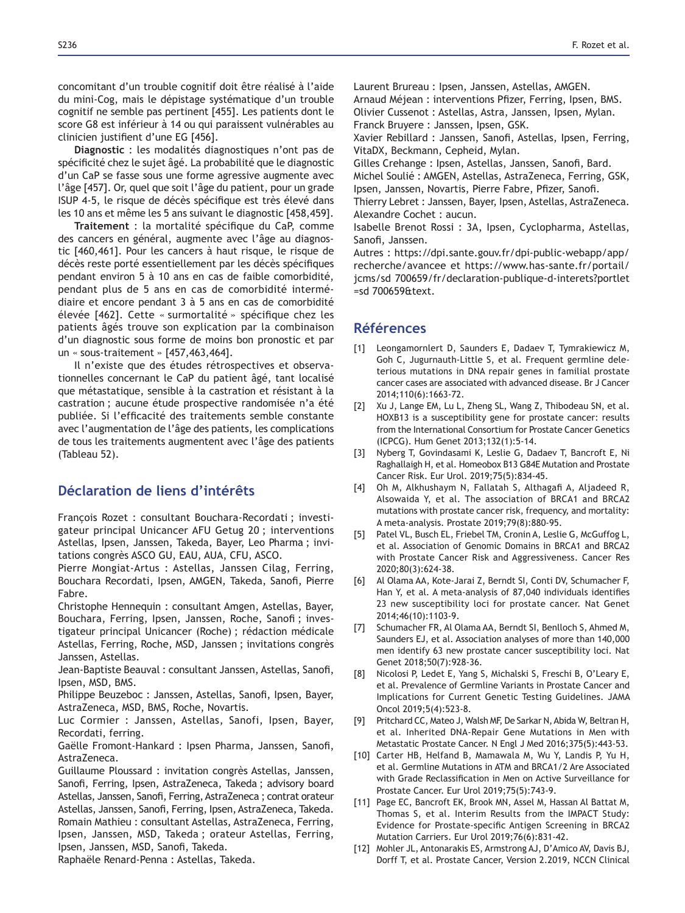concomitant d'un trouble cognitif doit être réalisé à l'aide du mini-Cog, mais le dépistage systématique d'un trouble cognitif ne semble pas pertinent [455]. Les patients dont le score G8 est inférieur à 14 ou qui paraissent vulnérables au clinicien justifient d'une EG [456].

**Diagnostic** : les modalités diagnostiques n'ont pas de spécificité chez le sujet âgé. La probabilité que le diagnostic d'un CaP se fasse sous une forme agressive augmente avec l'âge [457]. Or, quel que soit l'âge du patient, pour un grade ISUP 4-5, le risque de décès spécifique est très élevé dans les 10 ans et même les 5 ans suivant le diagnostic [458,459].

**Traitement** : la mortalité spécifique du CaP, comme des cancers en général, augmente avec l'âge au diagnostic [460,461]. Pour les cancers à haut risque, le risque de décès reste porté essentiellement par les décès spécifiques pendant environ 5 à 10 ans en cas de faible comorbidité, pendant plus de 5 ans en cas de comorbidité intermédiaire et encore pendant 3 à 5 ans en cas de comorbidité élevée [462]. Cette « surmortalité » spécifique chez les patients âgés trouve son explication par la combinaison d'un diagnostic sous forme de moins bon pronostic et par un « sous-traitement » [457,463,464].

Il n'existe que des études rétrospectives et observationnelles concernant le CaP du patient âgé, tant localisé que métastatique, sensible à la castration et résistant à la castration ; aucune étude prospective randomisée n'a été publiée. Si l'efficacité des traitements semble constante avec l'augmentation de l'âge des patients, les complications de tous les traitements augmentent avec l'âge des patients (Tableau 52).

## Déclaration de liens d'intérêts

François Rozet : consultant Bouchara-Recordati ; investigateur principal Unicancer AFU Getug 20 ; interventions Astellas, Ipsen, Janssen, Takeda, Bayer, Leo Pharma ; invitations congrès ASCO GU, EAU, AUA, CFU, ASCO.
Pierre Mongiat-Artus : Astellas, Janssen Cilag, Ferring, Bouchara Recordati, Ipsen, AMGEN, Takeda, Sanofi, Pierre Fabre.
Christophe Hennequin : consultant Amgen, Astellas, Bayer, Bouchara, Ferring, Ipsen, Janssen, Roche, Sanofi ; investigateur principal Unicancer (Roche) ; rédaction médicale Astellas, Ferring, Roche, MSD, Janssen ; invitations congrès Janssen, Astellas.
Jean-Baptiste Beauval : consultant Janssen, Astellas, Sanofi, Ipsen, MSD, BMS.
Philippe Beuzeboc : Janssen, Astellas, Sanofi, Ipsen, Bayer, AstraZeneca, MSD, BMS, Roche, Novartis.
Luc Cormier : Janssen, Astellas, Sanofi, Ipsen, Bayer, Recordati, ferring.
Gaëlle Fromont-Hankard : Ipsen Pharma, Janssen, Sanofi, AstraZeneca.
Guillaume Ploussard : invitation congrès Astellas, Janssen, Sanofi, Ferring, Ipsen, AstraZeneca, Takeda ; advisory board Astellas, Janssen, Sanofi, Ferring, AstraZeneca ; contrat orateur Astellas, Janssen, Sanofi, Ferring, Ipsen, AstraZeneca, Takeda.
Romain Mathieu : consultant Astellas, AstraZeneca, Ferring, Ipsen, Janssen, MSD, Takeda ; orateur Astellas, Ferring, Ipsen, Janssen, MSD, Sanofi, Takeda.
Raphaële Renard-Penna : Astellas, Takeda.
Laurent Brureau : Ipsen, Janssen, Astellas, AMGEN.
Arnaud Méjean : interventions Pfizer, Ferring, Ipsen, BMS.
Olivier Cussenot : Astellas, Astra, Janssen, Ipsen, Mylan.
Franck Bruyere : Janssen, Ipsen, GSK.
Xavier Rebillard : Janssen, Sanofi, Astellas, Ipsen, Ferring, VitaDX, Beckmann, Cepheid, Mylan.
Gilles Crehange : Ipsen, Astellas, Janssen, Sanofi, Bard.
Michel Soulié : AMGEN, Astellas, AstraZeneca, Ferring, GSK, Ipsen, Janssen, Novartis, Pierre Fabre, Pfizer, Sanofi.
Thierry Lebret : Janssen, Bayer, Ipsen, Astellas, AstraZeneca.
Alexandre Cochet : aucun.
Isabelle Brenot Rossi : 3A, Ipsen, Cyclopharma, Astellas, Sanofi, Janssen.
Autres : https://dpi.sante.gouv.fr/dpi-public-webapp/app/recherche/avancee et https://www.has-sante.fr/portail/jcms/sd 700659/fr/declaration-publique-d-interets?portlet=sd 700659&text.

## Références

[1] Leongamornlert D, Saunders E, Dadaev T, Tymrakiewicz M, Goh C, Jugurnauth-Little S, et al. Frequent germline deleterious mutations in DNA repair genes in familial prostate cancer cases are associated with advanced disease. Br J Cancer 2014;110(6):1663-72.

[2] Xu J, Lange EM, Lu L, Zheng SL, Wang Z, Thibodeau SN, et al. HOXB13 is a susceptibility gene for prostate cancer: results from the International Consortium for Prostate Cancer Genetics (ICPCG). Hum Genet 2013;132(1):5-14.

[3] Nyberg T, Govindasami K, Leslie G, Dadaev T, Bancroft E, Ni Raghallaigh H, et al. Homeobox B13 G84E Mutation and Prostate Cancer Risk. Eur Urol. 2019;75(5):834-45.

[4] Oh M, Alkhushaym N, Fallatah S, Althagafi A, Aljadeed R, Alsowaida Y, et al. The association of BRCA1 and BRCA2 mutations with prostate cancer risk, frequency, and mortality: A meta-analysis. Prostate 2019;79(8):880-95.

[5] Patel VL, Busch EL, Friebel TM, Cronin A, Leslie G, McGuffog L, et al. Association of Genomic Domains in BRCA1 and BRCA2 with Prostate Cancer Risk and Aggressiveness. Cancer Res 2020;80(3):624-38.

[6] Al Olama AA, Kote-Jarai Z, Berndt SI, Conti DV, Schumacher F, Han Y, et al. A meta-analysis of 87,040 individuals identifies 23 new susceptibility loci for prostate cancer. Nat Genet 2014;46(10):1103-9.

[7] Schumacher FR, Al Olama AA, Berndt SI, Benlloch S, Ahmed M, Saunders EJ, et al. Association analyses of more than 140,000 men identify 63 new prostate cancer susceptibility loci. Nat Genet 2018;50(7):928-36.

[8] Nicolosi P, Ledet E, Yang S, Michalski S, Freschi B, O'Leary E, et al. Prevalence of Germline Variants in Prostate Cancer and Implications for Current Genetic Testing Guidelines. JAMA Oncol 2019;5(4):523-8.

[9] Pritchard CC, Mateo J, Walsh MF, De Sarkar N, Abida W, Beltran H, et al. Inherited DNA-Repair Gene Mutations in Men with Metastatic Prostate Cancer. N Engl J Med 2016;375(5):443-53.

[10] Carter HB, Helfand B, Mamawala M, Wu Y, Landis P, Yu H, et al. Germline Mutations in ATM and BRCA1/2 Are Associated with Grade Reclassification in Men on Active Surveillance for Prostate Cancer. Eur Urol 2019;75(5):743-9.

[11] Page EC, Bancroft EK, Brook MN, Assel M, Hassan Al Battat M, Thomas S, et al. Interim Results from the IMPACT Study: Evidence for Prostate-specific Antigen Screening in BRCA2 Mutation Carriers. Eur Urol 2019;76(6):831-42.

[12] Mohler JL, Antonarakis ES, Armstrong AJ, D'Amico AV, Davis BJ, Dorff T, et al. Prostate Cancer, Version 2.2019, NCCN Clinical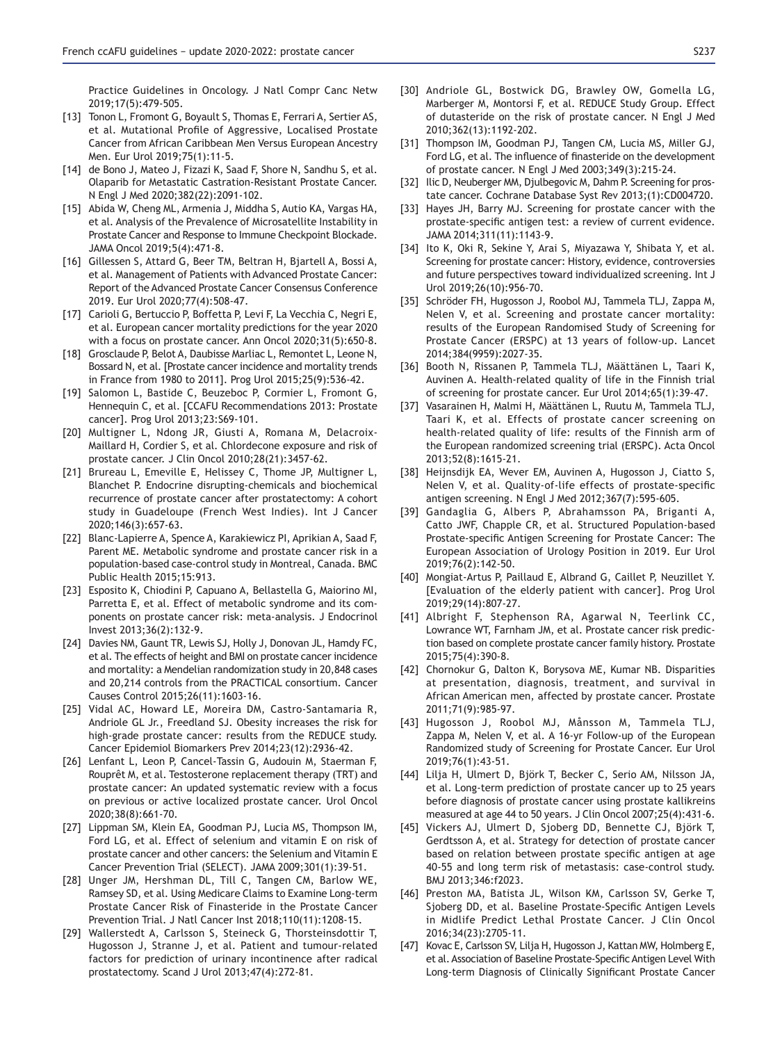Practice Guidelines in Oncology. J Natl Compr Canc Netw 2019;17(5):479-505.

[13] Tonon L, Fromont G, Boyault S, Thomas E, Ferrari A, Sertier AS, et al. Mutational Profile of Aggressive, Localised Prostate Cancer from African Caribbean Men Versus European Ancestry Men. Eur Urol 2019;75(1):11-5.

[14] de Bono J, Mateo J, Fizazi K, Saad F, Shore N, Sandhu S, et al. Olaparib for Metastatic Castration-Resistant Prostate Cancer. N Engl J Med 2020;382(22):2091-102.

[15] Abida W, Cheng ML, Armenia J, Middha S, Autio KA, Vargas HA, et al. Analysis of the Prevalence of Microsatellite Instability in Prostate Cancer and Response to Immune Checkpoint Blockade. JAMA Oncol 2019;5(4):471-8.

[16] Gillessen S, Attard G, Beer TM, Beltran H, Bjartell A, Bossi A, et al. Management of Patients with Advanced Prostate Cancer: Report of the Advanced Prostate Cancer Consensus Conference 2019. Eur Urol 2020;77(4):508-47.

[17] Carioli G, Bertuccio P, Boffetta P, Levi F, La Vecchia C, Negri E, et al. European cancer mortality predictions for the year 2020 with a focus on prostate cancer. Ann Oncol 2020;31(5):650-8.

[18] Grosclaude P, Belot A, Daubisse Marliac L, Remontet L, Leone N, Bossard N, et al. [Prostate cancer incidence and mortality trends in France from 1980 to 2011]. Prog Urol 2015;25(9):536-42.

[19] Salomon L, Bastide C, Beuzeboc P, Cormier L, Fromont G, Hennequin C, et al. [CCAFU Recommendations 2013: Prostate cancer]. Prog Urol 2013;23:S69-101.

[20] Multigner L, Ndong JR, Giusti A, Romana M, Delacroix-Maillard H, Cordier S, et al. Chlordecone exposure and risk of prostate cancer. J Clin Oncol 2010;28(21):3457-62.

[21] Brureau L, Emeville E, Helissey C, Thome JP, Multigner L, Blanchet P. Endocrine disrupting-chemicals and biochemical recurrence of prostate cancer after prostatectomy: A cohort study in Guadeloupe (French West Indies). Int J Cancer 2020;146(3):657-63.

[22] Blanc-Lapierre A, Spence A, Karakiewicz PI, Aprikian A, Saad F, Parent ME. Metabolic syndrome and prostate cancer risk in a population-based case-control study in Montreal, Canada. BMC Public Health 2015;15:913.

[23] Esposito K, Chiodini P, Capuano A, Bellastella G, Maiorino MI, Parretta E, et al. Effect of metabolic syndrome and its components on prostate cancer risk: meta-analysis. J Endocrinol Invest 2013;36(2):132-9.

[24] Davies NM, Gaunt TR, Lewis SJ, Holly J, Donovan JL, Hamdy FC, et al. The effects of height and BMI on prostate cancer incidence and mortality: a Mendelian randomization study in 20,848 cases and 20,214 controls from the PRACTICAL consortium. Cancer Causes Control 2015;26(11):1603-16.

[25] Vidal AC, Howard LE, Moreira DM, Castro-Santamaria R, Andriole GL Jr., Freedland SJ. Obesity increases the risk for high-grade prostate cancer: results from the REDUCE study. Cancer Epidemiol Biomarkers Prev 2014;23(12):2936-42.

[26] Lenfant L, Leon P, Cancel-Tassin G, Audouin M, Staerman F, Rouprêt M, et al. Testosterone replacement therapy (TRT) and prostate cancer: An updated systematic review with a focus on previous or active localized prostate cancer. Urol Oncol 2020;38(8):661-70.

[27] Lippman SM, Klein EA, Goodman PJ, Lucia MS, Thompson IM, Ford LG, et al. Effect of selenium and vitamin E on risk of prostate cancer and other cancers: the Selenium and Vitamin E Cancer Prevention Trial (SELECT). JAMA 2009;301(1):39-51.

[28] Unger JM, Hershman DL, Till C, Tangen CM, Barlow WE, Ramsey SD, et al. Using Medicare Claims to Examine Long-term Prostate Cancer Risk of Finasteride in the Prostate Cancer Prevention Trial. J Natl Cancer Inst 2018;110(11):1208-15.

[29] Wallerstedt A, Carlsson S, Steineck G, Thorsteinsdottir T, Hugosson J, Stranne J, et al. Patient and tumour-related factors for prediction of urinary incontinence after radical prostatectomy. Scand J Urol 2013;47(4):272-81.

[30] Andriole GL, Bostwick DG, Brawley OW, Gomella LG, Marberger M, Montorsi F, et al. REDUCE Study Group. Effect of dutasteride on the risk of prostate cancer. N Engl J Med 2010;362(13):1192-202.

[31] Thompson IM, Goodman PJ, Tangen CM, Lucia MS, Miller GJ, Ford LG, et al. The influence of finasteride on the development of prostate cancer. N Engl J Med 2003;349(3):215-24.

[32] Ilic D, Neuberger MM, Djulbegovic M, Dahm P. Screening for prostate cancer. Cochrane Database Syst Rev 2013;(1):CD004720.

[33] Hayes JH, Barry MJ. Screening for prostate cancer with the prostate-specific antigen test: a review of current evidence. JAMA 2014;311(11):1143-9.

[34] Ito K, Oki R, Sekine Y, Arai S, Miyazawa Y, Shibata Y, et al. Screening for prostate cancer: History, evidence, controversies and future perspectives toward individualized screening. Int J Urol 2019;26(10):956-70.

[35] Schröder FH, Hugosson J, Roobol MJ, Tammela TLJ, Zappa M, Nelen V, et al. Screening and prostate cancer mortality: results of the European Randomised Study of Screening for Prostate Cancer (ERSPC) at 13 years of follow-up. Lancet 2014;384(9959):2027-35.

[36] Booth N, Rissanen P, Tammela TLJ, Määttänen L, Taari K, Auvinen A. Health-related quality of life in the Finnish trial of screening for prostate cancer. Eur Urol 2014;65(1):39-47.

[37] Vasarainen H, Malmi H, Määttänen L, Ruutu M, Tammela TLJ, Taari K, et al. Effects of prostate cancer screening on health-related quality of life: results of the Finnish arm of the European randomized screening trial (ERSPC). Acta Oncol 2013;52(8):1615-21.

[38] Heijnsdijk EA, Wever EM, Auvinen A, Hugosson J, Ciatto S, Nelen V, et al. Quality-of-life effects of prostate-specific antigen screening. N Engl J Med 2012;367(7):595-605.

[39] Gandaglia G, Albers P, Abrahamsson PA, Briganti A, Catto JWF, Chapple CR, et al. Structured Population-based Prostate-specific Antigen Screening for Prostate Cancer: The European Association of Urology Position in 2019. Eur Urol 2019;76(2):142-50.

[40] Mongiat-Artus P, Paillaud E, Albrand G, Caillet P, Neuzillet Y. [Evaluation of the elderly patient with cancer]. Prog Urol 2019;29(14):807-27.

[41] Albright F, Stephenson RA, Agarwal N, Teerlink CC, Lowrance WT, Farnham JM, et al. Prostate cancer risk prediction based on complete prostate cancer family history. Prostate 2015;75(4):390-8.

[42] Chornokur G, Dalton K, Borysova ME, Kumar NB. Disparities at presentation, diagnosis, treatment, and survival in African American men, affected by prostate cancer. Prostate 2011;71(9):985-97.

[43] Hugosson J, Roobol MJ, Månsson M, Tammela TLJ, Zappa M, Nelen V, et al. A 16-yr Follow-up of the European Randomized study of Screening for Prostate Cancer. Eur Urol 2019;76(1):43-51.

[44] Lilja H, Ulmert D, Björk T, Becker C, Serio AM, Nilsson JA, et al. Long-term prediction of prostate cancer up to 25 years before diagnosis of prostate cancer using prostate kallikreins measured at age 44 to 50 years. J Clin Oncol 2007;25(4):431-6.

[45] Vickers AJ, Ulmert D, Sjoberg DD, Bennette CJ, Björk T, Gerdtsson A, et al. Strategy for detection of prostate cancer based on relation between prostate specific antigen at age 40-55 and long term risk of metastasis: case-control study. BMJ 2013;346:f2023.

[46] Preston MA, Batista JL, Wilson KM, Carlsson SV, Gerke T, Sjoberg DD, et al. Baseline Prostate-Specific Antigen Levels in Midlife Predict Lethal Prostate Cancer. J Clin Oncol 2016;34(23):2705-11.

[47] Kovac E, Carlsson SV, Lilja H, Hugosson J, Kattan MW, Holmberg E, et al. Association of Baseline Prostate-Specific Antigen Level With Long-term Diagnosis of Clinically Significant Prostate Cancer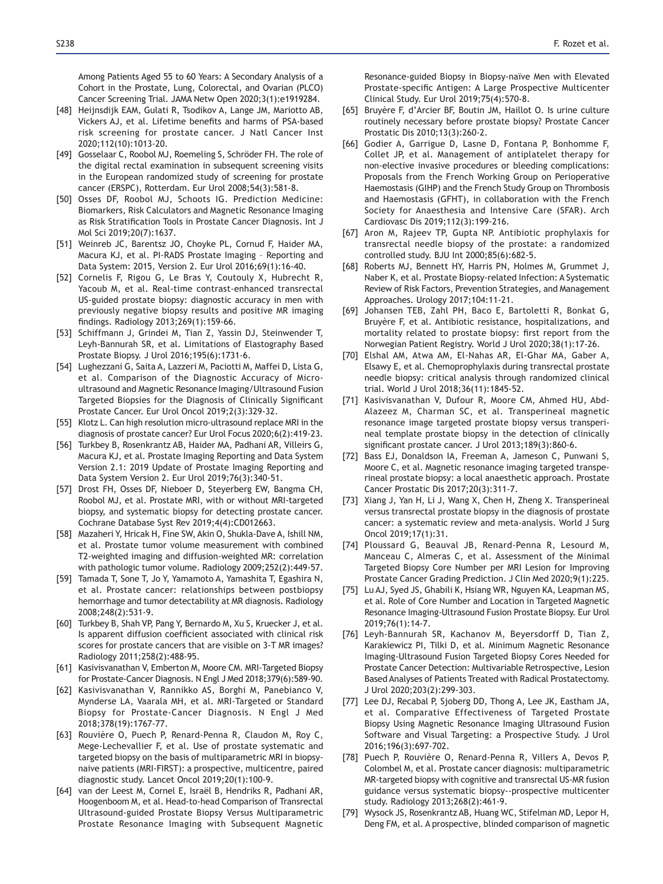Among Patients Aged 55 to 60 Years: A Secondary Analysis of a Cohort in the Prostate, Lung, Colorectal, and Ovarian (PLCO) Cancer Screening Trial. JAMA Netw Open 2020;3(1):e1919284.

[48] Heijnsdijk EAM, Gulati R, Tsodikov A, Lange JM, Mariotto AB, Vickers AJ, et al. Lifetime benefits and harms of PSA-based risk screening for prostate cancer. J Natl Cancer Inst 2020;112(10):1013-20.

[49] Gosselaar C, Roobol MJ, Roemeling S, Schröder FH. The role of the digital rectal examination in subsequent screening visits in the European randomized study of screening for prostate cancer (ERSPC), Rotterdam. Eur Urol 2008;54(3):581-8.

[50] Osses DF, Roobol MJ, Schoots IG. Prediction Medicine: Biomarkers, Risk Calculators and Magnetic Resonance Imaging as Risk Stratification Tools in Prostate Cancer Diagnosis. Int J Mol Sci 2019;20(7):1637.

[51] Weinreb JC, Barentsz JO, Choyke PL, Cornud F, Haider MA, Macura KJ, et al. PI-RADS Prostate Imaging – Reporting and Data System: 2015, Version 2. Eur Urol 2016;69(1):16-40.

[52] Cornelis F, Rigou G, Le Bras Y, Coutouly X, Hubrecht R, Yacoub M, et al. Real-time contrast-enhanced transrectal US-guided prostate biopsy: diagnostic accuracy in men with previously negative biopsy results and positive MR imaging findings. Radiology 2013;269(1):159-66.

[53] Schiffmann J, Grindei M, Tian Z, Yassin DJ, Steinwender T, Leyh-Bannurah SR, et al. Limitations of Elastography Based Prostate Biopsy. J Urol 2016;195(6):1731-6.

[54] Lughezzani G, Saita A, Lazzeri M, Paciotti M, Maffei D, Lista G, et al. Comparison of the Diagnostic Accuracy of Micro-ultrasound and Magnetic Resonance Imaging/Ultrasound Fusion Targeted Biopsies for the Diagnosis of Clinically Significant Prostate Cancer. Eur Urol Oncol 2019;2(3):329-32.

[55] Klotz L. Can high resolution micro-ultrasound replace MRI in the diagnosis of prostate cancer? Eur Urol Focus 2020;6(2):419-23.

[56] Turkbey B, Rosenkrantz AB, Haider MA, Padhani AR, Villeirs G, Macura KJ, et al. Prostate Imaging Reporting and Data System Version 2.1: 2019 Update of Prostate Imaging Reporting and Data System Version 2. Eur Urol 2019;76(3):340-51.

[57] Drost FH, Osses DF, Nieboer D, Steyerberg EW, Bangma CH, Roobol MJ, et al. Prostate MRI, with or without MRI-targeted biopsy, and systematic biopsy for detecting prostate cancer. Cochrane Database Syst Rev 2019;4(4):CD012663.

[58] Mazaheri Y, Hricak H, Fine SW, Akin O, Shukla-Dave A, Ishill NM, et al. Prostate tumor volume measurement with combined T2-weighted imaging and diffusion-weighted MR: correlation with pathologic tumor volume. Radiology 2009;252(2):449-57.

[59] Tamada T, Sone T, Jo Y, Yamamoto A, Yamashita T, Egashira N, et al. Prostate cancer: relationships between postbiopsy hemorrhage and tumor detectability at MR diagnosis. Radiology 2008;248(2):531-9.

[60] Turkbey B, Shah VP, Pang Y, Bernardo M, Xu S, Kruecker J, et al. Is apparent diffusion coefficient associated with clinical risk scores for prostate cancers that are visible on 3-T MR images? Radiology 2011;258(2):488-95.

[61] Kasivisvanathan V, Emberton M, Moore CM. MRI-Targeted Biopsy for Prostate-Cancer Diagnosis. N Engl J Med 2018;379(6):589-90.

[62] Kasivisvanathan V, Rannikko AS, Borghi M, Panebianco V, Mynderse LA, Vaarala MH, et al. MRI-Targeted or Standard Biopsy for Prostate-Cancer Diagnosis. N Engl J Med 2018;378(19):1767-77.

[63] Rouvière O, Puech P, Renard-Penna R, Claudon M, Roy C, Mege-Lechevallier F, et al. Use of prostate systematic and targeted biopsy on the basis of multiparametric MRI in biopsy-naive patients (MRI-FIRST): a prospective, multicentre, paired diagnostic study. Lancet Oncol 2019;20(1):100-9.

[64] van der Leest M, Cornel E, Israël B, Hendriks R, Padhani AR, Hoogenboom M, et al. Head-to-head Comparison of Transrectal Ultrasound-guided Prostate Biopsy Versus Multiparametric Prostate Resonance Imaging with Subsequent Magnetic Resonance-guided Biopsy in Biopsy-naïve Men with Elevated Prostate-specific Antigen: A Large Prospective Multicenter Clinical Study. Eur Urol 2019;75(4):570-8.

[65] Bruyère F, d'Arcier BF, Boutin JM, Haillot O. Is urine culture routinely necessary before prostate biopsy? Prostate Cancer Prostatic Dis 2010;13(3):260-2.

[66] Godier A, Garrigue D, Lasne D, Fontana P, Bonhomme F, Collet JP, et al. Management of antiplatelet therapy for non-elective invasive procedures or bleeding complications: Proposals from the French Working Group on Perioperative Haemostasis (GIHP) and the French Study Group on Thrombosis and Haemostasis (GFHT), in collaboration with the French Society for Anaesthesia and Intensive Care (SFAR). Arch Cardiovasc Dis 2019;112(3):199-216.

[67] Aron M, Rajeev TP, Gupta NP. Antibiotic prophylaxis for transrectal needle biopsy of the prostate: a randomized controlled study. BJU Int 2000;85(6):682-5.

[68] Roberts MJ, Bennett HY, Harris PN, Holmes M, Grummet J, Naber K, et al. Prostate Biopsy-related Infection: A Systematic Review of Risk Factors, Prevention Strategies, and Management Approaches. Urology 2017;104:11-21.

[69] Johansen TEB, Zahl PH, Baco E, Bartoletti R, Bonkat G, Bruyère F, et al. Antibiotic resistance, hospitalizations, and mortality related to prostate biopsy: first report from the Norwegian Patient Registry. World J Urol 2020;38(1):17-26.

[70] Elshal AM, Atwa AM, El-Nahas AR, El-Ghar MA, Gaber A, Elsawy E, et al. Chemoprophylaxis during transrectal prostate needle biopsy: critical analysis through randomized clinical trial. World J Urol 2018;36(11):1845-52.

[71] Kasivisvanathan V, Dufour R, Moore CM, Ahmed HU, Abd-Alazeez M, Charman SC, et al. Transperineal magnetic resonance image targeted prostate biopsy versus transperineal template prostate biopsy in the detection of clinically significant prostate cancer. J Urol 2013;189(3):860-6.

[72] Bass EJ, Donaldson IA, Freeman A, Jameson C, Punwani S, Moore C, et al. Magnetic resonance imaging targeted transperineal prostate biopsy: a local anaesthetic approach. Prostate Cancer Prostatic Dis 2017;20(3):311-7.

[73] Xiang J, Yan H, Li J, Wang X, Chen H, Zheng X. Transperineal versus transrectal prostate biopsy in the diagnosis of prostate cancer: a systematic review and meta-analysis. World J Surg Oncol 2019;17(1):31.

[74] Ploussard G, Beauval JB, Renard-Penna R, Lesourd M, Manceau C, Almeras C, et al. Assessment of the Minimal Targeted Biopsy Core Number per MRI Lesion for Improving Prostate Cancer Grading Prediction. J Clin Med 2020;9(1):225.

[75] Lu AJ, Syed JS, Ghabili K, Hsiang WR, Nguyen KA, Leapman MS, et al. Role of Core Number and Location in Targeted Magnetic Resonance Imaging-Ultrasound Fusion Prostate Biopsy. Eur Urol 2019;76(1):14-7.

[76] Leyh-Bannurah SR, Kachanov M, Beyersdorff D, Tian Z, Karakiewicz PI, Tilki D, et al. Minimum Magnetic Resonance Imaging-Ultrasound Fusion Targeted Biopsy Cores Needed for Prostate Cancer Detection: Multivariable Retrospective, Lesion Based Analyses of Patients Treated with Radical Prostatectomy. J Urol 2020;203(2):299-303.

[77] Lee DJ, Recabal P, Sjoberg DD, Thong A, Lee JK, Eastham JA, et al. Comparative Effectiveness of Targeted Prostate Biopsy Using Magnetic Resonance Imaging Ultrasound Fusion Software and Visual Targeting: a Prospective Study. J Urol 2016;196(3):697-702.

[78] Puech P, Rouvière O, Renard-Penna R, Villers A, Devos P, Colombel M, et al. Prostate cancer diagnosis: multiparametric MR-targeted biopsy with cognitive and transrectal US-MR fusion guidance versus systematic biopsy--prospective multicenter study. Radiology 2013;268(2):461-9.

[79] Wysock JS, Rosenkrantz AB, Huang WC, Stifelman MD, Lepor H, Deng FM, et al. A prospective, blinded comparison of magnetic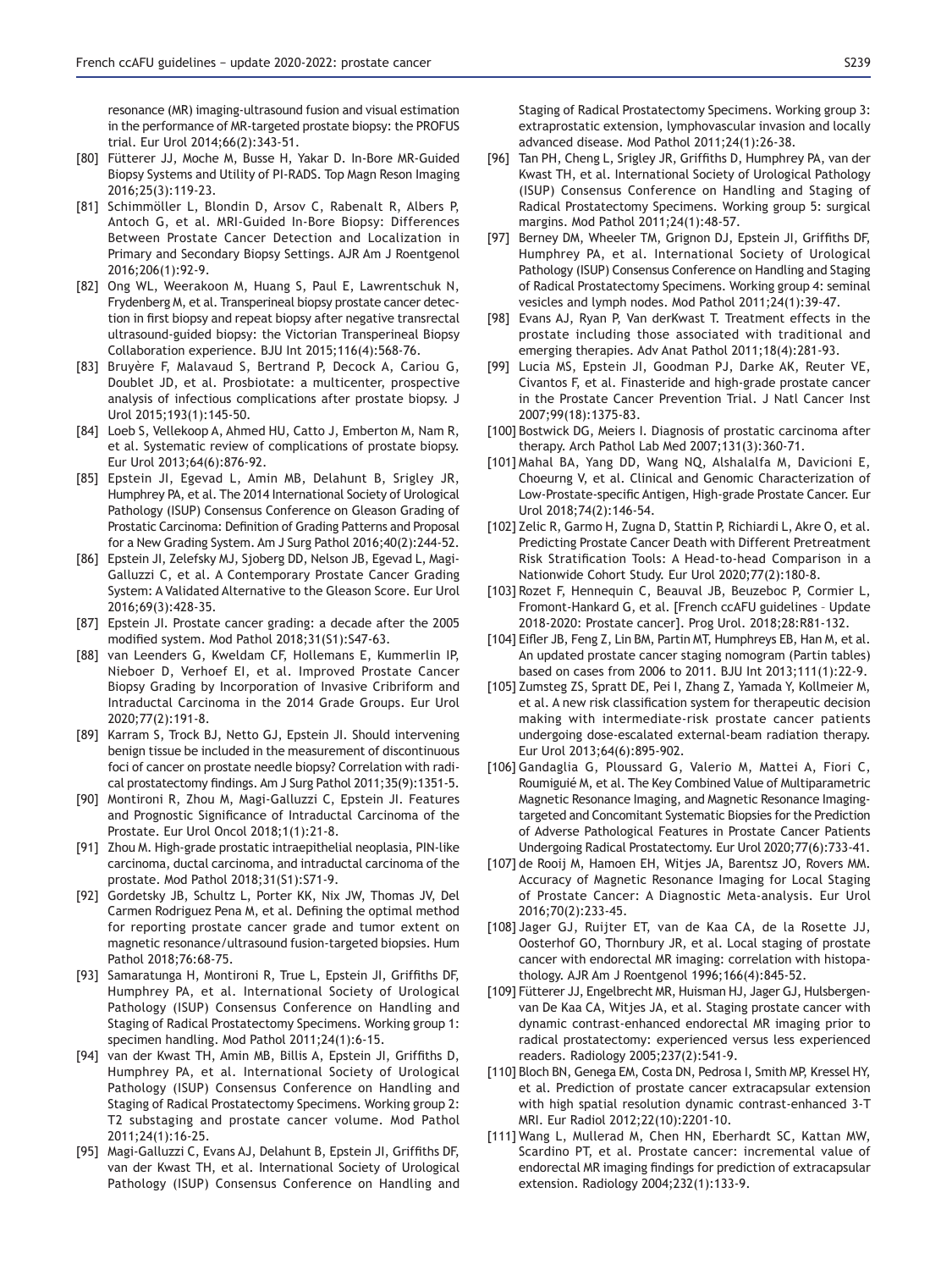resonance (MR) imaging-ultrasound fusion and visual estimation in the performance of MR-targeted prostate biopsy: the PROFUS trial. Eur Urol 2014;66(2):343-51.

[80] Fütterer JJ, Moche M, Busse H, Yakar D. In-Bore MR-Guided Biopsy Systems and Utility of PI-RADS. Top Magn Reson Imaging 2016;25(3):119-23.

[81] Schimmöller L, Blondin D, Arsov C, Rabenalt R, Albers P, Antoch G, et al. MRI-Guided In-Bore Biopsy: Differences Between Prostate Cancer Detection and Localization in Primary and Secondary Biopsy Settings. AJR Am J Roentgenol 2016;206(1):92-9.

[82] Ong WL, Weerakoon M, Huang S, Paul E, Lawrentschuk N, Frydenberg M, et al. Transperineal biopsy prostate cancer detection in first biopsy and repeat biopsy after negative transrectal ultrasound-guided biopsy: the Victorian Transperineal Biopsy Collaboration experience. BJU Int 2015;116(4):568-76.

[83] Bruyère F, Malavaud S, Bertrand P, Decock A, Cariou G, Doublet JD, et al. Prosbiotate: a multicenter, prospective analysis of infectious complications after prostate biopsy. J Urol 2015;193(1):145-50.

[84] Loeb S, Vellekoop A, Ahmed HU, Catto J, Emberton M, Nam R, et al. Systematic review of complications of prostate biopsy. Eur Urol 2013;64(6):876-92.

[85] Epstein JI, Egevad L, Amin MB, Delahunt B, Srigley JR, Humphrey PA, et al. The 2014 International Society of Urological Pathology (ISUP) Consensus Conference on Gleason Grading of Prostatic Carcinoma: Definition of Grading Patterns and Proposal for a New Grading System. Am J Surg Pathol 2016;40(2):244-52.

[86] Epstein JI, Zelefsky MJ, Sjoberg DD, Nelson JB, Egevad L, Magi-Galluzzi C, et al. A Contemporary Prostate Cancer Grading System: A Validated Alternative to the Gleason Score. Eur Urol 2016;69(3):428-35.

[87] Epstein JI. Prostate cancer grading: a decade after the 2005 modified system. Mod Pathol 2018;31(S1):S47-63.

[88] van Leenders G, Kweldam CF, Hollemans E, Kummerlin IP, Nieboer D, Verhoef EI, et al. Improved Prostate Cancer Biopsy Grading by Incorporation of Invasive Cribriform and Intraductal Carcinoma in the 2014 Grade Groups. Eur Urol 2020;77(2):191-8.

[89] Karram S, Trock BJ, Netto GJ, Epstein JI. Should intervening benign tissue be included in the measurement of discontinuous foci of cancer on prostate needle biopsy? Correlation with radical prostatectomy findings. Am J Surg Pathol 2011;35(9):1351-5.

[90] Montironi R, Zhou M, Magi-Galluzzi C, Epstein JI. Features and Prognostic Significance of Intraductal Carcinoma of the Prostate. Eur Urol Oncol 2018;1(1):21-8.

[91] Zhou M. High-grade prostatic intraepithelial neoplasia, PIN-like carcinoma, ductal carcinoma, and intraductal carcinoma of the prostate. Mod Pathol 2018;31(S1):S71-9.

[92] Gordetsky JB, Schultz L, Porter KK, Nix JW, Thomas JV, Del Carmen Rodriguez Pena M, et al. Defining the optimal method for reporting prostate cancer grade and tumor extent on magnetic resonance/ultrasound fusion-targeted biopsies. Hum Pathol 2018;76:68-75.

[93] Samaratunga H, Montironi R, True L, Epstein JI, Griffiths DF, Humphrey PA, et al. International Society of Urological Pathology (ISUP) Consensus Conference on Handling and Staging of Radical Prostatectomy Specimens. Working group 1: specimen handling. Mod Pathol 2011;24(1):6-15.

[94] van der Kwast TH, Amin MB, Billis A, Epstein JI, Griffiths D, Humphrey PA, et al. International Society of Urological Pathology (ISUP) Consensus Conference on Handling and Staging of Radical Prostatectomy Specimens. Working group 2: T2 substaging and prostate cancer volume. Mod Pathol 2011;24(1):16-25.

[95] Magi-Galluzzi C, Evans AJ, Delahunt B, Epstein JI, Griffiths DF, van der Kwast TH, et al. International Society of Urological Pathology (ISUP) Consensus Conference on Handling and Staging of Radical Prostatectomy Specimens. Working group 3: extraprostatic extension, lymphovascular invasion and locally advanced disease. Mod Pathol 2011;24(1):26-38.

[96] Tan PH, Cheng L, Srigley JR, Griffiths D, Humphrey PA, van der Kwast TH, et al. International Society of Urological Pathology (ISUP) Consensus Conference on Handling and Staging of Radical Prostatectomy Specimens. Working group 5: surgical margins. Mod Pathol 2011;24(1):48-57.

[97] Berney DM, Wheeler TM, Grignon DJ, Epstein JI, Griffiths DF, Humphrey PA, et al. International Society of Urological Pathology (ISUP) Consensus Conference on Handling and Staging of Radical Prostatectomy Specimens. Working group 4: seminal vesicles and lymph nodes. Mod Pathol 2011;24(1):39-47.

[98] Evans AJ, Ryan P, Van derKwast T. Treatment effects in the prostate including those associated with traditional and emerging therapies. Adv Anat Pathol 2011;18(4):281-93.

[99] Lucia MS, Epstein JI, Goodman PJ, Darke AK, Reuter VE, Civantos F, et al. Finasteride and high-grade prostate cancer in the Prostate Cancer Prevention Trial. J Natl Cancer Inst 2007;99(18):1375-83.

[100] Bostwick DG, Meiers I. Diagnosis of prostatic carcinoma after therapy. Arch Pathol Lab Med 2007;131(3):360-71.

[101] Mahal BA, Yang DD, Wang NQ, Alshalalfa M, Davicioni E, Choeurng V, et al. Clinical and Genomic Characterization of Low-Prostate-specific Antigen, High-grade Prostate Cancer. Eur Urol 2018;74(2):146-54.

[102] Zelic R, Garmo H, Zugna D, Stattin P, Richiardi L, Akre O, et al. Predicting Prostate Cancer Death with Different Pretreatment Risk Stratification Tools: A Head-to-head Comparison in a Nationwide Cohort Study. Eur Urol 2020;77(2):180-8.

[103] Rozet F, Hennequin C, Beauval JB, Beuzeboc P, Cormier L, Fromont-Hankard G, et al. [French ccAFU guidelines – Update 2018-2020: Prostate cancer]. Prog Urol. 2018;28:R81-132.

[104] Eifler JB, Feng Z, Lin BM, Partin MT, Humphreys EB, Han M, et al. An updated prostate cancer staging nomogram (Partin tables) based on cases from 2006 to 2011. BJU Int 2013;111(1):22-9.

[105] Zumsteg ZS, Spratt DE, Pei I, Zhang Z, Yamada Y, Kollmeier M, et al. A new risk classification system for therapeutic decision making with intermediate-risk prostate cancer patients undergoing dose-escalated external-beam radiation therapy. Eur Urol 2013;64(6):895-902.

[106] Gandaglia G, Ploussard G, Valerio M, Mattei A, Fiori C, Roumiguié M, et al. The Key Combined Value of Multiparametric Magnetic Resonance Imaging, and Magnetic Resonance Imaging-targeted and Concomitant Systematic Biopsies for the Prediction of Adverse Pathological Features in Prostate Cancer Patients Undergoing Radical Prostatectomy. Eur Urol 2020;77(6):733-41.

[107] de Rooij M, Hamoen EH, Witjes JA, Barentsz JO, Rovers MM. Accuracy of Magnetic Resonance Imaging for Local Staging of Prostate Cancer: A Diagnostic Meta-analysis. Eur Urol 2016;70(2):233-45.

[108] Jager GJ, Ruijter ET, van de Kaa CA, de la Rosette JJ, Oosterhof GO, Thornbury JR, et al. Local staging of prostate cancer with endorectal MR imaging: correlation with histopathology. AJR Am J Roentgenol 1996;166(4):845-52.

[109] Fütterer JJ, Engelbrecht MR, Huisman HJ, Jager GJ, Hulsbergen-van De Kaa CA, Witjes JA, et al. Staging prostate cancer with dynamic contrast-enhanced endorectal MR imaging prior to radical prostatectomy: experienced versus less experienced readers. Radiology 2005;237(2):541-9.

[110] Bloch BN, Genega EM, Costa DN, Pedrosa I, Smith MP, Kressel HY, et al. Prediction of prostate cancer extracapsular extension with high spatial resolution dynamic contrast-enhanced 3-T MRI. Eur Radiol 2012;22(10):2201-10.

[111] Wang L, Mullerad M, Chen HN, Eberhardt SC, Kattan MW, Scardino PT, et al. Prostate cancer: incremental value of endorectal MR imaging findings for prediction of extracapsular extension. Radiology 2004;232(1):133-9.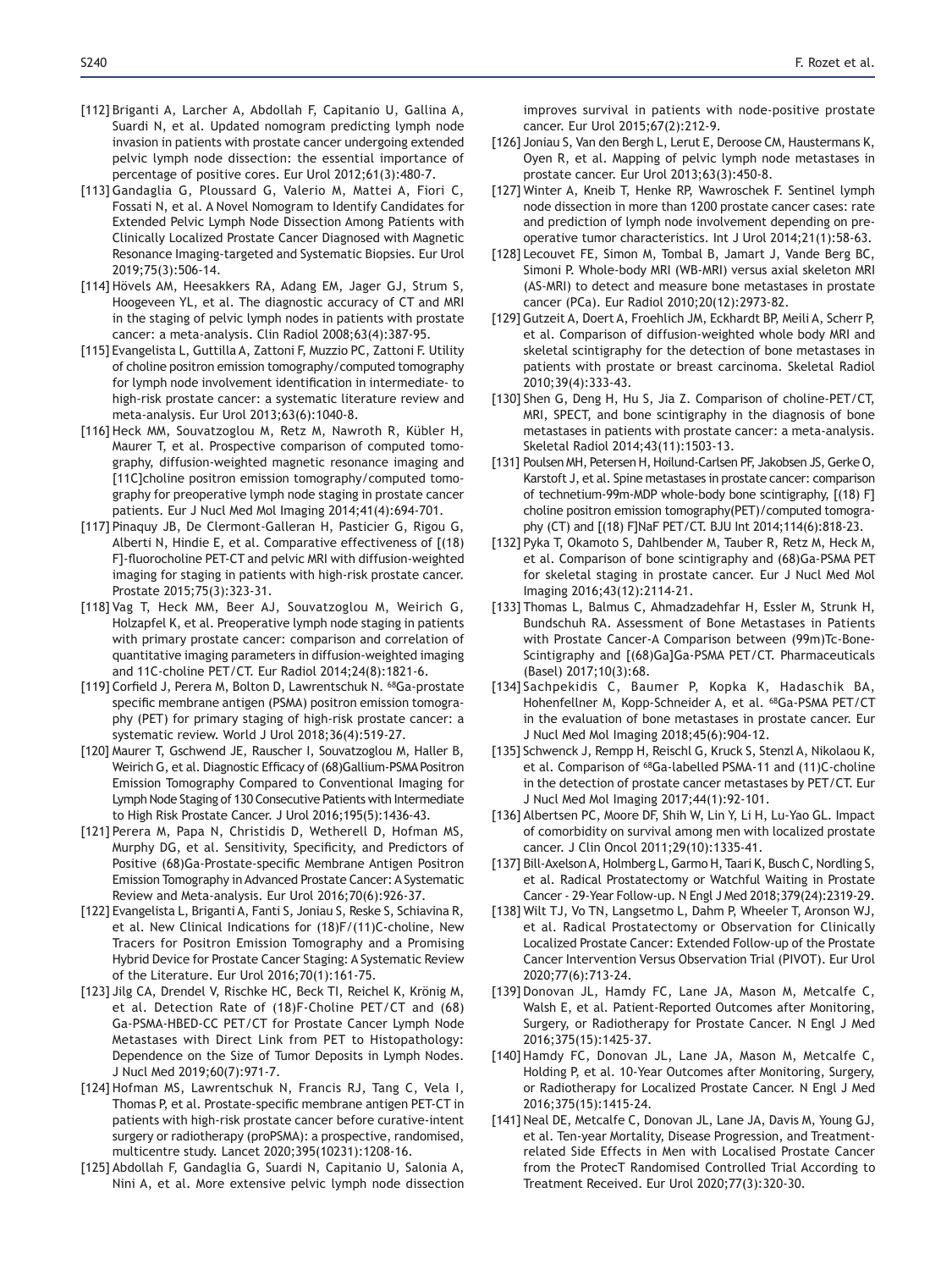[112] Briganti A, Larcher A, Abdollah F, Capitanio U, Gallina A, Suardi N, et al. Updated nomogram predicting lymph node invasion in patients with prostate cancer undergoing extended pelvic lymph node dissection: the essential importance of percentage of positive cores. Eur Urol 2012;61(3):480-7.

[113] Gandaglia G, Ploussard G, Valerio M, Mattei A, Fiori C, Fossati N, et al. A Novel Nomogram to Identify Candidates for Extended Pelvic Lymph Node Dissection Among Patients with Clinically Localized Prostate Cancer Diagnosed with Magnetic Resonance Imaging-targeted and Systematic Biopsies. Eur Urol 2019;75(3):506-14.

[114] Hövels AM, Heesakkers RA, Adang EM, Jager GJ, Strum S, Hoogeveen YL, et al. The diagnostic accuracy of CT and MRI in the staging of pelvic lymph nodes in patients with prostate cancer: a meta-analysis. Clin Radiol 2008;63(4):387-95.

[115] Evangelista L, Guttilla A, Zattoni F, Muzzio PC, Zattoni F. Utility of choline positron emission tomography/computed tomography for lymph node involvement identification in intermediate- to high-risk prostate cancer: a systematic literature review and meta-analysis. Eur Urol 2013;63(6):1040-8.

[116] Heck MM, Souvatzoglou M, Retz M, Nawroth R, Kübler H, Maurer T, et al. Prospective comparison of computed tomography, diffusion-weighted magnetic resonance imaging and [11C]choline positron emission tomography/computed tomography for preoperative lymph node staging in prostate cancer patients. Eur J Nucl Med Mol Imaging 2014;41(4):694-701.

[117] Pinaquy JB, De Clermont-Galleran H, Pasticier G, Rigou G, Alberti N, Hindie E, et al. Comparative effectiveness of [(18) F]-fluorocholine PET-CT and pelvic MRI with diffusion-weighted imaging for staging in patients with high-risk prostate cancer. Prostate 2015;75(3):323-31.

[118] Vag T, Heck MM, Beer AJ, Souvatzoglou M, Weirich G, Holzapfel K, et al. Preoperative lymph node staging in patients with primary prostate cancer: comparison and correlation of quantitative imaging parameters in diffusion-weighted imaging and 11C-choline PET/CT. Eur Radiol 2014;24(8):1821-6.

[119] Corfield J, Perera M, Bolton D, Lawrentschuk N. $^{68}$Ga-prostate specific membrane antigen (PSMA) positron emission tomography (PET) for primary staging of high-risk prostate cancer: a systematic review. World J Urol 2018;36(4):519-27.

[120] Maurer T, Gschwend JE, Rauscher I, Souvatzoglou M, Haller B, Weirich G, et al. Diagnostic Efficacy of (68)Gallium-PSMA Positron Emission Tomography Compared to Conventional Imaging for Lymph Node Staging of 130 Consecutive Patients with Intermediate to High Risk Prostate Cancer. J Urol 2016;195(5):1436-43.

[121] Perera M, Papa N, Christidis D, Wetherell D, Hofman MS, Murphy DG, et al. Sensitivity, Specificity, and Predictors of Positive (68)Ga-Prostate-specific Membrane Antigen Positron Emission Tomography in Advanced Prostate Cancer: A Systematic Review and Meta-analysis. Eur Urol 2016;70(6):926-37.

[122] Evangelista L, Briganti A, Fanti S, Joniau S, Reske S, Schiavina R, et al. New Clinical Indications for (18)F/(11)C-choline, New Tracers for Positron Emission Tomography and a Promising Hybrid Device for Prostate Cancer Staging: A Systematic Review of the Literature. Eur Urol 2016;70(1):161-75.

[123] Jilg CA, Drendel V, Rischke HC, Beck TI, Reichel K, Krönig M, et al. Detection Rate of (18)F-Choline PET/CT and (68) Ga-PSMA-HBED-CC PET/CT for Prostate Cancer Lymph Node Metastases with Direct Link from PET to Histopathology: Dependence on the Size of Tumor Deposits in Lymph Nodes. J Nucl Med 2019;60(7):971-7.

[124] Hofman MS, Lawrentschuk N, Francis RJ, Tang C, Vela I, Thomas P, et al. Prostate-specific membrane antigen PET-CT in patients with high-risk prostate cancer before curative-intent surgery or radiotherapy (proPSMA): a prospective, randomised, multicentre study. Lancet 2020;395(10231):1208-16.

[125] Abdollah F, Gandaglia G, Suardi N, Capitanio U, Salonia A, Nini A, et al. More extensive pelvic lymph node dissection improves survival in patients with node-positive prostate cancer. Eur Urol 2015;67(2):212-9.

[126] Joniau S, Van den Bergh L, Lerut E, Deroose CM, Haustermans K, Oyen R, et al. Mapping of pelvic lymph node metastases in prostate cancer. Eur Urol 2013;63(3):450-8.

[127] Winter A, Kneib T, Henke RP, Wawroschek F. Sentinel lymph node dissection in more than 1200 prostate cancer cases: rate and prediction of lymph node involvement depending on preoperative tumor characteristics. Int J Urol 2014;21(1):58-63.

[128] Lecouvet FE, Simon M, Tombal B, Jamart J, Vande Berg BC, Simoni P. Whole-body MRI (WB-MRI) versus axial skeleton MRI (AS-MRI) to detect and measure bone metastases in prostate cancer (PCa). Eur Radiol 2010;20(12):2973-82.

[129] Gutzeit A, Doert A, Froehlich JM, Eckhardt BP, Meili A, Scherr P, et al. Comparison of diffusion-weighted whole body MRI and skeletal scintigraphy for the detection of bone metastases in patients with prostate or breast carcinoma. Skeletal Radiol 2010;39(4):333-43.

[130] Shen G, Deng H, Hu S, Jia Z. Comparison of choline-PET/CT, MRI, SPECT, and bone scintigraphy in the diagnosis of bone metastases in patients with prostate cancer: a meta-analysis. Skeletal Radiol 2014;43(11):1503-13.

[131] Poulsen MH, Petersen H, Hoilund-Carlsen PF, Jakobsen JS, Gerke O, Karstoft J, et al. Spine metastases in prostate cancer: comparison of technetium-99m-MDP whole-body bone scintigraphy, [(18) F] choline positron emission tomography(PET)/computed tomography (CT) and [(18) F]NaF PET/CT. BJU Int 2014;114(6):818-23.

[132] Pyka T, Okamoto S, Dahlbender M, Tauber R, Retz M, Heck M, et al. Comparison of bone scintigraphy and (68)Ga-PSMA PET for skeletal staging in prostate cancer. Eur J Nucl Med Mol Imaging 2016;43(12):2114-21.

[133] Thomas L, Balmus C, Ahmadzadehfar H, Essler M, Strunk H, Bundschuh RA. Assessment of Bone Metastases in Patients with Prostate Cancer-A Comparison between (99m)Tc-Bone-Scintigraphy and [(68)Ga]Ga-PSMA PET/CT. Pharmaceuticals (Basel) 2017;10(3):68.

[134] Sachpekidis C, Baumer P, Kopka K, Hadaschik BA, Hohenfellner M, Kopp-Schneider A, et al. $^{68}$Ga-PSMA PET/CT in the evaluation of bone metastases in prostate cancer. Eur J Nucl Med Mol Imaging 2018;45(6):904-12.

[135] Schwenck J, Rempp H, Reischl G, Kruck S, Stenzl A, Nikolaou K, et al. Comparison of $^{68}$Ga-labelled PSMA-11 and (11)C-choline in the detection of prostate cancer metastases by PET/CT. Eur J Nucl Med Mol Imaging 2017;44(1):92-101.

[136] Albertsen PC, Moore DF, Shih W, Lin Y, Li H, Lu-Yao GL. Impact of comorbidity on survival among men with localized prostate cancer. J Clin Oncol 2011;29(10):1335-41.

[137] Bill-Axelson A, Holmberg L, Garmo H, Taari K, Busch C, Nordling S, et al. Radical Prostatectomy or Watchful Waiting in Prostate Cancer - 29-Year Follow-up. N Engl J Med 2018;379(24):2319-29.

[138] Wilt TJ, Vo TN, Langsetmo L, Dahm P, Wheeler T, Aronson WJ, et al. Radical Prostatectomy or Observation for Clinically Localized Prostate Cancer: Extended Follow-up of the Prostate Cancer Intervention Versus Observation Trial (PIVOT). Eur Urol 2020;77(6):713-24.

[139] Donovan JL, Hamdy FC, Lane JA, Mason M, Metcalfe C, Walsh E, et al. Patient-Reported Outcomes after Monitoring, Surgery, or Radiotherapy for Prostate Cancer. N Engl J Med 2016;375(15):1425-37.

[140] Hamdy FC, Donovan JL, Lane JA, Mason M, Metcalfe C, Holding P, et al. 10-Year Outcomes after Monitoring, Surgery, or Radiotherapy for Localized Prostate Cancer. N Engl J Med 2016;375(15):1415-24.

[141] Neal DE, Metcalfe C, Donovan JL, Lane JA, Davis M, Young GJ, et al. Ten-year Mortality, Disease Progression, and Treatment-related Side Effects in Men with Localised Prostate Cancer from the ProtecT Randomised Controlled Trial According to Treatment Received. Eur Urol 2020;77(3):320-30.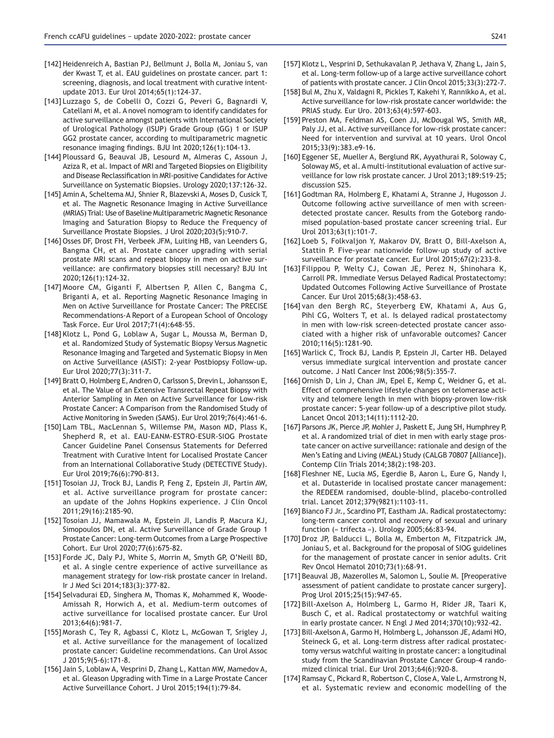[142] Heidenreich A, Bastian PJ, Bellmunt J, Bolla M, Joniau S, van der Kwast T, et al. EAU guidelines on prostate cancer. part 1: screening, diagnosis, and local treatment with curative intent-update 2013. Eur Urol 2014;65(1):124-37.

[143] Luzzago S, de Cobelli O, Cozzi G, Peveri G, Bagnardi V, Catellani M, et al. A novel nomogram to identify candidates for active surveillance amongst patients with International Society of Urological Pathology (ISUP) Grade Group (GG) 1 or ISUP GG2 prostate cancer, according to multiparametric magnetic resonance imaging findings. BJU Int 2020;126(1):104-13.

[144] Ploussard G, Beauval JB, Lesourd M, Almeras C, Assoun J, Aziza R, et al. Impact of MRI and Targeted Biopsies on Eligibility and Disease Reclassification in MRI-positive Candidates for Active Surveillance on Systematic Biopsies. Urology 2020;137:126-32.

[145] Amin A, Scheltema MJ, Shnier R, Blazevski A, Moses D, Cusick T, et al. The Magnetic Resonance Imaging in Active Surveillance (MRIAS) Trial: Use of Baseline Multiparametric Magnetic Resonance Imaging and Saturation Biopsy to Reduce the Frequency of Surveillance Prostate Biopsies. J Urol 2020;203(5):910-7.

[146] Osses DF, Drost FH, Verbeek JFM, Luiting HB, van Leenders G, Bangma CH, et al. Prostate cancer upgrading with serial prostate MRI scans and repeat biopsy in men on active surveillance: are confirmatory biopsies still necessary? BJU Int 2020;126(1):124-32.

[147] Moore CM, Giganti F, Albertsen P, Allen C, Bangma C, Briganti A, et al. Reporting Magnetic Resonance Imaging in Men on Active Surveillance for Prostate Cancer: The PRECISE Recommendations-A Report of a European School of Oncology Task Force. Eur Urol 2017;71(4):648-55.

[148] Klotz L, Pond G, Loblaw A, Sugar L, Moussa M, Berman D, et al. Randomized Study of Systematic Biopsy Versus Magnetic Resonance Imaging and Targeted and Systematic Biopsy in Men on Active Surveillance (ASIST): 2-year Postbiopsy Follow-up. Eur Urol 2020;77(3):311-7.

[149] Bratt O, Holmberg E, Andren O, Carlsson S, Drevin L, Johansson E, et al. The Value of an Extensive Transrectal Repeat Biopsy with Anterior Sampling in Men on Active Surveillance for Low-risk Prostate Cancer: A Comparison from the Randomised Study of Active Monitoring in Sweden (SAMS). Eur Urol 2019;76(4):461-6.

[150] Lam TBL, MacLennan S, Willemse PM, Mason MD, Plass K, Shepherd R, et al. EAU-EANM-ESTRO-ESUR-SIOG Prostate Cancer Guideline Panel Consensus Statements for Deferred Treatment with Curative Intent for Localised Prostate Cancer from an International Collaborative Study (DETECTIVE Study). Eur Urol 2019;76(6):790-813.

[151] Tosoian JJ, Trock BJ, Landis P, Feng Z, Epstein JI, Partin AW, et al. Active surveillance program for prostate cancer: an update of the Johns Hopkins experience. J Clin Oncol 2011;29(16):2185-90.

[152] Tosoian JJ, Mamawala M, Epstein JI, Landis P, Macura KJ, Simopoulos DN, et al. Active Surveillance of Grade Group 1 Prostate Cancer: Long-term Outcomes from a Large Prospective Cohort. Eur Urol 2020;77(6):675-82.

[153] Forde JC, Daly PJ, White S, Morrin M, Smyth GP, O'Neill BD, et al. A single centre experience of active surveillance as management strategy for low-risk prostate cancer in Ireland. Ir J Med Sci 2014;183(3):377-82.

[154] Selvadurai ED, Singhera M, Thomas K, Mohammed K, Woode-Amissah R, Horwich A, et al. Medium-term outcomes of active surveillance for localised prostate cancer. Eur Urol 2013;64(6):981-7.

[155] Morash C, Tey R, Agbassi C, Klotz L, McGowan T, Srigley J, et al. Active surveillance for the management of localized prostate cancer: Guideline recommendations. Can Urol Assoc J 2015;9(5-6):171-8.

[156] Jain S, Loblaw A, Vesprini D, Zhang L, Kattan MW, Mamedov A, et al. Gleason Upgrading with Time in a Large Prostate Cancer Active Surveillance Cohort. J Urol 2015;194(1):79-84.

[157] Klotz L, Vesprini D, Sethukavalan P, Jethava V, Zhang L, Jain S, et al. Long-term follow-up of a large active surveillance cohort of patients with prostate cancer. J Clin Oncol 2015;33(3):272-7.

[158] Bul M, Zhu X, Valdagni R, Pickles T, Kakehi Y, Rannikko A, et al. Active surveillance for low-risk prostate cancer worldwide: the PRIAS study. Eur Uro. 2013;63(4):597-603.

[159] Preston MA, Feldman AS, Coen JJ, McDougal WS, Smith MR, Paly JJ, et al. Active surveillance for low-risk prostate cancer: Need for intervention and survival at 10 years. Urol Oncol 2015;33(9):383.e9-16.

[160] Eggener SE, Mueller A, Berglund RK, Ayyathurai R, Soloway C, Soloway MS, et al. A multi-institutional evaluation of active surveillance for low risk prostate cancer. J Urol 2013;189:S19-25; discussion S25.

[161] Godtman RA, Holmberg E, Khatami A, Stranne J, Hugosson J. Outcome following active surveillance of men with screen-detected prostate cancer. Results from the Goteborg randomised population-based prostate cancer screening trial. Eur Urol 2013;63(1):101-7.

[162] Loeb S, Folkvaljon Y, Makarov DV, Bratt O, Bill-Axelson A, Stattin P. Five-year nationwide follow-up study of active surveillance for prostate cancer. Eur Urol 2015;67(2):233-8.

[163] Filippou P, Welty CJ, Cowan JE, Perez N, Shinohara K, Carroll PR. Immediate Versus Delayed Radical Prostatectomy: Updated Outcomes Following Active Surveillance of Prostate Cancer. Eur Urol 2015;68(3):458-63.

[164] van den Bergh RC, Steyerberg EW, Khatami A, Aus G, Pihl CG, Wolters T, et al. Is delayed radical prostatectomy in men with low-risk screen-detected prostate cancer associated with a higher risk of unfavorable outcomes? Cancer 2010;116(5):1281-90.

[165] Warlick C, Trock BJ, Landis P, Epstein JI, Carter HB. Delayed versus immediate surgical intervention and prostate cancer outcome. J Natl Cancer Inst 2006;98(5):355-7.

[166] Ornish D, Lin J, Chan JM, Epel E, Kemp C, Weidner G, et al. Effect of comprehensive lifestyle changes on telomerase activity and telomere length in men with biopsy-proven low-risk prostate cancer: 5-year follow-up of a descriptive pilot study. Lancet Oncol 2013;14(11):1112-20.

[167] Parsons JK, Pierce JP, Mohler J, Paskett E, Jung SH, Humphrey P, et al. A randomized trial of diet in men with early stage prostate cancer on active surveillance: rationale and design of the Men's Eating and Living (MEAL) Study (CALGB 70807 [Alliance]). Contemp Clin Trials 2014;38(2):198-203.

[168] Fleshner NE, Lucia MS, Egerdie B, Aaron L, Eure G, Nandy I, et al. Dutasteride in localised prostate cancer management: the REDEEM randomised, double-blind, placebo-controlled trial. Lancet 2012;379(9821):1103-11.

[169] Bianco FJ Jr., Scardino PT, Eastham JA. Radical prostatectomy: long-term cancer control and recovery of sexual and urinary function (« trifecta »). Urology 2005;66:83-94.

[170] Droz JP, Balducci L, Bolla M, Emberton M, Fitzpatrick JM, Joniau S, et al. Background for the proposal of SIOG guidelines for the management of prostate cancer in senior adults. Crit Rev Oncol Hematol 2010;73(1):68-91.

[171] Beauval JB, Mazerolles M, Salomon L, Soulie M. [Preoperative assessment of patient candidate to prostate cancer surgery]. Prog Urol 2015;25(15):947-65.

[172] Bill-Axelson A, Holmberg L, Garmo H, Rider JR, Taari K, Busch C, et al. Radical prostatectomy or watchful waiting in early prostate cancer. N Engl J Med 2014;370(10):932-42.

[173] Bill-Axelson A, Garmo H, Holmberg L, Johansson JE, Adami HO, Steineck G, et al. Long-term distress after radical prostatectomy versus watchful waiting in prostate cancer: a longitudinal study from the Scandinavian Prostate Cancer Group-4 randomized clinical trial. Eur Urol 2013;64(6):920-8.

[174] Ramsay C, Pickard R, Robertson C, Close A, Vale L, Armstrong N, et al. Systematic review and economic modelling of the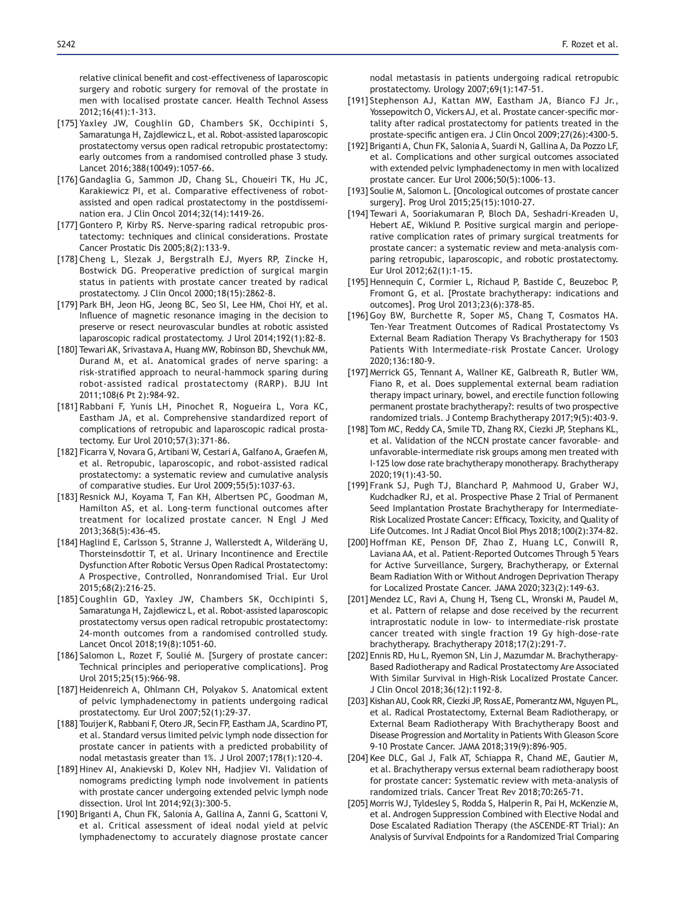relative clinical benefit and cost-effectiveness of laparoscopic surgery and robotic surgery for removal of the prostate in men with localised prostate cancer. Health Technol Assess 2012;16(41):1-313.

[175] Yaxley JW, Coughlin GD, Chambers SK, Occhipinti S, Samaratunga H, Zajdlewicz L, et al. Robot-assisted laparoscopic prostatectomy versus open radical retropubic prostatectomy: early outcomes from a randomised controlled phase 3 study. Lancet 2016;388(10049):1057-66.

[176] Gandaglia G, Sammon JD, Chang SL, Choueiri TK, Hu JC, Karakiewicz PI, et al. Comparative effectiveness of robot-assisted and open radical prostatectomy in the postdissemination era. J Clin Oncol 2014;32(14):1419-26.

[177] Gontero P, Kirby RS. Nerve-sparing radical retropubic prostatectomy: techniques and clinical considerations. Prostate Cancer Prostatic Dis 2005;8(2):133-9.

[178] Cheng L, Slezak J, Bergstralh EJ, Myers RP, Zincke H, Bostwick DG. Preoperative prediction of surgical margin status in patients with prostate cancer treated by radical prostatectomy. J Clin Oncol 2000;18(15):2862-8.

[179] Park BH, Jeon HG, Jeong BC, Seo SI, Lee HM, Choi HY, et al. Influence of magnetic resonance imaging in the decision to preserve or resect neurovascular bundles at robotic assisted laparoscopic radical prostatectomy. J Urol 2014;192(1):82-8.

[180] Tewari AK, Srivastava A, Huang MW, Robinson BD, Shevchuk MM, Durand M, et al. Anatomical grades of nerve sparing: a risk-stratified approach to neural-hammock sparing during robot-assisted radical prostatectomy (RARP). BJU Int 2011;108(6 Pt 2):984-92.

[181] Rabbani F, Yunis LH, Pinochet R, Nogueira L, Vora KC, Eastham JA, et al. Comprehensive standardized report of complications of retropubic and laparoscopic radical prostatectomy. Eur Urol 2010;57(3):371-86.

[182] Ficarra V, Novara G, Artibani W, Cestari A, Galfano A, Graefen M, et al. Retropubic, laparoscopic, and robot-assisted radical prostatectomy: a systematic review and cumulative analysis of comparative studies. Eur Urol 2009;55(5):1037-63.

[183] Resnick MJ, Koyama T, Fan KH, Albertsen PC, Goodman M, Hamilton AS, et al. Long-term functional outcomes after treatment for localized prostate cancer. N Engl J Med 2013;368(5):436-45.

[184] Haglind E, Carlsson S, Stranne J, Wallerstedt A, Wilderäng U, Thorsteinsdottir T, et al. Urinary Incontinence and Erectile Dysfunction After Robotic Versus Open Radical Prostatectomy: A Prospective, Controlled, Nonrandomised Trial. Eur Urol 2015;68(2):216-25.

[185] Coughlin GD, Yaxley JW, Chambers SK, Occhipinti S, Samaratunga H, Zajdlewicz L, et al. Robot-assisted laparoscopic prostatectomy versus open radical retropubic prostatectomy: 24-month outcomes from a randomised controlled study. Lancet Oncol 2018;19(8):1051-60.

[186] Salomon L, Rozet F, Soulié M. [Surgery of prostate cancer: Technical principles and perioperative complications]. Prog Urol 2015;25(15):966-98.

[187] Heidenreich A, Ohlmann CH, Polyakov S. Anatomical extent of pelvic lymphadenectomy in patients undergoing radical prostatectomy. Eur Urol 2007;52(1):29-37.

[188] Touijer K, Rabbani F, Otero JR, Secin FP, Eastham JA, Scardino PT, et al. Standard versus limited pelvic lymph node dissection for prostate cancer in patients with a predicted probability of nodal metastasis greater than 1%. J Urol 2007;178(1):120-4.

[189] Hinev AI, Anakievski D, Kolev NH, Hadjiev VI. Validation of nomograms predicting lymph node involvement in patients with prostate cancer undergoing extended pelvic lymph node dissection. Urol Int 2014;92(3):300-5.

[190] Briganti A, Chun FK, Salonia A, Gallina A, Zanni G, Scattoni V, et al. Critical assessment of ideal nodal yield at pelvic lymphadenectomy to accurately diagnose prostate cancer nodal metastasis in patients undergoing radical retropubic prostatectomy. Urology 2007;69(1):147-51.

[191] Stephenson AJ, Kattan MW, Eastham JA, Bianco FJ Jr., Yossepowitch O, Vickers AJ, et al. Prostate cancer-specific mortality after radical prostatectomy for patients treated in the prostate-specific antigen era. J Clin Oncol 2009;27(26):4300-5.

[192] Briganti A, Chun FK, Salonia A, Suardi N, Gallina A, Da Pozzo LF, et al. Complications and other surgical outcomes associated with extended pelvic lymphadenectomy in men with localized prostate cancer. Eur Urol 2006;50(5):1006-13.

[193] Soulie M, Salomon L. [Oncological outcomes of prostate cancer surgery]. Prog Urol 2015;25(15):1010-27.

[194] Tewari A, Sooriakumaran P, Bloch DA, Seshadri-Kreaden U, Hebert AE, Wiklund P. Positive surgical margin and perioperative complication rates of primary surgical treatments for prostate cancer: a systematic review and meta-analysis comparing retropubic, laparoscopic, and robotic prostatectomy. Eur Urol 2012;62(1):1-15.

[195] Hennequin C, Cormier L, Richaud P, Bastide C, Beuzeboc P, Fromont G, et al. [Prostate brachytherapy: indications and outcomes]. Prog Urol 2013;23(6):378-85.

[196] Goy BW, Burchette R, Soper MS, Chang T, Cosmatos HA. Ten-Year Treatment Outcomes of Radical Prostatectomy Vs External Beam Radiation Therapy Vs Brachytherapy for 1503 Patients With Intermediate-risk Prostate Cancer. Urology 2020;136:180-9.

[197] Merrick GS, Tennant A, Wallner KE, Galbreath R, Butler WM, Fiano R, et al. Does supplemental external beam radiation therapy impact urinary, bowel, and erectile function following permanent prostate brachytherapy?: results of two prospective randomized trials. J Contemp Brachytherapy 2017;9(5):403-9.

[198] Tom MC, Reddy CA, Smile TD, Zhang RX, Ciezki JP, Stephans KL, et al. Validation of the NCCN prostate cancer favorable- and unfavorable-intermediate risk groups among men treated with I-125 low dose rate brachytherapy monotherapy. Brachytherapy 2020;19(1):43-50.

[199] Frank SJ, Pugh TJ, Blanchard P, Mahmood U, Graber WJ, Kudchadker RJ, et al. Prospective Phase 2 Trial of Permanent Seed Implantation Prostate Brachytherapy for Intermediate-Risk Localized Prostate Cancer: Efficacy, Toxicity, and Quality of Life Outcomes. Int J Radiat Oncol Biol Phys 2018;100(2):374-82.

[200] Hoffman KE, Penson DF, Zhao Z, Huang LC, Conwill R, Laviana AA, et al. Patient-Reported Outcomes Through 5 Years for Active Surveillance, Surgery, Brachytherapy, or External Beam Radiation With or Without Androgen Deprivation Therapy for Localized Prostate Cancer. JAMA 2020;323(2):149-63.

[201] Mendez LC, Ravi A, Chung H, Tseng CL, Wronski M, Paudel M, et al. Pattern of relapse and dose received by the recurrent intraprostatic nodule in low- to intermediate-risk prostate cancer treated with single fraction 19 Gy high-dose-rate brachytherapy. Brachytherapy 2018;17(2):291-7.

[202] Ennis RD, Hu L, Ryemon SN, Lin J, Mazumdar M. Brachytherapy-Based Radiotherapy and Radical Prostatectomy Are Associated With Similar Survival in High-Risk Localized Prostate Cancer. J Clin Oncol 2018;36(12):1192-8.

[203] Kishan AU, Cook RR, Ciezki JP, Ross AE, Pomerantz MM, Nguyen PL, et al. Radical Prostatectomy, External Beam Radiotherapy, or External Beam Radiotherapy With Brachytherapy Boost and Disease Progression and Mortality in Patients With Gleason Score 9-10 Prostate Cancer. JAMA 2018;319(9):896-905.

[204] Kee DLC, Gal J, Falk AT, Schiappa R, Chand ME, Gautier M, et al. Brachytherapy versus external beam radiotherapy boost for prostate cancer: Systematic review with meta-analysis of randomized trials. Cancer Treat Rev 2018;70:265-71.

[205] Morris WJ, Tyldesley S, Rodda S, Halperin R, Pai H, McKenzie M, et al. Androgen Suppression Combined with Elective Nodal and Dose Escalated Radiation Therapy (the ASCENDE-RT Trial): An Analysis of Survival Endpoints for a Randomized Trial Comparing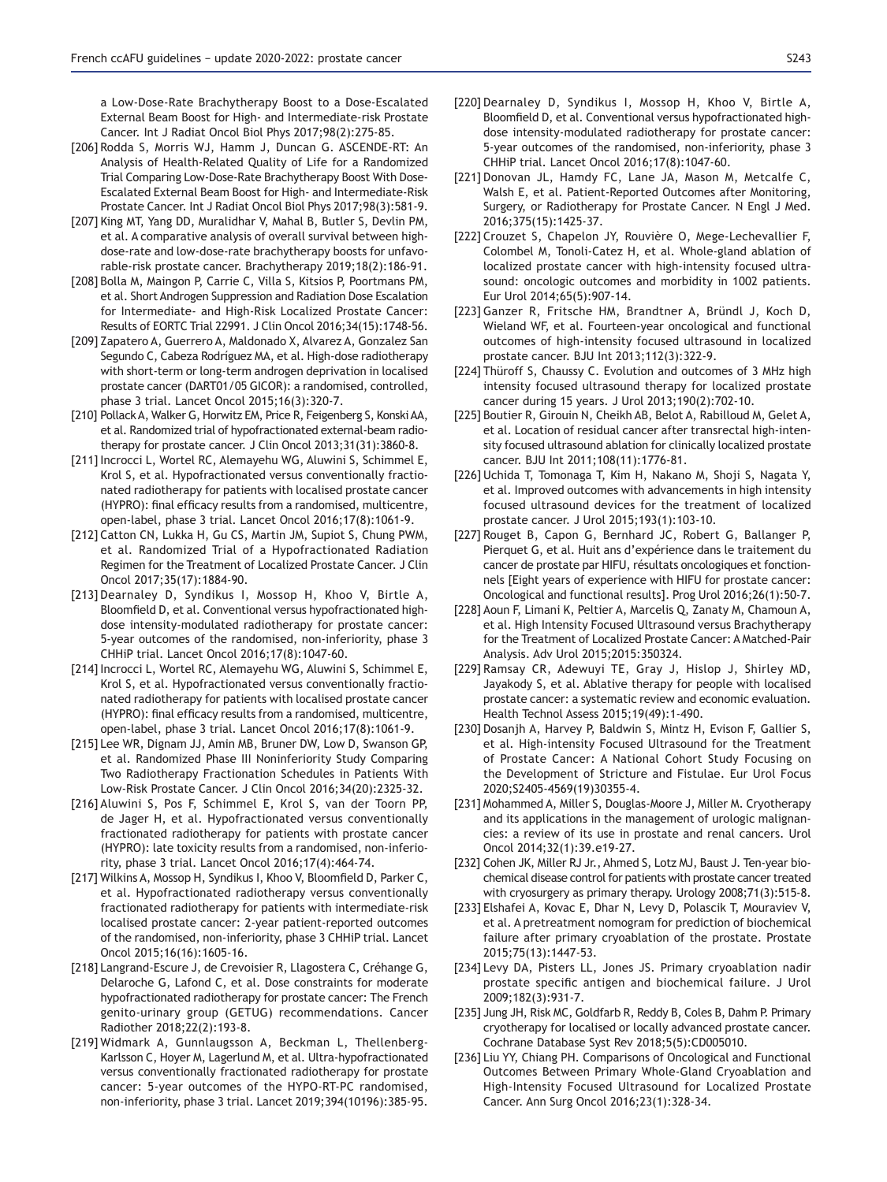a Low-Dose-Rate Brachytherapy Boost to a Dose-Escalated External Beam Boost for High- and Intermediate-risk Prostate Cancer. Int J Radiat Oncol Biol Phys 2017;98(2):275-85.

[206] Rodda S, Morris WJ, Hamm J, Duncan G. ASCENDE-RT: An Analysis of Health-Related Quality of Life for a Randomized Trial Comparing Low-Dose-Rate Brachytherapy Boost With Dose-Escalated External Beam Boost for High- and Intermediate-Risk Prostate Cancer. Int J Radiat Oncol Biol Phys 2017;98(3):581-9.

[207] King MT, Yang DD, Muralidhar V, Mahal B, Butler S, Devlin PM, et al. A comparative analysis of overall survival between high-dose-rate and low-dose-rate brachytherapy boosts for unfavorable-risk prostate cancer. Brachytherapy 2019;18(2):186-91.

[208] Bolla M, Maingon P, Carrie C, Villa S, Kitsios P, Poortmans PM, et al. Short Androgen Suppression and Radiation Dose Escalation for Intermediate- and High-Risk Localized Prostate Cancer: Results of EORTC Trial 22991. J Clin Oncol 2016;34(15):1748-56.

[209] Zapatero A, Guerrero A, Maldonado X, Alvarez A, Gonzalez San Segundo C, Cabeza Rodríguez MA, et al. High-dose radiotherapy with short-term or long-term androgen deprivation in localised prostate cancer (DART01/05 GICOR): a randomised, controlled, phase 3 trial. Lancet Oncol 2015;16(3):320-7.

[210] Pollack A, Walker G, Horwitz EM, Price R, Feigenberg S, Konski AA, et al. Randomized trial of hypofractionated external-beam radiotherapy for prostate cancer. J Clin Oncol 2013;31(31):3860-8.

[211] Incrocci L, Wortel RC, Alemayehu WG, Aluwini S, Schimmel E, Krol S, et al. Hypofractionated versus conventionally fractionated radiotherapy for patients with localised prostate cancer (HYPRO): final efficacy results from a randomised, multicentre, open-label, phase 3 trial. Lancet Oncol 2016;17(8):1061-9.

[212] Catton CN, Lukka H, Gu CS, Martin JM, Supiot S, Chung PWM, et al. Randomized Trial of a Hypofractionated Radiation Regimen for the Treatment of Localized Prostate Cancer. J Clin Oncol 2017;35(17):1884-90.

[213] Dearnaley D, Syndikus I, Mossop H, Khoo V, Birtle A, Bloomfield D, et al. Conventional versus hypofractionated high-dose intensity-modulated radiotherapy for prostate cancer: 5-year outcomes of the randomised, non-inferiority, phase 3 CHHiP trial. Lancet Oncol 2016;17(8):1047-60.

[214] Incrocci L, Wortel RC, Alemayehu WG, Aluwini S, Schimmel E, Krol S, et al. Hypofractionated versus conventionally fractionated radiotherapy for patients with localised prostate cancer (HYPRO): final efficacy results from a randomised, multicentre, open-label, phase 3 trial. Lancet Oncol 2016;17(8):1061-9.

[215] Lee WR, Dignam JJ, Amin MB, Bruner DW, Low D, Swanson GP, et al. Randomized Phase III Noninferiority Study Comparing Two Radiotherapy Fractionation Schedules in Patients With Low-Risk Prostate Cancer. J Clin Oncol 2016;34(20):2325-32.

[216] Aluwini S, Pos F, Schimmel E, Krol S, van der Toorn PP, de Jager H, et al. Hypofractionated versus conventionally fractionated radiotherapy for patients with prostate cancer (HYPRO): late toxicity results from a randomised, non-inferiority, phase 3 trial. Lancet Oncol 2016;17(4):464-74.

[217] Wilkins A, Mossop H, Syndikus I, Khoo V, Bloomfield D, Parker C, et al. Hypofractionated radiotherapy versus conventionally fractionated radiotherapy for patients with intermediate-risk localised prostate cancer: 2-year patient-reported outcomes of the randomised, non-inferiority, phase 3 CHHiP trial. Lancet Oncol 2015;16(16):1605-16.

[218] Langrand-Escure J, de Crevoisier R, Llagostera C, Créhange G, Delaroche G, Lafond C, et al. Dose constraints for moderate hypofractionated radiotherapy for prostate cancer: The French genito-urinary group (GETUG) recommendations. Cancer Radiother 2018;22(2):193-8.

[219] Widmark A, Gunnlaugsson A, Beckman L, Thellenberg-Karlsson C, Hoyer M, Lagerlund M, et al. Ultra-hypofractionated versus conventionally fractionated radiotherapy for prostate cancer: 5-year outcomes of the HYPO-RT-PC randomised, non-inferiority, phase 3 trial. Lancet 2019;394(10196):385-95.

[220] Dearnaley D, Syndikus I, Mossop H, Khoo V, Birtle A, Bloomfield D, et al. Conventional versus hypofractionated high-dose intensity-modulated radiotherapy for prostate cancer: 5-year outcomes of the randomised, non-inferiority, phase 3 CHHiP trial. Lancet Oncol 2016;17(8):1047-60.

[221] Donovan JL, Hamdy FC, Lane JA, Mason M, Metcalfe C, Walsh E, et al. Patient-Reported Outcomes after Monitoring, Surgery, or Radiotherapy for Prostate Cancer. N Engl J Med. 2016;375(15):1425-37.

[222] Crouzet S, Chapelon JY, Rouvière O, Mege-Lechevallier F, Colombel M, Tonoli-Catez H, et al. Whole-gland ablation of localized prostate cancer with high-intensity focused ultrasound: oncologic outcomes and morbidity in 1002 patients. Eur Urol 2014;65(5):907-14.

[223] Ganzer R, Fritsche HM, Brandtner A, Bründl J, Koch D, Wieland WF, et al. Fourteen-year oncological and functional outcomes of high-intensity focused ultrasound in localized prostate cancer. BJU Int 2013;112(3):322-9.

[224] Thüroff S, Chaussy C. Evolution and outcomes of 3 MHz high intensity focused ultrasound therapy for localized prostate cancer during 15 years. J Urol 2013;190(2):702-10.

[225] Boutier R, Girouin N, Cheikh AB, Belot A, Rabilloud M, Gelet A, et al. Location of residual cancer after transrectal high-intensity focused ultrasound ablation for clinically localized prostate cancer. BJU Int 2011;108(11):1776-81.

[226] Uchida T, Tomonaga T, Kim H, Nakano M, Shoji S, Nagata Y, et al. Improved outcomes with advancements in high intensity focused ultrasound devices for the treatment of localized prostate cancer. J Urol 2015;193(1):103-10.

[227] Rouget B, Capon G, Bernhard JC, Robert G, Ballanger P, Pierquet G, et al. Huit ans d'expérience dans le traitement du cancer de prostate par HIFU, résultats oncologiques et fonctionnels [Eight years of experience with HIFU for prostate cancer: Oncological and functional results]. Prog Urol 2016;26(1):50-7.

[228] Aoun F, Limani K, Peltier A, Marcelis Q, Zanaty M, Chamoun A, et al. High Intensity Focused Ultrasound versus Brachytherapy for the Treatment of Localized Prostate Cancer: A Matched-Pair Analysis. Adv Urol 2015;2015:350324.

[229] Ramsay CR, Adewuyi TE, Gray J, Hislop J, Shirley MD, Jayakody S, et al. Ablative therapy for people with localised prostate cancer: a systematic review and economic evaluation. Health Technol Assess 2015;19(49):1-490.

[230] Dosanjh A, Harvey P, Baldwin S, Mintz H, Evison F, Gallier S, et al. High-intensity Focused Ultrasound for the Treatment of Prostate Cancer: A National Cohort Study Focusing on the Development of Stricture and Fistulae. Eur Urol Focus 2020;S2405-4569(19)30355-4.

[231] Mohammed A, Miller S, Douglas-Moore J, Miller M. Cryotherapy and its applications in the management of urologic malignancies: a review of its use in prostate and renal cancers. Urol Oncol 2014;32(1):39.e19-27.

[232] Cohen JK, Miller RJ Jr., Ahmed S, Lotz MJ, Baust J. Ten-year biochemical disease control for patients with prostate cancer treated with cryosurgery as primary therapy. Urology 2008;71(3):515-8.

[233] Elshafei A, Kovac E, Dhar N, Levy D, Polascik T, Mouraviev V, et al. A pretreatment nomogram for prediction of biochemical failure after primary cryoablation of the prostate. Prostate 2015;75(13):1447-53.

[234] Levy DA, Pisters LL, Jones JS. Primary cryoablation nadir prostate specific antigen and biochemical failure. J Urol 2009;182(3):931-7.

[235] Jung JH, Risk MC, Goldfarb R, Reddy B, Coles B, Dahm P. Primary cryotherapy for localised or locally advanced prostate cancer. Cochrane Database Syst Rev 2018;5(5):CD005010.

[236] Liu YY, Chiang PH. Comparisons of Oncological and Functional Outcomes Between Primary Whole-Gland Cryoablation and High-Intensity Focused Ultrasound for Localized Prostate Cancer. Ann Surg Oncol 2016;23(1):328-34.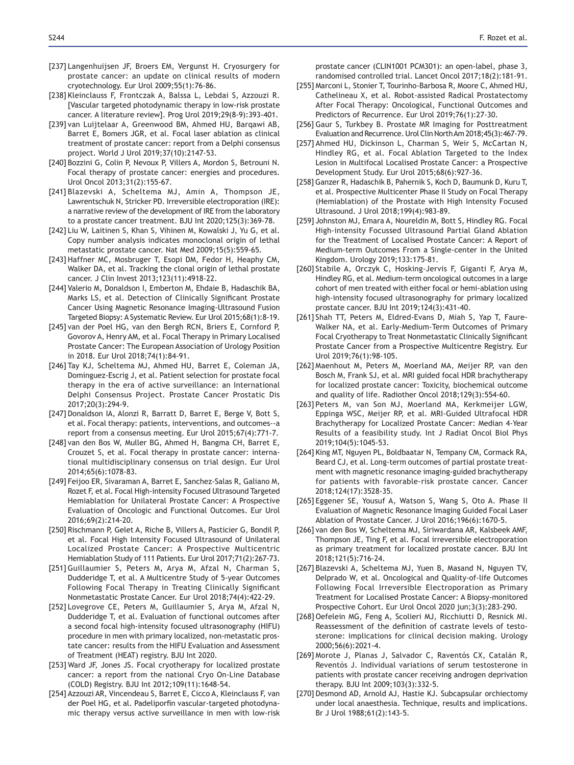[237] Langenhuijsen JF, Broers EM, Vergunst H. Cryosurgery for prostate cancer: an update on clinical results of modern cryotechnology. Eur Urol 2009;55(1):76-86.

[238] Kleinclauss F, Frontczak A, Balssa L, Lebdai S, Azzouzi R. [Vascular targeted photodynamic therapy in low-risk prostate cancer. A literature review]. Prog Urol 2019;29(8-9):393-401.

[239] van Luijtelaar A, Greenwood BM, Ahmed HU, Barqawi AB, Barret E, Bomers JGR, et al. Focal laser ablation as clinical treatment of prostate cancer: report from a Delphi consensus project. World J Urol 2019;37(10):2147-53.

[240] Bozzini G, Colin P, Nevoux P, Villers A, Mordon S, Betrouni N. Focal therapy of prostate cancer: energies and procedures. Urol Oncol 2013;31(2):155-67.

[241] Blazevski A, Scheltema MJ, Amin A, Thompson JE, Lawrentschuk N, Stricker PD. Irreversible electroporation (IRE): a narrative review of the development of IRE from the laboratory to a prostate cancer treatment. BJU Int 2020;125(3):369-78.

[242] Liu W, Laitinen S, Khan S, Vihinen M, Kowalski J, Yu G, et al. Copy number analysis indicates monoclonal origin of lethal metastatic prostate cancer. Nat Med 2009;15(5):559-65.

[243] Haffner MC, Mosbruger T, Esopi DM, Fedor H, Heaphy CM, Walker DA, et al. Tracking the clonal origin of lethal prostate cancer. J Clin Invest 2013;123(11):4918-22.

[244] Valerio M, Donaldson I, Emberton M, Ehdaie B, Hadaschik BA, Marks LS, et al. Detection of Clinically Significant Prostate Cancer Using Magnetic Resonance Imaging-Ultrasound Fusion Targeted Biopsy: A Systematic Review. Eur Urol 2015;68(1):8-19.

[245] van der Poel HG, van den Bergh RCN, Briers E, Cornford P, Govorov A, Henry AM, et al. Focal Therapy in Primary Localised Prostate Cancer: The European Association of Urology Position in 2018. Eur Urol 2018;74(1):84-91.

[246] Tay KJ, Scheltema MJ, Ahmed HU, Barret E, Coleman JA, Dominguez-Escrig J, et al. Patient selection for prostate focal therapy in the era of active surveillance: an International Delphi Consensus Project. Prostate Cancer Prostatic Dis 2017;20(3):294-9.

[247] Donaldson IA, Alonzi R, Barratt D, Barret E, Berge V, Bott S, et al. Focal therapy: patients, interventions, and outcomes--a report from a consensus meeting. Eur Urol 2015;67(4):771-7.

[248] van den Bos W, Muller BG, Ahmed H, Bangma CH, Barret E, Crouzet S, et al. Focal therapy in prostate cancer: international multidisciplinary consensus on trial design. Eur Urol 2014;65(6):1078-83.

[249] Feijoo ER, Sivaraman A, Barret E, Sanchez-Salas R, Galiano M, Rozet F, et al. Focal High-intensity Focused Ultrasound Targeted Hemiablation for Unilateral Prostate Cancer: A Prospective Evaluation of Oncologic and Functional Outcomes. Eur Urol 2016;69(2):214-20.

[250] Rischmann P, Gelet A, Riche B, Villers A, Pasticier G, Bondil P, et al. Focal High Intensity Focused Ultrasound of Unilateral Localized Prostate Cancer: A Prospective Multicentric Hemiablation Study of 111 Patients. Eur Urol 2017;71(2):267-73.

[251] Guillaumier S, Peters M, Arya M, Afzal N, Charman S, Dudderidge T, et al. A Multicentre Study of 5-year Outcomes Following Focal Therapy in Treating Clinically Significant Nonmetastatic Prostate Cancer. Eur Urol 2018;74(4):422-29.

[252] Lovegrove CE, Peters M, Guillaumier S, Arya M, Afzal N, Dudderidge T, et al. Evaluation of functional outcomes after a second focal high-intensity focused ultrasonography (HIFU) procedure in men with primary localized, non-metastatic prostate cancer: results from the HIFU Evaluation and Assessment of Treatment (HEAT) registry. BJU Int 2020.

[253] Ward JF, Jones JS. Focal cryotherapy for localized prostate cancer: a report from the national Cryo On-Line Database (COLD) Registry. BJU Int 2012;109(11):1648-54.

[254] Azzouzi AR, Vincendeau S, Barret E, Cicco A, Kleinclauss F, van der Poel HG, et al. Padeliporfin vascular-targeted photodynamic therapy versus active surveillance in men with low-risk prostate cancer (CLIN1001 PCM301): an open-label, phase 3, randomised controlled trial. Lancet Oncol 2017;18(2):181-91.

[255] Marconi L, Stonier T, Tourinho-Barbosa R, Moore C, Ahmed HU, Cathelineau X, et al. Robot-assisted Radical Prostatectomy After Focal Therapy: Oncological, Functional Outcomes and Predictors of Recurrence. Eur Urol 2019;76(1):27-30.

[256] Gaur S, Turkbey B. Prostate MR Imaging for Posttreatment Evaluation and Recurrence. Urol Clin North Am 2018;45(3):467-79.

[257] Ahmed HU, Dickinson L, Charman S, Weir S, McCartan N, Hindley RG, et al. Focal Ablation Targeted to the Index Lesion in Multifocal Localised Prostate Cancer: a Prospective Development Study. Eur Urol 2015;68(6):927-36.

[258] Ganzer R, Hadaschik B, Pahernik S, Koch D, Baumunk D, Kuru T, et al. Prospective Multicenter Phase II Study on Focal Therapy (Hemiablation) of the Prostate with High Intensity Focused Ultrasound. J Urol 2018;199(4):983-89.

[259] Johnston MJ, Emara A, Noureldin M, Bott S, Hindley RG. Focal High-intensity Focussed Ultrasound Partial Gland Ablation for the Treatment of Localised Prostate Cancer: A Report of Medium-term Outcomes From a Single-center in the United Kingdom. Urology 2019;133:175-81.

[260] Stabile A, Orczyk C, Hosking-Jervis F, Giganti F, Arya M, Hindley RG, et al. Medium-term oncological outcomes in a large cohort of men treated with either focal or hemi-ablation using high-intensity focused ultrasonography for primary localized prostate cancer. BJU Int 2019;124(3):431-40.

[261] Shah TT, Peters M, Eldred-Evans D, Miah S, Yap T, Faure-Walker NA, et al. Early-Medium-Term Outcomes of Primary Focal Cryotherapy to Treat Nonmetastatic Clinically Significant Prostate Cancer from a Prospective Multicentre Registry. Eur Urol 2019;76(1):98-105.

[262] Maenhout M, Peters M, Moerland MA, Meijer RP, van den Bosch M, Frank SJ, et al. MRI guided focal HDR brachytherapy for localized prostate cancer: Toxicity, biochemical outcome and quality of life. Radiother Oncol 2018;129(3):554-60.

[263] Peters M, van Son MJ, Moerland MA, Kerkmeijer LGW, Eppinga WSC, Meijer RP, et al. MRI-Guided Ultrafocal HDR Brachytherapy for Localized Prostate Cancer: Median 4-Year Results of a feasibility study. Int J Radiat Oncol Biol Phys 2019;104(5):1045-53.

[264] King MT, Nguyen PL, Boldbaatar N, Tempany CM, Cormack RA, Beard CJ, et al. Long-term outcomes of partial prostate treatment with magnetic resonance imaging-guided brachytherapy for patients with favorable-risk prostate cancer. Cancer 2018;124(17):3528-35.

[265] Eggener SE, Yousuf A, Watson S, Wang S, Oto A. Phase II Evaluation of Magnetic Resonance Imaging Guided Focal Laser Ablation of Prostate Cancer. J Urol 2016;196(6):1670-5.

[266] van den Bos W, Scheltema MJ, Siriwardana AR, Kalsbeek AMF, Thompson JE, Ting F, et al. Focal irreversible electroporation as primary treatment for localized prostate cancer. BJU Int 2018;121(5):716-24.

[267] Blazevski A, Scheltema MJ, Yuen B, Masand N, Nguyen TV, Delprado W, et al. Oncological and Quality-of-life Outcomes Following Focal Irreversible Electroporation as Primary Treatment for Localised Prostate Cancer: A Biopsy-monitored Prospective Cohort. Eur Urol Oncol 2020 jun;3(3):283-290.

[268] Oefelein MG, Feng A, Scolieri MJ, Ricchiutti D, Resnick MI. Reassessment of the definition of castrate levels of testosterone: implications for clinical decision making. Urology 2000;56(6):2021-4.

[269] Morote J, Planas J, Salvador C, Raventós CX, Catalán R, Reventós J. Individual variations of serum testosterone in patients with prostate cancer receiving androgen deprivation therapy. BJU Int 2009;103(3):332-5.

[270] Desmond AD, Arnold AJ, Hastie KJ. Subcapsular orchiectomy under local anaesthesia. Technique, results and implications. Br J Urol 1988;61(2):143-5.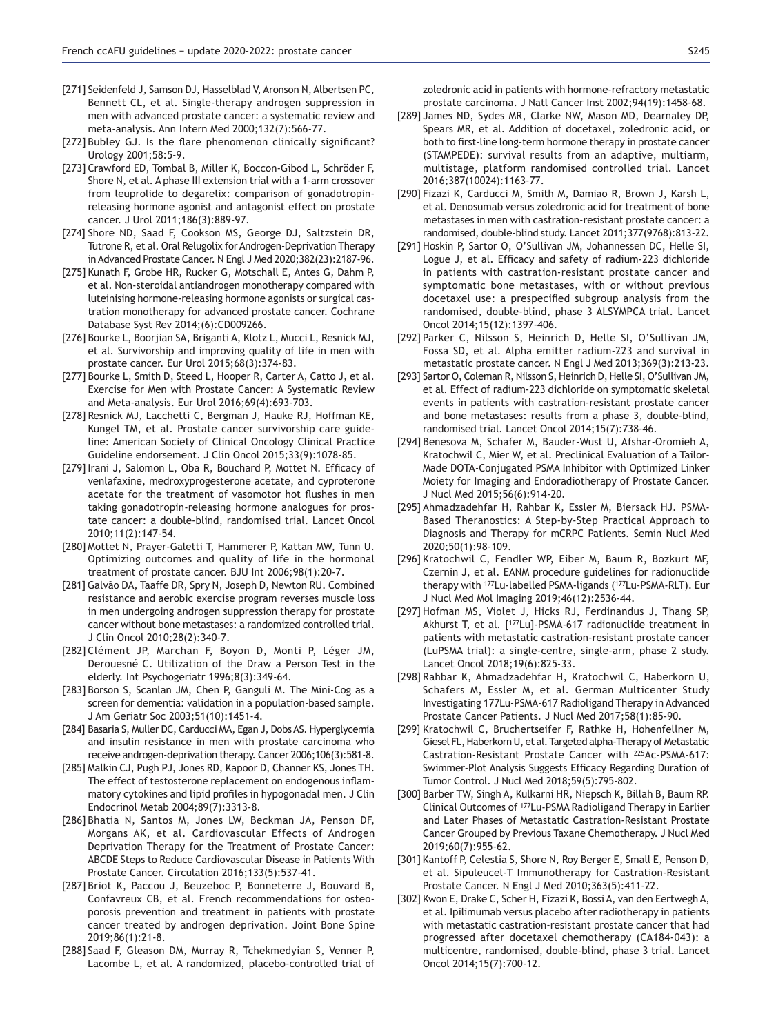[271] Seidenfeld J, Samson DJ, Hasselblad V, Aronson N, Albertsen PC, Bennett CL, et al. Single-therapy androgen suppression in men with advanced prostate cancer: a systematic review and meta-analysis. Ann Intern Med 2000;132(7):566-77.

[272] Bubley GJ. Is the flare phenomenon clinically significant? Urology 2001;58:5-9.

[273] Crawford ED, Tombal B, Miller K, Boccon-Gibod L, Schröder F, Shore N, et al. A phase III extension trial with a 1-arm crossover from leuprolide to degarelix: comparison of gonadotropin-releasing hormone agonist and antagonist effect on prostate cancer. J Urol 2011;186(3):889-97.

[274] Shore ND, Saad F, Cookson MS, George DJ, Saltzstein DR, Tutrone R, et al. Oral Relugolix for Androgen-Deprivation Therapy in Advanced Prostate Cancer. N Engl J Med 2020;382(23):2187-96.

[275] Kunath F, Grobe HR, Rucker G, Motschall E, Antes G, Dahm P, et al. Non-steroidal antiandrogen monotherapy compared with luteinising hormone-releasing hormone agonists or surgical castration monotherapy for advanced prostate cancer. Cochrane Database Syst Rev 2014;(6):CD009266.

[276] Bourke L, Boorjian SA, Briganti A, Klotz L, Mucci L, Resnick MJ, et al. Survivorship and improving quality of life in men with prostate cancer. Eur Urol 2015;68(3):374-83.

[277] Bourke L, Smith D, Steed L, Hooper R, Carter A, Catto J, et al. Exercise for Men with Prostate Cancer: A Systematic Review and Meta-analysis. Eur Urol 2016;69(4):693-703.

[278] Resnick MJ, Lacchetti C, Bergman J, Hauke RJ, Hoffman KE, Kungel TM, et al. Prostate cancer survivorship care guideline: American Society of Clinical Oncology Clinical Practice Guideline endorsement. J Clin Oncol 2015;33(9):1078-85.

[279] Irani J, Salomon L, Oba R, Bouchard P, Mottet N. Efficacy of venlafaxine, medroxyprogesterone acetate, and cyproterone acetate for the treatment of vasomotor hot flushes in men taking gonadotropin-releasing hormone analogues for prostate cancer: a double-blind, randomised trial. Lancet Oncol 2010;11(2):147-54.

[280] Mottet N, Prayer-Galetti T, Hammerer P, Kattan MW, Tunn U. Optimizing outcomes and quality of life in the hormonal treatment of prostate cancer. BJU Int 2006;98(1):20-7.

[281] Galvão DA, Taaffe DR, Spry N, Joseph D, Newton RU. Combined resistance and aerobic exercise program reverses muscle loss in men undergoing androgen suppression therapy for prostate cancer without bone metastases: a randomized controlled trial. J Clin Oncol 2010;28(2):340-7.

[282] Clément JP, Marchan F, Boyon D, Monti P, Léger JM, Derouesné C. Utilization of the Draw a Person Test in the elderly. Int Psychogeriatr 1996;8(3):349-64.

[283] Borson S, Scanlan JM, Chen P, Ganguli M. The Mini-Cog as a screen for dementia: validation in a population-based sample. J Am Geriatr Soc 2003;51(10):1451-4.

[284] Basaria S, Muller DC, Carducci MA, Egan J, Dobs AS. Hyperglycemia and insulin resistance in men with prostate carcinoma who receive androgen-deprivation therapy. Cancer 2006;106(3):581-8.

[285] Malkin CJ, Pugh PJ, Jones RD, Kapoor D, Channer KS, Jones TH. The effect of testosterone replacement on endogenous inflammatory cytokines and lipid profiles in hypogonadal men. J Clin Endocrinol Metab 2004;89(7):3313-8.

[286] Bhatia N, Santos M, Jones LW, Beckman JA, Penson DF, Morgans AK, et al. Cardiovascular Effects of Androgen Deprivation Therapy for the Treatment of Prostate Cancer: ABCDE Steps to Reduce Cardiovascular Disease in Patients With Prostate Cancer. Circulation 2016;133(5):537-41.

[287] Briot K, Paccou J, Beuzeboc P, Bonneterre J, Bouvard B, Confavreux CB, et al. French recommendations for osteoporosis prevention and treatment in patients with prostate cancer treated by androgen deprivation. Joint Bone Spine 2019;86(1):21-8.

[288] Saad F, Gleason DM, Murray R, Tchekmedyian S, Venner P, Lacombe L, et al. A randomized, placebo-controlled trial of zoledronic acid in patients with hormone-refractory metastatic prostate carcinoma. J Natl Cancer Inst 2002;94(19):1458-68.

[289] James ND, Sydes MR, Clarke NW, Mason MD, Dearnaley DP, Spears MR, et al. Addition of docetaxel, zoledronic acid, or both to first-line long-term hormone therapy in prostate cancer (STAMPEDE): survival results from an adaptive, multiarm, multistage, platform randomised controlled trial. Lancet 2016;387(10024):1163-77.

[290] Fizazi K, Carducci M, Smith M, Damiao R, Brown J, Karsh L, et al. Denosumab versus zoledronic acid for treatment of bone metastases in men with castration-resistant prostate cancer: a randomised, double-blind study. Lancet 2011;377(9768):813-22.

[291] Hoskin P, Sartor O, O'Sullivan JM, Johannessen DC, Helle SI, Logue J, et al. Efficacy and safety of radium-223 dichloride in patients with castration-resistant prostate cancer and symptomatic bone metastases, with or without previous docetaxel use: a prespecified subgroup analysis from the randomised, double-blind, phase 3 ALSYMPCA trial. Lancet Oncol 2014;15(12):1397-406.

[292] Parker C, Nilsson S, Heinrich D, Helle SI, O'Sullivan JM, Fossa SD, et al. Alpha emitter radium-223 and survival in metastatic prostate cancer. N Engl J Med 2013;369(3):213-23.

[293] Sartor O, Coleman R, Nilsson S, Heinrich D, Helle SI, O'Sullivan JM, et al. Effect of radium-223 dichloride on symptomatic skeletal events in patients with castration-resistant prostate cancer and bone metastases: results from a phase 3, double-blind, randomised trial. Lancet Oncol 2014;15(7):738-46.

[294] Benesova M, Schafer M, Bauder-Wust U, Afshar-Oromieh A, Kratochwil C, Mier W, et al. Preclinical Evaluation of a Tailor-Made DOTA-Conjugated PSMA Inhibitor with Optimized Linker Moiety for Imaging and Endoradiotherapy of Prostate Cancer. J Nucl Med 2015;56(6):914-20.

[295] Ahmadzadehfar H, Rahbar K, Essler M, Biersack HJ. PSMA-Based Theranostics: A Step-by-Step Practical Approach to Diagnosis and Therapy for mCRPC Patients. Semin Nucl Med 2020;50(1):98-109.

[296] Kratochwil C, Fendler WP, Eiber M, Baum R, Bozkurt MF, Czernin J, et al. EANM procedure guidelines for radionuclide therapy with $^{177}$Lu-labelled PSMA-ligands ($^{177}$Lu-PSMA-RLT). Eur J Nucl Med Mol Imaging 2019;46(12):2536-44.

[297] Hofman MS, Violet J, Hicks RJ, Ferdinandus J, Thang SP, Akhurst T, et al. [$^{177}$Lu]-PSMA-617 radionuclide treatment in patients with metastatic castration-resistant prostate cancer (LuPSMA trial): a single-centre, single-arm, phase 2 study. Lancet Oncol 2018;19(6):825-33.

[298] Rahbar K, Ahmadzadehfar H, Kratochwil C, Haberkorn U, Schafers M, Essler M, et al. German Multicenter Study Investigating 177Lu-PSMA-617 Radioligand Therapy in Advanced Prostate Cancer Patients. J Nucl Med 2017;58(1):85-90.

[299] Kratochwil C, Bruchertseifer F, Rathke H, Hohenfellner M, Giesel FL, Haberkorn U, et al. Targeted alpha-Therapy of Metastatic Castration-Resistant Prostate Cancer with $^{225}$Ac-PSMA-617: Swimmer-Plot Analysis Suggests Efficacy Regarding Duration of Tumor Control. J Nucl Med 2018;59(5):795-802.

[300] Barber TW, Singh A, Kulkarni HR, Niepsch K, Billah B, Baum RP. Clinical Outcomes of $^{177}$Lu-PSMA Radioligand Therapy in Earlier and Later Phases of Metastatic Castration-Resistant Prostate Cancer Grouped by Previous Taxane Chemotherapy. J Nucl Med 2019;60(7):955-62.

[301] Kantoff P, Celestia S, Shore N, Roy Berger E, Small E, Penson D, et al. Sipuleucel-T Immunotherapy for Castration-Resistant Prostate Cancer. N Engl J Med 2010;363(5):411-22.

[302] Kwon E, Drake C, Scher H, Fizazi K, Bossi A, van den Eertwegh A, et al. Ipilimumab versus placebo after radiotherapy in patients with metastatic castration-resistant prostate cancer that had progressed after docetaxel chemotherapy (CA184-043): a multicentre, randomised, double-blind, phase 3 trial. Lancet Oncol 2014;15(7):700-12.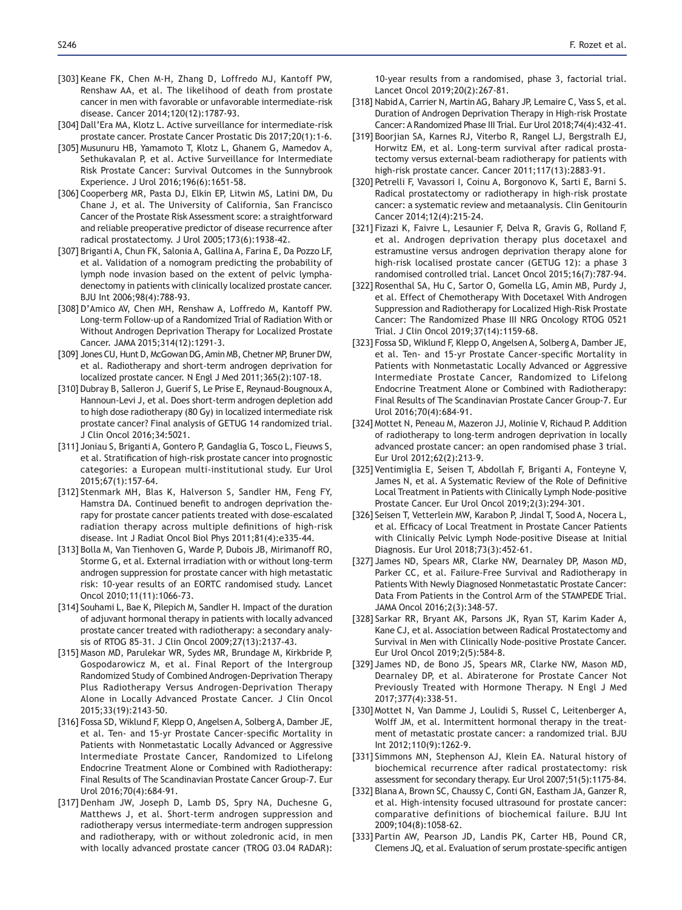[303] Keane FK, Chen M-H, Zhang D, Loffredo MJ, Kantoff PW, Renshaw AA, et al. The likelihood of death from prostate cancer in men with favorable or unfavorable intermediate-risk disease. Cancer 2014;120(12):1787-93.

[304] Dall'Era MA, Klotz L. Active surveillance for intermediate-risk prostate cancer. Prostate Cancer Prostatic Dis 2017;20(1):1-6.

[305] Musunuru HB, Yamamoto T, Klotz L, Ghanem G, Mamedov A, Sethukavalan P, et al. Active Surveillance for Intermediate Risk Prostate Cancer: Survival Outcomes in the Sunnybrook Experience. J Urol 2016;196(6):1651-58.

[306] Cooperberg MR, Pasta DJ, Elkin EP, Litwin MS, Latini DM, Du Chane J, et al. The University of California, San Francisco Cancer of the Prostate Risk Assessment score: a straightforward and reliable preoperative predictor of disease recurrence after radical prostatectomy. J Urol 2005;173(6):1938-42.

[307] Briganti A, Chun FK, Salonia A, Gallina A, Farina E, Da Pozzo LF, et al. Validation of a nomogram predicting the probability of lymph node invasion based on the extent of pelvic lymphadenectomy in patients with clinically localized prostate cancer. BJU Int 2006;98(4):788-93.

[308] D'Amico AV, Chen MH, Renshaw A, Loffredo M, Kantoff PW. Long-term Follow-up of a Randomized Trial of Radiation With or Without Androgen Deprivation Therapy for Localized Prostate Cancer. JAMA 2015;314(12):1291-3.

[309] Jones CU, Hunt D, McGowan DG, Amin MB, Chetner MP, Bruner DW, et al. Radiotherapy and short-term androgen deprivation for localized prostate cancer. N Engl J Med 2011;365(2):107-18.

[310] Dubray B, Salleron J, Guerif S, Le Prise E, Reynaud-Bougnoux A, Hannoun-Levi J, et al. Does short-term androgen depletion add to high dose radiotherapy (80 Gy) in localized intermediate risk prostate cancer? Final analysis of GETUG 14 randomized trial. J Clin Oncol 2016;34:5021.

[311] Joniau S, Briganti A, Gontero P, Gandaglia G, Tosco L, Fieuws S, et al. Stratification of high-risk prostate cancer into prognostic categories: a European multi-institutional study. Eur Urol 2015;67(1):157-64.

[312] Stenmark MH, Blas K, Halverson S, Sandler HM, Feng FY, Hamstra DA. Continued benefit to androgen deprivation therapy for prostate cancer patients treated with dose-escalated radiation therapy across multiple definitions of high-risk disease. Int J Radiat Oncol Biol Phys 2011;81(4):e335-44.

[313] Bolla M, Van Tienhoven G, Warde P, Dubois JB, Mirimanoff RO, Storme G, et al. External irradiation with or without long-term androgen suppression for prostate cancer with high metastatic risk: 10-year results of an EORTC randomised study. Lancet Oncol 2010;11(11):1066-73.

[314] Souhami L, Bae K, Pilepich M, Sandler H. Impact of the duration of adjuvant hormonal therapy in patients with locally advanced prostate cancer treated with radiotherapy: a secondary analysis of RTOG 85-31. J Clin Oncol 2009;27(13):2137-43.

[315] Mason MD, Parulekar WR, Sydes MR, Brundage M, Kirkbride P, Gospodarowicz M, et al. Final Report of the Intergroup Randomized Study of Combined Androgen-Deprivation Therapy Plus Radiotherapy Versus Androgen-Deprivation Therapy Alone in Locally Advanced Prostate Cancer. J Clin Oncol 2015;33(19):2143-50.

[316] Fossa SD, Wiklund F, Klepp O, Angelsen A, Solberg A, Damber JE, et al. Ten- and 15-yr Prostate Cancer-specific Mortality in Patients with Nonmetastatic Locally Advanced or Aggressive Intermediate Prostate Cancer, Randomized to Lifelong Endocrine Treatment Alone or Combined with Radiotherapy: Final Results of The Scandinavian Prostate Cancer Group-7. Eur Urol 2016;70(4):684-91.

[317] Denham JW, Joseph D, Lamb DS, Spry NA, Duchesne G, Matthews J, et al. Short-term androgen suppression and radiotherapy versus intermediate-term androgen suppression and radiotherapy, with or without zoledronic acid, in men with locally advanced prostate cancer (TROG 03.04 RADAR): 10-year results from a randomised, phase 3, factorial trial. Lancet Oncol 2019;20(2):267-81.

[318] Nabid A, Carrier N, Martin AG, Bahary JP, Lemaire C, Vass S, et al. Duration of Androgen Deprivation Therapy in High-risk Prostate Cancer: A Randomized Phase III Trial. Eur Urol 2018;74(4):432-41.

[319] Boorjian SA, Karnes RJ, Viterbo R, Rangel LJ, Bergstralh EJ, Horwitz EM, et al. Long-term survival after radical prostatectomy versus external-beam radiotherapy for patients with high-risk prostate cancer. Cancer 2011;117(13):2883-91.

[320] Petrelli F, Vavassori I, Coinu A, Borgonovo K, Sarti E, Barni S. Radical prostatectomy or radiotherapy in high-risk prostate cancer: a systematic review and metaanalysis. Clin Genitourin Cancer 2014;12(4):215-24.

[321] Fizazi K, Faivre L, Lesaunier F, Delva R, Gravis G, Rolland F, et al. Androgen deprivation therapy plus docetaxel and estramustine versus androgen deprivation therapy alone for high-risk localised prostate cancer (GETUG 12): a phase 3 randomised controlled trial. Lancet Oncol 2015;16(7):787-94.

[322] Rosenthal SA, Hu C, Sartor O, Gomella LG, Amin MB, Purdy J, et al. Effect of Chemotherapy With Docetaxel With Androgen Suppression and Radiotherapy for Localized High-Risk Prostate Cancer: The Randomized Phase III NRG Oncology RTOG 0521 Trial. J Clin Oncol 2019;37(14):1159-68.

[323] Fossa SD, Wiklund F, Klepp O, Angelsen A, Solberg A, Damber JE, et al. Ten- and 15-yr Prostate Cancer-specific Mortality in Patients with Nonmetastatic Locally Advanced or Aggressive Intermediate Prostate Cancer, Randomized to Lifelong Endocrine Treatment Alone or Combined with Radiotherapy: Final Results of The Scandinavian Prostate Cancer Group-7. Eur Urol 2016;70(4):684-91.

[324] Mottet N, Peneau M, Mazeron JJ, Molinie V, Richaud P. Addition of radiotherapy to long-term androgen deprivation in locally advanced prostate cancer: an open randomised phase 3 trial. Eur Urol 2012;62(2):213-9.

[325] Ventimiglia E, Seisen T, Abdollah F, Briganti A, Fonteyne V, James N, et al. A Systematic Review of the Role of Definitive Local Treatment in Patients with Clinically Lymph Node-positive Prostate Cancer. Eur Urol Oncol 2019;2(3):294-301.

[326] Seisen T, Vetterlein MW, Karabon P, Jindal T, Sood A, Nocera L, et al. Efficacy of Local Treatment in Prostate Cancer Patients with Clinically Pelvic Lymph Node-positive Disease at Initial Diagnosis. Eur Urol 2018;73(3):452-61.

[327] James ND, Spears MR, Clarke NW, Dearnaley DP, Mason MD, Parker CC, et al. Failure-Free Survival and Radiotherapy in Patients With Newly Diagnosed Nonmetastatic Prostate Cancer: Data From Patients in the Control Arm of the STAMPEDE Trial. JAMA Oncol 2016;2(3):348-57.

[328] Sarkar RR, Bryant AK, Parsons JK, Ryan ST, Karim Kader A, Kane CJ, et al. Association between Radical Prostatectomy and Survival in Men with Clinically Node-positive Prostate Cancer. Eur Urol Oncol 2019;2(5):584-8.

[329] James ND, de Bono JS, Spears MR, Clarke NW, Mason MD, Dearnaley DP, et al. Abiraterone for Prostate Cancer Not Previously Treated with Hormone Therapy. N Engl J Med 2017;377(4):338-51.

[330] Mottet N, Van Damme J, Loulidi S, Russel C, Leitenberger A, Wolff JM, et al. Intermittent hormonal therapy in the treatment of metastatic prostate cancer: a randomized trial. BJU Int 2012;110(9):1262-9.

[331] Simmons MN, Stephenson AJ, Klein EA. Natural history of biochemical recurrence after radical prostatectomy: risk assessment for secondary therapy. Eur Urol 2007;51(5):1175-84.

[332] Blana A, Brown SC, Chaussy C, Conti GN, Eastham JA, Ganzer R, et al. High-intensity focused ultrasound for prostate cancer: comparative definitions of biochemical failure. BJU Int 2009;104(8):1058-62.

[333] Partin AW, Pearson JD, Landis PK, Carter HB, Pound CR, Clemens JQ, et al. Evaluation of serum prostate-specific antigen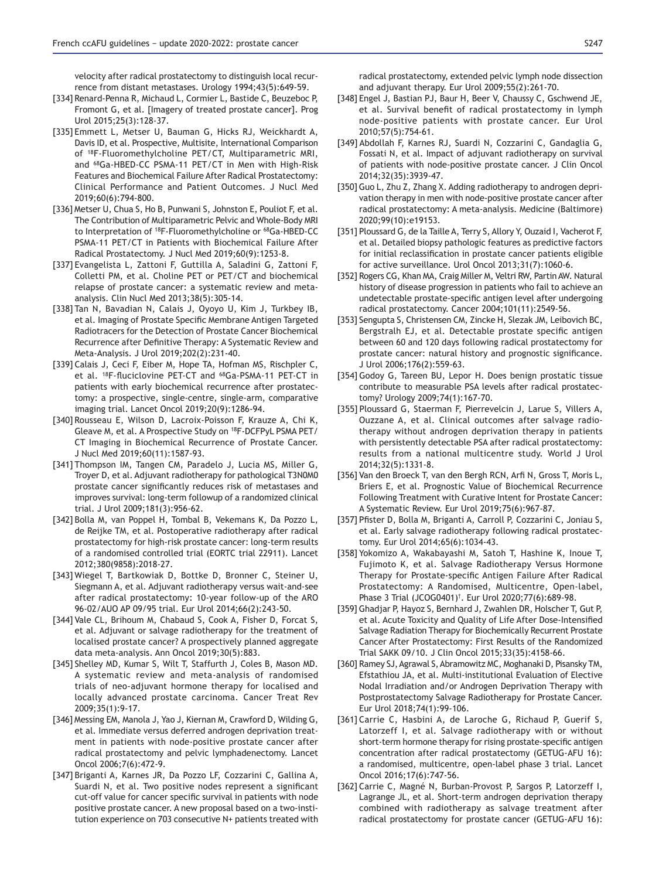velocity after radical prostatectomy to distinguish local recurrence from distant metastases. Urology 1994;43(5):649-59.

[334] Renard-Penna R, Michaud L, Cormier L, Bastide C, Beuzeboc P, Fromont G, et al. [Imagery of treated prostate cancer]. Prog Urol 2015;25(3):128-37.

[335] Emmett L, Metser U, Bauman G, Hicks RJ, Weickhardt A, Davis ID, et al. Prospective, Multisite, International Comparison of $^{18}$F-Fluoromethylcholine PET/CT, Multiparametric MRI, and $^{68}$Ga-HBED-CC PSMA-11 PET/CT in Men with High-Risk Features and Biochemical Failure After Radical Prostatectomy: Clinical Performance and Patient Outcomes. J Nucl Med 2019;60(6):794-800.

[336] Metser U, Chua S, Ho B, Punwani S, Johnston E, Pouliot F, et al. The Contribution of Multiparametric Pelvic and Whole-Body MRI to Interpretation of $^{18}$F-Fluoromethylcholine or $^{68}$Ga-HBED-CC PSMA-11 PET/CT in Patients with Biochemical Failure After Radical Prostatectomy. J Nucl Med 2019;60(9):1253-8.

[337] Evangelista L, Zattoni F, Guttilla A, Saladini G, Zattoni F, Colletti PM, et al. Choline PET or PET/CT and biochemical relapse of prostate cancer: a systematic review and meta-analysis. Clin Nucl Med 2013;38(5):305-14.

[338] Tan N, Bavadian N, Calais J, Oyoyo U, Kim J, Turkbey IB, et al. Imaging of Prostate Specific Membrane Antigen Targeted Radiotracers for the Detection of Prostate Cancer Biochemical Recurrence after Definitive Therapy: A Systematic Review and Meta-Analysis. J Urol 2019;202(2):231-40.

[339] Calais J, Ceci F, Eiber M, Hope TA, Hofman MS, Rischpler C, et al. $^{18}$F-fluciclovine PET-CT and $^{68}$Ga-PSMA-11 PET-CT in patients with early biochemical recurrence after prostatectomy: a prospective, single-centre, single-arm, comparative imaging trial. Lancet Oncol 2019;20(9):1286-94.

[340] Rousseau E, Wilson D, Lacroix-Poisson F, Krauze A, Chi K, Gleave M, et al. A Prospective Study on $^{18}$F-DCFPyL PSMA PET/CT Imaging in Biochemical Recurrence of Prostate Cancer. J Nucl Med 2019;60(11):1587-93.

[341] Thompson IM, Tangen CM, Paradelo J, Lucia MS, Miller G, Troyer D, et al. Adjuvant radiotherapy for pathological T3N0M0 prostate cancer significantly reduces risk of metastases and improves survival: long-term followup of a randomized clinical trial. J Urol 2009;181(3):956-62.

[342] Bolla M, van Poppel H, Tombal B, Vekemans K, Da Pozzo L, de Reijke TM, et al. Postoperative radiotherapy after radical prostatectomy for high-risk prostate cancer: long-term results of a randomised controlled trial (EORTC trial 22911). Lancet 2012;380(9858):2018-27.

[343] Wiegel T, Bartkowiak D, Bottke D, Bronner C, Steiner U, Siegmann A, et al. Adjuvant radiotherapy versus wait-and-see after radical prostatectomy: 10-year follow-up of the ARO 96-02/AUO AP 09/95 trial. Eur Urol 2014;66(2):243-50.

[344] Vale CL, Brihoum M, Chabaud S, Cook A, Fisher D, Forcat S, et al. Adjuvant or salvage radiotherapy for the treatment of localised prostate cancer? A prospectively planned aggregate data meta-analysis. Ann Oncol 2019;30(5):883.

[345] Shelley MD, Kumar S, Wilt T, Staffurth J, Coles B, Mason MD. A systematic review and meta-analysis of randomised trials of neo-adjuvant hormone therapy for localised and locally advanced prostate carcinoma. Cancer Treat Rev 2009;35(1):9-17.

[346] Messing EM, Manola J, Yao J, Kiernan M, Crawford D, Wilding G, et al. Immediate versus deferred androgen deprivation treatment in patients with node-positive prostate cancer after radical prostatectomy and pelvic lymphadenectomy. Lancet Oncol 2006;7(6):472-9.

[347] Briganti A, Karnes JR, Da Pozzo LF, Cozzarini C, Gallina A, Suardi N, et al. Two positive nodes represent a significant cut-off value for cancer specific survival in patients with node positive prostate cancer. A new proposal based on a two-institution experience on 703 consecutive N+ patients treated with radical prostatectomy, extended pelvic lymph node dissection and adjuvant therapy. Eur Urol 2009;55(2):261-70.

[348] Engel J, Bastian PJ, Baur H, Beer V, Chaussy C, Gschwend JE, et al. Survival benefit of radical prostatectomy in lymph node-positive patients with prostate cancer. Eur Urol 2010;57(5):754-61.

[349] Abdollah F, Karnes RJ, Suardi N, Cozzarini C, Gandaglia G, Fossati N, et al. Impact of adjuvant radiotherapy on survival of patients with node-positive prostate cancer. J Clin Oncol 2014;32(35):3939-47.

[350] Guo L, Zhu Z, Zhang X. Adding radiotherapy to androgen deprivation therapy in men with node-positive prostate cancer after radical prostatectomy: A meta-analysis. Medicine (Baltimore) 2020;99(10):e19153.

[351] Ploussard G, de la Taille A, Terry S, Allory Y, Ouzaid I, Vacherot F, et al. Detailed biopsy pathologic features as predictive factors for initial reclassification in prostate cancer patients eligible for active surveillance. Urol Oncol 2013;31(7):1060-6.

[352] Rogers CG, Khan MA, Craig Miller M, Veltri RW, Partin AW. Natural history of disease progression in patients who fail to achieve an undetectable prostate-specific antigen level after undergoing radical prostatectomy. Cancer 2004;101(11):2549-56.

[353] Sengupta S, Christensen CM, Zincke H, Slezak JM, Leibovich BC, Bergstralh EJ, et al. Detectable prostate specific antigen between 60 and 120 days following radical prostatectomy for prostate cancer: natural history and prognostic significance. J Urol 2006;176(2):559-63.

[354] Godoy G, Tareen BU, Lepor H. Does benign prostatic tissue contribute to measurable PSA levels after radical prostatectomy? Urology 2009;74(1):167-70.

[355] Ploussard G, Staerman F, Pierrevelcin J, Larue S, Villers A, Ouzzane A, et al. Clinical outcomes after salvage radiotherapy without androgen deprivation therapy in patients with persistently detectable PSA after radical prostatectomy: results from a national multicentre study. World J Urol 2014;32(5):1331-8.

[356] Van den Broeck T, van den Bergh RCN, Arfi N, Gross T, Moris L, Briers E, et al. Prognostic Value of Biochemical Recurrence Following Treatment with Curative Intent for Prostate Cancer: A Systematic Review. Eur Urol 2019;75(6):967-87.

[357] Pfister D, Bolla M, Briganti A, Carroll P, Cozzarini C, Joniau S, et al. Early salvage radiotherapy following radical prostatectomy. Eur Urol 2014;65(6):1034-43.

[358] Yokomizo A, Wakabayashi M, Satoh T, Hashine K, Inoue T, Fujimoto K, et al. Salvage Radiotherapy Versus Hormone Therapy for Prostate-specific Antigen Failure After Radical Prostatectomy: A Randomised, Multicentre, Open-label, Phase 3 Trial (JCOG0401)†. Eur Urol 2020;77(6):689-98.

[359] Ghadjar P, Hayoz S, Bernhard J, Zwahlen DR, Holscher T, Gut P, et al. Acute Toxicity and Quality of Life After Dose-Intensified Salvage Radiation Therapy for Biochemically Recurrent Prostate Cancer After Prostatectomy: First Results of the Randomized Trial SAKK 09/10. J Clin Oncol 2015;33(35):4158-66.

[360] Ramey SJ, Agrawal S, Abramowitz MC, Moghanaki D, Pisansky TM, Efstathiou JA, et al. Multi-institutional Evaluation of Elective Nodal Irradiation and/or Androgen Deprivation Therapy with Postprostatectomy Salvage Radiotherapy for Prostate Cancer. Eur Urol 2018;74(1):99-106.

[361] Carrie C, Hasbini A, de Laroche G, Richaud P, Guerif S, Latorzeff I, et al. Salvage radiotherapy with or without short-term hormone therapy for rising prostate-specific antigen concentration after radical prostatectomy (GETUG-AFU 16): a randomised, multicentre, open-label phase 3 trial. Lancet Oncol 2016;17(6):747-56.

[362] Carrie C, Magné N, Burban-Provost P, Sargos P, Latorzeff I, Lagrange JL, et al. Short-term androgen deprivation therapy combined with radiotherapy as salvage treatment after radical prostatectomy for prostate cancer (GETUG-AFU 16):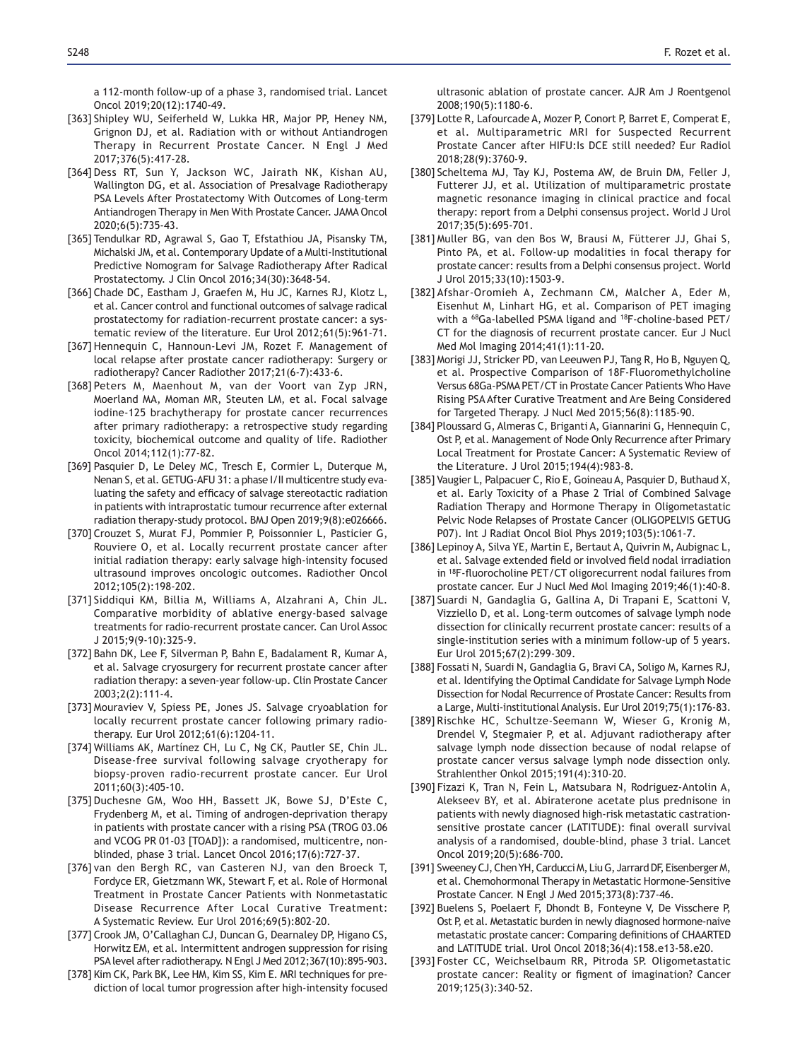a 112-month follow-up of a phase 3, randomised trial. Lancet Oncol 2019;20(12):1740-49.

[363] Shipley WU, Seiferheld W, Lukka HR, Major PP, Heney NM, Grignon DJ, et al. Radiation with or without Antiandrogen Therapy in Recurrent Prostate Cancer. N Engl J Med 2017;376(5):417-28.

[364] Dess RT, Sun Y, Jackson WC, Jairath NK, Kishan AU, Wallington DG, et al. Association of Presalvage Radiotherapy PSA Levels After Prostatectomy With Outcomes of Long-term Antiandrogen Therapy in Men With Prostate Cancer. JAMA Oncol 2020;6(5):735-43.

[365] Tendulkar RD, Agrawal S, Gao T, Efstathiou JA, Pisansky TM, Michalski JM, et al. Contemporary Update of a Multi-Institutional Predictive Nomogram for Salvage Radiotherapy After Radical Prostatectomy. J Clin Oncol 2016;34(30):3648-54.

[366] Chade DC, Eastham J, Graefen M, Hu JC, Karnes RJ, Klotz L, et al. Cancer control and functional outcomes of salvage radical prostatectomy for radiation-recurrent prostate cancer: a systematic review of the literature. Eur Urol 2012;61(5):961-71.

[367] Hennequin C, Hannoun-Levi JM, Rozet F. Management of local relapse after prostate cancer radiotherapy: Surgery or radiotherapy? Cancer Radiother 2017;21(6-7):433-6.

[368] Peters M, Maenhout M, van der Voort van Zyp JRN, Moerland MA, Moman MR, Steuten LM, et al. Focal salvage iodine-125 brachytherapy for prostate cancer recurrences after primary radiotherapy: a retrospective study regarding toxicity, biochemical outcome and quality of life. Radiother Oncol 2014;112(1):77-82.

[369] Pasquier D, Le Deley MC, Tresch E, Cormier L, Duterque M, Nenan S, et al. GETUG-AFU 31: a phase I/II multicentre study evaluating the safety and efficacy of salvage stereotactic radiation in patients with intraprostatic tumour recurrence after external radiation therapy-study protocol. BMJ Open 2019;9(8):e026666.

[370] Crouzet S, Murat FJ, Pommier P, Poissonnier L, Pasticier G, Rouviere O, et al. Locally recurrent prostate cancer after initial radiation therapy: early salvage high-intensity focused ultrasound improves oncologic outcomes. Radiother Oncol 2012;105(2):198-202.

[371] Siddiqui KM, Billia M, Williams A, Alzahrani A, Chin JL. Comparative morbidity of ablative energy-based salvage treatments for radio-recurrent prostate cancer. Can Urol Assoc J 2015;9(9-10):325-9.

[372] Bahn DK, Lee F, Silverman P, Bahn E, Badalament R, Kumar A, et al. Salvage cryosurgery for recurrent prostate cancer after radiation therapy: a seven-year follow-up. Clin Prostate Cancer 2003;2(2):111-4.

[373] Mouraviev V, Spiess PE, Jones JS. Salvage cryoablation for locally recurrent prostate cancer following primary radiotherapy. Eur Urol 2012;61(6):1204-11.

[374] Williams AK, Martínez CH, Lu C, Ng CK, Pautler SE, Chin JL. Disease-free survival following salvage cryotherapy for biopsy-proven radio-recurrent prostate cancer. Eur Urol 2011;60(3):405-10.

[375] Duchesne GM, Woo HH, Bassett JK, Bowe SJ, D'Este C, Frydenberg M, et al. Timing of androgen-deprivation therapy in patients with prostate cancer with a rising PSA (TROG 03.06 and VCOG PR 01-03 [TOAD]): a randomised, multicentre, non-blinded, phase 3 trial. Lancet Oncol 2016;17(6):727-37.

[376] van den Bergh RC, van Casteren NJ, van den Broeck T, Fordyce ER, Gietzmann WK, Stewart F, et al. Role of Hormonal Treatment in Prostate Cancer Patients with Nonmetastatic Disease Recurrence After Local Curative Treatment: A Systematic Review. Eur Urol 2016;69(5):802-20.

[377] Crook JM, O'Callaghan CJ, Duncan G, Dearnaley DP, Higano CS, Horwitz EM, et al. Intermittent androgen suppression for rising PSA level after radiotherapy. N Engl J Med 2012;367(10):895-903.

[378] Kim CK, Park BK, Lee HM, Kim SS, Kim E. MRI techniques for prediction of local tumor progression after high-intensity focused ultrasonic ablation of prostate cancer. AJR Am J Roentgenol 2008;190(5):1180-6.

[379] Lotte R, Lafourcade A, Mozer P, Conort P, Barret E, Comperat E, et al. Multiparametric MRI for Suspected Recurrent Prostate Cancer after HIFU:Is DCE still needed? Eur Radiol 2018;28(9):3760-9.

[380] Scheltema MJ, Tay KJ, Postema AW, de Bruin DM, Feller J, Futterer JJ, et al. Utilization of multiparametric prostate magnetic resonance imaging in clinical practice and focal therapy: report from a Delphi consensus project. World J Urol 2017;35(5):695-701.

[381] Muller BG, van den Bos W, Brausi M, Fütterer JJ, Ghai S, Pinto PA, et al. Follow-up modalities in focal therapy for prostate cancer: results from a Delphi consensus project. World J Urol 2015;33(10):1503-9.

[382] Afshar-Oromieh A, Zechmann CM, Malcher A, Eder M, Eisenhut M, Linhart HG, et al. Comparison of PET imaging with a $^{68}$Ga-labelled PSMA ligand and $^{18}$F-choline-based PET/CT for the diagnosis of recurrent prostate cancer. Eur J Nucl Med Mol Imaging 2014;41(1):11-20.

[383] Morigi JJ, Stricker PD, van Leeuwen PJ, Tang R, Ho B, Nguyen Q, et al. Prospective Comparison of 18F-Fluoromethylcholine Versus 68Ga-PSMA PET/CT in Prostate Cancer Patients Who Have Rising PSA After Curative Treatment and Are Being Considered for Targeted Therapy. J Nucl Med 2015;56(8):1185-90.

[384] Ploussard G, Almeras C, Briganti A, Giannarini G, Hennequin C, Ost P, et al. Management of Node Only Recurrence after Primary Local Treatment for Prostate Cancer: A Systematic Review of the Literature. J Urol 2015;194(4):983-8.

[385] Vaugier L, Palpacuer C, Rio E, Goineau A, Pasquier D, Buthaud X, et al. Early Toxicity of a Phase 2 Trial of Combined Salvage Radiation Therapy and Hormone Therapy in Oligometastatic Pelvic Node Relapses of Prostate Cancer (OLIGOPELVIS GETUG P07). Int J Radiat Oncol Biol Phys 2019;103(5):1061-7.

[386] Lepinoy A, Silva YE, Martin E, Bertaut A, Quivrin M, Aubignac L, et al. Salvage extended field or involved field nodal irradiation in $^{18}$F-fluorocholine PET/CT oligorecurrent nodal failures from prostate cancer. Eur J Nucl Med Mol Imaging 2019;46(1):40-8.

[387] Suardi N, Gandaglia G, Gallina A, Di Trapani E, Scattoni V, Vizziello D, et al. Long-term outcomes of salvage lymph node dissection for clinically recurrent prostate cancer: results of a single-institution series with a minimum follow-up of 5 years. Eur Urol 2015;67(2):299-309.

[388] Fossati N, Suardi N, Gandaglia G, Bravi CA, Soligo M, Karnes RJ, et al. Identifying the Optimal Candidate for Salvage Lymph Node Dissection for Nodal Recurrence of Prostate Cancer: Results from a Large, Multi-institutional Analysis. Eur Urol 2019;75(1):176-83.

[389] Rischke HC, Schultze-Seemann W, Wieser G, Kronig M, Drendel V, Stegmaier P, et al. Adjuvant radiotherapy after salvage lymph node dissection because of nodal relapse of prostate cancer versus salvage lymph node dissection only. Strahlenther Onkol 2015;191(4):310-20.

[390] Fizazi K, Tran N, Fein L, Matsubara N, Rodriguez-Antolin A, Alekseev BY, et al. Abiraterone acetate plus prednisone in patients with newly diagnosed high-risk metastatic castration-sensitive prostate cancer (LATITUDE): final overall survival analysis of a randomised, double-blind, phase 3 trial. Lancet Oncol 2019;20(5):686-700.

[391] Sweeney CJ, Chen YH, Carducci M, Liu G, Jarrard DF, Eisenberger M, et al. Chemohormonal Therapy in Metastatic Hormone-Sensitive Prostate Cancer. N Engl J Med 2015;373(8):737-46.

[392] Buelens S, Poelaert F, Dhondt B, Fonteyne V, De Visschere P, Ost P, et al. Metastatic burden in newly diagnosed hormone-naive metastatic prostate cancer: Comparing definitions of CHAARTED and LATITUDE trial. Urol Oncol 2018;36(4):158.e13-58.e20.

[393] Foster CC, Weichselbaum RR, Pitroda SP. Oligometastatic prostate cancer: Reality or figment of imagination? Cancer 2019;125(3):340-52.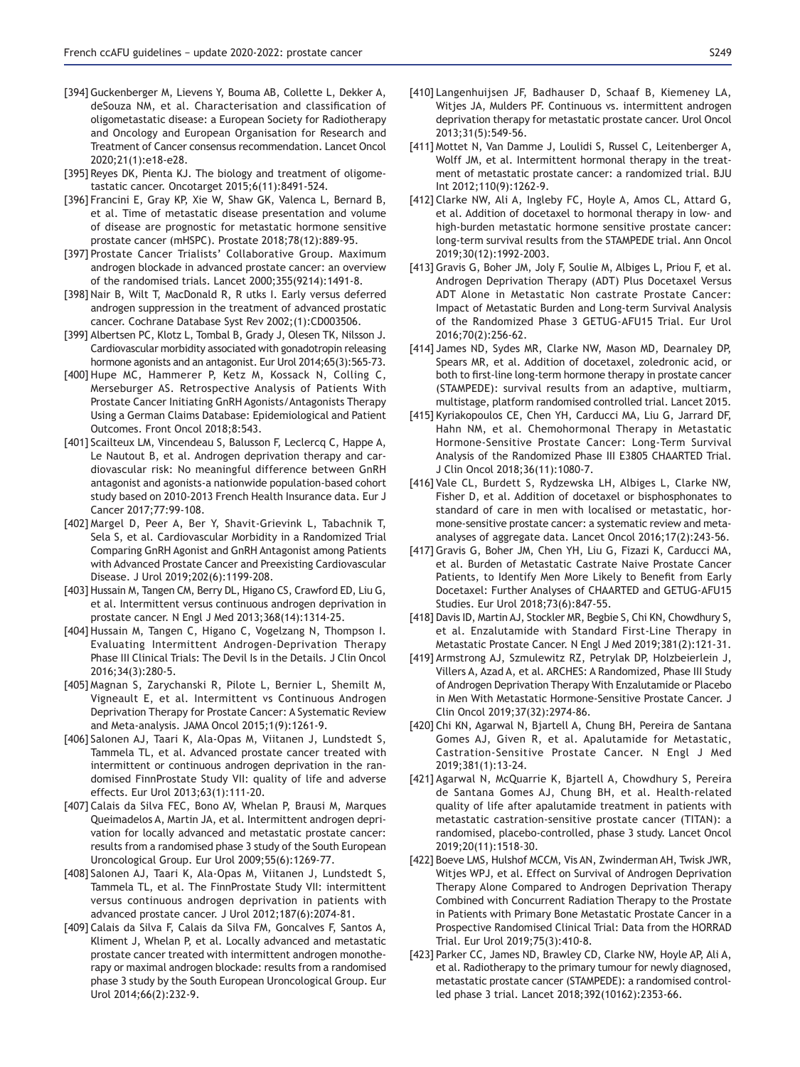[394] Guckenberger M, Lievens Y, Bouma AB, Collette L, Dekker A, deSouza NM, et al. Characterisation and classification of oligometastatic disease: a European Society for Radiotherapy and Oncology and European Organisation for Research and Treatment of Cancer consensus recommendation. Lancet Oncol 2020;21(1):e18-e28.

[395] Reyes DK, Pienta KJ. The biology and treatment of oligometastatic cancer. Oncotarget 2015;6(11):8491-524.

[396] Francini E, Gray KP, Xie W, Shaw GK, Valenca L, Bernard B, et al. Time of metastatic disease presentation and volume of disease are prognostic for metastatic hormone sensitive prostate cancer (mHSPC). Prostate 2018;78(12):889-95.

[397] Prostate Cancer Trialists' Collaborative Group. Maximum androgen blockade in advanced prostate cancer: an overview of the randomised trials. Lancet 2000;355(9214):1491-8.

[398] Nair B, Wilt T, MacDonald R, R utks I. Early versus deferred androgen suppression in the treatment of advanced prostatic cancer. Cochrane Database Syst Rev 2002;(1):CD003506.

[399] Albertsen PC, Klotz L, Tombal B, Grady J, Olesen TK, Nilsson J. Cardiovascular morbidity associated with gonadotropin releasing hormone agonists and an antagonist. Eur Urol 2014;65(3):565-73.

[400] Hupe MC, Hammerer P, Ketz M, Kossack N, Colling C, Merseburger AS. Retrospective Analysis of Patients With Prostate Cancer Initiating GnRH Agonists/Antagonists Therapy Using a German Claims Database: Epidemiological and Patient Outcomes. Front Oncol 2018;8:543.

[401] Scailteux LM, Vincendeau S, Balusson F, Leclercq C, Happe A, Le Nautout B, et al. Androgen deprivation therapy and cardiovascular risk: No meaningful difference between GnRH antagonist and agonists-a nationwide population-based cohort study based on 2010-2013 French Health Insurance data. Eur J Cancer 2017;77:99-108.

[402] Margel D, Peer A, Ber Y, Shavit-Grievink L, Tabachnik T, Sela S, et al. Cardiovascular Morbidity in a Randomized Trial Comparing GnRH Agonist and GnRH Antagonist among Patients with Advanced Prostate Cancer and Preexisting Cardiovascular Disease. J Urol 2019;202(6):1199-208.

[403] Hussain M, Tangen CM, Berry DL, Higano CS, Crawford ED, Liu G, et al. Intermittent versus continuous androgen deprivation in prostate cancer. N Engl J Med 2013;368(14):1314-25.

[404] Hussain M, Tangen C, Higano C, Vogelzang N, Thompson I. Evaluating Intermittent Androgen-Deprivation Therapy Phase III Clinical Trials: The Devil Is in the Details. J Clin Oncol 2016;34(3):280-5.

[405] Magnan S, Zarychanski R, Pilote L, Bernier L, Shemilt M, Vigneault E, et al. Intermittent vs Continuous Androgen Deprivation Therapy for Prostate Cancer: A Systematic Review and Meta-analysis. JAMA Oncol 2015;1(9):1261-9.

[406] Salonen AJ, Taari K, Ala-Opas M, Viitanen J, Lundstedt S, Tammela TL, et al. Advanced prostate cancer treated with intermittent or continuous androgen deprivation in the randomised FinnProstate Study VII: quality of life and adverse effects. Eur Urol 2013;63(1):111-20.

[407] Calais da Silva FEC, Bono AV, Whelan P, Brausi M, Marques Queimadelos A, Martin JA, et al. Intermittent androgen deprivation for locally advanced and metastatic prostate cancer: results from a randomised phase 3 study of the South European Uroncological Group. Eur Urol 2009;55(6):1269-77.

[408] Salonen AJ, Taari K, Ala-Opas M, Viitanen J, Lundstedt S, Tammela TL, et al. The FinnProstate Study VII: intermittent versus continuous androgen deprivation in patients with advanced prostate cancer. J Urol 2012;187(6):2074-81.

[409] Calais da Silva F, Calais da Silva FM, Goncalves F, Santos A, Kliment J, Whelan P, et al. Locally advanced and metastatic prostate cancer treated with intermittent androgen monotherapy or maximal androgen blockade: results from a randomised phase 3 study by the South European Uroncological Group. Eur Urol 2014;66(2):232-9.

[410] Langenhuijsen JF, Badhauser D, Schaaf B, Kiemeney LA, Witjes JA, Mulders PF. Continuous vs. intermittent androgen deprivation therapy for metastatic prostate cancer. Urol Oncol 2013;31(5):549-56.

[411] Mottet N, Van Damme J, Loulidi S, Russel C, Leitenberger A, Wolff JM, et al. Intermittent hormonal therapy in the treatment of metastatic prostate cancer: a randomized trial. BJU Int 2012;110(9):1262-9.

[412] Clarke NW, Ali A, Ingleby FC, Hoyle A, Amos CL, Attard G, et al. Addition of docetaxel to hormonal therapy in low- and high-burden metastatic hormone sensitive prostate cancer: long-term survival results from the STAMPEDE trial. Ann Oncol 2019;30(12):1992-2003.

[413] Gravis G, Boher JM, Joly F, Soulie M, Albiges L, Priou F, et al. Androgen Deprivation Therapy (ADT) Plus Docetaxel Versus ADT Alone in Metastatic Non castrate Prostate Cancer: Impact of Metastatic Burden and Long-term Survival Analysis of the Randomized Phase 3 GETUG-AFU15 Trial. Eur Urol 2016;70(2):256-62.

[414] James ND, Sydes MR, Clarke NW, Mason MD, Dearnaley DP, Spears MR, et al. Addition of docetaxel, zoledronic acid, or both to first-line long-term hormone therapy in prostate cancer (STAMPEDE): survival results from an adaptive, multiarm, multistage, platform randomised controlled trial. Lancet 2015.

[415] Kyriakopoulos CE, Chen YH, Carducci MA, Liu G, Jarrard DF, Hahn NM, et al. Chemohormonal Therapy in Metastatic Hormone-Sensitive Prostate Cancer: Long-Term Survival Analysis of the Randomized Phase III E3805 CHAARTED Trial. J Clin Oncol 2018;36(11):1080-7.

[416] Vale CL, Burdett S, Rydzewska LH, Albiges L, Clarke NW, Fisher D, et al. Addition of docetaxel or bisphosphonates to standard of care in men with localised or metastatic, hormone-sensitive prostate cancer: a systematic review and meta-analyses of aggregate data. Lancet Oncol 2016;17(2):243-56.

[417] Gravis G, Boher JM, Chen YH, Liu G, Fizazi K, Carducci MA, et al. Burden of Metastatic Castrate Naive Prostate Cancer Patients, to Identify Men More Likely to Benefit from Early Docetaxel: Further Analyses of CHAARTED and GETUG-AFU15 Studies. Eur Urol 2018;73(6):847-55.

[418] Davis ID, Martin AJ, Stockler MR, Begbie S, Chi KN, Chowdhury S, et al. Enzalutamide with Standard First-Line Therapy in Metastatic Prostate Cancer. N Engl J Med 2019;381(2):121-31.

[419] Armstrong AJ, Szmulewitz RZ, Petrylak DP, Holzbeierlein J, Villers A, Azad A, et al. ARCHES: A Randomized, Phase III Study of Androgen Deprivation Therapy With Enzalutamide or Placebo in Men With Metastatic Hormone-Sensitive Prostate Cancer. J Clin Oncol 2019;37(32):2974-86.

[420] Chi KN, Agarwal N, Bjartell A, Chung BH, Pereira de Santana Gomes AJ, Given R, et al. Apalutamide for Metastatic, Castration-Sensitive Prostate Cancer. N Engl J Med 2019;381(1):13-24.

[421] Agarwal N, McQuarrie K, Bjartell A, Chowdhury S, Pereira de Santana Gomes AJ, Chung BH, et al. Health-related quality of life after apalutamide treatment in patients with metastatic castration-sensitive prostate cancer (TITAN): a randomised, placebo-controlled, phase 3 study. Lancet Oncol 2019;20(11):1518-30.

[422] Boeve LMS, Hulshof MCCM, Vis AN, Zwinderman AH, Twisk JWR, Witjes WPJ, et al. Effect on Survival of Androgen Deprivation Therapy Alone Compared to Androgen Deprivation Therapy Combined with Concurrent Radiation Therapy to the Prostate in Patients with Primary Bone Metastatic Prostate Cancer in a Prospective Randomised Clinical Trial: Data from the HORRAD Trial. Eur Urol 2019;75(3):410-8.

[423] Parker CC, James ND, Brawley CD, Clarke NW, Hoyle AP, Ali A, et al. Radiotherapy to the primary tumour for newly diagnosed, metastatic prostate cancer (STAMPEDE): a randomised controlled phase 3 trial. Lancet 2018;392(10162):2353-66.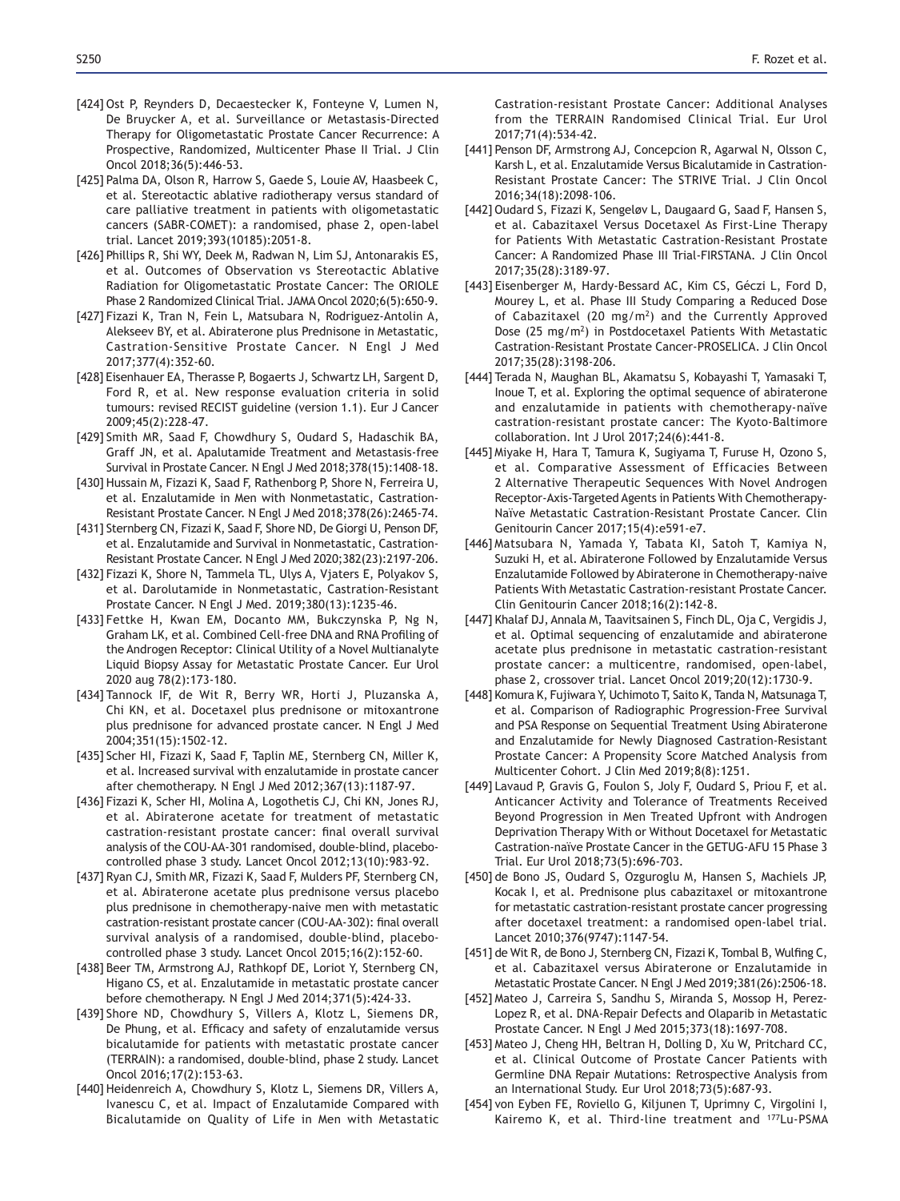[424] Ost P, Reynders D, Decaestecker K, Fonteyne V, Lumen N, De Bruycker A, et al. Surveillance or Metastasis-Directed Therapy for Oligometastatic Prostate Cancer Recurrence: A Prospective, Randomized, Multicenter Phase II Trial. J Clin Oncol 2018;36(5):446-53.

[425] Palma DA, Olson R, Harrow S, Gaede S, Louie AV, Haasbeek C, et al. Stereotactic ablative radiotherapy versus standard of care palliative treatment in patients with oligometastatic cancers (SABR-COMET): a randomised, phase 2, open-label trial. Lancet 2019;393(10185):2051-8.

[426] Phillips R, Shi WY, Deek M, Radwan N, Lim SJ, Antonarakis ES, et al. Outcomes of Observation vs Stereotactic Ablative Radiation for Oligometastatic Prostate Cancer: The ORIOLE Phase 2 Randomized Clinical Trial. JAMA Oncol 2020;6(5):650-9.

[427] Fizazi K, Tran N, Fein L, Matsubara N, Rodriguez-Antolin A, Alekseev BY, et al. Abiraterone plus Prednisone in Metastatic, Castration-Sensitive Prostate Cancer. N Engl J Med 2017;377(4):352-60.

[428] Eisenhauer EA, Therasse P, Bogaerts J, Schwartz LH, Sargent D, Ford R, et al. New response evaluation criteria in solid tumours: revised RECIST guideline (version 1.1). Eur J Cancer 2009;45(2):228-47.

[429] Smith MR, Saad F, Chowdhury S, Oudard S, Hadaschik BA, Graff JN, et al. Apalutamide Treatment and Metastasis-free Survival in Prostate Cancer. N Engl J Med 2018;378(15):1408-18.

[430] Hussain M, Fizazi K, Saad F, Rathenborg P, Shore N, Ferreira U, et al. Enzalutamide in Men with Nonmetastatic, Castration-Resistant Prostate Cancer. N Engl J Med 2018;378(26):2465-74.

[431] Sternberg CN, Fizazi K, Saad F, Shore ND, De Giorgi U, Penson DF, et al. Enzalutamide and Survival in Nonmetastatic, Castration-Resistant Prostate Cancer. N Engl J Med 2020;382(23):2197-206.

[432] Fizazi K, Shore N, Tammela TL, Ulys A, Vjaters E, Polyakov S, et al. Darolutamide in Nonmetastatic, Castration-Resistant Prostate Cancer. N Engl J Med. 2019;380(13):1235-46.

[433] Fettke H, Kwan EM, Docanto MM, Bukczynska P, Ng N, Graham LK, et al. Combined Cell-free DNA and RNA Profiling of the Androgen Receptor: Clinical Utility of a Novel Multianalyte Liquid Biopsy Assay for Metastatic Prostate Cancer. Eur Urol 2020 aug 78(2):173-180.

[434] Tannock IF, de Wit R, Berry WR, Horti J, Pluzanska A, Chi KN, et al. Docetaxel plus prednisone or mitoxantrone plus prednisone for advanced prostate cancer. N Engl J Med 2004;351(15):1502-12.

[435] Scher HI, Fizazi K, Saad F, Taplin ME, Sternberg CN, Miller K, et al. Increased survival with enzalutamide in prostate cancer after chemotherapy. N Engl J Med 2012;367(13):1187-97.

[436] Fizazi K, Scher HI, Molina A, Logothetis CJ, Chi KN, Jones RJ, et al. Abiraterone acetate for treatment of metastatic castration-resistant prostate cancer: final overall survival analysis of the COU-AA-301 randomised, double-blind, placebo-controlled phase 3 study. Lancet Oncol 2012;13(10):983-92.

[437] Ryan CJ, Smith MR, Fizazi K, Saad F, Mulders PF, Sternberg CN, et al. Abiraterone acetate plus prednisone versus placebo plus prednisone in chemotherapy-naive men with metastatic castration-resistant prostate cancer (COU-AA-302): final overall survival analysis of a randomised, double-blind, placebo-controlled phase 3 study. Lancet Oncol 2015;16(2):152-60.

[438] Beer TM, Armstrong AJ, Rathkopf DE, Loriot Y, Sternberg CN, Higano CS, et al. Enzalutamide in metastatic prostate cancer before chemotherapy. N Engl J Med 2014;371(5):424-33.

[439] Shore ND, Chowdhury S, Villers A, Klotz L, Siemens DR, De Phung, et al. Efficacy and safety of enzalutamide versus bicalutamide for patients with metastatic prostate cancer (TERRAIN): a randomised, double-blind, phase 2 study. Lancet Oncol 2016;17(2):153-63.

[440] Heidenreich A, Chowdhury S, Klotz L, Siemens DR, Villers A, Ivanescu C, et al. Impact of Enzalutamide Compared with Bicalutamide on Quality of Life in Men with Metastatic Castration-resistant Prostate Cancer: Additional Analyses from the TERRAIN Randomised Clinical Trial. Eur Urol 2017;71(4):534-42.

[441] Penson DF, Armstrong AJ, Concepcion R, Agarwal N, Olsson C, Karsh L, et al. Enzalutamide Versus Bicalutamide in Castration-Resistant Prostate Cancer: The STRIVE Trial. J Clin Oncol 2016;34(18):2098-106.

[442] Oudard S, Fizazi K, Sengeløv L, Daugaard G, Saad F, Hansen S, et al. Cabazitaxel Versus Docetaxel As First-Line Therapy for Patients With Metastatic Castration-Resistant Prostate Cancer: A Randomized Phase III Trial-FIRSTANA. J Clin Oncol 2017;35(28):3189-97.

[443] Eisenberger M, Hardy-Bessard AC, Kim CS, Géczi L, Ford D, Mourey L, et al. Phase III Study Comparing a Reduced Dose of Cabazitaxel (20 mg/m$^2$) and the Currently Approved Dose (25 mg/m$^2$) in Postdocetaxel Patients With Metastatic Castration-Resistant Prostate Cancer-PROSELICA. J Clin Oncol 2017;35(28):3198-206.

[444] Terada N, Maughan BL, Akamatsu S, Kobayashi T, Yamasaki T, Inoue T, et al. Exploring the optimal sequence of abiraterone and enzalutamide in patients with chemotherapy-naïve castration-resistant prostate cancer: The Kyoto-Baltimore collaboration. Int J Urol 2017;24(6):441-8.

[445] Miyake H, Hara T, Tamura K, Sugiyama T, Furuse H, Ozono S, et al. Comparative Assessment of Efficacies Between 2 Alternative Therapeutic Sequences With Novel Androgen Receptor-Axis-Targeted Agents in Patients With Chemotherapy-Naïve Metastatic Castration-Resistant Prostate Cancer. Clin Genitourin Cancer 2017;15(4):e591-e7.

[446] Matsubara N, Yamada Y, Tabata KI, Satoh T, Kamiya N, Suzuki H, et al. Abiraterone Followed by Enzalutamide Versus Enzalutamide Followed by Abiraterone in Chemotherapy-naive Patients With Metastatic Castration-resistant Prostate Cancer. Clin Genitourin Cancer 2018;16(2):142-8.

[447] Khalaf DJ, Annala M, Taavitsainen S, Finch DL, Oja C, Vergidis J, et al. Optimal sequencing of enzalutamide and abiraterone acetate plus prednisone in metastatic castration-resistant prostate cancer: a multicentre, randomised, open-label, phase 2, crossover trial. Lancet Oncol 2019;20(12):1730-9.

[448] Komura K, Fujiwara Y, Uchimoto T, Saito K, Tanda N, Matsunaga T, et al. Comparison of Radiographic Progression-Free Survival and PSA Response on Sequential Treatment Using Abiraterone and Enzalutamide for Newly Diagnosed Castration-Resistant Prostate Cancer: A Propensity Score Matched Analysis from Multicenter Cohort. J Clin Med 2019;8(8):1251.

[449] Lavaud P, Gravis G, Foulon S, Joly F, Oudard S, Priou F, et al. Anticancer Activity and Tolerance of Treatments Received Beyond Progression in Men Treated Upfront with Androgen Deprivation Therapy With or Without Docetaxel for Metastatic Castration-naïve Prostate Cancer in the GETUG-AFU 15 Phase 3 Trial. Eur Urol 2018;73(5):696-703.

[450] de Bono JS, Oudard S, Ozguroglu M, Hansen S, Machiels JP, Kocak I, et al. Prednisone plus cabazitaxel or mitoxantrone for metastatic castration-resistant prostate cancer progressing after docetaxel treatment: a randomised open-label trial. Lancet 2010;376(9747):1147-54.

[451] de Wit R, de Bono J, Sternberg CN, Fizazi K, Tombal B, Wulfing C, et al. Cabazitaxel versus Abiraterone or Enzalutamide in Metastatic Prostate Cancer. N Engl J Med 2019;381(26):2506-18.

[452] Mateo J, Carreira S, Sandhu S, Miranda S, Mossop H, Perez-Lopez R, et al. DNA-Repair Defects and Olaparib in Metastatic Prostate Cancer. N Engl J Med 2015;373(18):1697-708.

[453] Mateo J, Cheng HH, Beltran H, Dolling D, Xu W, Pritchard CC, et al. Clinical Outcome of Prostate Cancer Patients with Germline DNA Repair Mutations: Retrospective Analysis from an International Study. Eur Urol 2018;73(5):687-93.

[454] von Eyben FE, Roviello G, Kiljunen T, Uprimny C, Virgolini I, Kairemo K, et al. Third-line treatment and $^{177}$Lu-PSMA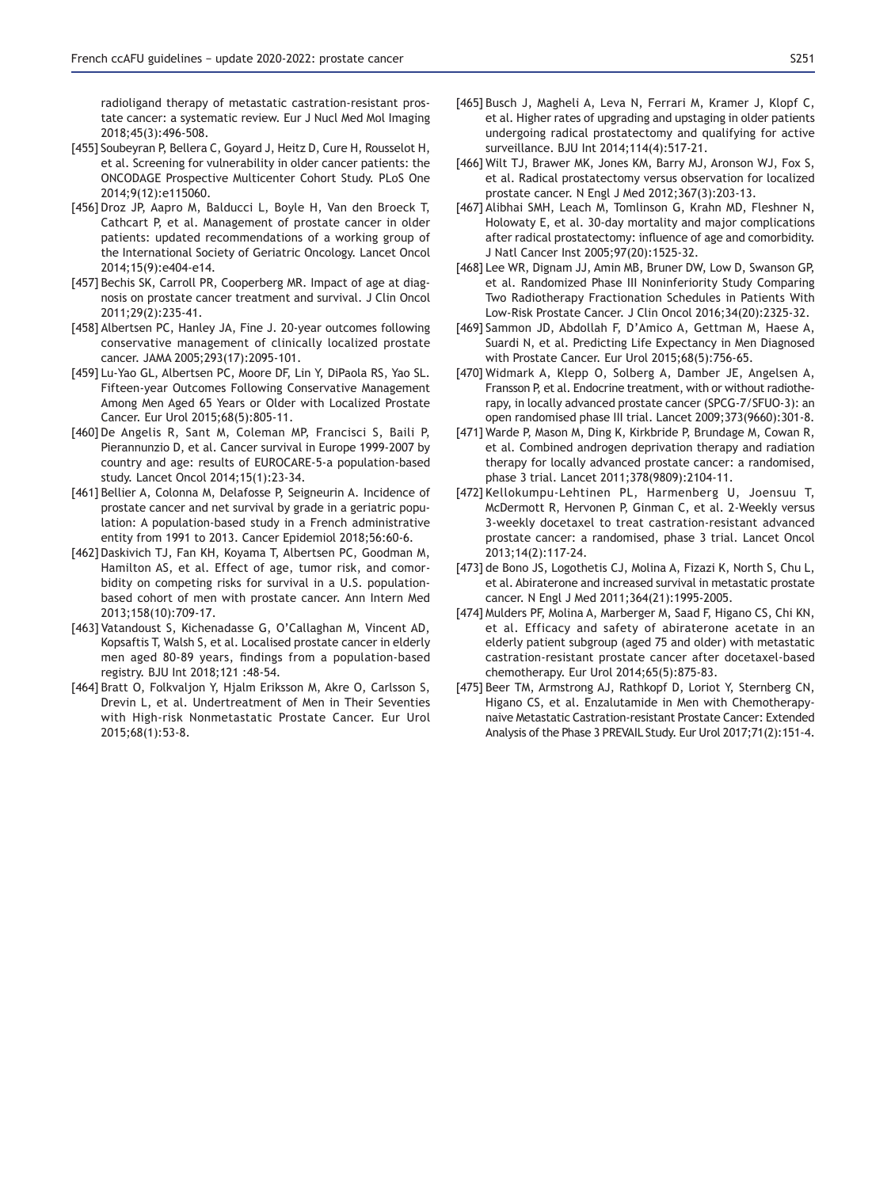radioligand therapy of metastatic castration-resistant prostate cancer: a systematic review. Eur J Nucl Med Mol Imaging 2018;45(3):496-508.

[455] Soubeyran P, Bellera C, Goyard J, Heitz D, Cure H, Rousselot H, et al. Screening for vulnerability in older cancer patients: the ONCODAGE Prospective Multicenter Cohort Study. PLoS One 2014;9(12):e115060.

[456] Droz JP, Aapro M, Balducci L, Boyle H, Van den Broeck T, Cathcart P, et al. Management of prostate cancer in older patients: updated recommendations of a working group of the International Society of Geriatric Oncology. Lancet Oncol 2014;15(9):e404-e14.

[457] Bechis SK, Carroll PR, Cooperberg MR. Impact of age at diagnosis on prostate cancer treatment and survival. J Clin Oncol 2011;29(2):235-41.

[458] Albertsen PC, Hanley JA, Fine J. 20-year outcomes following conservative management of clinically localized prostate cancer. JAMA 2005;293(17):2095-101.

[459] Lu-Yao GL, Albertsen PC, Moore DF, Lin Y, DiPaola RS, Yao SL. Fifteen-year Outcomes Following Conservative Management Among Men Aged 65 Years or Older with Localized Prostate Cancer. Eur Urol 2015;68(5):805-11.

[460] De Angelis R, Sant M, Coleman MP, Francisci S, Baili P, Pierannunzio D, et al. Cancer survival in Europe 1999-2007 by country and age: results of EUROCARE-5-a population-based study. Lancet Oncol 2014;15(1):23-34.

[461] Bellier A, Colonna M, Delafosse P, Seigneurin A. Incidence of prostate cancer and net survival by grade in a geriatric population: A population-based study in a French administrative entity from 1991 to 2013. Cancer Epidemiol 2018;56:60-6.

[462] Daskivich TJ, Fan KH, Koyama T, Albertsen PC, Goodman M, Hamilton AS, et al. Effect of age, tumor risk, and comorbidity on competing risks for survival in a U.S. population-based cohort of men with prostate cancer. Ann Intern Med 2013;158(10):709-17.

[463] Vatandoust S, Kichenadasse G, O'Callaghan M, Vincent AD, Kopsaftis T, Walsh S, et al. Localised prostate cancer in elderly men aged 80-89 years, findings from a population-based registry. BJU Int 2018;121 :48-54.

[464] Bratt O, Folkvaljon Y, Hjalm Eriksson M, Akre O, Carlsson S, Drevin L, et al. Undertreatment of Men in Their Seventies with High-risk Nonmetastatic Prostate Cancer. Eur Urol 2015;68(1):53-8.

[465] Busch J, Magheli A, Leva N, Ferrari M, Kramer J, Klopf C, et al. Higher rates of upgrading and upstaging in older patients undergoing radical prostatectomy and qualifying for active surveillance. BJU Int 2014;114(4):517-21.

[466] Wilt TJ, Brawer MK, Jones KM, Barry MJ, Aronson WJ, Fox S, et al. Radical prostatectomy versus observation for localized prostate cancer. N Engl J Med 2012;367(3):203-13.

[467] Alibhai SMH, Leach M, Tomlinson G, Krahn MD, Fleshner N, Holowaty E, et al. 30-day mortality and major complications after radical prostatectomy: influence of age and comorbidity. J Natl Cancer Inst 2005;97(20):1525-32.

[468] Lee WR, Dignam JJ, Amin MB, Bruner DW, Low D, Swanson GP, et al. Randomized Phase III Noninferiority Study Comparing Two Radiotherapy Fractionation Schedules in Patients With Low-Risk Prostate Cancer. J Clin Oncol 2016;34(20):2325-32.

[469] Sammon JD, Abdollah F, D'Amico A, Gettman M, Haese A, Suardi N, et al. Predicting Life Expectancy in Men Diagnosed with Prostate Cancer. Eur Urol 2015;68(5):756-65.

[470] Widmark A, Klepp O, Solberg A, Damber JE, Angelsen A, Fransson P, et al. Endocrine treatment, with or without radiotherapy, in locally advanced prostate cancer (SPCG-7/SFUO-3): an open randomised phase III trial. Lancet 2009;373(9660):301-8.

[471] Warde P, Mason M, Ding K, Kirkbride P, Brundage M, Cowan R, et al. Combined androgen deprivation therapy and radiation therapy for locally advanced prostate cancer: a randomised, phase 3 trial. Lancet 2011;378(9809):2104-11.

[472] Kellokumpu-Lehtinen PL, Harmenberg U, Joensuu T, McDermott R, Hervonen P, Ginman C, et al. 2-Weekly versus 3-weekly docetaxel to treat castration-resistant advanced prostate cancer: a randomised, phase 3 trial. Lancet Oncol 2013;14(2):117-24.

[473] de Bono JS, Logothetis CJ, Molina A, Fizazi K, North S, Chu L, et al. Abiraterone and increased survival in metastatic prostate cancer. N Engl J Med 2011;364(21):1995-2005.

[474] Mulders PF, Molina A, Marberger M, Saad F, Higano CS, Chi KN, et al. Efficacy and safety of abiraterone acetate in an elderly patient subgroup (aged 75 and older) with metastatic castration-resistant prostate cancer after docetaxel-based chemotherapy. Eur Urol 2014;65(5):875-83.

[475] Beer TM, Armstrong AJ, Rathkopf D, Loriot Y, Sternberg CN, Higano CS, et al. Enzalutamide in Men with Chemotherapy-naive Metastatic Castration-resistant Prostate Cancer: Extended Analysis of the Phase 3 PREVAIL Study. Eur Urol 2017;71(2):151-4.